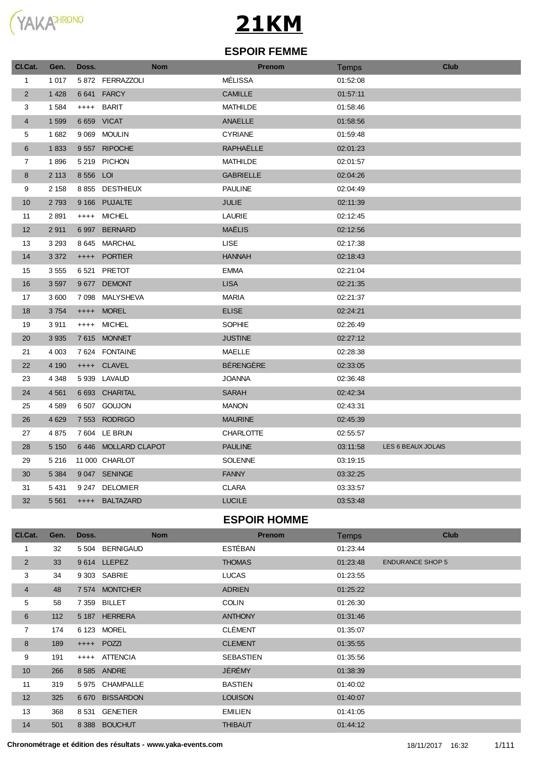# 21KM

## ESPOIR FEMME

| Cl.Cat. | Gen. | Doss. | Nom | Prenom | Temps | Club |
|---|---|---|---|---|---|---|
| 1 | 1 017 | 5 872 | FERRAZZOLI | MÉLISSA | 01:52:08 | |
| 2 | 1 428 | 6 641 | FARCY | CAMILLE | 01:57:11 | |
| 3 | 1 584 | ++++ | BARIT | MATHILDE | 01:58:46 | |
| 4 | 1 599 | 6 659 | VICAT | ANAELLE | 01:58:56 | |
| 5 | 1 682 | 9 069 | MOULIN | CYRIANE | 01:59:48 | |
| 6 | 1 833 | 9 557 | RIPOCHE | RAPHAËLLE | 02:01:23 | |
| 7 | 1 896 | 5 219 | PICHON | MATHILDE | 02:01:57 | |
| 8 | 2 113 | 8 556 | LOI | GABRIELLE | 02:04:26 | |
| 9 | 2 158 | 8 855 | DESTHIEUX | PAULINE | 02:04:49 | |
| 10 | 2 793 | 9 166 | PUJALTE | JULIE | 02:11:39 | |
| 11 | 2 891 | ++++ | MICHEL | LAURIE | 02:12:45 | |
| 12 | 2 911 | 6 997 | BERNARD | MAËLIS | 02:12:56 | |
| 13 | 3 293 | 8 645 | MARCHAL | LISE | 02:17:38 | |
| 14 | 3 372 | ++++ | PORTIER | HANNAH | 02:18:43 | |
| 15 | 3 555 | 6 521 | PRETOT | EMMA | 02:21:04 | |
| 16 | 3 597 | 9 677 | DEMONT | LISA | 02:21:35 | |
| 17 | 3 600 | 7 098 | MALYSHEVA | MARIA | 02:21:37 | |
| 18 | 3 754 | ++++ | MOREL | ELISE | 02:24:21 | |
| 19 | 3 911 | ++++ | MICHEL | SOPHIE | 02:26:49 | |
| 20 | 3 935 | 7 615 | MONNET | JUSTINE | 02:27:12 | |
| 21 | 4 003 | 7 624 | FONTAINE | MAELLE | 02:28:38 | |
| 22 | 4 190 | ++++ | CLAVEL | BÉRENGÈRE | 02:33:05 | |
| 23 | 4 348 | 5 939 | LAVAUD | JOANNA | 02:36:48 | |
| 24 | 4 561 | 6 693 | CHARITAL | SARAH | 02:42:34 | |
| 25 | 4 589 | 6 507 | GOUJON | MANON | 02:43:31 | |
| 26 | 4 629 | 7 553 | RODRIGO | MAURINE | 02:45:39 | |
| 27 | 4 875 | 7 604 | LE BRUN | CHARLOTTE | 02:55:57 | |
| 28 | 5 150 | 6 446 | MOLLARD CLAPOT | PAULINE | 03:11:58 | LES 6 BEAUX JOLAIS |
| 29 | 5 216 | 11 000 | CHARLOT | SOLENNE | 03:19:15 | |
| 30 | 5 384 | 9 047 | SENINGE | FANNY | 03:32:25 | |
| 31 | 5 431 | 9 247 | DELOMIER | CLARA | 03:33:57 | |
| 32 | 5 561 | ++++ | BALTAZARD | LUCILE | 03:53:48 | |

## ESPOIR HOMME

| Cl.Cat. | Gen. | Doss. | Nom | Prenom | Temps | Club |
|---|---|---|---|---|---|---|
| 1 | 32 | 5 504 | BERNIGAUD | ESTÉBAN | 01:23:44 | |
| 2 | 33 | 9 614 | LLEPEZ | THOMAS | 01:23:48 | ENDURANCE SHOP 5 |
| 3 | 34 | 9 303 | SABRIE | LUCAS | 01:23:55 | |
| 4 | 48 | 7 574 | MONTCHER | ADRIEN | 01:25:22 | |
| 5 | 58 | 7 359 | BILLET | COLIN | 01:26:30 | |
| 6 | 112 | 5 187 | HERRERA | ANTHONY | 01:31:46 | |
| 7 | 174 | 6 123 | MOREL | CLÉMENT | 01:35:07 | |
| 8 | 189 | ++++ | POZZI | CLEMENT | 01:35:55 | |
| 9 | 191 | ++++ | ATTENCIA | SEBASTIEN | 01:35:56 | |
| 10 | 266 | 8 585 | ANDRE | JÉRÉMY | 01:38:39 | |
| 11 | 319 | 5 975 | CHAMPALLE | BASTIEN | 01:40:02 | |
| 12 | 325 | 6 670 | BISSARDON | LOUISON | 01:40:07 | |
| 13 | 368 | 8 531 | GENETIER | EMILIEN | 01:41:05 | |
| 14 | 501 | 8 388 | BOUCHUT | THIBAUT | 01:44:12 | |

**Chronométrage et édition des résultats - www.yaka-events.com** 18/11/2017 16:32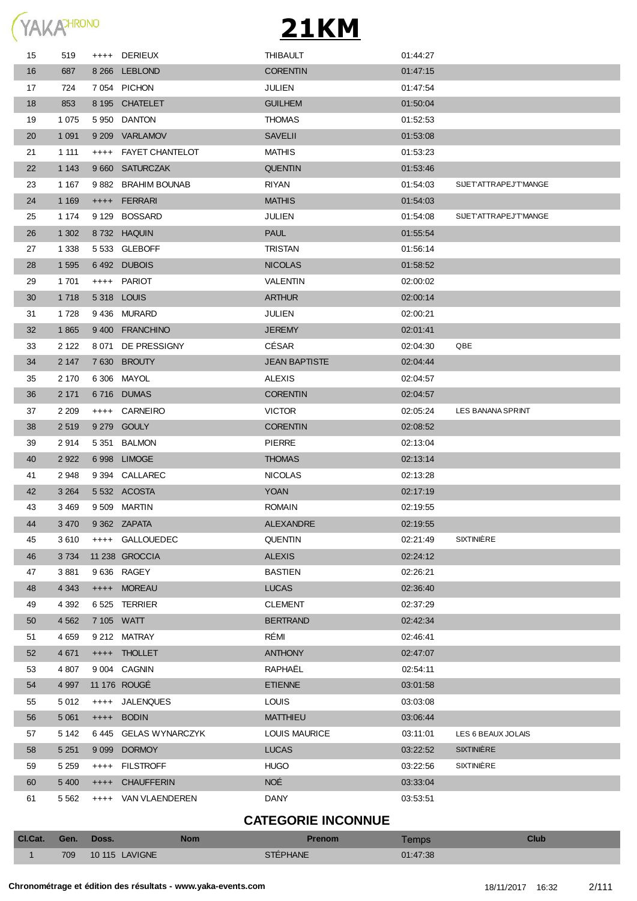# 21KM

| Cl.Cat. | Gen. | Doss. | Nom | Prenom | Temps | Club |
|---|---|---|---|---|---|---|
| 15 | 519 | ++++ | DERIEUX | THIBAULT | 01:44:27 | |
| 16 | 687 | 8 266 | LEBLOND | CORENTIN | 01:47:15 | |
| 17 | 724 | 7 054 | PICHON | JULIEN | 01:47:54 | |
| 18 | 853 | 8 195 | CHATELET | GUILHEM | 01:50:04 | |
| 19 | 1 075 | 5 950 | DANTON | THOMAS | 01:52:53 | |
| 20 | 1 091 | 9 209 | VARLAMOV | SAVELII | 01:53:08 | |
| 21 | 1 111 | ++++ | FAYET CHANTELOT | MATHIS | 01:53:23 | |
| 22 | 1 143 | 9 660 | SATURCZAK | QUENTIN | 01:53:46 | |
| 23 | 1 167 | 9 882 | BRAHIM BOUNAB | RIYAN | 01:54:03 | SIJET'ATTRAPEJ'T'MANGE |
| 24 | 1 169 | ++++ | FERRARI | MATHIS | 01:54:03 | |
| 25 | 1 174 | 9 129 | BOSSARD | JULIEN | 01:54:08 | SIJET'ATTRAPEJ'T'MANGE |
| 26 | 1 302 | 8 732 | HAQUIN | PAUL | 01:55:54 | |
| 27 | 1 338 | 5 533 | GLEBOFF | TRISTAN | 01:56:14 | |
| 28 | 1 595 | 6 492 | DUBOIS | NICOLAS | 01:58:52 | |
| 29 | 1 701 | ++++ | PARIOT | VALENTIN | 02:00:02 | |
| 30 | 1 718 | 5 318 | LOUIS | ARTHUR | 02:00:14 | |
| 31 | 1 728 | 9 436 | MURARD | JULIEN | 02:00:21 | |
| 32 | 1 865 | 9 400 | FRANCHINO | JEREMY | 02:01:41 | |
| 33 | 2 122 | 8 071 | DE PRESSIGNY | CÉSAR | 02:04:30 | QBE |
| 34 | 2 147 | 7 630 | BROUTY | JEAN BAPTISTE | 02:04:44 | |
| 35 | 2 170 | 6 306 | MAYOL | ALEXIS | 02:04:57 | |
| 36 | 2 171 | 6 716 | DUMAS | CORENTIN | 02:04:57 | |
| 37 | 2 209 | ++++ | CARNEIRO | VICTOR | 02:05:24 | LES BANANA SPRINT |
| 38 | 2 519 | 9 279 | GOULY | CORENTIN | 02:08:52 | |
| 39 | 2 914 | 5 351 | BALMON | PIERRE | 02:13:04 | |
| 40 | 2 922 | 6 998 | LIMOGE | THOMAS | 02:13:14 | |
| 41 | 2 948 | 9 394 | CALLAREC | NICOLAS | 02:13:28 | |
| 42 | 3 264 | 5 532 | ACOSTA | YOAN | 02:17:19 | |
| 43 | 3 469 | 9 509 | MARTIN | ROMAIN | 02:19:55 | |
| 44 | 3 470 | 9 362 | ZAPATA | ALEXANDRE | 02:19:55 | |
| 45 | 3 610 | ++++ | GALLOUEDEC | QUENTIN | 02:21:49 | SIXTINIÈRE |
| 46 | 3 734 | 11 238 | GROCCIA | ALEXIS | 02:24:12 | |
| 47 | 3 881 | 9 636 | RAGEY | BASTIEN | 02:26:21 | |
| 48 | 4 343 | ++++ | MOREAU | LUCAS | 02:36:40 | |
| 49 | 4 392 | 6 525 | TERRIER | CLEMENT | 02:37:29 | |
| 50 | 4 562 | 7 105 | WATT | BERTRAND | 02:42:34 | |
| 51 | 4 659 | 9 212 | MATRAY | RÉMI | 02:46:41 | |
| 52 | 4 671 | ++++ | THOLLET | ANTHONY | 02:47:07 | |
| 53 | 4 807 | 9 004 | CAGNIN | RAPHAËL | 02:54:11 | |
| 54 | 4 997 | 11 176 | ROUGÉ | ETIENNE | 03:01:58 | |
| 55 | 5 012 | ++++ | JALENQUES | LOUIS | 03:03:08 | |
| 56 | 5 061 | ++++ | BODIN | MATTHIEU | 03:06:44 | |
| 57 | 5 142 | 6 445 | GELAS WYNARCZYK | LOUIS MAURICE | 03:11:01 | LES 6 BEAUX JOLAIS |
| 58 | 5 251 | 9 099 | DORMOY | LUCAS | 03:22:52 | SIXTINIÈRE |
| 59 | 5 259 | ++++ | FILSTROFF | HUGO | 03:22:56 | SIXTINIÈRE |
| 60 | 5 400 | ++++ | CHAUFFERIN | NOÉ | 03:33:04 | |
| 61 | 5 562 | ++++ | VAN VLAENDEREN | DANY | 03:53:51 | |

## CATEGORIE INCONNUE

| Cl.Cat. | Gen. | Doss. | Nom | Prenom | Temps | Club |
|---|---|---|---|---|---|---|
| 1 | 709 | 10 115 | LAVIGNE | STÉPHANE | 01:47:38 | |

Chronométrage et édition des résultats - www.yaka-events.com 18/11/2017 16:32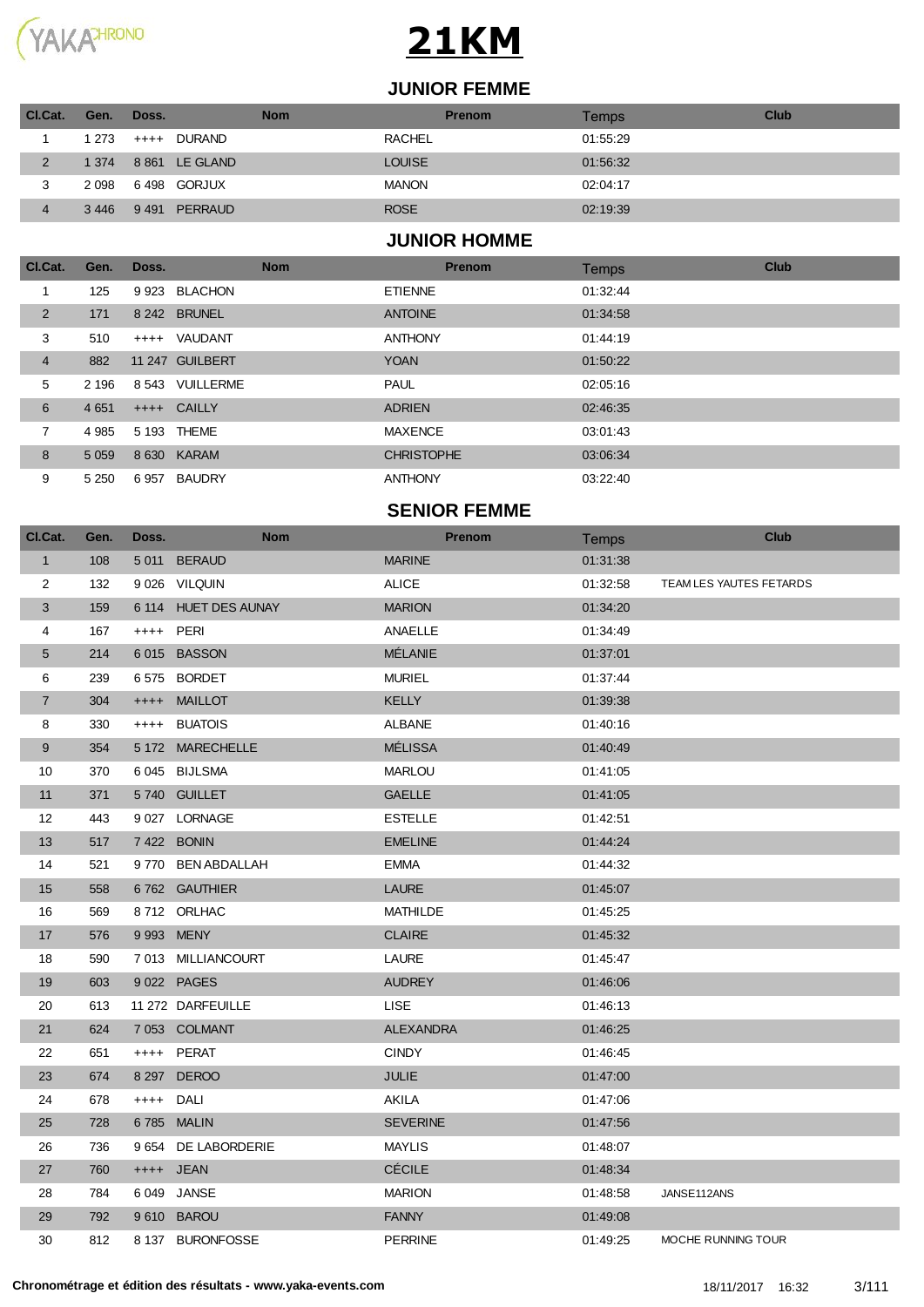# 21KM

## JUNIOR FEMME

| Cl.Cat. | Gen. | Doss. | Nom | Prenom | Temps | Club |
|---|---|---|---|---|---|---|
| 1 | 1 273 | ++++ | DURAND | RACHEL | 01:55:29 | |
| 2 | 1 374 | 8 861 | LE GLAND | LOUISE | 01:56:32 | |
| 3 | 2 098 | 6 498 | GORJUX | MANON | 02:04:17 | |
| 4 | 3 446 | 9 491 | PERRAUD | ROSE | 02:19:39 | |

## JUNIOR HOMME

| Cl.Cat. | Gen. | Doss. | Nom | Prenom | Temps | Club |
|---|---|---|---|---|---|---|
| 1 | 125 | 9 923 | BLACHON | ETIENNE | 01:32:44 | |
| 2 | 171 | 8 242 | BRUNEL | ANTOINE | 01:34:58 | |
| 3 | 510 | ++++ | VAUDANT | ANTHONY | 01:44:19 | |
| 4 | 882 | 11 247 | GUILBERT | YOAN | 01:50:22 | |
| 5 | 2 196 | 8 543 | VUILLERME | PAUL | 02:05:16 | |
| 6 | 4 651 | ++++ | CAILLY | ADRIEN | 02:46:35 | |
| 7 | 4 985 | 5 193 | THEME | MAXENCE | 03:01:43 | |
| 8 | 5 059 | 8 630 | KARAM | CHRISTOPHE | 03:06:34 | |
| 9 | 5 250 | 6 957 | BAUDRY | ANTHONY | 03:22:40 | |

## SENIOR FEMME

| Cl.Cat. | Gen. | Doss. | Nom | Prenom | Temps | Club |
|---|---|---|---|---|---|---|
| 1 | 108 | 5 011 | BERAUD | MARINE | 01:31:38 | |
| 2 | 132 | 9 026 | VILQUIN | ALICE | 01:32:58 | TEAM LES YAUTES FETARDS |
| 3 | 159 | 6 114 | HUET DES AUNAY | MARION | 01:34:20 | |
| 4 | 167 | ++++ | PERI | ANAELLE | 01:34:49 | |
| 5 | 214 | 6 015 | BASSON | MÉLANIE | 01:37:01 | |
| 6 | 239 | 6 575 | BORDET | MURIEL | 01:37:44 | |
| 7 | 304 | ++++ | MAILLOT | KELLY | 01:39:38 | |
| 8 | 330 | ++++ | BUATOIS | ALBANE | 01:40:16 | |
| 9 | 354 | 5 172 | MARECHELLE | MÉLISSA | 01:40:49 | |
| 10 | 370 | 6 045 | BIJLSMA | MARLOU | 01:41:05 | |
| 11 | 371 | 5 740 | GUILLET | GAELLE | 01:41:05 | |
| 12 | 443 | 9 027 | LORNAGE | ESTELLE | 01:42:51 | |
| 13 | 517 | 7 422 | BONIN | EMELINE | 01:44:24 | |
| 14 | 521 | 9 770 | BEN ABDALLAH | EMMA | 01:44:32 | |
| 15 | 558 | 6 762 | GAUTHIER | LAURE | 01:45:07 | |
| 16 | 569 | 8 712 | ORLHAC | MATHILDE | 01:45:25 | |
| 17 | 576 | 9 993 | MENY | CLAIRE | 01:45:32 | |
| 18 | 590 | 7 013 | MILLIANCOURT | LAURE | 01:45:47 | |
| 19 | 603 | 9 022 | PAGES | AUDREY | 01:46:06 | |
| 20 | 613 | 11 272 | DARFEUILLE | LISE | 01:46:13 | |
| 21 | 624 | 7 053 | COLMANT | ALEXANDRA | 01:46:25 | |
| 22 | 651 | ++++ | PERAT | CINDY | 01:46:45 | |
| 23 | 674 | 8 297 | DEROO | JULIE | 01:47:00 | |
| 24 | 678 | ++++ | DALI | AKILA | 01:47:06 | |
| 25 | 728 | 6 785 | MALIN | SEVERINE | 01:47:56 | |
| 26 | 736 | 9 654 | DE LABORDERIE | MAYLIS | 01:48:07 | |
| 27 | 760 | ++++ | JEAN | CÉCILE | 01:48:34 | |
| 28 | 784 | 6 049 | JANSE | MARION | 01:48:58 | JANSE112ANS |
| 29 | 792 | 9 610 | BAROU | FANNY | 01:49:08 | |
| 30 | 812 | 8 137 | BURONFOSSE | PERRINE | 01:49:25 | MOCHE RUNNING TOUR |

Chronométrage et édition des résultats - www.yaka-events.com 18/11/2017 16:32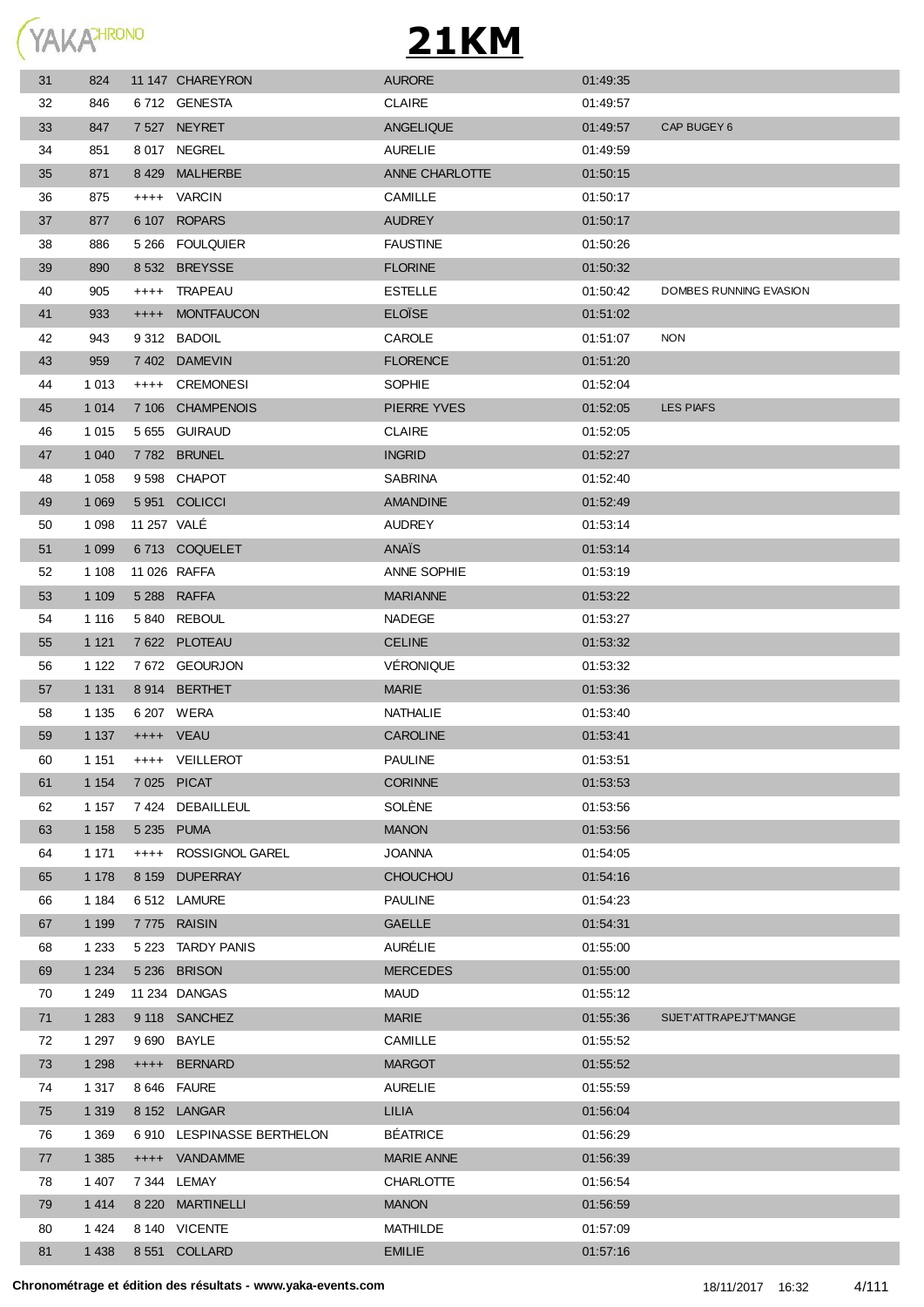# 21KM

| | | | | | | |
|---|---|---|---|---|---|---|
| 31 | 824 | 11 147 | CHAREYRON | AURORE | 01:49:35 | |
| 32 | 846 | 6 712 | GENESTA | CLAIRE | 01:49:57 | |
| 33 | 847 | 7 527 | NEYRET | ANGELIQUE | 01:49:57 | CAP BUGEY 6 |
| 34 | 851 | 8 017 | NEGREL | AURELIE | 01:49:59 | |
| 35 | 871 | 8 429 | MALHERBE | ANNE CHARLOTTE | 01:50:15 | |
| 36 | 875 | ++++ | VARCIN | CAMILLE | 01:50:17 | |
| 37 | 877 | 6 107 | ROPARS | AUDREY | 01:50:17 | |
| 38 | 886 | 5 266 | FOULQUIER | FAUSTINE | 01:50:26 | |
| 39 | 890 | 8 532 | BREYSSE | FLORINE | 01:50:32 | |
| 40 | 905 | ++++ | TRAPEAU | ESTELLE | 01:50:42 | DOMBES RUNNING EVASION |
| 41 | 933 | ++++ | MONTFAUCON | ELOÏSE | 01:51:02 | |
| 42 | 943 | 9 312 | BADOIL | CAROLE | 01:51:07 | NON |
| 43 | 959 | 7 402 | DAMEVIN | FLORENCE | 01:51:20 | |
| 44 | 1 013 | ++++ | CREMONESI | SOPHIE | 01:52:04 | |
| 45 | 1 014 | 7 106 | CHAMPENOIS | PIERRE YVES | 01:52:05 | LES PIAFS |
| 46 | 1 015 | 5 655 | GUIRAUD | CLAIRE | 01:52:05 | |
| 47 | 1 040 | 7 782 | BRUNEL | INGRID | 01:52:27 | |
| 48 | 1 058 | 9 598 | CHAPOT | SABRINA | 01:52:40 | |
| 49 | 1 069 | 5 951 | COLICCI | AMANDINE | 01:52:49 | |
| 50 | 1 098 | 11 257 | VALÉ | AUDREY | 01:53:14 | |
| 51 | 1 099 | 6 713 | COQUELET | ANAÏS | 01:53:14 | |
| 52 | 1 108 | 11 026 | RAFFA | ANNE SOPHIE | 01:53:19 | |
| 53 | 1 109 | 5 288 | RAFFA | MARIANNE | 01:53:22 | |
| 54 | 1 116 | 5 840 | REBOUL | NADEGE | 01:53:27 | |
| 55 | 1 121 | 7 622 | PLOTEAU | CELINE | 01:53:32 | |
| 56 | 1 122 | 7 672 | GEOURJON | VÉRONIQUE | 01:53:32 | |
| 57 | 1 131 | 8 914 | BERTHET | MARIE | 01:53:36 | |
| 58 | 1 135 | 6 207 | WERA | NATHALIE | 01:53:40 | |
| 59 | 1 137 | ++++ | VEAU | CAROLINE | 01:53:41 | |
| 60 | 1 151 | ++++ | VEILLEROT | PAULINE | 01:53:51 | |
| 61 | 1 154 | 7 025 | PICAT | CORINNE | 01:53:53 | |
| 62 | 1 157 | 7 424 | DEBAILLEUL | SOLÈNE | 01:53:56 | |
| 63 | 1 158 | 5 235 | PUMA | MANON | 01:53:56 | |
| 64 | 1 171 | ++++ | ROSSIGNOL GAREL | JOANNA | 01:54:05 | |
| 65 | 1 178 | 8 159 | DUPERRAY | CHOUCHOU | 01:54:16 | |
| 66 | 1 184 | 6 512 | LAMURE | PAULINE | 01:54:23 | |
| 67 | 1 199 | 7 775 | RAISIN | GAELLE | 01:54:31 | |
| 68 | 1 233 | 5 223 | TARDY PANIS | AURÉLIE | 01:55:00 | |
| 69 | 1 234 | 5 236 | BRISON | MERCEDES | 01:55:00 | |
| 70 | 1 249 | 11 234 | DANGAS | MAUD | 01:55:12 | |
| 71 | 1 283 | 9 118 | SANCHEZ | MARIE | 01:55:36 | SIJET'ATTRAPEJ'T'MANGE |
| 72 | 1 297 | 9 690 | BAYLE | CAMILLE | 01:55:52 | |
| 73 | 1 298 | ++++ | BERNARD | MARGOT | 01:55:52 | |
| 74 | 1 317 | 8 646 | FAURE | AURELIE | 01:55:59 | |
| 75 | 1 319 | 8 152 | LANGAR | LILIA | 01:56:04 | |
| 76 | 1 369 | 6 910 | LESPINASSE BERTHELON | BÉATRICE | 01:56:29 | |
| 77 | 1 385 | ++++ | VANDAMME | MARIE ANNE | 01:56:39 | |
| 78 | 1 407 | 7 344 | LEMAY | CHARLOTTE | 01:56:54 | |
| 79 | 1 414 | 8 220 | MARTINELLI | MANON | 01:56:59 | |
| 80 | 1 424 | 8 140 | VICENTE | MATHILDE | 01:57:09 | |
| 81 | 1 438 | 8 551 | COLLARD | EMILIE | 01:57:16 | |

Chronométrage et édition des résultats - www.yaka-events.com 18/11/2017 16:32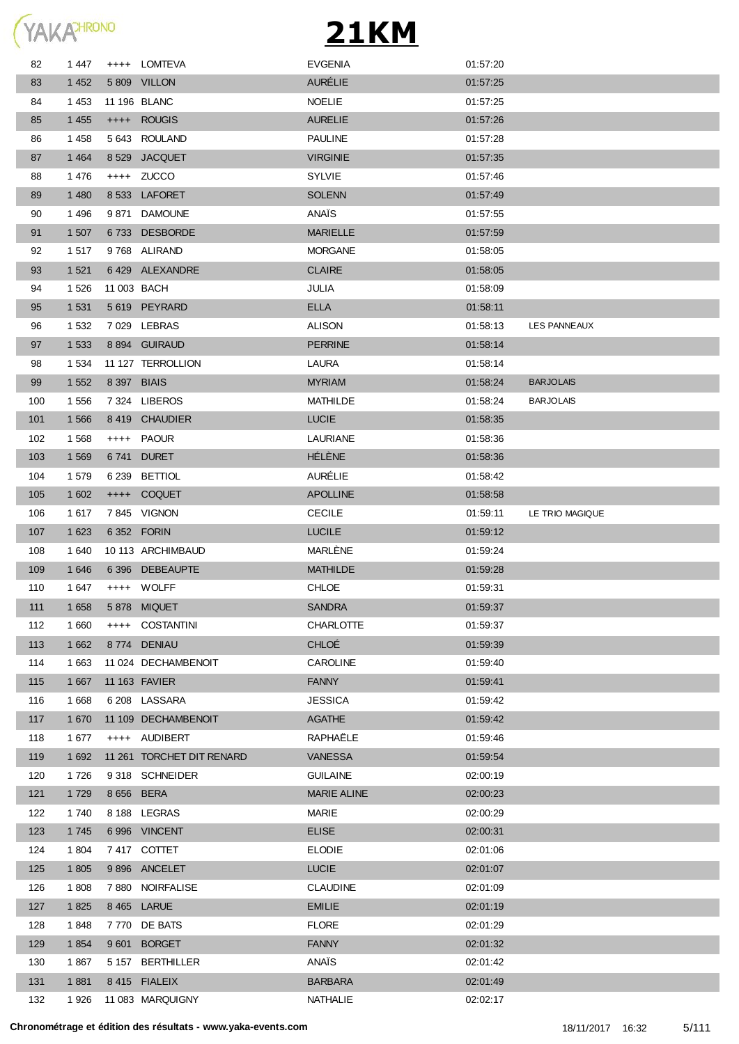# 21KM

| | | | | | | |
|---|---|---|---|---|---|---|
| 82 | 1 447 | ++++ | LOMTEVA | EVGENIA | 01:57:20 | |
| 83 | 1 452 | 5 809 | VILLON | AURÉLIE | 01:57:25 | |
| 84 | 1 453 | 11 196 | BLANC | NOELIE | 01:57:25 | |
| 85 | 1 455 | ++++ | ROUGIS | AURELIE | 01:57:26 | |
| 86 | 1 458 | 5 643 | ROULAND | PAULINE | 01:57:28 | |
| 87 | 1 464 | 8 529 | JACQUET | VIRGINIE | 01:57:35 | |
| 88 | 1 476 | ++++ | ZUCCO | SYLVIE | 01:57:46 | |
| 89 | 1 480 | 8 533 | LAFORET | SOLENN | 01:57:49 | |
| 90 | 1 496 | 9 871 | DAMOUNE | ANAÏS | 01:57:55 | |
| 91 | 1 507 | 6 733 | DESBORDE | MARIELLE | 01:57:59 | |
| 92 | 1 517 | 9 768 | ALIRAND | MORGANE | 01:58:05 | |
| 93 | 1 521 | 6 429 | ALEXANDRE | CLAIRE | 01:58:05 | |
| 94 | 1 526 | 11 003 | BACH | JULIA | 01:58:09 | |
| 95 | 1 531 | 5 619 | PEYRARD | ELLA | 01:58:11 | |
| 96 | 1 532 | 7 029 | LEBRAS | ALISON | 01:58:13 | LES PANNEAUX |
| 97 | 1 533 | 8 894 | GUIRAUD | PERRINE | 01:58:14 | |
| 98 | 1 534 | 11 127 | TERROLLION | LAURA | 01:58:14 | |
| 99 | 1 552 | 8 397 | BIAIS | MYRIAM | 01:58:24 | BARJOLAIS |
| 100 | 1 556 | 7 324 | LIBEROS | MATHILDE | 01:58:24 | BARJOLAIS |
| 101 | 1 566 | 8 419 | CHAUDIER | LUCIE | 01:58:35 | |
| 102 | 1 568 | ++++ | PAOUR | LAURIANE | 01:58:36 | |
| 103 | 1 569 | 6 741 | DURET | HÉLÈNE | 01:58:36 | |
| 104 | 1 579 | 6 239 | BETTIOL | AURÉLIE | 01:58:42 | |
| 105 | 1 602 | ++++ | COQUET | APOLLINE | 01:58:58 | |
| 106 | 1 617 | 7 845 | VIGNON | CECILE | 01:59:11 | LE TRIO MAGIQUE |
| 107 | 1 623 | 6 352 | FORIN | LUCILE | 01:59:12 | |
| 108 | 1 640 | 10 113 | ARCHIMBAUD | MARLÈNE | 01:59:24 | |
| 109 | 1 646 | 6 396 | DEBEAUPTE | MATHILDE | 01:59:28 | |
| 110 | 1 647 | ++++ | WOLFF | CHLOE | 01:59:31 | |
| 111 | 1 658 | 5 878 | MIQUET | SANDRA | 01:59:37 | |
| 112 | 1 660 | ++++ | COSTANTINI | CHARLOTTE | 01:59:37 | |
| 113 | 1 662 | 8 774 | DENIAU | CHLOÉ | 01:59:39 | |
| 114 | 1 663 | 11 024 | DECHAMBENOIT | CAROLINE | 01:59:40 | |
| 115 | 1 667 | 11 163 | FAVIER | FANNY | 01:59:41 | |
| 116 | 1 668 | 6 208 | LASSARA | JESSICA | 01:59:42 | |
| 117 | 1 670 | 11 109 | DECHAMBENOIT | AGATHE | 01:59:42 | |
| 118 | 1 677 | ++++ | AUDIBERT | RAPHAËLE | 01:59:46 | |
| 119 | 1 692 | 11 261 | TORCHET DIT RENARD | VANESSA | 01:59:54 | |
| 120 | 1 726 | 9 318 | SCHNEIDER | GUILAINE | 02:00:19 | |
| 121 | 1 729 | 8 656 | BERA | MARIE ALINE | 02:00:23 | |
| 122 | 1 740 | 8 188 | LEGRAS | MARIE | 02:00:29 | |
| 123 | 1 745 | 6 996 | VINCENT | ELISE | 02:00:31 | |
| 124 | 1 804 | 7 417 | COTTET | ELODIE | 02:01:06 | |
| 125 | 1 805 | 9 896 | ANCELET | LUCIE | 02:01:07 | |
| 126 | 1 808 | 7 880 | NOIRFALISE | CLAUDINE | 02:01:09 | |
| 127 | 1 825 | 8 465 | LARUE | EMILIE | 02:01:19 | |
| 128 | 1 848 | 7 770 | DE BATS | FLORE | 02:01:29 | |
| 129 | 1 854 | 9 601 | BORGET | FANNY | 02:01:32 | |
| 130 | 1 867 | 5 157 | BERTHILLER | ANAÏS | 02:01:42 | |
| 131 | 1 881 | 8 415 | FIALEIX | BARBARA | 02:01:49 | |
| 132 | 1 926 | 11 083 | MARQUIGNY | NATHALIE | 02:02:17 | |

**Chronométrage et édition des résultats - www.yaka-events.com** 18/11/2017 16:32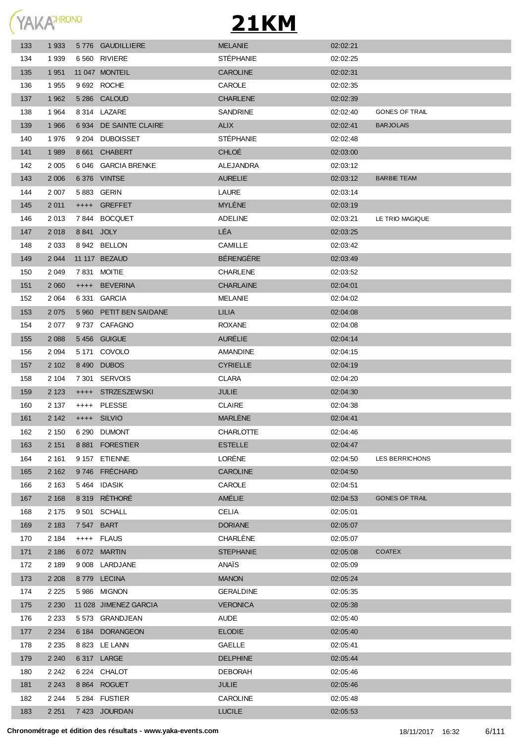# 21KM

| | | | | | | |
|---|---|---|---|---|---|---|
| 133 | 1 933 | 5 776 | GAUDILLIERE | MELANIE | 02:02:21 | |
| 134 | 1 939 | 6 560 | RIVIERE | STÉPHANIE | 02:02:25 | |
| 135 | 1 951 | 11 047 | MONTEIL | CAROLINE | 02:02:31 | |
| 136 | 1 955 | 9 692 | ROCHE | CAROLE | 02:02:35 | |
| 137 | 1 962 | 5 286 | CALOUD | CHARLENE | 02:02:39 | |
| 138 | 1 964 | 8 314 | LAZARE | SANDRINE | 02:02:40 | GONES OF TRAIL |
| 139 | 1 966 | 6 934 | DE SAINTE CLAIRE | ALIX | 02:02:41 | BARJOLAIS |
| 140 | 1 976 | 9 204 | DUBOISSET | STÉPHANIE | 02:02:48 | |
| 141 | 1 989 | 8 661 | CHABERT | CHLOÉ | 02:03:00 | |
| 142 | 2 005 | 6 046 | GARCIA BRENKE | ALEJANDRA | 02:03:12 | |
| 143 | 2 006 | 6 376 | VINTSE | AURELIE | 02:03:12 | BARBIE TEAM |
| 144 | 2 007 | 5 883 | GERIN | LAURE | 02:03:14 | |
| 145 | 2 011 | ++++ | GREFFET | MYLÈNE | 02:03:19 | |
| 146 | 2 013 | 7 844 | BOCQUET | ADELINE | 02:03:21 | LE TRIO MAGIQUE |
| 147 | 2 018 | 8 841 | JOLY | LÉA | 02:03:25 | |
| 148 | 2 033 | 8 942 | BELLON | CAMILLE | 02:03:42 | |
| 149 | 2 044 | 11 117 | BEZAUD | BÉRENGÈRE | 02:03:49 | |
| 150 | 2 049 | 7 831 | MOITIE | CHARLENE | 02:03:52 | |
| 151 | 2 060 | ++++ | BEVERINA | CHARLAINE | 02:04:01 | |
| 152 | 2 064 | 6 331 | GARCIA | MELANIE | 02:04:02 | |
| 153 | 2 075 | 5 960 | PETIT BEN SAIDANE | LILIA | 02:04:08 | |
| 154 | 2 077 | 9 737 | CAFAGNO | ROXANE | 02:04:08 | |
| 155 | 2 088 | 5 456 | GUIGUE | AURÉLIE | 02:04:14 | |
| 156 | 2 094 | 5 171 | COVOLO | AMANDINE | 02:04:15 | |
| 157 | 2 102 | 8 490 | DUBOS | CYRIELLE | 02:04:19 | |
| 158 | 2 104 | 7 301 | SERVOIS | CLARA | 02:04:20 | |
| 159 | 2 123 | ++++ | STRZESZEWSKI | JULIE | 02:04:30 | |
| 160 | 2 137 | ++++ | PLESSE | CLAIRE | 02:04:38 | |
| 161 | 2 142 | ++++ | SILVIO | MARLÈNE | 02:04:41 | |
| 162 | 2 150 | 6 290 | DUMONT | CHARLOTTE | 02:04:46 | |
| 163 | 2 151 | 8 881 | FORESTIER | ESTELLE | 02:04:47 | |
| 164 | 2 161 | 9 157 | ETIENNE | LORÈNE | 02:04:50 | LES BERRICHONS |
| 165 | 2 162 | 9 746 | FRÉCHARD | CAROLINE | 02:04:50 | |
| 166 | 2 163 | 5 464 | IDASIK | CAROLE | 02:04:51 | |
| 167 | 2 168 | 8 319 | RÉTHORÉ | AMÉLIE | 02:04:53 | GONES OF TRAIL |
| 168 | 2 175 | 9 501 | SCHALL | CELIA | 02:05:01 | |
| 169 | 2 183 | 7 547 | BART | DORIANE | 02:05:07 | |
| 170 | 2 184 | ++++ | FLAUS | CHARLÈNE | 02:05:07 | |
| 171 | 2 186 | 6 072 | MARTIN | STEPHANIE | 02:05:08 | COATEX |
| 172 | 2 189 | 9 008 | LARDJANE | ANAÏS | 02:05:09 | |
| 173 | 2 208 | 8 779 | LECINA | MANON | 02:05:24 | |
| 174 | 2 225 | 5 986 | MIGNON | GERALDINE | 02:05:35 | |
| 175 | 2 230 | 11 028 | JIMENEZ GARCIA | VERONICA | 02:05:38 | |
| 176 | 2 233 | 5 573 | GRANDJEAN | AUDE | 02:05:40 | |
| 177 | 2 234 | 6 184 | DORANGEON | ELODIE | 02:05:40 | |
| 178 | 2 235 | 8 823 | LE LANN | GAELLE | 02:05:41 | |
| 179 | 2 240 | 6 317 | LARGE | DELPHINE | 02:05:44 | |
| 180 | 2 242 | 6 224 | CHALOT | DEBORAH | 02:05:46 | |
| 181 | 2 243 | 8 864 | ROGUET | JULIE | 02:05:46 | |
| 182 | 2 244 | 5 284 | FUSTIER | CAROLINE | 02:05:48 | |
| 183 | 2 251 | 7 423 | JOURDAN | LUCILE | 02:05:53 | |

**Chronométrage et édition des résultats - www.yaka-events.com** 18/11/2017 16:32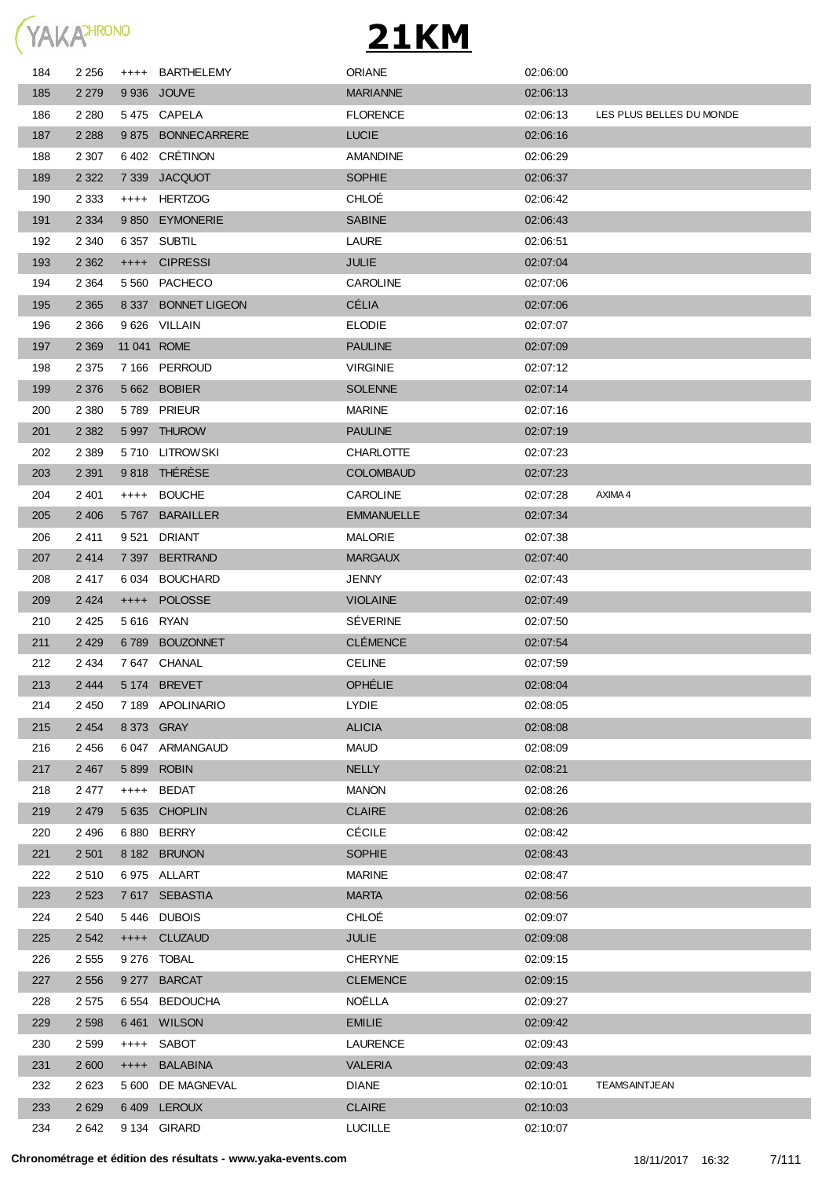# 21KM

| | | | | | | |
|---|---|---|---|---|---|---|
| 184 | 2 256 | ++++ | BARTHELEMY | ORIANE | 02:06:00 | |
| 185 | 2 279 | 9 936 | JOUVE | MARIANNE | 02:06:13 | |
| 186 | 2 280 | 5 475 | CAPELA | FLORENCE | 02:06:13 | LES PLUS BELLES DU MONDE |
| 187 | 2 288 | 9 875 | BONNECARRERE | LUCIE | 02:06:16 | |
| 188 | 2 307 | 6 402 | CRÉTINON | AMANDINE | 02:06:29 | |
| 189 | 2 322 | 7 339 | JACQUOT | SOPHIE | 02:06:37 | |
| 190 | 2 333 | ++++ | HERTZOG | CHLOÉ | 02:06:42 | |
| 191 | 2 334 | 9 850 | EYMONERIE | SABINE | 02:06:43 | |
| 192 | 2 340 | 6 357 | SUBTIL | LAURE | 02:06:51 | |
| 193 | 2 362 | ++++ | CIPRESSI | JULIE | 02:07:04 | |
| 194 | 2 364 | 5 560 | PACHECO | CAROLINE | 02:07:06 | |
| 195 | 2 365 | 8 337 | BONNET LIGEON | CÉLIA | 02:07:06 | |
| 196 | 2 366 | 9 626 | VILLAIN | ELODIE | 02:07:07 | |
| 197 | 2 369 | 11 041 | ROME | PAULINE | 02:07:09 | |
| 198 | 2 375 | 7 166 | PERROUD | VIRGINIE | 02:07:12 | |
| 199 | 2 376 | 5 662 | BOBIER | SOLENNE | 02:07:14 | |
| 200 | 2 380 | 5 789 | PRIEUR | MARINE | 02:07:16 | |
| 201 | 2 382 | 5 997 | THUROW | PAULINE | 02:07:19 | |
| 202 | 2 389 | 5 710 | LITROWSKI | CHARLOTTE | 02:07:23 | |
| 203 | 2 391 | 9 818 | THÉRÈSE | COLOMBAUD | 02:07:23 | |
| 204 | 2 401 | ++++ | BOUCHE | CAROLINE | 02:07:28 | AXIMA 4 |
| 205 | 2 406 | 5 767 | BARAILLER | EMMANUELLE | 02:07:34 | |
| 206 | 2 411 | 9 521 | DRIANT | MALORIE | 02:07:38 | |
| 207 | 2 414 | 7 397 | BERTRAND | MARGAUX | 02:07:40 | |
| 208 | 2 417 | 6 034 | BOUCHARD | JENNY | 02:07:43 | |
| 209 | 2 424 | ++++ | POLOSSE | VIOLAINE | 02:07:49 | |
| 210 | 2 425 | 5 616 | RYAN | SÉVERINE | 02:07:50 | |
| 211 | 2 429 | 6 789 | BOUZONNET | CLÉMENCE | 02:07:54 | |
| 212 | 2 434 | 7 647 | CHANAL | CELINE | 02:07:59 | |
| 213 | 2 444 | 5 174 | BREVET | OPHÉLIE | 02:08:04 | |
| 214 | 2 450 | 7 189 | APOLINARIO | LYDIE | 02:08:05 | |
| 215 | 2 454 | 8 373 | GRAY | ALICIA | 02:08:08 | |
| 216 | 2 456 | 6 047 | ARMANGAUD | MAUD | 02:08:09 | |
| 217 | 2 467 | 5 899 | ROBIN | NELLY | 02:08:21 | |
| 218 | 2 477 | ++++ | BEDAT | MANON | 02:08:26 | |
| 219 | 2 479 | 5 635 | CHOPLIN | CLAIRE | 02:08:26 | |
| 220 | 2 496 | 6 880 | BERRY | CÉCILE | 02:08:42 | |
| 221 | 2 501 | 8 182 | BRUNON | SOPHIE | 02:08:43 | |
| 222 | 2 510 | 6 975 | ALLART | MARINE | 02:08:47 | |
| 223 | 2 523 | 7 617 | SEBASTIA | MARTA | 02:08:56 | |
| 224 | 2 540 | 5 446 | DUBOIS | CHLOÉ | 02:09:07 | |
| 225 | 2 542 | ++++ | CLUZAUD | JULIE | 02:09:08 | |
| 226 | 2 555 | 9 276 | TOBAL | CHERYNE | 02:09:15 | |
| 227 | 2 556 | 9 277 | BARCAT | CLEMENCE | 02:09:15 | |
| 228 | 2 575 | 6 554 | BEDOUCHA | NOËLLA | 02:09:27 | |
| 229 | 2 598 | 6 461 | WILSON | EMILIE | 02:09:42 | |
| 230 | 2 599 | ++++ | SABOT | LAURENCE | 02:09:43 | |
| 231 | 2 600 | ++++ | BALABINA | VALERIA | 02:09:43 | |
| 232 | 2 623 | 5 600 | DE MAGNEVAL | DIANE | 02:10:01 | TEAMSAINTJEAN |
| 233 | 2 629 | 6 409 | LEROUX | CLAIRE | 02:10:03 | |
| 234 | 2 642 | 9 134 | GIRARD | LUCILLE | 02:10:07 | |

**Chronométrage et édition des résultats - www.yaka-events.com** 18/11/2017 16:32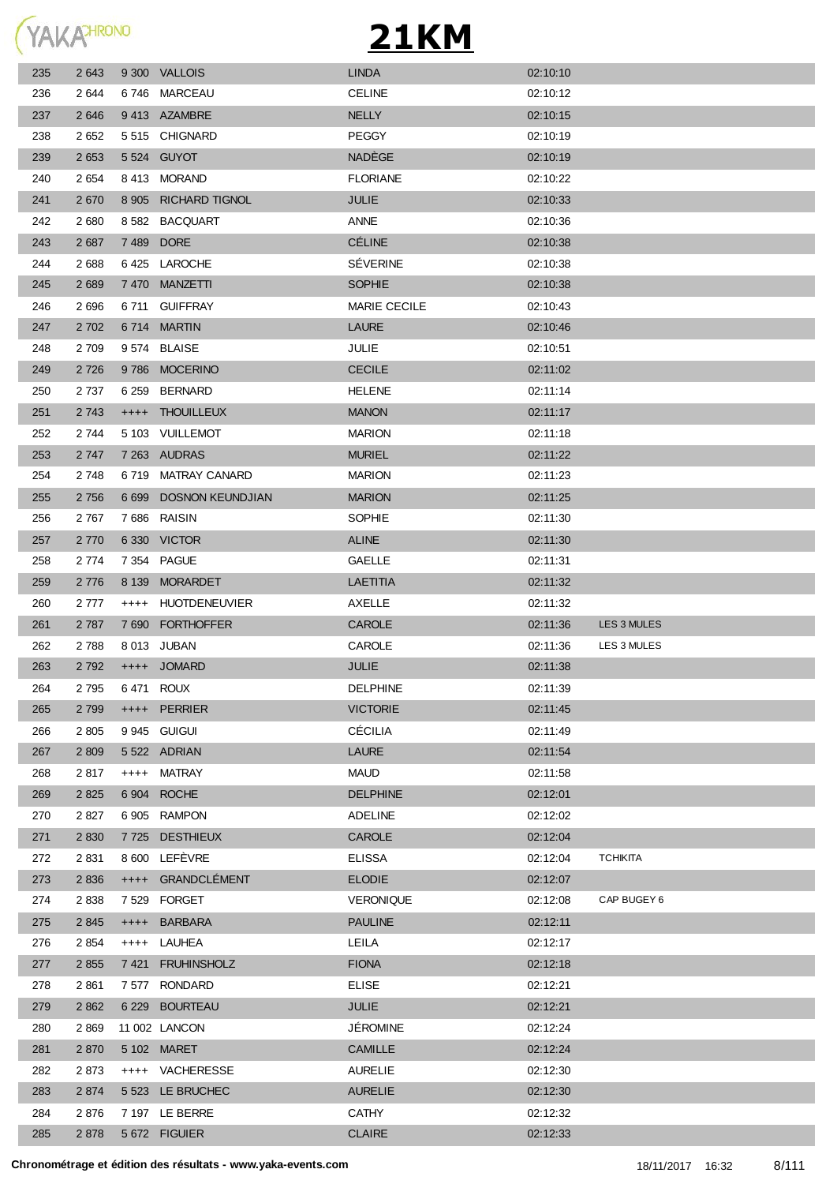# 21KM

| | | | | | | |
|---|---|---|---|---|---|---|
| 235 | 2 643 | 9 300 | VALLOIS | LINDA | 02:10:10 | |
| 236 | 2 644 | 6 746 | MARCEAU | CELINE | 02:10:12 | |
| 237 | 2 646 | 9 413 | AZAMBRE | NELLY | 02:10:15 | |
| 238 | 2 652 | 5 515 | CHIGNARD | PEGGY | 02:10:19 | |
| 239 | 2 653 | 5 524 | GUYOT | NADÈGE | 02:10:19 | |
| 240 | 2 654 | 8 413 | MORAND | FLORIANE | 02:10:22 | |
| 241 | 2 670 | 8 905 | RICHARD TIGNOL | JULIE | 02:10:33 | |
| 242 | 2 680 | 8 582 | BACQUART | ANNE | 02:10:36 | |
| 243 | 2 687 | 7 489 | DORE | CÉLINE | 02:10:38 | |
| 244 | 2 688 | 6 425 | LAROCHE | SÉVERINE | 02:10:38 | |
| 245 | 2 689 | 7 470 | MANZETTI | SOPHIE | 02:10:38 | |
| 246 | 2 696 | 6 711 | GUIFFRAY | MARIE CECILE | 02:10:43 | |
| 247 | 2 702 | 6 714 | MARTIN | LAURE | 02:10:46 | |
| 248 | 2 709 | 9 574 | BLAISE | JULIE | 02:10:51 | |
| 249 | 2 726 | 9 786 | MOCERINO | CECILE | 02:11:02 | |
| 250 | 2 737 | 6 259 | BERNARD | HELENE | 02:11:14 | |
| 251 | 2 743 | ++++ | THOUILLEUX | MANON | 02:11:17 | |
| 252 | 2 744 | 5 103 | VUILLEMOT | MARION | 02:11:18 | |
| 253 | 2 747 | 7 263 | AUDRAS | MURIEL | 02:11:22 | |
| 254 | 2 748 | 6 719 | MATRAY CANARD | MARION | 02:11:23 | |
| 255 | 2 756 | 6 699 | DOSNON KEUNDJIAN | MARION | 02:11:25 | |
| 256 | 2 767 | 7 686 | RAISIN | SOPHIE | 02:11:30 | |
| 257 | 2 770 | 6 330 | VICTOR | ALINE | 02:11:30 | |
| 258 | 2 774 | 7 354 | PAGUE | GAELLE | 02:11:31 | |
| 259 | 2 776 | 8 139 | MORARDET | LAETITIA | 02:11:32 | |
| 260 | 2 777 | ++++ | HUOTDENEUVIER | AXELLE | 02:11:32 | |
| 261 | 2 787 | 7 690 | FORTHOFFER | CAROLE | 02:11:36 | LES 3 MULES |
| 262 | 2 788 | 8 013 | JUBAN | CAROLE | 02:11:36 | LES 3 MULES |
| 263 | 2 792 | ++++ | JOMARD | JULIE | 02:11:38 | |
| 264 | 2 795 | 6 471 | ROUX | DELPHINE | 02:11:39 | |
| 265 | 2 799 | ++++ | PERRIER | VICTORIE | 02:11:45 | |
| 266 | 2 805 | 9 945 | GUIGUI | CÉCILIA | 02:11:49 | |
| 267 | 2 809 | 5 522 | ADRIAN | LAURE | 02:11:54 | |
| 268 | 2 817 | ++++ | MATRAY | MAUD | 02:11:58 | |
| 269 | 2 825 | 6 904 | ROCHE | DELPHINE | 02:12:01 | |
| 270 | 2 827 | 6 905 | RAMPON | ADELINE | 02:12:02 | |
| 271 | 2 830 | 7 725 | DESTHIEUX | CAROLE | 02:12:04 | |
| 272 | 2 831 | 8 600 | LEFÈVRE | ELISSA | 02:12:04 | TCHIKITA |
| 273 | 2 836 | ++++ | GRANDCLÉMENT | ELODIE | 02:12:07 | |
| 274 | 2 838 | 7 529 | FORGET | VERONIQUE | 02:12:08 | CAP BUGEY 6 |
| 275 | 2 845 | ++++ | BARBARA | PAULINE | 02:12:11 | |
| 276 | 2 854 | ++++ | LAUHEA | LEILA | 02:12:17 | |
| 277 | 2 855 | 7 421 | FRUHINSHOLZ | FIONA | 02:12:18 | |
| 278 | 2 861 | 7 577 | RONDARD | ELISE | 02:12:21 | |
| 279 | 2 862 | 6 229 | BOURTEAU | JULIE | 02:12:21 | |
| 280 | 2 869 | 11 002 | LANCON | JÉROMINE | 02:12:24 | |
| 281 | 2 870 | 5 102 | MARET | CAMILLE | 02:12:24 | |
| 282 | 2 873 | ++++ | VACHERESSE | AURELIE | 02:12:30 | |
| 283 | 2 874 | 5 523 | LE BRUCHEC | AURELIE | 02:12:30 | |
| 284 | 2 876 | 7 197 | LE BERRE | CATHY | 02:12:32 | |
| 285 | 2 878 | 5 672 | FIGUIER | CLAIRE | 02:12:33 | |

**Chronométrage et édition des résultats - www.yaka-events.com** 18/11/2017 16:32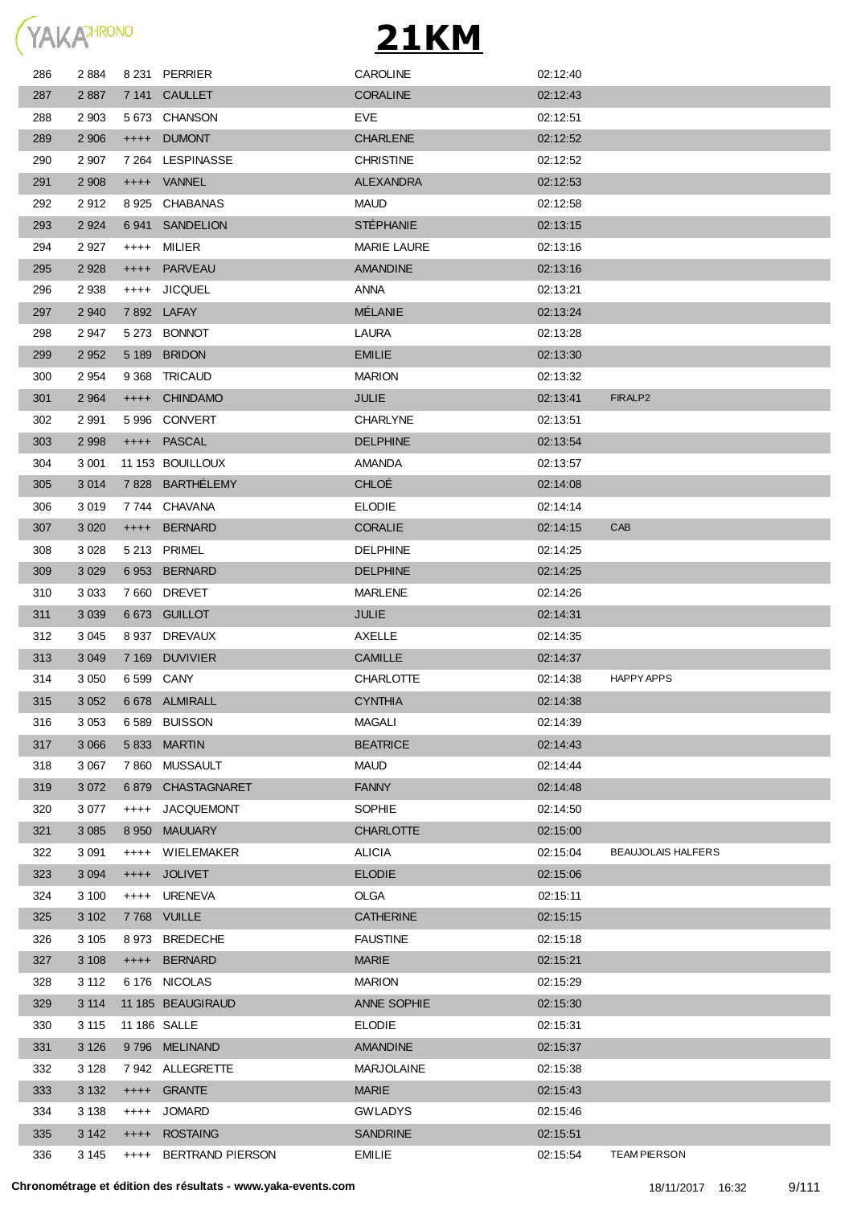# 21KM

| | | | | | | |
|---|---|---|---|---|---|---|
| 286 | 2 884 | 8 231 | PERRIER | CAROLINE | 02:12:40 | |
| 287 | 2 887 | 7 141 | CAULLET | CORALINE | 02:12:43 | |
| 288 | 2 903 | 5 673 | CHANSON | EVE | 02:12:51 | |
| 289 | 2 906 | ++++ | DUMONT | CHARLENE | 02:12:52 | |
| 290 | 2 907 | 7 264 | LESPINASSE | CHRISTINE | 02:12:52 | |
| 291 | 2 908 | ++++ | VANNEL | ALEXANDRA | 02:12:53 | |
| 292 | 2 912 | 8 925 | CHABANAS | MAUD | 02:12:58 | |
| 293 | 2 924 | 6 941 | SANDELION | STÉPHANIE | 02:13:15 | |
| 294 | 2 927 | ++++ | MILIER | MARIE LAURE | 02:13:16 | |
| 295 | 2 928 | ++++ | PARVEAU | AMANDINE | 02:13:16 | |
| 296 | 2 938 | ++++ | JICQUEL | ANNA | 02:13:21 | |
| 297 | 2 940 | 7 892 | LAFAY | MÉLANIE | 02:13:24 | |
| 298 | 2 947 | 5 273 | BONNOT | LAURA | 02:13:28 | |
| 299 | 2 952 | 5 189 | BRIDON | EMILIE | 02:13:30 | |
| 300 | 2 954 | 9 368 | TRICAUD | MARION | 02:13:32 | |
| 301 | 2 964 | ++++ | CHINDAMO | JULIE | 02:13:41 | FIRALP2 |
| 302 | 2 991 | 5 996 | CONVERT | CHARLYNE | 02:13:51 | |
| 303 | 2 998 | ++++ | PASCAL | DELPHINE | 02:13:54 | |
| 304 | 3 001 | 11 153 | BOUILLOUX | AMANDA | 02:13:57 | |
| 305 | 3 014 | 7 828 | BARTHÉLEMY | CHLOÉ | 02:14:08 | |
| 306 | 3 019 | 7 744 | CHAVANA | ELODIE | 02:14:14 | |
| 307 | 3 020 | ++++ | BERNARD | CORALIE | 02:14:15 | CAB |
| 308 | 3 028 | 5 213 | PRIMEL | DELPHINE | 02:14:25 | |
| 309 | 3 029 | 6 953 | BERNARD | DELPHINE | 02:14:25 | |
| 310 | 3 033 | 7 660 | DREVET | MARLENE | 02:14:26 | |
| 311 | 3 039 | 6 673 | GUILLOT | JULIE | 02:14:31 | |
| 312 | 3 045 | 8 937 | DREVAUX | AXELLE | 02:14:35 | |
| 313 | 3 049 | 7 169 | DUVIVIER | CAMILLE | 02:14:37 | |
| 314 | 3 050 | 6 599 | CANY | CHARLOTTE | 02:14:38 | HAPPY APPS |
| 315 | 3 052 | 6 678 | ALMIRALL | CYNTHIA | 02:14:38 | |
| 316 | 3 053 | 6 589 | BUISSON | MAGALI | 02:14:39 | |
| 317 | 3 066 | 5 833 | MARTIN | BEATRICE | 02:14:43 | |
| 318 | 3 067 | 7 860 | MUSSAULT | MAUD | 02:14:44 | |
| 319 | 3 072 | 6 879 | CHASTAGNARET | FANNY | 02:14:48 | |
| 320 | 3 077 | ++++ | JACQUEMONT | SOPHIE | 02:14:50 | |
| 321 | 3 085 | 8 950 | MAUUARY | CHARLOTTE | 02:15:00 | |
| 322 | 3 091 | ++++ | WIELEMAKER | ALICIA | 02:15:04 | BEAUJOLAIS HALFERS |
| 323 | 3 094 | ++++ | JOLIVET | ELODIE | 02:15:06 | |
| 324 | 3 100 | ++++ | URENEVA | OLGA | 02:15:11 | |
| 325 | 3 102 | 7 768 | VUILLE | CATHERINE | 02:15:15 | |
| 326 | 3 105 | 8 973 | BREDECHE | FAUSTINE | 02:15:18 | |
| 327 | 3 108 | ++++ | BERNARD | MARIE | 02:15:21 | |
| 328 | 3 112 | 6 176 | NICOLAS | MARION | 02:15:29 | |
| 329 | 3 114 | 11 185 | BEAUGIRAUD | ANNE SOPHIE | 02:15:30 | |
| 330 | 3 115 | 11 186 | SALLE | ELODIE | 02:15:31 | |
| 331 | 3 126 | 9 796 | MELINAND | AMANDINE | 02:15:37 | |
| 332 | 3 128 | 7 942 | ALLEGRETTE | MARJOLAINE | 02:15:38 | |
| 333 | 3 132 | ++++ | GRANTE | MARIE | 02:15:43 | |
| 334 | 3 138 | ++++ | JOMARD | GWLADYS | 02:15:46 | |
| 335 | 3 142 | ++++ | ROSTAING | SANDRINE | 02:15:51 | |
| 336 | 3 145 | ++++ | BERTRAND PIERSON | EMILIE | 02:15:54 | TEAM PIERSON |

**Chronométrage et édition des résultats - www.yaka-events.com** 18/11/2017 16:32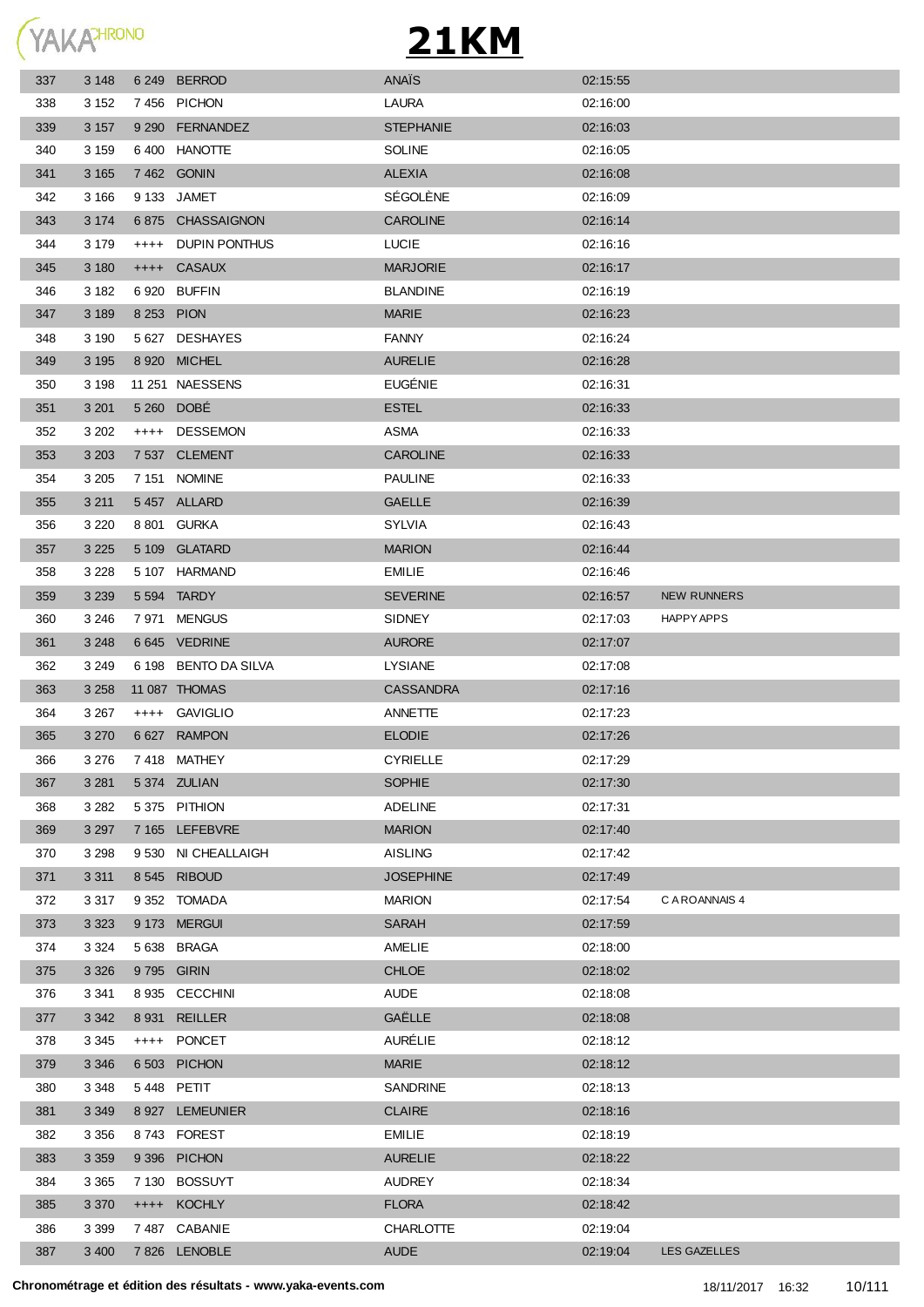# 21KM

| | | | | | | |
|---|---|---|---|---|---|---|
| 337 | 3 148 | 6 249 | BERROD | ANAÏS | 02:15:55 | |
| 338 | 3 152 | 7 456 | PICHON | LAURA | 02:16:00 | |
| 339 | 3 157 | 9 290 | FERNANDEZ | STEPHANIE | 02:16:03 | |
| 340 | 3 159 | 6 400 | HANOTTE | SOLINE | 02:16:05 | |
| 341 | 3 165 | 7 462 | GONIN | ALEXIA | 02:16:08 | |
| 342 | 3 166 | 9 133 | JAMET | SÉGOLÈNE | 02:16:09 | |
| 343 | 3 174 | 6 875 | CHASSAIGNON | CAROLINE | 02:16:14 | |
| 344 | 3 179 | ++++ | DUPIN PONTHUS | LUCIE | 02:16:16 | |
| 345 | 3 180 | ++++ | CASAUX | MARJORIE | 02:16:17 | |
| 346 | 3 182 | 6 920 | BUFFIN | BLANDINE | 02:16:19 | |
| 347 | 3 189 | 8 253 | PION | MARIE | 02:16:23 | |
| 348 | 3 190 | 5 627 | DESHAYES | FANNY | 02:16:24 | |
| 349 | 3 195 | 8 920 | MICHEL | AURELIE | 02:16:28 | |
| 350 | 3 198 | 11 251 | NAESSENS | EUGÉNIE | 02:16:31 | |
| 351 | 3 201 | 5 260 | DOBÉ | ESTEL | 02:16:33 | |
| 352 | 3 202 | ++++ | DESSEMON | ASMA | 02:16:33 | |
| 353 | 3 203 | 7 537 | CLEMENT | CAROLINE | 02:16:33 | |
| 354 | 3 205 | 7 151 | NOMINE | PAULINE | 02:16:33 | |
| 355 | 3 211 | 5 457 | ALLARD | GAELLE | 02:16:39 | |
| 356 | 3 220 | 8 801 | GURKA | SYLVIA | 02:16:43 | |
| 357 | 3 225 | 5 109 | GLATARD | MARION | 02:16:44 | |
| 358 | 3 228 | 5 107 | HARMAND | EMILIE | 02:16:46 | |
| 359 | 3 239 | 5 594 | TARDY | SEVERINE | 02:16:57 | NEW RUNNERS |
| 360 | 3 246 | 7 971 | MENGUS | SIDNEY | 02:17:03 | HAPPY APPS |
| 361 | 3 248 | 6 645 | VEDRINE | AURORE | 02:17:07 | |
| 362 | 3 249 | 6 198 | BENTO DA SILVA | LYSIANE | 02:17:08 | |
| 363 | 3 258 | 11 087 | THOMAS | CASSANDRA | 02:17:16 | |
| 364 | 3 267 | ++++ | GAVIGLIO | ANNETTE | 02:17:23 | |
| 365 | 3 270 | 6 627 | RAMPON | ELODIE | 02:17:26 | |
| 366 | 3 276 | 7 418 | MATHEY | CYRIELLE | 02:17:29 | |
| 367 | 3 281 | 5 374 | ZULIAN | SOPHIE | 02:17:30 | |
| 368 | 3 282 | 5 375 | PITHION | ADELINE | 02:17:31 | |
| 369 | 3 297 | 7 165 | LEFEBVRE | MARION | 02:17:40 | |
| 370 | 3 298 | 9 530 | NI CHEALLAIGH | AISLING | 02:17:42 | |
| 371 | 3 311 | 8 545 | RIBOUD | JOSEPHINE | 02:17:49 | |
| 372 | 3 317 | 9 352 | TOMADA | MARION | 02:17:54 | C A ROANNAIS 4 |
| 373 | 3 323 | 9 173 | MERGUI | SARAH | 02:17:59 | |
| 374 | 3 324 | 5 638 | BRAGA | AMELIE | 02:18:00 | |
| 375 | 3 326 | 9 795 | GIRIN | CHLOE | 02:18:02 | |
| 376 | 3 341 | 8 935 | CECCHINI | AUDE | 02:18:08 | |
| 377 | 3 342 | 8 931 | REILLER | GAËLLE | 02:18:08 | |
| 378 | 3 345 | ++++ | PONCET | AURÉLIE | 02:18:12 | |
| 379 | 3 346 | 6 503 | PICHON | MARIE | 02:18:12 | |
| 380 | 3 348 | 5 448 | PETIT | SANDRINE | 02:18:13 | |
| 381 | 3 349 | 8 927 | LEMEUNIER | CLAIRE | 02:18:16 | |
| 382 | 3 356 | 8 743 | FOREST | EMILIE | 02:18:19 | |
| 383 | 3 359 | 9 396 | PICHON | AURELIE | 02:18:22 | |
| 384 | 3 365 | 7 130 | BOSSUYT | AUDREY | 02:18:34 | |
| 385 | 3 370 | ++++ | KOCHLY | FLORA | 02:18:42 | |
| 386 | 3 399 | 7 487 | CABANIE | CHARLOTTE | 02:19:04 | |
| 387 | 3 400 | 7 826 | LENOBLE | AUDE | 02:19:04 | LES GAZELLES |

**Chronométrage et édition des résultats - www.yaka-events.com** 18/11/2017 16:32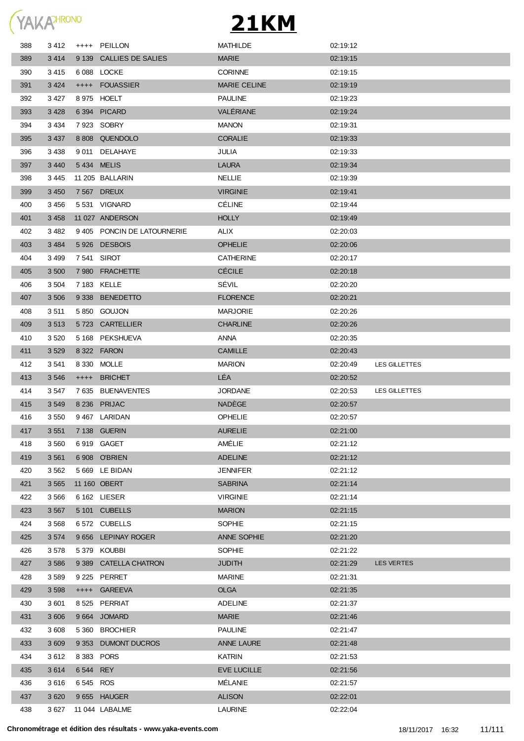# 21KM

| | | | | | | |
|---|---|---|---|---|---|---|
| 388 | 3 412 | ++++ | PEILLON | MATHILDE | 02:19:12 | |
| 389 | 3 414 | 9 139 | CALLIES DE SALIES | MARIE | 02:19:15 | |
| 390 | 3 415 | 6 088 | LOCKE | CORINNE | 02:19:15 | |
| 391 | 3 424 | ++++ | FOUASSIER | MARIE CELINE | 02:19:19 | |
| 392 | 3 427 | 8 975 | HOELT | PAULINE | 02:19:23 | |
| 393 | 3 428 | 6 394 | PICARD | VALÉRIANE | 02:19:24 | |
| 394 | 3 434 | 7 923 | SOBRY | MANON | 02:19:31 | |
| 395 | 3 437 | 8 808 | QUENDOLO | CORALIE | 02:19:33 | |
| 396 | 3 438 | 9 011 | DELAHAYE | JULIA | 02:19:33 | |
| 397 | 3 440 | 5 434 | MELIS | LAURA | 02:19:34 | |
| 398 | 3 445 | 11 205 | BALLARIN | NELLIE | 02:19:39 | |
| 399 | 3 450 | 7 567 | DREUX | VIRGINIE | 02:19:41 | |
| 400 | 3 456 | 5 531 | VIGNARD | CÉLINE | 02:19:44 | |
| 401 | 3 458 | 11 027 | ANDERSON | HOLLY | 02:19:49 | |
| 402 | 3 482 | 9 405 | PONCIN DE LATOURNERIE | ALIX | 02:20:03 | |
| 403 | 3 484 | 5 926 | DESBOIS | OPHELIE | 02:20:06 | |
| 404 | 3 499 | 7 541 | SIROT | CATHERINE | 02:20:17 | |
| 405 | 3 500 | 7 980 | FRACHETTE | CÉCILE | 02:20:18 | |
| 406 | 3 504 | 7 183 | KELLE | SÉVIL | 02:20:20 | |
| 407 | 3 506 | 9 338 | BENEDETTO | FLORENCE | 02:20:21 | |
| 408 | 3 511 | 5 850 | GOUJON | MARJORIE | 02:20:26 | |
| 409 | 3 513 | 5 723 | CARTELLIER | CHARLINE | 02:20:26 | |
| 410 | 3 520 | 5 168 | PEKSHUEVA | ANNA | 02:20:35 | |
| 411 | 3 529 | 8 322 | FARON | CAMILLE | 02:20:43 | |
| 412 | 3 541 | 8 330 | MOLLE | MARION | 02:20:49 | LES GILLETTES |
| 413 | 3 546 | ++++ | BRICHET | LÉA | 02:20:52 | |
| 414 | 3 547 | 7 635 | BUENAVENTES | JORDANE | 02:20:53 | LES GILLETTES |
| 415 | 3 549 | 8 236 | PRIJAC | NADÈGE | 02:20:57 | |
| 416 | 3 550 | 9 467 | LARIDAN | OPHELIE | 02:20:57 | |
| 417 | 3 551 | 7 138 | GUERIN | AURELIE | 02:21:00 | |
| 418 | 3 560 | 6 919 | GAGET | AMÉLIE | 02:21:12 | |
| 419 | 3 561 | 6 908 | O'BRIEN | ADELINE | 02:21:12 | |
| 420 | 3 562 | 5 669 | LE BIDAN | JENNIFER | 02:21:12 | |
| 421 | 3 565 | 11 160 | OBERT | SABRINA | 02:21:14 | |
| 422 | 3 566 | 6 162 | LIESER | VIRGINIE | 02:21:14 | |
| 423 | 3 567 | 5 101 | CUBELLS | MARION | 02:21:15 | |
| 424 | 3 568 | 6 572 | CUBELLS | SOPHIE | 02:21:15 | |
| 425 | 3 574 | 9 656 | LEPINAY ROGER | ANNE SOPHIE | 02:21:20 | |
| 426 | 3 578 | 5 379 | KOUBBI | SOPHIE | 02:21:22 | |
| 427 | 3 586 | 9 389 | CATELLA CHATRON | JUDITH | 02:21:29 | LES VERTES |
| 428 | 3 589 | 9 225 | PERRET | MARINE | 02:21:31 | |
| 429 | 3 598 | ++++ | GAREEVA | OLGA | 02:21:35 | |
| 430 | 3 601 | 8 525 | PERRIAT | ADELINE | 02:21:37 | |
| 431 | 3 606 | 9 664 | JOMARD | MARIE | 02:21:46 | |
| 432 | 3 608 | 5 360 | BROCHIER | PAULINE | 02:21:47 | |
| 433 | 3 609 | 9 353 | DUMONT DUCROS | ANNE LAURE | 02:21:48 | |
| 434 | 3 612 | 8 383 | PORS | KATRIN | 02:21:53 | |
| 435 | 3 614 | 6 544 | REY | EVE LUCILLE | 02:21:56 | |
| 436 | 3 616 | 6 545 | ROS | MÉLANIE | 02:21:57 | |
| 437 | 3 620 | 9 655 | HAUGER | ALISON | 02:22:01 | |
| 438 | 3 627 | 11 044 | LABALME | LAURINE | 02:22:04 | |

**Chronométrage et édition des résultats - www.yaka-events.com** 18/11/2017 16:32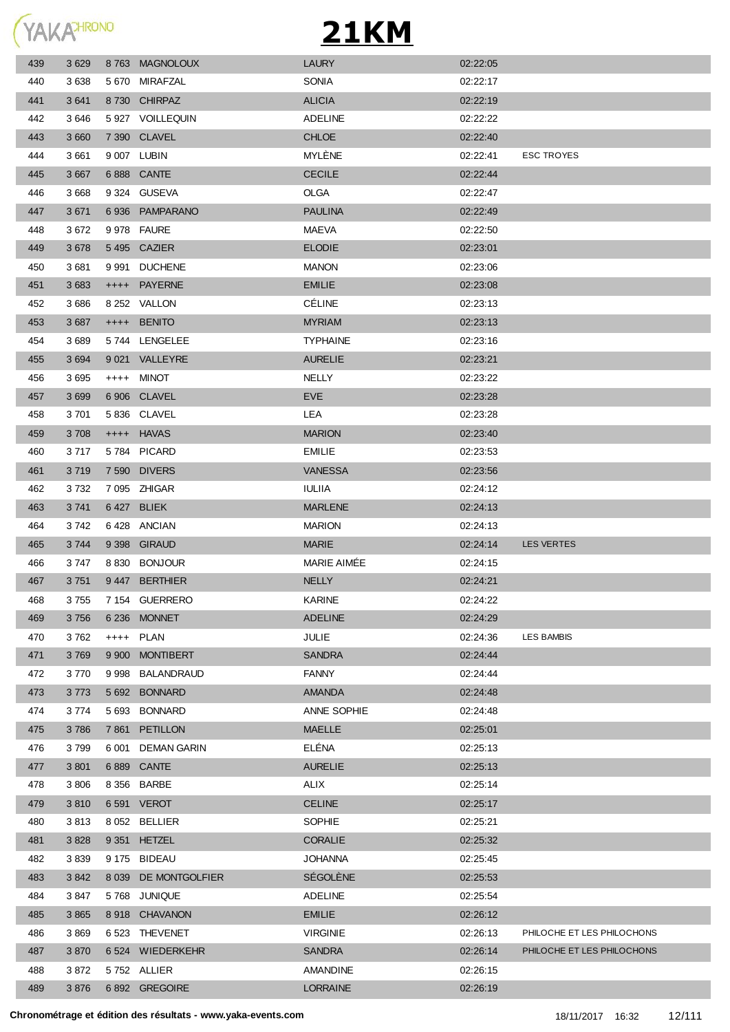# 21KM

| | | | | | | |
|---|---|---|---|---|---|---|
| 439 | 3 629 | 8 763 | MAGNOLOUX | LAURY | 02:22:05 | |
| 440 | 3 638 | 5 670 | MIRAFZAL | SONIA | 02:22:17 | |
| 441 | 3 641 | 8 730 | CHIRPAZ | ALICIA | 02:22:19 | |
| 442 | 3 646 | 5 927 | VOILLEQUIN | ADELINE | 02:22:22 | |
| 443 | 3 660 | 7 390 | CLAVEL | CHLOE | 02:22:40 | |
| 444 | 3 661 | 9 007 | LUBIN | MYLÈNE | 02:22:41 | ESC TROYES |
| 445 | 3 667 | 6 888 | CANTE | CECILE | 02:22:44 | |
| 446 | 3 668 | 9 324 | GUSEVA | OLGA | 02:22:47 | |
| 447 | 3 671 | 6 936 | PAMPARANO | PAULINA | 02:22:49 | |
| 448 | 3 672 | 9 978 | FAURE | MAEVA | 02:22:50 | |
| 449 | 3 678 | 5 495 | CAZIER | ELODIE | 02:23:01 | |
| 450 | 3 681 | 9 991 | DUCHENE | MANON | 02:23:06 | |
| 451 | 3 683 | ++++ | PAYERNE | EMILIE | 02:23:08 | |
| 452 | 3 686 | 8 252 | VALLON | CÉLINE | 02:23:13 | |
| 453 | 3 687 | ++++ | BENITO | MYRIAM | 02:23:13 | |
| 454 | 3 689 | 5 744 | LENGELEE | TYPHAINE | 02:23:16 | |
| 455 | 3 694 | 9 021 | VALLEYRE | AURELIE | 02:23:21 | |
| 456 | 3 695 | ++++ | MINOT | NELLY | 02:23:22 | |
| 457 | 3 699 | 6 906 | CLAVEL | EVE | 02:23:28 | |
| 458 | 3 701 | 5 836 | CLAVEL | LEA | 02:23:28 | |
| 459 | 3 708 | ++++ | HAVAS | MARION | 02:23:40 | |
| 460 | 3 717 | 5 784 | PICARD | EMILIE | 02:23:53 | |
| 461 | 3 719 | 7 590 | DIVERS | VANESSA | 02:23:56 | |
| 462 | 3 732 | 7 095 | ZHIGAR | IULIIA | 02:24:12 | |
| 463 | 3 741 | 6 427 | BLIEK | MARLENE | 02:24:13 | |
| 464 | 3 742 | 6 428 | ANCIAN | MARION | 02:24:13 | |
| 465 | 3 744 | 9 398 | GIRAUD | MARIE | 02:24:14 | LES VERTES |
| 466 | 3 747 | 8 830 | BONJOUR | MARIE AIMÉE | 02:24:15 | |
| 467 | 3 751 | 9 447 | BERTHIER | NELLY | 02:24:21 | |
| 468 | 3 755 | 7 154 | GUERRERO | KARINE | 02:24:22 | |
| 469 | 3 756 | 6 236 | MONNET | ADELINE | 02:24:29 | |
| 470 | 3 762 | ++++ | PLAN | JULIE | 02:24:36 | LES BAMBIS |
| 471 | 3 769 | 9 900 | MONTIBERT | SANDRA | 02:24:44 | |
| 472 | 3 770 | 9 998 | BALANDRAUD | FANNY | 02:24:44 | |
| 473 | 3 773 | 5 692 | BONNARD | AMANDA | 02:24:48 | |
| 474 | 3 774 | 5 693 | BONNARD | ANNE SOPHIE | 02:24:48 | |
| 475 | 3 786 | 7 861 | PETILLON | MAELLE | 02:25:01 | |
| 476 | 3 799 | 6 001 | DEMAN GARIN | ELÉNA | 02:25:13 | |
| 477 | 3 801 | 6 889 | CANTE | AURELIE | 02:25:13 | |
| 478 | 3 806 | 8 356 | BARBE | ALIX | 02:25:14 | |
| 479 | 3 810 | 6 591 | VEROT | CELINE | 02:25:17 | |
| 480 | 3 813 | 8 052 | BELLIER | SOPHIE | 02:25:21 | |
| 481 | 3 828 | 9 351 | HETZEL | CORALIE | 02:25:32 | |
| 482 | 3 839 | 9 175 | BIDEAU | JOHANNA | 02:25:45 | |
| 483 | 3 842 | 8 039 | DE MONTGOLFIER | SÉGOLÈNE | 02:25:53 | |
| 484 | 3 847 | 5 768 | JUNIQUE | ADELINE | 02:25:54 | |
| 485 | 3 865 | 8 918 | CHAVANON | EMILIE | 02:26:12 | |
| 486 | 3 869 | 6 523 | THEVENET | VIRGINIE | 02:26:13 | PHILOCHE ET LES PHILOCHONS |
| 487 | 3 870 | 6 524 | WIEDERKEHR | SANDRA | 02:26:14 | PHILOCHE ET LES PHILOCHONS |
| 488 | 3 872 | 5 752 | ALLIER | AMANDINE | 02:26:15 | |
| 489 | 3 876 | 6 892 | GREGOIRE | LORRAINE | 02:26:19 | |

Chronométrage et édition des résultats - www.yaka-events.com 18/11/2017 16:32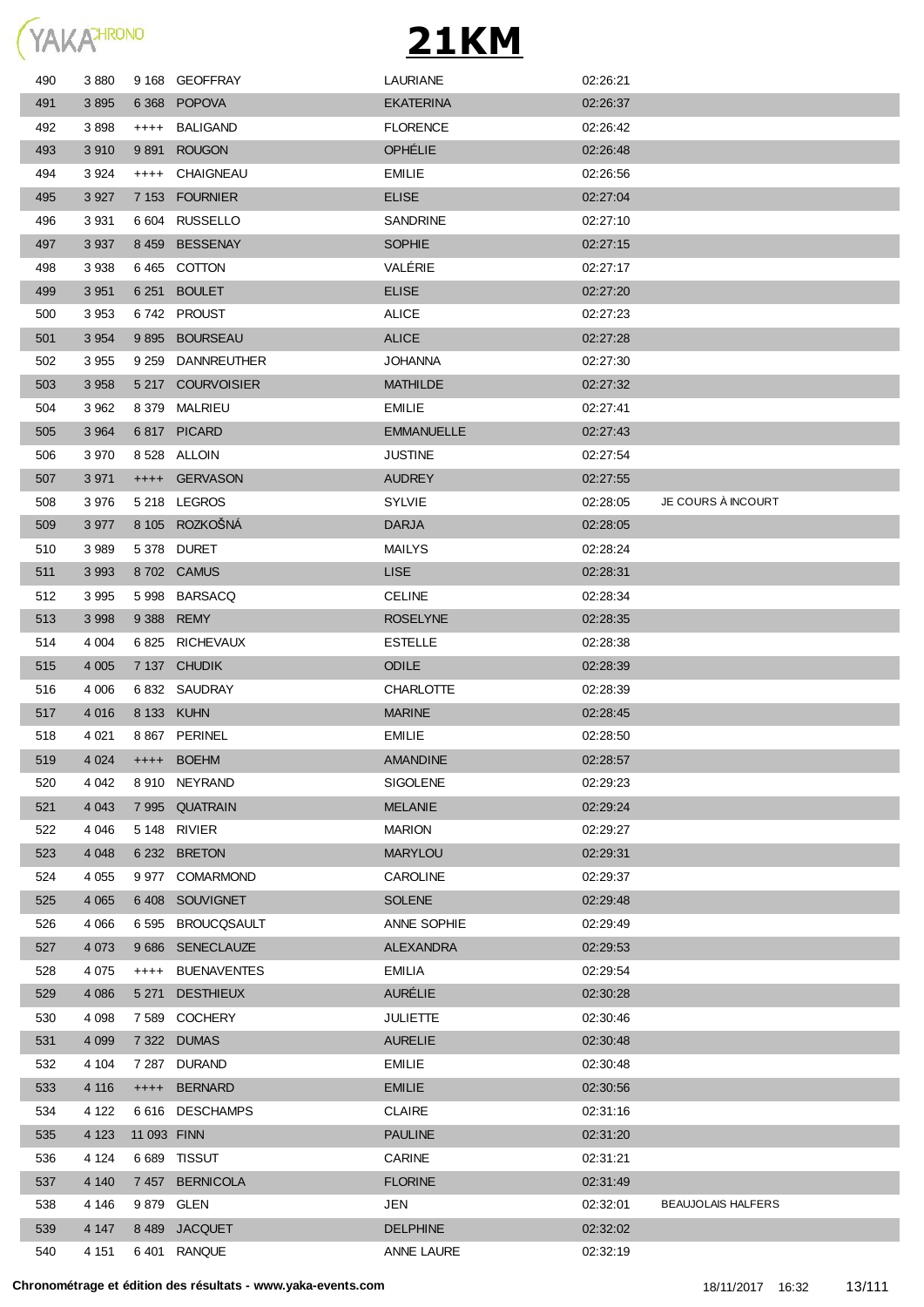# 21KM

| | | | | | | |
|---|---|---|---|---|---|---|
| 490 | 3 880 | 9 168 | GEOFFRAY | LAURIANE | 02:26:21 | |
| 491 | 3 895 | 6 368 | POPOVA | EKATERINA | 02:26:37 | |
| 492 | 3 898 | ++++ | BALIGAND | FLORENCE | 02:26:42 | |
| 493 | 3 910 | 9 891 | ROUGON | OPHÉLIE | 02:26:48 | |
| 494 | 3 924 | ++++ | CHAIGNEAU | EMILIE | 02:26:56 | |
| 495 | 3 927 | 7 153 | FOURNIER | ELISE | 02:27:04 | |
| 496 | 3 931 | 6 604 | RUSSELLO | SANDRINE | 02:27:10 | |
| 497 | 3 937 | 8 459 | BESSENAY | SOPHIE | 02:27:15 | |
| 498 | 3 938 | 6 465 | COTTON | VALÉRIE | 02:27:17 | |
| 499 | 3 951 | 6 251 | BOULET | ELISE | 02:27:20 | |
| 500 | 3 953 | 6 742 | PROUST | ALICE | 02:27:23 | |
| 501 | 3 954 | 9 895 | BOURSEAU | ALICE | 02:27:28 | |
| 502 | 3 955 | 9 259 | DANNREUTHER | JOHANNA | 02:27:30 | |
| 503 | 3 958 | 5 217 | COURVOISIER | MATHILDE | 02:27:32 | |
| 504 | 3 962 | 8 379 | MALRIEU | EMILIE | 02:27:41 | |
| 505 | 3 964 | 6 817 | PICARD | EMMANUELLE | 02:27:43 | |
| 506 | 3 970 | 8 528 | ALLOIN | JUSTINE | 02:27:54 | |
| 507 | 3 971 | ++++ | GERVASON | AUDREY | 02:27:55 | |
| 508 | 3 976 | 5 218 | LEGROS | SYLVIE | 02:28:05 | JE COURS À INCOURT |
| 509 | 3 977 | 8 105 | ROZKOŠNÁ | DARJA | 02:28:05 | |
| 510 | 3 989 | 5 378 | DURET | MAILYS | 02:28:24 | |
| 511 | 3 993 | 8 702 | CAMUS | LISE | 02:28:31 | |
| 512 | 3 995 | 5 998 | BARSACQ | CELINE | 02:28:34 | |
| 513 | 3 998 | 9 388 | REMY | ROSELYNE | 02:28:35 | |
| 514 | 4 004 | 6 825 | RICHEVAUX | ESTELLE | 02:28:38 | |
| 515 | 4 005 | 7 137 | CHUDIK | ODILE | 02:28:39 | |
| 516 | 4 006 | 6 832 | SAUDRAY | CHARLOTTE | 02:28:39 | |
| 517 | 4 016 | 8 133 | KUHN | MARINE | 02:28:45 | |
| 518 | 4 021 | 8 867 | PERINEL | EMILIE | 02:28:50 | |
| 519 | 4 024 | ++++ | BOEHM | AMANDINE | 02:28:57 | |
| 520 | 4 042 | 8 910 | NEYRAND | SIGOLENE | 02:29:23 | |
| 521 | 4 043 | 7 995 | QUATRAIN | MELANIE | 02:29:24 | |
| 522 | 4 046 | 5 148 | RIVIER | MARION | 02:29:27 | |
| 523 | 4 048 | 6 232 | BRETON | MARYLOU | 02:29:31 | |
| 524 | 4 055 | 9 977 | COMARMOND | CAROLINE | 02:29:37 | |
| 525 | 4 065 | 6 408 | SOUVIGNET | SOLENE | 02:29:48 | |
| 526 | 4 066 | 6 595 | BROUCQSAULT | ANNE SOPHIE | 02:29:49 | |
| 527 | 4 073 | 9 686 | SENECLAUZE | ALEXANDRA | 02:29:53 | |
| 528 | 4 075 | ++++ | BUENAVENTES | EMILIA | 02:29:54 | |
| 529 | 4 086 | 5 271 | DESTHIEUX | AURÉLIE | 02:30:28 | |
| 530 | 4 098 | 7 589 | COCHERY | JULIETTE | 02:30:46 | |
| 531 | 4 099 | 7 322 | DUMAS | AURELIE | 02:30:48 | |
| 532 | 4 104 | 7 287 | DURAND | EMILIE | 02:30:48 | |
| 533 | 4 116 | ++++ | BERNARD | EMILIE | 02:30:56 | |
| 534 | 4 122 | 6 616 | DESCHAMPS | CLAIRE | 02:31:16 | |
| 535 | 4 123 | 11 093 | FINN | PAULINE | 02:31:20 | |
| 536 | 4 124 | 6 689 | TISSUT | CARINE | 02:31:21 | |
| 537 | 4 140 | 7 457 | BERNICOLA | FLORINE | 02:31:49 | |
| 538 | 4 146 | 9 879 | GLEN | JEN | 02:32:01 | BEAUJOLAIS HALFERS |
| 539 | 4 147 | 8 489 | JACQUET | DELPHINE | 02:32:02 | |
| 540 | 4 151 | 6 401 | RANQUE | ANNE LAURE | 02:32:19 | |

**Chronométrage et édition des résultats - www.yaka-events.com** 18/11/2017 16:32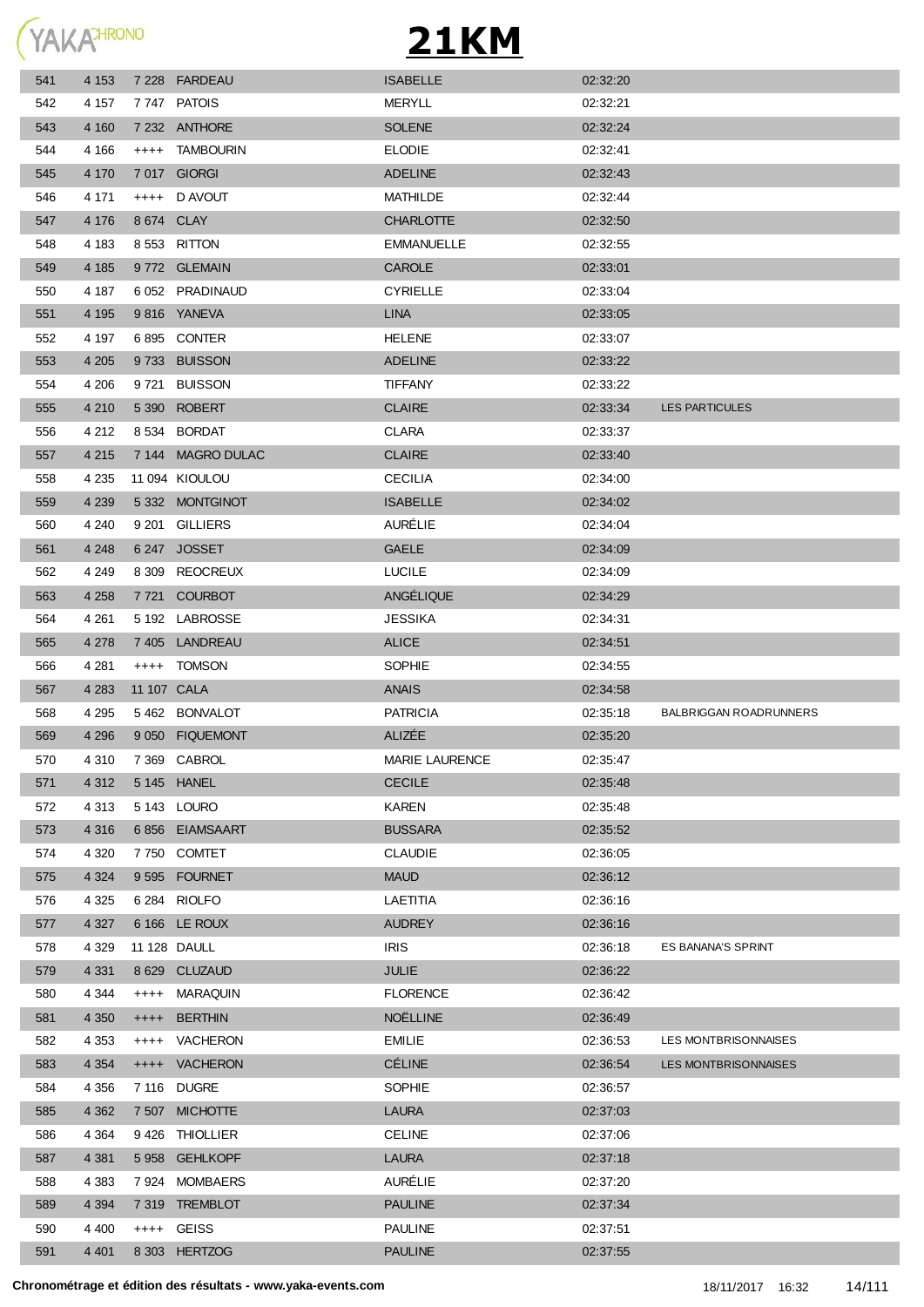# 21KM

| | | | | | | |
|---|---|---|---|---|---|---|
| 541 | 4 153 | 7 228 | FARDEAU | ISABELLE | 02:32:20 | |
| 542 | 4 157 | 7 747 | PATOIS | MERYLL | 02:32:21 | |
| 543 | 4 160 | 7 232 | ANTHORE | SOLENE | 02:32:24 | |
| 544 | 4 166 | ++++ | TAMBOURIN | ELODIE | 02:32:41 | |
| 545 | 4 170 | 7 017 | GIORGI | ADELINE | 02:32:43 | |
| 546 | 4 171 | ++++ | D AVOUT | MATHILDE | 02:32:44 | |
| 547 | 4 176 | 8 674 | CLAY | CHARLOTTE | 02:32:50 | |
| 548 | 4 183 | 8 553 | RITTON | EMMANUELLE | 02:32:55 | |
| 549 | 4 185 | 9 772 | GLEMAIN | CAROLE | 02:33:01 | |
| 550 | 4 187 | 6 052 | PRADINAUD | CYRIELLE | 02:33:04 | |
| 551 | 4 195 | 9 816 | YANEVA | LINA | 02:33:05 | |
| 552 | 4 197 | 6 895 | CONTER | HELENE | 02:33:07 | |
| 553 | 4 205 | 9 733 | BUISSON | ADELINE | 02:33:22 | |
| 554 | 4 206 | 9 721 | BUISSON | TIFFANY | 02:33:22 | |
| 555 | 4 210 | 5 390 | ROBERT | CLAIRE | 02:33:34 | LES PARTICULES |
| 556 | 4 212 | 8 534 | BORDAT | CLARA | 02:33:37 | |
| 557 | 4 215 | 7 144 | MAGRO DULAC | CLAIRE | 02:33:40 | |
| 558 | 4 235 | 11 094 | KIOULOU | CECILIA | 02:34:00 | |
| 559 | 4 239 | 5 332 | MONTGINOT | ISABELLE | 02:34:02 | |
| 560 | 4 240 | 9 201 | GILLIERS | AURÉLIE | 02:34:04 | |
| 561 | 4 248 | 6 247 | JOSSET | GAELE | 02:34:09 | |
| 562 | 4 249 | 8 309 | REOCREUX | LUCILE | 02:34:09 | |
| 563 | 4 258 | 7 721 | COURBOT | ANGÉLIQUE | 02:34:29 | |
| 564 | 4 261 | 5 192 | LABROSSE | JESSIKA | 02:34:31 | |
| 565 | 4 278 | 7 405 | LANDREAU | ALICE | 02:34:51 | |
| 566 | 4 281 | ++++ | TOMSON | SOPHIE | 02:34:55 | |
| 567 | 4 283 | 11 107 | CALA | ANAIS | 02:34:58 | |
| 568 | 4 295 | 5 462 | BONVALOT | PATRICIA | 02:35:18 | BALBRIGGAN ROADRUNNERS |
| 569 | 4 296 | 9 050 | FIQUEMONT | ALIZÉE | 02:35:20 | |
| 570 | 4 310 | 7 369 | CABROL | MARIE LAURENCE | 02:35:47 | |
| 571 | 4 312 | 5 145 | HANEL | CECILE | 02:35:48 | |
| 572 | 4 313 | 5 143 | LOURO | KAREN | 02:35:48 | |
| 573 | 4 316 | 6 856 | EIAMSAART | BUSSARA | 02:35:52 | |
| 574 | 4 320 | 7 750 | COMTET | CLAUDIE | 02:36:05 | |
| 575 | 4 324 | 9 595 | FOURNET | MAUD | 02:36:12 | |
| 576 | 4 325 | 6 284 | RIOLFO | LAETITIA | 02:36:16 | |
| 577 | 4 327 | 6 166 | LE ROUX | AUDREY | 02:36:16 | |
| 578 | 4 329 | 11 128 | DAULL | IRIS | 02:36:18 | ES BANANA'S SPRINT |
| 579 | 4 331 | 8 629 | CLUZAUD | JULIE | 02:36:22 | |
| 580 | 4 344 | ++++ | MARAQUIN | FLORENCE | 02:36:42 | |
| 581 | 4 350 | ++++ | BERTHIN | NOËLLINE | 02:36:49 | |
| 582 | 4 353 | ++++ | VACHERON | EMILIE | 02:36:53 | LES MONTBRISONNAISES |
| 583 | 4 354 | ++++ | VACHERON | CÉLINE | 02:36:54 | LES MONTBRISONNAISES |
| 584 | 4 356 | 7 116 | DUGRE | SOPHIE | 02:36:57 | |
| 585 | 4 362 | 7 507 | MICHOTTE | LAURA | 02:37:03 | |
| 586 | 4 364 | 9 426 | THIOLLIER | CELINE | 02:37:06 | |
| 587 | 4 381 | 5 958 | GEHLKOPF | LAURA | 02:37:18 | |
| 588 | 4 383 | 7 924 | MOMBAERS | AURÉLIE | 02:37:20 | |
| 589 | 4 394 | 7 319 | TREMBLOT | PAULINE | 02:37:34 | |
| 590 | 4 400 | ++++ | GEISS | PAULINE | 02:37:51 | |
| 591 | 4 401 | 8 303 | HERTZOG | PAULINE | 02:37:55 | |

**Chronométrage et édition des résultats - www.yaka-events.com** 18/11/2017 16:32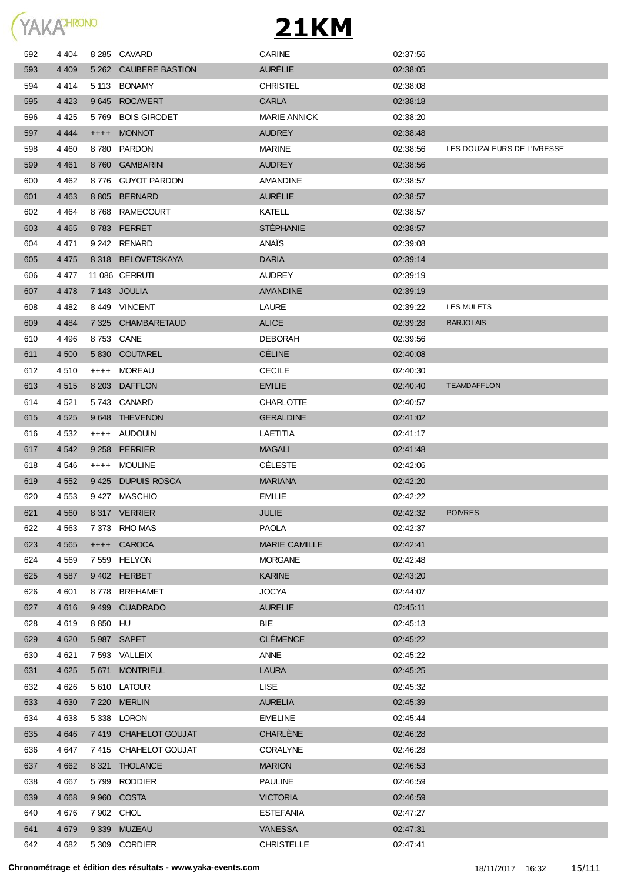# 21KM

| | | | | | | |
|---|---|---|---|---|---|---|
| 592 | 4 404 | 8 285 | CAVARD | CARINE | 02:37:56 | |
| 593 | 4 409 | 5 262 | CAUBERE BASTION | AURÉLIE | 02:38:05 | |
| 594 | 4 414 | 5 113 | BONAMY | CHRISTEL | 02:38:08 | |
| 595 | 4 423 | 9 645 | ROCAVERT | CARLA | 02:38:18 | |
| 596 | 4 425 | 5 769 | BOIS GIRODET | MARIE ANNICK | 02:38:20 | |
| 597 | 4 444 | ++++ | MONNOT | AUDREY | 02:38:48 | |
| 598 | 4 460 | 8 780 | PARDON | MARINE | 02:38:56 | LES DOUZALEURS DE L'IVRESSE |
| 599 | 4 461 | 8 760 | GAMBARINI | AUDREY | 02:38:56 | |
| 600 | 4 462 | 8 776 | GUYOT PARDON | AMANDINE | 02:38:57 | |
| 601 | 4 463 | 8 805 | BERNARD | AURÉLIE | 02:38:57 | |
| 602 | 4 464 | 8 768 | RAMECOURT | KATELL | 02:38:57 | |
| 603 | 4 465 | 8 783 | PERRET | STÉPHANIE | 02:38:57 | |
| 604 | 4 471 | 9 242 | RENARD | ANAÏS | 02:39:08 | |
| 605 | 4 475 | 8 318 | BELOVETSKAYA | DARIA | 02:39:14 | |
| 606 | 4 477 | 11 086 | CERRUTI | AUDREY | 02:39:19 | |
| 607 | 4 478 | 7 143 | JOULIA | AMANDINE | 02:39:19 | |
| 608 | 4 482 | 8 449 | VINCENT | LAURE | 02:39:22 | LES MULETS |
| 609 | 4 484 | 7 325 | CHAMBARETAUD | ALICE | 02:39:28 | BARJOLAIS |
| 610 | 4 496 | 8 753 | CANE | DEBORAH | 02:39:56 | |
| 611 | 4 500 | 5 830 | COUTAREL | CÉLINE | 02:40:08 | |
| 612 | 4 510 | ++++ | MOREAU | CECILE | 02:40:30 | |
| 613 | 4 515 | 8 203 | DAFFLON | EMILIE | 02:40:40 | TEAMDAFFLON |
| 614 | 4 521 | 5 743 | CANARD | CHARLOTTE | 02:40:57 | |
| 615 | 4 525 | 9 648 | THEVENON | GERALDINE | 02:41:02 | |
| 616 | 4 532 | ++++ | AUDOUIN | LAETITIA | 02:41:17 | |
| 617 | 4 542 | 9 258 | PERRIER | MAGALI | 02:41:48 | |
| 618 | 4 546 | ++++ | MOULINE | CÉLESTE | 02:42:06 | |
| 619 | 4 552 | 9 425 | DUPUIS ROSCA | MARIANA | 02:42:20 | |
| 620 | 4 553 | 9 427 | MASCHIO | EMILIE | 02:42:22 | |
| 621 | 4 560 | 8 317 | VERRIER | JULIE | 02:42:32 | POIVRES |
| 622 | 4 563 | 7 373 | RHO MAS | PAOLA | 02:42:37 | |
| 623 | 4 565 | ++++ | CAROCA | MARIE CAMILLE | 02:42:41 | |
| 624 | 4 569 | 7 559 | HELYON | MORGANE | 02:42:48 | |
| 625 | 4 587 | 9 402 | HERBET | KARINE | 02:43:20 | |
| 626 | 4 601 | 8 778 | BREHAMET | JOCYA | 02:44:07 | |
| 627 | 4 616 | 9 499 | CUADRADO | AURELIE | 02:45:11 | |
| 628 | 4 619 | 8 850 | HU | BIE | 02:45:13 | |
| 629 | 4 620 | 5 987 | SAPET | CLÉMENCE | 02:45:22 | |
| 630 | 4 621 | 7 593 | VALLEIX | ANNE | 02:45:22 | |
| 631 | 4 625 | 5 671 | MONTRIEUL | LAURA | 02:45:25 | |
| 632 | 4 626 | 5 610 | LATOUR | LISE | 02:45:32 | |
| 633 | 4 630 | 7 220 | MERLIN | AURELIA | 02:45:39 | |
| 634 | 4 638 | 5 338 | LORON | EMELINE | 02:45:44 | |
| 635 | 4 646 | 7 419 | CHAHELOT GOUJAT | CHARLÈNE | 02:46:28 | |
| 636 | 4 647 | 7 415 | CHAHELOT GOUJAT | CORALYNE | 02:46:28 | |
| 637 | 4 662 | 8 321 | THOLANCE | MARION | 02:46:53 | |
| 638 | 4 667 | 5 799 | RODDIER | PAULINE | 02:46:59 | |
| 639 | 4 668 | 9 960 | COSTA | VICTORIA | 02:46:59 | |
| 640 | 4 676 | 7 902 | CHOL | ESTEFANIA | 02:47:27 | |
| 641 | 4 679 | 9 339 | MUZEAU | VANESSA | 02:47:31 | |
| 642 | 4 682 | 5 309 | CORDIER | CHRISTELLE | 02:47:41 | |

**Chronométrage et édition des résultats - www.yaka-events.com** 18/11/2017 16:32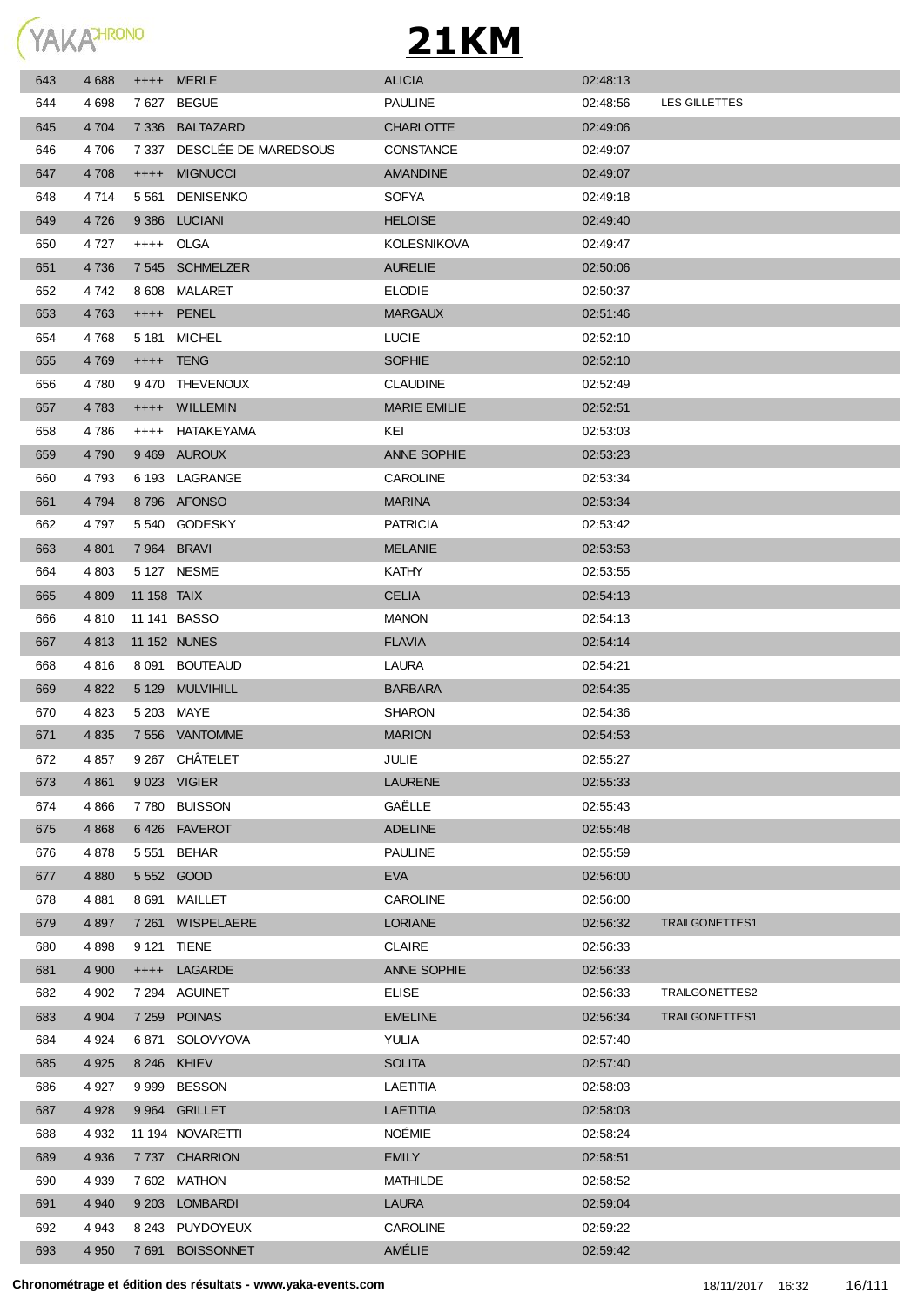# 21KM

| | | | | | | |
|---|---|---|---|---|---|---|
| 643 | 4 688 | ++++ | MERLE | ALICIA | 02:48:13 | |
| 644 | 4 698 | 7 627 | BEGUE | PAULINE | 02:48:56 | LES GILLETTES |
| 645 | 4 704 | 7 336 | BALTAZARD | CHARLOTTE | 02:49:06 | |
| 646 | 4 706 | 7 337 | DESCLÉE DE MAREDSOUS | CONSTANCE | 02:49:07 | |
| 647 | 4 708 | ++++ | MIGNUCCI | AMANDINE | 02:49:07 | |
| 648 | 4 714 | 5 561 | DENISENKO | SOFYA | 02:49:18 | |
| 649 | 4 726 | 9 386 | LUCIANI | HELOISE | 02:49:40 | |
| 650 | 4 727 | ++++ | OLGA | KOLESNIKOVA | 02:49:47 | |
| 651 | 4 736 | 7 545 | SCHMELZER | AURELIE | 02:50:06 | |
| 652 | 4 742 | 8 608 | MALARET | ELODIE | 02:50:37 | |
| 653 | 4 763 | ++++ | PENEL | MARGAUX | 02:51:46 | |
| 654 | 4 768 | 5 181 | MICHEL | LUCIE | 02:52:10 | |
| 655 | 4 769 | ++++ | TENG | SOPHIE | 02:52:10 | |
| 656 | 4 780 | 9 470 | THEVENOUX | CLAUDINE | 02:52:49 | |
| 657 | 4 783 | ++++ | WILLEMIN | MARIE EMILIE | 02:52:51 | |
| 658 | 4 786 | ++++ | HATAKEYAMA | KEI | 02:53:03 | |
| 659 | 4 790 | 9 469 | AUROUX | ANNE SOPHIE | 02:53:23 | |
| 660 | 4 793 | 6 193 | LAGRANGE | CAROLINE | 02:53:34 | |
| 661 | 4 794 | 8 796 | AFONSO | MARINA | 02:53:34 | |
| 662 | 4 797 | 5 540 | GODESKY | PATRICIA | 02:53:42 | |
| 663 | 4 801 | 7 964 | BRAVI | MELANIE | 02:53:53 | |
| 664 | 4 803 | 5 127 | NESME | KATHY | 02:53:55 | |
| 665 | 4 809 | 11 158 | TAIX | CELIA | 02:54:13 | |
| 666 | 4 810 | 11 141 | BASSO | MANON | 02:54:13 | |
| 667 | 4 813 | 11 152 | NUNES | FLAVIA | 02:54:14 | |
| 668 | 4 816 | 8 091 | BOUTEAUD | LAURA | 02:54:21 | |
| 669 | 4 822 | 5 129 | MULVIHILL | BARBARA | 02:54:35 | |
| 670 | 4 823 | 5 203 | MAYE | SHARON | 02:54:36 | |
| 671 | 4 835 | 7 556 | VANTOMME | MARION | 02:54:53 | |
| 672 | 4 857 | 9 267 | CHÂTELET | JULIE | 02:55:27 | |
| 673 | 4 861 | 9 023 | VIGIER | LAURENE | 02:55:33 | |
| 674 | 4 866 | 7 780 | BUISSON | GAËLLE | 02:55:43 | |
| 675 | 4 868 | 6 426 | FAVEROT | ADELINE | 02:55:48 | |
| 676 | 4 878 | 5 551 | BEHAR | PAULINE | 02:55:59 | |
| 677 | 4 880 | 5 552 | GOOD | EVA | 02:56:00 | |
| 678 | 4 881 | 8 691 | MAILLET | CAROLINE | 02:56:00 | |
| 679 | 4 897 | 7 261 | WISPELAERE | LORIANE | 02:56:32 | TRAILGONETTES1 |
| 680 | 4 898 | 9 121 | TIENE | CLAIRE | 02:56:33 | |
| 681 | 4 900 | ++++ | LAGARDE | ANNE SOPHIE | 02:56:33 | |
| 682 | 4 902 | 7 294 | AGUINET | ELISE | 02:56:33 | TRAILGONETTES2 |
| 683 | 4 904 | 7 259 | POINAS | EMELINE | 02:56:34 | TRAILGONETTES1 |
| 684 | 4 924 | 6 871 | SOLOVYOVA | YULIA | 02:57:40 | |
| 685 | 4 925 | 8 246 | KHIEV | SOLITA | 02:57:40 | |
| 686 | 4 927 | 9 999 | BESSON | LAETITIA | 02:58:03 | |
| 687 | 4 928 | 9 964 | GRILLET | LAETITIA | 02:58:03 | |
| 688 | 4 932 | 11 194 | NOVARETTI | NOÉMIE | 02:58:24 | |
| 689 | 4 936 | 7 737 | CHARRION | EMILY | 02:58:51 | |
| 690 | 4 939 | 7 602 | MATHON | MATHILDE | 02:58:52 | |
| 691 | 4 940 | 9 203 | LOMBARDI | LAURA | 02:59:04 | |
| 692 | 4 943 | 8 243 | PUYDOYEUX | CAROLINE | 02:59:22 | |
| 693 | 4 950 | 7 691 | BOISSONNET | AMÉLIE | 02:59:42 | |

**Chronométrage et édition des résultats - www.yaka-events.com** 18/11/2017 16:32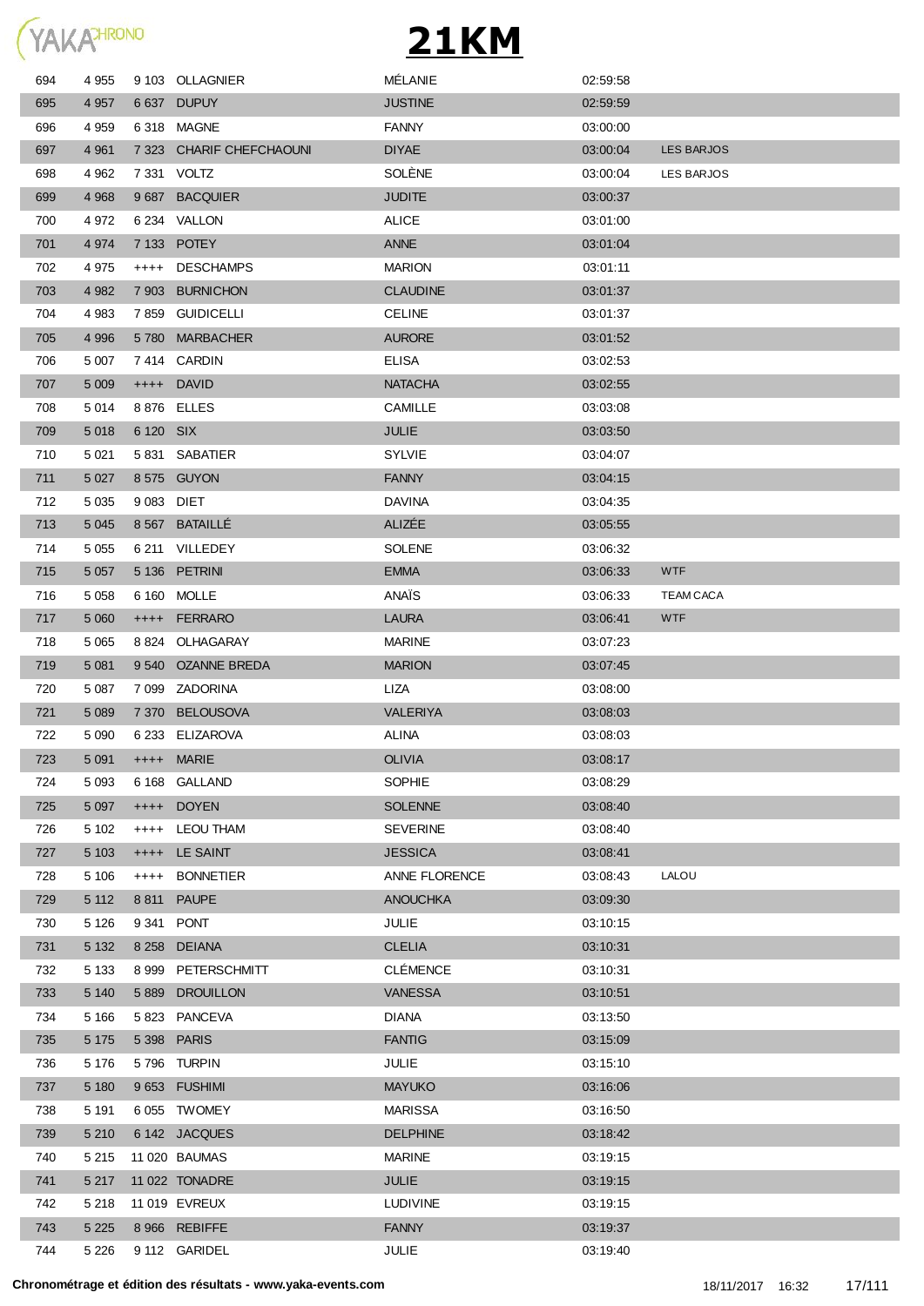# 21KM

| | | | | | | |
|---|---|---|---|---|---|---|
| 694 | 4 955 | 9 103 | OLLAGNIER | MÉLANIE | 02:59:58 | |
| 695 | 4 957 | 6 637 | DUPUY | JUSTINE | 02:59:59 | |
| 696 | 4 959 | 6 318 | MAGNE | FANNY | 03:00:00 | |
| 697 | 4 961 | 7 323 | CHARIF CHEFCHAOUNI | DIYAE | 03:00:04 | LES BARJOS |
| 698 | 4 962 | 7 331 | VOLTZ | SOLÈNE | 03:00:04 | LES BARJOS |
| 699 | 4 968 | 9 687 | BACQUIER | JUDITE | 03:00:37 | |
| 700 | 4 972 | 6 234 | VALLON | ALICE | 03:01:00 | |
| 701 | 4 974 | 7 133 | POTEY | ANNE | 03:01:04 | |
| 702 | 4 975 | ++++ | DESCHAMPS | MARION | 03:01:11 | |
| 703 | 4 982 | 7 903 | BURNICHON | CLAUDINE | 03:01:37 | |
| 704 | 4 983 | 7 859 | GUIDICELLI | CELINE | 03:01:37 | |
| 705 | 4 996 | 5 780 | MARBACHER | AURORE | 03:01:52 | |
| 706 | 5 007 | 7 414 | CARDIN | ELISA | 03:02:53 | |
| 707 | 5 009 | ++++ | DAVID | NATACHA | 03:02:55 | |
| 708 | 5 014 | 8 876 | ELLES | CAMILLE | 03:03:08 | |
| 709 | 5 018 | 6 120 | SIX | JULIE | 03:03:50 | |
| 710 | 5 021 | 5 831 | SABATIER | SYLVIE | 03:04:07 | |
| 711 | 5 027 | 8 575 | GUYON | FANNY | 03:04:15 | |
| 712 | 5 035 | 9 083 | DIET | DAVINA | 03:04:35 | |
| 713 | 5 045 | 8 567 | BATAILLÉ | ALIZÉE | 03:05:55 | |
| 714 | 5 055 | 6 211 | VILLEDEY | SOLENE | 03:06:32 | |
| 715 | 5 057 | 5 136 | PETRINI | EMMA | 03:06:33 | WTF |
| 716 | 5 058 | 6 160 | MOLLE | ANAÏS | 03:06:33 | TEAM CACA |
| 717 | 5 060 | ++++ | FERRARO | LAURA | 03:06:41 | WTF |
| 718 | 5 065 | 8 824 | OLHAGARAY | MARINE | 03:07:23 | |
| 719 | 5 081 | 9 540 | OZANNE BREDA | MARION | 03:07:45 | |
| 720 | 5 087 | 7 099 | ZADORINA | LIZA | 03:08:00 | |
| 721 | 5 089 | 7 370 | BELOUSOVA | VALERIYA | 03:08:03 | |
| 722 | 5 090 | 6 233 | ELIZAROVA | ALINA | 03:08:03 | |
| 723 | 5 091 | ++++ | MARIE | OLIVIA | 03:08:17 | |
| 724 | 5 093 | 6 168 | GALLAND | SOPHIE | 03:08:29 | |
| 725 | 5 097 | ++++ | DOYEN | SOLENNE | 03:08:40 | |
| 726 | 5 102 | ++++ | LEOU THAM | SEVERINE | 03:08:40 | |
| 727 | 5 103 | ++++ | LE SAINT | JESSICA | 03:08:41 | |
| 728 | 5 106 | ++++ | BONNETIER | ANNE FLORENCE | 03:08:43 | LALOU |
| 729 | 5 112 | 8 811 | PAUPE | ANOUCHKA | 03:09:30 | |
| 730 | 5 126 | 9 341 | PONT | JULIE | 03:10:15 | |
| 731 | 5 132 | 8 258 | DEIANA | CLELIA | 03:10:31 | |
| 732 | 5 133 | 8 999 | PETERSCHMITT | CLÉMENCE | 03:10:31 | |
| 733 | 5 140 | 5 889 | DROUILLON | VANESSA | 03:10:51 | |
| 734 | 5 166 | 5 823 | PANCEVA | DIANA | 03:13:50 | |
| 735 | 5 175 | 5 398 | PARIS | FANTIG | 03:15:09 | |
| 736 | 5 176 | 5 796 | TURPIN | JULIE | 03:15:10 | |
| 737 | 5 180 | 9 653 | FUSHIMI | MAYUKO | 03:16:06 | |
| 738 | 5 191 | 6 055 | TWOMEY | MARISSA | 03:16:50 | |
| 739 | 5 210 | 6 142 | JACQUES | DELPHINE | 03:18:42 | |
| 740 | 5 215 | 11 020 | BAUMAS | MARINE | 03:19:15 | |
| 741 | 5 217 | 11 022 | TONADRE | JULIE | 03:19:15 | |
| 742 | 5 218 | 11 019 | EVREUX | LUDIVINE | 03:19:15 | |
| 743 | 5 225 | 8 966 | REBIFFE | FANNY | 03:19:37 | |
| 744 | 5 226 | 9 112 | GARIDEL | JULIE | 03:19:40 | |

**Chronométrage et édition des résultats - www.yaka-events.com** 18/11/2017 16:32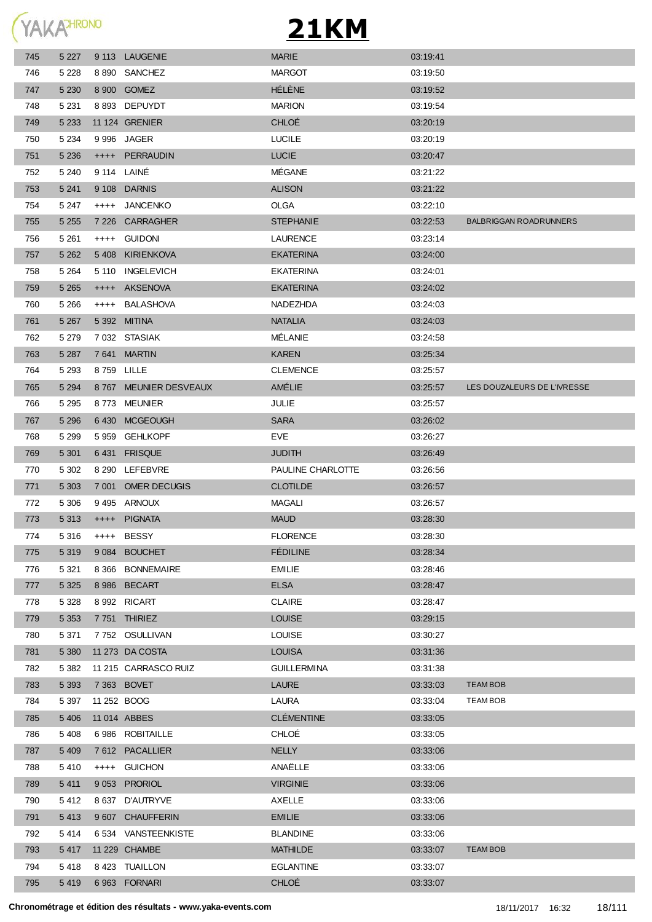# 21KM

| | | | | | | |
|---|---|---|---|---|---|---|
| 745 | 5 227 | 9 113 | LAUGENIE | MARIE | 03:19:41 | |
| 746 | 5 228 | 8 890 | SANCHEZ | MARGOT | 03:19:50 | |
| 747 | 5 230 | 8 900 | GOMEZ | HÉLÈNE | 03:19:52 | |
| 748 | 5 231 | 8 893 | DEPUYDT | MARION | 03:19:54 | |
| 749 | 5 233 | 11 124 | GRENIER | CHLOÉ | 03:20:19 | |
| 750 | 5 234 | 9 996 | JAGER | LUCILE | 03:20:19 | |
| 751 | 5 236 | ++++ | PERRAUDIN | LUCIE | 03:20:47 | |
| 752 | 5 240 | 9 114 | LAINÉ | MÉGANE | 03:21:22 | |
| 753 | 5 241 | 9 108 | DARNIS | ALISON | 03:21:22 | |
| 754 | 5 247 | ++++ | JANCENKO | OLGA | 03:22:10 | |
| 755 | 5 255 | 7 226 | CARRAGHER | STEPHANIE | 03:22:53 | BALBRIGGAN ROADRUNNERS |
| 756 | 5 261 | ++++ | GUIDONI | LAURENCE | 03:23:14 | |
| 757 | 5 262 | 5 408 | KIRIENKOVA | EKATERINA | 03:24:00 | |
| 758 | 5 264 | 5 110 | INGELEVICH | EKATERINA | 03:24:01 | |
| 759 | 5 265 | ++++ | AKSENOVA | EKATERINA | 03:24:02 | |
| 760 | 5 266 | ++++ | BALASHOVA | NADEZHDA | 03:24:03 | |
| 761 | 5 267 | 5 392 | MITINA | NATALIA | 03:24:03 | |
| 762 | 5 279 | 7 032 | STASIAK | MÉLANIE | 03:24:58 | |
| 763 | 5 287 | 7 641 | MARTIN | KAREN | 03:25:34 | |
| 764 | 5 293 | 8 759 | LILLE | CLEMENCE | 03:25:57 | |
| 765 | 5 294 | 8 767 | MEUNIER DESVEAUX | AMÉLIE | 03:25:57 | LES DOUZALEURS DE L'IVRESSE |
| 766 | 5 295 | 8 773 | MEUNIER | JULIE | 03:25:57 | |
| 767 | 5 296 | 6 430 | MCGEOUGH | SARA | 03:26:02 | |
| 768 | 5 299 | 5 959 | GEHLKOPF | EVE | 03:26:27 | |
| 769 | 5 301 | 6 431 | FRISQUE | JUDITH | 03:26:49 | |
| 770 | 5 302 | 8 290 | LEFEBVRE | PAULINE CHARLOTTE | 03:26:56 | |
| 771 | 5 303 | 7 001 | OMER DECUGIS | CLOTILDE | 03:26:57 | |
| 772 | 5 306 | 9 495 | ARNOUX | MAGALI | 03:26:57 | |
| 773 | 5 313 | ++++ | PIGNATA | MAUD | 03:28:30 | |
| 774 | 5 316 | ++++ | BESSY | FLORENCE | 03:28:30 | |
| 775 | 5 319 | 9 084 | BOUCHET | FÉDILINE | 03:28:34 | |
| 776 | 5 321 | 8 366 | BONNEMAIRE | EMILIE | 03:28:46 | |
| 777 | 5 325 | 8 986 | BECART | ELSA | 03:28:47 | |
| 778 | 5 328 | 8 992 | RICART | CLAIRE | 03:28:47 | |
| 779 | 5 353 | 7 751 | THIRIEZ | LOUISE | 03:29:15 | |
| 780 | 5 371 | 7 752 | OSULLIVAN | LOUISE | 03:30:27 | |
| 781 | 5 380 | 11 273 | DA COSTA | LOUISA | 03:31:36 | |
| 782 | 5 382 | 11 215 | CARRASCO RUIZ | GUILLERMINA | 03:31:38 | |
| 783 | 5 393 | 7 363 | BOVET | LAURE | 03:33:03 | TEAM BOB |
| 784 | 5 397 | 11 252 | BOOG | LAURA | 03:33:04 | TEAM BOB |
| 785 | 5 406 | 11 014 | ABBES | CLÉMENTINE | 03:33:05 | |
| 786 | 5 408 | 6 986 | ROBITAILLE | CHLOÉ | 03:33:05 | |
| 787 | 5 409 | 7 612 | PACALLIER | NELLY | 03:33:06 | |
| 788 | 5 410 | ++++ | GUICHON | ANAËLLE | 03:33:06 | |
| 789 | 5 411 | 9 053 | PRORIOL | VIRGINIE | 03:33:06 | |
| 790 | 5 412 | 8 637 | D'AUTRYVE | AXELLE | 03:33:06 | |
| 791 | 5 413 | 9 607 | CHAUFFERIN | EMILIE | 03:33:06 | |
| 792 | 5 414 | 6 534 | VANSTEENKISTE | BLANDINE | 03:33:06 | |
| 793 | 5 417 | 11 229 | CHAMBE | MATHILDE | 03:33:07 | TEAM BOB |
| 794 | 5 418 | 8 423 | TUAILLON | EGLANTINE | 03:33:07 | |
| 795 | 5 419 | 6 963 | FORNARI | CHLOÉ | 03:33:07 | |

**Chronométrage et édition des résultats - www.yaka-events.com** 18/11/2017 16:32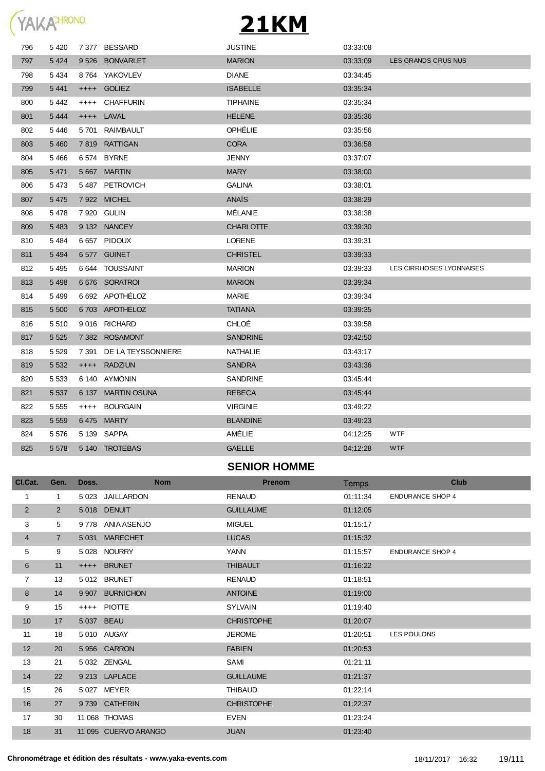# 21KM

| | | | | | | |
|---|---|---|---|---|---|---|
| 796 | 5 420 | 7 377 | BESSARD | JUSTINE | 03:33:08 | |
| 797 | 5 424 | 9 526 | BONVARLET | MARION | 03:33:09 | LES GRANDS CRUS NUS |
| 798 | 5 434 | 8 764 | YAKOVLEV | DIANE | 03:34:45 | |
| 799 | 5 441 | ++++ | GOLIEZ | ISABELLE | 03:35:34 | |
| 800 | 5 442 | ++++ | CHAFFURIN | TIPHAINE | 03:35:34 | |
| 801 | 5 444 | ++++ | LAVAL | HELENE | 03:35:36 | |
| 802 | 5 446 | 5 701 | RAIMBAULT | OPHÉLIE | 03:35:56 | |
| 803 | 5 460 | 7 819 | RATTIGAN | CORA | 03:36:58 | |
| 804 | 5 466 | 6 574 | BYRNE | JENNY | 03:37:07 | |
| 805 | 5 471 | 5 667 | MARTIN | MARY | 03:38:00 | |
| 806 | 5 473 | 5 487 | PETROVICH | GALINA | 03:38:01 | |
| 807 | 5 475 | 7 922 | MICHEL | ANAÏS | 03:38:29 | |
| 808 | 5 478 | 7 920 | GULIN | MÉLANIE | 03:38:38 | |
| 809 | 5 483 | 9 132 | NANCEY | CHARLOTTE | 03:39:30 | |
| 810 | 5 484 | 6 657 | PIDOUX | LORENE | 03:39:31 | |
| 811 | 5 494 | 6 577 | GUINET | CHRISTEL | 03:39:33 | |
| 812 | 5 495 | 6 644 | TOUSSAINT | MARION | 03:39:33 | LES CIRRHOSES LYONNAISES |
| 813 | 5 498 | 6 676 | SORATROI | MARION | 03:39:34 | |
| 814 | 5 499 | 6 692 | APOTHÉLOZ | MARIE | 03:39:34 | |
| 815 | 5 500 | 6 703 | APOTHELOZ | TATIANA | 03:39:35 | |
| 816 | 5 510 | 9 016 | RICHARD | CHLOÉ | 03:39:58 | |
| 817 | 5 525 | 7 382 | ROSAMONT | SANDRINE | 03:42:50 | |
| 818 | 5 529 | 7 391 | DE LA TEYSSONNIERE | NATHALIE | 03:43:17 | |
| 819 | 5 532 | ++++ | RADZIUN | SANDRA | 03:43:36 | |
| 820 | 5 533 | 6 140 | AYMONIN | SANDRINE | 03:45:44 | |
| 821 | 5 537 | 6 137 | MARTIN OSUNA | REBECA | 03:45:44 | |
| 822 | 5 555 | ++++ | BOURGAIN | VIRGINIE | 03:49:22 | |
| 823 | 5 559 | 6 475 | MARTY | BLANDINE | 03:49:23 | |
| 824 | 5 576 | 5 139 | SAPPA | AMÉLIE | 04:12:25 | WTF |
| 825 | 5 578 | 5 140 | TROTEBAS | GAELLE | 04:12:28 | WTF |

## SENIOR HOMME

| Cl.Cat. | Gen. | Doss. | Nom | Prenom | Temps | Club |
|---|---|---|---|---|---|---|
| 1 | 1 | 5 023 | JAILLARDON | RENAUD | 01:11:34 | ENDURANCE SHOP 4 |
| 2 | 2 | 5 018 | DENUIT | GUILLAUME | 01:12:05 | |
| 3 | 5 | 9 778 | ANIA ASENJO | MIGUEL | 01:15:17 | |
| 4 | 7 | 5 031 | MARECHET | LUCAS | 01:15:32 | |
| 5 | 9 | 5 028 | NOURRY | YANN | 01:15:57 | ENDURANCE SHOP 4 |
| 6 | 11 | ++++ | BRUNET | THIBAULT | 01:16:22 | |
| 7 | 13 | 5 012 | BRUNET | RENAUD | 01:18:51 | |
| 8 | 14 | 9 907 | BURNICHON | ANTOINE | 01:19:00 | |
| 9 | 15 | ++++ | PIOTTE | SYLVAIN | 01:19:40 | |
| 10 | 17 | 5 037 | BEAU | CHRISTOPHE | 01:20:07 | |
| 11 | 18 | 5 010 | AUGAY | JEROME | 01:20:51 | LES POULONS |
| 12 | 20 | 5 956 | CARRON | FABIEN | 01:20:53 | |
| 13 | 21 | 5 032 | ZENGAL | SAMI | 01:21:11 | |
| 14 | 22 | 9 213 | LAPLACE | GUILLAUME | 01:21:37 | |
| 15 | 26 | 5 027 | MEYER | THIBAUD | 01:22:14 | |
| 16 | 27 | 9 739 | CATHERIN | CHRISTOPHE | 01:22:37 | |
| 17 | 30 | 11 068 | THOMAS | EVEN | 01:23:24 | |
| 18 | 31 | 11 095 | CUERVO ARANGO | JUAN | 01:23:40 | |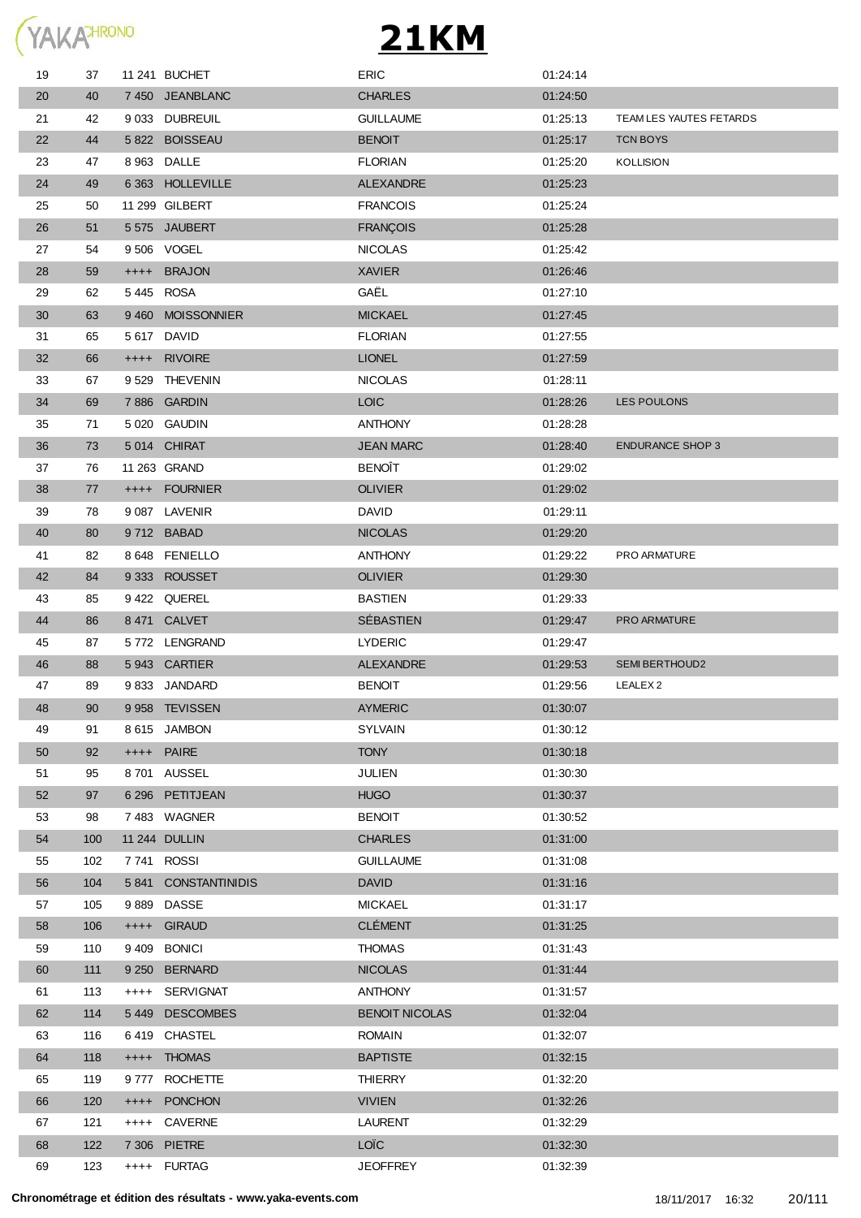# 21KM

| | | | | | | |
|---|---|---|---|---|---|---|
| 19 | 37 | 11 241 | BUCHET | ERIC | 01:24:14 | |
| 20 | 40 | 7 450 | JEANBLANC | CHARLES | 01:24:50 | |
| 21 | 42 | 9 033 | DUBREUIL | GUILLAUME | 01:25:13 | TEAM LES YAUTES FETARDS |
| 22 | 44 | 5 822 | BOISSEAU | BENOIT | 01:25:17 | TCN BOYS |
| 23 | 47 | 8 963 | DALLE | FLORIAN | 01:25:20 | KOLLISION |
| 24 | 49 | 6 363 | HOLLEVILLE | ALEXANDRE | 01:25:23 | |
| 25 | 50 | 11 299 | GILBERT | FRANCOIS | 01:25:24 | |
| 26 | 51 | 5 575 | JAUBERT | FRANÇOIS | 01:25:28 | |
| 27 | 54 | 9 506 | VOGEL | NICOLAS | 01:25:42 | |
| 28 | 59 | ++++ | BRAJON | XAVIER | 01:26:46 | |
| 29 | 62 | 5 445 | ROSA | GAËL | 01:27:10 | |
| 30 | 63 | 9 460 | MOISSONNIER | MICKAEL | 01:27:45 | |
| 31 | 65 | 5 617 | DAVID | FLORIAN | 01:27:55 | |
| 32 | 66 | ++++ | RIVOIRE | LIONEL | 01:27:59 | |
| 33 | 67 | 9 529 | THEVENIN | NICOLAS | 01:28:11 | |
| 34 | 69 | 7 886 | GARDIN | LOIC | 01:28:26 | LES POULONS |
| 35 | 71 | 5 020 | GAUDIN | ANTHONY | 01:28:28 | |
| 36 | 73 | 5 014 | CHIRAT | JEAN MARC | 01:28:40 | ENDURANCE SHOP 3 |
| 37 | 76 | 11 263 | GRAND | BENOÎT | 01:29:02 | |
| 38 | 77 | ++++ | FOURNIER | OLIVIER | 01:29:02 | |
| 39 | 78 | 9 087 | LAVENIR | DAVID | 01:29:11 | |
| 40 | 80 | 9 712 | BABAD | NICOLAS | 01:29:20 | |
| 41 | 82 | 8 648 | FENIELLO | ANTHONY | 01:29:22 | PRO ARMATURE |
| 42 | 84 | 9 333 | ROUSSET | OLIVIER | 01:29:30 | |
| 43 | 85 | 9 422 | QUEREL | BASTIEN | 01:29:33 | |
| 44 | 86 | 8 471 | CALVET | SÉBASTIEN | 01:29:47 | PRO ARMATURE |
| 45 | 87 | 5 772 | LENGRAND | LYDERIC | 01:29:47 | |
| 46 | 88 | 5 943 | CARTIER | ALEXANDRE | 01:29:53 | SEMI BERTHOUD2 |
| 47 | 89 | 9 833 | JANDARD | BENOIT | 01:29:56 | LEALEX 2 |
| 48 | 90 | 9 958 | TEVISSEN | AYMERIC | 01:30:07 | |
| 49 | 91 | 8 615 | JAMBON | SYLVAIN | 01:30:12 | |
| 50 | 92 | ++++ | PAIRE | TONY | 01:30:18 | |
| 51 | 95 | 8 701 | AUSSEL | JULIEN | 01:30:30 | |
| 52 | 97 | 6 296 | PETITJEAN | HUGO | 01:30:37 | |
| 53 | 98 | 7 483 | WAGNER | BENOIT | 01:30:52 | |
| 54 | 100 | 11 244 | DULLIN | CHARLES | 01:31:00 | |
| 55 | 102 | 7 741 | ROSSI | GUILLAUME | 01:31:08 | |
| 56 | 104 | 5 841 | CONSTANTINIDIS | DAVID | 01:31:16 | |
| 57 | 105 | 9 889 | DASSE | MICKAEL | 01:31:17 | |
| 58 | 106 | ++++ | GIRAUD | CLÉMENT | 01:31:25 | |
| 59 | 110 | 9 409 | BONICI | THOMAS | 01:31:43 | |
| 60 | 111 | 9 250 | BERNARD | NICOLAS | 01:31:44 | |
| 61 | 113 | ++++ | SERVIGNAT | ANTHONY | 01:31:57 | |
| 62 | 114 | 5 449 | DESCOMBES | BENOIT NICOLAS | 01:32:04 | |
| 63 | 116 | 6 419 | CHASTEL | ROMAIN | 01:32:07 | |
| 64 | 118 | ++++ | THOMAS | BAPTISTE | 01:32:15 | |
| 65 | 119 | 9 777 | ROCHETTE | THIERRY | 01:32:20 | |
| 66 | 120 | ++++ | PONCHON | VIVIEN | 01:32:26 | |
| 67 | 121 | ++++ | CAVERNE | LAURENT | 01:32:29 | |
| 68 | 122 | 7 306 | PIETRE | LOÏC | 01:32:30 | |
| 69 | 123 | ++++ | FURTAG | JEOFFREY | 01:32:39 | |

**Chronométrage et édition des résultats - www.yaka-events.com** 18/11/2017 16:32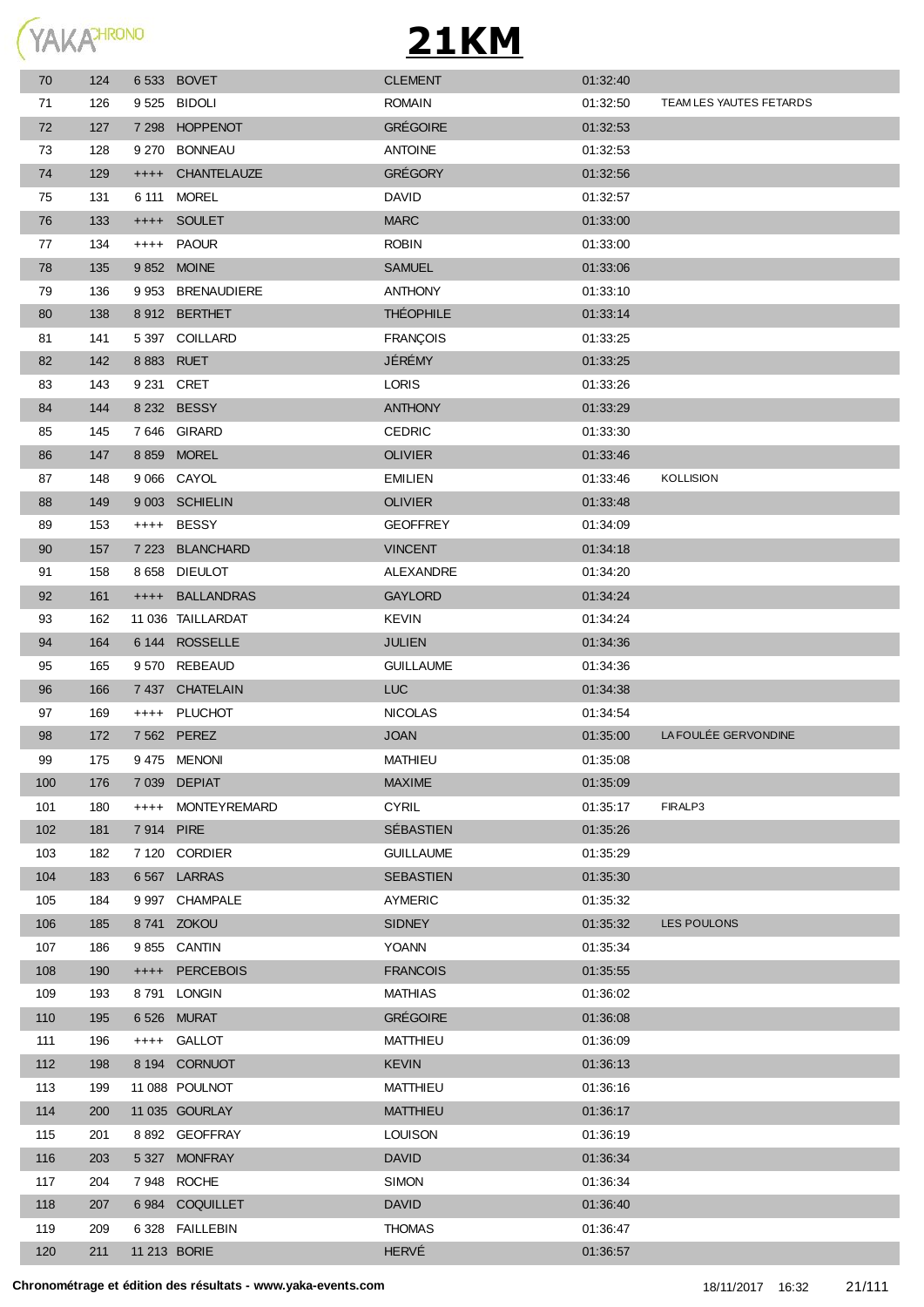# 21KM

| | | | | | | |
|---|---|---|---|---|---|---|
| 70 | 124 | 6 533 | BOVET | CLEMENT | 01:32:40 | |
| 71 | 126 | 9 525 | BIDOLI | ROMAIN | 01:32:50 | TEAM LES YAUTES FETARDS |
| 72 | 127 | 7 298 | HOPPENOT | GRÉGOIRE | 01:32:53 | |
| 73 | 128 | 9 270 | BONNEAU | ANTOINE | 01:32:53 | |
| 74 | 129 | ++++ | CHANTELAUZE | GRÉGORY | 01:32:56 | |
| 75 | 131 | 6 111 | MOREL | DAVID | 01:32:57 | |
| 76 | 133 | ++++ | SOULET | MARC | 01:33:00 | |
| 77 | 134 | ++++ | PAOUR | ROBIN | 01:33:00 | |
| 78 | 135 | 9 852 | MOINE | SAMUEL | 01:33:06 | |
| 79 | 136 | 9 953 | BRENAUDIERE | ANTHONY | 01:33:10 | |
| 80 | 138 | 8 912 | BERTHET | THÉOPHILE | 01:33:14 | |
| 81 | 141 | 5 397 | COILLARD | FRANÇOIS | 01:33:25 | |
| 82 | 142 | 8 883 | RUET | JÉRÉMY | 01:33:25 | |
| 83 | 143 | 9 231 | CRET | LORIS | 01:33:26 | |
| 84 | 144 | 8 232 | BESSY | ANTHONY | 01:33:29 | |
| 85 | 145 | 7 646 | GIRARD | CEDRIC | 01:33:30 | |
| 86 | 147 | 8 859 | MOREL | OLIVIER | 01:33:46 | |
| 87 | 148 | 9 066 | CAYOL | EMILIEN | 01:33:46 | KOLLISION |
| 88 | 149 | 9 003 | SCHIELIN | OLIVIER | 01:33:48 | |
| 89 | 153 | ++++ | BESSY | GEOFFREY | 01:34:09 | |
| 90 | 157 | 7 223 | BLANCHARD | VINCENT | 01:34:18 | |
| 91 | 158 | 8 658 | DIEULOT | ALEXANDRE | 01:34:20 | |
| 92 | 161 | ++++ | BALLANDRAS | GAYLORD | 01:34:24 | |
| 93 | 162 | 11 036 | TAILLARDAT | KEVIN | 01:34:24 | |
| 94 | 164 | 6 144 | ROSSELLE | JULIEN | 01:34:36 | |
| 95 | 165 | 9 570 | REBEAUD | GUILLAUME | 01:34:36 | |
| 96 | 166 | 7 437 | CHATELAIN | LUC | 01:34:38 | |
| 97 | 169 | ++++ | PLUCHOT | NICOLAS | 01:34:54 | |
| 98 | 172 | 7 562 | PEREZ | JOAN | 01:35:00 | LA FOULÉE GERVONDINE |
| 99 | 175 | 9 475 | MENONI | MATHIEU | 01:35:08 | |
| 100 | 176 | 7 039 | DEPIAT | MAXIME | 01:35:09 | |
| 101 | 180 | ++++ | MONTEYREMARD | CYRIL | 01:35:17 | FIRALP3 |
| 102 | 181 | 7 914 | PIRE | SÉBASTIEN | 01:35:26 | |
| 103 | 182 | 7 120 | CORDIER | GUILLAUME | 01:35:29 | |
| 104 | 183 | 6 567 | LARRAS | SEBASTIEN | 01:35:30 | |
| 105 | 184 | 9 997 | CHAMPALE | AYMERIC | 01:35:32 | |
| 106 | 185 | 8 741 | ZOKOU | SIDNEY | 01:35:32 | LES POULONS |
| 107 | 186 | 9 855 | CANTIN | YOANN | 01:35:34 | |
| 108 | 190 | ++++ | PERCEBOIS | FRANCOIS | 01:35:55 | |
| 109 | 193 | 8 791 | LONGIN | MATHIAS | 01:36:02 | |
| 110 | 195 | 6 526 | MURAT | GRÉGOIRE | 01:36:08 | |
| 111 | 196 | ++++ | GALLOT | MATTHIEU | 01:36:09 | |
| 112 | 198 | 8 194 | CORNUOT | KEVIN | 01:36:13 | |
| 113 | 199 | 11 088 | POULNOT | MATTHIEU | 01:36:16 | |
| 114 | 200 | 11 035 | GOURLAY | MATTHIEU | 01:36:17 | |
| 115 | 201 | 8 892 | GEOFFRAY | LOUISON | 01:36:19 | |
| 116 | 203 | 5 327 | MONFRAY | DAVID | 01:36:34 | |
| 117 | 204 | 7 948 | ROCHE | SIMON | 01:36:34 | |
| 118 | 207 | 6 984 | COQUILLET | DAVID | 01:36:40 | |
| 119 | 209 | 6 328 | FAILLEBIN | THOMAS | 01:36:47 | |
| 120 | 211 | 11 213 | BORIE | HERVÉ | 01:36:57 | |

**Chronométrage et édition des résultats - www.yaka-events.com** 18/11/2017 16:32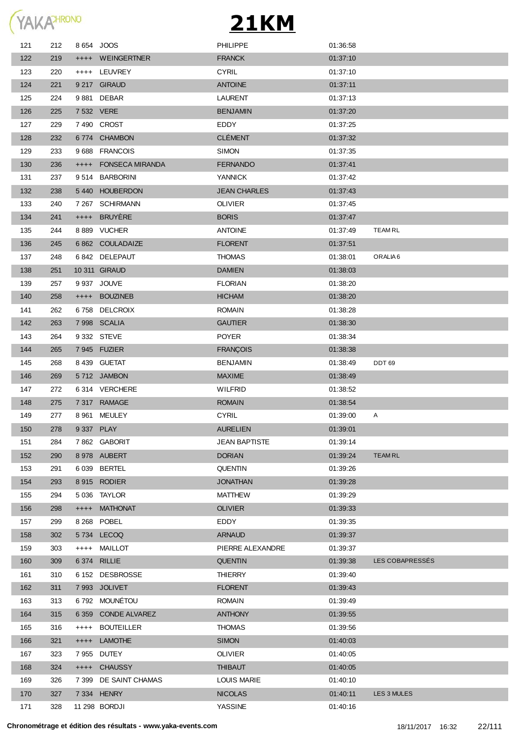# 21KM

| | | | | | | |
|---|---|---|---|---|---|---|
| 121 | 212 | 8 654 | JOOS | PHILIPPE | 01:36:58 | |
| 122 | 219 | ++++ | WEINGERTNER | FRANCK | 01:37:10 | |
| 123 | 220 | ++++ | LEUVREY | CYRIL | 01:37:10 | |
| 124 | 221 | 9 217 | GIRAUD | ANTOINE | 01:37:11 | |
| 125 | 224 | 9 881 | DEBAR | LAURENT | 01:37:13 | |
| 126 | 225 | 7 532 | VERE | BENJAMIN | 01:37:20 | |
| 127 | 229 | 7 490 | CROST | EDDY | 01:37:25 | |
| 128 | 232 | 6 774 | CHAMBON | CLÉMENT | 01:37:32 | |
| 129 | 233 | 9 688 | FRANCOIS | SIMON | 01:37:35 | |
| 130 | 236 | ++++ | FONSECA MIRANDA | FERNANDO | 01:37:41 | |
| 131 | 237 | 9 514 | BARBORINI | YANNICK | 01:37:42 | |
| 132 | 238 | 5 440 | HOUBERDON | JEAN CHARLES | 01:37:43 | |
| 133 | 240 | 7 267 | SCHIRMANN | OLIVIER | 01:37:45 | |
| 134 | 241 | ++++ | BRUYÈRE | BORIS | 01:37:47 | |
| 135 | 244 | 8 889 | VUCHER | ANTOINE | 01:37:49 | TEAM RL |
| 136 | 245 | 6 862 | COULADAIZE | FLORENT | 01:37:51 | |
| 137 | 248 | 6 842 | DELEPAUT | THOMAS | 01:38:01 | ORALIA 6 |
| 138 | 251 | 10 311 | GIRAUD | DAMIEN | 01:38:03 | |
| 139 | 257 | 9 937 | JOUVE | FLORIAN | 01:38:20 | |
| 140 | 258 | ++++ | BOUZINEB | HICHAM | 01:38:20 | |
| 141 | 262 | 6 758 | DELCROIX | ROMAIN | 01:38:28 | |
| 142 | 263 | 7 998 | SCALIA | GAUTIER | 01:38:30 | |
| 143 | 264 | 9 332 | STEVE | POYER | 01:38:34 | |
| 144 | 265 | 7 945 | FUZIER | FRANÇOIS | 01:38:38 | |
| 145 | 268 | 8 439 | GUETAT | BENJAMIN | 01:38:49 | DDT 69 |
| 146 | 269 | 5 712 | JAMBON | MAXIME | 01:38:49 | |
| 147 | 272 | 6 314 | VERCHERE | WILFRID | 01:38:52 | |
| 148 | 275 | 7 317 | RAMAGE | ROMAIN | 01:38:54 | |
| 149 | 277 | 8 961 | MEULEY | CYRIL | 01:39:00 | A |
| 150 | 278 | 9 337 | PLAY | AURELIEN | 01:39:01 | |
| 151 | 284 | 7 862 | GABORIT | JEAN BAPTISTE | 01:39:14 | |
| 152 | 290 | 8 978 | AUBERT | DORIAN | 01:39:24 | TEAM RL |
| 153 | 291 | 6 039 | BERTEL | QUENTIN | 01:39:26 | |
| 154 | 293 | 8 915 | RODIER | JONATHAN | 01:39:28 | |
| 155 | 294 | 5 036 | TAYLOR | MATTHEW | 01:39:29 | |
| 156 | 298 | ++++ | MATHONAT | OLIVIER | 01:39:33 | |
| 157 | 299 | 8 268 | POBEL | EDDY | 01:39:35 | |
| 158 | 302 | 5 734 | LECOQ | ARNAUD | 01:39:37 | |
| 159 | 303 | ++++ | MAILLOT | PIERRE ALEXANDRE | 01:39:37 | |
| 160 | 309 | 6 374 | RILLIE | QUENTIN | 01:39:38 | LES COBAPRESSÉS |
| 161 | 310 | 6 152 | DESBROSSE | THIERRY | 01:39:40 | |
| 162 | 311 | 7 993 | JOLIVET | FLORENT | 01:39:43 | |
| 163 | 313 | 6 792 | MOUNÉTOU | ROMAIN | 01:39:49 | |
| 164 | 315 | 6 359 | CONDE ALVAREZ | ANTHONY | 01:39:55 | |
| 165 | 316 | ++++ | BOUTEILLER | THOMAS | 01:39:56 | |
| 166 | 321 | ++++ | LAMOTHE | SIMON | 01:40:03 | |
| 167 | 323 | 7 955 | DUTEY | OLIVIER | 01:40:05 | |
| 168 | 324 | ++++ | CHAUSSY | THIBAUT | 01:40:05 | |
| 169 | 326 | 7 399 | DE SAINT CHAMAS | LOUIS MARIE | 01:40:10 | |
| 170 | 327 | 7 334 | HENRY | NICOLAS | 01:40:11 | LES 3 MULES |
| 171 | 328 | 11 298 | BORDJI | YASSINE | 01:40:16 | |

**Chronométrage et édition des résultats - www.yaka-events.com** 18/11/2017 16:32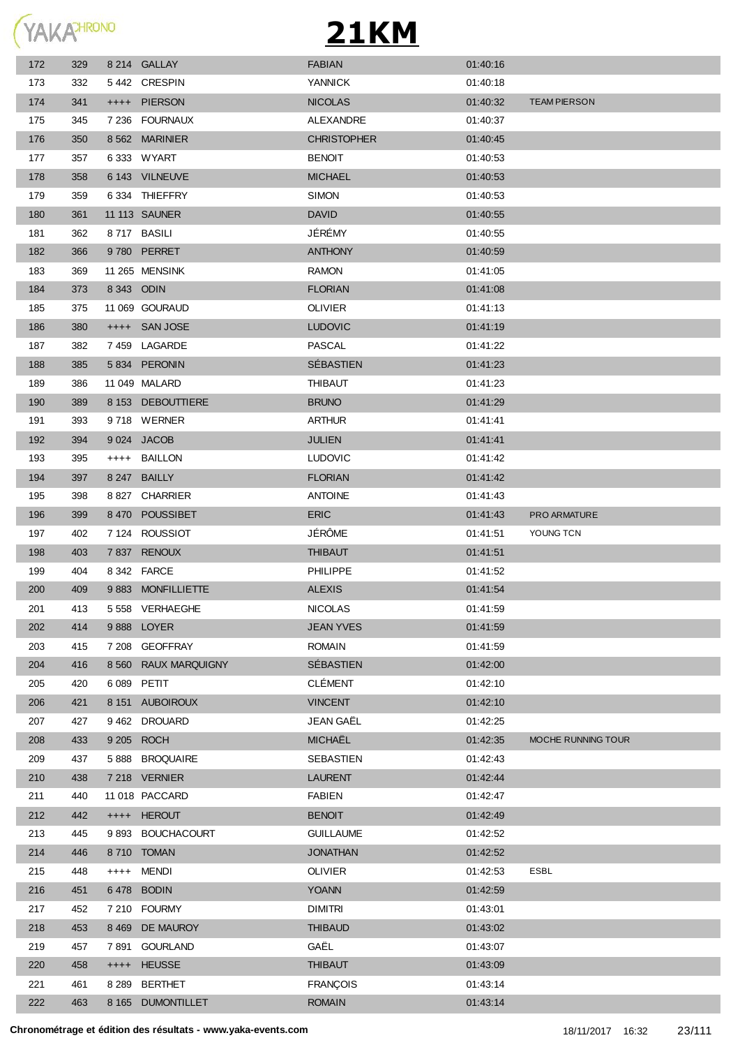# 21KM

| | | | | | | |
|---|---|---|---|---|---|---|
| 172 | 329 | 8 214 | GALLAY | FABIAN | 01:40:16 | |
| 173 | 332 | 5 442 | CRESPIN | YANNICK | 01:40:18 | |
| 174 | 341 | ++++ | PIERSON | NICOLAS | 01:40:32 | TEAM PIERSON |
| 175 | 345 | 7 236 | FOURNAUX | ALEXANDRE | 01:40:37 | |
| 176 | 350 | 8 562 | MARINIER | CHRISTOPHER | 01:40:45 | |
| 177 | 357 | 6 333 | WYART | BENOIT | 01:40:53 | |
| 178 | 358 | 6 143 | VILNEUVE | MICHAEL | 01:40:53 | |
| 179 | 359 | 6 334 | THIEFFRY | SIMON | 01:40:53 | |
| 180 | 361 | 11 113 | SAUNER | DAVID | 01:40:55 | |
| 181 | 362 | 8 717 | BASILI | JÉRÉMY | 01:40:55 | |
| 182 | 366 | 9 780 | PERRET | ANTHONY | 01:40:59 | |
| 183 | 369 | 11 265 | MENSINK | RAMON | 01:41:05 | |
| 184 | 373 | 8 343 | ODIN | FLORIAN | 01:41:08 | |
| 185 | 375 | 11 069 | GOURAUD | OLIVIER | 01:41:13 | |
| 186 | 380 | ++++ | SAN JOSE | LUDOVIC | 01:41:19 | |
| 187 | 382 | 7 459 | LAGARDE | PASCAL | 01:41:22 | |
| 188 | 385 | 5 834 | PERONIN | SÉBASTIEN | 01:41:23 | |
| 189 | 386 | 11 049 | MALARD | THIBAUT | 01:41:23 | |
| 190 | 389 | 8 153 | DEBOUTTIERE | BRUNO | 01:41:29 | |
| 191 | 393 | 9 718 | WERNER | ARTHUR | 01:41:41 | |
| 192 | 394 | 9 024 | JACOB | JULIEN | 01:41:41 | |
| 193 | 395 | ++++ | BAILLON | LUDOVIC | 01:41:42 | |
| 194 | 397 | 8 247 | BAILLY | FLORIAN | 01:41:42 | |
| 195 | 398 | 8 827 | CHARRIER | ANTOINE | 01:41:43 | |
| 196 | 399 | 8 470 | POUSSIBET | ERIC | 01:41:43 | PRO ARMATURE |
| 197 | 402 | 7 124 | ROUSSIOT | JÉRÔME | 01:41:51 | YOUNG TCN |
| 198 | 403 | 7 837 | RENOUX | THIBAUT | 01:41:51 | |
| 199 | 404 | 8 342 | FARCE | PHILIPPE | 01:41:52 | |
| 200 | 409 | 9 883 | MONFILLIETTE | ALEXIS | 01:41:54 | |
| 201 | 413 | 5 558 | VERHAEGHE | NICOLAS | 01:41:59 | |
| 202 | 414 | 9 888 | LOYER | JEAN YVES | 01:41:59 | |
| 203 | 415 | 7 208 | GEOFFRAY | ROMAIN | 01:41:59 | |
| 204 | 416 | 8 560 | RAUX MARQUIGNY | SÉBASTIEN | 01:42:00 | |
| 205 | 420 | 6 089 | PETIT | CLÉMENT | 01:42:10 | |
| 206 | 421 | 8 151 | AUBOIROUX | VINCENT | 01:42:10 | |
| 207 | 427 | 9 462 | DROUARD | JEAN GAËL | 01:42:25 | |
| 208 | 433 | 9 205 | ROCH | MICHAËL | 01:42:35 | MOCHE RUNNING TOUR |
| 209 | 437 | 5 888 | BROQUAIRE | SEBASTIEN | 01:42:43 | |
| 210 | 438 | 7 218 | VERNIER | LAURENT | 01:42:44 | |
| 211 | 440 | 11 018 | PACCARD | FABIEN | 01:42:47 | |
| 212 | 442 | ++++ | HEROUT | BENOIT | 01:42:49 | |
| 213 | 445 | 9 893 | BOUCHACOURT | GUILLAUME | 01:42:52 | |
| 214 | 446 | 8 710 | TOMAN | JONATHAN | 01:42:52 | |
| 215 | 448 | ++++ | MENDI | OLIVIER | 01:42:53 | ESBL |
| 216 | 451 | 6 478 | BODIN | YOANN | 01:42:59 | |
| 217 | 452 | 7 210 | FOURMY | DIMITRI | 01:43:01 | |
| 218 | 453 | 8 469 | DE MAUROY | THIBAUD | 01:43:02 | |
| 219 | 457 | 7 891 | GOURLAND | GAËL | 01:43:07 | |
| 220 | 458 | ++++ | HEUSSE | THIBAUT | 01:43:09 | |
| 221 | 461 | 8 289 | BERTHET | FRANÇOIS | 01:43:14 | |
| 222 | 463 | 8 165 | DUMONTILLET | ROMAIN | 01:43:14 | |

**Chronométrage et édition des résultats - www.yaka-events.com** 18/11/2017 16:32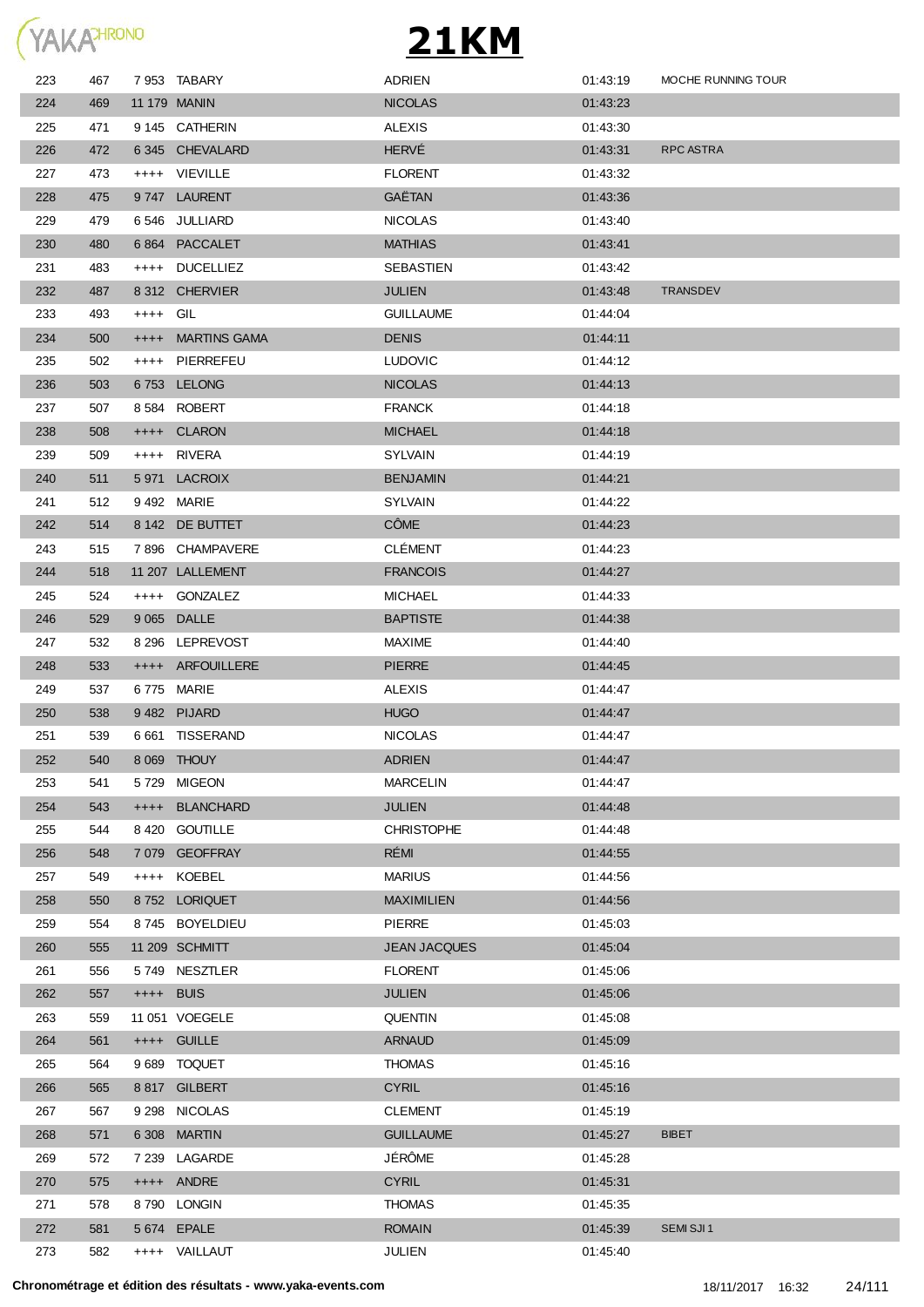# 21KM

| | | | | | | |
|---|---|---|---|---|---|---|
| 223 | 467 | 7 953 | TABARY | ADRIEN | 01:43:19 | MOCHE RUNNING TOUR |
| 224 | 469 | 11 179 | MANIN | NICOLAS | 01:43:23 | |
| 225 | 471 | 9 145 | CATHERIN | ALEXIS | 01:43:30 | |
| 226 | 472 | 6 345 | CHEVALARD | HERVÉ | 01:43:31 | RPC ASTRA |
| 227 | 473 | ++++ | VIEVILLE | FLORENT | 01:43:32 | |
| 228 | 475 | 9 747 | LAURENT | GAËTAN | 01:43:36 | |
| 229 | 479 | 6 546 | JULLIARD | NICOLAS | 01:43:40 | |
| 230 | 480 | 6 864 | PACCALET | MATHIAS | 01:43:41 | |
| 231 | 483 | ++++ | DUCELLIEZ | SEBASTIEN | 01:43:42 | |
| 232 | 487 | 8 312 | CHERVIER | JULIEN | 01:43:48 | TRANSDEV |
| 233 | 493 | ++++ | GIL | GUILLAUME | 01:44:04 | |
| 234 | 500 | ++++ | MARTINS GAMA | DENIS | 01:44:11 | |
| 235 | 502 | ++++ | PIERREFEU | LUDOVIC | 01:44:12 | |
| 236 | 503 | 6 753 | LELONG | NICOLAS | 01:44:13 | |
| 237 | 507 | 8 584 | ROBERT | FRANCK | 01:44:18 | |
| 238 | 508 | ++++ | CLARON | MICHAEL | 01:44:18 | |
| 239 | 509 | ++++ | RIVERA | SYLVAIN | 01:44:19 | |
| 240 | 511 | 5 971 | LACROIX | BENJAMIN | 01:44:21 | |
| 241 | 512 | 9 492 | MARIE | SYLVAIN | 01:44:22 | |
| 242 | 514 | 8 142 | DE BUTTET | CÔME | 01:44:23 | |
| 243 | 515 | 7 896 | CHAMPAVERE | CLÉMENT | 01:44:23 | |
| 244 | 518 | 11 207 | LALLEMENT | FRANCOIS | 01:44:27 | |
| 245 | 524 | ++++ | GONZALEZ | MICHAEL | 01:44:33 | |
| 246 | 529 | 9 065 | DALLE | BAPTISTE | 01:44:38 | |
| 247 | 532 | 8 296 | LEPREVOST | MAXIME | 01:44:40 | |
| 248 | 533 | ++++ | ARFOUILLERE | PIERRE | 01:44:45 | |
| 249 | 537 | 6 775 | MARIE | ALEXIS | 01:44:47 | |
| 250 | 538 | 9 482 | PIJARD | HUGO | 01:44:47 | |
| 251 | 539 | 6 661 | TISSERAND | NICOLAS | 01:44:47 | |
| 252 | 540 | 8 069 | THOUY | ADRIEN | 01:44:47 | |
| 253 | 541 | 5 729 | MIGEON | MARCELIN | 01:44:47 | |
| 254 | 543 | ++++ | BLANCHARD | JULIEN | 01:44:48 | |
| 255 | 544 | 8 420 | GOUTILLE | CHRISTOPHE | 01:44:48 | |
| 256 | 548 | 7 079 | GEOFFRAY | RÉMI | 01:44:55 | |
| 257 | 549 | ++++ | KOEBEL | MARIUS | 01:44:56 | |
| 258 | 550 | 8 752 | LORIQUET | MAXIMILIEN | 01:44:56 | |
| 259 | 554 | 8 745 | BOYELDIEU | PIERRE | 01:45:03 | |
| 260 | 555 | 11 209 | SCHMITT | JEAN JACQUES | 01:45:04 | |
| 261 | 556 | 5 749 | NESZTLER | FLORENT | 01:45:06 | |
| 262 | 557 | ++++ | BUIS | JULIEN | 01:45:06 | |
| 263 | 559 | 11 051 | VOEGELE | QUENTIN | 01:45:08 | |
| 264 | 561 | ++++ | GUILLE | ARNAUD | 01:45:09 | |
| 265 | 564 | 9 689 | TOQUET | THOMAS | 01:45:16 | |
| 266 | 565 | 8 817 | GILBERT | CYRIL | 01:45:16 | |
| 267 | 567 | 9 298 | NICOLAS | CLEMENT | 01:45:19 | |
| 268 | 571 | 6 308 | MARTIN | GUILLAUME | 01:45:27 | BIBET |
| 269 | 572 | 7 239 | LAGARDE | JÉRÔME | 01:45:28 | |
| 270 | 575 | ++++ | ANDRE | CYRIL | 01:45:31 | |
| 271 | 578 | 8 790 | LONGIN | THOMAS | 01:45:35 | |
| 272 | 581 | 5 674 | EPALE | ROMAIN | 01:45:39 | SEMI SJI 1 |
| 273 | 582 | ++++ | VAILLAUT | JULIEN | 01:45:40 | |

Chronométrage et édition des résultats - www.yaka-events.com 18/11/2017 16:32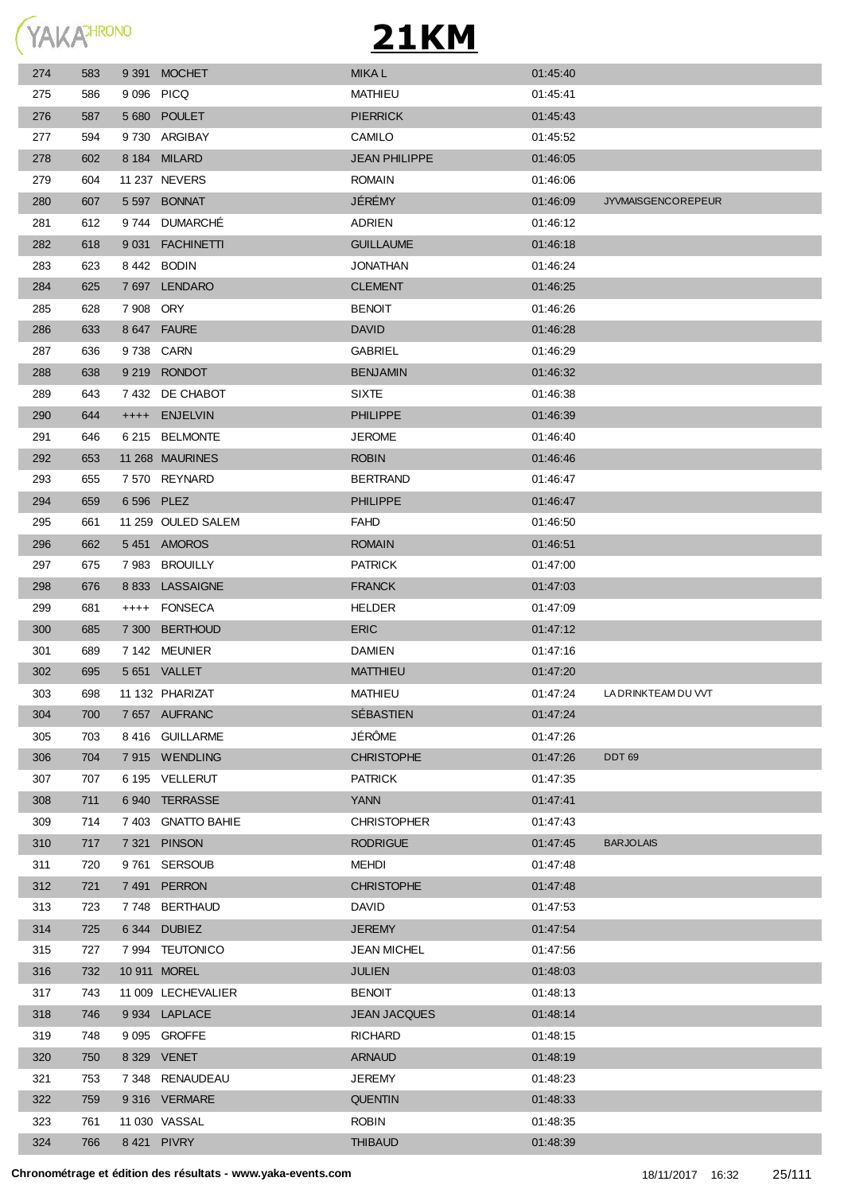# 21KM

| | | | | | | |
|---|---|---|---|---|---|---|
| 274 | 583 | 9 391 | MOCHET | MIKA L | 01:45:40 | |
| 275 | 586 | 9 096 | PICQ | MATHIEU | 01:45:41 | |
| 276 | 587 | 5 680 | POULET | PIERRICK | 01:45:43 | |
| 277 | 594 | 9 730 | ARGIBAY | CAMILO | 01:45:52 | |
| 278 | 602 | 8 184 | MILARD | JEAN PHILIPPE | 01:46:05 | |
| 279 | 604 | 11 237 | NEVERS | ROMAIN | 01:46:06 | |
| 280 | 607 | 5 597 | BONNAT | JÉRÉMY | 01:46:09 | JYVMAISGENCOREPEUR |
| 281 | 612 | 9 744 | DUMARCHÉ | ADRIEN | 01:46:12 | |
| 282 | 618 | 9 031 | FACHINETTI | GUILLAUME | 01:46:18 | |
| 283 | 623 | 8 442 | BODIN | JONATHAN | 01:46:24 | |
| 284 | 625 | 7 697 | LENDARO | CLEMENT | 01:46:25 | |
| 285 | 628 | 7 908 | ORY | BENOIT | 01:46:26 | |
| 286 | 633 | 8 647 | FAURE | DAVID | 01:46:28 | |
| 287 | 636 | 9 738 | CARN | GABRIEL | 01:46:29 | |
| 288 | 638 | 9 219 | RONDOT | BENJAMIN | 01:46:32 | |
| 289 | 643 | 7 432 | DE CHABOT | SIXTE | 01:46:38 | |
| 290 | 644 | ++++ | ENJELVIN | PHILIPPE | 01:46:39 | |
| 291 | 646 | 6 215 | BELMONTE | JEROME | 01:46:40 | |
| 292 | 653 | 11 268 | MAURINES | ROBIN | 01:46:46 | |
| 293 | 655 | 7 570 | REYNARD | BERTRAND | 01:46:47 | |
| 294 | 659 | 6 596 | PLEZ | PHILIPPE | 01:46:47 | |
| 295 | 661 | 11 259 | OULED SALEM | FAHD | 01:46:50 | |
| 296 | 662 | 5 451 | AMOROS | ROMAIN | 01:46:51 | |
| 297 | 675 | 7 983 | BROUILLY | PATRICK | 01:47:00 | |
| 298 | 676 | 8 833 | LASSAIGNE | FRANCK | 01:47:03 | |
| 299 | 681 | ++++ | FONSECA | HELDER | 01:47:09 | |
| 300 | 685 | 7 300 | BERTHOUD | ERIC | 01:47:12 | |
| 301 | 689 | 7 142 | MEUNIER | DAMIEN | 01:47:16 | |
| 302 | 695 | 5 651 | VALLET | MATTHIEU | 01:47:20 | |
| 303 | 698 | 11 132 | PHARIZAT | MATHIEU | 01:47:24 | LA DRINKTEAM DU VVT |
| 304 | 700 | 7 657 | AUFRANC | SÉBASTIEN | 01:47:24 | |
| 305 | 703 | 8 416 | GUILLARME | JÉRÔME | 01:47:26 | |
| 306 | 704 | 7 915 | WENDLING | CHRISTOPHE | 01:47:26 | DDT 69 |
| 307 | 707 | 6 195 | VELLERUT | PATRICK | 01:47:35 | |
| 308 | 711 | 6 940 | TERRASSE | YANN | 01:47:41 | |
| 309 | 714 | 7 403 | GNATTO BAHIE | CHRISTOPHER | 01:47:43 | |
| 310 | 717 | 7 321 | PINSON | RODRIGUE | 01:47:45 | BARJOLAIS |
| 311 | 720 | 9 761 | SERSOUB | MEHDI | 01:47:48 | |
| 312 | 721 | 7 491 | PERRON | CHRISTOPHE | 01:47:48 | |
| 313 | 723 | 7 748 | BERTHAUD | DAVID | 01:47:53 | |
| 314 | 725 | 6 344 | DUBIEZ | JEREMY | 01:47:54 | |
| 315 | 727 | 7 994 | TEUTONICO | JEAN MICHEL | 01:47:56 | |
| 316 | 732 | 10 911 | MOREL | JULIEN | 01:48:03 | |
| 317 | 743 | 11 009 | LECHEVALIER | BENOIT | 01:48:13 | |
| 318 | 746 | 9 934 | LAPLACE | JEAN JACQUES | 01:48:14 | |
| 319 | 748 | 9 095 | GROFFE | RICHARD | 01:48:15 | |
| 320 | 750 | 8 329 | VENET | ARNAUD | 01:48:19 | |
| 321 | 753 | 7 348 | RENAUDEAU | JEREMY | 01:48:23 | |
| 322 | 759 | 9 316 | VERMARE | QUENTIN | 01:48:33 | |
| 323 | 761 | 11 030 | VASSAL | ROBIN | 01:48:35 | |
| 324 | 766 | 8 421 | PIVRY | THIBAUD | 01:48:39 | |

**Chronométrage et édition des résultats - www.yaka-events.com** 18/11/2017 16:32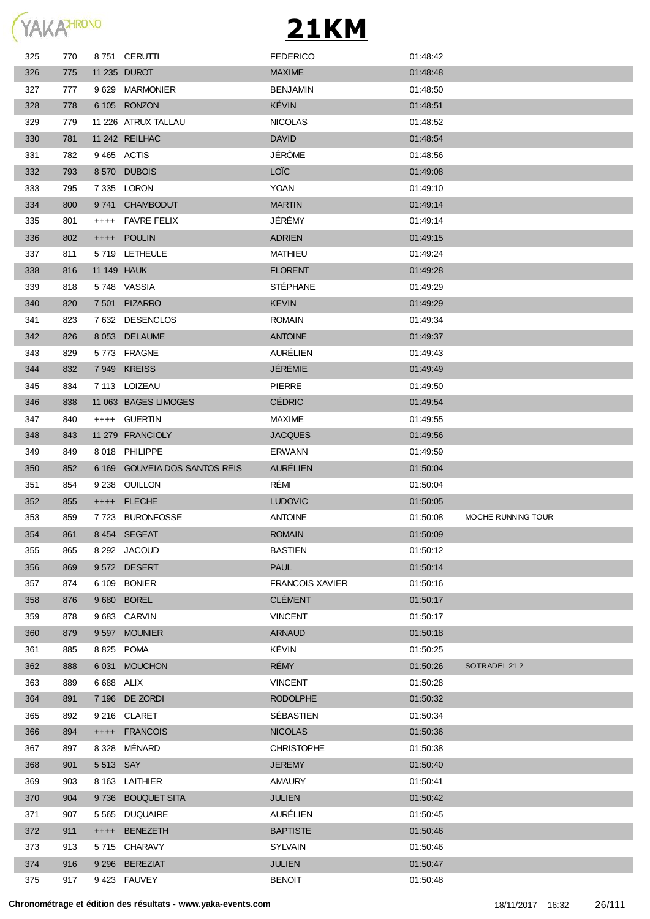# 21KM

| | | | | | | |
|---|---|---|---|---|---|---|
| 325 | 770 | 8 751 | CERUTTI | FEDERICO | 01:48:42 | |
| 326 | 775 | 11 235 | DUROT | MAXIME | 01:48:48 | |
| 327 | 777 | 9 629 | MARMONIER | BENJAMIN | 01:48:50 | |
| 328 | 778 | 6 105 | RONZON | KÉVIN | 01:48:51 | |
| 329 | 779 | 11 226 | ATRUX TALLAU | NICOLAS | 01:48:52 | |
| 330 | 781 | 11 242 | REILHAC | DAVID | 01:48:54 | |
| 331 | 782 | 9 465 | ACTIS | JÉRÔME | 01:48:56 | |
| 332 | 793 | 8 570 | DUBOIS | LOÏC | 01:49:08 | |
| 333 | 795 | 7 335 | LORON | YOAN | 01:49:10 | |
| 334 | 800 | 9 741 | CHAMBODUT | MARTIN | 01:49:14 | |
| 335 | 801 | ++++ | FAVRE FELIX | JÉRÉMY | 01:49:14 | |
| 336 | 802 | ++++ | POULIN | ADRIEN | 01:49:15 | |
| 337 | 811 | 5 719 | LETHEULE | MATHIEU | 01:49:24 | |
| 338 | 816 | 11 149 | HAUK | FLORENT | 01:49:28 | |
| 339 | 818 | 5 748 | VASSIA | STÉPHANE | 01:49:29 | |
| 340 | 820 | 7 501 | PIZARRO | KEVIN | 01:49:29 | |
| 341 | 823 | 7 632 | DESENCLOS | ROMAIN | 01:49:34 | |
| 342 | 826 | 8 053 | DELAUME | ANTOINE | 01:49:37 | |
| 343 | 829 | 5 773 | FRAGNE | AURÉLIEN | 01:49:43 | |
| 344 | 832 | 7 949 | KREISS | JÉRÉMIE | 01:49:49 | |
| 345 | 834 | 7 113 | LOIZEAU | PIERRE | 01:49:50 | |
| 346 | 838 | 11 063 | BAGES LIMOGES | CÉDRIC | 01:49:54 | |
| 347 | 840 | ++++ | GUERTIN | MAXIME | 01:49:55 | |
| 348 | 843 | 11 279 | FRANCIOLY | JACQUES | 01:49:56 | |
| 349 | 849 | 8 018 | PHILIPPE | ERWANN | 01:49:59 | |
| 350 | 852 | 6 169 | GOUVEIA DOS SANTOS REIS | AURÉLIEN | 01:50:04 | |
| 351 | 854 | 9 238 | OUILLON | RÉMI | 01:50:04 | |
| 352 | 855 | ++++ | FLECHE | LUDOVIC | 01:50:05 | |
| 353 | 859 | 7 723 | BURONFOSSE | ANTOINE | 01:50:08 | MOCHE RUNNING TOUR |
| 354 | 861 | 8 454 | SEGEAT | ROMAIN | 01:50:09 | |
| 355 | 865 | 8 292 | JACOUD | BASTIEN | 01:50:12 | |
| 356 | 869 | 9 572 | DESERT | PAUL | 01:50:14 | |
| 357 | 874 | 6 109 | BONIER | FRANCOIS XAVIER | 01:50:16 | |
| 358 | 876 | 9 680 | BOREL | CLÉMENT | 01:50:17 | |
| 359 | 878 | 9 683 | CARVIN | VINCENT | 01:50:17 | |
| 360 | 879 | 9 597 | MOUNIER | ARNAUD | 01:50:18 | |
| 361 | 885 | 8 825 | POMA | KÉVIN | 01:50:25 | |
| 362 | 888 | 6 031 | MOUCHON | RÉMY | 01:50:26 | SOTRADEL 21 2 |
| 363 | 889 | 6 688 | ALIX | VINCENT | 01:50:28 | |
| 364 | 891 | 7 196 | DE ZORDI | RODOLPHE | 01:50:32 | |
| 365 | 892 | 9 216 | CLARET | SÉBASTIEN | 01:50:34 | |
| 366 | 894 | ++++ | FRANCOIS | NICOLAS | 01:50:36 | |
| 367 | 897 | 8 328 | MÉNARD | CHRISTOPHE | 01:50:38 | |
| 368 | 901 | 5 513 | SAY | JEREMY | 01:50:40 | |
| 369 | 903 | 8 163 | LAITHIER | AMAURY | 01:50:41 | |
| 370 | 904 | 9 736 | BOUQUET SITA | JULIEN | 01:50:42 | |
| 371 | 907 | 5 565 | DUQUAIRE | AURÉLIEN | 01:50:45 | |
| 372 | 911 | ++++ | BENEZETH | BAPTISTE | 01:50:46 | |
| 373 | 913 | 5 715 | CHARAVY | SYLVAIN | 01:50:46 | |
| 374 | 916 | 9 296 | BEREZIAT | JULIEN | 01:50:47 | |
| 375 | 917 | 9 423 | FAUVEY | BENOIT | 01:50:48 | |

**Chronométrage et édition des résultats - www.yaka-events.com** 18/11/2017 16:32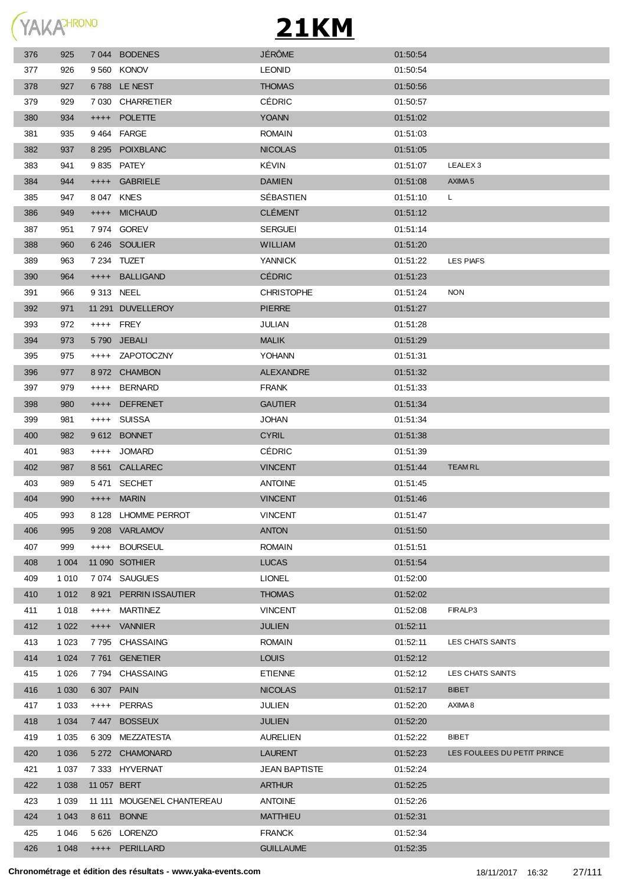# 21KM

| | | | | | | |
|---|---|---|---|---|---|---|
| 376 | 925 | 7 044 | BODENES | JÉRÔME | 01:50:54 | |
| 377 | 926 | 9 560 | KONOV | LEONID | 01:50:54 | |
| 378 | 927 | 6 788 | LE NEST | THOMAS | 01:50:56 | |
| 379 | 929 | 7 030 | CHARRETIER | CÉDRIC | 01:50:57 | |
| 380 | 934 | ++++ | POLETTE | YOANN | 01:51:02 | |
| 381 | 935 | 9 464 | FARGE | ROMAIN | 01:51:03 | |
| 382 | 937 | 8 295 | POIXBLANC | NICOLAS | 01:51:05 | |
| 383 | 941 | 9 835 | PATEY | KÉVIN | 01:51:07 | LEALEX 3 |
| 384 | 944 | ++++ | GABRIELE | DAMIEN | 01:51:08 | AXIMA 5 |
| 385 | 947 | 8 047 | KNES | SÉBASTIEN | 01:51:10 | L |
| 386 | 949 | ++++ | MICHAUD | CLÉMENT | 01:51:12 | |
| 387 | 951 | 7 974 | GOREV | SERGUEI | 01:51:14 | |
| 388 | 960 | 6 246 | SOULIER | WILLIAM | 01:51:20 | |
| 389 | 963 | 7 234 | TUZET | YANNICK | 01:51:22 | LES PIAFS |
| 390 | 964 | ++++ | BALLIGAND | CÉDRIC | 01:51:23 | |
| 391 | 966 | 9 313 | NEEL | CHRISTOPHE | 01:51:24 | NON |
| 392 | 971 | 11 291 | DUVELLEROY | PIERRE | 01:51:27 | |
| 393 | 972 | ++++ | FREY | JULIAN | 01:51:28 | |
| 394 | 973 | 5 790 | JEBALI | MALIK | 01:51:29 | |
| 395 | 975 | ++++ | ZAPOTOCZNY | YOHANN | 01:51:31 | |
| 396 | 977 | 8 972 | CHAMBON | ALEXANDRE | 01:51:32 | |
| 397 | 979 | ++++ | BERNARD | FRANK | 01:51:33 | |
| 398 | 980 | ++++ | DEFRENET | GAUTIER | 01:51:34 | |
| 399 | 981 | ++++ | SUISSA | JOHAN | 01:51:34 | |
| 400 | 982 | 9 612 | BONNET | CYRIL | 01:51:38 | |
| 401 | 983 | ++++ | JOMARD | CÉDRIC | 01:51:39 | |
| 402 | 987 | 8 561 | CALLAREC | VINCENT | 01:51:44 | TEAM RL |
| 403 | 989 | 5 471 | SECHET | ANTOINE | 01:51:45 | |
| 404 | 990 | ++++ | MARIN | VINCENT | 01:51:46 | |
| 405 | 993 | 8 128 | LHOMME PERROT | VINCENT | 01:51:47 | |
| 406 | 995 | 9 208 | VARLAMOV | ANTON | 01:51:50 | |
| 407 | 999 | ++++ | BOURSEUL | ROMAIN | 01:51:51 | |
| 408 | 1 004 | 11 090 | SOTHIER | LUCAS | 01:51:54 | |
| 409 | 1 010 | 7 074 | SAUGUES | LIONEL | 01:52:00 | |
| 410 | 1 012 | 8 921 | PERRIN ISSAUTIER | THOMAS | 01:52:02 | |
| 411 | 1 018 | ++++ | MARTINEZ | VINCENT | 01:52:08 | FIRALP3 |
| 412 | 1 022 | ++++ | VANNIER | JULIEN | 01:52:11 | |
| 413 | 1 023 | 7 795 | CHASSAING | ROMAIN | 01:52:11 | LES CHATS SAINTS |
| 414 | 1 024 | 7 761 | GENETIER | LOUIS | 01:52:12 | |
| 415 | 1 026 | 7 794 | CHASSAING | ETIENNE | 01:52:12 | LES CHATS SAINTS |
| 416 | 1 030 | 6 307 | PAIN | NICOLAS | 01:52:17 | BIBET |
| 417 | 1 033 | ++++ | PERRAS | JULIEN | 01:52:20 | AXIMA 8 |
| 418 | 1 034 | 7 447 | BOSSEUX | JULIEN | 01:52:20 | |
| 419 | 1 035 | 6 309 | MEZZATESTA | AURELIEN | 01:52:22 | BIBET |
| 420 | 1 036 | 5 272 | CHAMONARD | LAURENT | 01:52:23 | LES FOULEES DU PETIT PRINCE |
| 421 | 1 037 | 7 333 | HYVERNAT | JEAN BAPTISTE | 01:52:24 | |
| 422 | 1 038 | 11 057 | BERT | ARTHUR | 01:52:25 | |
| 423 | 1 039 | 11 111 | MOUGENEL CHANTEREAU | ANTOINE | 01:52:26 | |
| 424 | 1 043 | 8 611 | BONNE | MATTHIEU | 01:52:31 | |
| 425 | 1 046 | 5 626 | LORENZO | FRANCK | 01:52:34 | |
| 426 | 1 048 | ++++ | PERILLARD | GUILLAUME | 01:52:35 | |

**Chronométrage et édition des résultats - www.yaka-events.com** 18/11/2017 16:32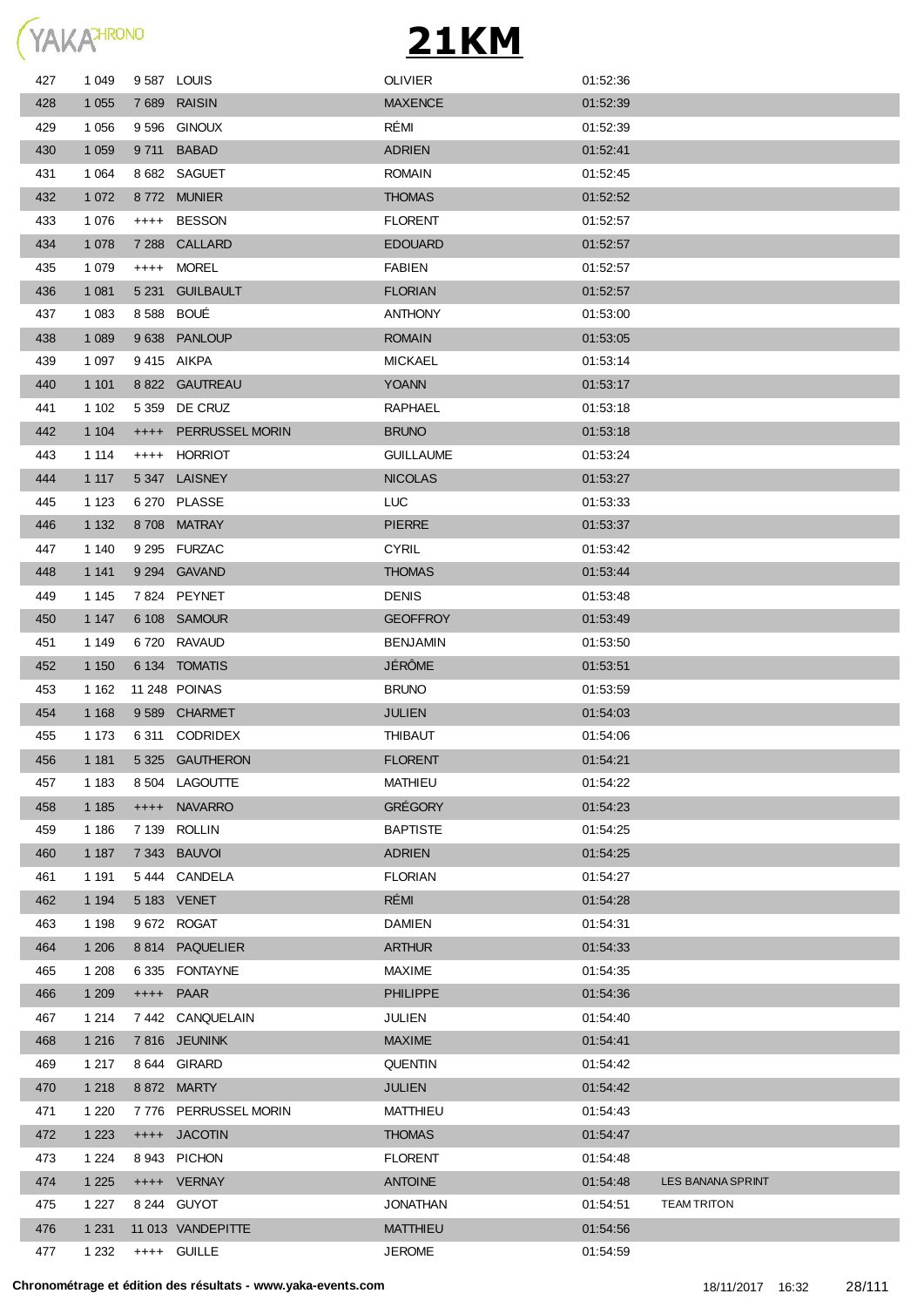# 21KM

| | | | | | | |
|---|---|---|---|---|---|---|
| 427 | 1 049 | 9 587 | LOUIS | OLIVIER | 01:52:36 | |
| 428 | 1 055 | 7 689 | RAISIN | MAXENCE | 01:52:39 | |
| 429 | 1 056 | 9 596 | GINOUX | RÉMI | 01:52:39 | |
| 430 | 1 059 | 9 711 | BABAD | ADRIEN | 01:52:41 | |
| 431 | 1 064 | 8 682 | SAGUET | ROMAIN | 01:52:45 | |
| 432 | 1 072 | 8 772 | MUNIER | THOMAS | 01:52:52 | |
| 433 | 1 076 | ++++ | BESSON | FLORENT | 01:52:57 | |
| 434 | 1 078 | 7 288 | CALLARD | EDOUARD | 01:52:57 | |
| 435 | 1 079 | ++++ | MOREL | FABIEN | 01:52:57 | |
| 436 | 1 081 | 5 231 | GUILBAULT | FLORIAN | 01:52:57 | |
| 437 | 1 083 | 8 588 | BOUÉ | ANTHONY | 01:53:00 | |
| 438 | 1 089 | 9 638 | PANLOUP | ROMAIN | 01:53:05 | |
| 439 | 1 097 | 9 415 | AIKPA | MICKAEL | 01:53:14 | |
| 440 | 1 101 | 8 822 | GAUTREAU | YOANN | 01:53:17 | |
| 441 | 1 102 | 5 359 | DE CRUZ | RAPHAEL | 01:53:18 | |
| 442 | 1 104 | ++++ | PERRUSSEL MORIN | BRUNO | 01:53:18 | |
| 443 | 1 114 | ++++ | HORRIOT | GUILLAUME | 01:53:24 | |
| 444 | 1 117 | 5 347 | LAISNEY | NICOLAS | 01:53:27 | |
| 445 | 1 123 | 6 270 | PLASSE | LUC | 01:53:33 | |
| 446 | 1 132 | 8 708 | MATRAY | PIERRE | 01:53:37 | |
| 447 | 1 140 | 9 295 | FURZAC | CYRIL | 01:53:42 | |
| 448 | 1 141 | 9 294 | GAVAND | THOMAS | 01:53:44 | |
| 449 | 1 145 | 7 824 | PEYNET | DENIS | 01:53:48 | |
| 450 | 1 147 | 6 108 | SAMOUR | GEOFFROY | 01:53:49 | |
| 451 | 1 149 | 6 720 | RAVAUD | BENJAMIN | 01:53:50 | |
| 452 | 1 150 | 6 134 | TOMATIS | JÉRÔME | 01:53:51 | |
| 453 | 1 162 | 11 248 | POINAS | BRUNO | 01:53:59 | |
| 454 | 1 168 | 9 589 | CHARMET | JULIEN | 01:54:03 | |
| 455 | 1 173 | 6 311 | CODRIDEX | THIBAUT | 01:54:06 | |
| 456 | 1 181 | 5 325 | GAUTHERON | FLORENT | 01:54:21 | |
| 457 | 1 183 | 8 504 | LAGOUTTE | MATHIEU | 01:54:22 | |
| 458 | 1 185 | ++++ | NAVARRO | GRÉGORY | 01:54:23 | |
| 459 | 1 186 | 7 139 | ROLLIN | BAPTISTE | 01:54:25 | |
| 460 | 1 187 | 7 343 | BAUVOI | ADRIEN | 01:54:25 | |
| 461 | 1 191 | 5 444 | CANDELA | FLORIAN | 01:54:27 | |
| 462 | 1 194 | 5 183 | VENET | RÉMI | 01:54:28 | |
| 463 | 1 198 | 9 672 | ROGAT | DAMIEN | 01:54:31 | |
| 464 | 1 206 | 8 814 | PAQUELIER | ARTHUR | 01:54:33 | |
| 465 | 1 208 | 6 335 | FONTAYNE | MAXIME | 01:54:35 | |
| 466 | 1 209 | ++++ | PAAR | PHILIPPE | 01:54:36 | |
| 467 | 1 214 | 7 442 | CANQUELAIN | JULIEN | 01:54:40 | |
| 468 | 1 216 | 7 816 | JEUNINK | MAXIME | 01:54:41 | |
| 469 | 1 217 | 8 644 | GIRARD | QUENTIN | 01:54:42 | |
| 470 | 1 218 | 8 872 | MARTY | JULIEN | 01:54:42 | |
| 471 | 1 220 | 7 776 | PERRUSSEL MORIN | MATTHIEU | 01:54:43 | |
| 472 | 1 223 | ++++ | JACOTIN | THOMAS | 01:54:47 | |
| 473 | 1 224 | 8 943 | PICHON | FLORENT | 01:54:48 | |
| 474 | 1 225 | ++++ | VERNAY | ANTOINE | 01:54:48 | LES BANANA SPRINT |
| 475 | 1 227 | 8 244 | GUYOT | JONATHAN | 01:54:51 | TEAM TRITON |
| 476 | 1 231 | 11 013 | VANDEPITTE | MATTHIEU | 01:54:56 | |
| 477 | 1 232 | ++++ | GUILLE | JEROME | 01:54:59 | |

**Chronométrage et édition des résultats - www.yaka-events.com** 18/11/2017 16:32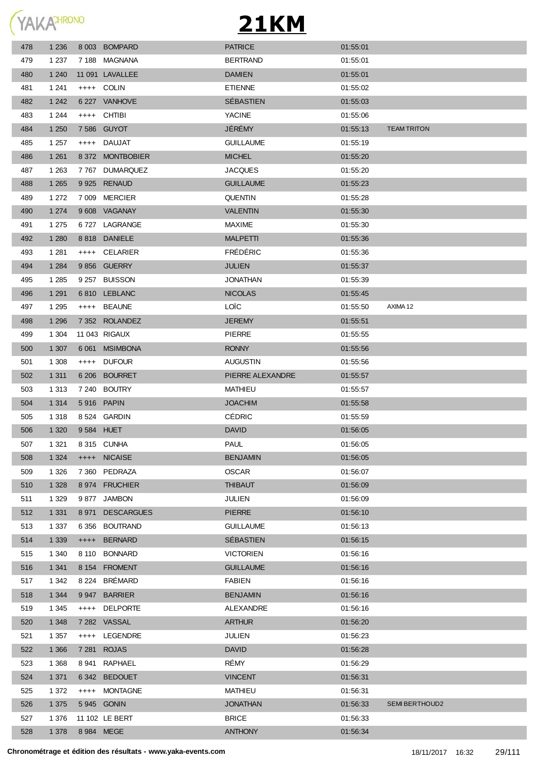# 21KM

| | | | | | | |
|---|---|---|---|---|---|---|
| 478 | 1 236 | 8 003 | BOMPARD | PATRICE | 01:55:01 | |
| 479 | 1 237 | 7 188 | MAGNANA | BERTRAND | 01:55:01 | |
| 480 | 1 240 | 11 091 | LAVALLEE | DAMIEN | 01:55:01 | |
| 481 | 1 241 | ++++ | COLIN | ETIENNE | 01:55:02 | |
| 482 | 1 242 | 6 227 | VANHOVE | SÉBASTIEN | 01:55:03 | |
| 483 | 1 244 | ++++ | CHTIBI | YACINE | 01:55:06 | |
| 484 | 1 250 | 7 586 | GUYOT | JÉRÉMY | 01:55:13 | TEAM TRITON |
| 485 | 1 257 | ++++ | DAUJAT | GUILLAUME | 01:55:19 | |
| 486 | 1 261 | 8 372 | MONTBOBIER | MICHEL | 01:55:20 | |
| 487 | 1 263 | 7 767 | DUMARQUEZ | JACQUES | 01:55:20 | |
| 488 | 1 265 | 9 925 | RENAUD | GUILLAUME | 01:55:23 | |
| 489 | 1 272 | 7 009 | MERCIER | QUENTIN | 01:55:28 | |
| 490 | 1 274 | 9 608 | VAGANAY | VALENTIN | 01:55:30 | |
| 491 | 1 275 | 6 727 | LAGRANGE | MAXIME | 01:55:30 | |
| 492 | 1 280 | 8 818 | DANIELE | MALPETTI | 01:55:36 | |
| 493 | 1 281 | ++++ | CELARIER | FRÉDÉRIC | 01:55:36 | |
| 494 | 1 284 | 9 856 | GUERRY | JULIEN | 01:55:37 | |
| 495 | 1 285 | 9 257 | BUISSON | JONATHAN | 01:55:39 | |
| 496 | 1 291 | 6 810 | LEBLANC | NICOLAS | 01:55:45 | |
| 497 | 1 295 | ++++ | BEAUNE | LOÏC | 01:55:50 | AXIMA 12 |
| 498 | 1 296 | 7 352 | ROLANDEZ | JEREMY | 01:55:51 | |
| 499 | 1 304 | 11 043 | RIGAUX | PIERRE | 01:55:55 | |
| 500 | 1 307 | 6 061 | MSIMBONA | RONNY | 01:55:56 | |
| 501 | 1 308 | ++++ | DUFOUR | AUGUSTIN | 01:55:56 | |
| 502 | 1 311 | 6 206 | BOURRET | PIERRE ALEXANDRE | 01:55:57 | |
| 503 | 1 313 | 7 240 | BOUTRY | MATHIEU | 01:55:57 | |
| 504 | 1 314 | 5 916 | PAPIN | JOACHIM | 01:55:58 | |
| 505 | 1 318 | 8 524 | GARDIN | CÉDRIC | 01:55:59 | |
| 506 | 1 320 | 9 584 | HUET | DAVID | 01:56:05 | |
| 507 | 1 321 | 8 315 | CUNHA | PAUL | 01:56:05 | |
| 508 | 1 324 | ++++ | NICAISE | BENJAMIN | 01:56:05 | |
| 509 | 1 326 | 7 360 | PEDRAZA | OSCAR | 01:56:07 | |
| 510 | 1 328 | 8 974 | FRUCHIER | THIBAUT | 01:56:09 | |
| 511 | 1 329 | 9 877 | JAMBON | JULIEN | 01:56:09 | |
| 512 | 1 331 | 8 971 | DESCARGUES | PIERRE | 01:56:10 | |
| 513 | 1 337 | 6 356 | BOUTRAND | GUILLAUME | 01:56:13 | |
| 514 | 1 339 | ++++ | BERNARD | SÉBASTIEN | 01:56:15 | |
| 515 | 1 340 | 8 110 | BONNARD | VICTORIEN | 01:56:16 | |
| 516 | 1 341 | 8 154 | FROMENT | GUILLAUME | 01:56:16 | |
| 517 | 1 342 | 8 224 | BRÉMARD | FABIEN | 01:56:16 | |
| 518 | 1 344 | 9 947 | BARRIER | BENJAMIN | 01:56:16 | |
| 519 | 1 345 | ++++ | DELPORTE | ALEXANDRE | 01:56:16 | |
| 520 | 1 348 | 7 282 | VASSAL | ARTHUR | 01:56:20 | |
| 521 | 1 357 | ++++ | LEGENDRE | JULIEN | 01:56:23 | |
| 522 | 1 366 | 7 281 | ROJAS | DAVID | 01:56:28 | |
| 523 | 1 368 | 8 941 | RAPHAEL | RÉMY | 01:56:29 | |
| 524 | 1 371 | 6 342 | BEDOUET | VINCENT | 01:56:31 | |
| 525 | 1 372 | ++++ | MONTAGNE | MATHIEU | 01:56:31 | |
| 526 | 1 375 | 5 945 | GONIN | JONATHAN | 01:56:33 | SEMI BERTHOUD2 |
| 527 | 1 376 | 11 102 | LE BERT | BRICE | 01:56:33 | |
| 528 | 1 378 | 8 984 | MEGE | ANTHONY | 01:56:34 | |

**Chronométrage et édition des résultats - www.yaka-events.com** 18/11/2017 16:32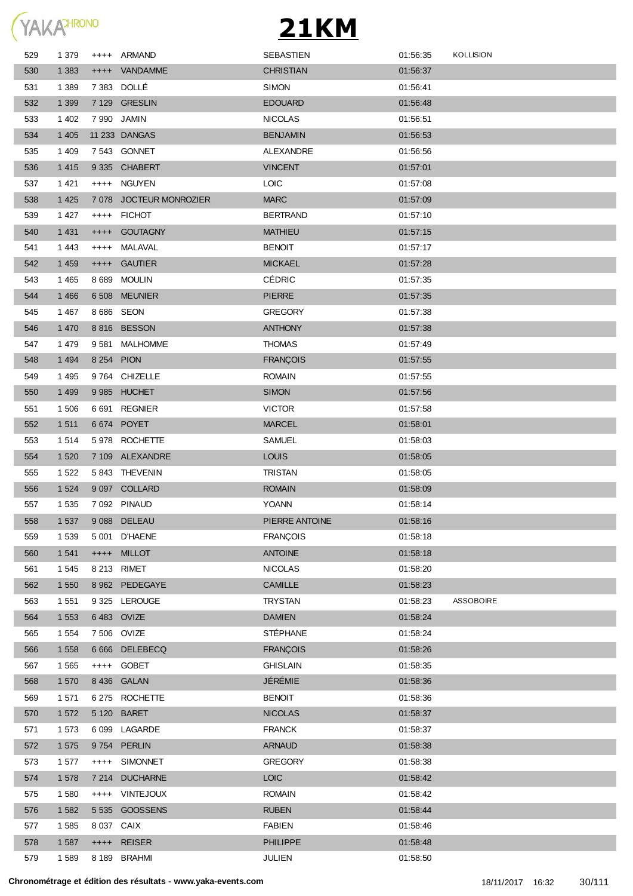# 21KM

| | | | | | | |
|---|---|---|---|---|---|---|
| 529 | 1 379 | ++++ | ARMAND | SEBASTIEN | 01:56:35 | KOLLISION |
| 530 | 1 383 | ++++ | VANDAMME | CHRISTIAN | 01:56:37 | |
| 531 | 1 389 | 7 383 | DOLLÉ | SIMON | 01:56:41 | |
| 532 | 1 399 | 7 129 | GRESLIN | EDOUARD | 01:56:48 | |
| 533 | 1 402 | 7 990 | JAMIN | NICOLAS | 01:56:51 | |
| 534 | 1 405 | 11 233 | DANGAS | BENJAMIN | 01:56:53 | |
| 535 | 1 409 | 7 543 | GONNET | ALEXANDRE | 01:56:56 | |
| 536 | 1 415 | 9 335 | CHABERT | VINCENT | 01:57:01 | |
| 537 | 1 421 | ++++ | NGUYEN | LOIC | 01:57:08 | |
| 538 | 1 425 | 7 078 | JOCTEUR MONROZIER | MARC | 01:57:09 | |
| 539 | 1 427 | ++++ | FICHOT | BERTRAND | 01:57:10 | |
| 540 | 1 431 | ++++ | GOUTAGNY | MATHIEU | 01:57:15 | |
| 541 | 1 443 | ++++ | MALAVAL | BENOIT | 01:57:17 | |
| 542 | 1 459 | ++++ | GAUTIER | MICKAEL | 01:57:28 | |
| 543 | 1 465 | 8 689 | MOULIN | CÉDRIC | 01:57:35 | |
| 544 | 1 466 | 6 508 | MEUNIER | PIERRE | 01:57:35 | |
| 545 | 1 467 | 8 686 | SEON | GREGORY | 01:57:38 | |
| 546 | 1 470 | 8 816 | BESSON | ANTHONY | 01:57:38 | |
| 547 | 1 479 | 9 581 | MALHOMME | THOMAS | 01:57:49 | |
| 548 | 1 494 | 8 254 | PION | FRANÇOIS | 01:57:55 | |
| 549 | 1 495 | 9 764 | CHIZELLE | ROMAIN | 01:57:55 | |
| 550 | 1 499 | 9 985 | HUCHET | SIMON | 01:57:56 | |
| 551 | 1 506 | 6 691 | REGNIER | VICTOR | 01:57:58 | |
| 552 | 1 511 | 6 674 | POYET | MARCEL | 01:58:01 | |
| 553 | 1 514 | 5 978 | ROCHETTE | SAMUEL | 01:58:03 | |
| 554 | 1 520 | 7 109 | ALEXANDRE | LOUIS | 01:58:05 | |
| 555 | 1 522 | 5 843 | THEVENIN | TRISTAN | 01:58:05 | |
| 556 | 1 524 | 9 097 | COLLARD | ROMAIN | 01:58:09 | |
| 557 | 1 535 | 7 092 | PINAUD | YOANN | 01:58:14 | |
| 558 | 1 537 | 9 088 | DELEAU | PIERRE ANTOINE | 01:58:16 | |
| 559 | 1 539 | 5 001 | D'HAENE | FRANÇOIS | 01:58:18 | |
| 560 | 1 541 | ++++ | MILLOT | ANTOINE | 01:58:18 | |
| 561 | 1 545 | 8 213 | RIMET | NICOLAS | 01:58:20 | |
| 562 | 1 550 | 8 962 | PEDEGAYE | CAMILLE | 01:58:23 | |
| 563 | 1 551 | 9 325 | LEROUGE | TRYSTAN | 01:58:23 | ASSOBOIRE |
| 564 | 1 553 | 6 483 | OVIZE | DAMIEN | 01:58:24 | |
| 565 | 1 554 | 7 506 | OVIZE | STÉPHANE | 01:58:24 | |
| 566 | 1 558 | 6 666 | DELEBECQ | FRANÇOIS | 01:58:26 | |
| 567 | 1 565 | ++++ | GOBET | GHISLAIN | 01:58:35 | |
| 568 | 1 570 | 8 436 | GALAN | JÉRÉMIE | 01:58:36 | |
| 569 | 1 571 | 6 275 | ROCHETTE | BENOIT | 01:58:36 | |
| 570 | 1 572 | 5 120 | BARET | NICOLAS | 01:58:37 | |
| 571 | 1 573 | 6 099 | LAGARDE | FRANCK | 01:58:37 | |
| 572 | 1 575 | 9 754 | PERLIN | ARNAUD | 01:58:38 | |
| 573 | 1 577 | ++++ | SIMONNET | GREGORY | 01:58:38 | |
| 574 | 1 578 | 7 214 | DUCHARNE | LOIC | 01:58:42 | |
| 575 | 1 580 | ++++ | VINTEJOUX | ROMAIN | 01:58:42 | |
| 576 | 1 582 | 5 535 | GOOSSENS | RUBEN | 01:58:44 | |
| 577 | 1 585 | 8 037 | CAIX | FABIEN | 01:58:46 | |
| 578 | 1 587 | ++++ | REISER | PHILIPPE | 01:58:48 | |
| 579 | 1 589 | 8 189 | BRAHMI | JULIEN | 01:58:50 | |

**Chronométrage et édition des résultats - www.yaka-events.com** 18/11/2017 16:32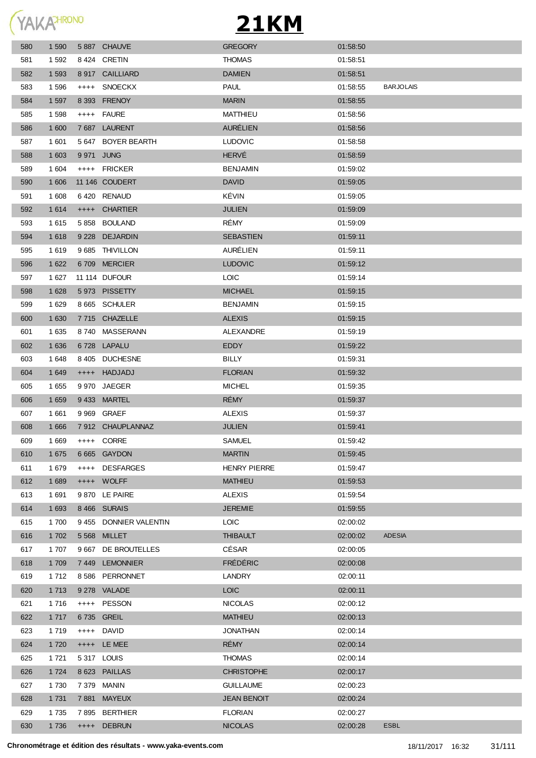# 21KM

| | | | | | | |
|---|---|---|---|---|---|---|
| 580 | 1 590 | 5 887 | CHAUVE | GREGORY | 01:58:50 | |
| 581 | 1 592 | 8 424 | CRETIN | THOMAS | 01:58:51 | |
| 582 | 1 593 | 8 917 | CAILLIARD | DAMIEN | 01:58:51 | |
| 583 | 1 596 | ++++ | SNOECKX | PAUL | 01:58:55 | BARJOLAIS |
| 584 | 1 597 | 8 393 | FRENOY | MARIN | 01:58:55 | |
| 585 | 1 598 | ++++ | FAURE | MATTHIEU | 01:58:56 | |
| 586 | 1 600 | 7 687 | LAURENT | AURÉLIEN | 01:58:56 | |
| 587 | 1 601 | 5 647 | BOYER BEARTH | LUDOVIC | 01:58:58 | |
| 588 | 1 603 | 9 971 | JUNG | HERVÉ | 01:58:59 | |
| 589 | 1 604 | ++++ | FRICKER | BENJAMIN | 01:59:02 | |
| 590 | 1 606 | 11 146 | COUDERT | DAVID | 01:59:05 | |
| 591 | 1 608 | 6 420 | RENAUD | KÉVIN | 01:59:05 | |
| 592 | 1 614 | ++++ | CHARTIER | JULIEN | 01:59:09 | |
| 593 | 1 615 | 5 858 | BOULAND | RÉMY | 01:59:09 | |
| 594 | 1 618 | 9 228 | DEJARDIN | SEBASTIEN | 01:59:11 | |
| 595 | 1 619 | 9 685 | THIVILLON | AURÉLIEN | 01:59:11 | |
| 596 | 1 622 | 6 709 | MERCIER | LUDOVIC | 01:59:12 | |
| 597 | 1 627 | 11 114 | DUFOUR | LOIC | 01:59:14 | |
| 598 | 1 628 | 5 973 | PISSETTY | MICHAEL | 01:59:15 | |
| 599 | 1 629 | 8 665 | SCHULER | BENJAMIN | 01:59:15 | |
| 600 | 1 630 | 7 715 | CHAZELLE | ALEXIS | 01:59:15 | |
| 601 | 1 635 | 8 740 | MASSERANN | ALEXANDRE | 01:59:19 | |
| 602 | 1 636 | 6 728 | LAPALU | EDDY | 01:59:22 | |
| 603 | 1 648 | 8 405 | DUCHESNE | BILLY | 01:59:31 | |
| 604 | 1 649 | ++++ | HADJADJ | FLORIAN | 01:59:32 | |
| 605 | 1 655 | 9 970 | JAEGER | MICHEL | 01:59:35 | |
| 606 | 1 659 | 9 433 | MARTEL | RÉMY | 01:59:37 | |
| 607 | 1 661 | 9 969 | GRAEF | ALEXIS | 01:59:37 | |
| 608 | 1 666 | 7 912 | CHAUPLANNAZ | JULIEN | 01:59:41 | |
| 609 | 1 669 | ++++ | CORRE | SAMUEL | 01:59:42 | |
| 610 | 1 675 | 6 665 | GAYDON | MARTIN | 01:59:45 | |
| 611 | 1 679 | ++++ | DESFARGES | HENRY PIERRE | 01:59:47 | |
| 612 | 1 689 | ++++ | WOLFF | MATHIEU | 01:59:53 | |
| 613 | 1 691 | 9 870 | LE PAIRE | ALEXIS | 01:59:54 | |
| 614 | 1 693 | 8 466 | SURAIS | JEREMIE | 01:59:55 | |
| 615 | 1 700 | 9 455 | DONNIER VALENTIN | LOIC | 02:00:02 | |
| 616 | 1 702 | 5 568 | MILLET | THIBAULT | 02:00:02 | ADESIA |
| 617 | 1 707 | 9 667 | DE BROUTELLES | CÉSAR | 02:00:05 | |
| 618 | 1 709 | 7 449 | LEMONNIER | FRÉDÉRIC | 02:00:08 | |
| 619 | 1 712 | 8 586 | PERRONNET | LANDRY | 02:00:11 | |
| 620 | 1 713 | 9 278 | VALADE | LOIC | 02:00:11 | |
| 621 | 1 716 | ++++ | PESSON | NICOLAS | 02:00:12 | |
| 622 | 1 717 | 6 735 | GREIL | MATHIEU | 02:00:13 | |
| 623 | 1 719 | ++++ | DAVID | JONATHAN | 02:00:14 | |
| 624 | 1 720 | ++++ | LE MEE | RÉMY | 02:00:14 | |
| 625 | 1 721 | 5 317 | LOUIS | THOMAS | 02:00:14 | |
| 626 | 1 724 | 8 623 | PAILLAS | CHRISTOPHE | 02:00:17 | |
| 627 | 1 730 | 7 379 | MANIN | GUILLAUME | 02:00:23 | |
| 628 | 1 731 | 7 881 | MAYEUX | JEAN BENOIT | 02:00:24 | |
| 629 | 1 735 | 7 895 | BERTHIER | FLORIAN | 02:00:27 | |
| 630 | 1 736 | ++++ | DEBRUN | NICOLAS | 02:00:28 | ESBL |

**Chronométrage et édition des résultats - www.yaka-events.com** 18/11/2017 16:32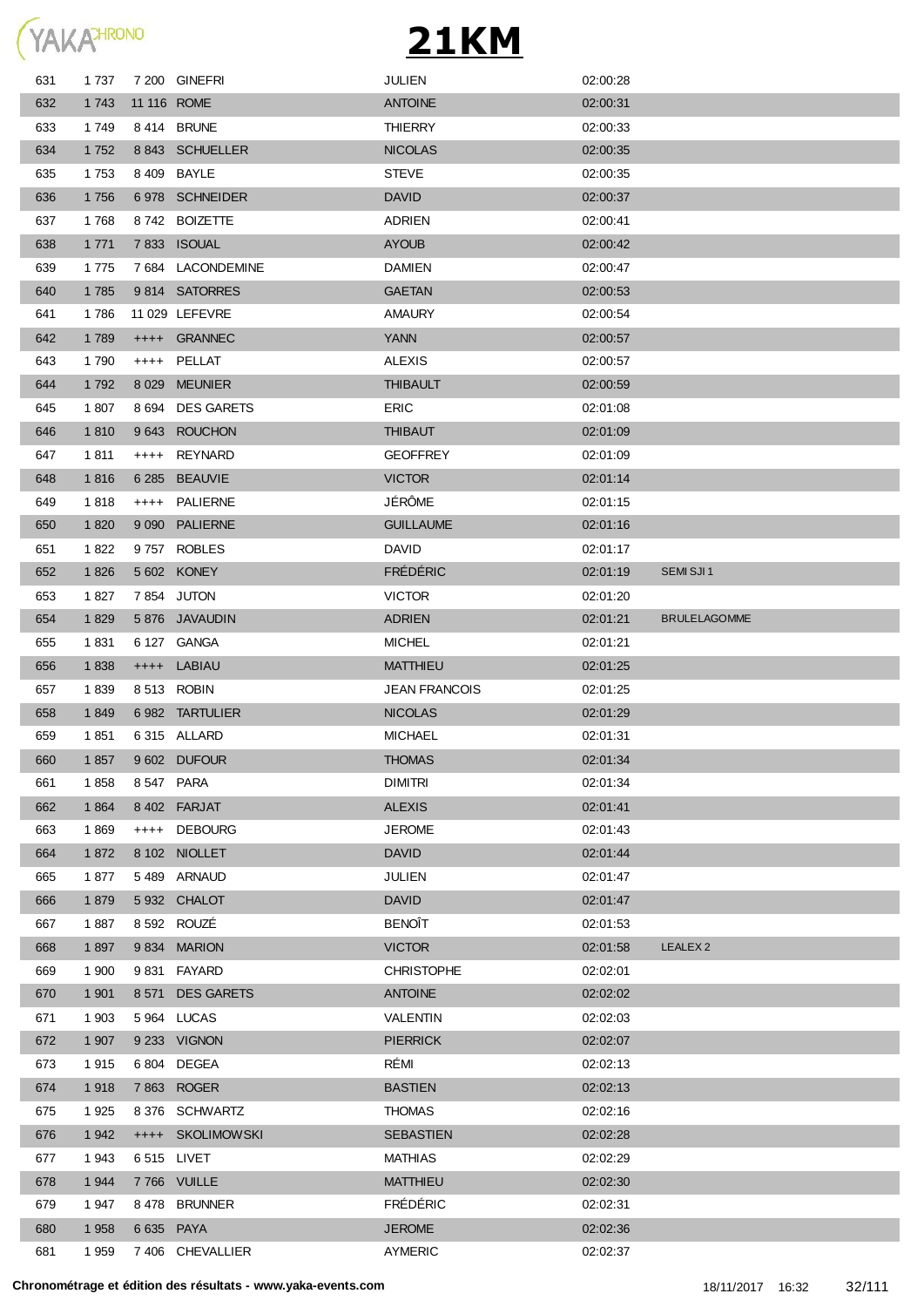# 21KM

| | | | | | | |
|---|---|---|---|---|---|---|
| 631 | 1 737 | 7 200 | GINEFRI | JULIEN | 02:00:28 | |
| 632 | 1 743 | 11 116 | ROME | ANTOINE | 02:00:31 | |
| 633 | 1 749 | 8 414 | BRUNE | THIERRY | 02:00:33 | |
| 634 | 1 752 | 8 843 | SCHUELLER | NICOLAS | 02:00:35 | |
| 635 | 1 753 | 8 409 | BAYLE | STEVE | 02:00:35 | |
| 636 | 1 756 | 6 978 | SCHNEIDER | DAVID | 02:00:37 | |
| 637 | 1 768 | 8 742 | BOIZETTE | ADRIEN | 02:00:41 | |
| 638 | 1 771 | 7 833 | ISOUAL | AYOUB | 02:00:42 | |
| 639 | 1 775 | 7 684 | LACONDEMINE | DAMIEN | 02:00:47 | |
| 640 | 1 785 | 9 814 | SATORRES | GAETAN | 02:00:53 | |
| 641 | 1 786 | 11 029 | LEFEVRE | AMAURY | 02:00:54 | |
| 642 | 1 789 | ++++ | GRANNEC | YANN | 02:00:57 | |
| 643 | 1 790 | ++++ | PELLAT | ALEXIS | 02:00:57 | |
| 644 | 1 792 | 8 029 | MEUNIER | THIBAULT | 02:00:59 | |
| 645 | 1 807 | 8 694 | DES GARETS | ERIC | 02:01:08 | |
| 646 | 1 810 | 9 643 | ROUCHON | THIBAUT | 02:01:09 | |
| 647 | 1 811 | ++++ | REYNARD | GEOFFREY | 02:01:09 | |
| 648 | 1 816 | 6 285 | BEAUVIE | VICTOR | 02:01:14 | |
| 649 | 1 818 | ++++ | PALIERNE | JÉRÔME | 02:01:15 | |
| 650 | 1 820 | 9 090 | PALIERNE | GUILLAUME | 02:01:16 | |
| 651 | 1 822 | 9 757 | ROBLES | DAVID | 02:01:17 | |
| 652 | 1 826 | 5 602 | KONEY | FRÉDÉRIC | 02:01:19 | SEMI SJI 1 |
| 653 | 1 827 | 7 854 | JUTON | VICTOR | 02:01:20 | |
| 654 | 1 829 | 5 876 | JAVAUDIN | ADRIEN | 02:01:21 | BRULELAGOMME |
| 655 | 1 831 | 6 127 | GANGA | MICHEL | 02:01:21 | |
| 656 | 1 838 | ++++ | LABIAU | MATTHIEU | 02:01:25 | |
| 657 | 1 839 | 8 513 | ROBIN | JEAN FRANCOIS | 02:01:25 | |
| 658 | 1 849 | 6 982 | TARTULIER | NICOLAS | 02:01:29 | |
| 659 | 1 851 | 6 315 | ALLARD | MICHAEL | 02:01:31 | |
| 660 | 1 857 | 9 602 | DUFOUR | THOMAS | 02:01:34 | |
| 661 | 1 858 | 8 547 | PARA | DIMITRI | 02:01:34 | |
| 662 | 1 864 | 8 402 | FARJAT | ALEXIS | 02:01:41 | |
| 663 | 1 869 | ++++ | DEBOURG | JEROME | 02:01:43 | |
| 664 | 1 872 | 8 102 | NIOLLET | DAVID | 02:01:44 | |
| 665 | 1 877 | 5 489 | ARNAUD | JULIEN | 02:01:47 | |
| 666 | 1 879 | 5 932 | CHALOT | DAVID | 02:01:47 | |
| 667 | 1 887 | 8 592 | ROUZÉ | BENOÎT | 02:01:53 | |
| 668 | 1 897 | 9 834 | MARION | VICTOR | 02:01:58 | LEALEX 2 |
| 669 | 1 900 | 9 831 | FAYARD | CHRISTOPHE | 02:02:01 | |
| 670 | 1 901 | 8 571 | DES GARETS | ANTOINE | 02:02:02 | |
| 671 | 1 903 | 5 964 | LUCAS | VALENTIN | 02:02:03 | |
| 672 | 1 907 | 9 233 | VIGNON | PIERRICK | 02:02:07 | |
| 673 | 1 915 | 6 804 | DEGEA | RÉMI | 02:02:13 | |
| 674 | 1 918 | 7 863 | ROGER | BASTIEN | 02:02:13 | |
| 675 | 1 925 | 8 376 | SCHWARTZ | THOMAS | 02:02:16 | |
| 676 | 1 942 | ++++ | SKOLIMOWSKI | SEBASTIEN | 02:02:28 | |
| 677 | 1 943 | 6 515 | LIVET | MATHIAS | 02:02:29 | |
| 678 | 1 944 | 7 766 | VUILLE | MATTHIEU | 02:02:30 | |
| 679 | 1 947 | 8 478 | BRUNNER | FRÉDÉRIC | 02:02:31 | |
| 680 | 1 958 | 6 635 | PAYA | JEROME | 02:02:36 | |
| 681 | 1 959 | 7 406 | CHEVALLIER | AYMERIC | 02:02:37 | |

**Chronométrage et édition des résultats - www.yaka-events.com** 18/11/2017 16:32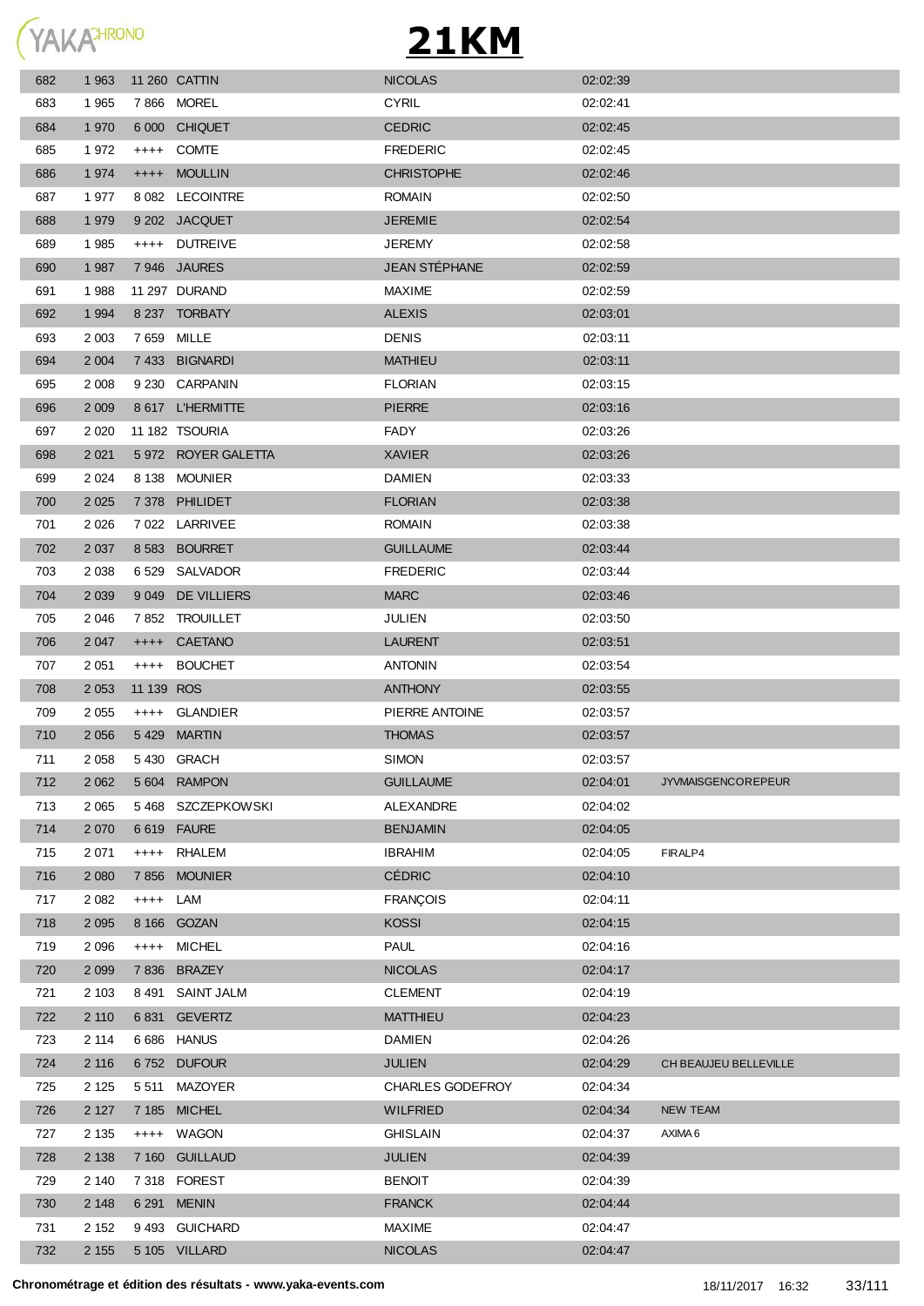# 21KM

| | | | | | | |
|---|---|---|---|---|---|---|
| 682 | 1 963 | 11 260 | CATTIN | NICOLAS | 02:02:39 | |
| 683 | 1 965 | 7 866 | MOREL | CYRIL | 02:02:41 | |
| 684 | 1 970 | 6 000 | CHIQUET | CEDRIC | 02:02:45 | |
| 685 | 1 972 | ++++ | COMTE | FREDERIC | 02:02:45 | |
| 686 | 1 974 | ++++ | MOULLIN | CHRISTOPHE | 02:02:46 | |
| 687 | 1 977 | 8 082 | LECOINTRE | ROMAIN | 02:02:50 | |
| 688 | 1 979 | 9 202 | JACQUET | JEREMIE | 02:02:54 | |
| 689 | 1 985 | ++++ | DUTREIVE | JEREMY | 02:02:58 | |
| 690 | 1 987 | 7 946 | JAURES | JEAN STÉPHANE | 02:02:59 | |
| 691 | 1 988 | 11 297 | DURAND | MAXIME | 02:02:59 | |
| 692 | 1 994 | 8 237 | TORBATY | ALEXIS | 02:03:01 | |
| 693 | 2 003 | 7 659 | MILLE | DENIS | 02:03:11 | |
| 694 | 2 004 | 7 433 | BIGNARDI | MATHIEU | 02:03:11 | |
| 695 | 2 008 | 9 230 | CARPANIN | FLORIAN | 02:03:15 | |
| 696 | 2 009 | 8 617 | L'HERMITTE | PIERRE | 02:03:16 | |
| 697 | 2 020 | 11 182 | TSOURIA | FADY | 02:03:26 | |
| 698 | 2 021 | 5 972 | ROYER GALETTA | XAVIER | 02:03:26 | |
| 699 | 2 024 | 8 138 | MOUNIER | DAMIEN | 02:03:33 | |
| 700 | 2 025 | 7 378 | PHILIDET | FLORIAN | 02:03:38 | |
| 701 | 2 026 | 7 022 | LARRIVEE | ROMAIN | 02:03:38 | |
| 702 | 2 037 | 8 583 | BOURRET | GUILLAUME | 02:03:44 | |
| 703 | 2 038 | 6 529 | SALVADOR | FREDERIC | 02:03:44 | |
| 704 | 2 039 | 9 049 | DE VILLIERS | MARC | 02:03:46 | |
| 705 | 2 046 | 7 852 | TROUILLET | JULIEN | 02:03:50 | |
| 706 | 2 047 | ++++ | CAETANO | LAURENT | 02:03:51 | |
| 707 | 2 051 | ++++ | BOUCHET | ANTONIN | 02:03:54 | |
| 708 | 2 053 | 11 139 | ROS | ANTHONY | 02:03:55 | |
| 709 | 2 055 | ++++ | GLANDIER | PIERRE ANTOINE | 02:03:57 | |
| 710 | 2 056 | 5 429 | MARTIN | THOMAS | 02:03:57 | |
| 711 | 2 058 | 5 430 | GRACH | SIMON | 02:03:57 | |
| 712 | 2 062 | 5 604 | RAMPON | GUILLAUME | 02:04:01 | JYVMAISGENCOREPEUR |
| 713 | 2 065 | 5 468 | SZCZEPKOWSKI | ALEXANDRE | 02:04:02 | |
| 714 | 2 070 | 6 619 | FAURE | BENJAMIN | 02:04:05 | |
| 715 | 2 071 | ++++ | RHALEM | IBRAHIM | 02:04:05 | FIRALP4 |
| 716 | 2 080 | 7 856 | MOUNIER | CÉDRIC | 02:04:10 | |
| 717 | 2 082 | ++++ | LAM | FRANÇOIS | 02:04:11 | |
| 718 | 2 095 | 8 166 | GOZAN | KOSSI | 02:04:15 | |
| 719 | 2 096 | ++++ | MICHEL | PAUL | 02:04:16 | |
| 720 | 2 099 | 7 836 | BRAZEY | NICOLAS | 02:04:17 | |
| 721 | 2 103 | 8 491 | SAINT JALM | CLEMENT | 02:04:19 | |
| 722 | 2 110 | 6 831 | GEVERTZ | MATTHIEU | 02:04:23 | |
| 723 | 2 114 | 6 686 | HANUS | DAMIEN | 02:04:26 | |
| 724 | 2 116 | 6 752 | DUFOUR | JULIEN | 02:04:29 | CH BEAUJEU BELLEVILLE |
| 725 | 2 125 | 5 511 | MAZOYER | CHARLES GODEFROY | 02:04:34 | |
| 726 | 2 127 | 7 185 | MICHEL | WILFRIED | 02:04:34 | NEW TEAM |
| 727 | 2 135 | ++++ | WAGON | GHISLAIN | 02:04:37 | AXIMA 6 |
| 728 | 2 138 | 7 160 | GUILLAUD | JULIEN | 02:04:39 | |
| 729 | 2 140 | 7 318 | FOREST | BENOIT | 02:04:39 | |
| 730 | 2 148 | 6 291 | MENIN | FRANCK | 02:04:44 | |
| 731 | 2 152 | 9 493 | GUICHARD | MAXIME | 02:04:47 | |
| 732 | 2 155 | 5 105 | VILLARD | NICOLAS | 02:04:47 | |

**Chronométrage et édition des résultats - www.yaka-events.com** 18/11/2017 16:32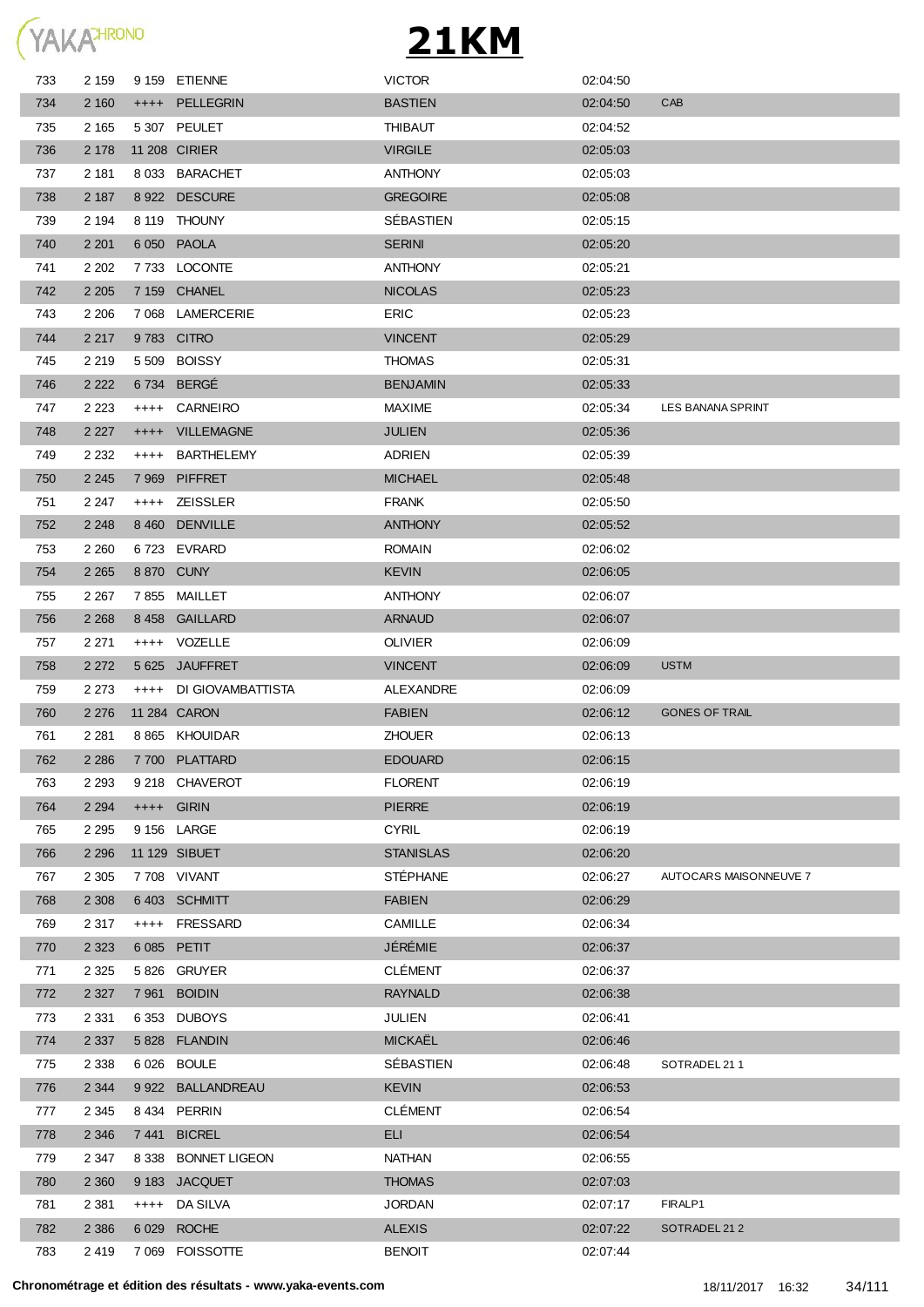# 21KM

| | | | | | | |
|---|---|---|---|---|---|---|
| 733 | 2 159 | 9 159 | ETIENNE | VICTOR | 02:04:50 | |
| 734 | 2 160 | ++++ | PELLEGRIN | BASTIEN | 02:04:50 | CAB |
| 735 | 2 165 | 5 307 | PEULET | THIBAUT | 02:04:52 | |
| 736 | 2 178 | 11 208 | CIRIER | VIRGILE | 02:05:03 | |
| 737 | 2 181 | 8 033 | BARACHET | ANTHONY | 02:05:03 | |
| 738 | 2 187 | 8 922 | DESCURE | GREGOIRE | 02:05:08 | |
| 739 | 2 194 | 8 119 | THOUNY | SÉBASTIEN | 02:05:15 | |
| 740 | 2 201 | 6 050 | PAOLA | SERINI | 02:05:20 | |
| 741 | 2 202 | 7 733 | LOCONTE | ANTHONY | 02:05:21 | |
| 742 | 2 205 | 7 159 | CHANEL | NICOLAS | 02:05:23 | |
| 743 | 2 206 | 7 068 | LAMERCERIE | ERIC | 02:05:23 | |
| 744 | 2 217 | 9 783 | CITRO | VINCENT | 02:05:29 | |
| 745 | 2 219 | 5 509 | BOISSY | THOMAS | 02:05:31 | |
| 746 | 2 222 | 6 734 | BERGÉ | BENJAMIN | 02:05:33 | |
| 747 | 2 223 | ++++ | CARNEIRO | MAXIME | 02:05:34 | LES BANANA SPRINT |
| 748 | 2 227 | ++++ | VILLEMAGNE | JULIEN | 02:05:36 | |
| 749 | 2 232 | ++++ | BARTHELEMY | ADRIEN | 02:05:39 | |
| 750 | 2 245 | 7 969 | PIFFRET | MICHAEL | 02:05:48 | |
| 751 | 2 247 | ++++ | ZEISSLER | FRANK | 02:05:50 | |
| 752 | 2 248 | 8 460 | DENVILLE | ANTHONY | 02:05:52 | |
| 753 | 2 260 | 6 723 | EVRARD | ROMAIN | 02:06:02 | |
| 754 | 2 265 | 8 870 | CUNY | KEVIN | 02:06:05 | |
| 755 | 2 267 | 7 855 | MAILLET | ANTHONY | 02:06:07 | |
| 756 | 2 268 | 8 458 | GAILLARD | ARNAUD | 02:06:07 | |
| 757 | 2 271 | ++++ | VOZELLE | OLIVIER | 02:06:09 | |
| 758 | 2 272 | 5 625 | JAUFFRET | VINCENT | 02:06:09 | USTM |
| 759 | 2 273 | ++++ | DI GIOVAMBATTISTA | ALEXANDRE | 02:06:09 | |
| 760 | 2 276 | 11 284 | CARON | FABIEN | 02:06:12 | GONES OF TRAIL |
| 761 | 2 281 | 8 865 | KHOUIDAR | ZHOUER | 02:06:13 | |
| 762 | 2 286 | 7 700 | PLATTARD | EDOUARD | 02:06:15 | |
| 763 | 2 293 | 9 218 | CHAVEROT | FLORENT | 02:06:19 | |
| 764 | 2 294 | ++++ | GIRIN | PIERRE | 02:06:19 | |
| 765 | 2 295 | 9 156 | LARGE | CYRIL | 02:06:19 | |
| 766 | 2 296 | 11 129 | SIBUET | STANISLAS | 02:06:20 | |
| 767 | 2 305 | 7 708 | VIVANT | STÉPHANE | 02:06:27 | AUTOCARS MAISONNEUVE 7 |
| 768 | 2 308 | 6 403 | SCHMITT | FABIEN | 02:06:29 | |
| 769 | 2 317 | ++++ | FRESSARD | CAMILLE | 02:06:34 | |
| 770 | 2 323 | 6 085 | PETIT | JÉRÉMIE | 02:06:37 | |
| 771 | 2 325 | 5 826 | GRUYER | CLÉMENT | 02:06:37 | |
| 772 | 2 327 | 7 961 | BOIDIN | RAYNALD | 02:06:38 | |
| 773 | 2 331 | 6 353 | DUBOYS | JULIEN | 02:06:41 | |
| 774 | 2 337 | 5 828 | FLANDIN | MICKAËL | 02:06:46 | |
| 775 | 2 338 | 6 026 | BOULE | SÉBASTIEN | 02:06:48 | SOTRADEL 21 1 |
| 776 | 2 344 | 9 922 | BALLANDREAU | KEVIN | 02:06:53 | |
| 777 | 2 345 | 8 434 | PERRIN | CLÉMENT | 02:06:54 | |
| 778 | 2 346 | 7 441 | BICREL | ELI | 02:06:54 | |
| 779 | 2 347 | 8 338 | BONNET LIGEON | NATHAN | 02:06:55 | |
| 780 | 2 360 | 9 183 | JACQUET | THOMAS | 02:07:03 | |
| 781 | 2 381 | ++++ | DA SILVA | JORDAN | 02:07:17 | FIRALP1 |
| 782 | 2 386 | 6 029 | ROCHE | ALEXIS | 02:07:22 | SOTRADEL 21 2 |
| 783 | 2 419 | 7 069 | FOISSOTTE | BENOIT | 02:07:44 | |

**Chronométrage et édition des résultats - www.yaka-events.com** 18/11/2017 16:32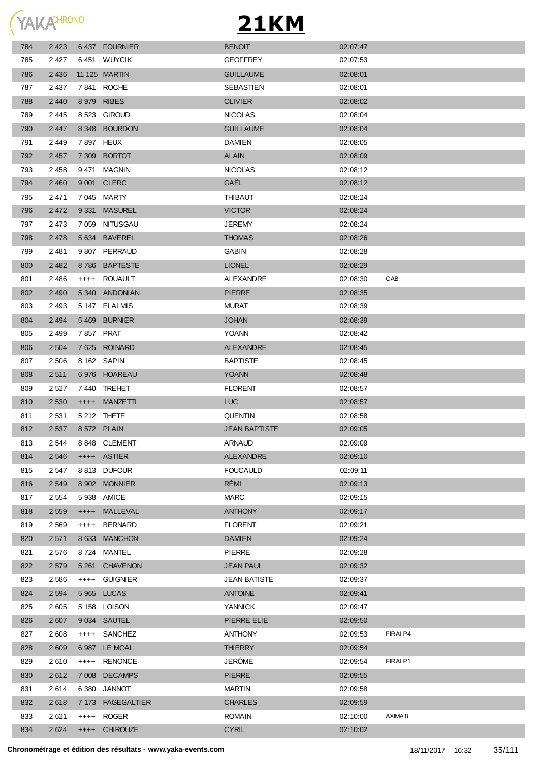# 21KM

| | | | | | | |
|---|---|---|---|---|---|---|
| 784 | 2 423 | 6 437 | FOURNIER | BENOIT | 02:07:47 | |
| 785 | 2 427 | 6 451 | WUYCIK | GEOFFREY | 02:07:53 | |
| 786 | 2 436 | 11 125 | MARTIN | GUILLAUME | 02:08:01 | |
| 787 | 2 437 | 7 841 | ROCHE | SÉBASTIEN | 02:08:01 | |
| 788 | 2 440 | 8 979 | RIBES | OLIVIER | 02:08:02 | |
| 789 | 2 445 | 8 523 | GIROUD | NICOLAS | 02:08:04 | |
| 790 | 2 447 | 8 348 | BOURDON | GUILLAUME | 02:08:04 | |
| 791 | 2 449 | 7 897 | HEUX | DAMIEN | 02:08:05 | |
| 792 | 2 457 | 7 309 | BORTOT | ALAIN | 02:08:09 | |
| 793 | 2 458 | 9 471 | MAGNIN | NICOLAS | 02:08:12 | |
| 794 | 2 460 | 9 001 | CLERC | GAËL | 02:08:12 | |
| 795 | 2 471 | 7 045 | MARTY | THIBAUT | 02:08:24 | |
| 796 | 2 472 | 9 331 | MASUREL | VICTOR | 02:08:24 | |
| 797 | 2 473 | 7 059 | NITUSGAU | JEREMY | 02:08:24 | |
| 798 | 2 478 | 5 634 | BAVEREL | THOMAS | 02:08:26 | |
| 799 | 2 481 | 9 807 | PERRAUD | GABIN | 02:08:28 | |
| 800 | 2 482 | 8 786 | BAPTESTE | LIONEL | 02:08:29 | |
| 801 | 2 486 | ++++ | ROUAULT | ALEXANDRE | 02:08:30 | CAB |
| 802 | 2 490 | 5 340 | ANDONIAN | PIERRE | 02:08:35 | |
| 803 | 2 493 | 5 147 | ELALMIS | MURAT | 02:08:39 | |
| 804 | 2 494 | 5 469 | BURNIER | JOHAN | 02:08:39 | |
| 805 | 2 499 | 7 857 | PRAT | YOANN | 02:08:42 | |
| 806 | 2 504 | 7 625 | ROINARD | ALEXANDRE | 02:08:45 | |
| 807 | 2 506 | 8 162 | SAPIN | BAPTISTE | 02:08:45 | |
| 808 | 2 511 | 6 976 | HOAREAU | YOANN | 02:08:48 | |
| 809 | 2 527 | 7 440 | TREHET | FLORENT | 02:08:57 | |
| 810 | 2 530 | ++++ | MANZETTI | LUC | 02:08:57 | |
| 811 | 2 531 | 5 212 | THETE | QUENTIN | 02:08:58 | |
| 812 | 2 537 | 8 572 | PLAIN | JEAN BAPTISTE | 02:09:05 | |
| 813 | 2 544 | 8 848 | CLEMENT | ARNAUD | 02:09:09 | |
| 814 | 2 546 | ++++ | ASTIER | ALEXANDRE | 02:09:10 | |
| 815 | 2 547 | 8 813 | DUFOUR | FOUCAULD | 02:09:11 | |
| 816 | 2 549 | 8 902 | MONNIER | RÉMI | 02:09:13 | |
| 817 | 2 554 | 5 938 | AMICE | MARC | 02:09:15 | |
| 818 | 2 559 | ++++ | MALLEVAL | ANTHONY | 02:09:17 | |
| 819 | 2 569 | ++++ | BERNARD | FLORENT | 02:09:21 | |
| 820 | 2 571 | 8 633 | MANCHON | DAMIEN | 02:09:24 | |
| 821 | 2 576 | 8 724 | MANTEL | PIERRE | 02:09:28 | |
| 822 | 2 579 | 5 261 | CHAVENON | JEAN PAUL | 02:09:32 | |
| 823 | 2 586 | ++++ | GUIGNIER | JEAN BATISTE | 02:09:37 | |
| 824 | 2 594 | 5 965 | LUCAS | ANTOINE | 02:09:41 | |
| 825 | 2 605 | 5 158 | LOISON | YANNICK | 02:09:47 | |
| 826 | 2 607 | 9 034 | SAUTEL | PIERRE ELIE | 02:09:50 | |
| 827 | 2 608 | ++++ | SANCHEZ | ANTHONY | 02:09:53 | FIRALP4 |
| 828 | 2 609 | 6 987 | LE MOAL | THIERRY | 02:09:54 | |
| 829 | 2 610 | ++++ | RENONCE | JERÔME | 02:09:54 | FIRALP1 |
| 830 | 2 612 | 7 008 | DECAMPS | PIERRE | 02:09:55 | |
| 831 | 2 614 | 6 380 | JANNOT | MARTIN | 02:09:58 | |
| 832 | 2 618 | 7 173 | FAGEGALTIER | CHARLES | 02:09:59 | |
| 833 | 2 621 | ++++ | ROGER | ROMAIN | 02:10:00 | AXIMA 8 |
| 834 | 2 624 | ++++ | CHIROUZE | CYRIL | 02:10:02 | |

**Chronométrage et édition des résultats - www.yaka-events.com** 18/11/2017 16:32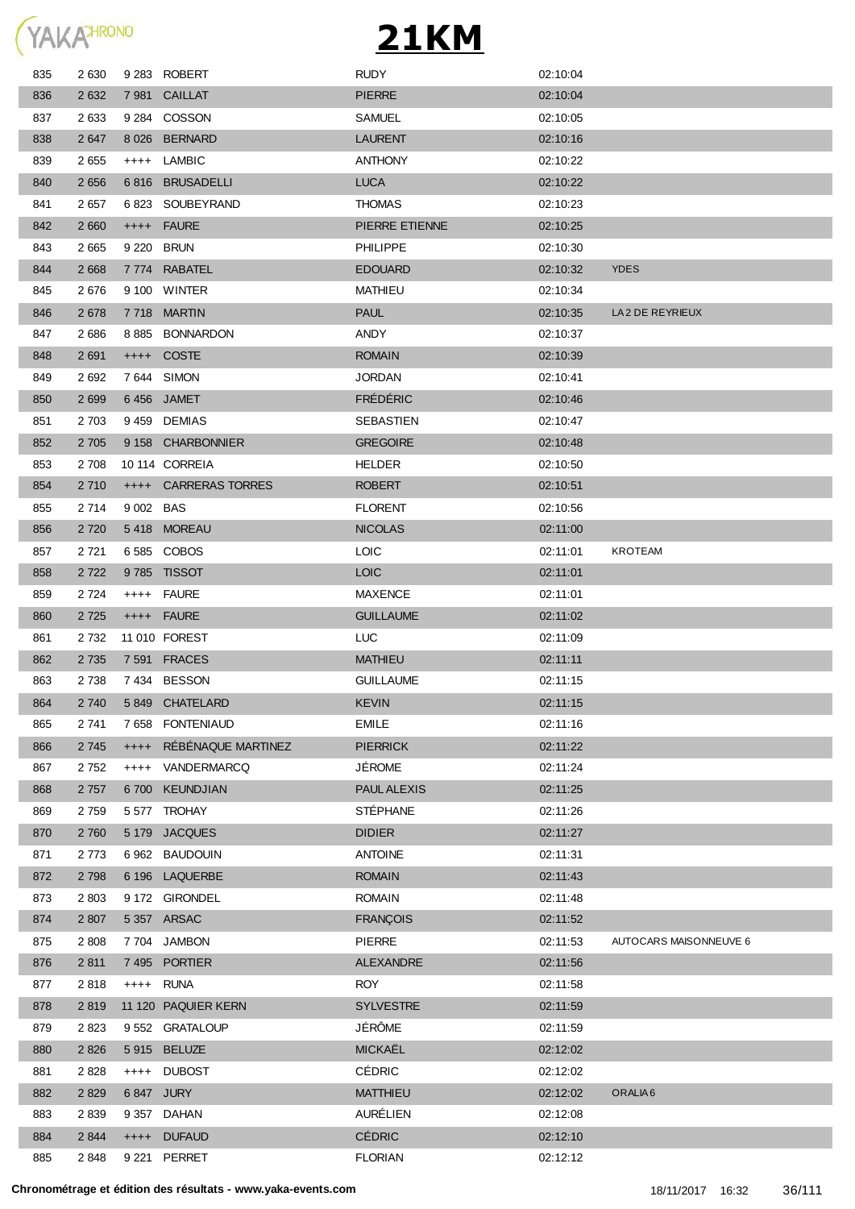# 21KM

| | | | | | | |
|---|---|---|---|---|---|---|
| 835 | 2 630 | 9 283 | ROBERT | RUDY | 02:10:04 | |
| 836 | 2 632 | 7 981 | CAILLAT | PIERRE | 02:10:04 | |
| 837 | 2 633 | 9 284 | COSSON | SAMUEL | 02:10:05 | |
| 838 | 2 647 | 8 026 | BERNARD | LAURENT | 02:10:16 | |
| 839 | 2 655 | ++++ | LAMBIC | ANTHONY | 02:10:22 | |
| 840 | 2 656 | 6 816 | BRUSADELLI | LUCA | 02:10:22 | |
| 841 | 2 657 | 6 823 | SOUBEYRAND | THOMAS | 02:10:23 | |
| 842 | 2 660 | ++++ | FAURE | PIERRE ETIENNE | 02:10:25 | |
| 843 | 2 665 | 9 220 | BRUN | PHILIPPE | 02:10:30 | |
| 844 | 2 668 | 7 774 | RABATEL | EDOUARD | 02:10:32 | YDES |
| 845 | 2 676 | 9 100 | WINTER | MATHIEU | 02:10:34 | |
| 846 | 2 678 | 7 718 | MARTIN | PAUL | 02:10:35 | LA 2 DE REYRIEUX |
| 847 | 2 686 | 8 885 | BONNARDON | ANDY | 02:10:37 | |
| 848 | 2 691 | ++++ | COSTE | ROMAIN | 02:10:39 | |
| 849 | 2 692 | 7 644 | SIMON | JORDAN | 02:10:41 | |
| 850 | 2 699 | 6 456 | JAMET | FRÉDÉRIC | 02:10:46 | |
| 851 | 2 703 | 9 459 | DEMIAS | SEBASTIEN | 02:10:47 | |
| 852 | 2 705 | 9 158 | CHARBONNIER | GREGOIRE | 02:10:48 | |
| 853 | 2 708 | 10 114 | CORREIA | HELDER | 02:10:50 | |
| 854 | 2 710 | ++++ | CARRERAS TORRES | ROBERT | 02:10:51 | |
| 855 | 2 714 | 9 002 | BAS | FLORENT | 02:10:56 | |
| 856 | 2 720 | 5 418 | MOREAU | NICOLAS | 02:11:00 | |
| 857 | 2 721 | 6 585 | COBOS | LOIC | 02:11:01 | KROTEAM |
| 858 | 2 722 | 9 785 | TISSOT | LOIC | 02:11:01 | |
| 859 | 2 724 | ++++ | FAURE | MAXENCE | 02:11:01 | |
| 860 | 2 725 | ++++ | FAURE | GUILLAUME | 02:11:02 | |
| 861 | 2 732 | 11 010 | FOREST | LUC | 02:11:09 | |
| 862 | 2 735 | 7 591 | FRACES | MATHIEU | 02:11:11 | |
| 863 | 2 738 | 7 434 | BESSON | GUILLAUME | 02:11:15 | |
| 864 | 2 740 | 5 849 | CHATELARD | KEVIN | 02:11:15 | |
| 865 | 2 741 | 7 658 | FONTENIAUD | EMILE | 02:11:16 | |
| 866 | 2 745 | ++++ | RÉBÉNAQUE MARTINEZ | PIERRICK | 02:11:22 | |
| 867 | 2 752 | ++++ | VANDERMARCQ | JÉROME | 02:11:24 | |
| 868 | 2 757 | 6 700 | KEUNDJIAN | PAUL ALEXIS | 02:11:25 | |
| 869 | 2 759 | 5 577 | TROHAY | STÉPHANE | 02:11:26 | |
| 870 | 2 760 | 5 179 | JACQUES | DIDIER | 02:11:27 | |
| 871 | 2 773 | 6 962 | BAUDOUIN | ANTOINE | 02:11:31 | |
| 872 | 2 798 | 6 196 | LAQUERBE | ROMAIN | 02:11:43 | |
| 873 | 2 803 | 9 172 | GIRONDEL | ROMAIN | 02:11:48 | |
| 874 | 2 807 | 5 357 | ARSAC | FRANÇOIS | 02:11:52 | |
| 875 | 2 808 | 7 704 | JAMBON | PIERRE | 02:11:53 | AUTOCARS MAISONNEUVE 6 |
| 876 | 2 811 | 7 495 | PORTIER | ALEXANDRE | 02:11:56 | |
| 877 | 2 818 | ++++ | RUNA | ROY | 02:11:58 | |
| 878 | 2 819 | 11 120 | PAQUIER KERN | SYLVESTRE | 02:11:59 | |
| 879 | 2 823 | 9 552 | GRATALOUP | JÉRÔME | 02:11:59 | |
| 880 | 2 826 | 5 915 | BELUZE | MICKAËL | 02:12:02 | |
| 881 | 2 828 | ++++ | DUBOST | CÉDRIC | 02:12:02 | |
| 882 | 2 829 | 6 847 | JURY | MATTHIEU | 02:12:02 | ORALIA 6 |
| 883 | 2 839 | 9 357 | DAHAN | AURÉLIEN | 02:12:08 | |
| 884 | 2 844 | ++++ | DUFAUD | CÉDRIC | 02:12:10 | |
| 885 | 2 848 | 9 221 | PERRET | FLORIAN | 02:12:12 | |

**Chronométrage et édition des résultats - www.yaka-events.com** 18/11/2017 16:32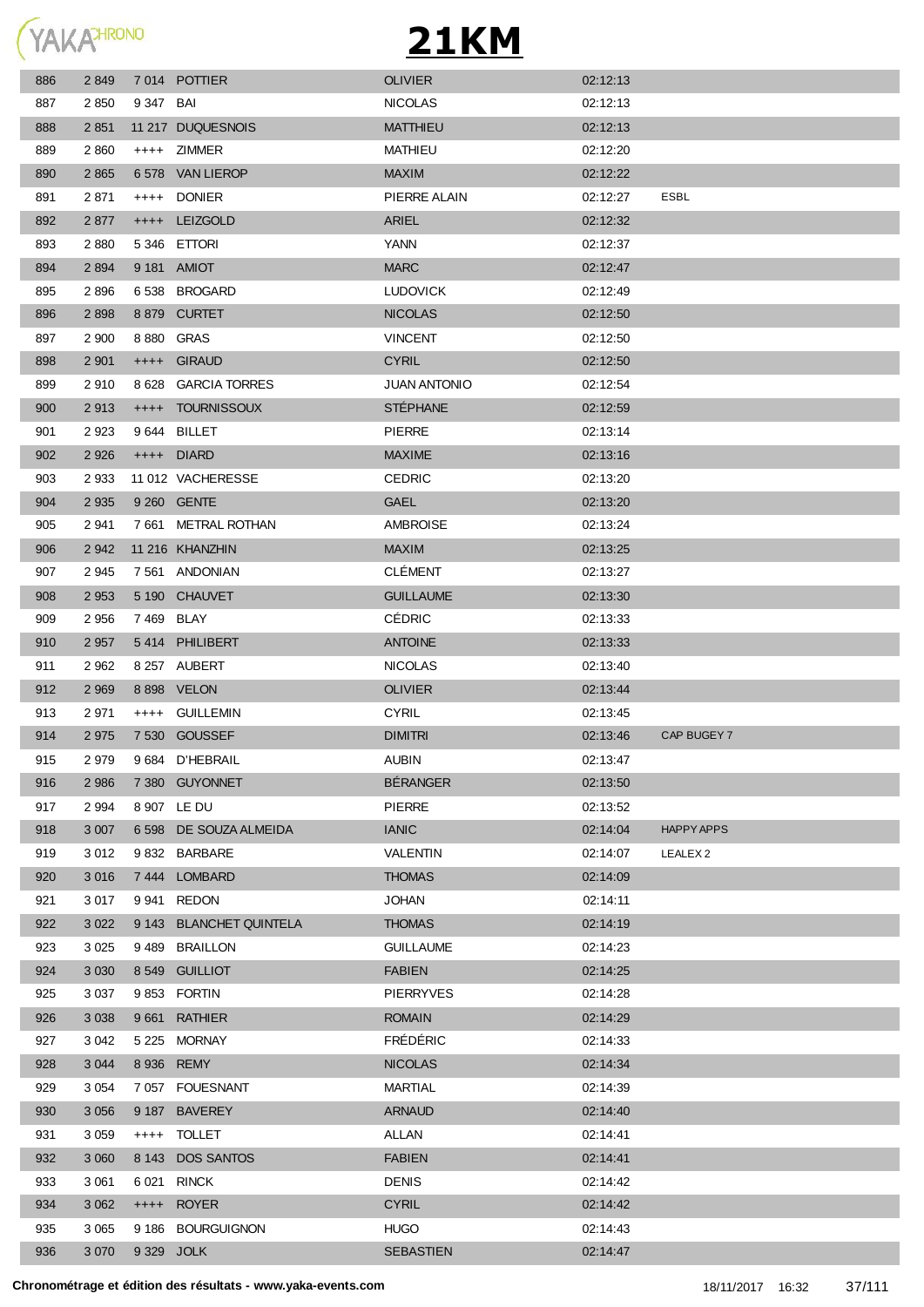# 21KM

| | | | | | | |
|---|---|---|---|---|---|---|
| 886 | 2 849 | 7 014 | POTTIER | OLIVIER | 02:12:13 | |
| 887 | 2 850 | 9 347 | BAI | NICOLAS | 02:12:13 | |
| 888 | 2 851 | 11 217 | DUQUESNOIS | MATTHIEU | 02:12:13 | |
| 889 | 2 860 | ++++ | ZIMMER | MATHIEU | 02:12:20 | |
| 890 | 2 865 | 6 578 | VAN LIEROP | MAXIM | 02:12:22 | |
| 891 | 2 871 | ++++ | DONIER | PIERRE ALAIN | 02:12:27 | ESBL |
| 892 | 2 877 | ++++ | LEIZGOLD | ARIEL | 02:12:32 | |
| 893 | 2 880 | 5 346 | ETTORI | YANN | 02:12:37 | |
| 894 | 2 894 | 9 181 | AMIOT | MARC | 02:12:47 | |
| 895 | 2 896 | 6 538 | BROGARD | LUDOVICK | 02:12:49 | |
| 896 | 2 898 | 8 879 | CURTET | NICOLAS | 02:12:50 | |
| 897 | 2 900 | 8 880 | GRAS | VINCENT | 02:12:50 | |
| 898 | 2 901 | ++++ | GIRAUD | CYRIL | 02:12:50 | |
| 899 | 2 910 | 8 628 | GARCIA TORRES | JUAN ANTONIO | 02:12:54 | |
| 900 | 2 913 | ++++ | TOURNISSOUX | STÉPHANE | 02:12:59 | |
| 901 | 2 923 | 9 644 | BILLET | PIERRE | 02:13:14 | |
| 902 | 2 926 | ++++ | DIARD | MAXIME | 02:13:16 | |
| 903 | 2 933 | 11 012 | VACHERESSE | CEDRIC | 02:13:20 | |
| 904 | 2 935 | 9 260 | GENTE | GAEL | 02:13:20 | |
| 905 | 2 941 | 7 661 | METRAL ROTHAN | AMBROISE | 02:13:24 | |
| 906 | 2 942 | 11 216 | KHANZHIN | MAXIM | 02:13:25 | |
| 907 | 2 945 | 7 561 | ANDONIAN | CLÉMENT | 02:13:27 | |
| 908 | 2 953 | 5 190 | CHAUVET | GUILLAUME | 02:13:30 | |
| 909 | 2 956 | 7 469 | BLAY | CÉDRIC | 02:13:33 | |
| 910 | 2 957 | 5 414 | PHILIBERT | ANTOINE | 02:13:33 | |
| 911 | 2 962 | 8 257 | AUBERT | NICOLAS | 02:13:40 | |
| 912 | 2 969 | 8 898 | VELON | OLIVIER | 02:13:44 | |
| 913 | 2 971 | ++++ | GUILLEMIN | CYRIL | 02:13:45 | |
| 914 | 2 975 | 7 530 | GOUSSEF | DIMITRI | 02:13:46 | CAP BUGEY 7 |
| 915 | 2 979 | 9 684 | D'HEBRAIL | AUBIN | 02:13:47 | |
| 916 | 2 986 | 7 380 | GUYONNET | BÉRANGER | 02:13:50 | |
| 917 | 2 994 | 8 907 | LE DU | PIERRE | 02:13:52 | |
| 918 | 3 007 | 6 598 | DE SOUZA ALMEIDA | IANIC | 02:14:04 | HAPPY APPS |
| 919 | 3 012 | 9 832 | BARBARE | VALENTIN | 02:14:07 | LEALEX 2 |
| 920 | 3 016 | 7 444 | LOMBARD | THOMAS | 02:14:09 | |
| 921 | 3 017 | 9 941 | REDON | JOHAN | 02:14:11 | |
| 922 | 3 022 | 9 143 | BLANCHET QUINTELA | THOMAS | 02:14:19 | |
| 923 | 3 025 | 9 489 | BRAILLON | GUILLAUME | 02:14:23 | |
| 924 | 3 030 | 8 549 | GUILLIOT | FABIEN | 02:14:25 | |
| 925 | 3 037 | 9 853 | FORTIN | PIERRYVES | 02:14:28 | |
| 926 | 3 038 | 9 661 | RATHIER | ROMAIN | 02:14:29 | |
| 927 | 3 042 | 5 225 | MORNAY | FRÉDÉRIC | 02:14:33 | |
| 928 | 3 044 | 8 936 | REMY | NICOLAS | 02:14:34 | |
| 929 | 3 054 | 7 057 | FOUESNANT | MARTIAL | 02:14:39 | |
| 930 | 3 056 | 9 187 | BAVEREY | ARNAUD | 02:14:40 | |
| 931 | 3 059 | ++++ | TOLLET | ALLAN | 02:14:41 | |
| 932 | 3 060 | 8 143 | DOS SANTOS | FABIEN | 02:14:41 | |
| 933 | 3 061 | 6 021 | RINCK | DENIS | 02:14:42 | |
| 934 | 3 062 | ++++ | ROYER | CYRIL | 02:14:42 | |
| 935 | 3 065 | 9 186 | BOURGUIGNON | HUGO | 02:14:43 | |
| 936 | 3 070 | 9 329 | JOLK | SEBASTIEN | 02:14:47 | |

**Chronométrage et édition des résultats - www.yaka-events.com** 18/11/2017 16:32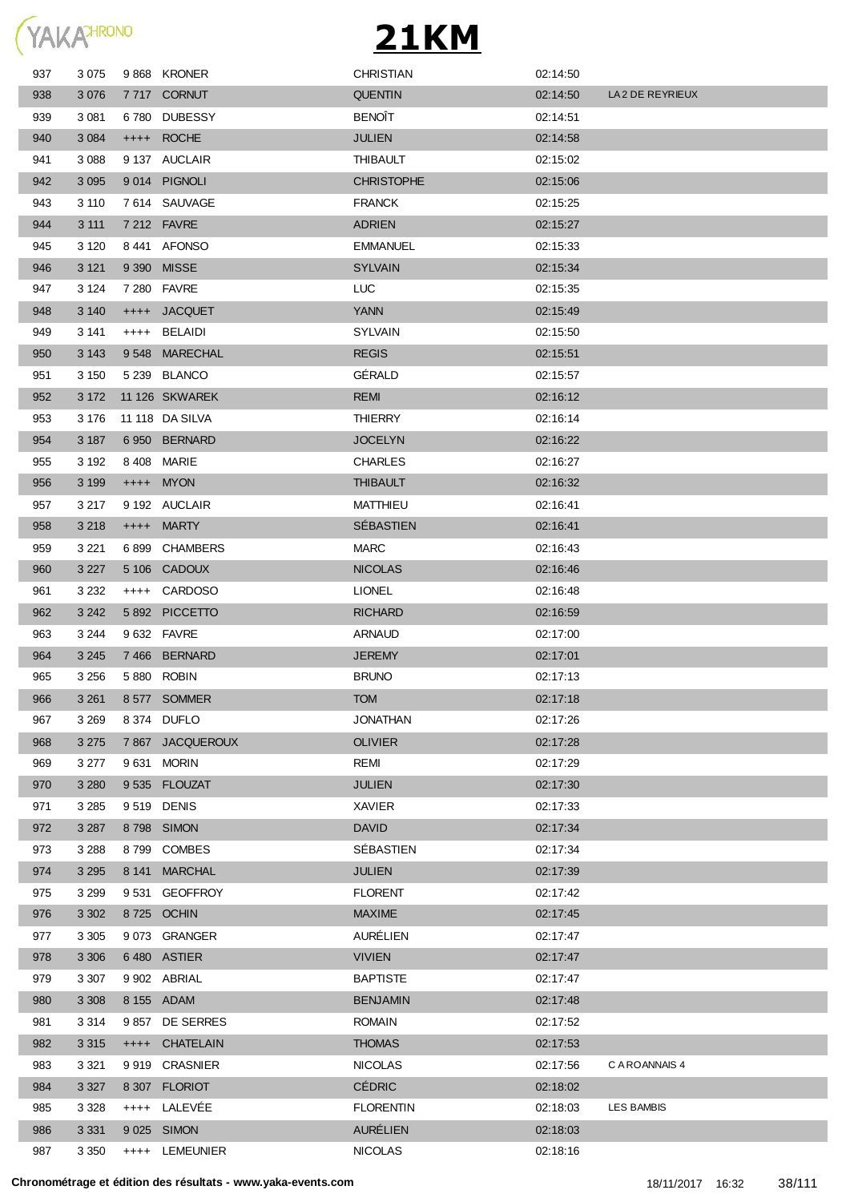# 21KM

| | | | | | | |
|---|---|---|---|---|---|---|
| 937 | 3 075 | 9 868 | KRONER | CHRISTIAN | 02:14:50 | |
| 938 | 3 076 | 7 717 | CORNUT | QUENTIN | 02:14:50 | LA 2 DE REYRIEUX |
| 939 | 3 081 | 6 780 | DUBESSY | BENOÎT | 02:14:51 | |
| 940 | 3 084 | ++++ | ROCHE | JULIEN | 02:14:58 | |
| 941 | 3 088 | 9 137 | AUCLAIR | THIBAULT | 02:15:02 | |
| 942 | 3 095 | 9 014 | PIGNOLI | CHRISTOPHE | 02:15:06 | |
| 943 | 3 110 | 7 614 | SAUVAGE | FRANCK | 02:15:25 | |
| 944 | 3 111 | 7 212 | FAVRE | ADRIEN | 02:15:27 | |
| 945 | 3 120 | 8 441 | AFONSO | EMMANUEL | 02:15:33 | |
| 946 | 3 121 | 9 390 | MISSE | SYLVAIN | 02:15:34 | |
| 947 | 3 124 | 7 280 | FAVRE | LUC | 02:15:35 | |
| 948 | 3 140 | ++++ | JACQUET | YANN | 02:15:49 | |
| 949 | 3 141 | ++++ | BELAIDI | SYLVAIN | 02:15:50 | |
| 950 | 3 143 | 9 548 | MARECHAL | REGIS | 02:15:51 | |
| 951 | 3 150 | 5 239 | BLANCO | GÉRALD | 02:15:57 | |
| 952 | 3 172 | 11 126 | SKWAREK | REMI | 02:16:12 | |
| 953 | 3 176 | 11 118 | DA SILVA | THIERRY | 02:16:14 | |
| 954 | 3 187 | 6 950 | BERNARD | JOCELYN | 02:16:22 | |
| 955 | 3 192 | 8 408 | MARIE | CHARLES | 02:16:27 | |
| 956 | 3 199 | ++++ | MYON | THIBAULT | 02:16:32 | |
| 957 | 3 217 | 9 192 | AUCLAIR | MATTHIEU | 02:16:41 | |
| 958 | 3 218 | ++++ | MARTY | SÉBASTIEN | 02:16:41 | |
| 959 | 3 221 | 6 899 | CHAMBERS | MARC | 02:16:43 | |
| 960 | 3 227 | 5 106 | CADOUX | NICOLAS | 02:16:46 | |
| 961 | 3 232 | ++++ | CARDOSO | LIONEL | 02:16:48 | |
| 962 | 3 242 | 5 892 | PICCETTO | RICHARD | 02:16:59 | |
| 963 | 3 244 | 9 632 | FAVRE | ARNAUD | 02:17:00 | |
| 964 | 3 245 | 7 466 | BERNARD | JEREMY | 02:17:01 | |
| 965 | 3 256 | 5 880 | ROBIN | BRUNO | 02:17:13 | |
| 966 | 3 261 | 8 577 | SOMMER | TOM | 02:17:18 | |
| 967 | 3 269 | 8 374 | DUFLO | JONATHAN | 02:17:26 | |
| 968 | 3 275 | 7 867 | JACQUEROUX | OLIVIER | 02:17:28 | |
| 969 | 3 277 | 9 631 | MORIN | REMI | 02:17:29 | |
| 970 | 3 280 | 9 535 | FLOUZAT | JULIEN | 02:17:30 | |
| 971 | 3 285 | 9 519 | DENIS | XAVIER | 02:17:33 | |
| 972 | 3 287 | 8 798 | SIMON | DAVID | 02:17:34 | |
| 973 | 3 288 | 8 799 | COMBES | SÉBASTIEN | 02:17:34 | |
| 974 | 3 295 | 8 141 | MARCHAL | JULIEN | 02:17:39 | |
| 975 | 3 299 | 9 531 | GEOFFROY | FLORENT | 02:17:42 | |
| 976 | 3 302 | 8 725 | OCHIN | MAXIME | 02:17:45 | |
| 977 | 3 305 | 9 073 | GRANGER | AURÉLIEN | 02:17:47 | |
| 978 | 3 306 | 6 480 | ASTIER | VIVIEN | 02:17:47 | |
| 979 | 3 307 | 9 902 | ABRIAL | BAPTISTE | 02:17:47 | |
| 980 | 3 308 | 8 155 | ADAM | BENJAMIN | 02:17:48 | |
| 981 | 3 314 | 9 857 | DE SERRES | ROMAIN | 02:17:52 | |
| 982 | 3 315 | ++++ | CHATELAIN | THOMAS | 02:17:53 | |
| 983 | 3 321 | 9 919 | CRASNIER | NICOLAS | 02:17:56 | C A ROANNAIS 4 |
| 984 | 3 327 | 8 307 | FLORIOT | CÉDRIC | 02:18:02 | |
| 985 | 3 328 | ++++ | LALEVÉE | FLORENTIN | 02:18:03 | LES BAMBIS |
| 986 | 3 331 | 9 025 | SIMON | AURÉLIEN | 02:18:03 | |
| 987 | 3 350 | ++++ | LEMEUNIER | NICOLAS | 02:18:16 | |

**Chronométrage et édition des résultats - www.yaka-events.com** 18/11/2017 16:32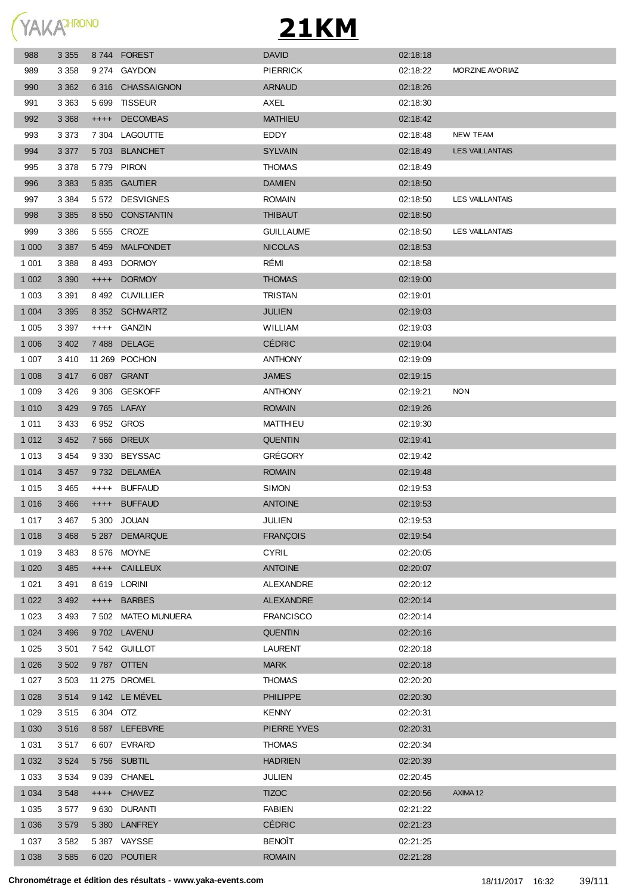# 21KM

| | | | | | | |
|---|---|---|---|---|---|---|
| 988 | 3 355 | 8 744 | FOREST | DAVID | 02:18:18 | |
| 989 | 3 358 | 9 274 | GAYDON | PIERRICK | 02:18:22 | MORZINE AVORIAZ |
| 990 | 3 362 | 6 316 | CHASSAIGNON | ARNAUD | 02:18:26 | |
| 991 | 3 363 | 5 699 | TISSEUR | AXEL | 02:18:30 | |
| 992 | 3 368 | ++++ | DECOMBAS | MATHIEU | 02:18:42 | |
| 993 | 3 373 | 7 304 | LAGOUTTE | EDDY | 02:18:48 | NEW TEAM |
| 994 | 3 377 | 5 703 | BLANCHET | SYLVAIN | 02:18:49 | LES VAILLANTAIS |
| 995 | 3 378 | 5 779 | PIRON | THOMAS | 02:18:49 | |
| 996 | 3 383 | 5 835 | GAUTIER | DAMIEN | 02:18:50 | |
| 997 | 3 384 | 5 572 | DESVIGNES | ROMAIN | 02:18:50 | LES VAILLANTAIS |
| 998 | 3 385 | 8 550 | CONSTANTIN | THIBAUT | 02:18:50 | |
| 999 | 3 386 | 5 555 | CROZE | GUILLAUME | 02:18:50 | LES VAILLANTAIS |
| 1 000 | 3 387 | 5 459 | MALFONDET | NICOLAS | 02:18:53 | |
| 1 001 | 3 388 | 8 493 | DORMOY | RÉMI | 02:18:58 | |
| 1 002 | 3 390 | ++++ | DORMOY | THOMAS | 02:19:00 | |
| 1 003 | 3 391 | 8 492 | CUVILLIER | TRISTAN | 02:19:01 | |
| 1 004 | 3 395 | 8 352 | SCHWARTZ | JULIEN | 02:19:03 | |
| 1 005 | 3 397 | ++++ | GANZIN | WILLIAM | 02:19:03 | |
| 1 006 | 3 402 | 7 488 | DELAGE | CÉDRIC | 02:19:04 | |
| 1 007 | 3 410 | 11 269 | POCHON | ANTHONY | 02:19:09 | |
| 1 008 | 3 417 | 6 087 | GRANT | JAMES | 02:19:15 | |
| 1 009 | 3 426 | 9 306 | GESKOFF | ANTHONY | 02:19:21 | NON |
| 1 010 | 3 429 | 9 765 | LAFAY | ROMAIN | 02:19:26 | |
| 1 011 | 3 433 | 6 952 | GROS | MATTHIEU | 02:19:30 | |
| 1 012 | 3 452 | 7 566 | DREUX | QUENTIN | 02:19:41 | |
| 1 013 | 3 454 | 9 330 | BEYSSAC | GRÉGORY | 02:19:42 | |
| 1 014 | 3 457 | 9 732 | DELAMÉA | ROMAIN | 02:19:48 | |
| 1 015 | 3 465 | ++++ | BUFFAUD | SIMON | 02:19:53 | |
| 1 016 | 3 466 | ++++ | BUFFAUD | ANTOINE | 02:19:53 | |
| 1 017 | 3 467 | 5 300 | JOUAN | JULIEN | 02:19:53 | |
| 1 018 | 3 468 | 5 287 | DEMARQUE | FRANÇOIS | 02:19:54 | |
| 1 019 | 3 483 | 8 576 | MOYNE | CYRIL | 02:20:05 | |
| 1 020 | 3 485 | ++++ | CAILLEUX | ANTOINE | 02:20:07 | |
| 1 021 | 3 491 | 8 619 | LORINI | ALEXANDRE | 02:20:12 | |
| 1 022 | 3 492 | ++++ | BARBES | ALEXANDRE | 02:20:14 | |
| 1 023 | 3 493 | 7 502 | MATEO MUNUERA | FRANCISCO | 02:20:14 | |
| 1 024 | 3 496 | 9 702 | LAVENU | QUENTIN | 02:20:16 | |
| 1 025 | 3 501 | 7 542 | GUILLOT | LAURENT | 02:20:18 | |
| 1 026 | 3 502 | 9 787 | OTTEN | MARK | 02:20:18 | |
| 1 027 | 3 503 | 11 275 | DROMEL | THOMAS | 02:20:20 | |
| 1 028 | 3 514 | 9 142 | LE MÉVEL | PHILIPPE | 02:20:30 | |
| 1 029 | 3 515 | 6 304 | OTZ | KENNY | 02:20:31 | |
| 1 030 | 3 516 | 8 587 | LEFEBVRE | PIERRE YVES | 02:20:31 | |
| 1 031 | 3 517 | 6 607 | EVRARD | THOMAS | 02:20:34 | |
| 1 032 | 3 524 | 5 756 | SUBTIL | HADRIEN | 02:20:39 | |
| 1 033 | 3 534 | 9 039 | CHANEL | JULIEN | 02:20:45 | |
| 1 034 | 3 548 | ++++ | CHAVEZ | TIZOC | 02:20:56 | AXIMA 12 |
| 1 035 | 3 577 | 9 630 | DURANTI | FABIEN | 02:21:22 | |
| 1 036 | 3 579 | 5 380 | LANFREY | CÉDRIC | 02:21:23 | |
| 1 037 | 3 582 | 5 387 | VAYSSE | BENOÎT | 02:21:25 | |
| 1 038 | 3 585 | 6 020 | POUTIER | ROMAIN | 02:21:28 | |

Chronométrage et édition des résultats - www.yaka-events.com 18/11/2017 16:32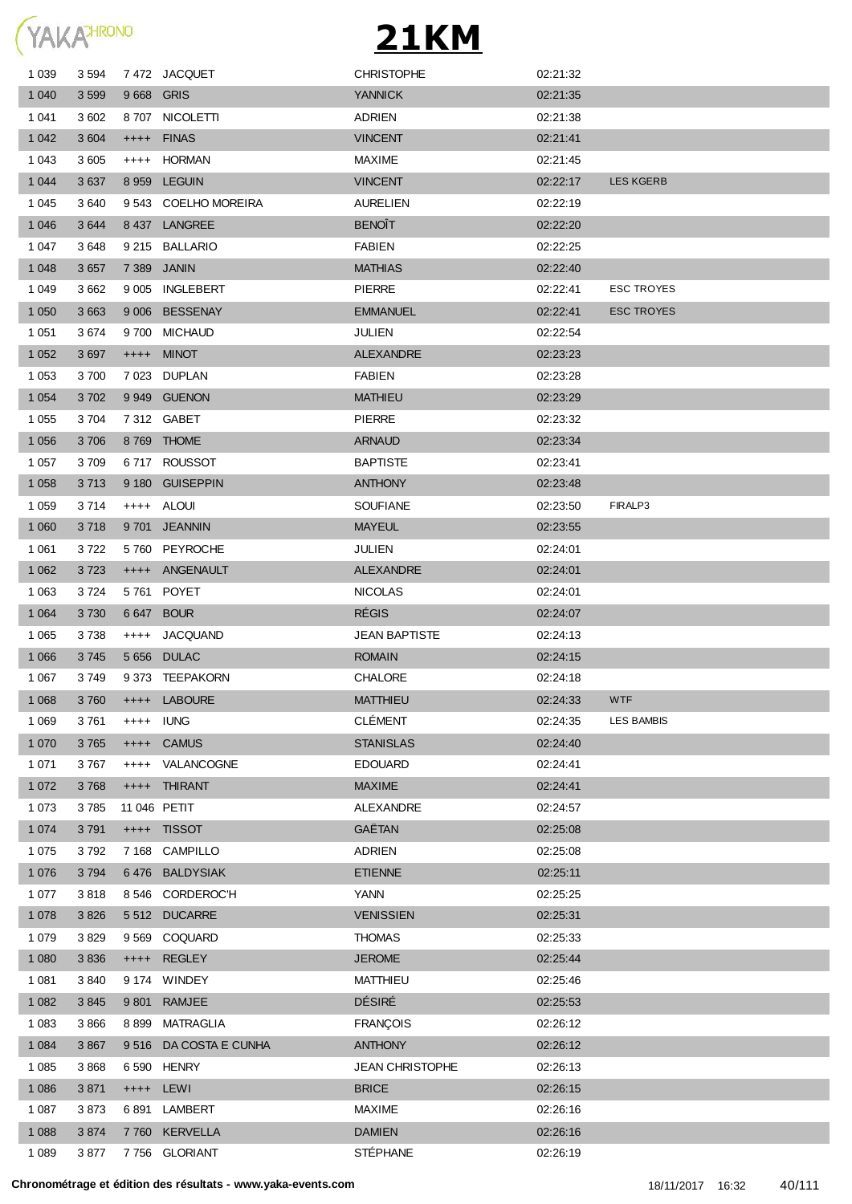# 21KM

| | | | | | | |
|---|---|---|---|---|---|---|
| 1 039 | 3 594 | 7 472 | JACQUET | CHRISTOPHE | 02:21:32 | |
| 1 040 | 3 599 | 9 668 | GRIS | YANNICK | 02:21:35 | |
| 1 041 | 3 602 | 8 707 | NICOLETTI | ADRIEN | 02:21:38 | |
| 1 042 | 3 604 | ++++ | FINAS | VINCENT | 02:21:41 | |
| 1 043 | 3 605 | ++++ | HORMAN | MAXIME | 02:21:45 | |
| 1 044 | 3 637 | 8 959 | LEGUIN | VINCENT | 02:22:17 | LES KGERB |
| 1 045 | 3 640 | 9 543 | COELHO MOREIRA | AURELIEN | 02:22:19 | |
| 1 046 | 3 644 | 8 437 | LANGREE | BENOÎT | 02:22:20 | |
| 1 047 | 3 648 | 9 215 | BALLARIO | FABIEN | 02:22:25 | |
| 1 048 | 3 657 | 7 389 | JANIN | MATHIAS | 02:22:40 | |
| 1 049 | 3 662 | 9 005 | INGLEBERT | PIERRE | 02:22:41 | ESC TROYES |
| 1 050 | 3 663 | 9 006 | BESSENAY | EMMANUEL | 02:22:41 | ESC TROYES |
| 1 051 | 3 674 | 9 700 | MICHAUD | JULIEN | 02:22:54 | |
| 1 052 | 3 697 | ++++ | MINOT | ALEXANDRE | 02:23:23 | |
| 1 053 | 3 700 | 7 023 | DUPLAN | FABIEN | 02:23:28 | |
| 1 054 | 3 702 | 9 949 | GUENON | MATHIEU | 02:23:29 | |
| 1 055 | 3 704 | 7 312 | GABET | PIERRE | 02:23:32 | |
| 1 056 | 3 706 | 8 769 | THOME | ARNAUD | 02:23:34 | |
| 1 057 | 3 709 | 6 717 | ROUSSOT | BAPTISTE | 02:23:41 | |
| 1 058 | 3 713 | 9 180 | GUISEPPIN | ANTHONY | 02:23:48 | |
| 1 059 | 3 714 | ++++ | ALOUI | SOUFIANE | 02:23:50 | FIRALP3 |
| 1 060 | 3 718 | 9 701 | JEANNIN | MAYEUL | 02:23:55 | |
| 1 061 | 3 722 | 5 760 | PEYROCHE | JULIEN | 02:24:01 | |
| 1 062 | 3 723 | ++++ | ANGENAULT | ALEXANDRE | 02:24:01 | |
| 1 063 | 3 724 | 5 761 | POYET | NICOLAS | 02:24:01 | |
| 1 064 | 3 730 | 6 647 | BOUR | RÉGIS | 02:24:07 | |
| 1 065 | 3 738 | ++++ | JACQUAND | JEAN BAPTISTE | 02:24:13 | |
| 1 066 | 3 745 | 5 656 | DULAC | ROMAIN | 02:24:15 | |
| 1 067 | 3 749 | 9 373 | TEEPAKORN | CHALORE | 02:24:18 | |
| 1 068 | 3 760 | ++++ | LABOURE | MATTHIEU | 02:24:33 | WTF |
| 1 069 | 3 761 | ++++ | IUNG | CLÉMENT | 02:24:35 | LES BAMBIS |
| 1 070 | 3 765 | ++++ | CAMUS | STANISLAS | 02:24:40 | |
| 1 071 | 3 767 | ++++ | VALANCOGNE | EDOUARD | 02:24:41 | |
| 1 072 | 3 768 | ++++ | THIRANT | MAXIME | 02:24:41 | |
| 1 073 | 3 785 | 11 046 | PETIT | ALEXANDRE | 02:24:57 | |
| 1 074 | 3 791 | ++++ | TISSOT | GAËTAN | 02:25:08 | |
| 1 075 | 3 792 | 7 168 | CAMPILLO | ADRIEN | 02:25:08 | |
| 1 076 | 3 794 | 6 476 | BALDYSIAK | ETIENNE | 02:25:11 | |
| 1 077 | 3 818 | 8 546 | CORDEROC'H | YANN | 02:25:25 | |
| 1 078 | 3 826 | 5 512 | DUCARRE | VENISSIEN | 02:25:31 | |
| 1 079 | 3 829 | 9 569 | COQUARD | THOMAS | 02:25:33 | |
| 1 080 | 3 836 | ++++ | REGLEY | JEROME | 02:25:44 | |
| 1 081 | 3 840 | 9 174 | WINDEY | MATTHIEU | 02:25:46 | |
| 1 082 | 3 845 | 9 801 | RAMJEE | DÉSIRÉ | 02:25:53 | |
| 1 083 | 3 866 | 8 899 | MATRAGLIA | FRANÇOIS | 02:26:12 | |
| 1 084 | 3 867 | 9 516 | DA COSTA E CUNHA | ANTHONY | 02:26:12 | |
| 1 085 | 3 868 | 6 590 | HENRY | JEAN CHRISTOPHE | 02:26:13 | |
| 1 086 | 3 871 | ++++ | LEWI | BRICE | 02:26:15 | |
| 1 087 | 3 873 | 6 891 | LAMBERT | MAXIME | 02:26:16 | |
| 1 088 | 3 874 | 7 760 | KERVELLA | DAMIEN | 02:26:16 | |
| 1 089 | 3 877 | 7 756 | GLORIANT | STÉPHANE | 02:26:19 | |

**Chronométrage et édition des résultats - www.yaka-events.com** 18/11/2017 16:32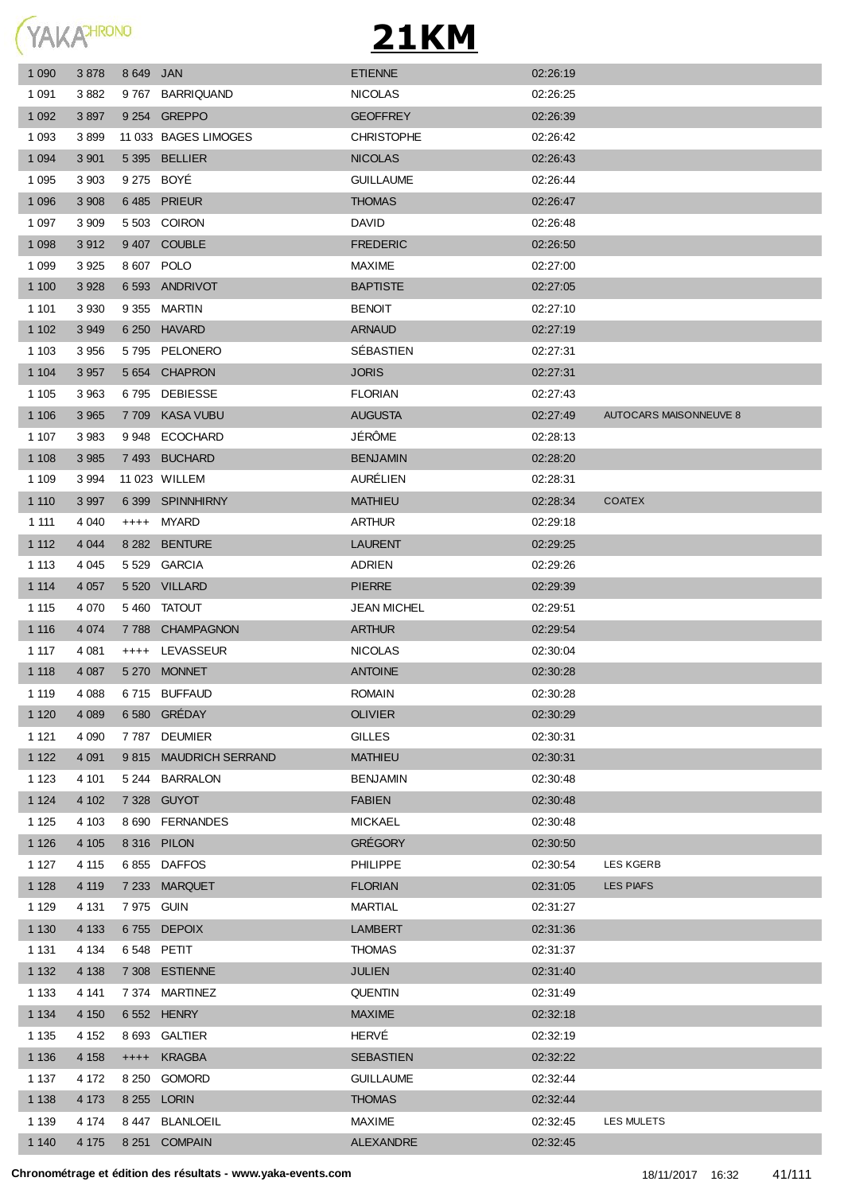# 21KM

| | | | | | | |
|---|---|---|---|---|---|---|
| 1 090 | 3 878 | 8 649 | JAN | ETIENNE | 02:26:19 | |
| 1 091 | 3 882 | 9 767 | BARRIQUAND | NICOLAS | 02:26:25 | |
| 1 092 | 3 897 | 9 254 | GREPPO | GEOFFREY | 02:26:39 | |
| 1 093 | 3 899 | 11 033 | BAGES LIMOGES | CHRISTOPHE | 02:26:42 | |
| 1 094 | 3 901 | 5 395 | BELLIER | NICOLAS | 02:26:43 | |
| 1 095 | 3 903 | 9 275 | BOYÉ | GUILLAUME | 02:26:44 | |
| 1 096 | 3 908 | 6 485 | PRIEUR | THOMAS | 02:26:47 | |
| 1 097 | 3 909 | 5 503 | COIRON | DAVID | 02:26:48 | |
| 1 098 | 3 912 | 9 407 | COUBLE | FREDERIC | 02:26:50 | |
| 1 099 | 3 925 | 8 607 | POLO | MAXIME | 02:27:00 | |
| 1 100 | 3 928 | 6 593 | ANDRIVOT | BAPTISTE | 02:27:05 | |
| 1 101 | 3 930 | 9 355 | MARTIN | BENOIT | 02:27:10 | |
| 1 102 | 3 949 | 6 250 | HAVARD | ARNAUD | 02:27:19 | |
| 1 103 | 3 956 | 5 795 | PELONERO | SÉBASTIEN | 02:27:31 | |
| 1 104 | 3 957 | 5 654 | CHAPRON | JORIS | 02:27:31 | |
| 1 105 | 3 963 | 6 795 | DEBIESSE | FLORIAN | 02:27:43 | |
| 1 106 | 3 965 | 7 709 | KASA VUBU | AUGUSTA | 02:27:49 | AUTOCARS MAISONNEUVE 8 |
| 1 107 | 3 983 | 9 948 | ECOCHARD | JÉRÔME | 02:28:13 | |
| 1 108 | 3 985 | 7 493 | BUCHARD | BENJAMIN | 02:28:20 | |
| 1 109 | 3 994 | 11 023 | WILLEM | AURÉLIEN | 02:28:31 | |
| 1 110 | 3 997 | 6 399 | SPINNHIRNY | MATHIEU | 02:28:34 | COATEX |
| 1 111 | 4 040 | ++++ | MYARD | ARTHUR | 02:29:18 | |
| 1 112 | 4 044 | 8 282 | BENTURE | LAURENT | 02:29:25 | |
| 1 113 | 4 045 | 5 529 | GARCIA | ADRIEN | 02:29:26 | |
| 1 114 | 4 057 | 5 520 | VILLARD | PIERRE | 02:29:39 | |
| 1 115 | 4 070 | 5 460 | TATOUT | JEAN MICHEL | 02:29:51 | |
| 1 116 | 4 074 | 7 788 | CHAMPAGNON | ARTHUR | 02:29:54 | |
| 1 117 | 4 081 | ++++ | LEVASSEUR | NICOLAS | 02:30:04 | |
| 1 118 | 4 087 | 5 270 | MONNET | ANTOINE | 02:30:28 | |
| 1 119 | 4 088 | 6 715 | BUFFAUD | ROMAIN | 02:30:28 | |
| 1 120 | 4 089 | 6 580 | GRÉDAY | OLIVIER | 02:30:29 | |
| 1 121 | 4 090 | 7 787 | DEUMIER | GILLES | 02:30:31 | |
| 1 122 | 4 091 | 9 815 | MAUDRICH SERRAND | MATHIEU | 02:30:31 | |
| 1 123 | 4 101 | 5 244 | BARRALON | BENJAMIN | 02:30:48 | |
| 1 124 | 4 102 | 7 328 | GUYOT | FABIEN | 02:30:48 | |
| 1 125 | 4 103 | 8 690 | FERNANDES | MICKAEL | 02:30:48 | |
| 1 126 | 4 105 | 8 316 | PILON | GRÉGORY | 02:30:50 | |
| 1 127 | 4 115 | 6 855 | DAFFOS | PHILIPPE | 02:30:54 | LES KGERB |
| 1 128 | 4 119 | 7 233 | MARQUET | FLORIAN | 02:31:05 | LES PIAFS |
| 1 129 | 4 131 | 7 975 | GUIN | MARTIAL | 02:31:27 | |
| 1 130 | 4 133 | 6 755 | DEPOIX | LAMBERT | 02:31:36 | |
| 1 131 | 4 134 | 6 548 | PETIT | THOMAS | 02:31:37 | |
| 1 132 | 4 138 | 7 308 | ESTIENNE | JULIEN | 02:31:40 | |
| 1 133 | 4 141 | 7 374 | MARTINEZ | QUENTIN | 02:31:49 | |
| 1 134 | 4 150 | 6 552 | HENRY | MAXIME | 02:32:18 | |
| 1 135 | 4 152 | 8 693 | GALTIER | HERVÉ | 02:32:19 | |
| 1 136 | 4 158 | ++++ | KRAGBA | SEBASTIEN | 02:32:22 | |
| 1 137 | 4 172 | 8 250 | GOMORD | GUILLAUME | 02:32:44 | |
| 1 138 | 4 173 | 8 255 | LORIN | THOMAS | 02:32:44 | |
| 1 139 | 4 174 | 8 447 | BLANLOEIL | MAXIME | 02:32:45 | LES MULETS |
| 1 140 | 4 175 | 8 251 | COMPAIN | ALEXANDRE | 02:32:45 | |

**Chronométrage et édition des résultats - www.yaka-events.com** 18/11/2017 16:32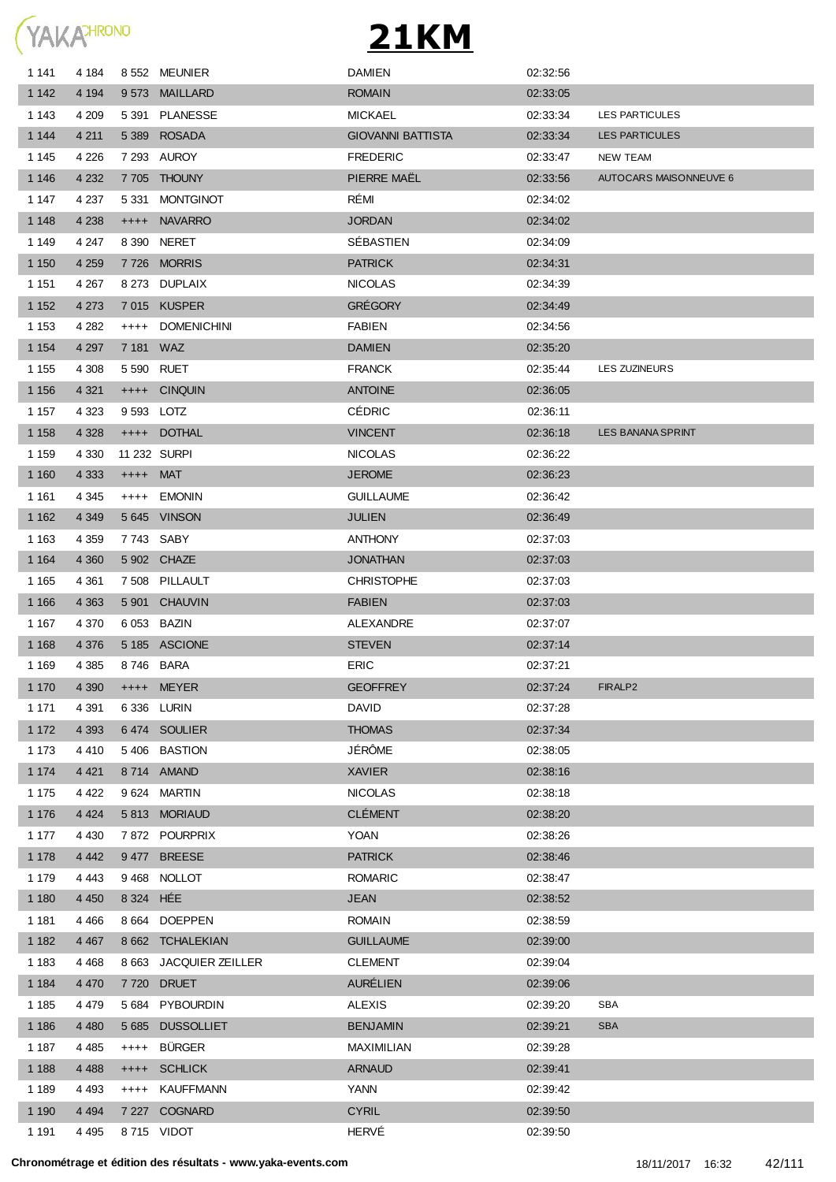# 21KM

| | | | | | | |
|---|---|---|---|---|---|---|
| 1 141 | 4 184 | 8 552 | MEUNIER | DAMIEN | 02:32:56 | |
| 1 142 | 4 194 | 9 573 | MAILLARD | ROMAIN | 02:33:05 | |
| 1 143 | 4 209 | 5 391 | PLANESSE | MICKAEL | 02:33:34 | LES PARTICULES |
| 1 144 | 4 211 | 5 389 | ROSADA | GIOVANNI BATTISTA | 02:33:34 | LES PARTICULES |
| 1 145 | 4 226 | 7 293 | AUROY | FREDERIC | 02:33:47 | NEW TEAM |
| 1 146 | 4 232 | 7 705 | THOUNY | PIERRE MAËL | 02:33:56 | AUTOCARS MAISONNEUVE 6 |
| 1 147 | 4 237 | 5 331 | MONTGINOT | RÉMI | 02:34:02 | |
| 1 148 | 4 238 | ++++ | NAVARRO | JORDAN | 02:34:02 | |
| 1 149 | 4 247 | 8 390 | NERET | SÉBASTIEN | 02:34:09 | |
| 1 150 | 4 259 | 7 726 | MORRIS | PATRICK | 02:34:31 | |
| 1 151 | 4 267 | 8 273 | DUPLAIX | NICOLAS | 02:34:39 | |
| 1 152 | 4 273 | 7 015 | KUSPER | GRÉGORY | 02:34:49 | |
| 1 153 | 4 282 | ++++ | DOMENICHINI | FABIEN | 02:34:56 | |
| 1 154 | 4 297 | 7 181 | WAZ | DAMIEN | 02:35:20 | |
| 1 155 | 4 308 | 5 590 | RUET | FRANCK | 02:35:44 | LES ZUZINEURS |
| 1 156 | 4 321 | ++++ | CINQUIN | ANTOINE | 02:36:05 | |
| 1 157 | 4 323 | 9 593 | LOTZ | CÉDRIC | 02:36:11 | |
| 1 158 | 4 328 | ++++ | DOTHAL | VINCENT | 02:36:18 | LES BANANA SPRINT |
| 1 159 | 4 330 | 11 232 | SURPI | NICOLAS | 02:36:22 | |
| 1 160 | 4 333 | ++++ | MAT | JEROME | 02:36:23 | |
| 1 161 | 4 345 | ++++ | EMONIN | GUILLAUME | 02:36:42 | |
| 1 162 | 4 349 | 5 645 | VINSON | JULIEN | 02:36:49 | |
| 1 163 | 4 359 | 7 743 | SABY | ANTHONY | 02:37:03 | |
| 1 164 | 4 360 | 5 902 | CHAZE | JONATHAN | 02:37:03 | |
| 1 165 | 4 361 | 7 508 | PILLAULT | CHRISTOPHE | 02:37:03 | |
| 1 166 | 4 363 | 5 901 | CHAUVIN | FABIEN | 02:37:03 | |
| 1 167 | 4 370 | 6 053 | BAZIN | ALEXANDRE | 02:37:07 | |
| 1 168 | 4 376 | 5 185 | ASCIONE | STEVEN | 02:37:14 | |
| 1 169 | 4 385 | 8 746 | BARA | ERIC | 02:37:21 | |
| 1 170 | 4 390 | ++++ | MEYER | GEOFFREY | 02:37:24 | FIRALP2 |
| 1 171 | 4 391 | 6 336 | LURIN | DAVID | 02:37:28 | |
| 1 172 | 4 393 | 6 474 | SOULIER | THOMAS | 02:37:34 | |
| 1 173 | 4 410 | 5 406 | BASTION | JÉRÔME | 02:38:05 | |
| 1 174 | 4 421 | 8 714 | AMAND | XAVIER | 02:38:16 | |
| 1 175 | 4 422 | 9 624 | MARTIN | NICOLAS | 02:38:18 | |
| 1 176 | 4 424 | 5 813 | MORIAUD | CLÉMENT | 02:38:20 | |
| 1 177 | 4 430 | 7 872 | POURPRIX | YOAN | 02:38:26 | |
| 1 178 | 4 442 | 9 477 | BREESE | PATRICK | 02:38:46 | |
| 1 179 | 4 443 | 9 468 | NOLLOT | ROMARIC | 02:38:47 | |
| 1 180 | 4 450 | 8 324 | HÉE | JEAN | 02:38:52 | |
| 1 181 | 4 466 | 8 664 | DOEPPEN | ROMAIN | 02:38:59 | |
| 1 182 | 4 467 | 8 662 | TCHALEKIAN | GUILLAUME | 02:39:00 | |
| 1 183 | 4 468 | 8 663 | JACQUIER ZEILLER | CLEMENT | 02:39:04 | |
| 1 184 | 4 470 | 7 720 | DRUET | AURÉLIEN | 02:39:06 | |
| 1 185 | 4 479 | 5 684 | PYBOURDIN | ALEXIS | 02:39:20 | SBA |
| 1 186 | 4 480 | 5 685 | DUSSOLLIET | BENJAMIN | 02:39:21 | SBA |
| 1 187 | 4 485 | ++++ | BÜRGER | MAXIMILIAN | 02:39:28 | |
| 1 188 | 4 488 | ++++ | SCHLICK | ARNAUD | 02:39:41 | |
| 1 189 | 4 493 | ++++ | KAUFFMANN | YANN | 02:39:42 | |
| 1 190 | 4 494 | 7 227 | COGNARD | CYRIL | 02:39:50 | |
| 1 191 | 4 495 | 8 715 | VIDOT | HERVÉ | 02:39:50 | |

**Chronométrage et édition des résultats - www.yaka-events.com** 18/11/2017 16:32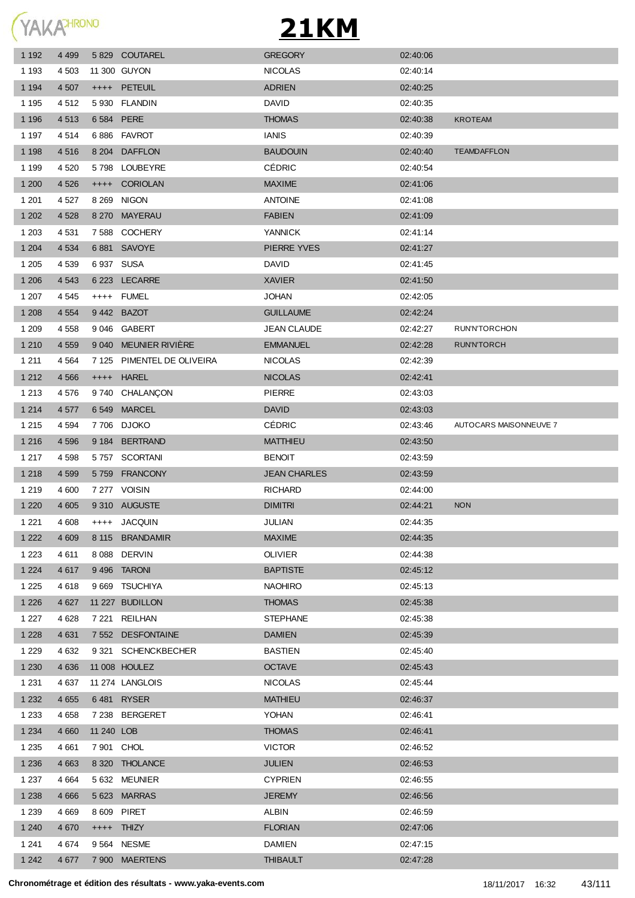# 21KM

| | | | | | | |
|---|---|---|---|---|---|---|
| 1 192 | 4 499 | 5 829 | COUTAREL | GREGORY | 02:40:06 | |
| 1 193 | 4 503 | 11 300 | GUYON | NICOLAS | 02:40:14 | |
| 1 194 | 4 507 | ++++ | PETEUIL | ADRIEN | 02:40:25 | |
| 1 195 | 4 512 | 5 930 | FLANDIN | DAVID | 02:40:35 | |
| 1 196 | 4 513 | 6 584 | PERE | THOMAS | 02:40:38 | KROTEAM |
| 1 197 | 4 514 | 6 886 | FAVROT | IANIS | 02:40:39 | |
| 1 198 | 4 516 | 8 204 | DAFFLON | BAUDOUIN | 02:40:40 | TEAMDAFFLON |
| 1 199 | 4 520 | 5 798 | LOUBEYRE | CÉDRIC | 02:40:54 | |
| 1 200 | 4 526 | ++++ | CORIOLAN | MAXIME | 02:41:06 | |
| 1 201 | 4 527 | 8 269 | NIGON | ANTOINE | 02:41:08 | |
| 1 202 | 4 528 | 8 270 | MAYERAU | FABIEN | 02:41:09 | |
| 1 203 | 4 531 | 7 588 | COCHERY | YANNICK | 02:41:14 | |
| 1 204 | 4 534 | 6 881 | SAVOYE | PIERRE YVES | 02:41:27 | |
| 1 205 | 4 539 | 6 937 | SUSA | DAVID | 02:41:45 | |
| 1 206 | 4 543 | 6 223 | LECARRE | XAVIER | 02:41:50 | |
| 1 207 | 4 545 | ++++ | FUMEL | JOHAN | 02:42:05 | |
| 1 208 | 4 554 | 9 442 | BAZOT | GUILLAUME | 02:42:24 | |
| 1 209 | 4 558 | 9 046 | GABERT | JEAN CLAUDE | 02:42:27 | RUN'N'TORCHON |
| 1 210 | 4 559 | 9 040 | MEUNIER RIVIÈRE | EMMANUEL | 02:42:28 | RUN'N'TORCH |
| 1 211 | 4 564 | 7 125 | PIMENTEL DE OLIVEIRA | NICOLAS | 02:42:39 | |
| 1 212 | 4 566 | ++++ | HAREL | NICOLAS | 02:42:41 | |
| 1 213 | 4 576 | 9 740 | CHALANÇON | PIERRE | 02:43:03 | |
| 1 214 | 4 577 | 6 549 | MARCEL | DAVID | 02:43:03 | |
| 1 215 | 4 594 | 7 706 | DJOKO | CÉDRIC | 02:43:46 | AUTOCARS MAISONNEUVE 7 |
| 1 216 | 4 596 | 9 184 | BERTRAND | MATTHIEU | 02:43:50 | |
| 1 217 | 4 598 | 5 757 | SCORTANI | BENOIT | 02:43:59 | |
| 1 218 | 4 599 | 5 759 | FRANCONY | JEAN CHARLES | 02:43:59 | |
| 1 219 | 4 600 | 7 277 | VOISIN | RICHARD | 02:44:00 | |
| 1 220 | 4 605 | 9 310 | AUGUSTE | DIMITRI | 02:44:21 | NON |
| 1 221 | 4 608 | ++++ | JACQUIN | JULIAN | 02:44:35 | |
| 1 222 | 4 609 | 8 115 | BRANDAMIR | MAXIME | 02:44:35 | |
| 1 223 | 4 611 | 8 088 | DERVIN | OLIVIER | 02:44:38 | |
| 1 224 | 4 617 | 9 496 | TARONI | BAPTISTE | 02:45:12 | |
| 1 225 | 4 618 | 9 669 | TSUCHIYA | NAOHIRO | 02:45:13 | |
| 1 226 | 4 627 | 11 227 | BUDILLON | THOMAS | 02:45:38 | |
| 1 227 | 4 628 | 7 221 | REILHAN | STEPHANE | 02:45:38 | |
| 1 228 | 4 631 | 7 552 | DESFONTAINE | DAMIEN | 02:45:39 | |
| 1 229 | 4 632 | 9 321 | SCHENCKBECHER | BASTIEN | 02:45:40 | |
| 1 230 | 4 636 | 11 008 | HOULEZ | OCTAVE | 02:45:43 | |
| 1 231 | 4 637 | 11 274 | LANGLOIS | NICOLAS | 02:45:44 | |
| 1 232 | 4 655 | 6 481 | RYSER | MATHIEU | 02:46:37 | |
| 1 233 | 4 658 | 7 238 | BERGERET | YOHAN | 02:46:41 | |
| 1 234 | 4 660 | 11 240 | LOB | THOMAS | 02:46:41 | |
| 1 235 | 4 661 | 7 901 | CHOL | VICTOR | 02:46:52 | |
| 1 236 | 4 663 | 8 320 | THOLANCE | JULIEN | 02:46:53 | |
| 1 237 | 4 664 | 5 632 | MEUNIER | CYPRIEN | 02:46:55 | |
| 1 238 | 4 666 | 5 623 | MARRAS | JEREMY | 02:46:56 | |
| 1 239 | 4 669 | 8 609 | PIRET | ALBIN | 02:46:59 | |
| 1 240 | 4 670 | ++++ | THIZY | FLORIAN | 02:47:06 | |
| 1 241 | 4 674 | 9 564 | NESME | DAMIEN | 02:47:15 | |
| 1 242 | 4 677 | 7 900 | MAERTENS | THIBAULT | 02:47:28 | |

**Chronométrage et édition des résultats - www.yaka-events.com** 18/11/2017 16:32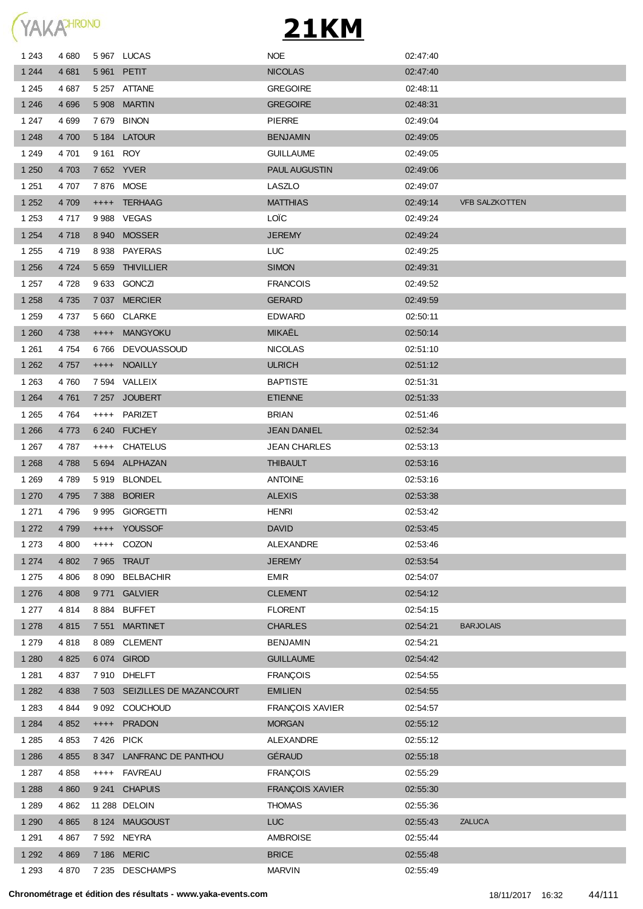# 21KM

| | | | | | | |
|---|---|---|---|---|---|---|
| 1 243 | 4 680 | 5 967 | LUCAS | NOE | 02:47:40 | |
| 1 244 | 4 681 | 5 961 | PETIT | NICOLAS | 02:47:40 | |
| 1 245 | 4 687 | 5 257 | ATTANE | GREGOIRE | 02:48:11 | |
| 1 246 | 4 696 | 5 908 | MARTIN | GREGOIRE | 02:48:31 | |
| 1 247 | 4 699 | 7 679 | BINON | PIERRE | 02:49:04 | |
| 1 248 | 4 700 | 5 184 | LATOUR | BENJAMIN | 02:49:05 | |
| 1 249 | 4 701 | 9 161 | ROY | GUILLAUME | 02:49:05 | |
| 1 250 | 4 703 | 7 652 | YVER | PAUL AUGUSTIN | 02:49:06 | |
| 1 251 | 4 707 | 7 876 | MOSE | LASZLO | 02:49:07 | |
| 1 252 | 4 709 | ++++ | TERHAAG | MATTHIAS | 02:49:14 | VFB SALZKOTTEN |
| 1 253 | 4 717 | 9 988 | VEGAS | LOÏC | 02:49:24 | |
| 1 254 | 4 718 | 8 940 | MOSSER | JEREMY | 02:49:24 | |
| 1 255 | 4 719 | 8 938 | PAYERAS | LUC | 02:49:25 | |
| 1 256 | 4 724 | 5 659 | THIVILLIER | SIMON | 02:49:31 | |
| 1 257 | 4 728 | 9 633 | GONCZI | FRANCOIS | 02:49:52 | |
| 1 258 | 4 735 | 7 037 | MERCIER | GERARD | 02:49:59 | |
| 1 259 | 4 737 | 5 660 | CLARKE | EDWARD | 02:50:11 | |
| 1 260 | 4 738 | ++++ | MANGYOKU | MIKAËL | 02:50:14 | |
| 1 261 | 4 754 | 6 766 | DEVOUASSOUD | NICOLAS | 02:51:10 | |
| 1 262 | 4 757 | ++++ | NOAILLY | ULRICH | 02:51:12 | |
| 1 263 | 4 760 | 7 594 | VALLEIX | BAPTISTE | 02:51:31 | |
| 1 264 | 4 761 | 7 257 | JOUBERT | ETIENNE | 02:51:33 | |
| 1 265 | 4 764 | ++++ | PARIZET | BRIAN | 02:51:46 | |
| 1 266 | 4 773 | 6 240 | FUCHEY | JEAN DANIEL | 02:52:34 | |
| 1 267 | 4 787 | ++++ | CHATELUS | JEAN CHARLES | 02:53:13 | |
| 1 268 | 4 788 | 5 694 | ALPHAZAN | THIBAULT | 02:53:16 | |
| 1 269 | 4 789 | 5 919 | BLONDEL | ANTOINE | 02:53:16 | |
| 1 270 | 4 795 | 7 388 | BORIER | ALEXIS | 02:53:38 | |
| 1 271 | 4 796 | 9 995 | GIORGETTI | HENRI | 02:53:42 | |
| 1 272 | 4 799 | ++++ | YOUSSOF | DAVID | 02:53:45 | |
| 1 273 | 4 800 | ++++ | COZON | ALEXANDRE | 02:53:46 | |
| 1 274 | 4 802 | 7 965 | TRAUT | JEREMY | 02:53:54 | |
| 1 275 | 4 806 | 8 090 | BELBACHIR | EMIR | 02:54:07 | |
| 1 276 | 4 808 | 9 771 | GALVIER | CLEMENT | 02:54:12 | |
| 1 277 | 4 814 | 8 884 | BUFFET | FLORENT | 02:54:15 | |
| 1 278 | 4 815 | 7 551 | MARTINET | CHARLES | 02:54:21 | BARJOLAIS |
| 1 279 | 4 818 | 8 089 | CLEMENT | BENJAMIN | 02:54:21 | |
| 1 280 | 4 825 | 6 074 | GIROD | GUILLAUME | 02:54:42 | |
| 1 281 | 4 837 | 7 910 | DHELFT | FRANÇOIS | 02:54:55 | |
| 1 282 | 4 838 | 7 503 | SEIZILLES DE MAZANCOURT | EMILIEN | 02:54:55 | |
| 1 283 | 4 844 | 9 092 | COUCHOUD | FRANÇOIS XAVIER | 02:54:57 | |
| 1 284 | 4 852 | ++++ | PRADON | MORGAN | 02:55:12 | |
| 1 285 | 4 853 | 7 426 | PICK | ALEXANDRE | 02:55:12 | |
| 1 286 | 4 855 | 8 347 | LANFRANC DE PANTHOU | GÉRAUD | 02:55:18 | |
| 1 287 | 4 858 | ++++ | FAVREAU | FRANÇOIS | 02:55:29 | |
| 1 288 | 4 860 | 9 241 | CHAPUIS | FRANÇOIS XAVIER | 02:55:30 | |
| 1 289 | 4 862 | 11 288 | DELOIN | THOMAS | 02:55:36 | |
| 1 290 | 4 865 | 8 124 | MAUGOUST | LUC | 02:55:43 | ZALUCA |
| 1 291 | 4 867 | 7 592 | NEYRA | AMBROISE | 02:55:44 | |
| 1 292 | 4 869 | 7 186 | MERIC | BRICE | 02:55:48 | |
| 1 293 | 4 870 | 7 235 | DESCHAMPS | MARVIN | 02:55:49 | |

**Chronométrage et édition des résultats - www.yaka-events.com** 18/11/2017 16:32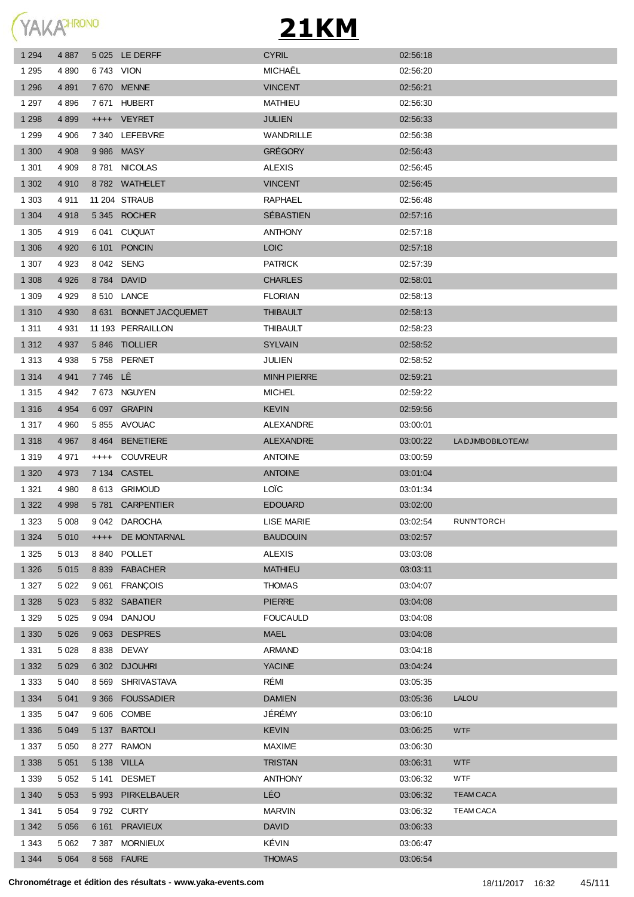# 21KM

| | | | | | | |
|---|---|---|---|---|---|---|
| 1 294 | 4 887 | 5 025 | LE DERFF | CYRIL | 02:56:18 | |
| 1 295 | 4 890 | 6 743 | VION | MICHAËL | 02:56:20 | |
| 1 296 | 4 891 | 7 670 | MENNE | VINCENT | 02:56:21 | |
| 1 297 | 4 896 | 7 671 | HUBERT | MATHIEU | 02:56:30 | |
| 1 298 | 4 899 | ++++ | VEYRET | JULIEN | 02:56:33 | |
| 1 299 | 4 906 | 7 340 | LEFEBVRE | WANDRILLE | 02:56:38 | |
| 1 300 | 4 908 | 9 986 | MASY | GRÉGORY | 02:56:43 | |
| 1 301 | 4 909 | 8 781 | NICOLAS | ALEXIS | 02:56:45 | |
| 1 302 | 4 910 | 8 782 | WATHELET | VINCENT | 02:56:45 | |
| 1 303 | 4 911 | 11 204 | STRAUB | RAPHAEL | 02:56:48 | |
| 1 304 | 4 918 | 5 345 | ROCHER | SÉBASTIEN | 02:57:16 | |
| 1 305 | 4 919 | 6 041 | CUQUAT | ANTHONY | 02:57:18 | |
| 1 306 | 4 920 | 6 101 | PONCIN | LOIC | 02:57:18 | |
| 1 307 | 4 923 | 8 042 | SENG | PATRICK | 02:57:39 | |
| 1 308 | 4 926 | 8 784 | DAVID | CHARLES | 02:58:01 | |
| 1 309 | 4 929 | 8 510 | LANCE | FLORIAN | 02:58:13 | |
| 1 310 | 4 930 | 8 631 | BONNET JACQUEMET | THIBAULT | 02:58:13 | |
| 1 311 | 4 931 | 11 193 | PERRAILLON | THIBAULT | 02:58:23 | |
| 1 312 | 4 937 | 5 846 | TIOLLIER | SYLVAIN | 02:58:52 | |
| 1 313 | 4 938 | 5 758 | PERNET | JULIEN | 02:58:52 | |
| 1 314 | 4 941 | 7 746 | LÊ | MINH PIERRE | 02:59:21 | |
| 1 315 | 4 942 | 7 673 | NGUYEN | MICHEL | 02:59:22 | |
| 1 316 | 4 954 | 6 097 | GRAPIN | KEVIN | 02:59:56 | |
| 1 317 | 4 960 | 5 855 | AVOUAC | ALEXANDRE | 03:00:01 | |
| 1 318 | 4 967 | 8 464 | BENETIERE | ALEXANDRE | 03:00:22 | LA DJIMBOBILOTEAM |
| 1 319 | 4 971 | ++++ | COUVREUR | ANTOINE | 03:00:59 | |
| 1 320 | 4 973 | 7 134 | CASTEL | ANTOINE | 03:01:04 | |
| 1 321 | 4 980 | 8 613 | GRIMOUD | LOÏC | 03:01:34 | |
| 1 322 | 4 998 | 5 781 | CARPENTIER | EDOUARD | 03:02:00 | |
| 1 323 | 5 008 | 9 042 | DAROCHA | LISE MARIE | 03:02:54 | RUN'N'TORCH |
| 1 324 | 5 010 | ++++ | DE MONTARNAL | BAUDOUIN | 03:02:57 | |
| 1 325 | 5 013 | 8 840 | POLLET | ALEXIS | 03:03:08 | |
| 1 326 | 5 015 | 8 839 | FABACHER | MATHIEU | 03:03:11 | |
| 1 327 | 5 022 | 9 061 | FRANÇOIS | THOMAS | 03:04:07 | |
| 1 328 | 5 023 | 5 832 | SABATIER | PIERRE | 03:04:08 | |
| 1 329 | 5 025 | 9 094 | DANJOU | FOUCAULD | 03:04:08 | |
| 1 330 | 5 026 | 9 063 | DESPRES | MAEL | 03:04:08 | |
| 1 331 | 5 028 | 8 838 | DEVAY | ARMAND | 03:04:18 | |
| 1 332 | 5 029 | 6 302 | DJOUHRI | YACINE | 03:04:24 | |
| 1 333 | 5 040 | 8 569 | SHRIVASTAVA | RÉMI | 03:05:35 | |
| 1 334 | 5 041 | 9 366 | FOUSSADIER | DAMIEN | 03:05:36 | LALOU |
| 1 335 | 5 047 | 9 606 | COMBE | JÉRÉMY | 03:06:10 | |
| 1 336 | 5 049 | 5 137 | BARTOLI | KEVIN | 03:06:25 | WTF |
| 1 337 | 5 050 | 8 277 | RAMON | MAXIME | 03:06:30 | |
| 1 338 | 5 051 | 5 138 | VILLA | TRISTAN | 03:06:31 | WTF |
| 1 339 | 5 052 | 5 141 | DESMET | ANTHONY | 03:06:32 | WTF |
| 1 340 | 5 053 | 5 993 | PIRKELBAUER | LÉO | 03:06:32 | TEAM CACA |
| 1 341 | 5 054 | 9 792 | CURTY | MARVIN | 03:06:32 | TEAM CACA |
| 1 342 | 5 056 | 6 161 | PRAVIEUX | DAVID | 03:06:33 | |
| 1 343 | 5 062 | 7 387 | MORNIEUX | KÉVIN | 03:06:47 | |
| 1 344 | 5 064 | 8 568 | FAURE | THOMAS | 03:06:54 | |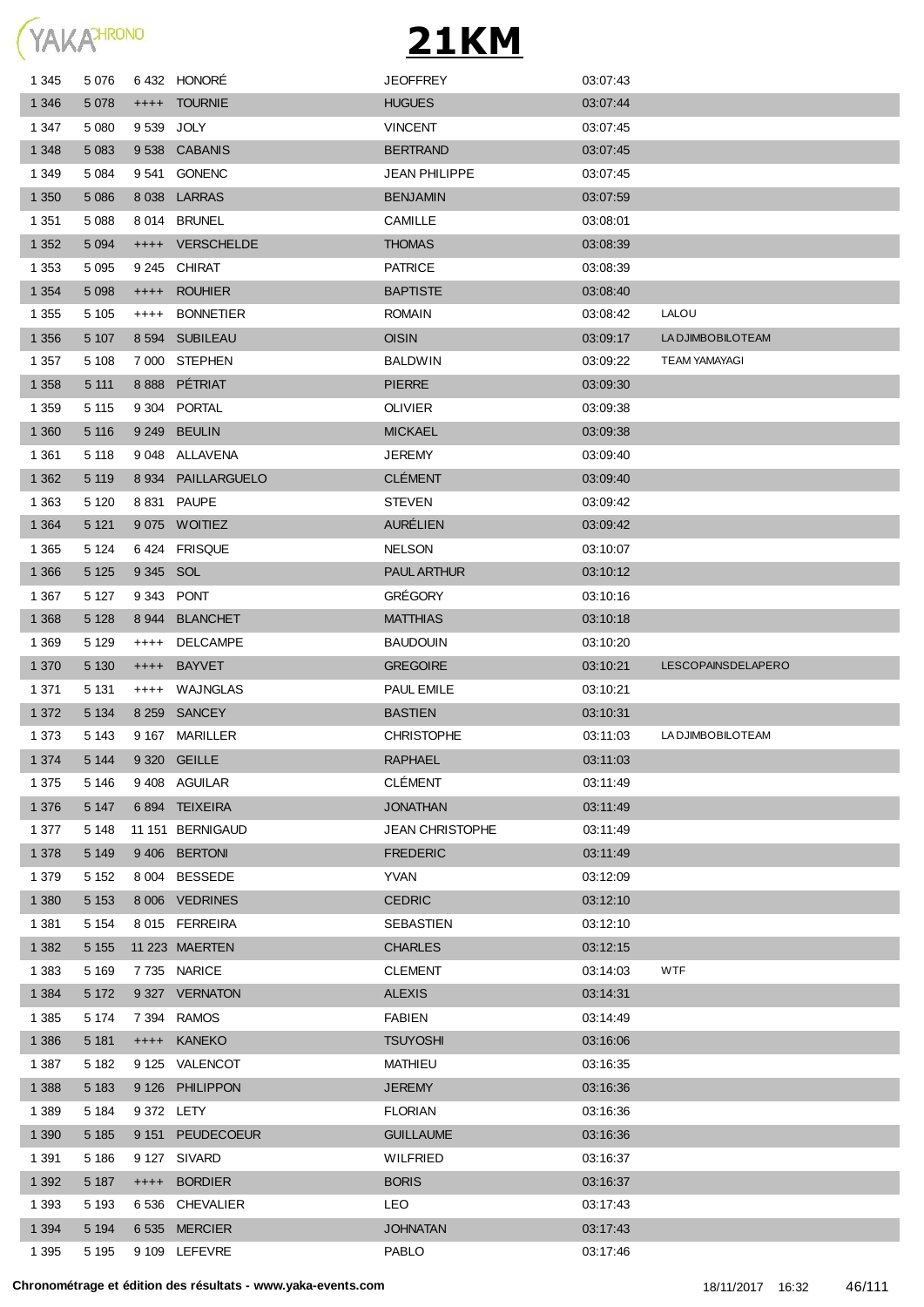# 21KM

| | | | | | | |
|---|---|---|---|---|---|---|
| 1 345 | 5 076 | 6 432 | HONORÉ | JEOFFREY | 03:07:43 | |
| 1 346 | 5 078 | ++++ | TOURNIE | HUGUES | 03:07:44 | |
| 1 347 | 5 080 | 9 539 | JOLY | VINCENT | 03:07:45 | |
| 1 348 | 5 083 | 9 538 | CABANIS | BERTRAND | 03:07:45 | |
| 1 349 | 5 084 | 9 541 | GONENC | JEAN PHILIPPE | 03:07:45 | |
| 1 350 | 5 086 | 8 038 | LARRAS | BENJAMIN | 03:07:59 | |
| 1 351 | 5 088 | 8 014 | BRUNEL | CAMILLE | 03:08:01 | |
| 1 352 | 5 094 | ++++ | VERSCHELDE | THOMAS | 03:08:39 | |
| 1 353 | 5 095 | 9 245 | CHIRAT | PATRICE | 03:08:39 | |
| 1 354 | 5 098 | ++++ | ROUHIER | BAPTISTE | 03:08:40 | |
| 1 355 | 5 105 | ++++ | BONNETIER | ROMAIN | 03:08:42 | LALOU |
| 1 356 | 5 107 | 8 594 | SUBILEAU | OISIN | 03:09:17 | LA DJIMBOBILOTEAM |
| 1 357 | 5 108 | 7 000 | STEPHEN | BALDWIN | 03:09:22 | TEAM YAMAYAGI |
| 1 358 | 5 111 | 8 888 | PÉTRIAT | PIERRE | 03:09:30 | |
| 1 359 | 5 115 | 9 304 | PORTAL | OLIVIER | 03:09:38 | |
| 1 360 | 5 116 | 9 249 | BEULIN | MICKAEL | 03:09:38 | |
| 1 361 | 5 118 | 9 048 | ALLAVENA | JEREMY | 03:09:40 | |
| 1 362 | 5 119 | 8 934 | PAILLARGUELO | CLÉMENT | 03:09:40 | |
| 1 363 | 5 120 | 8 831 | PAUPE | STEVEN | 03:09:42 | |
| 1 364 | 5 121 | 9 075 | WOITIEZ | AURÉLIEN | 03:09:42 | |
| 1 365 | 5 124 | 6 424 | FRISQUE | NELSON | 03:10:07 | |
| 1 366 | 5 125 | 9 345 | SOL | PAUL ARTHUR | 03:10:12 | |
| 1 367 | 5 127 | 9 343 | PONT | GRÉGORY | 03:10:16 | |
| 1 368 | 5 128 | 8 944 | BLANCHET | MATTHIAS | 03:10:18 | |
| 1 369 | 5 129 | ++++ | DELCAMPE | BAUDOUIN | 03:10:20 | |
| 1 370 | 5 130 | ++++ | BAYVET | GREGOIRE | 03:10:21 | LESCOPAINSDELAPERO |
| 1 371 | 5 131 | ++++ | WAJNGLAS | PAUL EMILE | 03:10:21 | |
| 1 372 | 5 134 | 8 259 | SANCEY | BASTIEN | 03:10:31 | |
| 1 373 | 5 143 | 9 167 | MARILLER | CHRISTOPHE | 03:11:03 | LA DJIMBOBILOTEAM |
| 1 374 | 5 144 | 9 320 | GEILLE | RAPHAEL | 03:11:03 | |
| 1 375 | 5 146 | 9 408 | AGUILAR | CLÉMENT | 03:11:49 | |
| 1 376 | 5 147 | 6 894 | TEIXEIRA | JONATHAN | 03:11:49 | |
| 1 377 | 5 148 | 11 151 | BERNIGAUD | JEAN CHRISTOPHE | 03:11:49 | |
| 1 378 | 5 149 | 9 406 | BERTONI | FREDERIC | 03:11:49 | |
| 1 379 | 5 152 | 8 004 | BESSEDE | YVAN | 03:12:09 | |
| 1 380 | 5 153 | 8 006 | VEDRINES | CEDRIC | 03:12:10 | |
| 1 381 | 5 154 | 8 015 | FERREIRA | SEBASTIEN | 03:12:10 | |
| 1 382 | 5 155 | 11 223 | MAERTEN | CHARLES | 03:12:15 | |
| 1 383 | 5 169 | 7 735 | NARICE | CLEMENT | 03:14:03 | WTF |
| 1 384 | 5 172 | 9 327 | VERNATON | ALEXIS | 03:14:31 | |
| 1 385 | 5 174 | 7 394 | RAMOS | FABIEN | 03:14:49 | |
| 1 386 | 5 181 | ++++ | KANEKO | TSUYOSHI | 03:16:06 | |
| 1 387 | 5 182 | 9 125 | VALENCOT | MATHIEU | 03:16:35 | |
| 1 388 | 5 183 | 9 126 | PHILIPPON | JEREMY | 03:16:36 | |
| 1 389 | 5 184 | 9 372 | LETY | FLORIAN | 03:16:36 | |
| 1 390 | 5 185 | 9 151 | PEUDECOEUR | GUILLAUME | 03:16:36 | |
| 1 391 | 5 186 | 9 127 | SIVARD | WILFRIED | 03:16:37 | |
| 1 392 | 5 187 | ++++ | BORDIER | BORIS | 03:16:37 | |
| 1 393 | 5 193 | 6 536 | CHEVALIER | LEO | 03:17:43 | |
| 1 394 | 5 194 | 6 535 | MERCIER | JOHNATAN | 03:17:43 | |
| 1 395 | 5 195 | 9 109 | LEFEVRE | PABLO | 03:17:46 | |

**Chronométrage et édition des résultats - www.yaka-events.com** 18/11/2017 16:32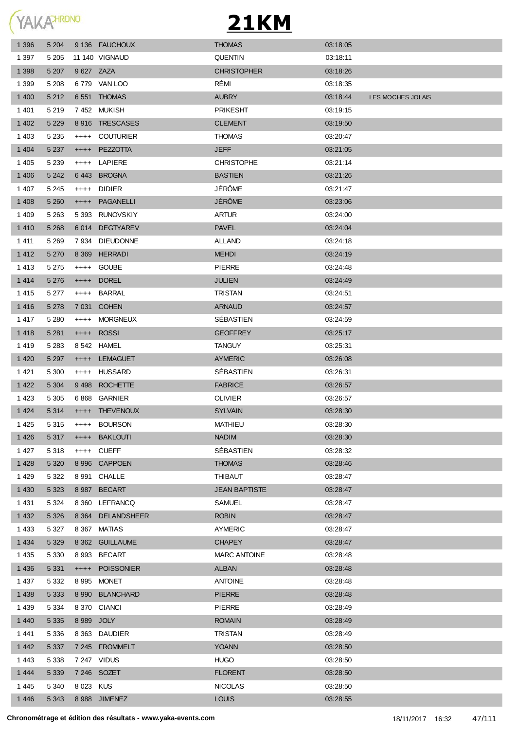# 21KM

| | | | | | | |
|---|---|---|---|---|---|---|
| 1 396 | 5 204 | 9 136 | FAUCHOUX | THOMAS | 03:18:05 | |
| 1 397 | 5 205 | 11 140 | VIGNAUD | QUENTIN | 03:18:11 | |
| 1 398 | 5 207 | 9 627 | ZAZA | CHRISTOPHER | 03:18:26 | |
| 1 399 | 5 208 | 6 779 | VAN LOO | RÉMI | 03:18:35 | |
| 1 400 | 5 212 | 6 551 | THOMAS | AUBRY | 03:18:44 | LES MOCHES JOLAIS |
| 1 401 | 5 219 | 7 452 | MUKISH | PRIKESHT | 03:19:15 | |
| 1 402 | 5 229 | 8 916 | TRESCASES | CLEMENT | 03:19:50 | |
| 1 403 | 5 235 | ++++ | COUTURIER | THOMAS | 03:20:47 | |
| 1 404 | 5 237 | ++++ | PEZZOTTA | JEFF | 03:21:05 | |
| 1 405 | 5 239 | ++++ | LAPIERE | CHRISTOPHE | 03:21:14 | |
| 1 406 | 5 242 | 6 443 | BROGNA | BASTIEN | 03:21:26 | |
| 1 407 | 5 245 | ++++ | DIDIER | JÉRÔME | 03:21:47 | |
| 1 408 | 5 260 | ++++ | PAGANELLI | JÉRÔME | 03:23:06 | |
| 1 409 | 5 263 | 5 393 | RUNOVSKIY | ARTUR | 03:24:00 | |
| 1 410 | 5 268 | 6 014 | DEGTYAREV | PAVEL | 03:24:04 | |
| 1 411 | 5 269 | 7 934 | DIEUDONNE | ALLAND | 03:24:18 | |
| 1 412 | 5 270 | 8 369 | HERRADI | MEHDI | 03:24:19 | |
| 1 413 | 5 275 | ++++ | GOUBE | PIERRE | 03:24:48 | |
| 1 414 | 5 276 | ++++ | DOREL | JULIEN | 03:24:49 | |
| 1 415 | 5 277 | ++++ | BARRAL | TRISTAN | 03:24:51 | |
| 1 416 | 5 278 | 7 031 | COHEN | ARNAUD | 03:24:57 | |
| 1 417 | 5 280 | ++++ | MORGNEUX | SÉBASTIEN | 03:24:59 | |
| 1 418 | 5 281 | ++++ | ROSSI | GEOFFREY | 03:25:17 | |
| 1 419 | 5 283 | 8 542 | HAMEL | TANGUY | 03:25:31 | |
| 1 420 | 5 297 | ++++ | LEMAGUET | AYMERIC | 03:26:08 | |
| 1 421 | 5 300 | ++++ | HUSSARD | SÉBASTIEN | 03:26:31 | |
| 1 422 | 5 304 | 9 498 | ROCHETTE | FABRICE | 03:26:57 | |
| 1 423 | 5 305 | 6 868 | GARNIER | OLIVIER | 03:26:57 | |
| 1 424 | 5 314 | ++++ | THEVENOUX | SYLVAIN | 03:28:30 | |
| 1 425 | 5 315 | ++++ | BOURSON | MATHIEU | 03:28:30 | |
| 1 426 | 5 317 | ++++ | BAKLOUTI | NADIM | 03:28:30 | |
| 1 427 | 5 318 | ++++ | CUEFF | SÉBASTIEN | 03:28:32 | |
| 1 428 | 5 320 | 8 996 | CAPPOEN | THOMAS | 03:28:46 | |
| 1 429 | 5 322 | 8 991 | CHALLE | THIBAUT | 03:28:47 | |
| 1 430 | 5 323 | 8 987 | BECART | JEAN BAPTISTE | 03:28:47 | |
| 1 431 | 5 324 | 8 360 | LEFRANCQ | SAMUEL | 03:28:47 | |
| 1 432 | 5 326 | 8 364 | DELANDSHEER | ROBIN | 03:28:47 | |
| 1 433 | 5 327 | 8 367 | MATIAS | AYMERIC | 03:28:47 | |
| 1 434 | 5 329 | 8 362 | GUILLAUME | CHAPEY | 03:28:47 | |
| 1 435 | 5 330 | 8 993 | BECART | MARC ANTOINE | 03:28:48 | |
| 1 436 | 5 331 | ++++ | POISSONIER | ALBAN | 03:28:48 | |
| 1 437 | 5 332 | 8 995 | MONET | ANTOINE | 03:28:48 | |
| 1 438 | 5 333 | 8 990 | BLANCHARD | PIERRE | 03:28:48 | |
| 1 439 | 5 334 | 8 370 | CIANCI | PIERRE | 03:28:49 | |
| 1 440 | 5 335 | 8 989 | JOLY | ROMAIN | 03:28:49 | |
| 1 441 | 5 336 | 8 363 | DAUDIER | TRISTAN | 03:28:49 | |
| 1 442 | 5 337 | 7 245 | FROMMELT | YOANN | 03:28:50 | |
| 1 443 | 5 338 | 7 247 | VIDUS | HUGO | 03:28:50 | |
| 1 444 | 5 339 | 7 246 | SOZET | FLORENT | 03:28:50 | |
| 1 445 | 5 340 | 8 023 | KUS | NICOLAS | 03:28:50 | |
| 1 446 | 5 343 | 8 988 | JIMENEZ | LOUIS | 03:28:55 | |

Chronométrage et édition des résultats - www.yaka-events.com 18/11/2017 16:32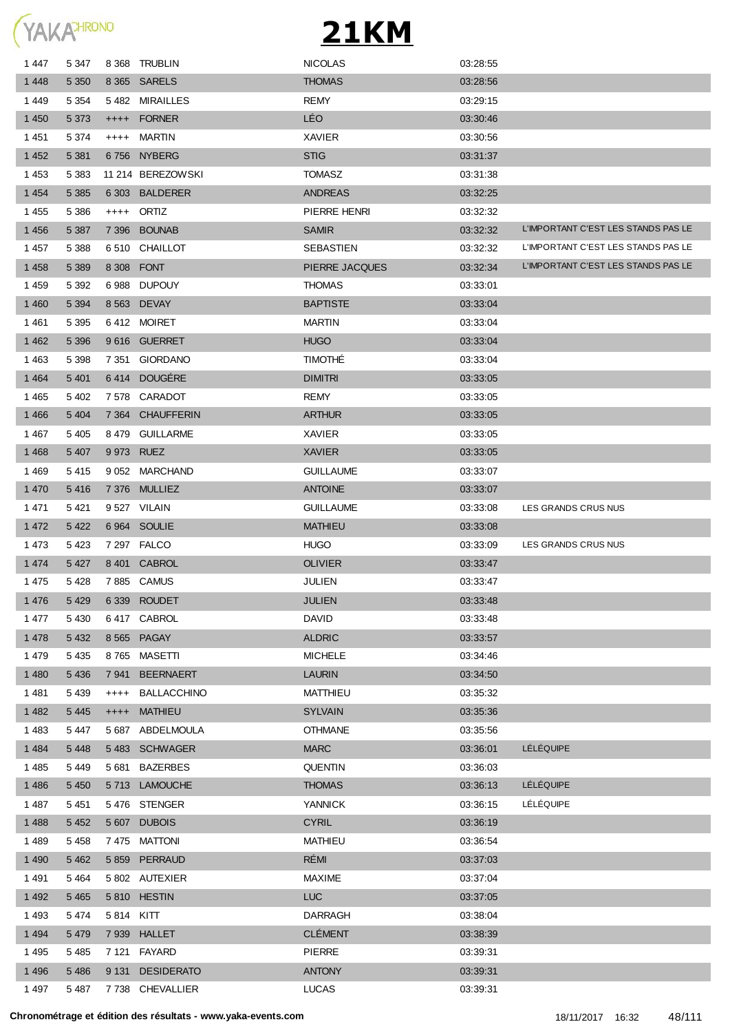# 21KM

| | | | | | | |
|---|---|---|---|---|---|---|
| 1 447 | 5 347 | 8 368 | TRUBLIN | NICOLAS | 03:28:55 | |
| 1 448 | 5 350 | 8 365 | SARELS | THOMAS | 03:28:56 | |
| 1 449 | 5 354 | 5 482 | MIRAILLES | REMY | 03:29:15 | |
| 1 450 | 5 373 | ++++ | FORNER | LÉO | 03:30:46 | |
| 1 451 | 5 374 | ++++ | MARTIN | XAVIER | 03:30:56 | |
| 1 452 | 5 381 | 6 756 | NYBERG | STIG | 03:31:37 | |
| 1 453 | 5 383 | 11 214 | BEREZOWSKI | TOMASZ | 03:31:38 | |
| 1 454 | 5 385 | 6 303 | BALDERER | ANDREAS | 03:32:25 | |
| 1 455 | 5 386 | ++++ | ORTIZ | PIERRE HENRI | 03:32:32 | |
| 1 456 | 5 387 | 7 396 | BOUNAB | SAMIR | 03:32:32 | L'IMPORTANT C'EST LES STANDS PAS LE |
| 1 457 | 5 388 | 6 510 | CHAILLOT | SEBASTIEN | 03:32:32 | L'IMPORTANT C'EST LES STANDS PAS LE |
| 1 458 | 5 389 | 8 308 | FONT | PIERRE JACQUES | 03:32:34 | L'IMPORTANT C'EST LES STANDS PAS LE |
| 1 459 | 5 392 | 6 988 | DUPOUY | THOMAS | 03:33:01 | |
| 1 460 | 5 394 | 8 563 | DEVAY | BAPTISTE | 03:33:04 | |
| 1 461 | 5 395 | 6 412 | MOIRET | MARTIN | 03:33:04 | |
| 1 462 | 5 396 | 9 616 | GUERRET | HUGO | 03:33:04 | |
| 1 463 | 5 398 | 7 351 | GIORDANO | TIMOTHÉ | 03:33:04 | |
| 1 464 | 5 401 | 6 414 | DOUGÉRE | DIMITRI | 03:33:05 | |
| 1 465 | 5 402 | 7 578 | CARADOT | REMY | 03:33:05 | |
| 1 466 | 5 404 | 7 364 | CHAUFFERIN | ARTHUR | 03:33:05 | |
| 1 467 | 5 405 | 8 479 | GUILLARME | XAVIER | 03:33:05 | |
| 1 468 | 5 407 | 9 973 | RUEZ | XAVIER | 03:33:05 | |
| 1 469 | 5 415 | 9 052 | MARCHAND | GUILLAUME | 03:33:07 | |
| 1 470 | 5 416 | 7 376 | MULLIEZ | ANTOINE | 03:33:07 | |
| 1 471 | 5 421 | 9 527 | VILAIN | GUILLAUME | 03:33:08 | LES GRANDS CRUS NUS |
| 1 472 | 5 422 | 6 964 | SOULIE | MATHIEU | 03:33:08 | |
| 1 473 | 5 423 | 7 297 | FALCO | HUGO | 03:33:09 | LES GRANDS CRUS NUS |
| 1 474 | 5 427 | 8 401 | CABROL | OLIVIER | 03:33:47 | |
| 1 475 | 5 428 | 7 885 | CAMUS | JULIEN | 03:33:47 | |
| 1 476 | 5 429 | 6 339 | ROUDET | JULIEN | 03:33:48 | |
| 1 477 | 5 430 | 6 417 | CABROL | DAVID | 03:33:48 | |
| 1 478 | 5 432 | 8 565 | PAGAY | ALDRIC | 03:33:57 | |
| 1 479 | 5 435 | 8 765 | MASETTI | MICHELE | 03:34:46 | |
| 1 480 | 5 436 | 7 941 | BEERNAERT | LAURIN | 03:34:50 | |
| 1 481 | 5 439 | ++++ | BALLACCHINO | MATTHIEU | 03:35:32 | |
| 1 482 | 5 445 | ++++ | MATHIEU | SYLVAIN | 03:35:36 | |
| 1 483 | 5 447 | 5 687 | ABDELMOULA | OTHMANE | 03:35:56 | |
| 1 484 | 5 448 | 5 483 | SCHWAGER | MARC | 03:36:01 | LÉLÉQUIPE |
| 1 485 | 5 449 | 5 681 | BAZERBES | QUENTIN | 03:36:03 | |
| 1 486 | 5 450 | 5 713 | LAMOUCHE | THOMAS | 03:36:13 | LÉLÉQUIPE |
| 1 487 | 5 451 | 5 476 | STENGER | YANNICK | 03:36:15 | LÉLÉQUIPE |
| 1 488 | 5 452 | 5 607 | DUBOIS | CYRIL | 03:36:19 | |
| 1 489 | 5 458 | 7 475 | MATTONI | MATHIEU | 03:36:54 | |
| 1 490 | 5 462 | 5 859 | PERRAUD | RÉMI | 03:37:03 | |
| 1 491 | 5 464 | 5 802 | AUTEXIER | MAXIME | 03:37:04 | |
| 1 492 | 5 465 | 5 810 | HESTIN | LUC | 03:37:05 | |
| 1 493 | 5 474 | 5 814 | KITT | DARRAGH | 03:38:04 | |
| 1 494 | 5 479 | 7 939 | HALLET | CLÉMENT | 03:38:39 | |
| 1 495 | 5 485 | 7 121 | FAYARD | PIERRE | 03:39:31 | |
| 1 496 | 5 486 | 9 131 | DESIDERATO | ANTONY | 03:39:31 | |
| 1 497 | 5 487 | 7 738 | CHEVALLIER | LUCAS | 03:39:31 | |

**Chronométrage et édition des résultats - www.yaka-events.com** 18/11/2017 16:32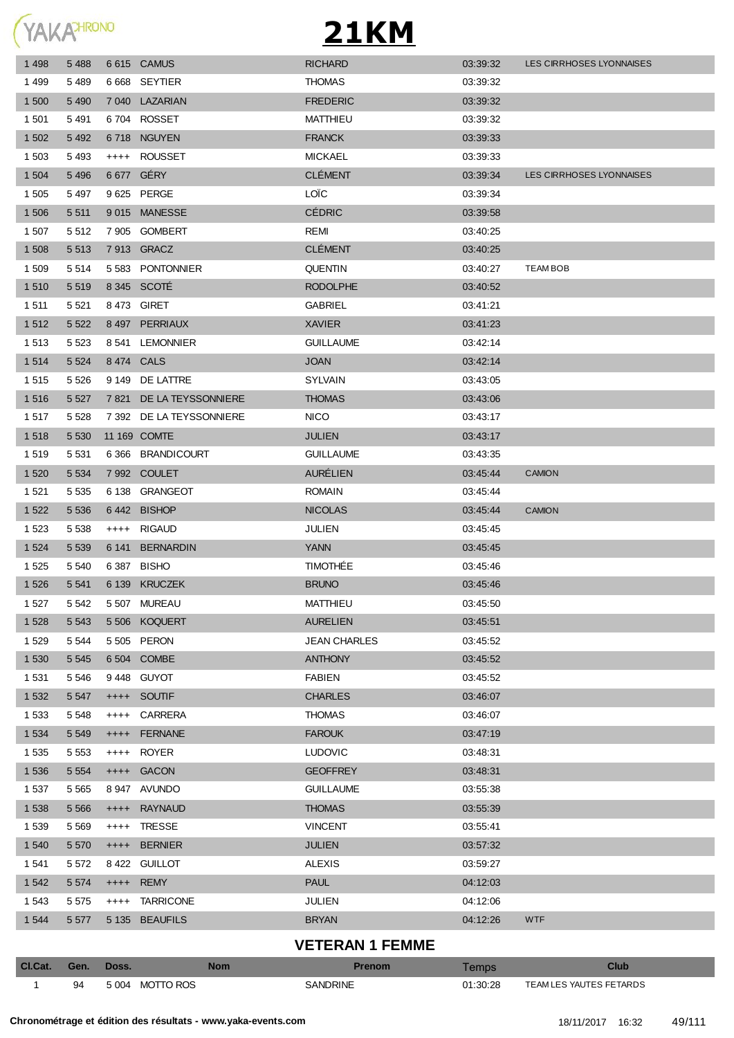# 21KM

| Cl.Cat. | Gen. | Doss. | Nom | Prenom | Temps | Club |
|---|---|---|---|---|---|---|
| 1 498 | 5 488 | 6 615 | CAMUS | RICHARD | 03:39:32 | LES CIRRHOSES LYONNAISES |
| 1 499 | 5 489 | 6 668 | SEYTIER | THOMAS | 03:39:32 | |
| 1 500 | 5 490 | 7 040 | LAZARIAN | FREDERIC | 03:39:32 | |
| 1 501 | 5 491 | 6 704 | ROSSET | MATTHIEU | 03:39:32 | |
| 1 502 | 5 492 | 6 718 | NGUYEN | FRANCK | 03:39:33 | |
| 1 503 | 5 493 | ++++ | ROUSSET | MICKAEL | 03:39:33 | |
| 1 504 | 5 496 | 6 677 | GÉRY | CLÉMENT | 03:39:34 | LES CIRRHOSES LYONNAISES |
| 1 505 | 5 497 | 9 625 | PERGE | LOÏC | 03:39:34 | |
| 1 506 | 5 511 | 9 015 | MANESSE | CÉDRIC | 03:39:58 | |
| 1 507 | 5 512 | 7 905 | GOMBERT | REMI | 03:40:25 | |
| 1 508 | 5 513 | 7 913 | GRACZ | CLÉMENT | 03:40:25 | |
| 1 509 | 5 514 | 5 583 | PONTONNIER | QUENTIN | 03:40:27 | TEAM BOB |
| 1 510 | 5 519 | 8 345 | SCOTÉ | RODOLPHE | 03:40:52 | |
| 1 511 | 5 521 | 8 473 | GIRET | GABRIEL | 03:41:21 | |
| 1 512 | 5 522 | 8 497 | PERRIAUX | XAVIER | 03:41:23 | |
| 1 513 | 5 523 | 8 541 | LEMONNIER | GUILLAUME | 03:42:14 | |
| 1 514 | 5 524 | 8 474 | CALS | JOAN | 03:42:14 | |
| 1 515 | 5 526 | 9 149 | DE LATTRE | SYLVAIN | 03:43:05 | |
| 1 516 | 5 527 | 7 821 | DE LA TEYSSONNIERE | THOMAS | 03:43:06 | |
| 1 517 | 5 528 | 7 392 | DE LA TEYSSONNIERE | NICO | 03:43:17 | |
| 1 518 | 5 530 | 11 169 | COMTE | JULIEN | 03:43:17 | |
| 1 519 | 5 531 | 6 366 | BRANDICOURT | GUILLAUME | 03:43:35 | |
| 1 520 | 5 534 | 7 992 | COULET | AURÉLIEN | 03:45:44 | CAMION |
| 1 521 | 5 535 | 6 138 | GRANGEOT | ROMAIN | 03:45:44 | |
| 1 522 | 5 536 | 6 442 | BISHOP | NICOLAS | 03:45:44 | CAMION |
| 1 523 | 5 538 | ++++ | RIGAUD | JULIEN | 03:45:45 | |
| 1 524 | 5 539 | 6 141 | BERNARDIN | YANN | 03:45:45 | |
| 1 525 | 5 540 | 6 387 | BISHO | TIMOTHÉE | 03:45:46 | |
| 1 526 | 5 541 | 6 139 | KRUCZEK | BRUNO | 03:45:46 | |
| 1 527 | 5 542 | 5 507 | MUREAU | MATTHIEU | 03:45:50 | |
| 1 528 | 5 543 | 5 506 | KOQUERT | AURELIEN | 03:45:51 | |
| 1 529 | 5 544 | 5 505 | PERON | JEAN CHARLES | 03:45:52 | |
| 1 530 | 5 545 | 6 504 | COMBE | ANTHONY | 03:45:52 | |
| 1 531 | 5 546 | 9 448 | GUYOT | FABIEN | 03:45:52 | |
| 1 532 | 5 547 | ++++ | SOUTIF | CHARLES | 03:46:07 | |
| 1 533 | 5 548 | ++++ | CARRERA | THOMAS | 03:46:07 | |
| 1 534 | 5 549 | ++++ | FERNANE | FAROUK | 03:47:19 | |
| 1 535 | 5 553 | ++++ | ROYER | LUDOVIC | 03:48:31 | |
| 1 536 | 5 554 | ++++ | GACON | GEOFFREY | 03:48:31 | |
| 1 537 | 5 565 | 8 947 | AVUNDO | GUILLAUME | 03:55:38 | |
| 1 538 | 5 566 | ++++ | RAYNAUD | THOMAS | 03:55:39 | |
| 1 539 | 5 569 | ++++ | TRESSE | VINCENT | 03:55:41 | |
| 1 540 | 5 570 | ++++ | BERNIER | JULIEN | 03:57:32 | |
| 1 541 | 5 572 | 8 422 | GUILLOT | ALEXIS | 03:59:27 | |
| 1 542 | 5 574 | ++++ | REMY | PAUL | 04:12:03 | |
| 1 543 | 5 575 | ++++ | TARRICONE | JULIEN | 04:12:06 | |
| 1 544 | 5 577 | 5 135 | BEAUFILS | BRYAN | 04:12:26 | WTF |

## VETERAN 1 FEMME

| Cl.Cat. | Gen. | Doss. | Nom | Prenom | Temps | Club |
|---|---|---|---|---|---|---|
| 1 | 94 | 5 004 | MOTTO ROS | SANDRINE | 01:30:28 | TEAM LES YAUTES FETARDS |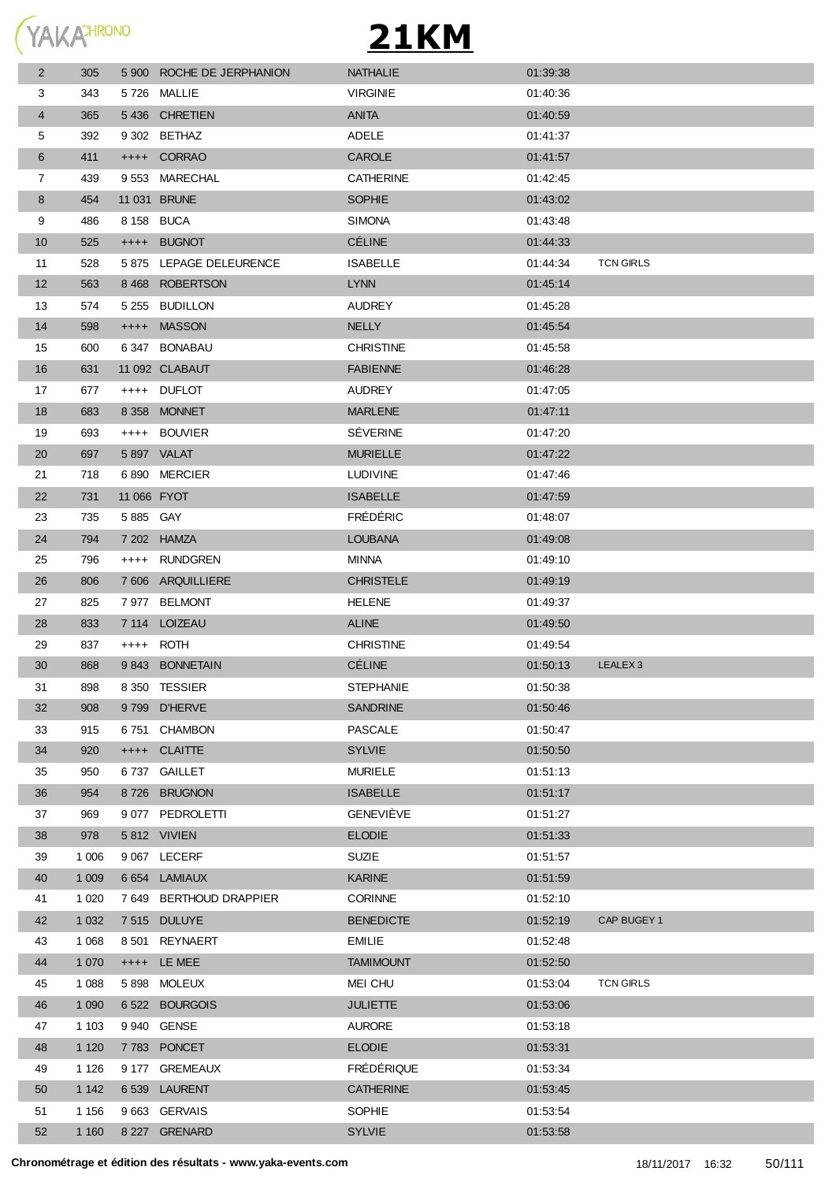# 21KM

| | | | | | | |
|---|---|---|---|---|---|---|
| 2 | 305 | 5 900 | ROCHE DE JERPHANION | NATHALIE | 01:39:38 | |
| 3 | 343 | 5 726 | MALLIE | VIRGINIE | 01:40:36 | |
| 4 | 365 | 5 436 | CHRETIEN | ANITA | 01:40:59 | |
| 5 | 392 | 9 302 | BETHAZ | ADELE | 01:41:37 | |
| 6 | 411 | ++++ | CORRAO | CAROLE | 01:41:57 | |
| 7 | 439 | 9 553 | MARECHAL | CATHERINE | 01:42:45 | |
| 8 | 454 | 11 031 | BRUNE | SOPHIE | 01:43:02 | |
| 9 | 486 | 8 158 | BUCA | SIMONA | 01:43:48 | |
| 10 | 525 | ++++ | BUGNOT | CÉLINE | 01:44:33 | |
| 11 | 528 | 5 875 | LEPAGE DELEURENCE | ISABELLE | 01:44:34 | TCN GIRLS |
| 12 | 563 | 8 468 | ROBERTSON | LYNN | 01:45:14 | |
| 13 | 574 | 5 255 | BUDILLON | AUDREY | 01:45:28 | |
| 14 | 598 | ++++ | MASSON | NELLY | 01:45:54 | |
| 15 | 600 | 6 347 | BONABAU | CHRISTINE | 01:45:58 | |
| 16 | 631 | 11 092 | CLABAUT | FABIENNE | 01:46:28 | |
| 17 | 677 | ++++ | DUFLOT | AUDREY | 01:47:05 | |
| 18 | 683 | 8 358 | MONNET | MARLENE | 01:47:11 | |
| 19 | 693 | ++++ | BOUVIER | SÉVERINE | 01:47:20 | |
| 20 | 697 | 5 897 | VALAT | MURIELLE | 01:47:22 | |
| 21 | 718 | 6 890 | MERCIER | LUDIVINE | 01:47:46 | |
| 22 | 731 | 11 066 | FYOT | ISABELLE | 01:47:59 | |
| 23 | 735 | 5 885 | GAY | FRÉDÉRIC | 01:48:07 | |
| 24 | 794 | 7 202 | HAMZA | LOUBANA | 01:49:08 | |
| 25 | 796 | ++++ | RUNDGREN | MINNA | 01:49:10 | |
| 26 | 806 | 7 606 | ARQUILLIERE | CHRISTELE | 01:49:19 | |
| 27 | 825 | 7 977 | BELMONT | HELENE | 01:49:37 | |
| 28 | 833 | 7 114 | LOIZEAU | ALINE | 01:49:50 | |
| 29 | 837 | ++++ | ROTH | CHRISTINE | 01:49:54 | |
| 30 | 868 | 9 843 | BONNETAIN | CÉLINE | 01:50:13 | LEALEX 3 |
| 31 | 898 | 8 350 | TESSIER | STEPHANIE | 01:50:38 | |
| 32 | 908 | 9 799 | D'HERVE | SANDRINE | 01:50:46 | |
| 33 | 915 | 6 751 | CHAMBON | PASCALE | 01:50:47 | |
| 34 | 920 | ++++ | CLAITTE | SYLVIE | 01:50:50 | |
| 35 | 950 | 6 737 | GAILLET | MURIELE | 01:51:13 | |
| 36 | 954 | 8 726 | BRUGNON | ISABELLE | 01:51:17 | |
| 37 | 969 | 9 077 | PEDROLETTI | GENEVIÈVE | 01:51:27 | |
| 38 | 978 | 5 812 | VIVIEN | ELODIE | 01:51:33 | |
| 39 | 1 006 | 9 067 | LECERF | SUZIE | 01:51:57 | |
| 40 | 1 009 | 6 654 | LAMIAUX | KARINE | 01:51:59 | |
| 41 | 1 020 | 7 649 | BERTHOUD DRAPPIER | CORINNE | 01:52:10 | |
| 42 | 1 032 | 7 515 | DULUYE | BENEDICTE | 01:52:19 | CAP BUGEY 1 |
| 43 | 1 068 | 8 501 | REYNAERT | EMILIE | 01:52:48 | |
| 44 | 1 070 | ++++ | LE MEE | TAMIMOUNT | 01:52:50 | |
| 45 | 1 088 | 5 898 | MOLEUX | MEI CHU | 01:53:04 | TCN GIRLS |
| 46 | 1 090 | 6 522 | BOURGOIS | JULIETTE | 01:53:06 | |
| 47 | 1 103 | 9 940 | GENSE | AURORE | 01:53:18 | |
| 48 | 1 120 | 7 783 | PONCET | ELODIE | 01:53:31 | |
| 49 | 1 126 | 9 177 | GREMEAUX | FRÉDÉRIQUE | 01:53:34 | |
| 50 | 1 142 | 6 539 | LAURENT | CATHERINE | 01:53:45 | |
| 51 | 1 156 | 9 663 | GERVAIS | SOPHIE | 01:53:54 | |
| 52 | 1 160 | 8 227 | GRENARD | SYLVIE | 01:53:58 | |

**Chronométrage et édition des résultats - www.yaka-events.com** 18/11/2017 16:32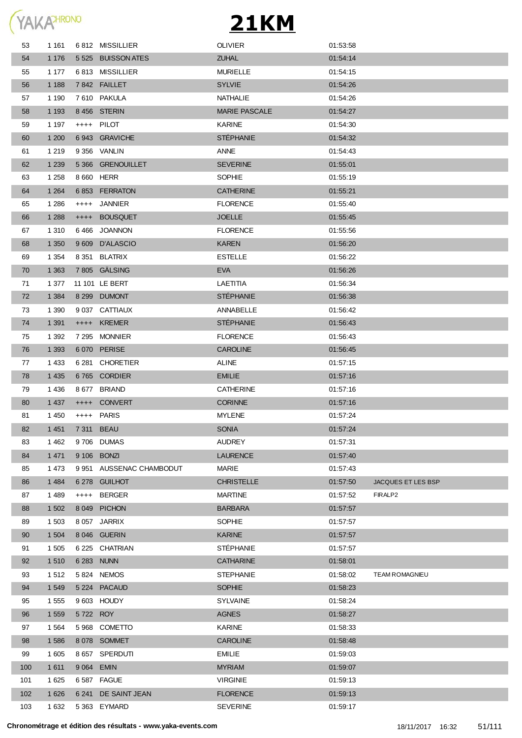# 21KM

| | | | | | | |
|---|---|---|---|---|---|---|
| 53 | 1 161 | 6 812 | MISSILLIER | OLIVIER | 01:53:58 | |
| 54 | 1 176 | 5 525 | BUISSON ATES | ZUHAL | 01:54:14 | |
| 55 | 1 177 | 6 813 | MISSILLIER | MURIELLE | 01:54:15 | |
| 56 | 1 188 | 7 842 | FAILLET | SYLVIE | 01:54:26 | |
| 57 | 1 190 | 7 610 | PAKULA | NATHALIE | 01:54:26 | |
| 58 | 1 193 | 8 456 | STERIN | MARIE PASCALE | 01:54:27 | |
| 59 | 1 197 | ++++ | PILOT | KARINE | 01:54:30 | |
| 60 | 1 200 | 6 943 | GRAVICHE | STÉPHANIE | 01:54:32 | |
| 61 | 1 219 | 9 356 | VANLIN | ANNE | 01:54:43 | |
| 62 | 1 239 | 5 366 | GRENOUILLET | SEVERINE | 01:55:01 | |
| 63 | 1 258 | 8 660 | HERR | SOPHIE | 01:55:19 | |
| 64 | 1 264 | 6 853 | FERRATON | CATHERINE | 01:55:21 | |
| 65 | 1 286 | ++++ | JANNIER | FLORENCE | 01:55:40 | |
| 66 | 1 288 | ++++ | BOUSQUET | JOELLE | 01:55:45 | |
| 67 | 1 310 | 6 466 | JOANNON | FLORENCE | 01:55:56 | |
| 68 | 1 350 | 9 609 | D'ALASCIO | KAREN | 01:56:20 | |
| 69 | 1 354 | 8 351 | BLATRIX | ESTELLE | 01:56:22 | |
| 70 | 1 363 | 7 805 | GÄLSING | EVA | 01:56:26 | |
| 71 | 1 377 | 11 101 | LE BERT | LAETITIA | 01:56:34 | |
| 72 | 1 384 | 8 299 | DUMONT | STÉPHANIE | 01:56:38 | |
| 73 | 1 390 | 9 037 | CATTIAUX | ANNABELLE | 01:56:42 | |
| 74 | 1 391 | ++++ | KREMER | STÉPHANIE | 01:56:43 | |
| 75 | 1 392 | 7 295 | MONNIER | FLORENCE | 01:56:43 | |
| 76 | 1 393 | 6 070 | PERISE | CAROLINE | 01:56:45 | |
| 77 | 1 433 | 6 281 | CHORETIER | ALINE | 01:57:15 | |
| 78 | 1 435 | 6 765 | CORDIER | EMILIE | 01:57:16 | |
| 79 | 1 436 | 8 677 | BRIAND | CATHERINE | 01:57:16 | |
| 80 | 1 437 | ++++ | CONVERT | CORINNE | 01:57:16 | |
| 81 | 1 450 | ++++ | PARIS | MYLENE | 01:57:24 | |
| 82 | 1 451 | 7 311 | BEAU | SONIA | 01:57:24 | |
| 83 | 1 462 | 9 706 | DUMAS | AUDREY | 01:57:31 | |
| 84 | 1 471 | 9 106 | BONZI | LAURENCE | 01:57:40 | |
| 85 | 1 473 | 9 951 | AUSSENAC CHAMBODUT | MARIE | 01:57:43 | |
| 86 | 1 484 | 6 278 | GUILHOT | CHRISTELLE | 01:57:50 | JACQUES ET LES BSP |
| 87 | 1 489 | ++++ | BERGER | MARTINE | 01:57:52 | FIRALP2 |
| 88 | 1 502 | 8 049 | PICHON | BARBARA | 01:57:57 | |
| 89 | 1 503 | 8 057 | JARRIX | SOPHIE | 01:57:57 | |
| 90 | 1 504 | 8 046 | GUERIN | KARINE | 01:57:57 | |
| 91 | 1 505 | 6 225 | CHATRIAN | STÉPHANIE | 01:57:57 | |
| 92 | 1 510 | 6 283 | NUNN | CATHARINE | 01:58:01 | |
| 93 | 1 512 | 5 824 | NEMOS | STEPHANIE | 01:58:02 | TEAM ROMAGNIEU |
| 94 | 1 549 | 5 224 | PACAUD | SOPHIE | 01:58:23 | |
| 95 | 1 555 | 9 603 | HOUDY | SYLVAINE | 01:58:24 | |
| 96 | 1 559 | 5 722 | ROY | AGNES | 01:58:27 | |
| 97 | 1 564 | 5 968 | COMETTO | KARINE | 01:58:33 | |
| 98 | 1 586 | 8 078 | SOMMET | CAROLINE | 01:58:48 | |
| 99 | 1 605 | 8 657 | SPERDUTI | EMILIE | 01:59:03 | |
| 100 | 1 611 | 9 064 | EMIN | MYRIAM | 01:59:07 | |
| 101 | 1 625 | 6 587 | FAGUE | VIRGINIE | 01:59:13 | |
| 102 | 1 626 | 6 241 | DE SAINT JEAN | FLORENCE | 01:59:13 | |
| 103 | 1 632 | 5 363 | EYMARD | SEVERINE | 01:59:17 | |

**Chronométrage et édition des résultats - www.yaka-events.com** 18/11/2017 16:32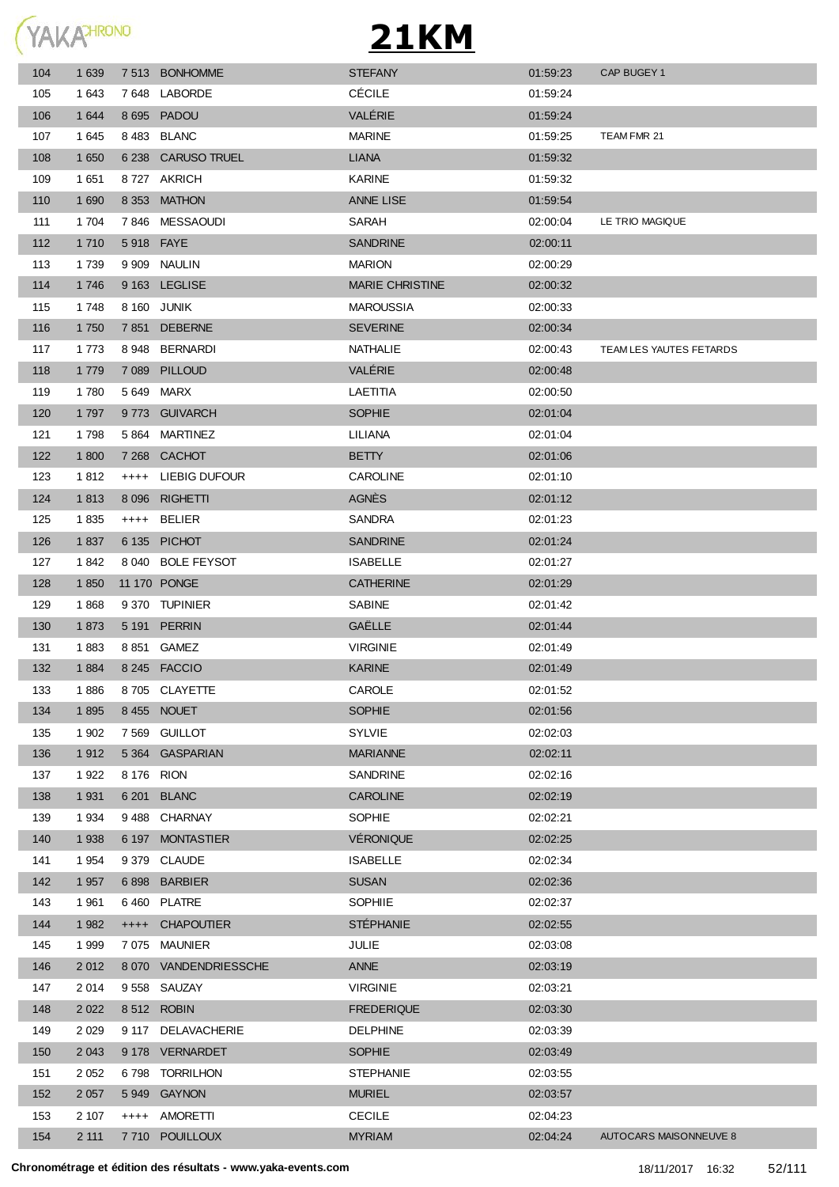# 21KM

| | | | | | | |
|---|---|---|---|---|---|---|
| 104 | 1 639 | 7 513 | BONHOMME | STEFANY | 01:59:23 | CAP BUGEY 1 |
| 105 | 1 643 | 7 648 | LABORDE | CÉCILE | 01:59:24 | |
| 106 | 1 644 | 8 695 | PADOU | VALÉRIE | 01:59:24 | |
| 107 | 1 645 | 8 483 | BLANC | MARINE | 01:59:25 | TEAM FMR 21 |
| 108 | 1 650 | 6 238 | CARUSO TRUEL | LIANA | 01:59:32 | |
| 109 | 1 651 | 8 727 | AKRICH | KARINE | 01:59:32 | |
| 110 | 1 690 | 8 353 | MATHON | ANNE LISE | 01:59:54 | |
| 111 | 1 704 | 7 846 | MESSAOUDI | SARAH | 02:00:04 | LE TRIO MAGIQUE |
| 112 | 1 710 | 5 918 | FAYE | SANDRINE | 02:00:11 | |
| 113 | 1 739 | 9 909 | NAULIN | MARION | 02:00:29 | |
| 114 | 1 746 | 9 163 | LEGLISE | MARIE CHRISTINE | 02:00:32 | |
| 115 | 1 748 | 8 160 | JUNIK | MAROUSSIA | 02:00:33 | |
| 116 | 1 750 | 7 851 | DEBERNE | SEVERINE | 02:00:34 | |
| 117 | 1 773 | 8 948 | BERNARDI | NATHALIE | 02:00:43 | TEAM LES YAUTES FETARDS |
| 118 | 1 779 | 7 089 | PILLOUD | VALÉRIE | 02:00:48 | |
| 119 | 1 780 | 5 649 | MARX | LAETITIA | 02:00:50 | |
| 120 | 1 797 | 9 773 | GUIVARCH | SOPHIE | 02:01:04 | |
| 121 | 1 798 | 5 864 | MARTINEZ | LILIANA | 02:01:04 | |
| 122 | 1 800 | 7 268 | CACHOT | BETTY | 02:01:06 | |
| 123 | 1 812 | ++++ | LIEBIG DUFOUR | CAROLINE | 02:01:10 | |
| 124 | 1 813 | 8 096 | RIGHETTI | AGNÈS | 02:01:12 | |
| 125 | 1 835 | ++++ | BELIER | SANDRA | 02:01:23 | |
| 126 | 1 837 | 6 135 | PICHOT | SANDRINE | 02:01:24 | |
| 127 | 1 842 | 8 040 | BOLE FEYSOT | ISABELLE | 02:01:27 | |
| 128 | 1 850 | 11 170 | PONGE | CATHERINE | 02:01:29 | |
| 129 | 1 868 | 9 370 | TUPINIER | SABINE | 02:01:42 | |
| 130 | 1 873 | 5 191 | PERRIN | GAËLLE | 02:01:44 | |
| 131 | 1 883 | 8 851 | GAMEZ | VIRGINIE | 02:01:49 | |
| 132 | 1 884 | 8 245 | FACCIO | KARINE | 02:01:49 | |
| 133 | 1 886 | 8 705 | CLAYETTE | CAROLE | 02:01:52 | |
| 134 | 1 895 | 8 455 | NOUET | SOPHIE | 02:01:56 | |
| 135 | 1 902 | 7 569 | GUILLOT | SYLVIE | 02:02:03 | |
| 136 | 1 912 | 5 364 | GASPARIAN | MARIANNE | 02:02:11 | |
| 137 | 1 922 | 8 176 | RION | SANDRINE | 02:02:16 | |
| 138 | 1 931 | 6 201 | BLANC | CAROLINE | 02:02:19 | |
| 139 | 1 934 | 9 488 | CHARNAY | SOPHIE | 02:02:21 | |
| 140 | 1 938 | 6 197 | MONTASTIER | VÉRONIQUE | 02:02:25 | |
| 141 | 1 954 | 9 379 | CLAUDE | ISABELLE | 02:02:34 | |
| 142 | 1 957 | 6 898 | BARBIER | SUSAN | 02:02:36 | |
| 143 | 1 961 | 6 460 | PLATRE | SOPHIIE | 02:02:37 | |
| 144 | 1 982 | ++++ | CHAPOUTIER | STÉPHANIE | 02:02:55 | |
| 145 | 1 999 | 7 075 | MAUNIER | JULIE | 02:03:08 | |
| 146 | 2 012 | 8 070 | VANDENDRIESSCHE | ANNE | 02:03:19 | |
| 147 | 2 014 | 9 558 | SAUZAY | VIRGINIE | 02:03:21 | |
| 148 | 2 022 | 8 512 | ROBIN | FREDERIQUE | 02:03:30 | |
| 149 | 2 029 | 9 117 | DELAVACHERIE | DELPHINE | 02:03:39 | |
| 150 | 2 043 | 9 178 | VERNARDET | SOPHIE | 02:03:49 | |
| 151 | 2 052 | 6 798 | TORRILHON | STEPHANIE | 02:03:55 | |
| 152 | 2 057 | 5 949 | GAYNON | MURIEL | 02:03:57 | |
| 153 | 2 107 | ++++ | AMORETTI | CECILE | 02:04:23 | |
| 154 | 2 111 | 7 710 | POUILLOUX | MYRIAM | 02:04:24 | AUTOCARS MAISONNEUVE 8 |

**Chronométrage et édition des résultats - www.yaka-events.com** 18/11/2017 16:32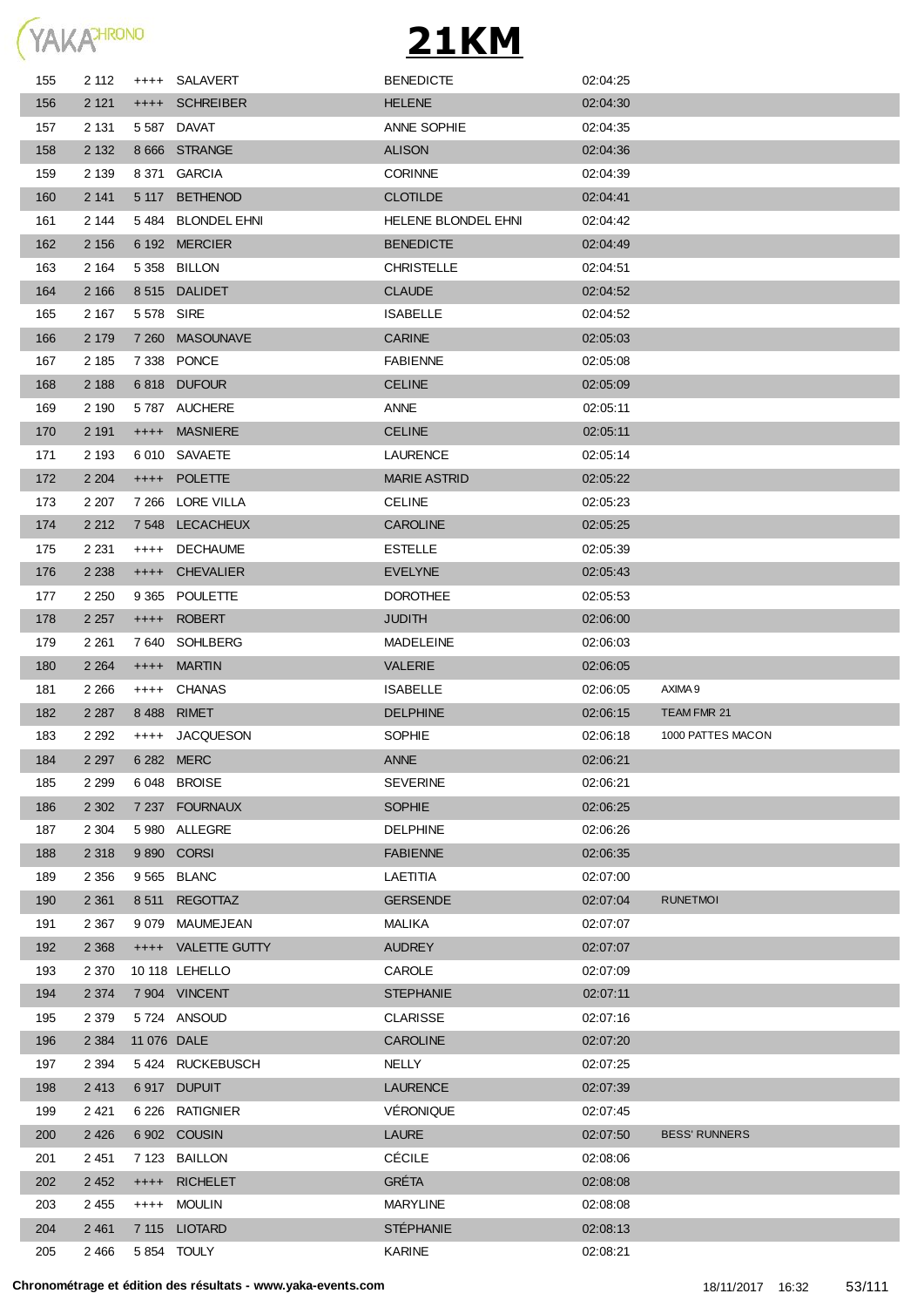# 21KM

| | | | | | | |
|---|---|---|---|---|---|---|
| 155 | 2 112 | ++++ | SALAVERT | BENEDICTE | 02:04:25 | |
| 156 | 2 121 | ++++ | SCHREIBER | HELENE | 02:04:30 | |
| 157 | 2 131 | 5 587 | DAVAT | ANNE SOPHIE | 02:04:35 | |
| 158 | 2 132 | 8 666 | STRANGE | ALISON | 02:04:36 | |
| 159 | 2 139 | 8 371 | GARCIA | CORINNE | 02:04:39 | |
| 160 | 2 141 | 5 117 | BETHENOD | CLOTILDE | 02:04:41 | |
| 161 | 2 144 | 5 484 | BLONDEL EHNI | HELENE BLONDEL EHNI | 02:04:42 | |
| 162 | 2 156 | 6 192 | MERCIER | BENEDICTE | 02:04:49 | |
| 163 | 2 164 | 5 358 | BILLON | CHRISTELLE | 02:04:51 | |
| 164 | 2 166 | 8 515 | DALIDET | CLAUDE | 02:04:52 | |
| 165 | 2 167 | 5 578 | SIRE | ISABELLE | 02:04:52 | |
| 166 | 2 179 | 7 260 | MASOUNAVE | CARINE | 02:05:03 | |
| 167 | 2 185 | 7 338 | PONCE | FABIENNE | 02:05:08 | |
| 168 | 2 188 | 6 818 | DUFOUR | CELINE | 02:05:09 | |
| 169 | 2 190 | 5 787 | AUCHERE | ANNE | 02:05:11 | |
| 170 | 2 191 | ++++ | MASNIERE | CELINE | 02:05:11 | |
| 171 | 2 193 | 6 010 | SAVAETE | LAURENCE | 02:05:14 | |
| 172 | 2 204 | ++++ | POLETTE | MARIE ASTRID | 02:05:22 | |
| 173 | 2 207 | 7 266 | LORE VILLA | CELINE | 02:05:23 | |
| 174 | 2 212 | 7 548 | LECACHEUX | CAROLINE | 02:05:25 | |
| 175 | 2 231 | ++++ | DECHAUME | ESTELLE | 02:05:39 | |
| 176 | 2 238 | ++++ | CHEVALIER | EVELYNE | 02:05:43 | |
| 177 | 2 250 | 9 365 | POULETTE | DOROTHEE | 02:05:53 | |
| 178 | 2 257 | ++++ | ROBERT | JUDITH | 02:06:00 | |
| 179 | 2 261 | 7 640 | SOHLBERG | MADELEINE | 02:06:03 | |
| 180 | 2 264 | ++++ | MARTIN | VALERIE | 02:06:05 | |
| 181 | 2 266 | ++++ | CHANAS | ISABELLE | 02:06:05 | AXIMA 9 |
| 182 | 2 287 | 8 488 | RIMET | DELPHINE | 02:06:15 | TEAM FMR 21 |
| 183 | 2 292 | ++++ | JACQUESON | SOPHIE | 02:06:18 | 1000 PATTES MACON |
| 184 | 2 297 | 6 282 | MERC | ANNE | 02:06:21 | |
| 185 | 2 299 | 6 048 | BROISE | SEVERINE | 02:06:21 | |
| 186 | 2 302 | 7 237 | FOURNAUX | SOPHIE | 02:06:25 | |
| 187 | 2 304 | 5 980 | ALLEGRE | DELPHINE | 02:06:26 | |
| 188 | 2 318 | 9 890 | CORSI | FABIENNE | 02:06:35 | |
| 189 | 2 356 | 9 565 | BLANC | LAETITIA | 02:07:00 | |
| 190 | 2 361 | 8 511 | REGOTTAZ | GERSENDE | 02:07:04 | RUNETMOI |
| 191 | 2 367 | 9 079 | MAUMEJEAN | MALIKA | 02:07:07 | |
| 192 | 2 368 | ++++ | VALETTE GUTTY | AUDREY | 02:07:07 | |
| 193 | 2 370 | 10 118 | LEHELLO | CAROLE | 02:07:09 | |
| 194 | 2 374 | 7 904 | VINCENT | STEPHANIE | 02:07:11 | |
| 195 | 2 379 | 5 724 | ANSOUD | CLARISSE | 02:07:16 | |
| 196 | 2 384 | 11 076 | DALE | CAROLINE | 02:07:20 | |
| 197 | 2 394 | 5 424 | RUCKEBUSCH | NELLY | 02:07:25 | |
| 198 | 2 413 | 6 917 | DUPUIT | LAURENCE | 02:07:39 | |
| 199 | 2 421 | 6 226 | RATIGNIER | VÉRONIQUE | 02:07:45 | |
| 200 | 2 426 | 6 902 | COUSIN | LAURE | 02:07:50 | BESS' RUNNERS |
| 201 | 2 451 | 7 123 | BAILLON | CÉCILE | 02:08:06 | |
| 202 | 2 452 | ++++ | RICHELET | GRÉTA | 02:08:08 | |
| 203 | 2 455 | ++++ | MOULIN | MARYLINE | 02:08:08 | |
| 204 | 2 461 | 7 115 | LIOTARD | STÉPHANIE | 02:08:13 | |
| 205 | 2 466 | 5 854 | TOULY | KARINE | 02:08:21 | |

Chronométrage et édition des résultats - www.yaka-events.com 18/11/2017 16:32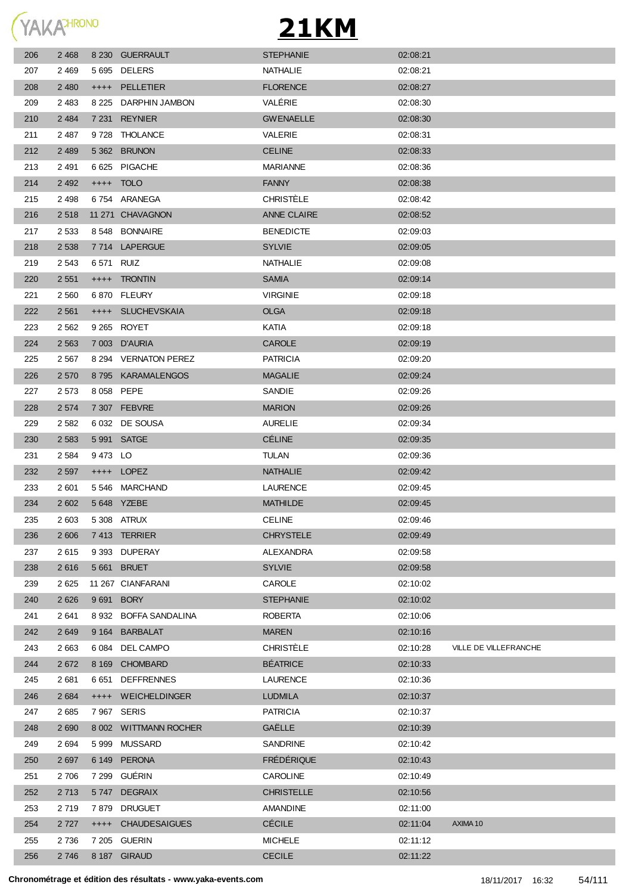# 21KM

| | | | | | | |
|---|---|---|---|---|---|---|
| 206 | 2 468 | 8 230 | GUERRAULT | STEPHANIE | 02:08:21 | |
| 207 | 2 469 | 5 695 | DELERS | NATHALIE | 02:08:21 | |
| 208 | 2 480 | ++++ | PELLETIER | FLORENCE | 02:08:27 | |
| 209 | 2 483 | 8 225 | DARPHIN JAMBON | VALÉRIE | 02:08:30 | |
| 210 | 2 484 | 7 231 | REYNIER | GWENAELLE | 02:08:30 | |
| 211 | 2 487 | 9 728 | THOLANCE | VALERIE | 02:08:31 | |
| 212 | 2 489 | 5 362 | BRUNON | CELINE | 02:08:33 | |
| 213 | 2 491 | 6 625 | PIGACHE | MARIANNE | 02:08:36 | |
| 214 | 2 492 | ++++ | TOLO | FANNY | 02:08:38 | |
| 215 | 2 498 | 6 754 | ARANEGA | CHRISTÈLE | 02:08:42 | |
| 216 | 2 518 | 11 271 | CHAVAGNON | ANNE CLAIRE | 02:08:52 | |
| 217 | 2 533 | 8 548 | BONNAIRE | BENEDICTE | 02:09:03 | |
| 218 | 2 538 | 7 714 | LAPERGUE | SYLVIE | 02:09:05 | |
| 219 | 2 543 | 6 571 | RUIZ | NATHALIE | 02:09:08 | |
| 220 | 2 551 | ++++ | TRONTIN | SAMIA | 02:09:14 | |
| 221 | 2 560 | 6 870 | FLEURY | VIRGINIE | 02:09:18 | |
| 222 | 2 561 | ++++ | SLUCHEVSKAIA | OLGA | 02:09:18 | |
| 223 | 2 562 | 9 265 | ROYET | KATIA | 02:09:18 | |
| 224 | 2 563 | 7 003 | D'AURIA | CAROLE | 02:09:19 | |
| 225 | 2 567 | 8 294 | VERNATON PEREZ | PATRICIA | 02:09:20 | |
| 226 | 2 570 | 8 795 | KARAMALENGOS | MAGALIE | 02:09:24 | |
| 227 | 2 573 | 8 058 | PEPE | SANDIE | 02:09:26 | |
| 228 | 2 574 | 7 307 | FEBVRE | MARION | 02:09:26 | |
| 229 | 2 582 | 6 032 | DE SOUSA | AURELIE | 02:09:34 | |
| 230 | 2 583 | 5 991 | SATGE | CÉLINE | 02:09:35 | |
| 231 | 2 584 | 9 473 | LO | TULAN | 02:09:36 | |
| 232 | 2 597 | ++++ | LOPEZ | NATHALIE | 02:09:42 | |
| 233 | 2 601 | 5 546 | MARCHAND | LAURENCE | 02:09:45 | |
| 234 | 2 602 | 5 648 | YZEBE | MATHILDE | 02:09:45 | |
| 235 | 2 603 | 5 308 | ATRUX | CELINE | 02:09:46 | |
| 236 | 2 606 | 7 413 | TERRIER | CHRYSTELE | 02:09:49 | |
| 237 | 2 615 | 9 393 | DUPERAY | ALEXANDRA | 02:09:58 | |
| 238 | 2 616 | 5 661 | BRUET | SYLVIE | 02:09:58 | |
| 239 | 2 625 | 11 267 | CIANFARANI | CAROLE | 02:10:02 | |
| 240 | 2 626 | 9 691 | BORY | STEPHANIE | 02:10:02 | |
| 241 | 2 641 | 8 932 | BOFFA SANDALINA | ROBERTA | 02:10:06 | |
| 242 | 2 649 | 9 164 | BARBALAT | MAREN | 02:10:16 | |
| 243 | 2 663 | 6 084 | DEL CAMPO | CHRISTÈLE | 02:10:28 | VILLE DE VILLEFRANCHE |
| 244 | 2 672 | 8 169 | CHOMBARD | BÉATRICE | 02:10:33 | |
| 245 | 2 681 | 6 651 | DEFFRENNES | LAURENCE | 02:10:36 | |
| 246 | 2 684 | ++++ | WEICHELDINGER | LUDMILA | 02:10:37 | |
| 247 | 2 685 | 7 967 | SERIS | PATRICIA | 02:10:37 | |
| 248 | 2 690 | 8 002 | WITTMANN ROCHER | GAËLLE | 02:10:39 | |
| 249 | 2 694 | 5 999 | MUSSARD | SANDRINE | 02:10:42 | |
| 250 | 2 697 | 6 149 | PERONA | FRÉDÉRIQUE | 02:10:43 | |
| 251 | 2 706 | 7 299 | GUÉRIN | CAROLINE | 02:10:49 | |
| 252 | 2 713 | 5 747 | DEGRAIX | CHRISTELLE | 02:10:56 | |
| 253 | 2 719 | 7 879 | DRUGUET | AMANDINE | 02:11:00 | |
| 254 | 2 727 | ++++ | CHAUDESAIGUES | CÉCILE | 02:11:04 | AXIMA 10 |
| 255 | 2 736 | 7 205 | GUERIN | MICHELE | 02:11:12 | |
| 256 | 2 746 | 8 187 | GIRAUD | CECILE | 02:11:22 | |

**Chronométrage et édition des résultats - www.yaka-events.com** 18/11/2017 16:32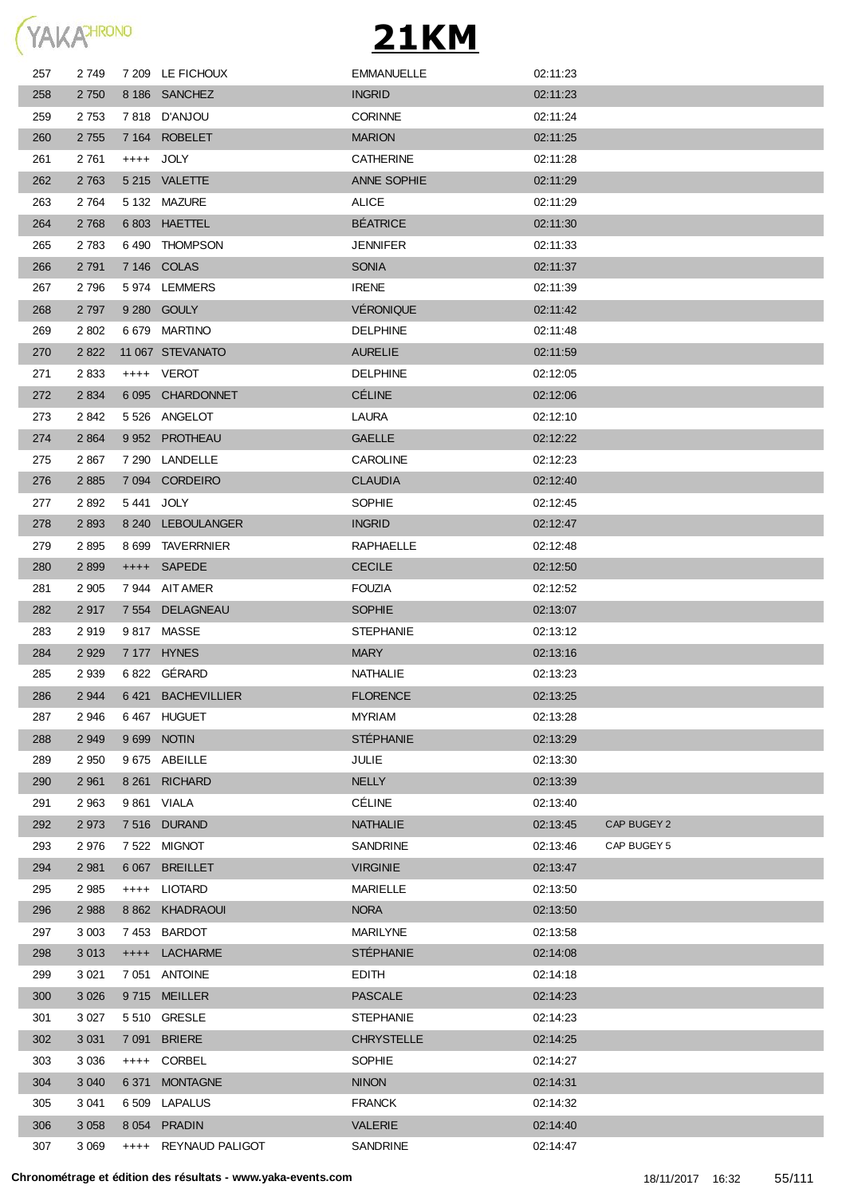# 21KM

| | | | | | | |
|---|---|---|---|---|---|---|
| 257 | 2 749 | 7 209 | LE FICHOUX | EMMANUELLE | 02:11:23 | |
| 258 | 2 750 | 8 186 | SANCHEZ | INGRID | 02:11:23 | |
| 259 | 2 753 | 7 818 | D'ANJOU | CORINNE | 02:11:24 | |
| 260 | 2 755 | 7 164 | ROBELET | MARION | 02:11:25 | |
| 261 | 2 761 | ++++ | JOLY | CATHERINE | 02:11:28 | |
| 262 | 2 763 | 5 215 | VALETTE | ANNE SOPHIE | 02:11:29 | |
| 263 | 2 764 | 5 132 | MAZURE | ALICE | 02:11:29 | |
| 264 | 2 768 | 6 803 | HAETTEL | BÉATRICE | 02:11:30 | |
| 265 | 2 783 | 6 490 | THOMPSON | JENNIFER | 02:11:33 | |
| 266 | 2 791 | 7 146 | COLAS | SONIA | 02:11:37 | |
| 267 | 2 796 | 5 974 | LEMMERS | IRENE | 02:11:39 | |
| 268 | 2 797 | 9 280 | GOULY | VÉRONIQUE | 02:11:42 | |
| 269 | 2 802 | 6 679 | MARTINO | DELPHINE | 02:11:48 | |
| 270 | 2 822 | 11 067 | STEVANATO | AURELIE | 02:11:59 | |
| 271 | 2 833 | ++++ | VEROT | DELPHINE | 02:12:05 | |
| 272 | 2 834 | 6 095 | CHARDONNET | CÉLINE | 02:12:06 | |
| 273 | 2 842 | 5 526 | ANGELOT | LAURA | 02:12:10 | |
| 274 | 2 864 | 9 952 | PROTHEAU | GAELLE | 02:12:22 | |
| 275 | 2 867 | 7 290 | LANDELLE | CAROLINE | 02:12:23 | |
| 276 | 2 885 | 7 094 | CORDEIRO | CLAUDIA | 02:12:40 | |
| 277 | 2 892 | 5 441 | JOLY | SOPHIE | 02:12:45 | |
| 278 | 2 893 | 8 240 | LEBOULANGER | INGRID | 02:12:47 | |
| 279 | 2 895 | 8 699 | TAVERRNIER | RAPHAELLE | 02:12:48 | |
| 280 | 2 899 | ++++ | SAPEDE | CECILE | 02:12:50 | |
| 281 | 2 905 | 7 944 | AIT AMER | FOUZIA | 02:12:52 | |
| 282 | 2 917 | 7 554 | DELAGNEAU | SOPHIE | 02:13:07 | |
| 283 | 2 919 | 9 817 | MASSE | STEPHANIE | 02:13:12 | |
| 284 | 2 929 | 7 177 | HYNES | MARY | 02:13:16 | |
| 285 | 2 939 | 6 822 | GÉRARD | NATHALIE | 02:13:23 | |
| 286 | 2 944 | 6 421 | BACHEVILLIER | FLORENCE | 02:13:25 | |
| 287 | 2 946 | 6 467 | HUGUET | MYRIAM | 02:13:28 | |
| 288 | 2 949 | 9 699 | NOTIN | STÉPHANIE | 02:13:29 | |
| 289 | 2 950 | 9 675 | ABEILLE | JULIE | 02:13:30 | |
| 290 | 2 961 | 8 261 | RICHARD | NELLY | 02:13:39 | |
| 291 | 2 963 | 9 861 | VIALA | CÉLINE | 02:13:40 | |
| 292 | 2 973 | 7 516 | DURAND | NATHALIE | 02:13:45 | CAP BUGEY 2 |
| 293 | 2 976 | 7 522 | MIGNOT | SANDRINE | 02:13:46 | CAP BUGEY 5 |
| 294 | 2 981 | 6 067 | BREILLET | VIRGINIE | 02:13:47 | |
| 295 | 2 985 | ++++ | LIOTARD | MARIELLE | 02:13:50 | |
| 296 | 2 988 | 8 862 | KHADRAOUI | NORA | 02:13:50 | |
| 297 | 3 003 | 7 453 | BARDOT | MARILYNE | 02:13:58 | |
| 298 | 3 013 | ++++ | LACHARME | STÉPHANIE | 02:14:08 | |
| 299 | 3 021 | 7 051 | ANTOINE | EDITH | 02:14:18 | |
| 300 | 3 026 | 9 715 | MEILLER | PASCALE | 02:14:23 | |
| 301 | 3 027 | 5 510 | GRESLE | STEPHANIE | 02:14:23 | |
| 302 | 3 031 | 7 091 | BRIERE | CHRYSTELLE | 02:14:25 | |
| 303 | 3 036 | ++++ | CORBEL | SOPHIE | 02:14:27 | |
| 304 | 3 040 | 6 371 | MONTAGNE | NINON | 02:14:31 | |
| 305 | 3 041 | 6 509 | LAPALUS | FRANCK | 02:14:32 | |
| 306 | 3 058 | 8 054 | PRADIN | VALERIE | 02:14:40 | |
| 307 | 3 069 | ++++ | REYNAUD PALIGOT | SANDRINE | 02:14:47 | |

**Chronométrage et édition des résultats - www.yaka-events.com** 18/11/2017 16:32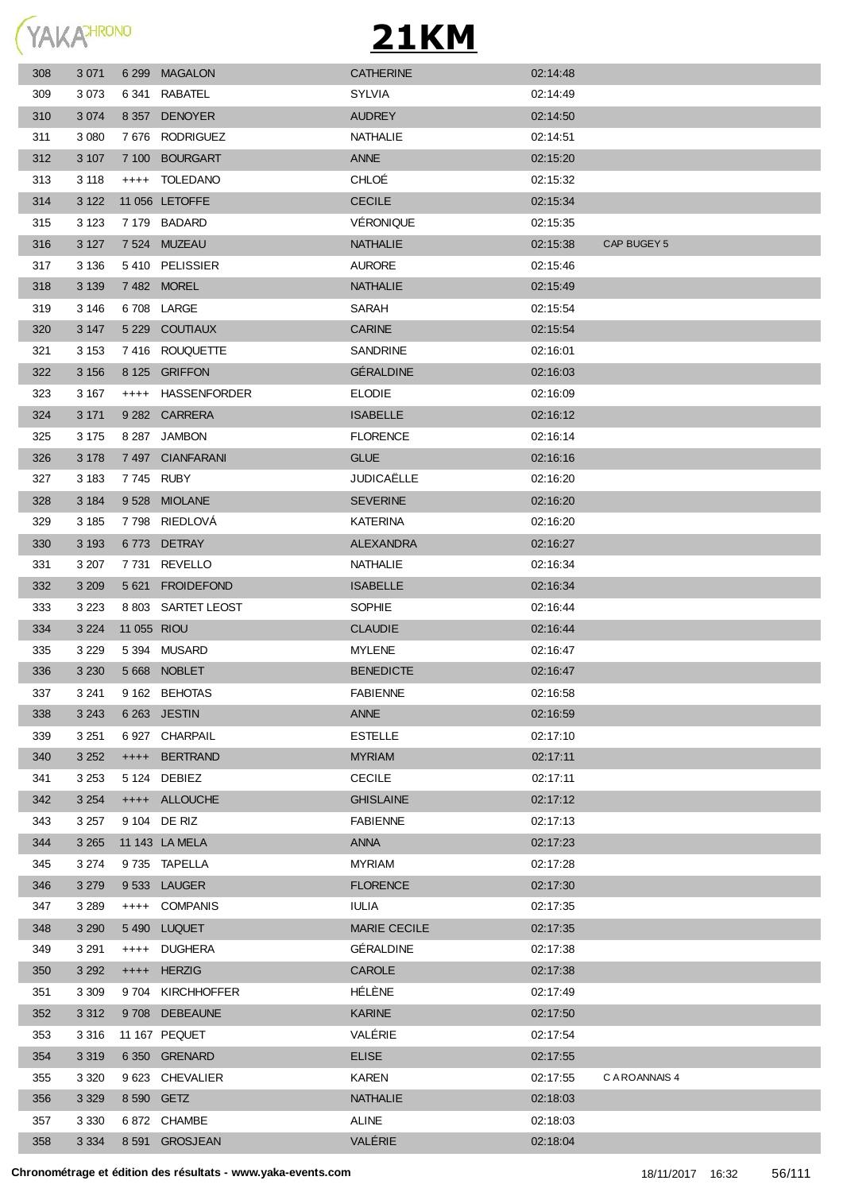# 21KM

| | | | | | | |
|---|---|---|---|---|---|---|
| 308 | 3 071 | 6 299 | MAGALON | CATHERINE | 02:14:48 | |
| 309 | 3 073 | 6 341 | RABATEL | SYLVIA | 02:14:49 | |
| 310 | 3 074 | 8 357 | DENOYER | AUDREY | 02:14:50 | |
| 311 | 3 080 | 7 676 | RODRIGUEZ | NATHALIE | 02:14:51 | |
| 312 | 3 107 | 7 100 | BOURGART | ANNE | 02:15:20 | |
| 313 | 3 118 | ++++ | TOLEDANO | CHLOÉ | 02:15:32 | |
| 314 | 3 122 | 11 056 | LETOFFE | CECILE | 02:15:34 | |
| 315 | 3 123 | 7 179 | BADARD | VÉRONIQUE | 02:15:35 | |
| 316 | 3 127 | 7 524 | MUZEAU | NATHALIE | 02:15:38 | CAP BUGEY 5 |
| 317 | 3 136 | 5 410 | PELISSIER | AURORE | 02:15:46 | |
| 318 | 3 139 | 7 482 | MOREL | NATHALIE | 02:15:49 | |
| 319 | 3 146 | 6 708 | LARGE | SARAH | 02:15:54 | |
| 320 | 3 147 | 5 229 | COUTIAUX | CARINE | 02:15:54 | |
| 321 | 3 153 | 7 416 | ROUQUETTE | SANDRINE | 02:16:01 | |
| 322 | 3 156 | 8 125 | GRIFFON | GÉRALDINE | 02:16:03 | |
| 323 | 3 167 | ++++ | HASSENFORDER | ELODIE | 02:16:09 | |
| 324 | 3 171 | 9 282 | CARRERA | ISABELLE | 02:16:12 | |
| 325 | 3 175 | 8 287 | JAMBON | FLORENCE | 02:16:14 | |
| 326 | 3 178 | 7 497 | CIANFARANI | GLUE | 02:16:16 | |
| 327 | 3 183 | 7 745 | RUBY | JUDICAËLLE | 02:16:20 | |
| 328 | 3 184 | 9 528 | MIOLANE | SEVERINE | 02:16:20 | |
| 329 | 3 185 | 7 798 | RIEDLOVÁ | KATERINA | 02:16:20 | |
| 330 | 3 193 | 6 773 | DETRAY | ALEXANDRA | 02:16:27 | |
| 331 | 3 207 | 7 731 | REVELLO | NATHALIE | 02:16:34 | |
| 332 | 3 209 | 5 621 | FROIDEFOND | ISABELLE | 02:16:34 | |
| 333 | 3 223 | 8 803 | SARTET LEOST | SOPHIE | 02:16:44 | |
| 334 | 3 224 | 11 055 | RIOU | CLAUDIE | 02:16:44 | |
| 335 | 3 229 | 5 394 | MUSARD | MYLENE | 02:16:47 | |
| 336 | 3 230 | 5 668 | NOBLET | BENEDICTE | 02:16:47 | |
| 337 | 3 241 | 9 162 | BEHOTAS | FABIENNE | 02:16:58 | |
| 338 | 3 243 | 6 263 | JESTIN | ANNE | 02:16:59 | |
| 339 | 3 251 | 6 927 | CHARPAIL | ESTELLE | 02:17:10 | |
| 340 | 3 252 | ++++ | BERTRAND | MYRIAM | 02:17:11 | |
| 341 | 3 253 | 5 124 | DEBIEZ | CECILE | 02:17:11 | |
| 342 | 3 254 | ++++ | ALLOUCHE | GHISLAINE | 02:17:12 | |
| 343 | 3 257 | 9 104 | DE RIZ | FABIENNE | 02:17:13 | |
| 344 | 3 265 | 11 143 | LA MELA | ANNA | 02:17:23 | |
| 345 | 3 274 | 9 735 | TAPELLA | MYRIAM | 02:17:28 | |
| 346 | 3 279 | 9 533 | LAUGER | FLORENCE | 02:17:30 | |
| 347 | 3 289 | ++++ | COMPANIS | IULIA | 02:17:35 | |
| 348 | 3 290 | 5 490 | LUQUET | MARIE CECILE | 02:17:35 | |
| 349 | 3 291 | ++++ | DUGHERA | GÉRALDINE | 02:17:38 | |
| 350 | 3 292 | ++++ | HERZIG | CAROLE | 02:17:38 | |
| 351 | 3 309 | 9 704 | KIRCHHOFFER | HÉLÈNE | 02:17:49 | |
| 352 | 3 312 | 9 708 | DEBEAUNE | KARINE | 02:17:50 | |
| 353 | 3 316 | 11 167 | PEQUET | VALÉRIE | 02:17:54 | |
| 354 | 3 319 | 6 350 | GRENARD | ELISE | 02:17:55 | |
| 355 | 3 320 | 9 623 | CHEVALIER | KAREN | 02:17:55 | C A ROANNAIS 4 |
| 356 | 3 329 | 8 590 | GETZ | NATHALIE | 02:18:03 | |
| 357 | 3 330 | 6 872 | CHAMBE | ALINE | 02:18:03 | |
| 358 | 3 334 | 8 591 | GROSJEAN | VALÉRIE | 02:18:04 | |

**Chronométrage et édition des résultats - www.yaka-events.com** 18/11/2017 16:32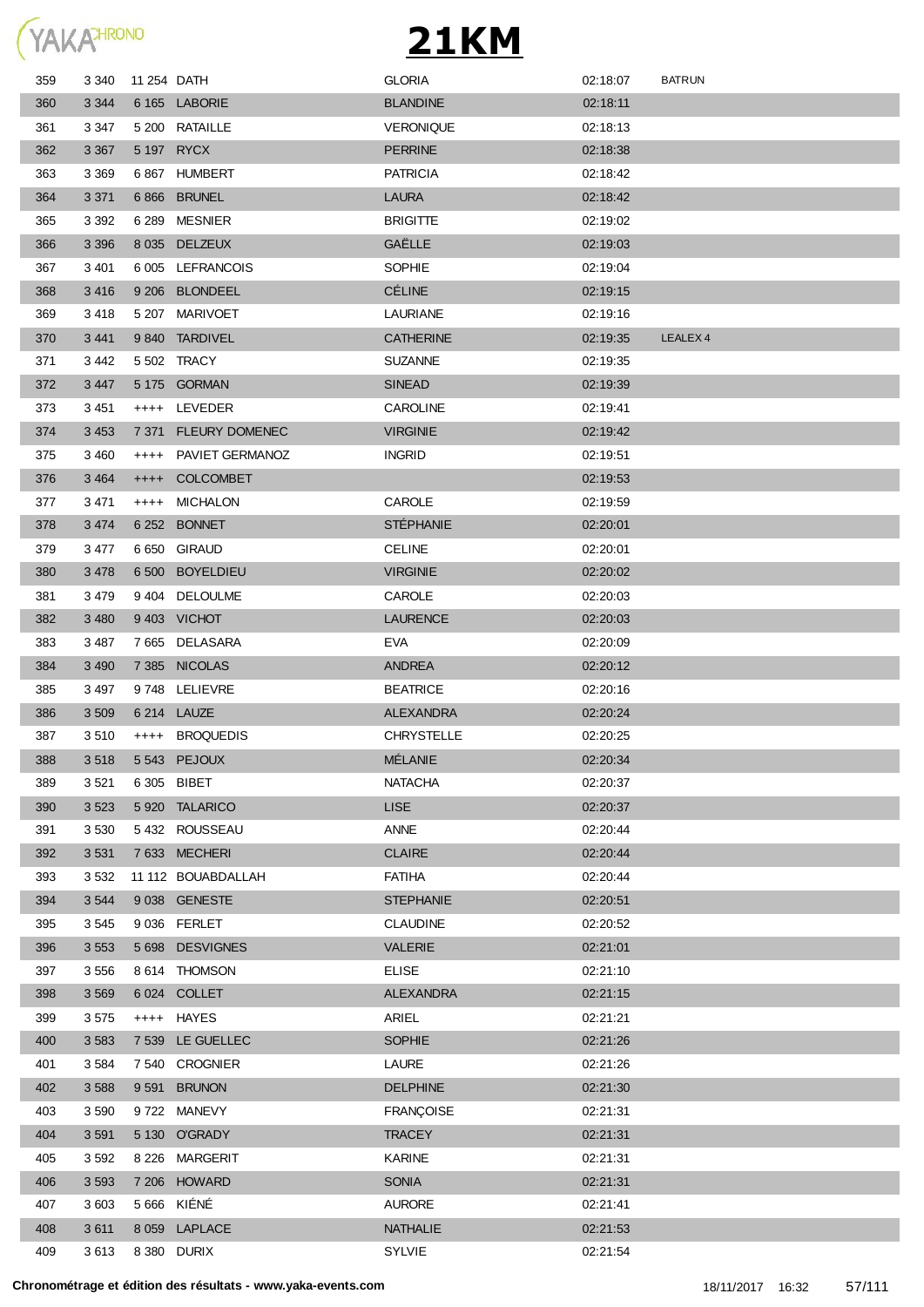# 21KM

| | | | | | | |
|---|---|---|---|---|---|---|
| 359 | 3 340 | 11 254 | DATH | GLORIA | 02:18:07 | BATRUN |
| 360 | 3 344 | 6 165 | LABORIE | BLANDINE | 02:18:11 | |
| 361 | 3 347 | 5 200 | RATAILLE | VERONIQUE | 02:18:13 | |
| 362 | 3 367 | 5 197 | RYCX | PERRINE | 02:18:38 | |
| 363 | 3 369 | 6 867 | HUMBERT | PATRICIA | 02:18:42 | |
| 364 | 3 371 | 6 866 | BRUNEL | LAURA | 02:18:42 | |
| 365 | 3 392 | 6 289 | MESNIER | BRIGITTE | 02:19:02 | |
| 366 | 3 396 | 8 035 | DELZEUX | GAËLLE | 02:19:03 | |
| 367 | 3 401 | 6 005 | LEFRANCOIS | SOPHIE | 02:19:04 | |
| 368 | 3 416 | 9 206 | BLONDEEL | CÉLINE | 02:19:15 | |
| 369 | 3 418 | 5 207 | MARIVOET | LAURIANE | 02:19:16 | |
| 370 | 3 441 | 9 840 | TARDIVEL | CATHERINE | 02:19:35 | LEALEX 4 |
| 371 | 3 442 | 5 502 | TRACY | SUZANNE | 02:19:35 | |
| 372 | 3 447 | 5 175 | GORMAN | SINEAD | 02:19:39 | |
| 373 | 3 451 | ++++ | LEVEDER | CAROLINE | 02:19:41 | |
| 374 | 3 453 | 7 371 | FLEURY DOMENEC | VIRGINIE | 02:19:42 | |
| 375 | 3 460 | ++++ | PAVIET GERMANOZ | INGRID | 02:19:51 | |
| 376 | 3 464 | ++++ | COLCOMBET | | 02:19:53 | |
| 377 | 3 471 | ++++ | MICHALON | CAROLE | 02:19:59 | |
| 378 | 3 474 | 6 252 | BONNET | STÉPHANIE | 02:20:01 | |
| 379 | 3 477 | 6 650 | GIRAUD | CELINE | 02:20:01 | |
| 380 | 3 478 | 6 500 | BOYELDIEU | VIRGINIE | 02:20:02 | |
| 381 | 3 479 | 9 404 | DELOULME | CAROLE | 02:20:03 | |
| 382 | 3 480 | 9 403 | VICHOT | LAURENCE | 02:20:03 | |
| 383 | 3 487 | 7 665 | DELASARA | EVA | 02:20:09 | |
| 384 | 3 490 | 7 385 | NICOLAS | ANDREA | 02:20:12 | |
| 385 | 3 497 | 9 748 | LELIEVRE | BEATRICE | 02:20:16 | |
| 386 | 3 509 | 6 214 | LAUZE | ALEXANDRA | 02:20:24 | |
| 387 | 3 510 | ++++ | BROQUEDIS | CHRYSTELLE | 02:20:25 | |
| 388 | 3 518 | 5 543 | PEJOUX | MÉLANIE | 02:20:34 | |
| 389 | 3 521 | 6 305 | BIBET | NATACHA | 02:20:37 | |
| 390 | 3 523 | 5 920 | TALARICO | LISE | 02:20:37 | |
| 391 | 3 530 | 5 432 | ROUSSEAU | ANNE | 02:20:44 | |
| 392 | 3 531 | 7 633 | MECHERI | CLAIRE | 02:20:44 | |
| 393 | 3 532 | 11 112 | BOUABDALLAH | FATIHA | 02:20:44 | |
| 394 | 3 544 | 9 038 | GENESTE | STEPHANIE | 02:20:51 | |
| 395 | 3 545 | 9 036 | FERLET | CLAUDINE | 02:20:52 | |
| 396 | 3 553 | 5 698 | DESVIGNES | VALERIE | 02:21:01 | |
| 397 | 3 556 | 8 614 | THOMSON | ELISE | 02:21:10 | |
| 398 | 3 569 | 6 024 | COLLET | ALEXANDRA | 02:21:15 | |
| 399 | 3 575 | ++++ | HAYES | ARIEL | 02:21:21 | |
| 400 | 3 583 | 7 539 | LE GUELLEC | SOPHIE | 02:21:26 | |
| 401 | 3 584 | 7 540 | CROGNIER | LAURE | 02:21:26 | |
| 402 | 3 588 | 9 591 | BRUNON | DELPHINE | 02:21:30 | |
| 403 | 3 590 | 9 722 | MANEVY | FRANÇOISE | 02:21:31 | |
| 404 | 3 591 | 5 130 | O'GRADY | TRACEY | 02:21:31 | |
| 405 | 3 592 | 8 226 | MARGERIT | KARINE | 02:21:31 | |
| 406 | 3 593 | 7 206 | HOWARD | SONIA | 02:21:31 | |
| 407 | 3 603 | 5 666 | KIÉNÉ | AURORE | 02:21:41 | |
| 408 | 3 611 | 8 059 | LAPLACE | NATHALIE | 02:21:53 | |
| 409 | 3 613 | 8 380 | DURIX | SYLVIE | 02:21:54 | |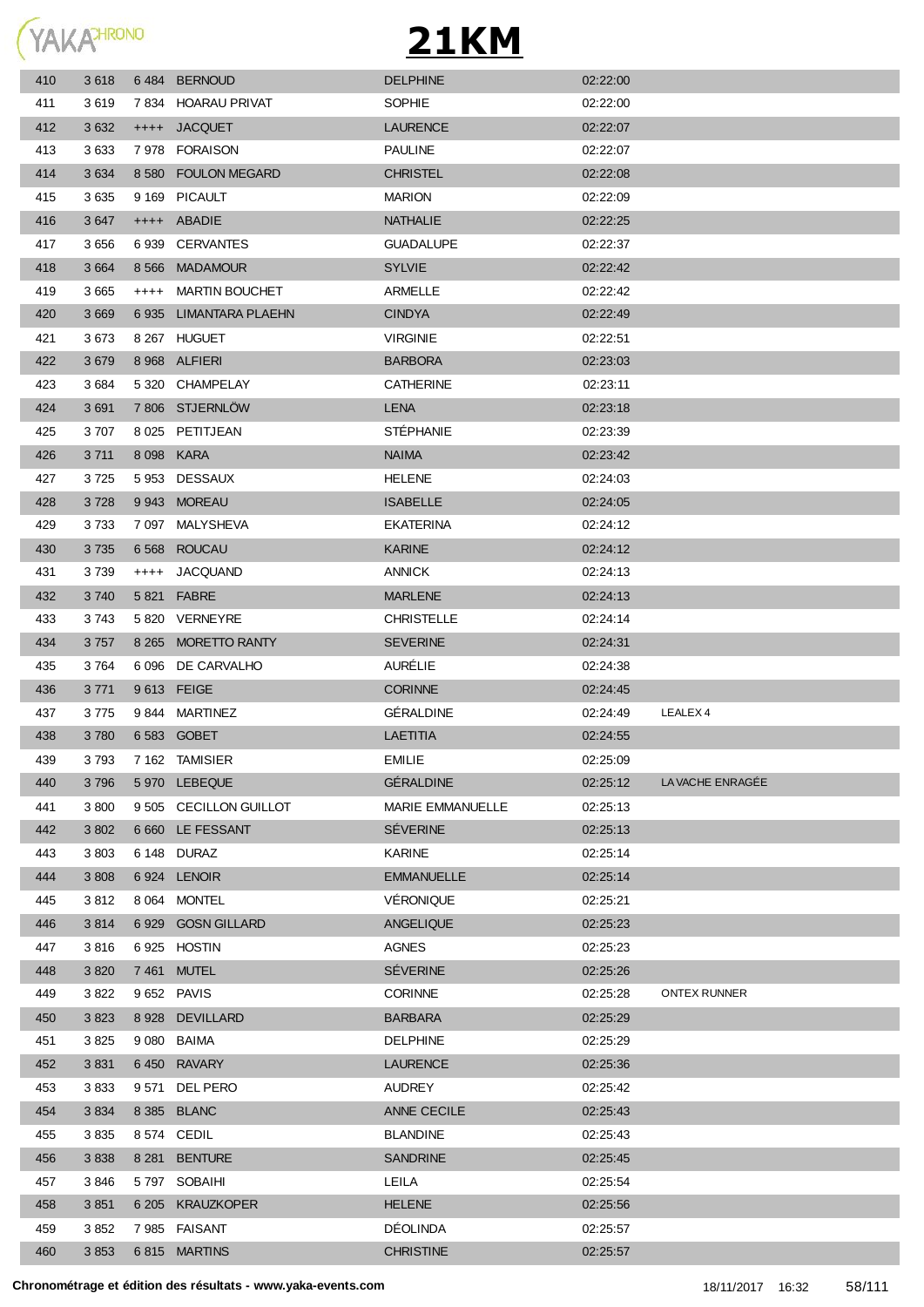# 21KM

| | | | | | | |
|---|---|---|---|---|---|---|
| 410 | 3 618 | 6 484 | BERNOUD | DELPHINE | 02:22:00 | |
| 411 | 3 619 | 7 834 | HOARAU PRIVAT | SOPHIE | 02:22:00 | |
| 412 | 3 632 | ++++ | JACQUET | LAURENCE | 02:22:07 | |
| 413 | 3 633 | 7 978 | FORAISON | PAULINE | 02:22:07 | |
| 414 | 3 634 | 8 580 | FOULON MEGARD | CHRISTEL | 02:22:08 | |
| 415 | 3 635 | 9 169 | PICAULT | MARION | 02:22:09 | |
| 416 | 3 647 | ++++ | ABADIE | NATHALIE | 02:22:25 | |
| 417 | 3 656 | 6 939 | CERVANTES | GUADALUPE | 02:22:37 | |
| 418 | 3 664 | 8 566 | MADAMOUR | SYLVIE | 02:22:42 | |
| 419 | 3 665 | ++++ | MARTIN BOUCHET | ARMELLE | 02:22:42 | |
| 420 | 3 669 | 6 935 | LIMANTARA PLAEHN | CINDYA | 02:22:49 | |
| 421 | 3 673 | 8 267 | HUGUET | VIRGINIE | 02:22:51 | |
| 422 | 3 679 | 8 968 | ALFIERI | BARBORA | 02:23:03 | |
| 423 | 3 684 | 5 320 | CHAMPELAY | CATHERINE | 02:23:11 | |
| 424 | 3 691 | 7 806 | STJERNLÖW | LENA | 02:23:18 | |
| 425 | 3 707 | 8 025 | PETITJEAN | STÉPHANIE | 02:23:39 | |
| 426 | 3 711 | 8 098 | KARA | NAIMA | 02:23:42 | |
| 427 | 3 725 | 5 953 | DESSAUX | HELENE | 02:24:03 | |
| 428 | 3 728 | 9 943 | MOREAU | ISABELLE | 02:24:05 | |
| 429 | 3 733 | 7 097 | MALYSHEVA | EKATERINA | 02:24:12 | |
| 430 | 3 735 | 6 568 | ROUCAU | KARINE | 02:24:12 | |
| 431 | 3 739 | ++++ | JACQUAND | ANNICK | 02:24:13 | |
| 432 | 3 740 | 5 821 | FABRE | MARLENE | 02:24:13 | |
| 433 | 3 743 | 5 820 | VERNEYRE | CHRISTELLE | 02:24:14 | |
| 434 | 3 757 | 8 265 | MORETTO RANTY | SEVERINE | 02:24:31 | |
| 435 | 3 764 | 6 096 | DE CARVALHO | AURÉLIE | 02:24:38 | |
| 436 | 3 771 | 9 613 | FEIGE | CORINNE | 02:24:45 | |
| 437 | 3 775 | 9 844 | MARTINEZ | GÉRALDINE | 02:24:49 | LEALEX 4 |
| 438 | 3 780 | 6 583 | GOBET | LAETITIA | 02:24:55 | |
| 439 | 3 793 | 7 162 | TAMISIER | EMILIE | 02:25:09 | |
| 440 | 3 796 | 5 970 | LEBEQUE | GÉRALDINE | 02:25:12 | LA VACHE ENRAGÉE |
| 441 | 3 800 | 9 505 | CECILLON GUILLOT | MARIE EMMANUELLE | 02:25:13 | |
| 442 | 3 802 | 6 660 | LE FESSANT | SÉVERINE | 02:25:13 | |
| 443 | 3 803 | 6 148 | DURAZ | KARINE | 02:25:14 | |
| 444 | 3 808 | 6 924 | LENOIR | EMMANUELLE | 02:25:14 | |
| 445 | 3 812 | 8 064 | MONTEL | VÉRONIQUE | 02:25:21 | |
| 446 | 3 814 | 6 929 | GOSN GILLARD | ANGELIQUE | 02:25:23 | |
| 447 | 3 816 | 6 925 | HOSTIN | AGNES | 02:25:23 | |
| 448 | 3 820 | 7 461 | MUTEL | SÉVERINE | 02:25:26 | |
| 449 | 3 822 | 9 652 | PAVIS | CORINNE | 02:25:28 | ONTEX RUNNER |
| 450 | 3 823 | 8 928 | DEVILLARD | BARBARA | 02:25:29 | |
| 451 | 3 825 | 9 080 | BAIMA | DELPHINE | 02:25:29 | |
| 452 | 3 831 | 6 450 | RAVARY | LAURENCE | 02:25:36 | |
| 453 | 3 833 | 9 571 | DEL PERO | AUDREY | 02:25:42 | |
| 454 | 3 834 | 8 385 | BLANC | ANNE CECILE | 02:25:43 | |
| 455 | 3 835 | 8 574 | CEDIL | BLANDINE | 02:25:43 | |
| 456 | 3 838 | 8 281 | BENTURE | SANDRINE | 02:25:45 | |
| 457 | 3 846 | 5 797 | SOBAIHI | LEILA | 02:25:54 | |
| 458 | 3 851 | 6 205 | KRAUZKOPER | HELENE | 02:25:56 | |
| 459 | 3 852 | 7 985 | FAISANT | DÉOLINDA | 02:25:57 | |
| 460 | 3 853 | 6 815 | MARTINS | CHRISTINE | 02:25:57 | |

**Chronométrage et édition des résultats - www.yaka-events.com** 18/11/2017 16:32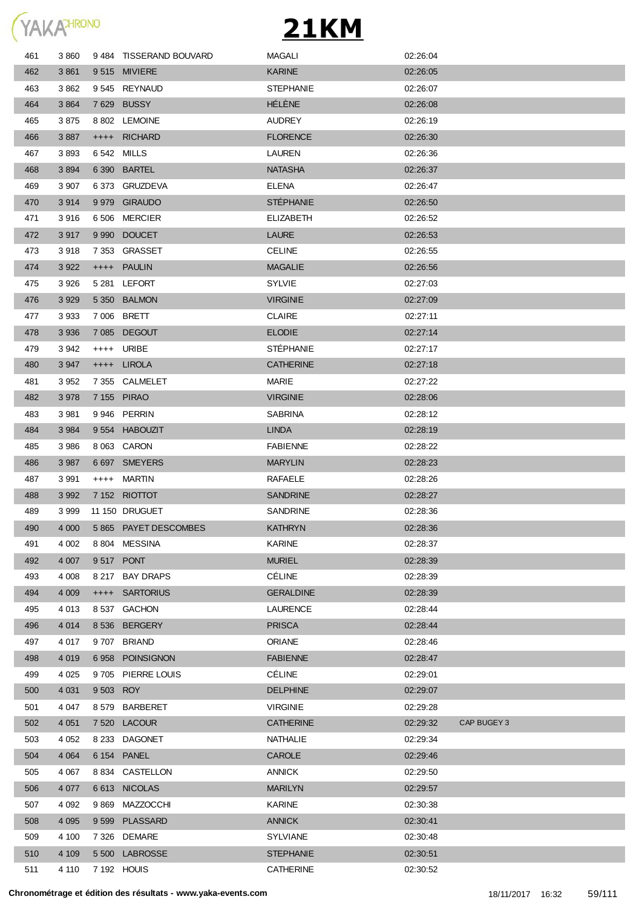# 21KM

| | | | | | | |
|---|---|---|---|---|---|---|
| 461 | 3 860 | 9 484 | TISSERAND BOUVARD | MAGALI | 02:26:04 | |
| 462 | 3 861 | 9 515 | MIVIERE | KARINE | 02:26:05 | |
| 463 | 3 862 | 9 545 | REYNAUD | STEPHANIE | 02:26:07 | |
| 464 | 3 864 | 7 629 | BUSSY | HÉLÈNE | 02:26:08 | |
| 465 | 3 875 | 8 802 | LEMOINE | AUDREY | 02:26:19 | |
| 466 | 3 887 | ++++ | RICHARD | FLORENCE | 02:26:30 | |
| 467 | 3 893 | 6 542 | MILLS | LAUREN | 02:26:36 | |
| 468 | 3 894 | 6 390 | BARTEL | NATASHA | 02:26:37 | |
| 469 | 3 907 | 6 373 | GRUZDEVA | ELENA | 02:26:47 | |
| 470 | 3 914 | 9 979 | GIRAUDO | STÉPHANIE | 02:26:50 | |
| 471 | 3 916 | 6 506 | MERCIER | ELIZABETH | 02:26:52 | |
| 472 | 3 917 | 9 990 | DOUCET | LAURE | 02:26:53 | |
| 473 | 3 918 | 7 353 | GRASSET | CELINE | 02:26:55 | |
| 474 | 3 922 | ++++ | PAULIN | MAGALIE | 02:26:56 | |
| 475 | 3 926 | 5 281 | LEFORT | SYLVIE | 02:27:03 | |
| 476 | 3 929 | 5 350 | BALMON | VIRGINIE | 02:27:09 | |
| 477 | 3 933 | 7 006 | BRETT | CLAIRE | 02:27:11 | |
| 478 | 3 936 | 7 085 | DEGOUT | ELODIE | 02:27:14 | |
| 479 | 3 942 | ++++ | URIBE | STÉPHANIE | 02:27:17 | |
| 480 | 3 947 | ++++ | LIROLA | CATHERINE | 02:27:18 | |
| 481 | 3 952 | 7 355 | CALMELET | MARIE | 02:27:22 | |
| 482 | 3 978 | 7 155 | PIRAO | VIRGINIE | 02:28:06 | |
| 483 | 3 981 | 9 946 | PERRIN | SABRINA | 02:28:12 | |
| 484 | 3 984 | 9 554 | HABOUZIT | LINDA | 02:28:19 | |
| 485 | 3 986 | 8 063 | CARON | FABIENNE | 02:28:22 | |
| 486 | 3 987 | 6 697 | SMEYERS | MARYLIN | 02:28:23 | |
| 487 | 3 991 | ++++ | MARTIN | RAFAELE | 02:28:26 | |
| 488 | 3 992 | 7 152 | RIOTTOT | SANDRINE | 02:28:27 | |
| 489 | 3 999 | 11 150 | DRUGUET | SANDRINE | 02:28:36 | |
| 490 | 4 000 | 5 865 | PAYET DESCOMBES | KATHRYN | 02:28:36 | |
| 491 | 4 002 | 8 804 | MESSINA | KARINE | 02:28:37 | |
| 492 | 4 007 | 9 517 | PONT | MURIEL | 02:28:39 | |
| 493 | 4 008 | 8 217 | BAY DRAPS | CÉLINE | 02:28:39 | |
| 494 | 4 009 | ++++ | SARTORIUS | GERALDINE | 02:28:39 | |
| 495 | 4 013 | 8 537 | GACHON | LAURENCE | 02:28:44 | |
| 496 | 4 014 | 8 536 | BERGERY | PRISCA | 02:28:44 | |
| 497 | 4 017 | 9 707 | BRIAND | ORIANE | 02:28:46 | |
| 498 | 4 019 | 6 958 | POINSIGNON | FABIENNE | 02:28:47 | |
| 499 | 4 025 | 9 705 | PIERRE LOUIS | CÉLINE | 02:29:01 | |
| 500 | 4 031 | 9 503 | ROY | DELPHINE | 02:29:07 | |
| 501 | 4 047 | 8 579 | BARBERET | VIRGINIE | 02:29:28 | |
| 502 | 4 051 | 7 520 | LACOUR | CATHERINE | 02:29:32 | CAP BUGEY 3 |
| 503 | 4 052 | 8 233 | DAGONET | NATHALIE | 02:29:34 | |
| 504 | 4 064 | 6 154 | PANEL | CAROLE | 02:29:46 | |
| 505 | 4 067 | 8 834 | CASTELLON | ANNICK | 02:29:50 | |
| 506 | 4 077 | 6 613 | NICOLAS | MARILYN | 02:29:57 | |
| 507 | 4 092 | 9 869 | MAZZOCCHI | KARINE | 02:30:38 | |
| 508 | 4 095 | 9 599 | PLASSARD | ANNICK | 02:30:41 | |
| 509 | 4 100 | 7 326 | DEMARE | SYLVIANE | 02:30:48 | |
| 510 | 4 109 | 5 500 | LABROSSE | STEPHANIE | 02:30:51 | |
| 511 | 4 110 | 7 192 | HOUIS | CATHERINE | 02:30:52 | |

**Chronométrage et édition des résultats - www.yaka-events.com** 18/11/2017 16:32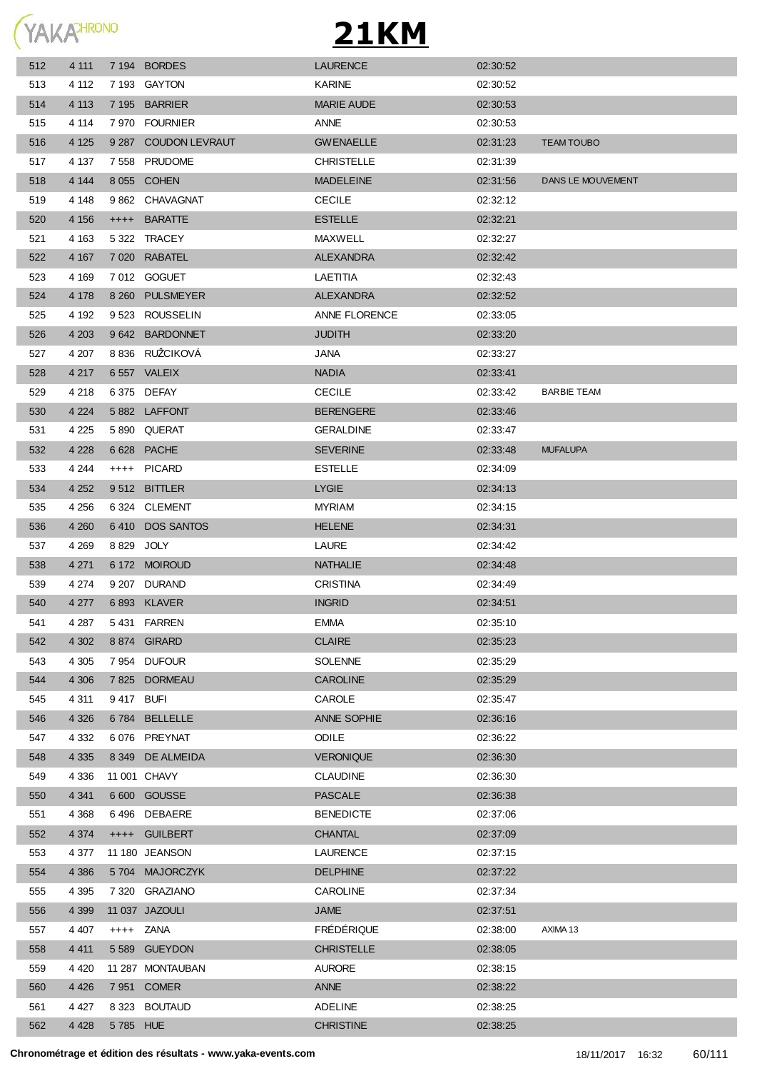# 21KM

| | | | | | | |
|---|---|---|---|---|---|---|
| 512 | 4 111 | 7 194 | BORDES | LAURENCE | 02:30:52 | |
| 513 | 4 112 | 7 193 | GAYTON | KARINE | 02:30:52 | |
| 514 | 4 113 | 7 195 | BARRIER | MARIE AUDE | 02:30:53 | |
| 515 | 4 114 | 7 970 | FOURNIER | ANNE | 02:30:53 | |
| 516 | 4 125 | 9 287 | COUDON LEVRAUT | GWENAELLE | 02:31:23 | TEAM TOUBO |
| 517 | 4 137 | 7 558 | PRUDOME | CHRISTELLE | 02:31:39 | |
| 518 | 4 144 | 8 055 | COHEN | MADELEINE | 02:31:56 | DANS LE MOUVEMENT |
| 519 | 4 148 | 9 862 | CHAVAGNAT | CECILE | 02:32:12 | |
| 520 | 4 156 | ++++ | BARATTE | ESTELLE | 02:32:21 | |
| 521 | 4 163 | 5 322 | TRACEY | MAXWELL | 02:32:27 | |
| 522 | 4 167 | 7 020 | RABATEL | ALEXANDRA | 02:32:42 | |
| 523 | 4 169 | 7 012 | GOGUET | LAETITIA | 02:32:43 | |
| 524 | 4 178 | 8 260 | PULSMEYER | ALEXANDRA | 02:32:52 | |
| 525 | 4 192 | 9 523 | ROUSSELIN | ANNE FLORENCE | 02:33:05 | |
| 526 | 4 203 | 9 642 | BARDONNET | JUDITH | 02:33:20 | |
| 527 | 4 207 | 8 836 | RUŽCIKOVÁ | JANA | 02:33:27 | |
| 528 | 4 217 | 6 557 | VALEIX | NADIA | 02:33:41 | |
| 529 | 4 218 | 6 375 | DEFAY | CECILE | 02:33:42 | BARBIE TEAM |
| 530 | 4 224 | 5 882 | LAFFONT | BERENGERE | 02:33:46 | |
| 531 | 4 225 | 5 890 | QUERAT | GERALDINE | 02:33:47 | |
| 532 | 4 228 | 6 628 | PACHE | SEVERINE | 02:33:48 | MUFALUPA |
| 533 | 4 244 | ++++ | PICARD | ESTELLE | 02:34:09 | |
| 534 | 4 252 | 9 512 | BITTLER | LYGIE | 02:34:13 | |
| 535 | 4 256 | 6 324 | CLEMENT | MYRIAM | 02:34:15 | |
| 536 | 4 260 | 6 410 | DOS SANTOS | HELENE | 02:34:31 | |
| 537 | 4 269 | 8 829 | JOLY | LAURE | 02:34:42 | |
| 538 | 4 271 | 6 172 | MOIROUD | NATHALIE | 02:34:48 | |
| 539 | 4 274 | 9 207 | DURAND | CRISTINA | 02:34:49 | |
| 540 | 4 277 | 6 893 | KLAVER | INGRID | 02:34:51 | |
| 541 | 4 287 | 5 431 | FARREN | EMMA | 02:35:10 | |
| 542 | 4 302 | 8 874 | GIRARD | CLAIRE | 02:35:23 | |
| 543 | 4 305 | 7 954 | DUFOUR | SOLENNE | 02:35:29 | |
| 544 | 4 306 | 7 825 | DORMEAU | CAROLINE | 02:35:29 | |
| 545 | 4 311 | 9 417 | BUFI | CAROLE | 02:35:47 | |
| 546 | 4 326 | 6 784 | BELLELLE | ANNE SOPHIE | 02:36:16 | |
| 547 | 4 332 | 6 076 | PREYNAT | ODILE | 02:36:22 | |
| 548 | 4 335 | 8 349 | DE ALMEIDA | VERONIQUE | 02:36:30 | |
| 549 | 4 336 | 11 001 | CHAVY | CLAUDINE | 02:36:30 | |
| 550 | 4 341 | 6 600 | GOUSSE | PASCALE | 02:36:38 | |
| 551 | 4 368 | 6 496 | DEBAERE | BENEDICTE | 02:37:06 | |
| 552 | 4 374 | ++++ | GUILBERT | CHANTAL | 02:37:09 | |
| 553 | 4 377 | 11 180 | JEANSON | LAURENCE | 02:37:15 | |
| 554 | 4 386 | 5 704 | MAJORCZYK | DELPHINE | 02:37:22 | |
| 555 | 4 395 | 7 320 | GRAZIANO | CAROLINE | 02:37:34 | |
| 556 | 4 399 | 11 037 | JAZOULI | JAME | 02:37:51 | |
| 557 | 4 407 | ++++ | ZANA | FRÉDÉRIQUE | 02:38:00 | AXIMA 13 |
| 558 | 4 411 | 5 589 | GUEYDON | CHRISTELLE | 02:38:05 | |
| 559 | 4 420 | 11 287 | MONTAUBAN | AURORE | 02:38:15 | |
| 560 | 4 426 | 7 951 | COMER | ANNE | 02:38:22 | |
| 561 | 4 427 | 8 323 | BOUTAUD | ADELINE | 02:38:25 | |
| 562 | 4 428 | 5 785 | HUE | CHRISTINE | 02:38:25 | |

**Chronométrage et édition des résultats - www.yaka-events.com** 18/11/2017 16:32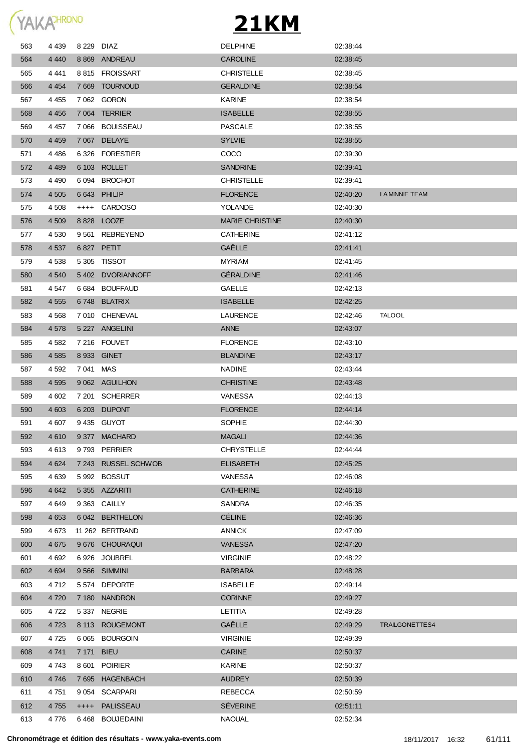# 21KM

| | | | | | | |
|---|---|---|---|---|---|---|
| 563 | 4 439 | 8 229 | DIAZ | DELPHINE | 02:38:44 | |
| 564 | 4 440 | 8 869 | ANDREAU | CAROLINE | 02:38:45 | |
| 565 | 4 441 | 8 815 | FROISSART | CHRISTELLE | 02:38:45 | |
| 566 | 4 454 | 7 669 | TOURNOUD | GERALDINE | 02:38:54 | |
| 567 | 4 455 | 7 062 | GORON | KARINE | 02:38:54 | |
| 568 | 4 456 | 7 064 | TERRIER | ISABELLE | 02:38:55 | |
| 569 | 4 457 | 7 066 | BOUISSEAU | PASCALE | 02:38:55 | |
| 570 | 4 459 | 7 067 | DELAYE | SYLVIE | 02:38:55 | |
| 571 | 4 486 | 6 326 | FORESTIER | COCO | 02:39:30 | |
| 572 | 4 489 | 6 103 | ROLLET | SANDRINE | 02:39:41 | |
| 573 | 4 490 | 6 094 | BROCHOT | CHRISTELLE | 02:39:41 | |
| 574 | 4 505 | 6 643 | PHILIP | FLORENCE | 02:40:20 | LA MINNIE TEAM |
| 575 | 4 508 | ++++ | CARDOSO | YOLANDE | 02:40:30 | |
| 576 | 4 509 | 8 828 | LOOZE | MARIE CHRISTINE | 02:40:30 | |
| 577 | 4 530 | 9 561 | REBREYEND | CATHERINE | 02:41:12 | |
| 578 | 4 537 | 6 827 | PETIT | GAËLLE | 02:41:41 | |
| 579 | 4 538 | 5 305 | TISSOT | MYRIAM | 02:41:45 | |
| 580 | 4 540 | 5 402 | DVORIANNOFF | GÉRALDINE | 02:41:46 | |
| 581 | 4 547 | 6 684 | BOUFFAUD | GAELLE | 02:42:13 | |
| 582 | 4 555 | 6 748 | BLATRIX | ISABELLE | 02:42:25 | |
| 583 | 4 568 | 7 010 | CHENEVAL | LAURENCE | 02:42:46 | TALOOL |
| 584 | 4 578 | 5 227 | ANGELINI | ANNE | 02:43:07 | |
| 585 | 4 582 | 7 216 | FOUVET | FLORENCE | 02:43:10 | |
| 586 | 4 585 | 8 933 | GINET | BLANDINE | 02:43:17 | |
| 587 | 4 592 | 7 041 | MAS | NADINE | 02:43:44 | |
| 588 | 4 595 | 9 062 | AGUILHON | CHRISTINE | 02:43:48 | |
| 589 | 4 602 | 7 201 | SCHERRER | VANESSA | 02:44:13 | |
| 590 | 4 603 | 6 203 | DUPONT | FLORENCE | 02:44:14 | |
| 591 | 4 607 | 9 435 | GUYOT | SOPHIE | 02:44:30 | |
| 592 | 4 610 | 9 377 | MACHARD | MAGALI | 02:44:36 | |
| 593 | 4 613 | 9 793 | PERRIER | CHRYSTELLE | 02:44:44 | |
| 594 | 4 624 | 7 243 | RUSSEL SCHWOB | ELISABETH | 02:45:25 | |
| 595 | 4 639 | 5 992 | BOSSUT | VANESSA | 02:46:08 | |
| 596 | 4 642 | 5 355 | AZZARITI | CATHERINE | 02:46:18 | |
| 597 | 4 649 | 9 363 | CAILLY | SANDRA | 02:46:35 | |
| 598 | 4 653 | 6 042 | BERTHELON | CÉLINE | 02:46:36 | |
| 599 | 4 673 | 11 262 | BERTRAND | ANNICK | 02:47:09 | |
| 600 | 4 675 | 9 676 | CHOURAQUI | VANESSA | 02:47:20 | |
| 601 | 4 692 | 6 926 | JOUBREL | VIRGINIE | 02:48:22 | |
| 602 | 4 694 | 9 566 | SIMMINI | BARBARA | 02:48:28 | |
| 603 | 4 712 | 5 574 | DEPORTE | ISABELLE | 02:49:14 | |
| 604 | 4 720 | 7 180 | NANDRON | CORINNE | 02:49:27 | |
| 605 | 4 722 | 5 337 | NEGRIE | LETITIA | 02:49:28 | |
| 606 | 4 723 | 8 113 | ROUGEMONT | GAËLLE | 02:49:29 | TRAILGONETTES4 |
| 607 | 4 725 | 6 065 | BOURGOIN | VIRGINIE | 02:49:39 | |
| 608 | 4 741 | 7 171 | BIEU | CARINE | 02:50:37 | |
| 609 | 4 743 | 8 601 | POIRIER | KARINE | 02:50:37 | |
| 610 | 4 746 | 7 695 | HAGENBACH | AUDREY | 02:50:39 | |
| 611 | 4 751 | 9 054 | SCARPARI | REBECCA | 02:50:59 | |
| 612 | 4 755 | ++++ | PALISSEAU | SÉVERINE | 02:51:11 | |
| 613 | 4 776 | 6 468 | BOUJEDAINI | NAOUAL | 02:52:34 | |

**Chronométrage et édition des résultats - www.yaka-events.com** 18/11/2017 16:32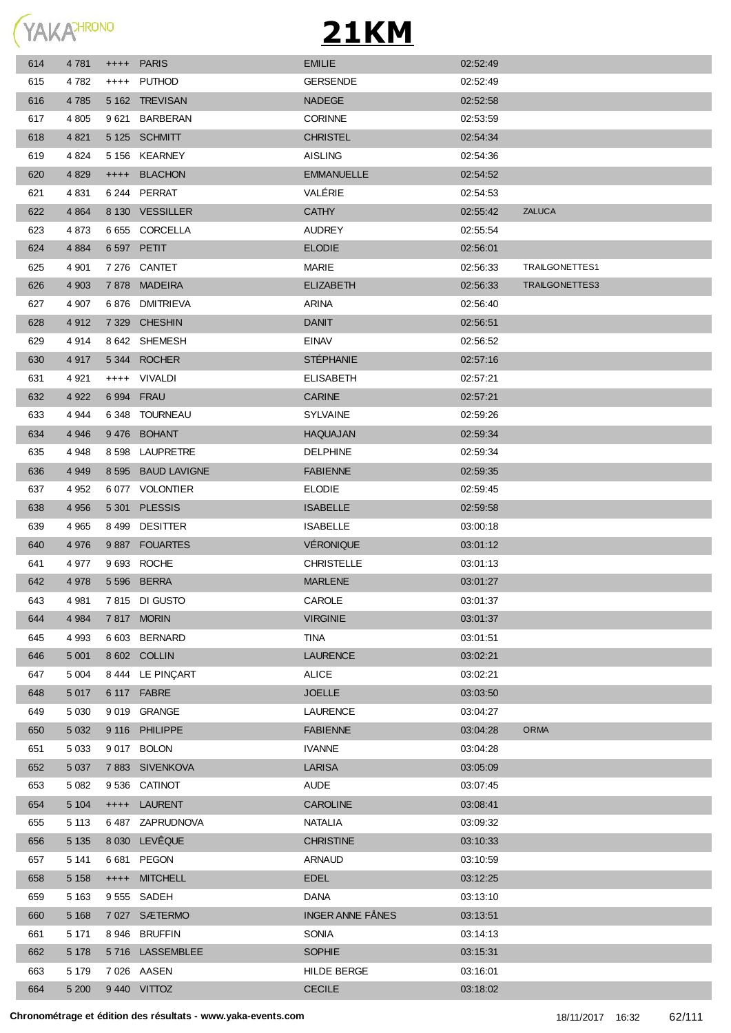# 21KM

| | | | | | | |
|---|---|---|---|---|---|---|
| 614 | 4 781 | ++++ | PARIS | EMILIE | 02:52:49 | |
| 615 | 4 782 | ++++ | PUTHOD | GERSENDE | 02:52:49 | |
| 616 | 4 785 | 5 162 | TREVISAN | NADEGE | 02:52:58 | |
| 617 | 4 805 | 9 621 | BARBERAN | CORINNE | 02:53:59 | |
| 618 | 4 821 | 5 125 | SCHMITT | CHRISTEL | 02:54:34 | |
| 619 | 4 824 | 5 156 | KEARNEY | AISLING | 02:54:36 | |
| 620 | 4 829 | ++++ | BLACHON | EMMANUELLE | 02:54:52 | |
| 621 | 4 831 | 6 244 | PERRAT | VALÉRIE | 02:54:53 | |
| 622 | 4 864 | 8 130 | VESSILLER | CATHY | 02:55:42 | ZALUCA |
| 623 | 4 873 | 6 655 | CORCELLA | AUDREY | 02:55:54 | |
| 624 | 4 884 | 6 597 | PETIT | ELODIE | 02:56:01 | |
| 625 | 4 901 | 7 276 | CANTET | MARIE | 02:56:33 | TRAILGONETTES1 |
| 626 | 4 903 | 7 878 | MADEIRA | ELIZABETH | 02:56:33 | TRAILGONETTES3 |
| 627 | 4 907 | 6 876 | DMITRIEVA | ARINA | 02:56:40 | |
| 628 | 4 912 | 7 329 | CHESHIN | DANIT | 02:56:51 | |
| 629 | 4 914 | 8 642 | SHEMESH | EINAV | 02:56:52 | |
| 630 | 4 917 | 5 344 | ROCHER | STÉPHANIE | 02:57:16 | |
| 631 | 4 921 | ++++ | VIVALDI | ELISABETH | 02:57:21 | |
| 632 | 4 922 | 6 994 | FRAU | CARINE | 02:57:21 | |
| 633 | 4 944 | 6 348 | TOURNEAU | SYLVAINE | 02:59:26 | |
| 634 | 4 946 | 9 476 | BOHANT | HAQUAJAN | 02:59:34 | |
| 635 | 4 948 | 8 598 | LAUPRETRE | DELPHINE | 02:59:34 | |
| 636 | 4 949 | 8 595 | BAUD LAVIGNE | FABIENNE | 02:59:35 | |
| 637 | 4 952 | 6 077 | VOLONTIER | ELODIE | 02:59:45 | |
| 638 | 4 956 | 5 301 | PLESSIS | ISABELLE | 02:59:58 | |
| 639 | 4 965 | 8 499 | DESITTER | ISABELLE | 03:00:18 | |
| 640 | 4 976 | 9 887 | FOUARTES | VÉRONIQUE | 03:01:12 | |
| 641 | 4 977 | 9 693 | ROCHE | CHRISTELLE | 03:01:13 | |
| 642 | 4 978 | 5 596 | BERRA | MARLENE | 03:01:27 | |
| 643 | 4 981 | 7 815 | DI GUSTO | CAROLE | 03:01:37 | |
| 644 | 4 984 | 7 817 | MORIN | VIRGINIE | 03:01:37 | |
| 645 | 4 993 | 6 603 | BERNARD | TINA | 03:01:51 | |
| 646 | 5 001 | 8 602 | COLLIN | LAURENCE | 03:02:21 | |
| 647 | 5 004 | 8 444 | LE PINÇART | ALICE | 03:02:21 | |
| 648 | 5 017 | 6 117 | FABRE | JOELLE | 03:03:50 | |
| 649 | 5 030 | 9 019 | GRANGE | LAURENCE | 03:04:27 | |
| 650 | 5 032 | 9 116 | PHILIPPE | FABIENNE | 03:04:28 | ORMA |
| 651 | 5 033 | 9 017 | BOLON | IVANNE | 03:04:28 | |
| 652 | 5 037 | 7 883 | SIVENKOVA | LARISA | 03:05:09 | |
| 653 | 5 082 | 9 536 | CATINOT | AUDE | 03:07:45 | |
| 654 | 5 104 | ++++ | LAURENT | CAROLINE | 03:08:41 | |
| 655 | 5 113 | 6 487 | ZAPRUDNOVA | NATALIA | 03:09:32 | |
| 656 | 5 135 | 8 030 | LEVÊQUE | CHRISTINE | 03:10:33 | |
| 657 | 5 141 | 6 681 | PEGON | ARNAUD | 03:10:59 | |
| 658 | 5 158 | ++++ | MITCHELL | EDEL | 03:12:25 | |
| 659 | 5 163 | 9 555 | SADEH | DANA | 03:13:10 | |
| 660 | 5 168 | 7 027 | SÆTERMO | INGER ANNE FÅNES | 03:13:51 | |
| 661 | 5 171 | 8 946 | BRUFFIN | SONIA | 03:14:13 | |
| 662 | 5 178 | 5 716 | LASSEMBLEE | SOPHIE | 03:15:31 | |
| 663 | 5 179 | 7 026 | AASEN | HILDE BERGE | 03:16:01 | |
| 664 | 5 200 | 9 440 | VITTOZ | CECILE | 03:18:02 | |

**Chronométrage et édition des résultats - www.yaka-events.com** 18/11/2017 16:32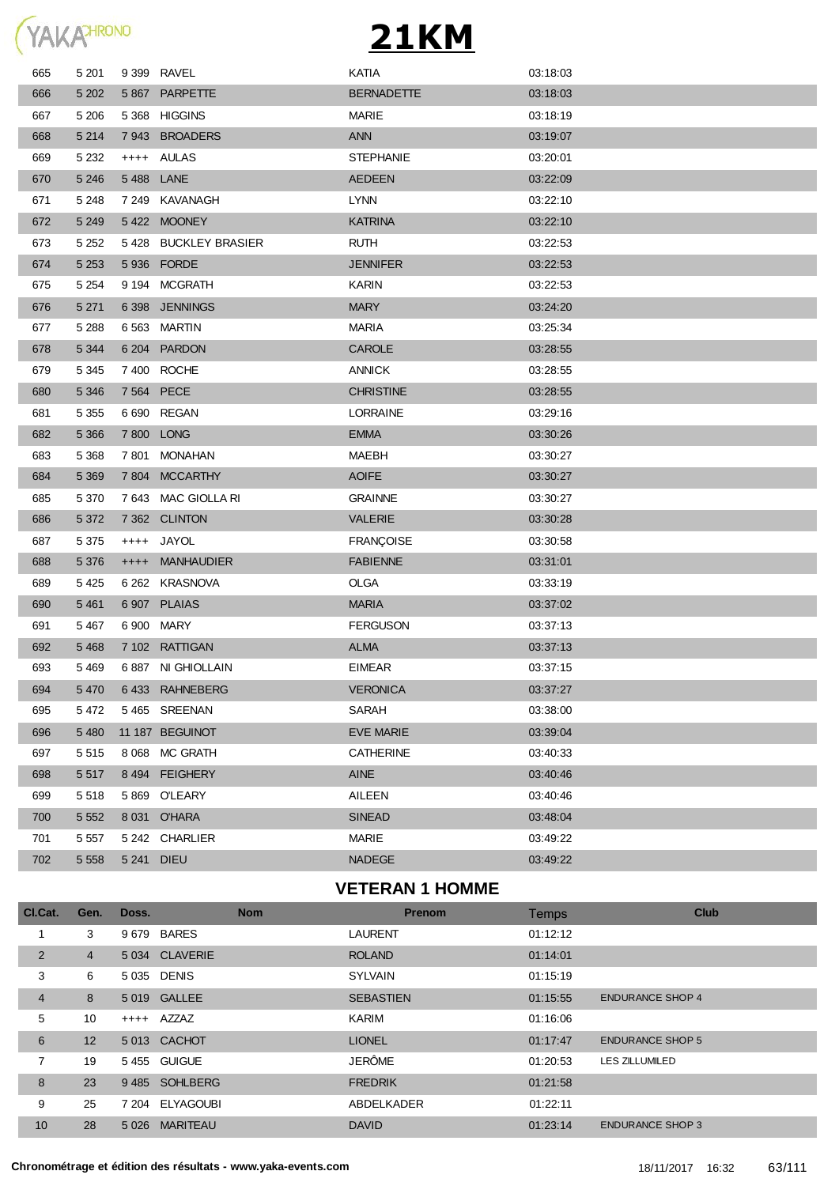# 21KM

| | | | | | | |
|---|---|---|---|---|---|---|
| 665 | 5 201 | 9 399 | RAVEL | KATIA | 03:18:03 | |
| 666 | 5 202 | 5 867 | PARPETTE | BERNADETTE | 03:18:03 | |
| 667 | 5 206 | 5 368 | HIGGINS | MARIE | 03:18:19 | |
| 668 | 5 214 | 7 943 | BROADERS | ANN | 03:19:07 | |
| 669 | 5 232 | ++++ | AULAS | STEPHANIE | 03:20:01 | |
| 670 | 5 246 | 5 488 | LANE | AEDEEN | 03:22:09 | |
| 671 | 5 248 | 7 249 | KAVANAGH | LYNN | 03:22:10 | |
| 672 | 5 249 | 5 422 | MOONEY | KATRINA | 03:22:10 | |
| 673 | 5 252 | 5 428 | BUCKLEY BRASIER | RUTH | 03:22:53 | |
| 674 | 5 253 | 5 936 | FORDE | JENNIFER | 03:22:53 | |
| 675 | 5 254 | 9 194 | MCGRATH | KARIN | 03:22:53 | |
| 676 | 5 271 | 6 398 | JENNINGS | MARY | 03:24:20 | |
| 677 | 5 288 | 6 563 | MARTIN | MARIA | 03:25:34 | |
| 678 | 5 344 | 6 204 | PARDON | CAROLE | 03:28:55 | |
| 679 | 5 345 | 7 400 | ROCHE | ANNICK | 03:28:55 | |
| 680 | 5 346 | 7 564 | PECE | CHRISTINE | 03:28:55 | |
| 681 | 5 355 | 6 690 | REGAN | LORRAINE | 03:29:16 | |
| 682 | 5 366 | 7 800 | LONG | EMMA | 03:30:26 | |
| 683 | 5 368 | 7 801 | MONAHAN | MAEBH | 03:30:27 | |
| 684 | 5 369 | 7 804 | MCCARTHY | AOIFE | 03:30:27 | |
| 685 | 5 370 | 7 643 | MAC GIOLLA RI | GRAINNE | 03:30:27 | |
| 686 | 5 372 | 7 362 | CLINTON | VALERIE | 03:30:28 | |
| 687 | 5 375 | ++++ | JAYOL | FRANÇOISE | 03:30:58 | |
| 688 | 5 376 | ++++ | MANHAUDIER | FABIENNE | 03:31:01 | |
| 689 | 5 425 | 6 262 | KRASNOVA | OLGA | 03:33:19 | |
| 690 | 5 461 | 6 907 | PLAIAS | MARIA | 03:37:02 | |
| 691 | 5 467 | 6 900 | MARY | FERGUSON | 03:37:13 | |
| 692 | 5 468 | 7 102 | RATTIGAN | ALMA | 03:37:13 | |
| 693 | 5 469 | 6 887 | NI GHIOLLAIN | EIMEAR | 03:37:15 | |
| 694 | 5 470 | 6 433 | RAHNEBERG | VERONICA | 03:37:27 | |
| 695 | 5 472 | 5 465 | SREENAN | SARAH | 03:38:00 | |
| 696 | 5 480 | 11 187 | BEGUINOT | EVE MARIE | 03:39:04 | |
| 697 | 5 515 | 8 068 | MC GRATH | CATHERINE | 03:40:33 | |
| 698 | 5 517 | 8 494 | FEIGHERY | AINE | 03:40:46 | |
| 699 | 5 518 | 5 869 | O'LEARY | AILEEN | 03:40:46 | |
| 700 | 5 552 | 8 031 | O'HARA | SINEAD | 03:48:04 | |
| 701 | 5 557 | 5 242 | CHARLIER | MARIE | 03:49:22 | |
| 702 | 5 558 | 5 241 | DIEU | NADEGE | 03:49:22 | |

## VETERAN 1 HOMME

| Cl.Cat. | Gen. | Doss. | Nom | Prenom | Temps | Club |
|---|---|---|---|---|---|---|
| 1 | 3 | 9 679 | BARES | LAURENT | 01:12:12 | |
| 2 | 4 | 5 034 | CLAVERIE | ROLAND | 01:14:01 | |
| 3 | 6 | 5 035 | DENIS | SYLVAIN | 01:15:19 | |
| 4 | 8 | 5 019 | GALLEE | SEBASTIEN | 01:15:55 | ENDURANCE SHOP 4 |
| 5 | 10 | ++++ | AZZAZ | KARIM | 01:16:06 | |
| 6 | 12 | 5 013 | CACHOT | LIONEL | 01:17:47 | ENDURANCE SHOP 5 |
| 7 | 19 | 5 455 | GUIGUE | JERÔME | 01:20:53 | LES ZILLUMILED |
| 8 | 23 | 9 485 | SOHLBERG | FREDRIK | 01:21:58 | |
| 9 | 25 | 7 204 | ELYAGOUBI | ABDELKADER | 01:22:11 | |
| 10 | 28 | 5 026 | MARITEAU | DAVID | 01:23:14 | ENDURANCE SHOP 3 |

**Chronométrage et édition des résultats - www.yaka-events.com** 18/11/2017 16:32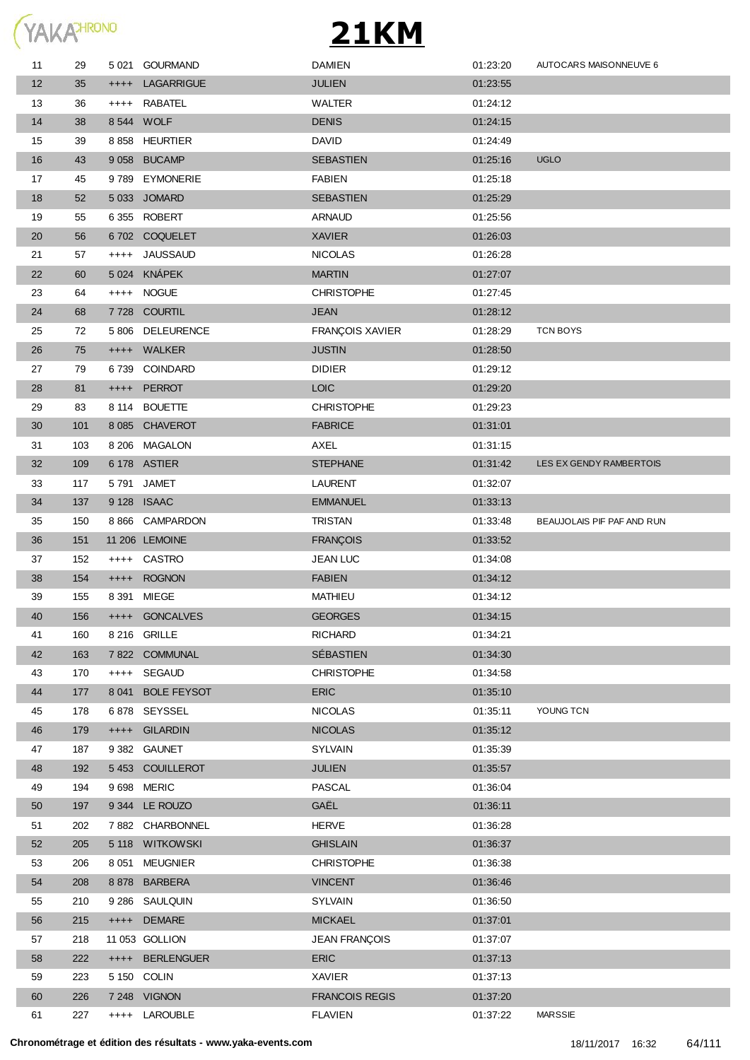# 21KM

| | | | | | | |
|---|---|---|---|---|---|---|
| 11 | 29 | 5 021 | GOURMAND | DAMIEN | 01:23:20 | AUTOCARS MAISONNEUVE 6 |
| 12 | 35 | ++++ | LAGARRIGUE | JULIEN | 01:23:55 | |
| 13 | 36 | ++++ | RABATEL | WALTER | 01:24:12 | |
| 14 | 38 | 8 544 | WOLF | DENIS | 01:24:15 | |
| 15 | 39 | 8 858 | HEURTIER | DAVID | 01:24:49 | |
| 16 | 43 | 9 058 | BUCAMP | SEBASTIEN | 01:25:16 | UGLO |
| 17 | 45 | 9 789 | EYMONERIE | FABIEN | 01:25:18 | |
| 18 | 52 | 5 033 | JOMARD | SEBASTIEN | 01:25:29 | |
| 19 | 55 | 6 355 | ROBERT | ARNAUD | 01:25:56 | |
| 20 | 56 | 6 702 | COQUELET | XAVIER | 01:26:03 | |
| 21 | 57 | ++++ | JAUSSAUD | NICOLAS | 01:26:28 | |
| 22 | 60 | 5 024 | KNÁPEK | MARTIN | 01:27:07 | |
| 23 | 64 | ++++ | NOGUE | CHRISTOPHE | 01:27:45 | |
| 24 | 68 | 7 728 | COURTIL | JEAN | 01:28:12 | |
| 25 | 72 | 5 806 | DELEURENCE | FRANÇOIS XAVIER | 01:28:29 | TCN BOYS |
| 26 | 75 | ++++ | WALKER | JUSTIN | 01:28:50 | |
| 27 | 79 | 6 739 | COINDARD | DIDIER | 01:29:12 | |
| 28 | 81 | ++++ | PERROT | LOIC | 01:29:20 | |
| 29 | 83 | 8 114 | BOUETTE | CHRISTOPHE | 01:29:23 | |
| 30 | 101 | 8 085 | CHAVEROT | FABRICE | 01:31:01 | |
| 31 | 103 | 8 206 | MAGALON | AXEL | 01:31:15 | |
| 32 | 109 | 6 178 | ASTIER | STEPHANE | 01:31:42 | LES EX GENDY RAMBERTOIS |
| 33 | 117 | 5 791 | JAMET | LAURENT | 01:32:07 | |
| 34 | 137 | 9 128 | ISAAC | EMMANUEL | 01:33:13 | |
| 35 | 150 | 8 866 | CAMPARDON | TRISTAN | 01:33:48 | BEAUJOLAIS PIF PAF AND RUN |
| 36 | 151 | 11 206 | LEMOINE | FRANÇOIS | 01:33:52 | |
| 37 | 152 | ++++ | CASTRO | JEAN LUC | 01:34:08 | |
| 38 | 154 | ++++ | ROGNON | FABIEN | 01:34:12 | |
| 39 | 155 | 8 391 | MIEGE | MATHIEU | 01:34:12 | |
| 40 | 156 | ++++ | GONCALVES | GEORGES | 01:34:15 | |
| 41 | 160 | 8 216 | GRILLE | RICHARD | 01:34:21 | |
| 42 | 163 | 7 822 | COMMUNAL | SÉBASTIEN | 01:34:30 | |
| 43 | 170 | ++++ | SEGAUD | CHRISTOPHE | 01:34:58 | |
| 44 | 177 | 8 041 | BOLE FEYSOT | ERIC | 01:35:10 | |
| 45 | 178 | 6 878 | SEYSSEL | NICOLAS | 01:35:11 | YOUNG TCN |
| 46 | 179 | ++++ | GILARDIN | NICOLAS | 01:35:12 | |
| 47 | 187 | 9 382 | GAUNET | SYLVAIN | 01:35:39 | |
| 48 | 192 | 5 453 | COUILLEROT | JULIEN | 01:35:57 | |
| 49 | 194 | 9 698 | MERIC | PASCAL | 01:36:04 | |
| 50 | 197 | 9 344 | LE ROUZO | GAËL | 01:36:11 | |
| 51 | 202 | 7 882 | CHARBONNEL | HERVE | 01:36:28 | |
| 52 | 205 | 5 118 | WITKOWSKI | GHISLAIN | 01:36:37 | |
| 53 | 206 | 8 051 | MEUGNIER | CHRISTOPHE | 01:36:38 | |
| 54 | 208 | 8 878 | BARBERA | VINCENT | 01:36:46 | |
| 55 | 210 | 9 286 | SAULQUIN | SYLVAIN | 01:36:50 | |
| 56 | 215 | ++++ | DEMARE | MICKAEL | 01:37:01 | |
| 57 | 218 | 11 053 | GOLLION | JEAN FRANÇOIS | 01:37:07 | |
| 58 | 222 | ++++ | BERLENGUER | ERIC | 01:37:13 | |
| 59 | 223 | 5 150 | COLIN | XAVIER | 01:37:13 | |
| 60 | 226 | 7 248 | VIGNON | FRANCOIS REGIS | 01:37:20 | |
| 61 | 227 | ++++ | LAROUBLE | FLAVIEN | 01:37:22 | MARSSIE |

**Chronométrage et édition des résultats - www.yaka-events.com** 18/11/2017 16:32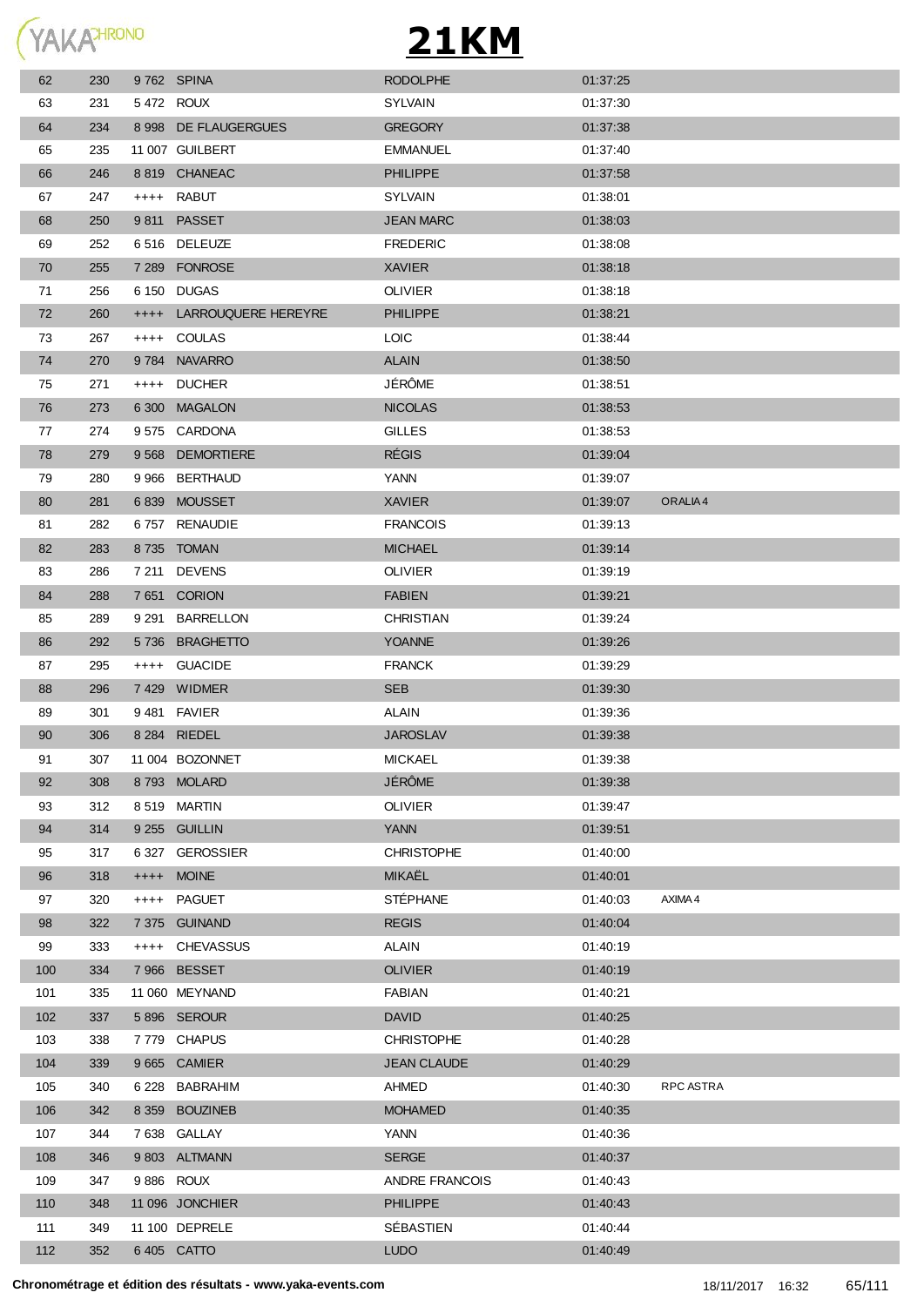# 21KM

| | | | | | | |
|---|---|---|---|---|---|---|
| 62 | 230 | 9 762 | SPINA | RODOLPHE | 01:37:25 | |
| 63 | 231 | 5 472 | ROUX | SYLVAIN | 01:37:30 | |
| 64 | 234 | 8 998 | DE FLAUGERGUES | GREGORY | 01:37:38 | |
| 65 | 235 | 11 007 | GUILBERT | EMMANUEL | 01:37:40 | |
| 66 | 246 | 8 819 | CHANEAC | PHILIPPE | 01:37:58 | |
| 67 | 247 | ++++ | RABUT | SYLVAIN | 01:38:01 | |
| 68 | 250 | 9 811 | PASSET | JEAN MARC | 01:38:03 | |
| 69 | 252 | 6 516 | DELEUZE | FREDERIC | 01:38:08 | |
| 70 | 255 | 7 289 | FONROSE | XAVIER | 01:38:18 | |
| 71 | 256 | 6 150 | DUGAS | OLIVIER | 01:38:18 | |
| 72 | 260 | ++++ | LARROUQUERE HEREYRE | PHILIPPE | 01:38:21 | |
| 73 | 267 | ++++ | COULAS | LOIC | 01:38:44 | |
| 74 | 270 | 9 784 | NAVARRO | ALAIN | 01:38:50 | |
| 75 | 271 | ++++ | DUCHER | JÉRÔME | 01:38:51 | |
| 76 | 273 | 6 300 | MAGALON | NICOLAS | 01:38:53 | |
| 77 | 274 | 9 575 | CARDONA | GILLES | 01:38:53 | |
| 78 | 279 | 9 568 | DEMORTIERE | RÉGIS | 01:39:04 | |
| 79 | 280 | 9 966 | BERTHAUD | YANN | 01:39:07 | |
| 80 | 281 | 6 839 | MOUSSET | XAVIER | 01:39:07 | ORALIA 4 |
| 81 | 282 | 6 757 | RENAUDIE | FRANCOIS | 01:39:13 | |
| 82 | 283 | 8 735 | TOMAN | MICHAEL | 01:39:14 | |
| 83 | 286 | 7 211 | DEVENS | OLIVIER | 01:39:19 | |
| 84 | 288 | 7 651 | CORION | FABIEN | 01:39:21 | |
| 85 | 289 | 9 291 | BARRELLON | CHRISTIAN | 01:39:24 | |
| 86 | 292 | 5 736 | BRAGHETTO | YOANNE | 01:39:26 | |
| 87 | 295 | ++++ | GUACIDE | FRANCK | 01:39:29 | |
| 88 | 296 | 7 429 | WIDMER | SEB | 01:39:30 | |
| 89 | 301 | 9 481 | FAVIER | ALAIN | 01:39:36 | |
| 90 | 306 | 8 284 | RIEDEL | JAROSLAV | 01:39:38 | |
| 91 | 307 | 11 004 | BOZONNET | MICKAEL | 01:39:38 | |
| 92 | 308 | 8 793 | MOLARD | JÉRÔME | 01:39:38 | |
| 93 | 312 | 8 519 | MARTIN | OLIVIER | 01:39:47 | |
| 94 | 314 | 9 255 | GUILLIN | YANN | 01:39:51 | |
| 95 | 317 | 6 327 | GEROSSIER | CHRISTOPHE | 01:40:00 | |
| 96 | 318 | ++++ | MOINE | MIKAËL | 01:40:01 | |
| 97 | 320 | ++++ | PAGUET | STÉPHANE | 01:40:03 | AXIMA 4 |
| 98 | 322 | 7 375 | GUINAND | REGIS | 01:40:04 | |
| 99 | 333 | ++++ | CHEVASSUS | ALAIN | 01:40:19 | |
| 100 | 334 | 7 966 | BESSET | OLIVIER | 01:40:19 | |
| 101 | 335 | 11 060 | MEYNAND | FABIAN | 01:40:21 | |
| 102 | 337 | 5 896 | SEROUR | DAVID | 01:40:25 | |
| 103 | 338 | 7 779 | CHAPUS | CHRISTOPHE | 01:40:28 | |
| 104 | 339 | 9 665 | CAMIER | JEAN CLAUDE | 01:40:29 | |
| 105 | 340 | 6 228 | BABRAHIM | AHMED | 01:40:30 | RPC ASTRA |
| 106 | 342 | 8 359 | BOUZINEB | MOHAMED | 01:40:35 | |
| 107 | 344 | 7 638 | GALLAY | YANN | 01:40:36 | |
| 108 | 346 | 9 803 | ALTMANN | SERGE | 01:40:37 | |
| 109 | 347 | 9 886 | ROUX | ANDRE FRANCOIS | 01:40:43 | |
| 110 | 348 | 11 096 | JONCHIER | PHILIPPE | 01:40:43 | |
| 111 | 349 | 11 100 | DEPRELE | SÉBASTIEN | 01:40:44 | |
| 112 | 352 | 6 405 | CATTO | LUDO | 01:40:49 | |

**Chronométrage et édition des résultats - www.yaka-events.com** 18/11/2017 16:32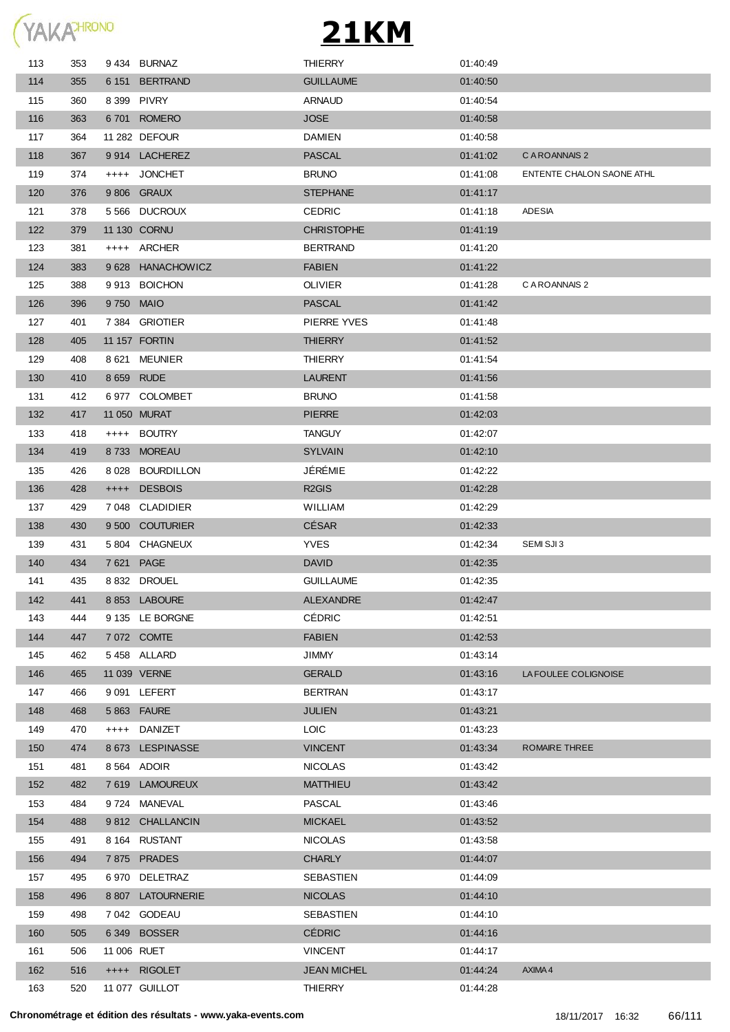# 21KM

| | | | | | | |
|---|---|---|---|---|---|---|
| 113 | 353 | 9 434 | BURNAZ | THIERRY | 01:40:49 | |
| 114 | 355 | 6 151 | BERTRAND | GUILLAUME | 01:40:50 | |
| 115 | 360 | 8 399 | PIVRY | ARNAUD | 01:40:54 | |
| 116 | 363 | 6 701 | ROMERO | JOSE | 01:40:58 | |
| 117 | 364 | 11 282 | DEFOUR | DAMIEN | 01:40:58 | |
| 118 | 367 | 9 914 | LACHEREZ | PASCAL | 01:41:02 | C A ROANNAIS 2 |
| 119 | 374 | ++++ | JONCHET | BRUNO | 01:41:08 | ENTENTE CHALON SAONE ATHL |
| 120 | 376 | 9 806 | GRAUX | STEPHANE | 01:41:17 | |
| 121 | 378 | 5 566 | DUCROUX | CEDRIC | 01:41:18 | ADESIA |
| 122 | 379 | 11 130 | CORNU | CHRISTOPHE | 01:41:19 | |
| 123 | 381 | ++++ | ARCHER | BERTRAND | 01:41:20 | |
| 124 | 383 | 9 628 | HANACHOWICZ | FABIEN | 01:41:22 | |
| 125 | 388 | 9 913 | BOICHON | OLIVIER | 01:41:28 | C A ROANNAIS 2 |
| 126 | 396 | 9 750 | MAIO | PASCAL | 01:41:42 | |
| 127 | 401 | 7 384 | GRIOTIER | PIERRE YVES | 01:41:48 | |
| 128 | 405 | 11 157 | FORTIN | THIERRY | 01:41:52 | |
| 129 | 408 | 8 621 | MEUNIER | THIERRY | 01:41:54 | |
| 130 | 410 | 8 659 | RUDE | LAURENT | 01:41:56 | |
| 131 | 412 | 6 977 | COLOMBET | BRUNO | 01:41:58 | |
| 132 | 417 | 11 050 | MURAT | PIERRE | 01:42:03 | |
| 133 | 418 | ++++ | BOUTRY | TANGUY | 01:42:07 | |
| 134 | 419 | 8 733 | MOREAU | SYLVAIN | 01:42:10 | |
| 135 | 426 | 8 028 | BOURDILLON | JÉRÉMIE | 01:42:22 | |
| 136 | 428 | ++++ | DESBOIS | R2GIS | 01:42:28 | |
| 137 | 429 | 7 048 | CLADIDIER | WILLIAM | 01:42:29 | |
| 138 | 430 | 9 500 | COUTURIER | CÉSAR | 01:42:33 | |
| 139 | 431 | 5 804 | CHAGNEUX | YVES | 01:42:34 | SEMI SJI 3 |
| 140 | 434 | 7 621 | PAGE | DAVID | 01:42:35 | |
| 141 | 435 | 8 832 | DROUEL | GUILLAUME | 01:42:35 | |
| 142 | 441 | 8 853 | LABOURE | ALEXANDRE | 01:42:47 | |
| 143 | 444 | 9 135 | LE BORGNE | CÉDRIC | 01:42:51 | |
| 144 | 447 | 7 072 | COMTE | FABIEN | 01:42:53 | |
| 145 | 462 | 5 458 | ALLARD | JIMMY | 01:43:14 | |
| 146 | 465 | 11 039 | VERNE | GERALD | 01:43:16 | LA FOULEE COLIGNOISE |
| 147 | 466 | 9 091 | LEFERT | BERTRAN | 01:43:17 | |
| 148 | 468 | 5 863 | FAURE | JULIEN | 01:43:21 | |
| 149 | 470 | ++++ | DANIZET | LOIC | 01:43:23 | |
| 150 | 474 | 8 673 | LESPINASSE | VINCENT | 01:43:34 | ROMAIRE THREE |
| 151 | 481 | 8 564 | ADOIR | NICOLAS | 01:43:42 | |
| 152 | 482 | 7 619 | LAMOUREUX | MATTHIEU | 01:43:42 | |
| 153 | 484 | 9 724 | MANEVAL | PASCAL | 01:43:46 | |
| 154 | 488 | 9 812 | CHALLANCIN | MICKAEL | 01:43:52 | |
| 155 | 491 | 8 164 | RUSTANT | NICOLAS | 01:43:58 | |
| 156 | 494 | 7 875 | PRADES | CHARLY | 01:44:07 | |
| 157 | 495 | 6 970 | DELETRAZ | SEBASTIEN | 01:44:09 | |
| 158 | 496 | 8 807 | LATOURNERIE | NICOLAS | 01:44:10 | |
| 159 | 498 | 7 042 | GODEAU | SEBASTIEN | 01:44:10 | |
| 160 | 505 | 6 349 | BOSSER | CÉDRIC | 01:44:16 | |
| 161 | 506 | 11 006 | RUET | VINCENT | 01:44:17 | |
| 162 | 516 | ++++ | RIGOLET | JEAN MICHEL | 01:44:24 | AXIMA 4 |
| 163 | 520 | 11 077 | GUILLOT | THIERRY | 01:44:28 | |

**Chronométrage et édition des résultats - www.yaka-events.com** 18/11/2017 16:32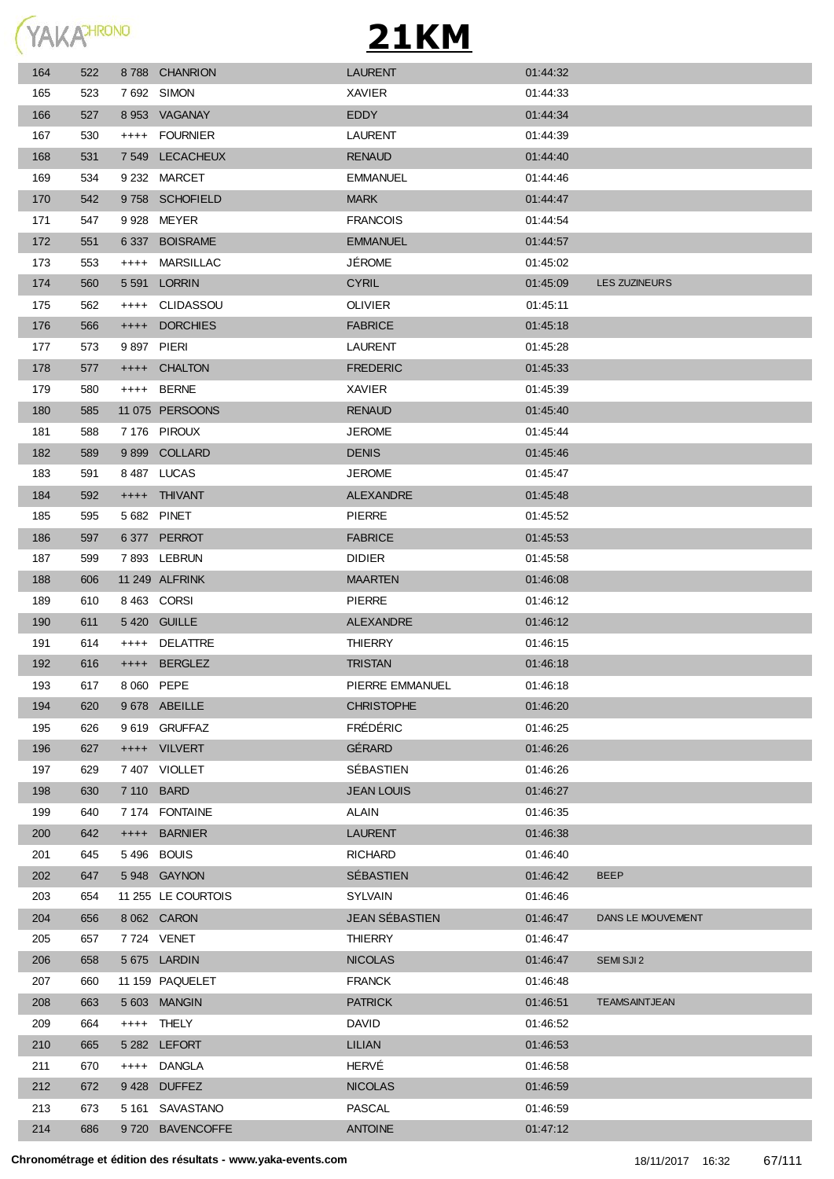# 21KM

| | | | | | | |
|---|---|---|---|---|---|---|
| 164 | 522 | 8 788 | CHANRION | LAURENT | 01:44:32 | |
| 165 | 523 | 7 692 | SIMON | XAVIER | 01:44:33 | |
| 166 | 527 | 8 953 | VAGANAY | EDDY | 01:44:34 | |
| 167 | 530 | ++++ | FOURNIER | LAURENT | 01:44:39 | |
| 168 | 531 | 7 549 | LECACHEUX | RENAUD | 01:44:40 | |
| 169 | 534 | 9 232 | MARCET | EMMANUEL | 01:44:46 | |
| 170 | 542 | 9 758 | SCHOFIELD | MARK | 01:44:47 | |
| 171 | 547 | 9 928 | MEYER | FRANCOIS | 01:44:54 | |
| 172 | 551 | 6 337 | BOISRAME | EMMANUEL | 01:44:57 | |
| 173 | 553 | ++++ | MARSILLAC | JÉROME | 01:45:02 | |
| 174 | 560 | 5 591 | LORRIN | CYRIL | 01:45:09 | LES ZUZINEURS |
| 175 | 562 | ++++ | CLIDASSOU | OLIVIER | 01:45:11 | |
| 176 | 566 | ++++ | DORCHIES | FABRICE | 01:45:18 | |
| 177 | 573 | 9 897 | PIERI | LAURENT | 01:45:28 | |
| 178 | 577 | ++++ | CHALTON | FREDERIC | 01:45:33 | |
| 179 | 580 | ++++ | BERNE | XAVIER | 01:45:39 | |
| 180 | 585 | 11 075 | PERSOONS | RENAUD | 01:45:40 | |
| 181 | 588 | 7 176 | PIROUX | JEROME | 01:45:44 | |
| 182 | 589 | 9 899 | COLLARD | DENIS | 01:45:46 | |
| 183 | 591 | 8 487 | LUCAS | JEROME | 01:45:47 | |
| 184 | 592 | ++++ | THIVANT | ALEXANDRE | 01:45:48 | |
| 185 | 595 | 5 682 | PINET | PIERRE | 01:45:52 | |
| 186 | 597 | 6 377 | PERROT | FABRICE | 01:45:53 | |
| 187 | 599 | 7 893 | LEBRUN | DIDIER | 01:45:58 | |
| 188 | 606 | 11 249 | ALFRINK | MAARTEN | 01:46:08 | |
| 189 | 610 | 8 463 | CORSI | PIERRE | 01:46:12 | |
| 190 | 611 | 5 420 | GUILLE | ALEXANDRE | 01:46:12 | |
| 191 | 614 | ++++ | DELATTRE | THIERRY | 01:46:15 | |
| 192 | 616 | ++++ | BERGLEZ | TRISTAN | 01:46:18 | |
| 193 | 617 | 8 060 | PEPE | PIERRE EMMANUEL | 01:46:18 | |
| 194 | 620 | 9 678 | ABEILLE | CHRISTOPHE | 01:46:20 | |
| 195 | 626 | 9 619 | GRUFFAZ | FRÉDÉRIC | 01:46:25 | |
| 196 | 627 | ++++ | VILVERT | GÉRARD | 01:46:26 | |
| 197 | 629 | 7 407 | VIOLLET | SÉBASTIEN | 01:46:26 | |
| 198 | 630 | 7 110 | BARD | JEAN LOUIS | 01:46:27 | |
| 199 | 640 | 7 174 | FONTAINE | ALAIN | 01:46:35 | |
| 200 | 642 | ++++ | BARNIER | LAURENT | 01:46:38 | |
| 201 | 645 | 5 496 | BOUIS | RICHARD | 01:46:40 | |
| 202 | 647 | 5 948 | GAYNON | SÉBASTIEN | 01:46:42 | BEEP |
| 203 | 654 | 11 255 | LE COURTOIS | SYLVAIN | 01:46:46 | |
| 204 | 656 | 8 062 | CARON | JEAN SÉBASTIEN | 01:46:47 | DANS LE MOUVEMENT |
| 205 | 657 | 7 724 | VENET | THIERRY | 01:46:47 | |
| 206 | 658 | 5 675 | LARDIN | NICOLAS | 01:46:47 | SEMI SJI 2 |
| 207 | 660 | 11 159 | PAQUELET | FRANCK | 01:46:48 | |
| 208 | 663 | 5 603 | MANGIN | PATRICK | 01:46:51 | TEAMSAINTJEAN |
| 209 | 664 | ++++ | THELY | DAVID | 01:46:52 | |
| 210 | 665 | 5 282 | LEFORT | LILIAN | 01:46:53 | |
| 211 | 670 | ++++ | DANGLA | HERVÉ | 01:46:58 | |
| 212 | 672 | 9 428 | DUFFEZ | NICOLAS | 01:46:59 | |
| 213 | 673 | 5 161 | SAVASTANO | PASCAL | 01:46:59 | |
| 214 | 686 | 9 720 | BAVENCOFFE | ANTOINE | 01:47:12 | |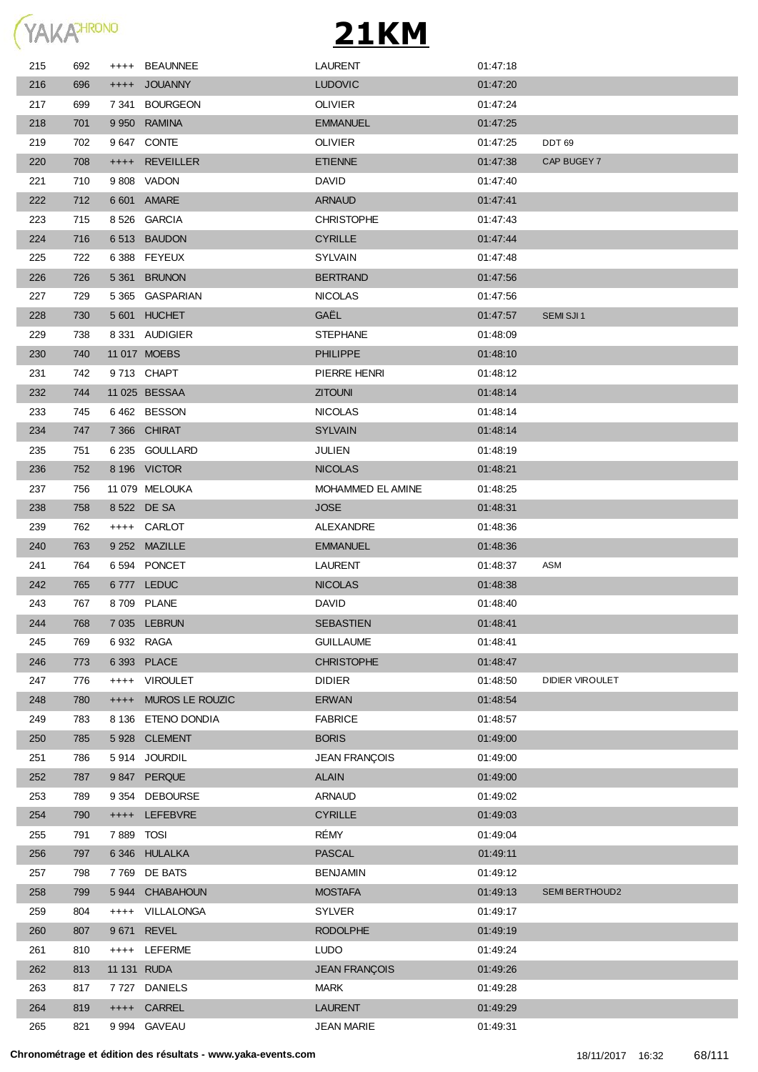# 21KM

| | | | | | | |
|---|---|---|---|---|---|---|
| 215 | 692 | ++++ | BEAUNNEE | LAURENT | 01:47:18 | |
| 216 | 696 | ++++ | JOUANNY | LUDOVIC | 01:47:20 | |
| 217 | 699 | 7 341 | BOURGEON | OLIVIER | 01:47:24 | |
| 218 | 701 | 9 950 | RAMINA | EMMANUEL | 01:47:25 | |
| 219 | 702 | 9 647 | CONTE | OLIVIER | 01:47:25 | DDT 69 |
| 220 | 708 | ++++ | REVEILLER | ETIENNE | 01:47:38 | CAP BUGEY 7 |
| 221 | 710 | 9 808 | VADON | DAVID | 01:47:40 | |
| 222 | 712 | 6 601 | AMARE | ARNAUD | 01:47:41 | |
| 223 | 715 | 8 526 | GARCIA | CHRISTOPHE | 01:47:43 | |
| 224 | 716 | 6 513 | BAUDON | CYRILLE | 01:47:44 | |
| 225 | 722 | 6 388 | FEYEUX | SYLVAIN | 01:47:48 | |
| 226 | 726 | 5 361 | BRUNON | BERTRAND | 01:47:56 | |
| 227 | 729 | 5 365 | GASPARIAN | NICOLAS | 01:47:56 | |
| 228 | 730 | 5 601 | HUCHET | GAËL | 01:47:57 | SEMI SJI 1 |
| 229 | 738 | 8 331 | AUDIGIER | STEPHANE | 01:48:09 | |
| 230 | 740 | 11 017 | MOEBS | PHILIPPE | 01:48:10 | |
| 231 | 742 | 9 713 | CHAPT | PIERRE HENRI | 01:48:12 | |
| 232 | 744 | 11 025 | BESSAA | ZITOUNI | 01:48:14 | |
| 233 | 745 | 6 462 | BESSON | NICOLAS | 01:48:14 | |
| 234 | 747 | 7 366 | CHIRAT | SYLVAIN | 01:48:14 | |
| 235 | 751 | 6 235 | GOULLARD | JULIEN | 01:48:19 | |
| 236 | 752 | 8 196 | VICTOR | NICOLAS | 01:48:21 | |
| 237 | 756 | 11 079 | MELOUKA | MOHAMMED EL AMINE | 01:48:25 | |
| 238 | 758 | 8 522 | DE SA | JOSE | 01:48:31 | |
| 239 | 762 | ++++ | CARLOT | ALEXANDRE | 01:48:36 | |
| 240 | 763 | 9 252 | MAZILLE | EMMANUEL | 01:48:36 | |
| 241 | 764 | 6 594 | PONCET | LAURENT | 01:48:37 | ASM |
| 242 | 765 | 6 777 | LEDUC | NICOLAS | 01:48:38 | |
| 243 | 767 | 8 709 | PLANE | DAVID | 01:48:40 | |
| 244 | 768 | 7 035 | LEBRUN | SEBASTIEN | 01:48:41 | |
| 245 | 769 | 6 932 | RAGA | GUILLAUME | 01:48:41 | |
| 246 | 773 | 6 393 | PLACE | CHRISTOPHE | 01:48:47 | |
| 247 | 776 | ++++ | VIROULET | DIDIER | 01:48:50 | DIDIER VIROULET |
| 248 | 780 | ++++ | MUROS LE ROUZIC | ERWAN | 01:48:54 | |
| 249 | 783 | 8 136 | ETENO DONDIA | FABRICE | 01:48:57 | |
| 250 | 785 | 5 928 | CLEMENT | BORIS | 01:49:00 | |
| 251 | 786 | 5 914 | JOURDIL | JEAN FRANÇOIS | 01:49:00 | |
| 252 | 787 | 9 847 | PERQUE | ALAIN | 01:49:00 | |
| 253 | 789 | 9 354 | DEBOURSE | ARNAUD | 01:49:02 | |
| 254 | 790 | ++++ | LEFEBVRE | CYRILLE | 01:49:03 | |
| 255 | 791 | 7 889 | TOSI | RÉMY | 01:49:04 | |
| 256 | 797 | 6 346 | HULALKA | PASCAL | 01:49:11 | |
| 257 | 798 | 7 769 | DE BATS | BENJAMIN | 01:49:12 | |
| 258 | 799 | 5 944 | CHABAHOUN | MOSTAFA | 01:49:13 | SEMI BERTHOUD2 |
| 259 | 804 | ++++ | VILLALONGA | SYLVER | 01:49:17 | |
| 260 | 807 | 9 671 | REVEL | RODOLPHE | 01:49:19 | |
| 261 | 810 | ++++ | LEFERME | LUDO | 01:49:24 | |
| 262 | 813 | 11 131 | RUDA | JEAN FRANÇOIS | 01:49:26 | |
| 263 | 817 | 7 727 | DANIELS | MARK | 01:49:28 | |
| 264 | 819 | ++++ | CARREL | LAURENT | 01:49:29 | |
| 265 | 821 | 9 994 | GAVEAU | JEAN MARIE | 01:49:31 | |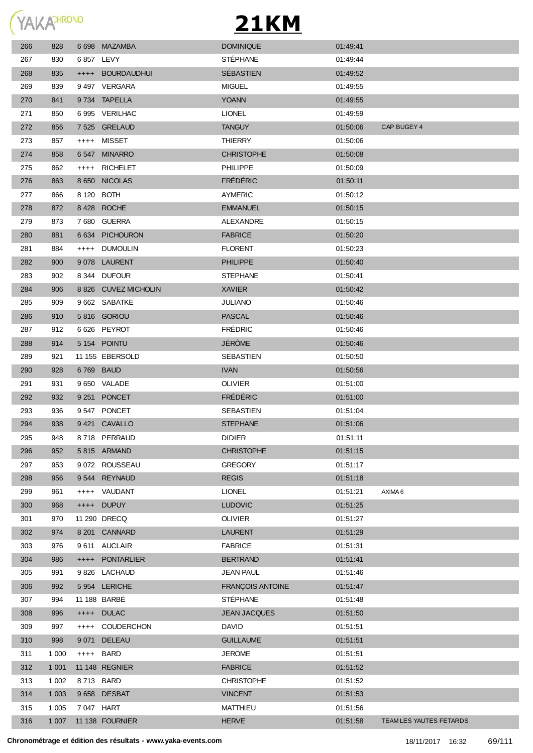# 21KM

| | | | | | | |
|---|---|---|---|---|---|---|
| 266 | 828 | 6 698 | MAZAMBA | DOMINIQUE | 01:49:41 | |
| 267 | 830 | 6 857 | LEVY | STÉPHANE | 01:49:44 | |
| 268 | 835 | ++++ | BOURDAUDHUI | SÉBASTIEN | 01:49:52 | |
| 269 | 839 | 9 497 | VERGARA | MIGUEL | 01:49:55 | |
| 270 | 841 | 9 734 | TAPELLA | YOANN | 01:49:55 | |
| 271 | 850 | 6 995 | VERILHAC | LIONEL | 01:49:59 | |
| 272 | 856 | 7 525 | GRELAUD | TANGUY | 01:50:06 | CAP BUGEY 4 |
| 273 | 857 | ++++ | MISSET | THIERRY | 01:50:06 | |
| 274 | 858 | 6 547 | MINARRO | CHRISTOPHE | 01:50:08 | |
| 275 | 862 | ++++ | RICHELET | PHILIPPE | 01:50:09 | |
| 276 | 863 | 8 650 | NICOLAS | FRÉDÉRIC | 01:50:11 | |
| 277 | 866 | 8 120 | BOTH | AYMERIC | 01:50:12 | |
| 278 | 872 | 8 428 | ROCHE | EMMANUEL | 01:50:15 | |
| 279 | 873 | 7 680 | GUERRA | ALEXANDRE | 01:50:15 | |
| 280 | 881 | 6 634 | PICHOURON | FABRICE | 01:50:20 | |
| 281 | 884 | ++++ | DUMOULIN | FLORENT | 01:50:23 | |
| 282 | 900 | 9 078 | LAURENT | PHILIPPE | 01:50:40 | |
| 283 | 902 | 8 344 | DUFOUR | STEPHANE | 01:50:41 | |
| 284 | 906 | 8 826 | CUVEZ MICHOLIN | XAVIER | 01:50:42 | |
| 285 | 909 | 9 662 | SABATKE | JULIANO | 01:50:46 | |
| 286 | 910 | 5 816 | GORIOU | PASCAL | 01:50:46 | |
| 287 | 912 | 6 626 | PEYROT | FRÉDRIC | 01:50:46 | |
| 288 | 914 | 5 154 | POINTU | JÉRÔME | 01:50:46 | |
| 289 | 921 | 11 155 | EBERSOLD | SEBASTIEN | 01:50:50 | |
| 290 | 928 | 6 769 | BAUD | IVAN | 01:50:56 | |
| 291 | 931 | 9 650 | VALADE | OLIVIER | 01:51:00 | |
| 292 | 932 | 9 251 | PONCET | FRÉDÉRIC | 01:51:00 | |
| 293 | 936 | 9 547 | PONCET | SEBASTIEN | 01:51:04 | |
| 294 | 938 | 9 421 | CAVALLO | STEPHANE | 01:51:06 | |
| 295 | 948 | 8 718 | PERRAUD | DIDIER | 01:51:11 | |
| 296 | 952 | 5 815 | ARMAND | CHRISTOPHE | 01:51:15 | |
| 297 | 953 | 9 072 | ROUSSEAU | GREGORY | 01:51:17 | |
| 298 | 956 | 9 544 | REYNAUD | REGIS | 01:51:18 | |
| 299 | 961 | ++++ | VAUDANT | LIONEL | 01:51:21 | AXIMA 6 |
| 300 | 968 | ++++ | DUPUY | LUDOVIC | 01:51:25 | |
| 301 | 970 | 11 290 | DRECQ | OLIVIER | 01:51:27 | |
| 302 | 974 | 8 201 | CANNARD | LAURENT | 01:51:29 | |
| 303 | 976 | 9 611 | AUCLAIR | FABRICE | 01:51:31 | |
| 304 | 986 | ++++ | PONTARLIER | BERTRAND | 01:51:41 | |
| 305 | 991 | 9 826 | LACHAUD | JEAN PAUL | 01:51:46 | |
| 306 | 992 | 5 954 | LERICHE | FRANÇOIS ANTOINE | 01:51:47 | |
| 307 | 994 | 11 188 | BARBÉ | STÉPHANE | 01:51:48 | |
| 308 | 996 | ++++ | DULAC | JEAN JACQUES | 01:51:50 | |
| 309 | 997 | ++++ | COUDERCHON | DAVID | 01:51:51 | |
| 310 | 998 | 9 071 | DELEAU | GUILLAUME | 01:51:51 | |
| 311 | 1 000 | ++++ | BARD | JEROME | 01:51:51 | |
| 312 | 1 001 | 11 148 | REGNIER | FABRICE | 01:51:52 | |
| 313 | 1 002 | 8 713 | BARD | CHRISTOPHE | 01:51:52 | |
| 314 | 1 003 | 9 658 | DESBAT | VINCENT | 01:51:53 | |
| 315 | 1 005 | 7 047 | HART | MATTHIEU | 01:51:56 | |
| 316 | 1 007 | 11 138 | FOURNIER | HERVE | 01:51:58 | TEAM LES YAUTES FETARDS |

**Chronométrage et édition des résultats - www.yaka-events.com** 18/11/2017 16:32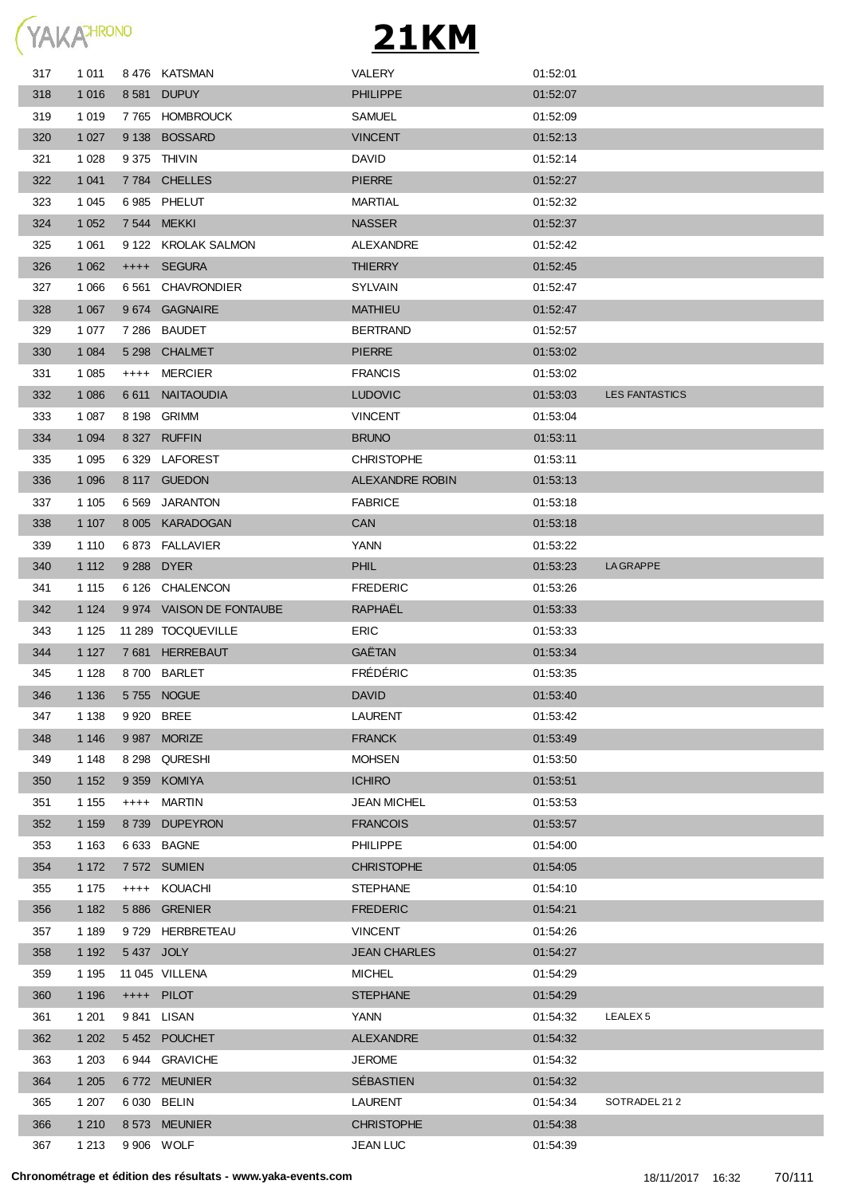# 21KM

| | | | | | | |
|---|---|---|---|---|---|---|
| 317 | 1 011 | 8 476 | KATSMAN | VALERY | 01:52:01 | |
| 318 | 1 016 | 8 581 | DUPUY | PHILIPPE | 01:52:07 | |
| 319 | 1 019 | 7 765 | HOMBROUCK | SAMUEL | 01:52:09 | |
| 320 | 1 027 | 9 138 | BOSSARD | VINCENT | 01:52:13 | |
| 321 | 1 028 | 9 375 | THIVIN | DAVID | 01:52:14 | |
| 322 | 1 041 | 7 784 | CHELLES | PIERRE | 01:52:27 | |
| 323 | 1 045 | 6 985 | PHELUT | MARTIAL | 01:52:32 | |
| 324 | 1 052 | 7 544 | MEKKI | NASSER | 01:52:37 | |
| 325 | 1 061 | 9 122 | KROLAK SALMON | ALEXANDRE | 01:52:42 | |
| 326 | 1 062 | ++++ | SEGURA | THIERRY | 01:52:45 | |
| 327 | 1 066 | 6 561 | CHAVRONDIER | SYLVAIN | 01:52:47 | |
| 328 | 1 067 | 9 674 | GAGNAIRE | MATHIEU | 01:52:47 | |
| 329 | 1 077 | 7 286 | BAUDET | BERTRAND | 01:52:57 | |
| 330 | 1 084 | 5 298 | CHALMET | PIERRE | 01:53:02 | |
| 331 | 1 085 | ++++ | MERCIER | FRANCIS | 01:53:02 | |
| 332 | 1 086 | 6 611 | NAITAOUDIA | LUDOVIC | 01:53:03 | LES FANTASTICS |
| 333 | 1 087 | 8 198 | GRIMM | VINCENT | 01:53:04 | |
| 334 | 1 094 | 8 327 | RUFFIN | BRUNO | 01:53:11 | |
| 335 | 1 095 | 6 329 | LAFOREST | CHRISTOPHE | 01:53:11 | |
| 336 | 1 096 | 8 117 | GUEDON | ALEXANDRE ROBIN | 01:53:13 | |
| 337 | 1 105 | 6 569 | JARANTON | FABRICE | 01:53:18 | |
| 338 | 1 107 | 8 005 | KARADOGAN | CAN | 01:53:18 | |
| 339 | 1 110 | 6 873 | FALLAVIER | YANN | 01:53:22 | |
| 340 | 1 112 | 9 288 | DYER | PHIL | 01:53:23 | LA GRAPPE |
| 341 | 1 115 | 6 126 | CHALENCON | FREDERIC | 01:53:26 | |
| 342 | 1 124 | 9 974 | VAISON DE FONTAUBE | RAPHAËL | 01:53:33 | |
| 343 | 1 125 | 11 289 | TOCQUEVILLE | ERIC | 01:53:33 | |
| 344 | 1 127 | 7 681 | HERREBAUT | GAËTAN | 01:53:34 | |
| 345 | 1 128 | 8 700 | BARLET | FRÉDÉRIC | 01:53:35 | |
| 346 | 1 136 | 5 755 | NOGUE | DAVID | 01:53:40 | |
| 347 | 1 138 | 9 920 | BREE | LAURENT | 01:53:42 | |
| 348 | 1 146 | 9 987 | MORIZE | FRANCK | 01:53:49 | |
| 349 | 1 148 | 8 298 | QURESHI | MOHSEN | 01:53:50 | |
| 350 | 1 152 | 9 359 | KOMIYA | ICHIRO | 01:53:51 | |
| 351 | 1 155 | ++++ | MARTIN | JEAN MICHEL | 01:53:53 | |
| 352 | 1 159 | 8 739 | DUPEYRON | FRANCOIS | 01:53:57 | |
| 353 | 1 163 | 6 633 | BAGNE | PHILIPPE | 01:54:00 | |
| 354 | 1 172 | 7 572 | SUMIEN | CHRISTOPHE | 01:54:05 | |
| 355 | 1 175 | ++++ | KOUACHI | STEPHANE | 01:54:10 | |
| 356 | 1 182 | 5 886 | GRENIER | FREDERIC | 01:54:21 | |
| 357 | 1 189 | 9 729 | HERBRETEAU | VINCENT | 01:54:26 | |
| 358 | 1 192 | 5 437 | JOLY | JEAN CHARLES | 01:54:27 | |
| 359 | 1 195 | 11 045 | VILLENA | MICHEL | 01:54:29 | |
| 360 | 1 196 | ++++ | PILOT | STEPHANE | 01:54:29 | |
| 361 | 1 201 | 9 841 | LISAN | YANN | 01:54:32 | LEALEX 5 |
| 362 | 1 202 | 5 452 | POUCHET | ALEXANDRE | 01:54:32 | |
| 363 | 1 203 | 6 944 | GRAVICHE | JEROME | 01:54:32 | |
| 364 | 1 205 | 6 772 | MEUNIER | SÉBASTIEN | 01:54:32 | |
| 365 | 1 207 | 6 030 | BELIN | LAURENT | 01:54:34 | SOTRADEL 21 2 |
| 366 | 1 210 | 8 573 | MEUNIER | CHRISTOPHE | 01:54:38 | |
| 367 | 1 213 | 9 906 | WOLF | JEAN LUC | 01:54:39 | |

**Chronométrage et édition des résultats - www.yaka-events.com** 18/11/2017 16:32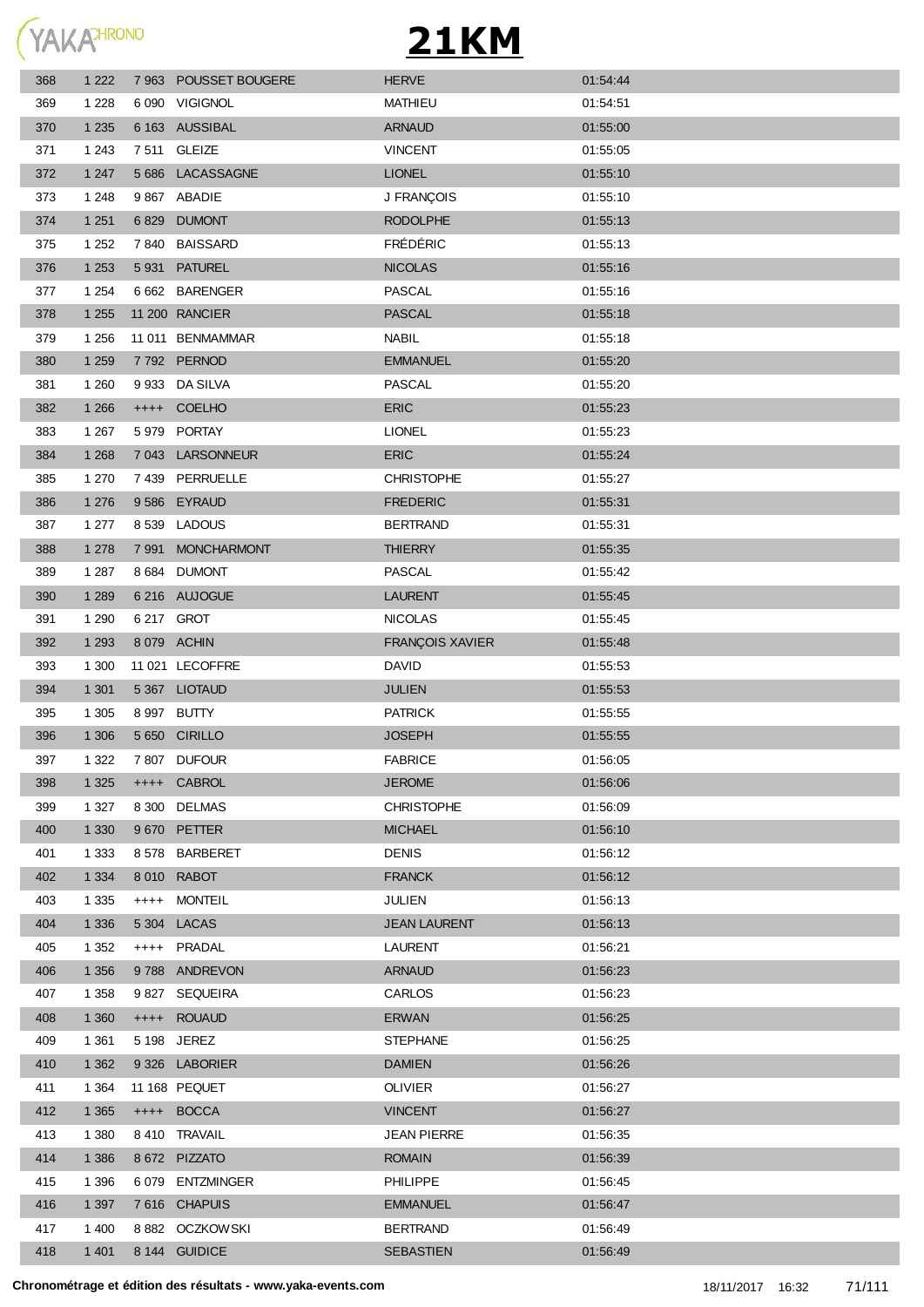# 21KM

| | | | | | |
|---|---|---|---|---|---|
| 368 | 1 222 | 7 963 | POUSSET BOUGERE | HERVE | 01:54:44 |
| 369 | 1 228 | 6 090 | VIGIGNOL | MATHIEU | 01:54:51 |
| 370 | 1 235 | 6 163 | AUSSIBAL | ARNAUD | 01:55:00 |
| 371 | 1 243 | 7 511 | GLEIZE | VINCENT | 01:55:05 |
| 372 | 1 247 | 5 686 | LACASSAGNE | LIONEL | 01:55:10 |
| 373 | 1 248 | 9 867 | ABADIE | J FRANÇOIS | 01:55:10 |
| 374 | 1 251 | 6 829 | DUMONT | RODOLPHE | 01:55:13 |
| 375 | 1 252 | 7 840 | BAISSARD | FRÉDÉRIC | 01:55:13 |
| 376 | 1 253 | 5 931 | PATUREL | NICOLAS | 01:55:16 |
| 377 | 1 254 | 6 662 | BARENGER | PASCAL | 01:55:16 |
| 378 | 1 255 | 11 200 | RANCIER | PASCAL | 01:55:18 |
| 379 | 1 256 | 11 011 | BENMAMMAR | NABIL | 01:55:18 |
| 380 | 1 259 | 7 792 | PERNOD | EMMANUEL | 01:55:20 |
| 381 | 1 260 | 9 933 | DA SILVA | PASCAL | 01:55:20 |
| 382 | 1 266 | ++++ | COELHO | ERIC | 01:55:23 |
| 383 | 1 267 | 5 979 | PORTAY | LIONEL | 01:55:23 |
| 384 | 1 268 | 7 043 | LARSONNEUR | ERIC | 01:55:24 |
| 385 | 1 270 | 7 439 | PERRUELLE | CHRISTOPHE | 01:55:27 |
| 386 | 1 276 | 9 586 | EYRAUD | FREDERIC | 01:55:31 |
| 387 | 1 277 | 8 539 | LADOUS | BERTRAND | 01:55:31 |
| 388 | 1 278 | 7 991 | MONCHARMONT | THIERRY | 01:55:35 |
| 389 | 1 287 | 8 684 | DUMONT | PASCAL | 01:55:42 |
| 390 | 1 289 | 6 216 | AUJOGUE | LAURENT | 01:55:45 |
| 391 | 1 290 | 6 217 | GROT | NICOLAS | 01:55:45 |
| 392 | 1 293 | 8 079 | ACHIN | FRANÇOIS XAVIER | 01:55:48 |
| 393 | 1 300 | 11 021 | LECOFFRE | DAVID | 01:55:53 |
| 394 | 1 301 | 5 367 | LIOTAUD | JULIEN | 01:55:53 |
| 395 | 1 305 | 8 997 | BUTTY | PATRICK | 01:55:55 |
| 396 | 1 306 | 5 650 | CIRILLO | JOSEPH | 01:55:55 |
| 397 | 1 322 | 7 807 | DUFOUR | FABRICE | 01:56:05 |
| 398 | 1 325 | ++++ | CABROL | JEROME | 01:56:06 |
| 399 | 1 327 | 8 300 | DELMAS | CHRISTOPHE | 01:56:09 |
| 400 | 1 330 | 9 670 | PETTER | MICHAEL | 01:56:10 |
| 401 | 1 333 | 8 578 | BARBERET | DENIS | 01:56:12 |
| 402 | 1 334 | 8 010 | RABOT | FRANCK | 01:56:12 |
| 403 | 1 335 | ++++ | MONTEIL | JULIEN | 01:56:13 |
| 404 | 1 336 | 5 304 | LACAS | JEAN LAURENT | 01:56:13 |
| 405 | 1 352 | ++++ | PRADAL | LAURENT | 01:56:21 |
| 406 | 1 356 | 9 788 | ANDREVON | ARNAUD | 01:56:23 |
| 407 | 1 358 | 9 827 | SEQUEIRA | CARLOS | 01:56:23 |
| 408 | 1 360 | ++++ | ROUAUD | ERWAN | 01:56:25 |
| 409 | 1 361 | 5 198 | JEREZ | STEPHANE | 01:56:25 |
| 410 | 1 362 | 9 326 | LABORIER | DAMIEN | 01:56:26 |
| 411 | 1 364 | 11 168 | PEQUET | OLIVIER | 01:56:27 |
| 412 | 1 365 | ++++ | BOCCA | VINCENT | 01:56:27 |
| 413 | 1 380 | 8 410 | TRAVAIL | JEAN PIERRE | 01:56:35 |
| 414 | 1 386 | 8 672 | PIZZATO | ROMAIN | 01:56:39 |
| 415 | 1 396 | 6 079 | ENTZMINGER | PHILIPPE | 01:56:45 |
| 416 | 1 397 | 7 616 | CHAPUIS | EMMANUEL | 01:56:47 |
| 417 | 1 400 | 8 882 | OCZKOWSKI | BERTRAND | 01:56:49 |
| 418 | 1 401 | 8 144 | GUIDICE | SEBASTIEN | 01:56:49 |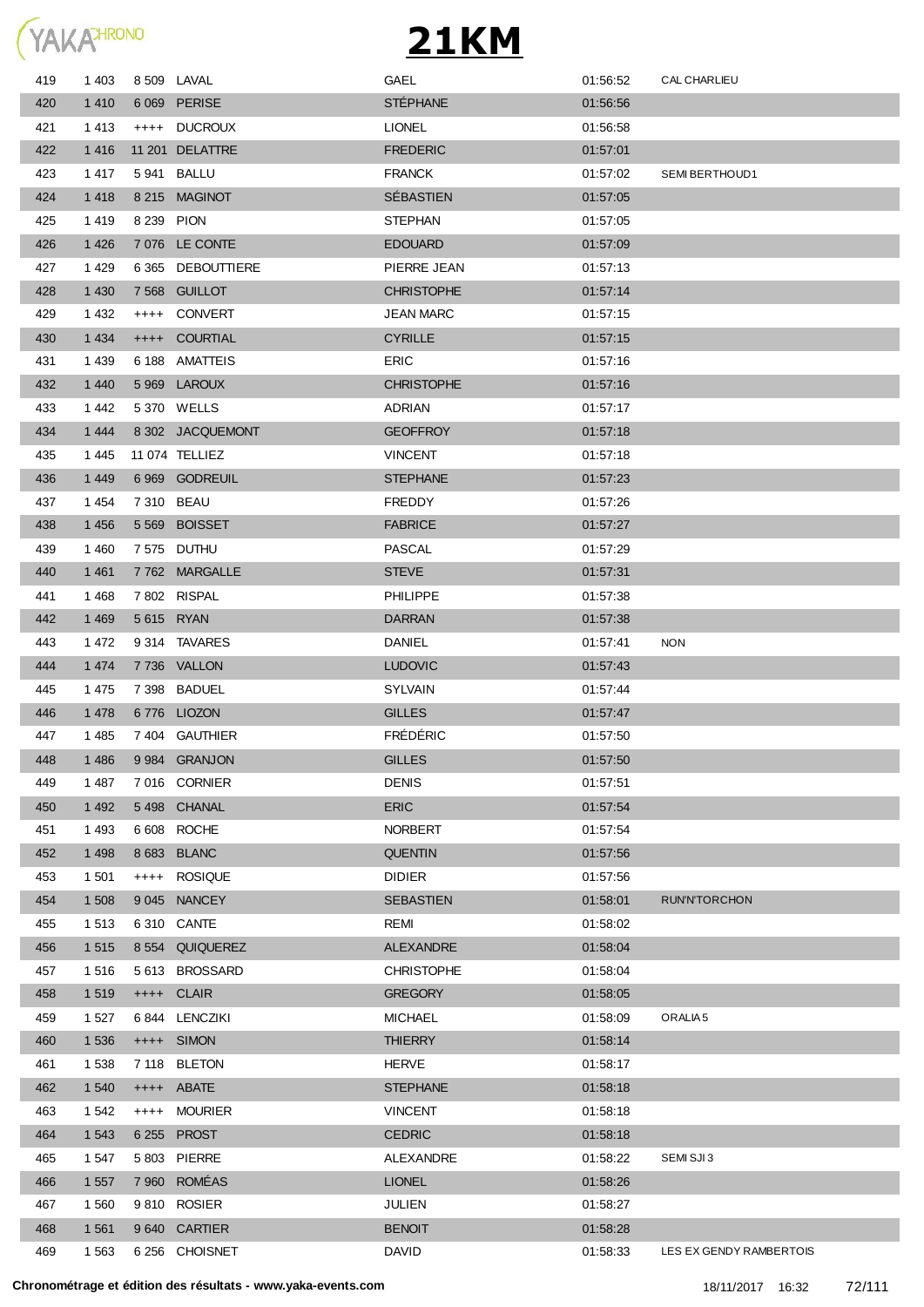# 21KM

| | | | | | | |
|---|---|---|---|---|---|---|
| 419 | 1 403 | 8 509 | LAVAL | GAEL | 01:56:52 | CAL CHARLIEU |
| 420 | 1 410 | 6 069 | PERISE | STÉPHANE | 01:56:56 | |
| 421 | 1 413 | ++++ | DUCROUX | LIONEL | 01:56:58 | |
| 422 | 1 416 | 11 201 | DELATTRE | FREDERIC | 01:57:01 | |
| 423 | 1 417 | 5 941 | BALLU | FRANCK | 01:57:02 | SEMI BERTHOUD1 |
| 424 | 1 418 | 8 215 | MAGINOT | SÉBASTIEN | 01:57:05 | |
| 425 | 1 419 | 8 239 | PION | STEPHAN | 01:57:05 | |
| 426 | 1 426 | 7 076 | LE CONTE | EDOUARD | 01:57:09 | |
| 427 | 1 429 | 6 365 | DEBOUTTIERE | PIERRE JEAN | 01:57:13 | |
| 428 | 1 430 | 7 568 | GUILLOT | CHRISTOPHE | 01:57:14 | |
| 429 | 1 432 | ++++ | CONVERT | JEAN MARC | 01:57:15 | |
| 430 | 1 434 | ++++ | COURTIAL | CYRILLE | 01:57:15 | |
| 431 | 1 439 | 6 188 | AMATTEIS | ERIC | 01:57:16 | |
| 432 | 1 440 | 5 969 | LAROUX | CHRISTOPHE | 01:57:16 | |
| 433 | 1 442 | 5 370 | WELLS | ADRIAN | 01:57:17 | |
| 434 | 1 444 | 8 302 | JACQUEMONT | GEOFFROY | 01:57:18 | |
| 435 | 1 445 | 11 074 | TELLIEZ | VINCENT | 01:57:18 | |
| 436 | 1 449 | 6 969 | GODREUIL | STEPHANE | 01:57:23 | |
| 437 | 1 454 | 7 310 | BEAU | FREDDY | 01:57:26 | |
| 438 | 1 456 | 5 569 | BOISSET | FABRICE | 01:57:27 | |
| 439 | 1 460 | 7 575 | DUTHU | PASCAL | 01:57:29 | |
| 440 | 1 461 | 7 762 | MARGALLE | STEVE | 01:57:31 | |
| 441 | 1 468 | 7 802 | RISPAL | PHILIPPE | 01:57:38 | |
| 442 | 1 469 | 5 615 | RYAN | DARRAN | 01:57:38 | |
| 443 | 1 472 | 9 314 | TAVARES | DANIEL | 01:57:41 | NON |
| 444 | 1 474 | 7 736 | VALLON | LUDOVIC | 01:57:43 | |
| 445 | 1 475 | 7 398 | BADUEL | SYLVAIN | 01:57:44 | |
| 446 | 1 478 | 6 776 | LIOZON | GILLES | 01:57:47 | |
| 447 | 1 485 | 7 404 | GAUTHIER | FRÉDÉRIC | 01:57:50 | |
| 448 | 1 486 | 9 984 | GRANJON | GILLES | 01:57:50 | |
| 449 | 1 487 | 7 016 | CORNIER | DENIS | 01:57:51 | |
| 450 | 1 492 | 5 498 | CHANAL | ERIC | 01:57:54 | |
| 451 | 1 493 | 6 608 | ROCHE | NORBERT | 01:57:54 | |
| 452 | 1 498 | 8 683 | BLANC | QUENTIN | 01:57:56 | |
| 453 | 1 501 | ++++ | ROSIQUE | DIDIER | 01:57:56 | |
| 454 | 1 508 | 9 045 | NANCEY | SEBASTIEN | 01:58:01 | RUN'N'TORCHON |
| 455 | 1 513 | 6 310 | CANTE | REMI | 01:58:02 | |
| 456 | 1 515 | 8 554 | QUIQUEREZ | ALEXANDRE | 01:58:04 | |
| 457 | 1 516 | 5 613 | BROSSARD | CHRISTOPHE | 01:58:04 | |
| 458 | 1 519 | ++++ | CLAIR | GREGORY | 01:58:05 | |
| 459 | 1 527 | 6 844 | LENCZIKI | MICHAEL | 01:58:09 | ORALIA 5 |
| 460 | 1 536 | ++++ | SIMON | THIERRY | 01:58:14 | |
| 461 | 1 538 | 7 118 | BLETON | HERVE | 01:58:17 | |
| 462 | 1 540 | ++++ | ABATE | STEPHANE | 01:58:18 | |
| 463 | 1 542 | ++++ | MOURIER | VINCENT | 01:58:18 | |
| 464 | 1 543 | 6 255 | PROST | CEDRIC | 01:58:18 | |
| 465 | 1 547 | 5 803 | PIERRE | ALEXANDRE | 01:58:22 | SEMI SJI 3 |
| 466 | 1 557 | 7 960 | ROMÉAS | LIONEL | 01:58:26 | |
| 467 | 1 560 | 9 810 | ROSIER | JULIEN | 01:58:27 | |
| 468 | 1 561 | 9 640 | CARTIER | BENOIT | 01:58:28 | |
| 469 | 1 563 | 6 256 | CHOISNET | DAVID | 01:58:33 | LES EX GENDY RAMBERTOIS |

**Chronométrage et édition des résultats - www.yaka-events.com** 18/11/2017 16:32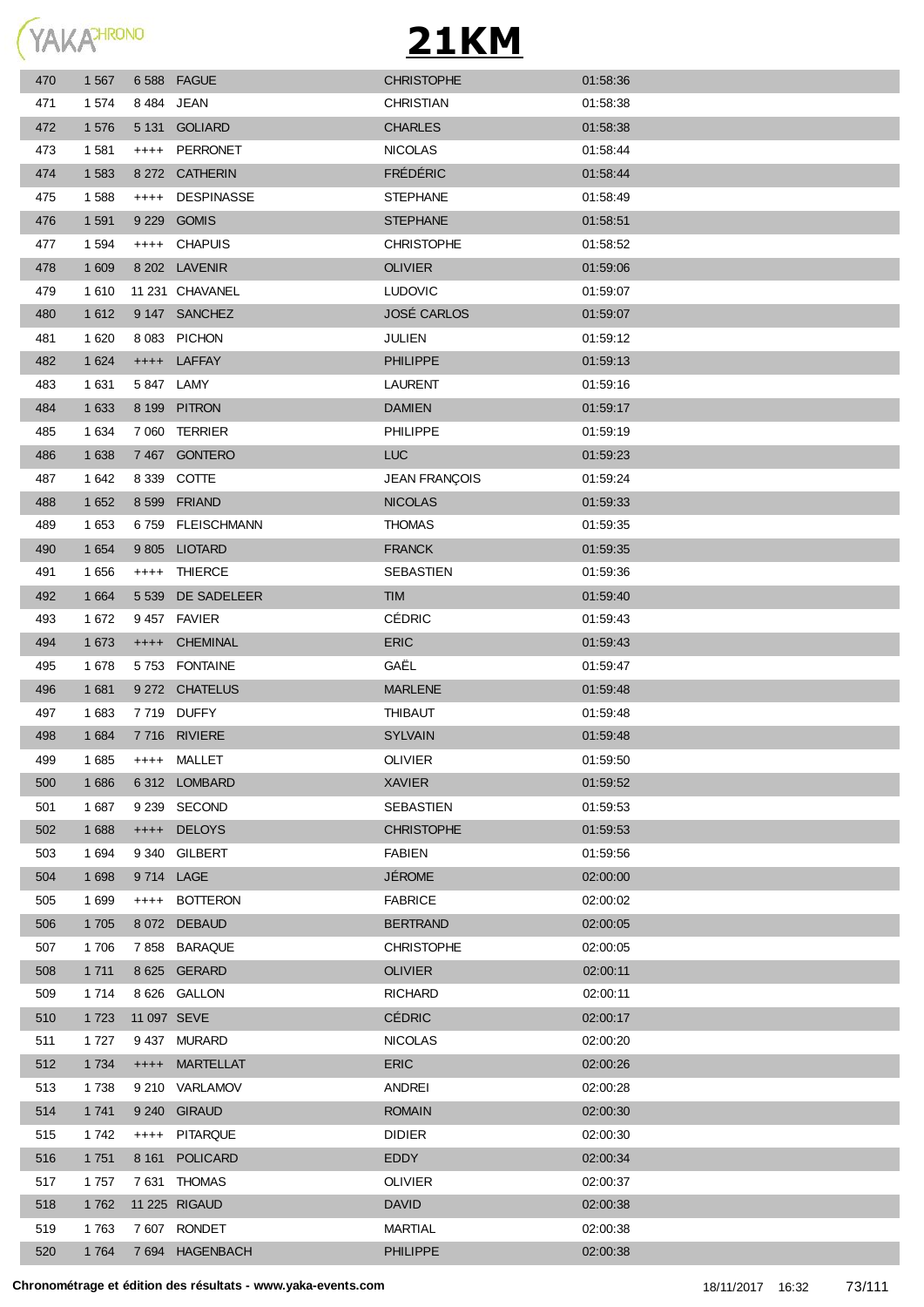# 21KM

| | | | | | |
|---|---|---|---|---|---|
| 470 | 1 567 | 6 588 | FAGUE | CHRISTOPHE | 01:58:36 |
| 471 | 1 574 | 8 484 | JEAN | CHRISTIAN | 01:58:38 |
| 472 | 1 576 | 5 131 | GOLIARD | CHARLES | 01:58:38 |
| 473 | 1 581 | ++++ | PERRONET | NICOLAS | 01:58:44 |
| 474 | 1 583 | 8 272 | CATHERIN | FRÉDÉRIC | 01:58:44 |
| 475 | 1 588 | ++++ | DESPINASSE | STEPHANE | 01:58:49 |
| 476 | 1 591 | 9 229 | GOMIS | STEPHANE | 01:58:51 |
| 477 | 1 594 | ++++ | CHAPUIS | CHRISTOPHE | 01:58:52 |
| 478 | 1 609 | 8 202 | LAVENIR | OLIVIER | 01:59:06 |
| 479 | 1 610 | 11 231 | CHAVANEL | LUDOVIC | 01:59:07 |
| 480 | 1 612 | 9 147 | SANCHEZ | JOSÉ CARLOS | 01:59:07 |
| 481 | 1 620 | 8 083 | PICHON | JULIEN | 01:59:12 |
| 482 | 1 624 | ++++ | LAFFAY | PHILIPPE | 01:59:13 |
| 483 | 1 631 | 5 847 | LAMY | LAURENT | 01:59:16 |
| 484 | 1 633 | 8 199 | PITRON | DAMIEN | 01:59:17 |
| 485 | 1 634 | 7 060 | TERRIER | PHILIPPE | 01:59:19 |
| 486 | 1 638 | 7 467 | GONTERO | LUC | 01:59:23 |
| 487 | 1 642 | 8 339 | COTTE | JEAN FRANÇOIS | 01:59:24 |
| 488 | 1 652 | 8 599 | FRIAND | NICOLAS | 01:59:33 |
| 489 | 1 653 | 6 759 | FLEISCHMANN | THOMAS | 01:59:35 |
| 490 | 1 654 | 9 805 | LIOTARD | FRANCK | 01:59:35 |
| 491 | 1 656 | ++++ | THIERCE | SEBASTIEN | 01:59:36 |
| 492 | 1 664 | 5 539 | DE SADELEER | TIM | 01:59:40 |
| 493 | 1 672 | 9 457 | FAVIER | CÉDRIC | 01:59:43 |
| 494 | 1 673 | ++++ | CHEMINAL | ERIC | 01:59:43 |
| 495 | 1 678 | 5 753 | FONTAINE | GAËL | 01:59:47 |
| 496 | 1 681 | 9 272 | CHATELUS | MARLENE | 01:59:48 |
| 497 | 1 683 | 7 719 | DUFFY | THIBAUT | 01:59:48 |
| 498 | 1 684 | 7 716 | RIVIERE | SYLVAIN | 01:59:48 |
| 499 | 1 685 | ++++ | MALLET | OLIVIER | 01:59:50 |
| 500 | 1 686 | 6 312 | LOMBARD | XAVIER | 01:59:52 |
| 501 | 1 687 | 9 239 | SECOND | SEBASTIEN | 01:59:53 |
| 502 | 1 688 | ++++ | DELOYS | CHRISTOPHE | 01:59:53 |
| 503 | 1 694 | 9 340 | GILBERT | FABIEN | 01:59:56 |
| 504 | 1 698 | 9 714 | LAGE | JÉROME | 02:00:00 |
| 505 | 1 699 | ++++ | BOTTERON | FABRICE | 02:00:02 |
| 506 | 1 705 | 8 072 | DEBAUD | BERTRAND | 02:00:05 |
| 507 | 1 706 | 7 858 | BARAQUE | CHRISTOPHE | 02:00:05 |
| 508 | 1 711 | 8 625 | GERARD | OLIVIER | 02:00:11 |
| 509 | 1 714 | 8 626 | GALLON | RICHARD | 02:00:11 |
| 510 | 1 723 | 11 097 | SEVE | CÉDRIC | 02:00:17 |
| 511 | 1 727 | 9 437 | MURARD | NICOLAS | 02:00:20 |
| 512 | 1 734 | ++++ | MARTELLAT | ERIC | 02:00:26 |
| 513 | 1 738 | 9 210 | VARLAMOV | ANDREI | 02:00:28 |
| 514 | 1 741 | 9 240 | GIRAUD | ROMAIN | 02:00:30 |
| 515 | 1 742 | ++++ | PITARQUE | DIDIER | 02:00:30 |
| 516 | 1 751 | 8 161 | POLICARD | EDDY | 02:00:34 |
| 517 | 1 757 | 7 631 | THOMAS | OLIVIER | 02:00:37 |
| 518 | 1 762 | 11 225 | RIGAUD | DAVID | 02:00:38 |
| 519 | 1 763 | 7 607 | RONDET | MARTIAL | 02:00:38 |
| 520 | 1 764 | 7 694 | HAGENBACH | PHILIPPE | 02:00:38 |

**Chronométrage et édition des résultats - www.yaka-events.com** 18/11/2017 16:32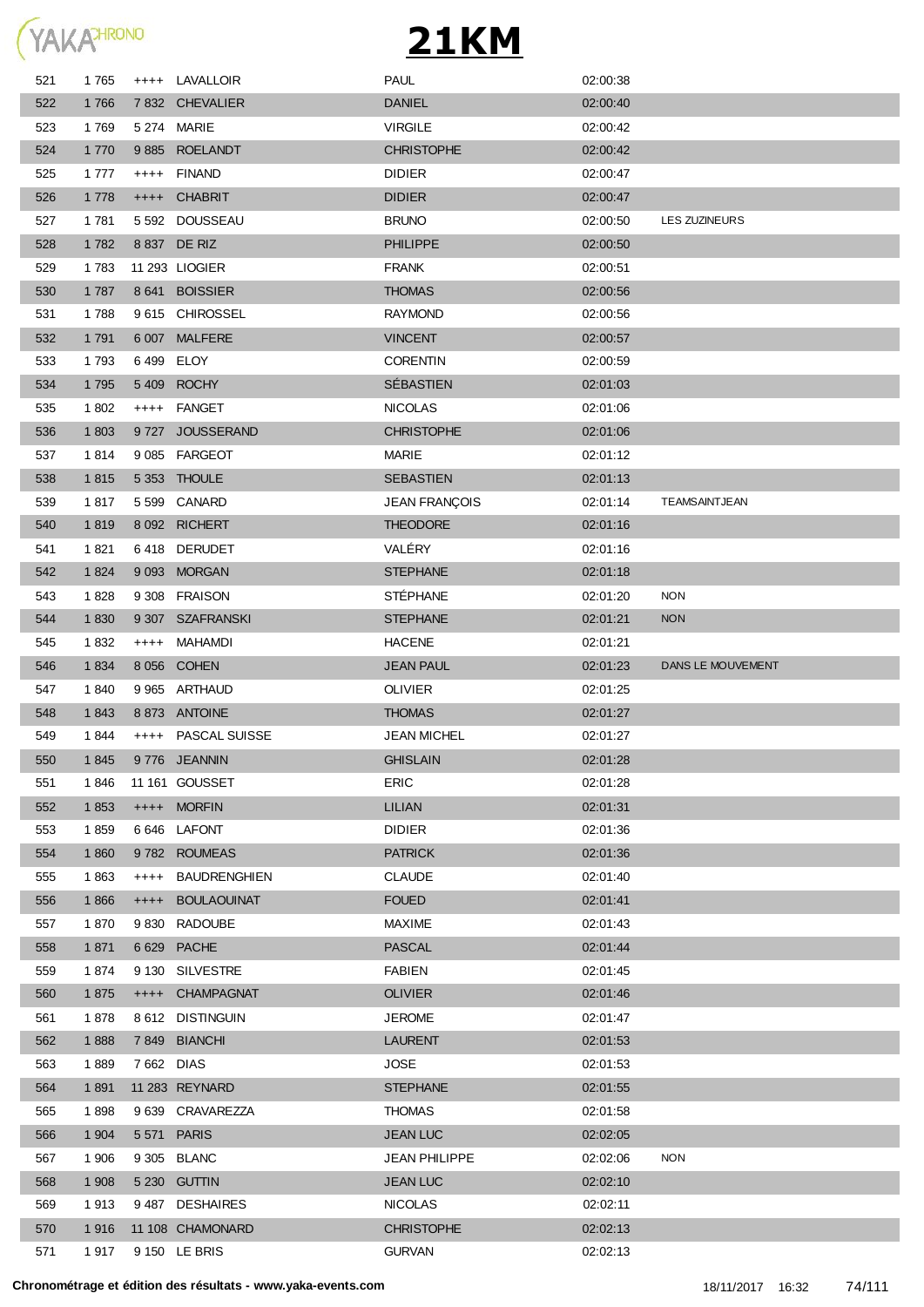# 21KM

| | | | | | | |
|---|---|---|---|---|---|---|
| 521 | 1 765 | ++++ | LAVALLOIR | PAUL | 02:00:38 | |
| 522 | 1 766 | 7 832 | CHEVALIER | DANIEL | 02:00:40 | |
| 523 | 1 769 | 5 274 | MARIE | VIRGILE | 02:00:42 | |
| 524 | 1 770 | 9 885 | ROELANDT | CHRISTOPHE | 02:00:42 | |
| 525 | 1 777 | ++++ | FINAND | DIDIER | 02:00:47 | |
| 526 | 1 778 | ++++ | CHABRIT | DIDIER | 02:00:47 | |
| 527 | 1 781 | 5 592 | DOUSSEAU | BRUNO | 02:00:50 | LES ZUZINEURS |
| 528 | 1 782 | 8 837 | DE RIZ | PHILIPPE | 02:00:50 | |
| 529 | 1 783 | 11 293 | LIOGIER | FRANK | 02:00:51 | |
| 530 | 1 787 | 8 641 | BOISSIER | THOMAS | 02:00:56 | |
| 531 | 1 788 | 9 615 | CHIROSSEL | RAYMOND | 02:00:56 | |
| 532 | 1 791 | 6 007 | MALFERE | VINCENT | 02:00:57 | |
| 533 | 1 793 | 6 499 | ELOY | CORENTIN | 02:00:59 | |
| 534 | 1 795 | 5 409 | ROCHY | SÉBASTIEN | 02:01:03 | |
| 535 | 1 802 | ++++ | FANGET | NICOLAS | 02:01:06 | |
| 536 | 1 803 | 9 727 | JOUSSERAND | CHRISTOPHE | 02:01:06 | |
| 537 | 1 814 | 9 085 | FARGEOT | MARIE | 02:01:12 | |
| 538 | 1 815 | 5 353 | THOULE | SEBASTIEN | 02:01:13 | |
| 539 | 1 817 | 5 599 | CANARD | JEAN FRANÇOIS | 02:01:14 | TEAMSAINTJEAN |
| 540 | 1 819 | 8 092 | RICHERT | THEODORE | 02:01:16 | |
| 541 | 1 821 | 6 418 | DERUDET | VALÉRY | 02:01:16 | |
| 542 | 1 824 | 9 093 | MORGAN | STEPHANE | 02:01:18 | |
| 543 | 1 828 | 9 308 | FRAISON | STÉPHANE | 02:01:20 | NON |
| 544 | 1 830 | 9 307 | SZAFRANSKI | STEPHANE | 02:01:21 | NON |
| 545 | 1 832 | ++++ | MAHAMDI | HACENE | 02:01:21 | |
| 546 | 1 834 | 8 056 | COHEN | JEAN PAUL | 02:01:23 | DANS LE MOUVEMENT |
| 547 | 1 840 | 9 965 | ARTHAUD | OLIVIER | 02:01:25 | |
| 548 | 1 843 | 8 873 | ANTOINE | THOMAS | 02:01:27 | |
| 549 | 1 844 | ++++ | PASCAL SUISSE | JEAN MICHEL | 02:01:27 | |
| 550 | 1 845 | 9 776 | JEANNIN | GHISLAIN | 02:01:28 | |
| 551 | 1 846 | 11 161 | GOUSSET | ERIC | 02:01:28 | |
| 552 | 1 853 | ++++ | MORFIN | LILIAN | 02:01:31 | |
| 553 | 1 859 | 6 646 | LAFONT | DIDIER | 02:01:36 | |
| 554 | 1 860 | 9 782 | ROUMEAS | PATRICK | 02:01:36 | |
| 555 | 1 863 | ++++ | BAUDRENGHIEN | CLAUDE | 02:01:40 | |
| 556 | 1 866 | ++++ | BOULAOUINAT | FOUED | 02:01:41 | |
| 557 | 1 870 | 9 830 | RADOUBE | MAXIME | 02:01:43 | |
| 558 | 1 871 | 6 629 | PACHE | PASCAL | 02:01:44 | |
| 559 | 1 874 | 9 130 | SILVESTRE | FABIEN | 02:01:45 | |
| 560 | 1 875 | ++++ | CHAMPAGNAT | OLIVIER | 02:01:46 | |
| 561 | 1 878 | 8 612 | DISTINGUIN | JEROME | 02:01:47 | |
| 562 | 1 888 | 7 849 | BIANCHI | LAURENT | 02:01:53 | |
| 563 | 1 889 | 7 662 | DIAS | JOSE | 02:01:53 | |
| 564 | 1 891 | 11 283 | REYNARD | STEPHANE | 02:01:55 | |
| 565 | 1 898 | 9 639 | CRAVAREZZA | THOMAS | 02:01:58 | |
| 566 | 1 904 | 5 571 | PARIS | JEAN LUC | 02:02:05 | |
| 567 | 1 906 | 9 305 | BLANC | JEAN PHILIPPE | 02:02:06 | NON |
| 568 | 1 908 | 5 230 | GUTTIN | JEAN LUC | 02:02:10 | |
| 569 | 1 913 | 9 487 | DESHAIRES | NICOLAS | 02:02:11 | |
| 570 | 1 916 | 11 108 | CHAMONARD | CHRISTOPHE | 02:02:13 | |
| 571 | 1 917 | 9 150 | LE BRIS | GURVAN | 02:02:13 | |

**Chronométrage et édition des résultats - www.yaka-events.com** 18/11/2017 16:32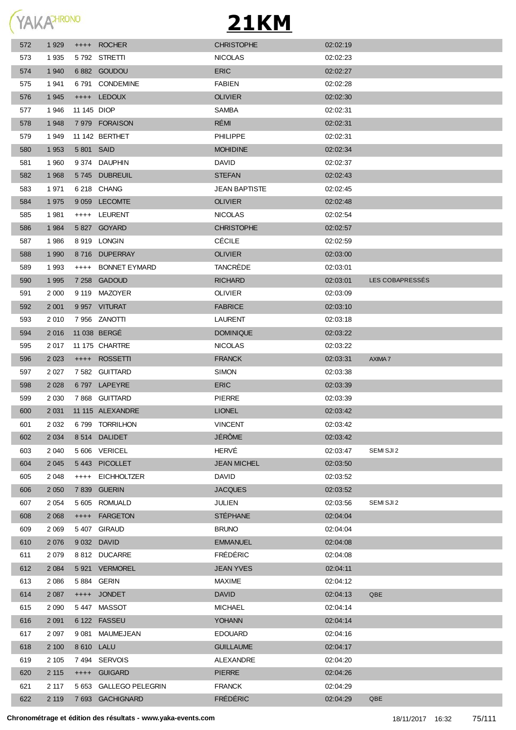# 21KM

| | | | | | | |
|---|---|---|---|---|---|---|
| 572 | 1 929 | ++++ | ROCHER | CHRISTOPHE | 02:02:19 | |
| 573 | 1 935 | 5 792 | STRETTI | NICOLAS | 02:02:23 | |
| 574 | 1 940 | 6 882 | GOUDOU | ERIC | 02:02:27 | |
| 575 | 1 941 | 6 791 | CONDEMINE | FABIEN | 02:02:28 | |
| 576 | 1 945 | ++++ | LEDOUX | OLIVIER | 02:02:30 | |
| 577 | 1 946 | 11 145 | DIOP | SAMBA | 02:02:31 | |
| 578 | 1 948 | 7 979 | FORAISON | RÉMI | 02:02:31 | |
| 579 | 1 949 | 11 142 | BERTHET | PHILIPPE | 02:02:31 | |
| 580 | 1 953 | 5 801 | SAID | MOHIDINE | 02:02:34 | |
| 581 | 1 960 | 9 374 | DAUPHIN | DAVID | 02:02:37 | |
| 582 | 1 968 | 5 745 | DUBREUIL | STEFAN | 02:02:43 | |
| 583 | 1 971 | 6 218 | CHANG | JEAN BAPTISTE | 02:02:45 | |
| 584 | 1 975 | 9 059 | LECOMTE | OLIVIER | 02:02:48 | |
| 585 | 1 981 | ++++ | LEURENT | NICOLAS | 02:02:54 | |
| 586 | 1 984 | 5 827 | GOYARD | CHRISTOPHE | 02:02:57 | |
| 587 | 1 986 | 8 919 | LONGIN | CÉCILE | 02:02:59 | |
| 588 | 1 990 | 8 716 | DUPERRAY | OLIVIER | 02:03:00 | |
| 589 | 1 993 | ++++ | BONNET EYMARD | TANCRÈDE | 02:03:01 | |
| 590 | 1 995 | 7 258 | GADOUD | RICHARD | 02:03:01 | LES COBAPRESSÉS |
| 591 | 2 000 | 9 119 | MAZOYER | OLIVIER | 02:03:09 | |
| 592 | 2 001 | 9 957 | VITURAT | FABRICE | 02:03:10 | |
| 593 | 2 010 | 7 956 | ZANOTTI | LAURENT | 02:03:18 | |
| 594 | 2 016 | 11 038 | BERGÉ | DOMINIQUE | 02:03:22 | |
| 595 | 2 017 | 11 175 | CHARTRE | NICOLAS | 02:03:22 | |
| 596 | 2 023 | ++++ | ROSSETTI | FRANCK | 02:03:31 | AXIMA 7 |
| 597 | 2 027 | 7 582 | GUITTARD | SIMON | 02:03:38 | |
| 598 | 2 028 | 6 797 | LAPEYRE | ERIC | 02:03:39 | |
| 599 | 2 030 | 7 868 | GUITTARD | PIERRE | 02:03:39 | |
| 600 | 2 031 | 11 115 | ALEXANDRE | LIONEL | 02:03:42 | |
| 601 | 2 032 | 6 799 | TORRILHON | VINCENT | 02:03:42 | |
| 602 | 2 034 | 8 514 | DALIDET | JÉRÔME | 02:03:42 | |
| 603 | 2 040 | 5 606 | VERICEL | HERVÉ | 02:03:47 | SEMI SJI 2 |
| 604 | 2 045 | 5 443 | PICOLLET | JEAN MICHEL | 02:03:50 | |
| 605 | 2 048 | ++++ | EICHHOLTZER | DAVID | 02:03:52 | |
| 606 | 2 050 | 7 839 | GUERIN | JACQUES | 02:03:52 | |
| 607 | 2 054 | 5 605 | ROMUALD | JULIEN | 02:03:56 | SEMI SJI 2 |
| 608 | 2 068 | ++++ | FARGETON | STÉPHANE | 02:04:04 | |
| 609 | 2 069 | 5 407 | GIRAUD | BRUNO | 02:04:04 | |
| 610 | 2 076 | 9 032 | DAVID | EMMANUEL | 02:04:08 | |
| 611 | 2 079 | 8 812 | DUCARRE | FRÉDÉRIC | 02:04:08 | |
| 612 | 2 084 | 5 921 | VERMOREL | JEAN YVES | 02:04:11 | |
| 613 | 2 086 | 5 884 | GERIN | MAXIME | 02:04:12 | |
| 614 | 2 087 | ++++ | JONDET | DAVID | 02:04:13 | QBE |
| 615 | 2 090 | 5 447 | MASSOT | MICHAEL | 02:04:14 | |
| 616 | 2 091 | 6 122 | FASSEU | YOHANN | 02:04:14 | |
| 617 | 2 097 | 9 081 | MAUMEJEAN | EDOUARD | 02:04:16 | |
| 618 | 2 100 | 8 610 | LALU | GUILLAUME | 02:04:17 | |
| 619 | 2 105 | 7 494 | SERVOIS | ALEXANDRE | 02:04:20 | |
| 620 | 2 115 | ++++ | GUIGARD | PIERRE | 02:04:26 | |
| 621 | 2 117 | 5 653 | GALLEGO PELEGRIN | FRANCK | 02:04:29 | |
| 622 | 2 119 | 7 693 | GACHIGNARD | FRÉDÉRIC | 02:04:29 | QBE |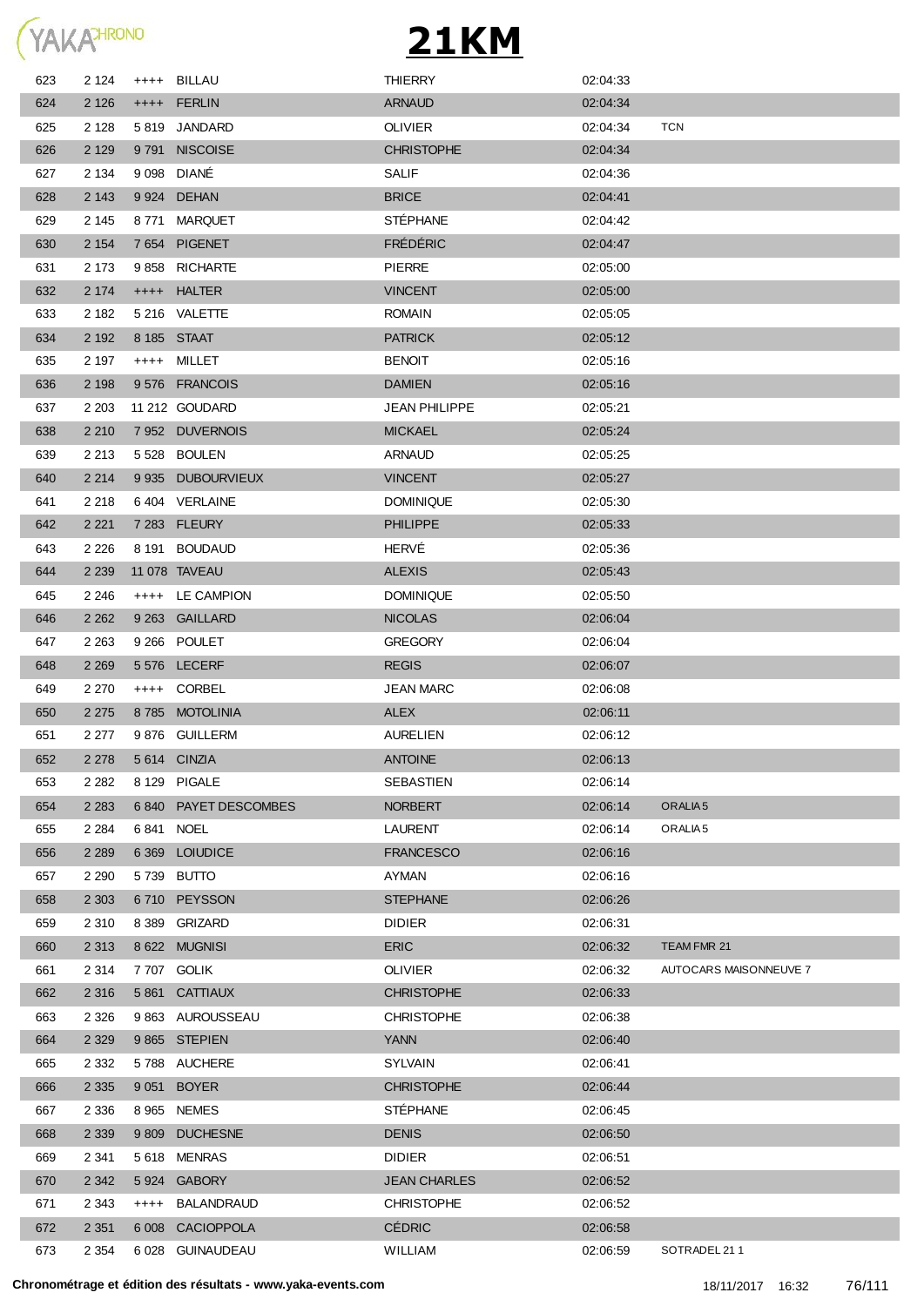# 21KM

| | | | | | | |
|---|---|---|---|---|---|---|
| 623 | 2 124 | ++++ | BILLAU | THIERRY | 02:04:33 | |
| 624 | 2 126 | ++++ | FERLIN | ARNAUD | 02:04:34 | |
| 625 | 2 128 | 5 819 | JANDARD | OLIVIER | 02:04:34 | TCN |
| 626 | 2 129 | 9 791 | NISCOISE | CHRISTOPHE | 02:04:34 | |
| 627 | 2 134 | 9 098 | DIANÉ | SALIF | 02:04:36 | |
| 628 | 2 143 | 9 924 | DEHAN | BRICE | 02:04:41 | |
| 629 | 2 145 | 8 771 | MARQUET | STÉPHANE | 02:04:42 | |
| 630 | 2 154 | 7 654 | PIGENET | FRÉDÉRIC | 02:04:47 | |
| 631 | 2 173 | 9 858 | RICHARTE | PIERRE | 02:05:00 | |
| 632 | 2 174 | ++++ | HALTER | VINCENT | 02:05:00 | |
| 633 | 2 182 | 5 216 | VALETTE | ROMAIN | 02:05:05 | |
| 634 | 2 192 | 8 185 | STAAT | PATRICK | 02:05:12 | |
| 635 | 2 197 | ++++ | MILLET | BENOIT | 02:05:16 | |
| 636 | 2 198 | 9 576 | FRANCOIS | DAMIEN | 02:05:16 | |
| 637 | 2 203 | 11 212 | GOUDARD | JEAN PHILIPPE | 02:05:21 | |
| 638 | 2 210 | 7 952 | DUVERNOIS | MICKAEL | 02:05:24 | |
| 639 | 2 213 | 5 528 | BOULEN | ARNAUD | 02:05:25 | |
| 640 | 2 214 | 9 935 | DUBOURVIEUX | VINCENT | 02:05:27 | |
| 641 | 2 218 | 6 404 | VERLAINE | DOMINIQUE | 02:05:30 | |
| 642 | 2 221 | 7 283 | FLEURY | PHILIPPE | 02:05:33 | |
| 643 | 2 226 | 8 191 | BOUDAUD | HERVÉ | 02:05:36 | |
| 644 | 2 239 | 11 078 | TAVEAU | ALEXIS | 02:05:43 | |
| 645 | 2 246 | ++++ | LE CAMPION | DOMINIQUE | 02:05:50 | |
| 646 | 2 262 | 9 263 | GAILLARD | NICOLAS | 02:06:04 | |
| 647 | 2 263 | 9 266 | POULET | GREGORY | 02:06:04 | |
| 648 | 2 269 | 5 576 | LECERF | REGIS | 02:06:07 | |
| 649 | 2 270 | ++++ | CORBEL | JEAN MARC | 02:06:08 | |
| 650 | 2 275 | 8 785 | MOTOLINIA | ALEX | 02:06:11 | |
| 651 | 2 277 | 9 876 | GUILLERM | AURELIEN | 02:06:12 | |
| 652 | 2 278 | 5 614 | CINZIA | ANTOINE | 02:06:13 | |
| 653 | 2 282 | 8 129 | PIGALE | SEBASTIEN | 02:06:14 | |
| 654 | 2 283 | 6 840 | PAYET DESCOMBES | NORBERT | 02:06:14 | ORALIA 5 |
| 655 | 2 284 | 6 841 | NOEL | LAURENT | 02:06:14 | ORALIA 5 |
| 656 | 2 289 | 6 369 | LOIUDICE | FRANCESCO | 02:06:16 | |
| 657 | 2 290 | 5 739 | BUTTO | AYMAN | 02:06:16 | |
| 658 | 2 303 | 6 710 | PEYSSON | STEPHANE | 02:06:26 | |
| 659 | 2 310 | 8 389 | GRIZARD | DIDIER | 02:06:31 | |
| 660 | 2 313 | 8 622 | MUGNISI | ERIC | 02:06:32 | TEAM FMR 21 |
| 661 | 2 314 | 7 707 | GOLIK | OLIVIER | 02:06:32 | AUTOCARS MAISONNEUVE 7 |
| 662 | 2 316 | 5 861 | CATTIAUX | CHRISTOPHE | 02:06:33 | |
| 663 | 2 326 | 9 863 | AUROUSSEAU | CHRISTOPHE | 02:06:38 | |
| 664 | 2 329 | 9 865 | STEPIEN | YANN | 02:06:40 | |
| 665 | 2 332 | 5 788 | AUCHERE | SYLVAIN | 02:06:41 | |
| 666 | 2 335 | 9 051 | BOYER | CHRISTOPHE | 02:06:44 | |
| 667 | 2 336 | 8 965 | NEMES | STÉPHANE | 02:06:45 | |
| 668 | 2 339 | 9 809 | DUCHESNE | DENIS | 02:06:50 | |
| 669 | 2 341 | 5 618 | MENRAS | DIDIER | 02:06:51 | |
| 670 | 2 342 | 5 924 | GABORY | JEAN CHARLES | 02:06:52 | |
| 671 | 2 343 | ++++ | BALANDRAUD | CHRISTOPHE | 02:06:52 | |
| 672 | 2 351 | 6 008 | CACIOPPOLA | CÉDRIC | 02:06:58 | |
| 673 | 2 354 | 6 028 | GUINAUDEAU | WILLIAM | 02:06:59 | SOTRADEL 21 1 |

**Chronométrage et édition des résultats - www.yaka-events.com** 18/11/2017 16:32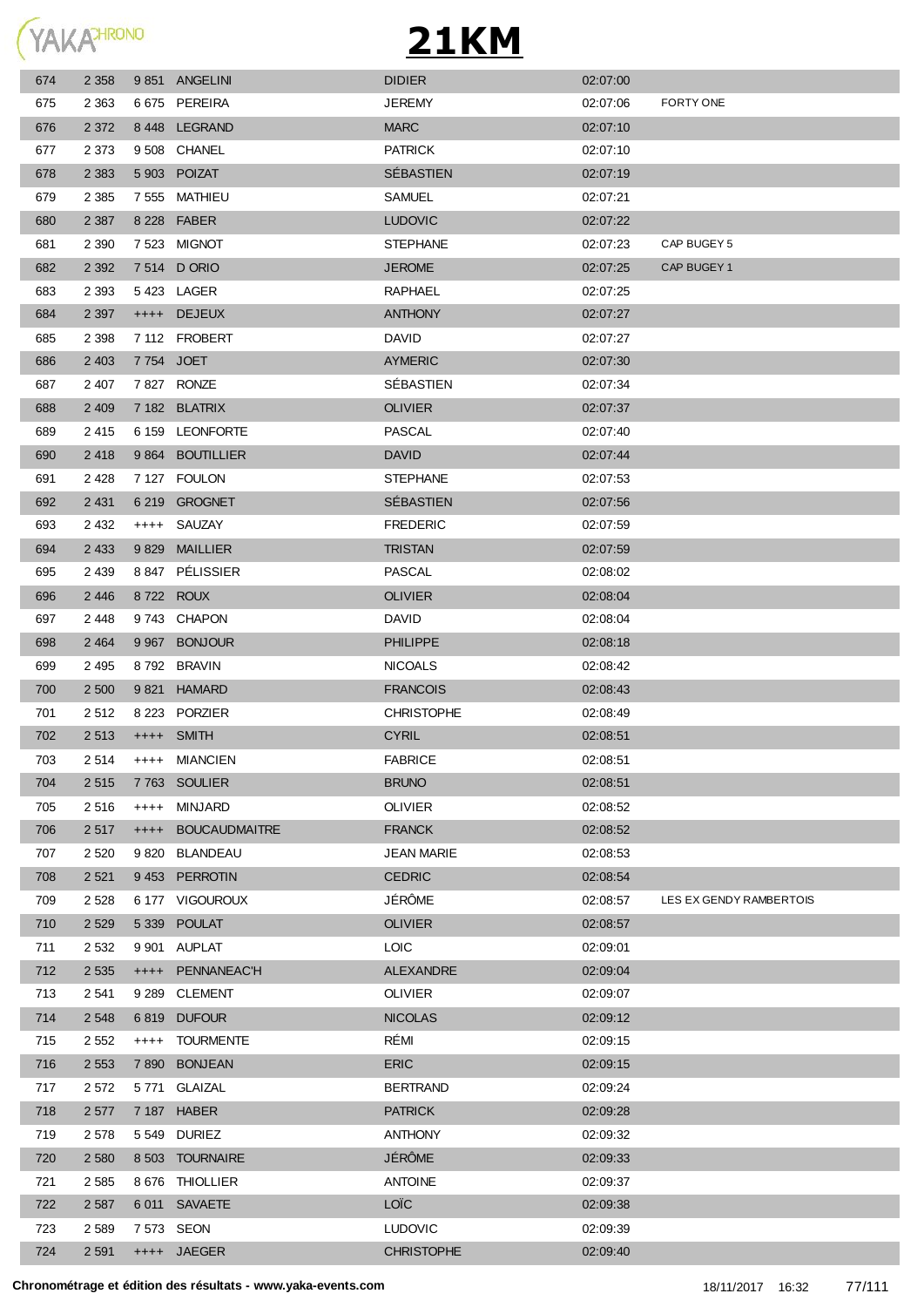# 21KM

| | | | | | | |
|---|---|---|---|---|---|---|
| 674 | 2 358 | 9 851 | ANGELINI | DIDIER | 02:07:00 | |
| 675 | 2 363 | 6 675 | PEREIRA | JEREMY | 02:07:06 | FORTY ONE |
| 676 | 2 372 | 8 448 | LEGRAND | MARC | 02:07:10 | |
| 677 | 2 373 | 9 508 | CHANEL | PATRICK | 02:07:10 | |
| 678 | 2 383 | 5 903 | POIZAT | SÉBASTIEN | 02:07:19 | |
| 679 | 2 385 | 7 555 | MATHIEU | SAMUEL | 02:07:21 | |
| 680 | 2 387 | 8 228 | FABER | LUDOVIC | 02:07:22 | |
| 681 | 2 390 | 7 523 | MIGNOT | STEPHANE | 02:07:23 | CAP BUGEY 5 |
| 682 | 2 392 | 7 514 | D ORIO | JEROME | 02:07:25 | CAP BUGEY 1 |
| 683 | 2 393 | 5 423 | LAGER | RAPHAEL | 02:07:25 | |
| 684 | 2 397 | ++++ | DEJEUX | ANTHONY | 02:07:27 | |
| 685 | 2 398 | 7 112 | FROBERT | DAVID | 02:07:27 | |
| 686 | 2 403 | 7 754 | JOET | AYMERIC | 02:07:30 | |
| 687 | 2 407 | 7 827 | RONZE | SÉBASTIEN | 02:07:34 | |
| 688 | 2 409 | 7 182 | BLATRIX | OLIVIER | 02:07:37 | |
| 689 | 2 415 | 6 159 | LEONFORTE | PASCAL | 02:07:40 | |
| 690 | 2 418 | 9 864 | BOUTILLIER | DAVID | 02:07:44 | |
| 691 | 2 428 | 7 127 | FOULON | STEPHANE | 02:07:53 | |
| 692 | 2 431 | 6 219 | GROGNET | SÉBASTIEN | 02:07:56 | |
| 693 | 2 432 | ++++ | SAUZAY | FREDERIC | 02:07:59 | |
| 694 | 2 433 | 9 829 | MAILLIER | TRISTAN | 02:07:59 | |
| 695 | 2 439 | 8 847 | PÉLISSIER | PASCAL | 02:08:02 | |
| 696 | 2 446 | 8 722 | ROUX | OLIVIER | 02:08:04 | |
| 697 | 2 448 | 9 743 | CHAPON | DAVID | 02:08:04 | |
| 698 | 2 464 | 9 967 | BONJOUR | PHILIPPE | 02:08:18 | |
| 699 | 2 495 | 8 792 | BRAVIN | NICOALS | 02:08:42 | |
| 700 | 2 500 | 9 821 | HAMARD | FRANCOIS | 02:08:43 | |
| 701 | 2 512 | 8 223 | PORZIER | CHRISTOPHE | 02:08:49 | |
| 702 | 2 513 | ++++ | SMITH | CYRIL | 02:08:51 | |
| 703 | 2 514 | ++++ | MIANCIEN | FABRICE | 02:08:51 | |
| 704 | 2 515 | 7 763 | SOULIER | BRUNO | 02:08:51 | |
| 705 | 2 516 | ++++ | MINJARD | OLIVIER | 02:08:52 | |
| 706 | 2 517 | ++++ | BOUCAUDMAITRE | FRANCK | 02:08:52 | |
| 707 | 2 520 | 9 820 | BLANDEAU | JEAN MARIE | 02:08:53 | |
| 708 | 2 521 | 9 453 | PERROTIN | CEDRIC | 02:08:54 | |
| 709 | 2 528 | 6 177 | VIGOUROUX | JÉRÔME | 02:08:57 | LES EX GENDY RAMBERTOIS |
| 710 | 2 529 | 5 339 | POULAT | OLIVIER | 02:08:57 | |
| 711 | 2 532 | 9 901 | AUPLAT | LOIC | 02:09:01 | |
| 712 | 2 535 | ++++ | PENNANEAC'H | ALEXANDRE | 02:09:04 | |
| 713 | 2 541 | 9 289 | CLEMENT | OLIVIER | 02:09:07 | |
| 714 | 2 548 | 6 819 | DUFOUR | NICOLAS | 02:09:12 | |
| 715 | 2 552 | ++++ | TOURMENTE | RÉMI | 02:09:15 | |
| 716 | 2 553 | 7 890 | BONJEAN | ERIC | 02:09:15 | |
| 717 | 2 572 | 5 771 | GLAIZAL | BERTRAND | 02:09:24 | |
| 718 | 2 577 | 7 187 | HABER | PATRICK | 02:09:28 | |
| 719 | 2 578 | 5 549 | DURIEZ | ANTHONY | 02:09:32 | |
| 720 | 2 580 | 8 503 | TOURNAIRE | JÉRÔME | 02:09:33 | |
| 721 | 2 585 | 8 676 | THIOLLIER | ANTOINE | 02:09:37 | |
| 722 | 2 587 | 6 011 | SAVAETE | LOÏC | 02:09:38 | |
| 723 | 2 589 | 7 573 | SEON | LUDOVIC | 02:09:39 | |
| 724 | 2 591 | ++++ | JAEGER | CHRISTOPHE | 02:09:40 | |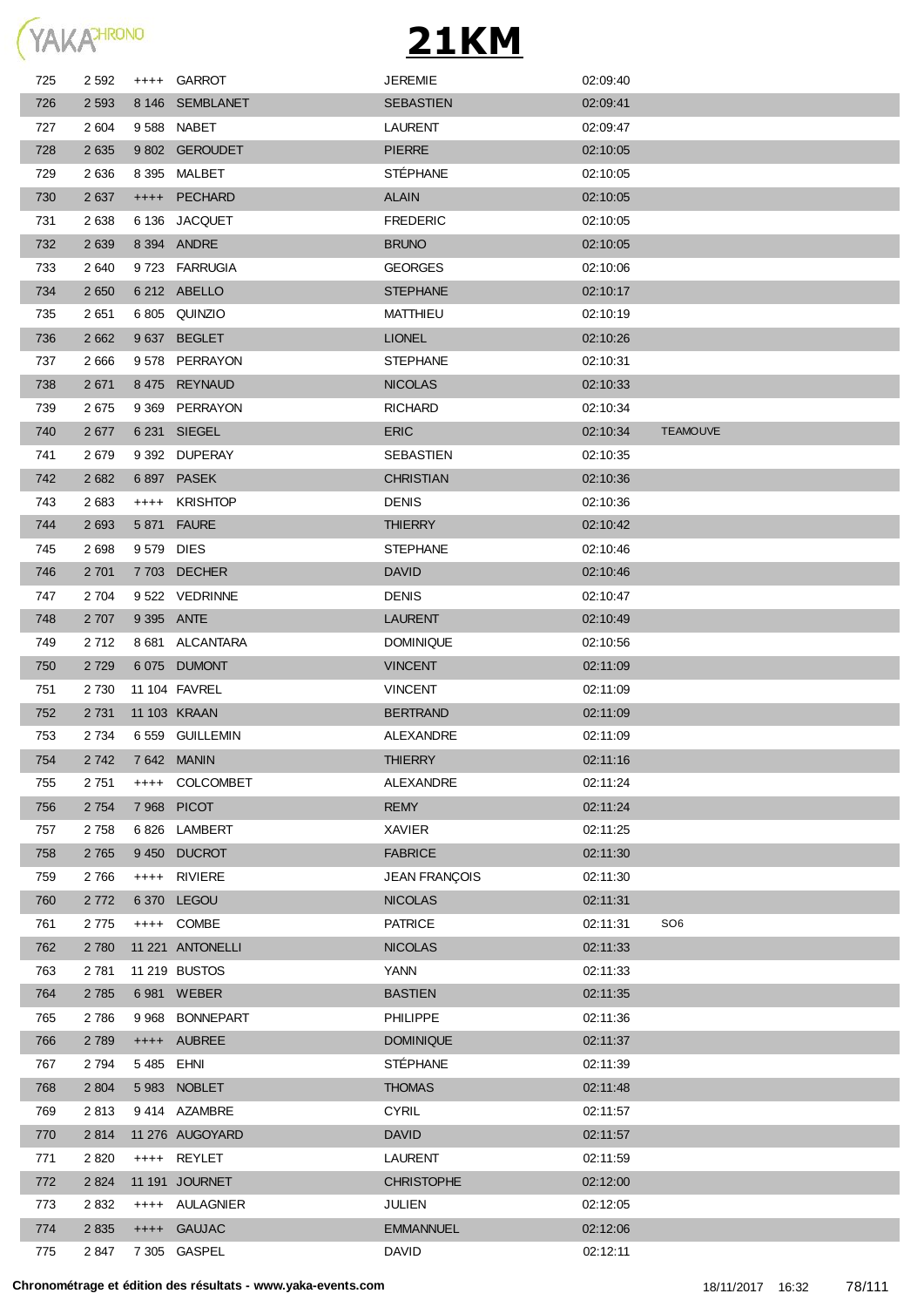# 21KM

| | | | | | | |
|---|---|---|---|---|---|---|
| 725 | 2 592 | ++++ | GARROT | JEREMIE | 02:09:40 | |
| 726 | 2 593 | 8 146 | SEMBLANET | SEBASTIEN | 02:09:41 | |
| 727 | 2 604 | 9 588 | NABET | LAURENT | 02:09:47 | |
| 728 | 2 635 | 9 802 | GEROUDET | PIERRE | 02:10:05 | |
| 729 | 2 636 | 8 395 | MALBET | STÉPHANE | 02:10:05 | |
| 730 | 2 637 | ++++ | PECHARD | ALAIN | 02:10:05 | |
| 731 | 2 638 | 6 136 | JACQUET | FREDERIC | 02:10:05 | |
| 732 | 2 639 | 8 394 | ANDRE | BRUNO | 02:10:05 | |
| 733 | 2 640 | 9 723 | FARRUGIA | GEORGES | 02:10:06 | |
| 734 | 2 650 | 6 212 | ABELLO | STEPHANE | 02:10:17 | |
| 735 | 2 651 | 6 805 | QUINZIO | MATTHIEU | 02:10:19 | |
| 736 | 2 662 | 9 637 | BEGLET | LIONEL | 02:10:26 | |
| 737 | 2 666 | 9 578 | PERRAYON | STEPHANE | 02:10:31 | |
| 738 | 2 671 | 8 475 | REYNAUD | NICOLAS | 02:10:33 | |
| 739 | 2 675 | 9 369 | PERRAYON | RICHARD | 02:10:34 | |
| 740 | 2 677 | 6 231 | SIEGEL | ERIC | 02:10:34 | TEAMOUVE |
| 741 | 2 679 | 9 392 | DUPERAY | SEBASTIEN | 02:10:35 | |
| 742 | 2 682 | 6 897 | PASEK | CHRISTIAN | 02:10:36 | |
| 743 | 2 683 | ++++ | KRISHTOP | DENIS | 02:10:36 | |
| 744 | 2 693 | 5 871 | FAURE | THIERRY | 02:10:42 | |
| 745 | 2 698 | 9 579 | DIES | STEPHANE | 02:10:46 | |
| 746 | 2 701 | 7 703 | DECHER | DAVID | 02:10:46 | |
| 747 | 2 704 | 9 522 | VEDRINNE | DENIS | 02:10:47 | |
| 748 | 2 707 | 9 395 | ANTE | LAURENT | 02:10:49 | |
| 749 | 2 712 | 8 681 | ALCANTARA | DOMINIQUE | 02:10:56 | |
| 750 | 2 729 | 6 075 | DUMONT | VINCENT | 02:11:09 | |
| 751 | 2 730 | 11 104 | FAVREL | VINCENT | 02:11:09 | |
| 752 | 2 731 | 11 103 | KRAAN | BERTRAND | 02:11:09 | |
| 753 | 2 734 | 6 559 | GUILLEMIN | ALEXANDRE | 02:11:09 | |
| 754 | 2 742 | 7 642 | MANIN | THIERRY | 02:11:16 | |
| 755 | 2 751 | ++++ | COLCOMBET | ALEXANDRE | 02:11:24 | |
| 756 | 2 754 | 7 968 | PICOT | REMY | 02:11:24 | |
| 757 | 2 758 | 6 826 | LAMBERT | XAVIER | 02:11:25 | |
| 758 | 2 765 | 9 450 | DUCROT | FABRICE | 02:11:30 | |
| 759 | 2 766 | ++++ | RIVIERE | JEAN FRANÇOIS | 02:11:30 | |
| 760 | 2 772 | 6 370 | LEGOU | NICOLAS | 02:11:31 | |
| 761 | 2 775 | ++++ | COMBE | PATRICE | 02:11:31 | SO6 |
| 762 | 2 780 | 11 221 | ANTONELLI | NICOLAS | 02:11:33 | |
| 763 | 2 781 | 11 219 | BUSTOS | YANN | 02:11:33 | |
| 764 | 2 785 | 6 981 | WEBER | BASTIEN | 02:11:35 | |
| 765 | 2 786 | 9 968 | BONNEPART | PHILIPPE | 02:11:36 | |
| 766 | 2 789 | ++++ | AUBREE | DOMINIQUE | 02:11:37 | |
| 767 | 2 794 | 5 485 | EHNI | STÉPHANE | 02:11:39 | |
| 768 | 2 804 | 5 983 | NOBLET | THOMAS | 02:11:48 | |
| 769 | 2 813 | 9 414 | AZAMBRE | CYRIL | 02:11:57 | |
| 770 | 2 814 | 11 276 | AUGOYARD | DAVID | 02:11:57 | |
| 771 | 2 820 | ++++ | REYLET | LAURENT | 02:11:59 | |
| 772 | 2 824 | 11 191 | JOURNET | CHRISTOPHE | 02:12:00 | |
| 773 | 2 832 | ++++ | AULAGNIER | JULIEN | 02:12:05 | |
| 774 | 2 835 | ++++ | GAUJAC | EMMANNUEL | 02:12:06 | |
| 775 | 2 847 | 7 305 | GASPEL | DAVID | 02:12:11 | |

**Chronométrage et édition des résultats - www.yaka-events.com** 18/11/2017 16:32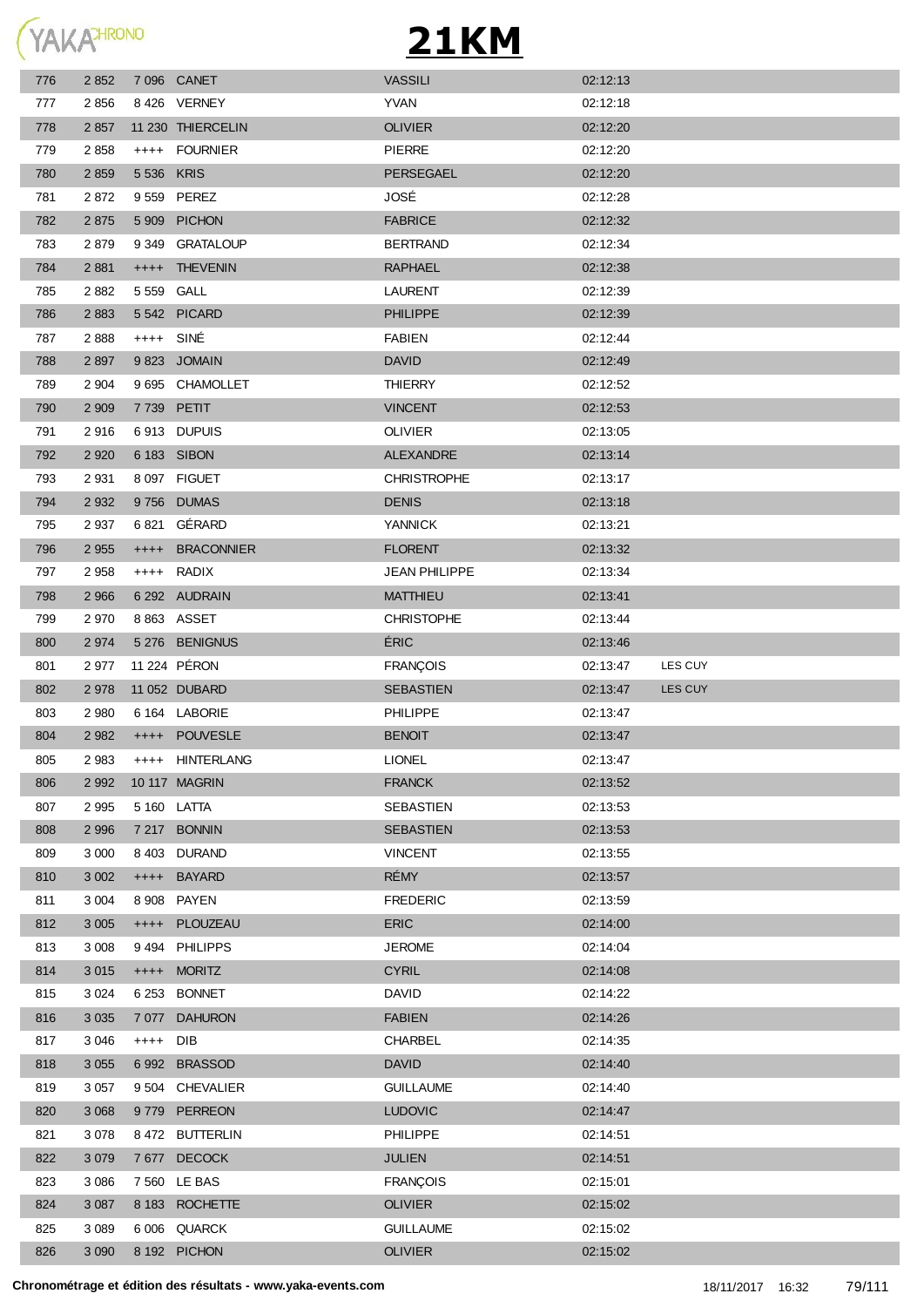# 21KM

| | | | | | | |
|---|---|---|---|---|---|---|
| 776 | 2 852 | 7 096 | CANET | VASSILI | 02:12:13 | |
| 777 | 2 856 | 8 426 | VERNEY | YVAN | 02:12:18 | |
| 778 | 2 857 | 11 230 | THIERCELIN | OLIVIER | 02:12:20 | |
| 779 | 2 858 | ++++ | FOURNIER | PIERRE | 02:12:20 | |
| 780 | 2 859 | 5 536 | KRIS | PERSEGAEL | 02:12:20 | |
| 781 | 2 872 | 9 559 | PEREZ | JOSÉ | 02:12:28 | |
| 782 | 2 875 | 5 909 | PICHON | FABRICE | 02:12:32 | |
| 783 | 2 879 | 9 349 | GRATALOUP | BERTRAND | 02:12:34 | |
| 784 | 2 881 | ++++ | THEVENIN | RAPHAEL | 02:12:38 | |
| 785 | 2 882 | 5 559 | GALL | LAURENT | 02:12:39 | |
| 786 | 2 883 | 5 542 | PICARD | PHILIPPE | 02:12:39 | |
| 787 | 2 888 | ++++ | SINÉ | FABIEN | 02:12:44 | |
| 788 | 2 897 | 9 823 | JOMAIN | DAVID | 02:12:49 | |
| 789 | 2 904 | 9 695 | CHAMOLLET | THIERRY | 02:12:52 | |
| 790 | 2 909 | 7 739 | PETIT | VINCENT | 02:12:53 | |
| 791 | 2 916 | 6 913 | DUPUIS | OLIVIER | 02:13:05 | |
| 792 | 2 920 | 6 183 | SIBON | ALEXANDRE | 02:13:14 | |
| 793 | 2 931 | 8 097 | FIGUET | CHRISTROPHE | 02:13:17 | |
| 794 | 2 932 | 9 756 | DUMAS | DENIS | 02:13:18 | |
| 795 | 2 937 | 6 821 | GÉRARD | YANNICK | 02:13:21 | |
| 796 | 2 955 | ++++ | BRACONNIER | FLORENT | 02:13:32 | |
| 797 | 2 958 | ++++ | RADIX | JEAN PHILIPPE | 02:13:34 | |
| 798 | 2 966 | 6 292 | AUDRAIN | MATTHIEU | 02:13:41 | |
| 799 | 2 970 | 8 863 | ASSET | CHRISTOPHE | 02:13:44 | |
| 800 | 2 974 | 5 276 | BENIGNUS | ÉRIC | 02:13:46 | |
| 801 | 2 977 | 11 224 | PÉRON | FRANÇOIS | 02:13:47 | LES CUY |
| 802 | 2 978 | 11 052 | DUBARD | SEBASTIEN | 02:13:47 | LES CUY |
| 803 | 2 980 | 6 164 | LABORIE | PHILIPPE | 02:13:47 | |
| 804 | 2 982 | ++++ | POUVESLE | BENOIT | 02:13:47 | |
| 805 | 2 983 | ++++ | HINTERLANG | LIONEL | 02:13:47 | |
| 806 | 2 992 | 10 117 | MAGRIN | FRANCK | 02:13:52 | |
| 807 | 2 995 | 5 160 | LATTA | SEBASTIEN | 02:13:53 | |
| 808 | 2 996 | 7 217 | BONNIN | SEBASTIEN | 02:13:53 | |
| 809 | 3 000 | 8 403 | DURAND | VINCENT | 02:13:55 | |
| 810 | 3 002 | ++++ | BAYARD | RÉMY | 02:13:57 | |
| 811 | 3 004 | 8 908 | PAYEN | FREDERIC | 02:13:59 | |
| 812 | 3 005 | ++++ | PLOUZEAU | ERIC | 02:14:00 | |
| 813 | 3 008 | 9 494 | PHILIPPS | JEROME | 02:14:04 | |
| 814 | 3 015 | ++++ | MORITZ | CYRIL | 02:14:08 | |
| 815 | 3 024 | 6 253 | BONNET | DAVID | 02:14:22 | |
| 816 | 3 035 | 7 077 | DAHURON | FABIEN | 02:14:26 | |
| 817 | 3 046 | ++++ | DIB | CHARBEL | 02:14:35 | |
| 818 | 3 055 | 6 992 | BRASSOD | DAVID | 02:14:40 | |
| 819 | 3 057 | 9 504 | CHEVALIER | GUILLAUME | 02:14:40 | |
| 820 | 3 068 | 9 779 | PERREON | LUDOVIC | 02:14:47 | |
| 821 | 3 078 | 8 472 | BUTTERLIN | PHILIPPE | 02:14:51 | |
| 822 | 3 079 | 7 677 | DECOCK | JULIEN | 02:14:51 | |
| 823 | 3 086 | 7 560 | LE BAS | FRANÇOIS | 02:15:01 | |
| 824 | 3 087 | 8 183 | ROCHETTE | OLIVIER | 02:15:02 | |
| 825 | 3 089 | 6 006 | QUARCK | GUILLAUME | 02:15:02 | |
| 826 | 3 090 | 8 192 | PICHON | OLIVIER | 02:15:02 | |

**Chronométrage et édition des résultats - www.yaka-events.com** 18/11/2017 16:32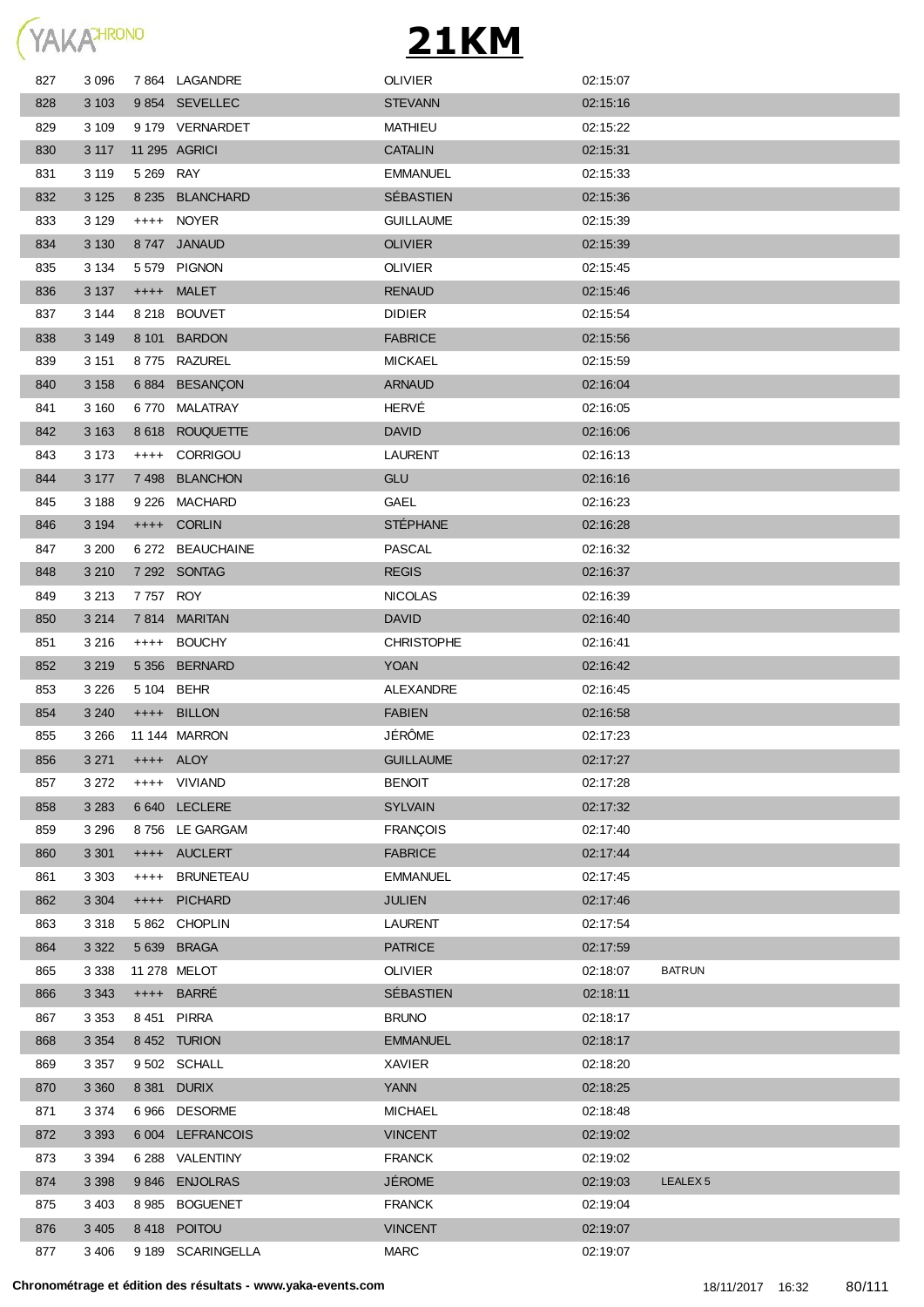# 21KM

| | | | | | | |
|---|---|---|---|---|---|---|
| 827 | 3 096 | 7 864 | LAGANDRE | OLIVIER | 02:15:07 | |
| 828 | 3 103 | 9 854 | SEVELLEC | STEVANN | 02:15:16 | |
| 829 | 3 109 | 9 179 | VERNARDET | MATHIEU | 02:15:22 | |
| 830 | 3 117 | 11 295 | AGRICI | CATALIN | 02:15:31 | |
| 831 | 3 119 | 5 269 | RAY | EMMANUEL | 02:15:33 | |
| 832 | 3 125 | 8 235 | BLANCHARD | SÉBASTIEN | 02:15:36 | |
| 833 | 3 129 | ++++ | NOYER | GUILLAUME | 02:15:39 | |
| 834 | 3 130 | 8 747 | JANAUD | OLIVIER | 02:15:39 | |
| 835 | 3 134 | 5 579 | PIGNON | OLIVIER | 02:15:45 | |
| 836 | 3 137 | ++++ | MALET | RENAUD | 02:15:46 | |
| 837 | 3 144 | 8 218 | BOUVET | DIDIER | 02:15:54 | |
| 838 | 3 149 | 8 101 | BARDON | FABRICE | 02:15:56 | |
| 839 | 3 151 | 8 775 | RAZUREL | MICKAEL | 02:15:59 | |
| 840 | 3 158 | 6 884 | BESANÇON | ARNAUD | 02:16:04 | |
| 841 | 3 160 | 6 770 | MALATRAY | HERVÉ | 02:16:05 | |
| 842 | 3 163 | 8 618 | ROUQUETTE | DAVID | 02:16:06 | |
| 843 | 3 173 | ++++ | CORRIGOU | LAURENT | 02:16:13 | |
| 844 | 3 177 | 7 498 | BLANCHON | GLU | 02:16:16 | |
| 845 | 3 188 | 9 226 | MACHARD | GAEL | 02:16:23 | |
| 846 | 3 194 | ++++ | CORLIN | STÉPHANE | 02:16:28 | |
| 847 | 3 200 | 6 272 | BEAUCHAINE | PASCAL | 02:16:32 | |
| 848 | 3 210 | 7 292 | SONTAG | REGIS | 02:16:37 | |
| 849 | 3 213 | 7 757 | ROY | NICOLAS | 02:16:39 | |
| 850 | 3 214 | 7 814 | MARITAN | DAVID | 02:16:40 | |
| 851 | 3 216 | ++++ | BOUCHY | CHRISTOPHE | 02:16:41 | |
| 852 | 3 219 | 5 356 | BERNARD | YOAN | 02:16:42 | |
| 853 | 3 226 | 5 104 | BEHR | ALEXANDRE | 02:16:45 | |
| 854 | 3 240 | ++++ | BILLON | FABIEN | 02:16:58 | |
| 855 | 3 266 | 11 144 | MARRON | JÉRÔME | 02:17:23 | |
| 856 | 3 271 | ++++ | ALOY | GUILLAUME | 02:17:27 | |
| 857 | 3 272 | ++++ | VIVIAND | BENOIT | 02:17:28 | |
| 858 | 3 283 | 6 640 | LECLERE | SYLVAIN | 02:17:32 | |
| 859 | 3 296 | 8 756 | LE GARGAM | FRANÇOIS | 02:17:40 | |
| 860 | 3 301 | ++++ | AUCLERT | FABRICE | 02:17:44 | |
| 861 | 3 303 | ++++ | BRUNETEAU | EMMANUEL | 02:17:45 | |
| 862 | 3 304 | ++++ | PICHARD | JULIEN | 02:17:46 | |
| 863 | 3 318 | 5 862 | CHOPLIN | LAURENT | 02:17:54 | |
| 864 | 3 322 | 5 639 | BRAGA | PATRICE | 02:17:59 | |
| 865 | 3 338 | 11 278 | MELOT | OLIVIER | 02:18:07 | BATRUN |
| 866 | 3 343 | ++++ | BARRÉ | SÉBASTIEN | 02:18:11 | |
| 867 | 3 353 | 8 451 | PIRRA | BRUNO | 02:18:17 | |
| 868 | 3 354 | 8 452 | TURION | EMMANUEL | 02:18:17 | |
| 869 | 3 357 | 9 502 | SCHALL | XAVIER | 02:18:20 | |
| 870 | 3 360 | 8 381 | DURIX | YANN | 02:18:25 | |
| 871 | 3 374 | 6 966 | DESORME | MICHAEL | 02:18:48 | |
| 872 | 3 393 | 6 004 | LEFRANCOIS | VINCENT | 02:19:02 | |
| 873 | 3 394 | 6 288 | VALENTINY | FRANCK | 02:19:02 | |
| 874 | 3 398 | 9 846 | ENJOLRAS | JÉROME | 02:19:03 | LEALEX 5 |
| 875 | 3 403 | 8 985 | BOGUENET | FRANCK | 02:19:04 | |
| 876 | 3 405 | 8 418 | POITOU | VINCENT | 02:19:07 | |
| 877 | 3 406 | 9 189 | SCARINGELLA | MARC | 02:19:07 | |

**Chronométrage et édition des résultats - www.yaka-events.com** 18/11/2017 16:32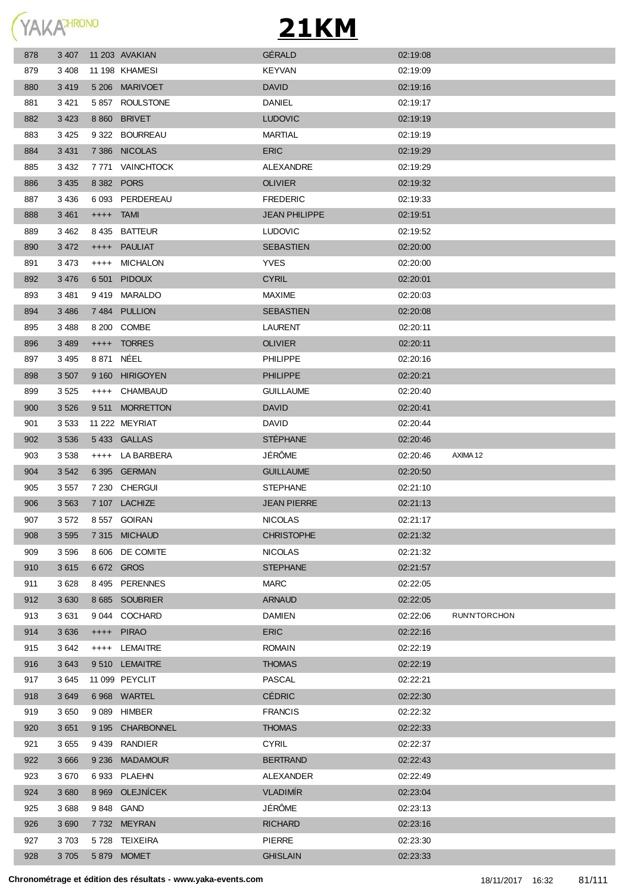# 21KM

| | | | | | | |
|---|---|---|---|---|---|---|
| 878 | 3 407 | 11 203 | AVAKIAN | GÉRALD | 02:19:08 | |
| 879 | 3 408 | 11 198 | KHAMESI | KEYVAN | 02:19:09 | |
| 880 | 3 419 | 5 206 | MARIVOET | DAVID | 02:19:16 | |
| 881 | 3 421 | 5 857 | ROULSTONE | DANIEL | 02:19:17 | |
| 882 | 3 423 | 8 860 | BRIVET | LUDOVIC | 02:19:19 | |
| 883 | 3 425 | 9 322 | BOURREAU | MARTIAL | 02:19:19 | |
| 884 | 3 431 | 7 386 | NICOLAS | ERIC | 02:19:29 | |
| 885 | 3 432 | 7 771 | VAINCHTOCK | ALEXANDRE | 02:19:29 | |
| 886 | 3 435 | 8 382 | PORS | OLIVIER | 02:19:32 | |
| 887 | 3 436 | 6 093 | PERDEREAU | FREDERIC | 02:19:33 | |
| 888 | 3 461 | ++++ | TAMI | JEAN PHILIPPE | 02:19:51 | |
| 889 | 3 462 | 8 435 | BATTEUR | LUDOVIC | 02:19:52 | |
| 890 | 3 472 | ++++ | PAULIAT | SEBASTIEN | 02:20:00 | |
| 891 | 3 473 | ++++ | MICHALON | YVES | 02:20:00 | |
| 892 | 3 476 | 6 501 | PIDOUX | CYRIL | 02:20:01 | |
| 893 | 3 481 | 9 419 | MARALDO | MAXIME | 02:20:03 | |
| 894 | 3 486 | 7 484 | PULLION | SEBASTIEN | 02:20:08 | |
| 895 | 3 488 | 8 200 | COMBE | LAURENT | 02:20:11 | |
| 896 | 3 489 | ++++ | TORRES | OLIVIER | 02:20:11 | |
| 897 | 3 495 | 8 871 | NÉEL | PHILIPPE | 02:20:16 | |
| 898 | 3 507 | 9 160 | HIRIGOYEN | PHILIPPE | 02:20:21 | |
| 899 | 3 525 | ++++ | CHAMBAUD | GUILLAUME | 02:20:40 | |
| 900 | 3 526 | 9 511 | MORRETTON | DAVID | 02:20:41 | |
| 901 | 3 533 | 11 222 | MEYRIAT | DAVID | 02:20:44 | |
| 902 | 3 536 | 5 433 | GALLAS | STÉPHANE | 02:20:46 | |
| 903 | 3 538 | ++++ | LA BARBERA | JÉRÔME | 02:20:46 | AXIMA 12 |
| 904 | 3 542 | 6 395 | GERMAN | GUILLAUME | 02:20:50 | |
| 905 | 3 557 | 7 230 | CHERGUI | STEPHANE | 02:21:10 | |
| 906 | 3 563 | 7 107 | LACHIZE | JEAN PIERRE | 02:21:13 | |
| 907 | 3 572 | 8 557 | GOIRAN | NICOLAS | 02:21:17 | |
| 908 | 3 595 | 7 315 | MICHAUD | CHRISTOPHE | 02:21:32 | |
| 909 | 3 596 | 8 606 | DE COMITE | NICOLAS | 02:21:32 | |
| 910 | 3 615 | 6 672 | GROS | STEPHANE | 02:21:57 | |
| 911 | 3 628 | 8 495 | PERENNES | MARC | 02:22:05 | |
| 912 | 3 630 | 8 685 | SOUBRIER | ARNAUD | 02:22:05 | |
| 913 | 3 631 | 9 044 | COCHARD | DAMIEN | 02:22:06 | RUN'N'TORCHON |
| 914 | 3 636 | ++++ | PIRAO | ERIC | 02:22:16 | |
| 915 | 3 642 | ++++ | LEMAITRE | ROMAIN | 02:22:19 | |
| 916 | 3 643 | 9 510 | LEMAITRE | THOMAS | 02:22:19 | |
| 917 | 3 645 | 11 099 | PEYCLIT | PASCAL | 02:22:21 | |
| 918 | 3 649 | 6 968 | WARTEL | CÉDRIC | 02:22:30 | |
| 919 | 3 650 | 9 089 | HIMBER | FRANCIS | 02:22:32 | |
| 920 | 3 651 | 9 195 | CHARBONNEL | THOMAS | 02:22:33 | |
| 921 | 3 655 | 9 439 | RANDIER | CYRIL | 02:22:37 | |
| 922 | 3 666 | 9 236 | MADAMOUR | BERTRAND | 02:22:43 | |
| 923 | 3 670 | 6 933 | PLAEHN | ALEXANDER | 02:22:49 | |
| 924 | 3 680 | 8 969 | OLEJNÍCEK | VLADIMÍR | 02:23:04 | |
| 925 | 3 688 | 9 848 | GAND | JÉRÔME | 02:23:13 | |
| 926 | 3 690 | 7 732 | MEYRAN | RICHARD | 02:23:16 | |
| 927 | 3 703 | 5 728 | TEIXEIRA | PIERRE | 02:23:30 | |
| 928 | 3 705 | 5 879 | MOMET | GHISLAIN | 02:23:33 | |

**Chronométrage et édition des résultats - www.yaka-events.com** 18/11/2017 16:32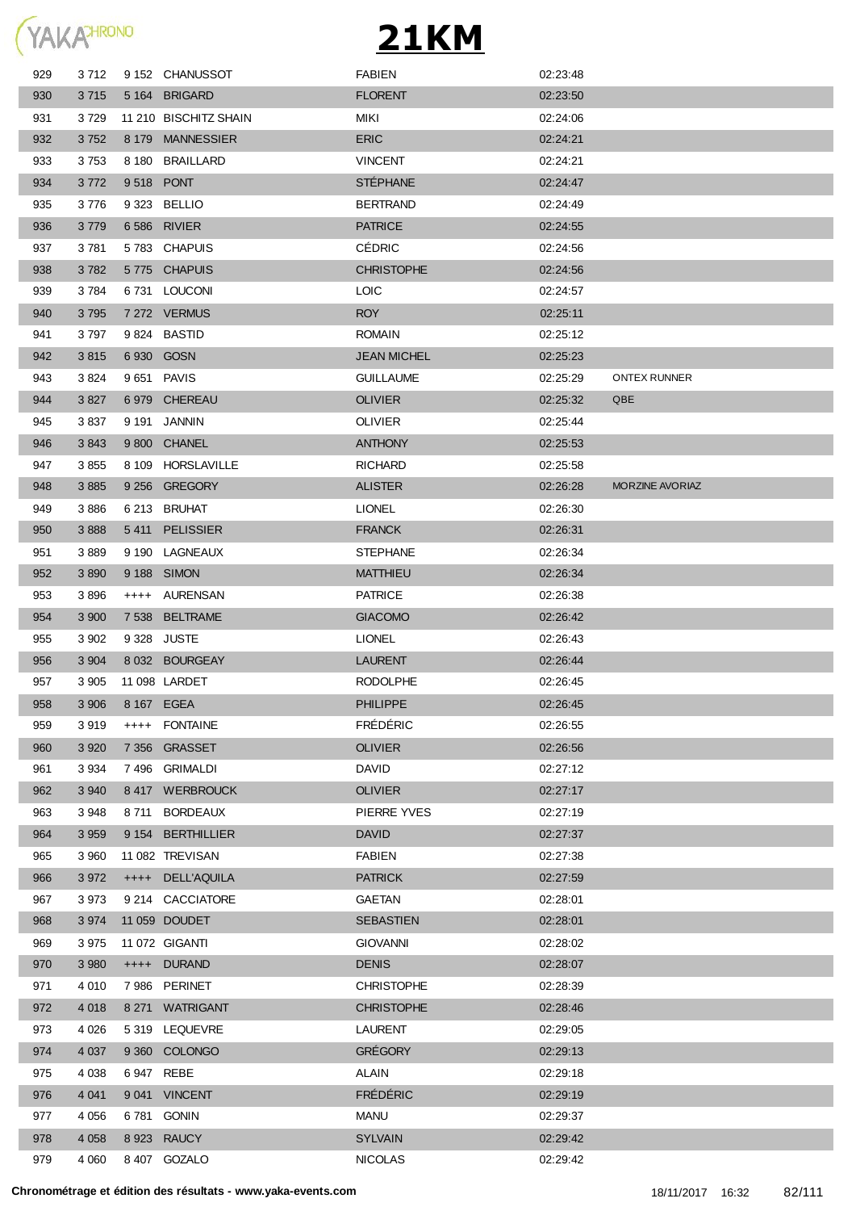# 21KM

| | | | | | | |
|---|---|---|---|---|---|---|
| 929 | 3 712 | 9 152 | CHANUSSOT | FABIEN | 02:23:48 | |
| 930 | 3 715 | 5 164 | BRIGARD | FLORENT | 02:23:50 | |
| 931 | 3 729 | 11 210 | BISCHITZ SHAIN | MIKI | 02:24:06 | |
| 932 | 3 752 | 8 179 | MANNESSIER | ERIC | 02:24:21 | |
| 933 | 3 753 | 8 180 | BRAILLARD | VINCENT | 02:24:21 | |
| 934 | 3 772 | 9 518 | PONT | STÉPHANE | 02:24:47 | |
| 935 | 3 776 | 9 323 | BELLIO | BERTRAND | 02:24:49 | |
| 936 | 3 779 | 6 586 | RIVIER | PATRICE | 02:24:55 | |
| 937 | 3 781 | 5 783 | CHAPUIS | CÉDRIC | 02:24:56 | |
| 938 | 3 782 | 5 775 | CHAPUIS | CHRISTOPHE | 02:24:56 | |
| 939 | 3 784 | 6 731 | LOUCONI | LOIC | 02:24:57 | |
| 940 | 3 795 | 7 272 | VERMUS | ROY | 02:25:11 | |
| 941 | 3 797 | 9 824 | BASTID | ROMAIN | 02:25:12 | |
| 942 | 3 815 | 6 930 | GOSN | JEAN MICHEL | 02:25:23 | |
| 943 | 3 824 | 9 651 | PAVIS | GUILLAUME | 02:25:29 | ONTEX RUNNER |
| 944 | 3 827 | 6 979 | CHEREAU | OLIVIER | 02:25:32 | QBE |
| 945 | 3 837 | 9 191 | JANNIN | OLIVIER | 02:25:44 | |
| 946 | 3 843 | 9 800 | CHANEL | ANTHONY | 02:25:53 | |
| 947 | 3 855 | 8 109 | HORSLAVILLE | RICHARD | 02:25:58 | |
| 948 | 3 885 | 9 256 | GREGORY | ALISTER | 02:26:28 | MORZINE AVORIAZ |
| 949 | 3 886 | 6 213 | BRUHAT | LIONEL | 02:26:30 | |
| 950 | 3 888 | 5 411 | PELISSIER | FRANCK | 02:26:31 | |
| 951 | 3 889 | 9 190 | LAGNEAUX | STEPHANE | 02:26:34 | |
| 952 | 3 890 | 9 188 | SIMON | MATTHIEU | 02:26:34 | |
| 953 | 3 896 | ++++ | AURENSAN | PATRICE | 02:26:38 | |
| 954 | 3 900 | 7 538 | BELTRAME | GIACOMO | 02:26:42 | |
| 955 | 3 902 | 9 328 | JUSTE | LIONEL | 02:26:43 | |
| 956 | 3 904 | 8 032 | BOURGEAY | LAURENT | 02:26:44 | |
| 957 | 3 905 | 11 098 | LARDET | RODOLPHE | 02:26:45 | |
| 958 | 3 906 | 8 167 | EGEA | PHILIPPE | 02:26:45 | |
| 959 | 3 919 | ++++ | FONTAINE | FRÉDÉRIC | 02:26:55 | |
| 960 | 3 920 | 7 356 | GRASSET | OLIVIER | 02:26:56 | |
| 961 | 3 934 | 7 496 | GRIMALDI | DAVID | 02:27:12 | |
| 962 | 3 940 | 8 417 | WERBROUCK | OLIVIER | 02:27:17 | |
| 963 | 3 948 | 8 711 | BORDEAUX | PIERRE YVES | 02:27:19 | |
| 964 | 3 959 | 9 154 | BERTHILLIER | DAVID | 02:27:37 | |
| 965 | 3 960 | 11 082 | TREVISAN | FABIEN | 02:27:38 | |
| 966 | 3 972 | ++++ | DELL'AQUILA | PATRICK | 02:27:59 | |
| 967 | 3 973 | 9 214 | CACCIATORE | GAETAN | 02:28:01 | |
| 968 | 3 974 | 11 059 | DOUDET | SEBASTIEN | 02:28:01 | |
| 969 | 3 975 | 11 072 | GIGANTI | GIOVANNI | 02:28:02 | |
| 970 | 3 980 | ++++ | DURAND | DENIS | 02:28:07 | |
| 971 | 4 010 | 7 986 | PERINET | CHRISTOPHE | 02:28:39 | |
| 972 | 4 018 | 8 271 | WATRIGANT | CHRISTOPHE | 02:28:46 | |
| 973 | 4 026 | 5 319 | LEQUEVRE | LAURENT | 02:29:05 | |
| 974 | 4 037 | 9 360 | COLONGO | GRÉGORY | 02:29:13 | |
| 975 | 4 038 | 6 947 | REBE | ALAIN | 02:29:18 | |
| 976 | 4 041 | 9 041 | VINCENT | FRÉDÉRIC | 02:29:19 | |
| 977 | 4 056 | 6 781 | GONIN | MANU | 02:29:37 | |
| 978 | 4 058 | 8 923 | RAUCY | SYLVAIN | 02:29:42 | |
| 979 | 4 060 | 8 407 | GOZALO | NICOLAS | 02:29:42 | |

**Chronométrage et édition des résultats - www.yaka-events.com** 18/11/2017 16:32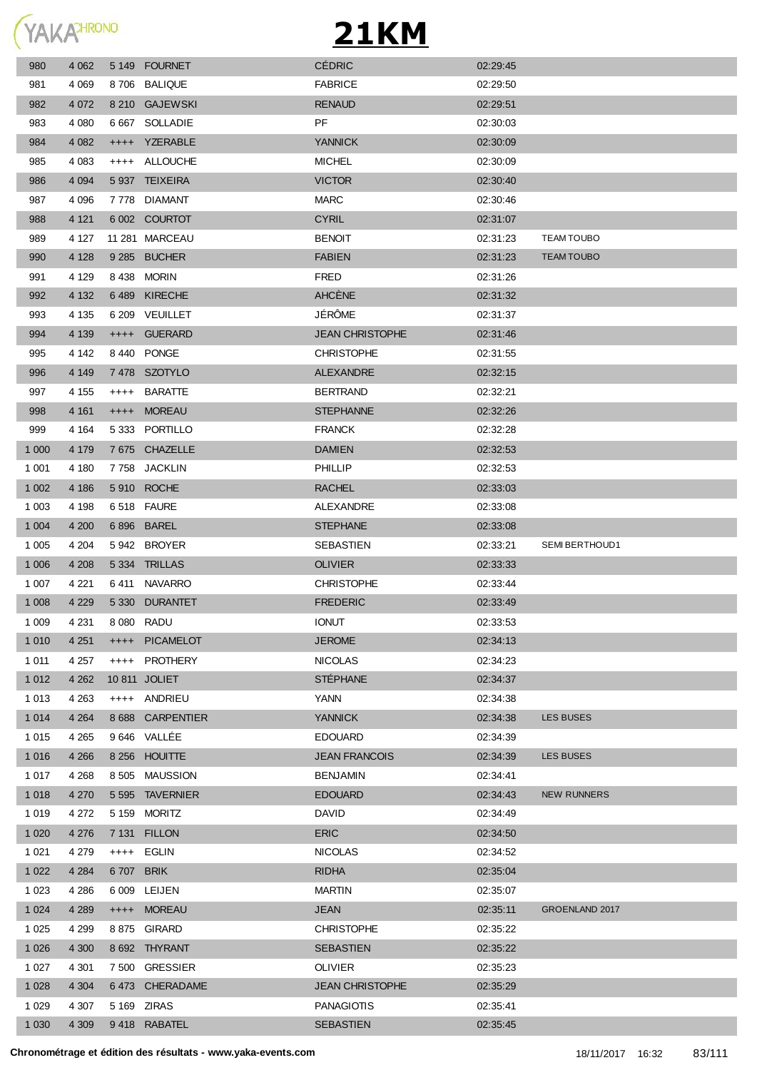# 21KM

| | | | | | | |
|---|---|---|---|---|---|---|
| 980 | 4 062 | 5 149 | FOURNET | CÉDRIC | 02:29:45 | |
| 981 | 4 069 | 8 706 | BALIQUE | FABRICE | 02:29:50 | |
| 982 | 4 072 | 8 210 | GAJEWSKI | RENAUD | 02:29:51 | |
| 983 | 4 080 | 6 667 | SOLLADIE | PF | 02:30:03 | |
| 984 | 4 082 | ++++ | YZERABLE | YANNICK | 02:30:09 | |
| 985 | 4 083 | ++++ | ALLOUCHE | MICHEL | 02:30:09 | |
| 986 | 4 094 | 5 937 | TEIXEIRA | VICTOR | 02:30:40 | |
| 987 | 4 096 | 7 778 | DIAMANT | MARC | 02:30:46 | |
| 988 | 4 121 | 6 002 | COURTOT | CYRIL | 02:31:07 | |
| 989 | 4 127 | 11 281 | MARCEAU | BENOIT | 02:31:23 | TEAM TOUBO |
| 990 | 4 128 | 9 285 | BUCHER | FABIEN | 02:31:23 | TEAM TOUBO |
| 991 | 4 129 | 8 438 | MORIN | FRED | 02:31:26 | |
| 992 | 4 132 | 6 489 | KIRECHE | AHCÈNE | 02:31:32 | |
| 993 | 4 135 | 6 209 | VEUILLET | JÉRÔME | 02:31:37 | |
| 994 | 4 139 | ++++ | GUERARD | JEAN CHRISTOPHE | 02:31:46 | |
| 995 | 4 142 | 8 440 | PONGE | CHRISTOPHE | 02:31:55 | |
| 996 | 4 149 | 7 478 | SZOTYLO | ALEXANDRE | 02:32:15 | |
| 997 | 4 155 | ++++ | BARATTE | BERTRAND | 02:32:21 | |
| 998 | 4 161 | ++++ | MOREAU | STEPHANNE | 02:32:26 | |
| 999 | 4 164 | 5 333 | PORTILLO | FRANCK | 02:32:28 | |
| 1 000 | 4 179 | 7 675 | CHAZELLE | DAMIEN | 02:32:53 | |
| 1 001 | 4 180 | 7 758 | JACKLIN | PHILLIP | 02:32:53 | |
| 1 002 | 4 186 | 5 910 | ROCHE | RACHEL | 02:33:03 | |
| 1 003 | 4 198 | 6 518 | FAURE | ALEXANDRE | 02:33:08 | |
| 1 004 | 4 200 | 6 896 | BAREL | STEPHANE | 02:33:08 | |
| 1 005 | 4 204 | 5 942 | BROYER | SEBASTIEN | 02:33:21 | SEMI BERTHOUD1 |
| 1 006 | 4 208 | 5 334 | TRILLAS | OLIVIER | 02:33:33 | |
| 1 007 | 4 221 | 6 411 | NAVARRO | CHRISTOPHE | 02:33:44 | |
| 1 008 | 4 229 | 5 330 | DURANTET | FREDERIC | 02:33:49 | |
| 1 009 | 4 231 | 8 080 | RADU | IONUT | 02:33:53 | |
| 1 010 | 4 251 | ++++ | PICAMELOT | JEROME | 02:34:13 | |
| 1 011 | 4 257 | ++++ | PROTHERY | NICOLAS | 02:34:23 | |
| 1 012 | 4 262 | 10 811 | JOLIET | STÉPHANE | 02:34:37 | |
| 1 013 | 4 263 | ++++ | ANDRIEU | YANN | 02:34:38 | |
| 1 014 | 4 264 | 8 688 | CARPENTIER | YANNICK | 02:34:38 | LES BUSES |
| 1 015 | 4 265 | 9 646 | VALLÉE | EDOUARD | 02:34:39 | |
| 1 016 | 4 266 | 8 256 | HOUITTE | JEAN FRANCOIS | 02:34:39 | LES BUSES |
| 1 017 | 4 268 | 8 505 | MAUSSION | BENJAMIN | 02:34:41 | |
| 1 018 | 4 270 | 5 595 | TAVERNIER | EDOUARD | 02:34:43 | NEW RUNNERS |
| 1 019 | 4 272 | 5 159 | MORITZ | DAVID | 02:34:49 | |
| 1 020 | 4 276 | 7 131 | FILLON | ERIC | 02:34:50 | |
| 1 021 | 4 279 | ++++ | EGLIN | NICOLAS | 02:34:52 | |
| 1 022 | 4 284 | 6 707 | BRIK | RIDHA | 02:35:04 | |
| 1 023 | 4 286 | 6 009 | LEIJEN | MARTIN | 02:35:07 | |
| 1 024 | 4 289 | ++++ | MOREAU | JEAN | 02:35:11 | GROENLAND 2017 |
| 1 025 | 4 299 | 8 875 | GIRARD | CHRISTOPHE | 02:35:22 | |
| 1 026 | 4 300 | 8 692 | THYRANT | SEBASTIEN | 02:35:22 | |
| 1 027 | 4 301 | 7 500 | GRESSIER | OLIVIER | 02:35:23 | |
| 1 028 | 4 304 | 6 473 | CHERADAME | JEAN CHRISTOPHE | 02:35:29 | |
| 1 029 | 4 307 | 5 169 | ZIRAS | PANAGIOTIS | 02:35:41 | |
| 1 030 | 4 309 | 9 418 | RABATEL | SEBASTIEN | 02:35:45 | |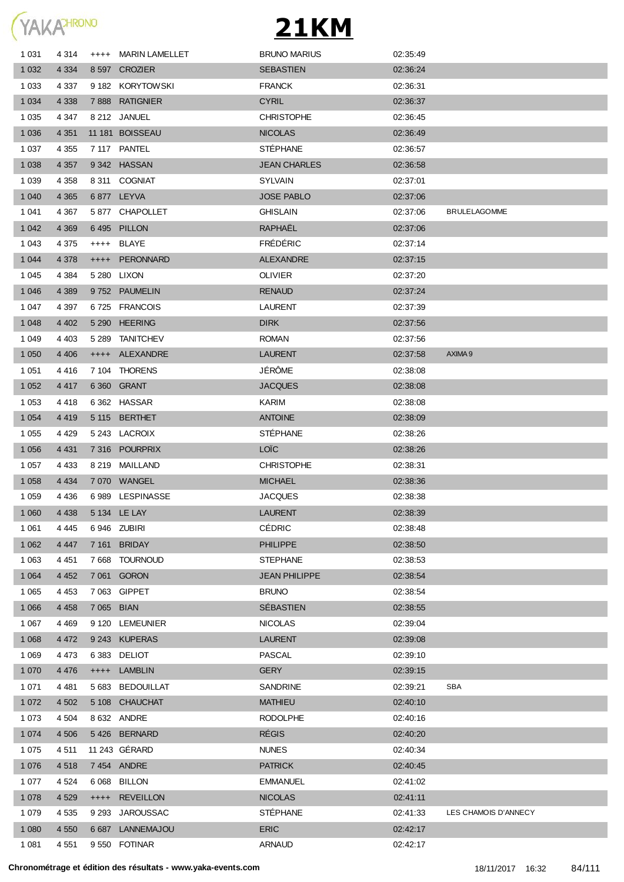# 21KM

| | | | | | | |
|---|---|---|---|---|---|---|
| 1 031 | 4 314 | ++++ | MARIN LAMELLET | BRUNO MARIUS | 02:35:49 | |
| 1 032 | 4 334 | 8 597 | CROZIER | SEBASTIEN | 02:36:24 | |
| 1 033 | 4 337 | 9 182 | KORYTOWSKI | FRANCK | 02:36:31 | |
| 1 034 | 4 338 | 7 888 | RATIGNIER | CYRIL | 02:36:37 | |
| 1 035 | 4 347 | 8 212 | JANUEL | CHRISTOPHE | 02:36:45 | |
| 1 036 | 4 351 | 11 181 | BOISSEAU | NICOLAS | 02:36:49 | |
| 1 037 | 4 355 | 7 117 | PANTEL | STÉPHANE | 02:36:57 | |
| 1 038 | 4 357 | 9 342 | HASSAN | JEAN CHARLES | 02:36:58 | |
| 1 039 | 4 358 | 8 311 | COGNIAT | SYLVAIN | 02:37:01 | |
| 1 040 | 4 365 | 6 877 | LEYVA | JOSE PABLO | 02:37:06 | |
| 1 041 | 4 367 | 5 877 | CHAPOLLET | GHISLAIN | 02:37:06 | BRULELAGOMME |
| 1 042 | 4 369 | 6 495 | PILLON | RAPHAËL | 02:37:06 | |
| 1 043 | 4 375 | ++++ | BLAYE | FRÉDÉRIC | 02:37:14 | |
| 1 044 | 4 378 | ++++ | PERONNARD | ALEXANDRE | 02:37:15 | |
| 1 045 | 4 384 | 5 280 | LIXON | OLIVIER | 02:37:20 | |
| 1 046 | 4 389 | 9 752 | PAUMELIN | RENAUD | 02:37:24 | |
| 1 047 | 4 397 | 6 725 | FRANCOIS | LAURENT | 02:37:39 | |
| 1 048 | 4 402 | 5 290 | HEERING | DIRK | 02:37:56 | |
| 1 049 | 4 403 | 5 289 | TANITCHEV | ROMAN | 02:37:56 | |
| 1 050 | 4 406 | ++++ | ALEXANDRE | LAURENT | 02:37:58 | AXIMA 9 |
| 1 051 | 4 416 | 7 104 | THORENS | JÉRÔME | 02:38:08 | |
| 1 052 | 4 417 | 6 360 | GRANT | JACQUES | 02:38:08 | |
| 1 053 | 4 418 | 6 362 | HASSAR | KARIM | 02:38:08 | |
| 1 054 | 4 419 | 5 115 | BERTHET | ANTOINE | 02:38:09 | |
| 1 055 | 4 429 | 5 243 | LACROIX | STÉPHANE | 02:38:26 | |
| 1 056 | 4 431 | 7 316 | POURPRIX | LOÏC | 02:38:26 | |
| 1 057 | 4 433 | 8 219 | MAILLAND | CHRISTOPHE | 02:38:31 | |
| 1 058 | 4 434 | 7 070 | WANGEL | MICHAEL | 02:38:36 | |
| 1 059 | 4 436 | 6 989 | LESPINASSE | JACQUES | 02:38:38 | |
| 1 060 | 4 438 | 5 134 | LE LAY | LAURENT | 02:38:39 | |
| 1 061 | 4 445 | 6 946 | ZUBIRI | CÉDRIC | 02:38:48 | |
| 1 062 | 4 447 | 7 161 | BRIDAY | PHILIPPE | 02:38:50 | |
| 1 063 | 4 451 | 7 668 | TOURNOUD | STEPHANE | 02:38:53 | |
| 1 064 | 4 452 | 7 061 | GORON | JEAN PHILIPPE | 02:38:54 | |
| 1 065 | 4 453 | 7 063 | GIPPET | BRUNO | 02:38:54 | |
| 1 066 | 4 458 | 7 065 | BIAN | SÉBASTIEN | 02:38:55 | |
| 1 067 | 4 469 | 9 120 | LEMEUNIER | NICOLAS | 02:39:04 | |
| 1 068 | 4 472 | 9 243 | KUPERAS | LAURENT | 02:39:08 | |
| 1 069 | 4 473 | 6 383 | DELIOT | PASCAL | 02:39:10 | |
| 1 070 | 4 476 | ++++ | LAMBLIN | GERY | 02:39:15 | |
| 1 071 | 4 481 | 5 683 | BEDOUILLAT | SANDRINE | 02:39:21 | SBA |
| 1 072 | 4 502 | 5 108 | CHAUCHAT | MATHIEU | 02:40:10 | |
| 1 073 | 4 504 | 8 632 | ANDRE | RODOLPHE | 02:40:16 | |
| 1 074 | 4 506 | 5 426 | BERNARD | RÉGIS | 02:40:20 | |
| 1 075 | 4 511 | 11 243 | GÉRARD | NUNES | 02:40:34 | |
| 1 076 | 4 518 | 7 454 | ANDRE | PATRICK | 02:40:45 | |
| 1 077 | 4 524 | 6 068 | BILLON | EMMANUEL | 02:41:02 | |
| 1 078 | 4 529 | ++++ | REVEILLON | NICOLAS | 02:41:11 | |
| 1 079 | 4 535 | 9 293 | JAROUSSAC | STÉPHANE | 02:41:33 | LES CHAMOIS D'ANNECY |
| 1 080 | 4 550 | 6 687 | LANNEMAJOU | ERIC | 02:42:17 | |
| 1 081 | 4 551 | 9 550 | FOTINAR | ARNAUD | 02:42:17 | |

**Chronométrage et édition des résultats - www.yaka-events.com** 18/11/2017 16:32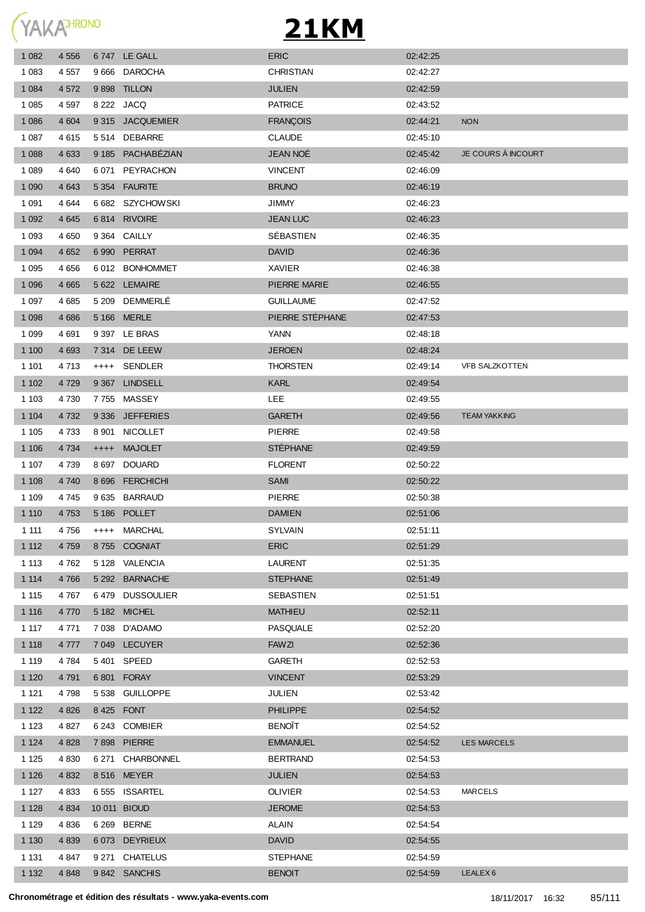# 21KM

| | | | | | | |
|---|---|---|---|---|---|---|
| 1 082 | 4 556 | 6 747 | LE GALL | ERIC | 02:42:25 | |
| 1 083 | 4 557 | 9 666 | DAROCHA | CHRISTIAN | 02:42:27 | |
| 1 084 | 4 572 | 9 898 | TILLON | JULIEN | 02:42:59 | |
| 1 085 | 4 597 | 8 222 | JACQ | PATRICE | 02:43:52 | |
| 1 086 | 4 604 | 9 315 | JACQUEMIER | FRANÇOIS | 02:44:21 | NON |
| 1 087 | 4 615 | 5 514 | DEBARRE | CLAUDE | 02:45:10 | |
| 1 088 | 4 633 | 9 185 | PACHABÉZIAN | JEAN NOÉ | 02:45:42 | JE COURS À INCOURT |
| 1 089 | 4 640 | 6 071 | PEYRACHON | VINCENT | 02:46:09 | |
| 1 090 | 4 643 | 5 354 | FAURITE | BRUNO | 02:46:19 | |
| 1 091 | 4 644 | 6 682 | SZYCHOWSKI | JIMMY | 02:46:23 | |
| 1 092 | 4 645 | 6 814 | RIVOIRE | JEAN LUC | 02:46:23 | |
| 1 093 | 4 650 | 9 364 | CAILLY | SÉBASTIEN | 02:46:35 | |
| 1 094 | 4 652 | 6 990 | PERRAT | DAVID | 02:46:36 | |
| 1 095 | 4 656 | 6 012 | BONHOMMET | XAVIER | 02:46:38 | |
| 1 096 | 4 665 | 5 622 | LEMAIRE | PIERRE MARIE | 02:46:55 | |
| 1 097 | 4 685 | 5 209 | DEMMERLÉ | GUILLAUME | 02:47:52 | |
| 1 098 | 4 686 | 5 166 | MERLE | PIERRE STÉPHANE | 02:47:53 | |
| 1 099 | 4 691 | 9 397 | LE BRAS | YANN | 02:48:18 | |
| 1 100 | 4 693 | 7 314 | DE LEEW | JEROEN | 02:48:24 | |
| 1 101 | 4 713 | ++++ | SENDLER | THORSTEN | 02:49:14 | VFB SALZKOTTEN |
| 1 102 | 4 729 | 9 367 | LINDSELL | KARL | 02:49:54 | |
| 1 103 | 4 730 | 7 755 | MASSEY | LEE | 02:49:55 | |
| 1 104 | 4 732 | 9 336 | JEFFERIES | GARETH | 02:49:56 | TEAM YAKKING |
| 1 105 | 4 733 | 8 901 | NICOLLET | PIERRE | 02:49:58 | |
| 1 106 | 4 734 | ++++ | MAJOLET | STÉPHANE | 02:49:59 | |
| 1 107 | 4 739 | 8 697 | DOUARD | FLORENT | 02:50:22 | |
| 1 108 | 4 740 | 8 696 | FERCHICHI | SAMI | 02:50:22 | |
| 1 109 | 4 745 | 9 635 | BARRAUD | PIERRE | 02:50:38 | |
| 1 110 | 4 753 | 5 186 | POLLET | DAMIEN | 02:51:06 | |
| 1 111 | 4 756 | ++++ | MARCHAL | SYLVAIN | 02:51:11 | |
| 1 112 | 4 759 | 8 755 | COGNIAT | ERIC | 02:51:29 | |
| 1 113 | 4 762 | 5 128 | VALENCIA | LAURENT | 02:51:35 | |
| 1 114 | 4 766 | 5 292 | BARNACHE | STEPHANE | 02:51:49 | |
| 1 115 | 4 767 | 6 479 | DUSSOULIER | SEBASTIEN | 02:51:51 | |
| 1 116 | 4 770 | 5 182 | MICHEL | MATHIEU | 02:52:11 | |
| 1 117 | 4 771 | 7 038 | D'ADAMO | PASQUALE | 02:52:20 | |
| 1 118 | 4 777 | 7 049 | LECUYER | FAWZI | 02:52:36 | |
| 1 119 | 4 784 | 5 401 | SPEED | GARETH | 02:52:53 | |
| 1 120 | 4 791 | 6 801 | FORAY | VINCENT | 02:53:29 | |
| 1 121 | 4 798 | 5 538 | GUILLOPPE | JULIEN | 02:53:42 | |
| 1 122 | 4 826 | 8 425 | FONT | PHILIPPE | 02:54:52 | |
| 1 123 | 4 827 | 6 243 | COMBIER | BENOÎT | 02:54:52 | |
| 1 124 | 4 828 | 7 898 | PIERRE | EMMANUEL | 02:54:52 | LES MARCELS |
| 1 125 | 4 830 | 6 271 | CHARBONNEL | BERTRAND | 02:54:53 | |
| 1 126 | 4 832 | 8 516 | MEYER | JULIEN | 02:54:53 | |
| 1 127 | 4 833 | 6 555 | ISSARTEL | OLIVIER | 02:54:53 | MARCELS |
| 1 128 | 4 834 | 10 011 | BIOUD | JEROME | 02:54:53 | |
| 1 129 | 4 836 | 6 269 | BERNE | ALAIN | 02:54:54 | |
| 1 130 | 4 839 | 6 073 | DEYRIEUX | DAVID | 02:54:55 | |
| 1 131 | 4 847 | 9 271 | CHATELUS | STEPHANE | 02:54:59 | |
| 1 132 | 4 848 | 9 842 | SANCHIS | BENOIT | 02:54:59 | LEALEX 6 |

**Chronométrage et édition des résultats - www.yaka-events.com** 18/11/2017 16:32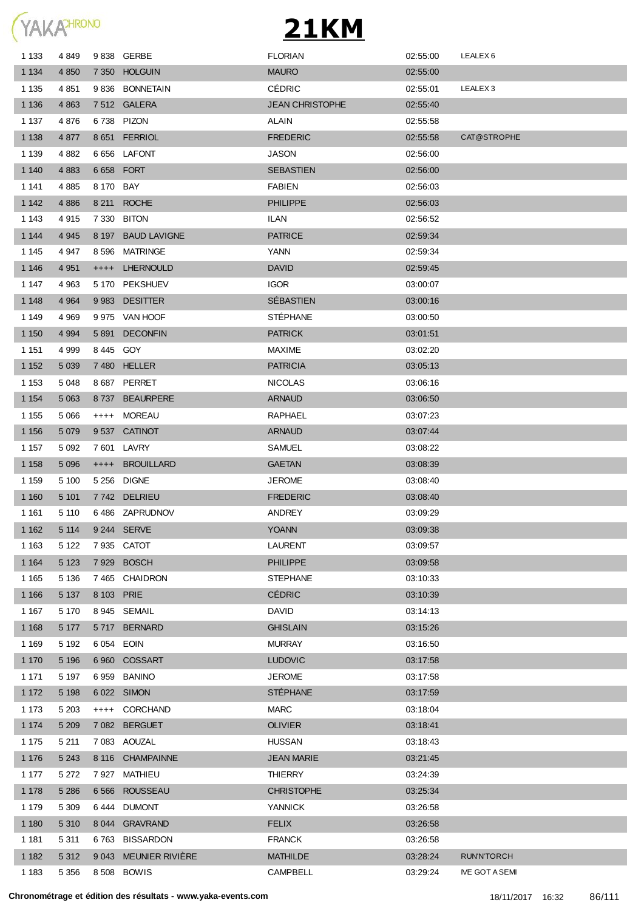# 21KM

| | | | | | | |
|---|---|---|---|---|---|---|
| 1 133 | 4 849 | 9 838 | GERBE | FLORIAN | 02:55:00 | LEALEX 6 |
| 1 134 | 4 850 | 7 350 | HOLGUIN | MAURO | 02:55:00 | |
| 1 135 | 4 851 | 9 836 | BONNETAIN | CÉDRIC | 02:55:01 | LEALEX 3 |
| 1 136 | 4 863 | 7 512 | GALERA | JEAN CHRISTOPHE | 02:55:40 | |
| 1 137 | 4 876 | 6 738 | PIZON | ALAIN | 02:55:58 | |
| 1 138 | 4 877 | 8 651 | FERRIOL | FREDERIC | 02:55:58 | CAT@STROPHE |
| 1 139 | 4 882 | 6 656 | LAFONT | JASON | 02:56:00 | |
| 1 140 | 4 883 | 6 658 | FORT | SEBASTIEN | 02:56:00 | |
| 1 141 | 4 885 | 8 170 | BAY | FABIEN | 02:56:03 | |
| 1 142 | 4 886 | 8 211 | ROCHE | PHILIPPE | 02:56:03 | |
| 1 143 | 4 915 | 7 330 | BITON | ILAN | 02:56:52 | |
| 1 144 | 4 945 | 8 197 | BAUD LAVIGNE | PATRICE | 02:59:34 | |
| 1 145 | 4 947 | 8 596 | MATRINGE | YANN | 02:59:34 | |
| 1 146 | 4 951 | ++++ | LHERNOULD | DAVID | 02:59:45 | |
| 1 147 | 4 963 | 5 170 | PEKSHUEV | IGOR | 03:00:07 | |
| 1 148 | 4 964 | 9 983 | DESITTER | SÉBASTIEN | 03:00:16 | |
| 1 149 | 4 969 | 9 975 | VAN HOOF | STÉPHANE | 03:00:50 | |
| 1 150 | 4 994 | 5 891 | DECONFIN | PATRICK | 03:01:51 | |
| 1 151 | 4 999 | 8 445 | GOY | MAXIME | 03:02:20 | |
| 1 152 | 5 039 | 7 480 | HELLER | PATRICIA | 03:05:13 | |
| 1 153 | 5 048 | 8 687 | PERRET | NICOLAS | 03:06:16 | |
| 1 154 | 5 063 | 8 737 | BEAURPERE | ARNAUD | 03:06:50 | |
| 1 155 | 5 066 | ++++ | MOREAU | RAPHAEL | 03:07:23 | |
| 1 156 | 5 079 | 9 537 | CATINOT | ARNAUD | 03:07:44 | |
| 1 157 | 5 092 | 7 601 | LAVRY | SAMUEL | 03:08:22 | |
| 1 158 | 5 096 | ++++ | BROUILLARD | GAETAN | 03:08:39 | |
| 1 159 | 5 100 | 5 256 | DIGNE | JEROME | 03:08:40 | |
| 1 160 | 5 101 | 7 742 | DELRIEU | FREDERIC | 03:08:40 | |
| 1 161 | 5 110 | 6 486 | ZAPRUDNOV | ANDREY | 03:09:29 | |
| 1 162 | 5 114 | 9 244 | SERVE | YOANN | 03:09:38 | |
| 1 163 | 5 122 | 7 935 | CATOT | LAURENT | 03:09:57 | |
| 1 164 | 5 123 | 7 929 | BOSCH | PHILIPPE | 03:09:58 | |
| 1 165 | 5 136 | 7 465 | CHAIDRON | STEPHANE | 03:10:33 | |
| 1 166 | 5 137 | 8 103 | PRIE | CÉDRIC | 03:10:39 | |
| 1 167 | 5 170 | 8 945 | SEMAIL | DAVID | 03:14:13 | |
| 1 168 | 5 177 | 5 717 | BERNARD | GHISLAIN | 03:15:26 | |
| 1 169 | 5 192 | 6 054 | EOIN | MURRAY | 03:16:50 | |
| 1 170 | 5 196 | 6 960 | COSSART | LUDOVIC | 03:17:58 | |
| 1 171 | 5 197 | 6 959 | BANINO | JEROME | 03:17:58 | |
| 1 172 | 5 198 | 6 022 | SIMON | STÉPHANE | 03:17:59 | |
| 1 173 | 5 203 | ++++ | CORCHAND | MARC | 03:18:04 | |
| 1 174 | 5 209 | 7 082 | BERGUET | OLIVIER | 03:18:41 | |
| 1 175 | 5 211 | 7 083 | AOUZAL | HUSSAN | 03:18:43 | |
| 1 176 | 5 243 | 8 116 | CHAMPAINNE | JEAN MARIE | 03:21:45 | |
| 1 177 | 5 272 | 7 927 | MATHIEU | THIERRY | 03:24:39 | |
| 1 178 | 5 286 | 6 566 | ROUSSEAU | CHRISTOPHE | 03:25:34 | |
| 1 179 | 5 309 | 6 444 | DUMONT | YANNICK | 03:26:58 | |
| 1 180 | 5 310 | 8 044 | GRAVRAND | FELIX | 03:26:58 | |
| 1 181 | 5 311 | 6 763 | BISSARDON | FRANCK | 03:26:58 | |
| 1 182 | 5 312 | 9 043 | MEUNIER RIVIÈRE | MATHILDE | 03:28:24 | RUN'N'TORCH |
| 1 183 | 5 356 | 8 508 | BOWIS | CAMPBELL | 03:29:24 | IVE GOT A SEMI |

**Chronométrage et édition des résultats - www.yaka-events.com** 18/11/2017 16:32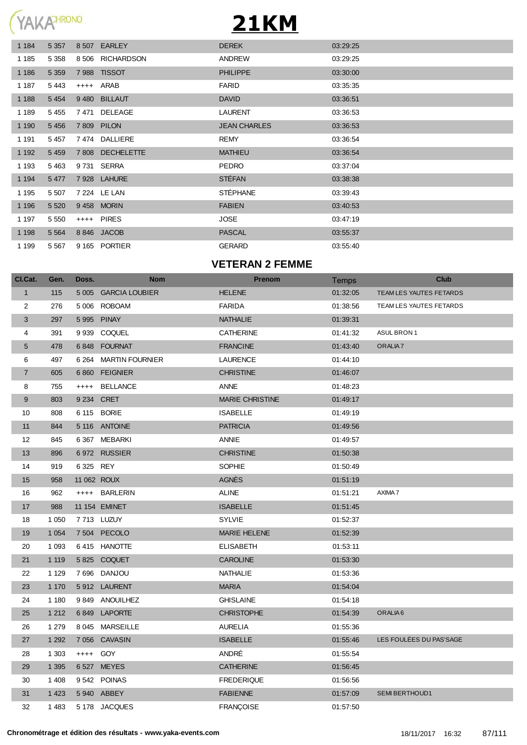# 21KM

| | | | | | | |
|---|---|---|---|---|---|---|
| 1 184 | 5 357 | 8 507 | EARLEY | DEREK | 03:29:25 | |
| 1 185 | 5 358 | 8 506 | RICHARDSON | ANDREW | 03:29:25 | |
| 1 186 | 5 359 | 7 988 | TISSOT | PHILIPPE | 03:30:00 | |
| 1 187 | 5 443 | ++++ | ARAB | FARID | 03:35:35 | |
| 1 188 | 5 454 | 9 480 | BILLAUT | DAVID | 03:36:51 | |
| 1 189 | 5 455 | 7 471 | DELEAGE | LAURENT | 03:36:53 | |
| 1 190 | 5 456 | 7 809 | PILON | JEAN CHARLES | 03:36:53 | |
| 1 191 | 5 457 | 7 474 | DALLIERE | REMY | 03:36:54 | |
| 1 192 | 5 459 | 7 808 | DECHELETTE | MATHIEU | 03:36:54 | |
| 1 193 | 5 463 | 9 731 | SERRA | PEDRO | 03:37:04 | |
| 1 194 | 5 477 | 7 928 | LAHURE | STÉFAN | 03:38:38 | |
| 1 195 | 5 507 | 7 224 | LE LAN | STÉPHANE | 03:39:43 | |
| 1 196 | 5 520 | 9 458 | MORIN | FABIEN | 03:40:53 | |
| 1 197 | 5 550 | ++++ | PIRES | JOSE | 03:47:19 | |
| 1 198 | 5 564 | 8 846 | JACOB | PASCAL | 03:55:37 | |
| 1 199 | 5 567 | 9 165 | PORTIER | GERARD | 03:55:40 | |

## VETERAN 2 FEMME

| Cl.Cat. | Gen. | Doss. | Nom | Prenom | Temps | Club |
|---|---|---|---|---|---|---|
| 1 | 115 | 5 005 | GARCIA LOUBIER | HELENE | 01:32:05 | TEAM LES YAUTES FETARDS |
| 2 | 276 | 5 006 | ROBOAM | FARIDA | 01:38:56 | TEAM LES YAUTES FETARDS |
| 3 | 297 | 5 995 | PINAY | NATHALIE | 01:39:31 | |
| 4 | 391 | 9 939 | COQUEL | CATHERINE | 01:41:32 | ASUL BRON 1 |
| 5 | 478 | 6 848 | FOURNAT | FRANCINE | 01:43:40 | ORALIA 7 |
| 6 | 497 | 6 264 | MARTIN FOURNIER | LAURENCE | 01:44:10 | |
| 7 | 605 | 6 860 | FEIGNIER | CHRISTINE | 01:46:07 | |
| 8 | 755 | ++++ | BELLANCE | ANNE | 01:48:23 | |
| 9 | 803 | 9 234 | CRET | MARIE CHRISTINE | 01:49:17 | |
| 10 | 808 | 6 115 | BORIE | ISABELLE | 01:49:19 | |
| 11 | 844 | 5 116 | ANTOINE | PATRICIA | 01:49:56 | |
| 12 | 845 | 6 367 | MEBARKI | ANNIE | 01:49:57 | |
| 13 | 896 | 6 972 | RUSSIER | CHRISTINE | 01:50:38 | |
| 14 | 919 | 6 325 | REY | SOPHIE | 01:50:49 | |
| 15 | 958 | 11 062 | ROUX | AGNÈS | 01:51:19 | |
| 16 | 962 | ++++ | BARLERIN | ALINE | 01:51:21 | AXIMA 7 |
| 17 | 988 | 11 154 | EMINET | ISABELLE | 01:51:45 | |
| 18 | 1 050 | 7 713 | LUZUY | SYLVIE | 01:52:37 | |
| 19 | 1 054 | 7 504 | PECOLO | MARIE HELENE | 01:52:39 | |
| 20 | 1 093 | 6 415 | HANOTTE | ELISABETH | 01:53:11 | |
| 21 | 1 119 | 5 825 | COQUET | CAROLINE | 01:53:30 | |
| 22 | 1 129 | 7 696 | DANJOU | NATHALIE | 01:53:36 | |
| 23 | 1 170 | 5 912 | LAURENT | MARIA | 01:54:04 | |
| 24 | 1 180 | 9 849 | ANOUILHEZ | GHISLAINE | 01:54:18 | |
| 25 | 1 212 | 6 849 | LAPORTE | CHRISTOPHE | 01:54:39 | ORALIA 6 |
| 26 | 1 279 | 8 045 | MARSEILLE | AURELIA | 01:55:36 | |
| 27 | 1 292 | 7 056 | CAVASIN | ISABELLE | 01:55:46 | LES FOULÉES DU PAS'SAGE |
| 28 | 1 303 | ++++ | GOY | ANDRÉ | 01:55:54 | |
| 29 | 1 395 | 6 527 | MEYES | CATHERINE | 01:56:45 | |
| 30 | 1 408 | 9 542 | POINAS | FREDERIQUE | 01:56:56 | |
| 31 | 1 423 | 5 940 | ABBEY | FABIENNE | 01:57:09 | SEMI BERTHOUD1 |
| 32 | 1 483 | 5 178 | JACQUES | FRANÇOISE | 01:57:50 | |

Chronométrage et édition des résultats - www.yaka-events.com 18/11/2017 16:32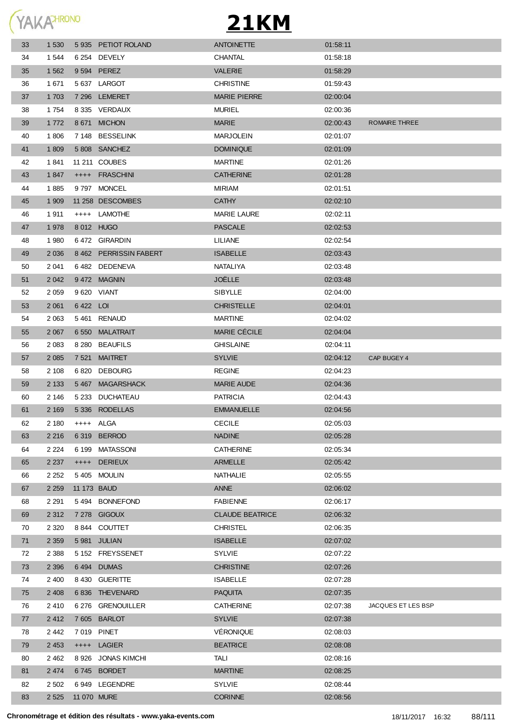# 21KM

| | | | | | | |
|---|---|---|---|---|---|---|
| 33 | 1 530 | 5 935 | PETIOT ROLAND | ANTOINETTE | 01:58:11 | |
| 34 | 1 544 | 6 254 | DEVELY | CHANTAL | 01:58:18 | |
| 35 | 1 562 | 9 594 | PEREZ | VALERIE | 01:58:29 | |
| 36 | 1 671 | 5 637 | LARGOT | CHRISTINE | 01:59:43 | |
| 37 | 1 703 | 7 296 | LEMERET | MARIE PIERRE | 02:00:04 | |
| 38 | 1 754 | 8 335 | VERDAUX | MURIEL | 02:00:36 | |
| 39 | 1 772 | 8 671 | MICHON | MARIE | 02:00:43 | ROMAIRE THREE |
| 40 | 1 806 | 7 148 | BESSELINK | MARJOLEIN | 02:01:07 | |
| 41 | 1 809 | 5 808 | SANCHEZ | DOMINIQUE | 02:01:09 | |
| 42 | 1 841 | 11 211 | COUBES | MARTINE | 02:01:26 | |
| 43 | 1 847 | ++++ | FRASCHINI | CATHERINE | 02:01:28 | |
| 44 | 1 885 | 9 797 | MONCEL | MIRIAM | 02:01:51 | |
| 45 | 1 909 | 11 258 | DESCOMBES | CATHY | 02:02:10 | |
| 46 | 1 911 | ++++ | LAMOTHE | MARIE LAURE | 02:02:11 | |
| 47 | 1 978 | 8 012 | HUGO | PASCALE | 02:02:53 | |
| 48 | 1 980 | 6 472 | GIRARDIN | LILIANE | 02:02:54 | |
| 49 | 2 036 | 8 462 | PERRISSIN FABERT | ISABELLE | 02:03:43 | |
| 50 | 2 041 | 6 482 | DEDENEVA | NATALIYA | 02:03:48 | |
| 51 | 2 042 | 9 472 | MAGNIN | JOËLLE | 02:03:48 | |
| 52 | 2 059 | 9 620 | VIANT | SIBYLLE | 02:04:00 | |
| 53 | 2 061 | 6 422 | LOI | CHRISTELLE | 02:04:01 | |
| 54 | 2 063 | 5 461 | RENAUD | MARTINE | 02:04:02 | |
| 55 | 2 067 | 6 550 | MALATRAIT | MARIE CÉCILE | 02:04:04 | |
| 56 | 2 083 | 8 280 | BEAUFILS | GHISLAINE | 02:04:11 | |
| 57 | 2 085 | 7 521 | MAITRET | SYLVIE | 02:04:12 | CAP BUGEY 4 |
| 58 | 2 108 | 6 820 | DEBOURG | REGINE | 02:04:23 | |
| 59 | 2 133 | 5 467 | MAGARSHACK | MARIE AUDE | 02:04:36 | |
| 60 | 2 146 | 5 233 | DUCHATEAU | PATRICIA | 02:04:43 | |
| 61 | 2 169 | 5 336 | RODELLAS | EMMANUELLE | 02:04:56 | |
| 62 | 2 180 | ++++ | ALGA | CECILE | 02:05:03 | |
| 63 | 2 216 | 6 319 | BERROD | NADINE | 02:05:28 | |
| 64 | 2 224 | 6 199 | MATASSONI | CATHERINE | 02:05:34 | |
| 65 | 2 237 | ++++ | DERIEUX | ARMELLE | 02:05:42 | |
| 66 | 2 252 | 5 405 | MOULIN | NATHALIE | 02:05:55 | |
| 67 | 2 259 | 11 173 | BAUD | ANNE | 02:06:02 | |
| 68 | 2 291 | 5 494 | BONNEFOND | FABIENNE | 02:06:17 | |
| 69 | 2 312 | 7 278 | GIGOUX | CLAUDE BEATRICE | 02:06:32 | |
| 70 | 2 320 | 8 844 | COUTTET | CHRISTEL | 02:06:35 | |
| 71 | 2 359 | 5 981 | JULIAN | ISABELLE | 02:07:02 | |
| 72 | 2 388 | 5 152 | FREYSSENET | SYLVIE | 02:07:22 | |
| 73 | 2 396 | 6 494 | DUMAS | CHRISTINE | 02:07:26 | |
| 74 | 2 400 | 8 430 | GUERITTE | ISABELLE | 02:07:28 | |
| 75 | 2 408 | 6 836 | THEVENARD | PAQUITA | 02:07:35 | |
| 76 | 2 410 | 6 276 | GRENOUILLER | CATHERINE | 02:07:38 | JACQUES ET LES BSP |
| 77 | 2 412 | 7 605 | BARLOT | SYLVIE | 02:07:38 | |
| 78 | 2 442 | 7 019 | PINET | VÉRONIQUE | 02:08:03 | |
| 79 | 2 453 | ++++ | LAGIER | BEATRICE | 02:08:08 | |
| 80 | 2 462 | 8 926 | JONAS KIMCHI | TALI | 02:08:16 | |
| 81 | 2 474 | 6 745 | BORDET | MARTINE | 02:08:25 | |
| 82 | 2 502 | 6 949 | LEGENDRE | SYLVIE | 02:08:44 | |
| 83 | 2 525 | 11 070 | MURE | CORINNE | 02:08:56 | |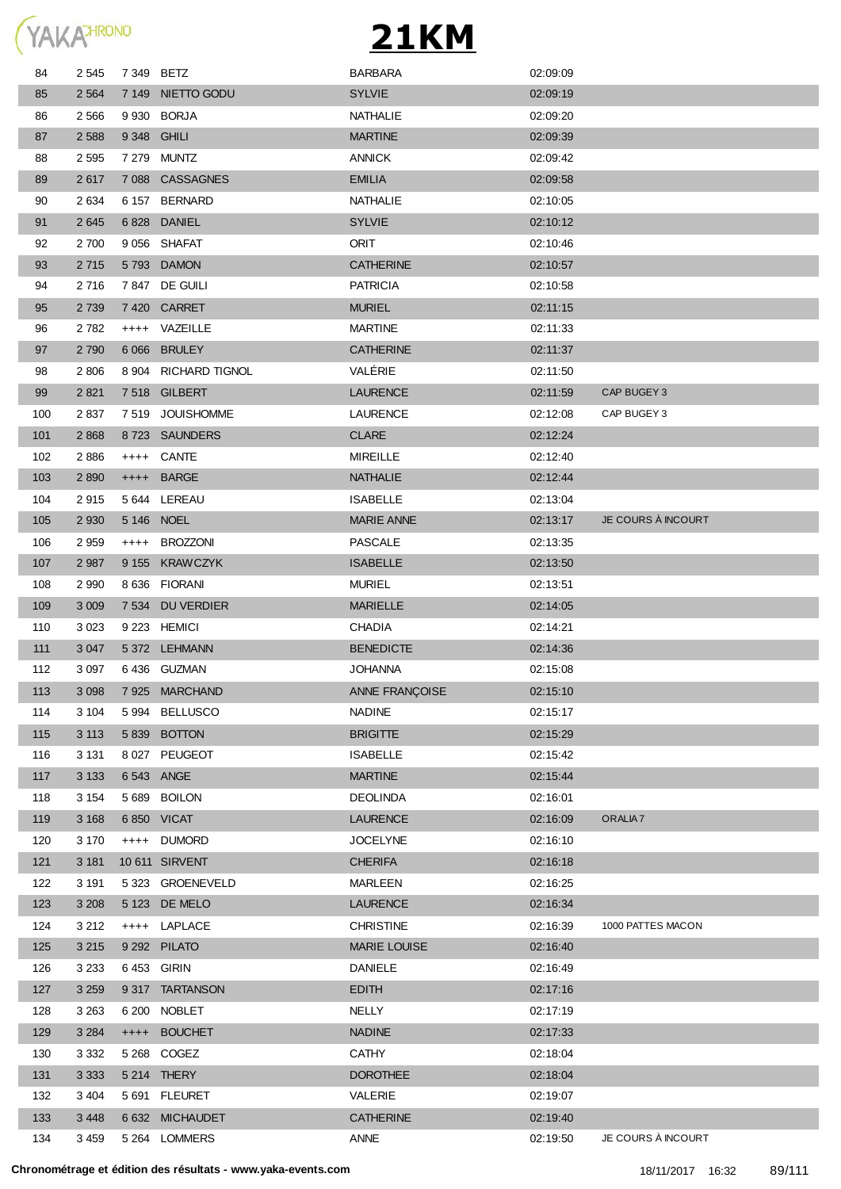# 21KM

| | | | | | | |
|---|---|---|---|---|---|---|
| 84 | 2 545 | 7 349 | BETZ | BARBARA | 02:09:09 | |
| 85 | 2 564 | 7 149 | NIETTO GODU | SYLVIE | 02:09:19 | |
| 86 | 2 566 | 9 930 | BORJA | NATHALIE | 02:09:20 | |
| 87 | 2 588 | 9 348 | GHILI | MARTINE | 02:09:39 | |
| 88 | 2 595 | 7 279 | MUNTZ | ANNICK | 02:09:42 | |
| 89 | 2 617 | 7 088 | CASSAGNES | EMILIA | 02:09:58 | |
| 90 | 2 634 | 6 157 | BERNARD | NATHALIE | 02:10:05 | |
| 91 | 2 645 | 6 828 | DANIEL | SYLVIE | 02:10:12 | |
| 92 | 2 700 | 9 056 | SHAFAT | ORIT | 02:10:46 | |
| 93 | 2 715 | 5 793 | DAMON | CATHERINE | 02:10:57 | |
| 94 | 2 716 | 7 847 | DE GUILI | PATRICIA | 02:10:58 | |
| 95 | 2 739 | 7 420 | CARRET | MURIEL | 02:11:15 | |
| 96 | 2 782 | ++++ | VAZEILLE | MARTINE | 02:11:33 | |
| 97 | 2 790 | 6 066 | BRULEY | CATHERINE | 02:11:37 | |
| 98 | 2 806 | 8 904 | RICHARD TIGNOL | VALÉRIE | 02:11:50 | |
| 99 | 2 821 | 7 518 | GILBERT | LAURENCE | 02:11:59 | CAP BUGEY 3 |
| 100 | 2 837 | 7 519 | JOUISHOMME | LAURENCE | 02:12:08 | CAP BUGEY 3 |
| 101 | 2 868 | 8 723 | SAUNDERS | CLARE | 02:12:24 | |
| 102 | 2 886 | ++++ | CANTE | MIREILLE | 02:12:40 | |
| 103 | 2 890 | ++++ | BARGE | NATHALIE | 02:12:44 | |
| 104 | 2 915 | 5 644 | LEREAU | ISABELLE | 02:13:04 | |
| 105 | 2 930 | 5 146 | NOEL | MARIE ANNE | 02:13:17 | JE COURS À INCOURT |
| 106 | 2 959 | ++++ | BROZZONI | PASCALE | 02:13:35 | |
| 107 | 2 987 | 9 155 | KRAWCZYK | ISABELLE | 02:13:50 | |
| 108 | 2 990 | 8 636 | FIORANI | MURIEL | 02:13:51 | |
| 109 | 3 009 | 7 534 | DU VERDIER | MARIELLE | 02:14:05 | |
| 110 | 3 023 | 9 223 | HEMICI | CHADIA | 02:14:21 | |
| 111 | 3 047 | 5 372 | LEHMANN | BENEDICTE | 02:14:36 | |
| 112 | 3 097 | 6 436 | GUZMAN | JOHANNA | 02:15:08 | |
| 113 | 3 098 | 7 925 | MARCHAND | ANNE FRANÇOISE | 02:15:10 | |
| 114 | 3 104 | 5 994 | BELLUSCO | NADINE | 02:15:17 | |
| 115 | 3 113 | 5 839 | BOTTON | BRIGITTE | 02:15:29 | |
| 116 | 3 131 | 8 027 | PEUGEOT | ISABELLE | 02:15:42 | |
| 117 | 3 133 | 6 543 | ANGE | MARTINE | 02:15:44 | |
| 118 | 3 154 | 5 689 | BOILON | DEOLINDA | 02:16:01 | |
| 119 | 3 168 | 6 850 | VICAT | LAURENCE | 02:16:09 | ORALIA 7 |
| 120 | 3 170 | ++++ | DUMORD | JOCELYNE | 02:16:10 | |
| 121 | 3 181 | 10 611 | SIRVENT | CHERIFA | 02:16:18 | |
| 122 | 3 191 | 5 323 | GROENEVELD | MARLEEN | 02:16:25 | |
| 123 | 3 208 | 5 123 | DE MELO | LAURENCE | 02:16:34 | |
| 124 | 3 212 | ++++ | LAPLACE | CHRISTINE | 02:16:39 | 1000 PATTES MACON |
| 125 | 3 215 | 9 292 | PILATO | MARIE LOUISE | 02:16:40 | |
| 126 | 3 233 | 6 453 | GIRIN | DANIELE | 02:16:49 | |
| 127 | 3 259 | 9 317 | TARTANSON | EDITH | 02:17:16 | |
| 128 | 3 263 | 6 200 | NOBLET | NELLY | 02:17:19 | |
| 129 | 3 284 | ++++ | BOUCHET | NADINE | 02:17:33 | |
| 130 | 3 332 | 5 268 | COGEZ | CATHY | 02:18:04 | |
| 131 | 3 333 | 5 214 | THERY | DOROTHEE | 02:18:04 | |
| 132 | 3 404 | 5 691 | FLEURET | VALERIE | 02:19:07 | |
| 133 | 3 448 | 6 632 | MICHAUDET | CATHERINE | 02:19:40 | |
| 134 | 3 459 | 5 264 | LOMMERS | ANNE | 02:19:50 | JE COURS À INCOURT |

**Chronométrage et édition des résultats - www.yaka-events.com** 18/11/2017 16:32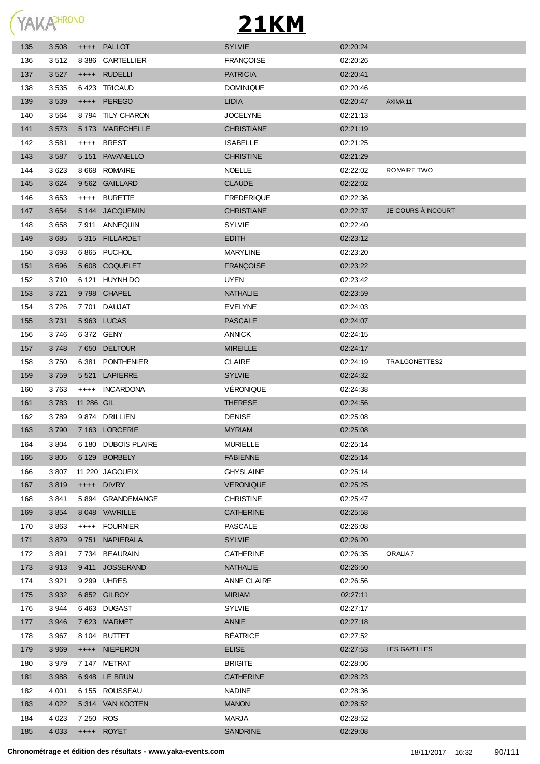# 21KM

| | | | | | | |
|---|---|---|---|---|---|---|
| 135 | 3 508 | ++++ | PALLOT | SYLVIE | 02:20:24 | |
| 136 | 3 512 | 8 386 | CARTELLIER | FRANÇOISE | 02:20:26 | |
| 137 | 3 527 | ++++ | RUDELLI | PATRICIA | 02:20:41 | |
| 138 | 3 535 | 6 423 | TRICAUD | DOMINIQUE | 02:20:46 | |
| 139 | 3 539 | ++++ | PEREGO | LIDIA | 02:20:47 | AXIMA 11 |
| 140 | 3 564 | 8 794 | TILY CHARON | JOCELYNE | 02:21:13 | |
| 141 | 3 573 | 5 173 | MARECHELLE | CHRISTIANE | 02:21:19 | |
| 142 | 3 581 | ++++ | BREST | ISABELLE | 02:21:25 | |
| 143 | 3 587 | 5 151 | PAVANELLO | CHRISTINE | 02:21:29 | |
| 144 | 3 623 | 8 668 | ROMAIRE | NOELLE | 02:22:02 | ROMAIRE TWO |
| 145 | 3 624 | 9 562 | GAILLARD | CLAUDE | 02:22:02 | |
| 146 | 3 653 | ++++ | BURETTE | FREDERIQUE | 02:22:36 | |
| 147 | 3 654 | 5 144 | JACQUEMIN | CHRISTIANE | 02:22:37 | JE COURS À INCOURT |
| 148 | 3 658 | 7 911 | ANNEQUIN | SYLVIE | 02:22:40 | |
| 149 | 3 685 | 5 315 | FILLARDET | EDITH | 02:23:12 | |
| 150 | 3 693 | 6 865 | PUCHOL | MARYLINE | 02:23:20 | |
| 151 | 3 696 | 5 608 | COQUELET | FRANÇOISE | 02:23:22 | |
| 152 | 3 710 | 6 121 | HUYNH DO | UYEN | 02:23:42 | |
| 153 | 3 721 | 9 798 | CHAPEL | NATHALIE | 02:23:59 | |
| 154 | 3 726 | 7 701 | DAUJAT | EVELYNE | 02:24:03 | |
| 155 | 3 731 | 5 963 | LUCAS | PASCALE | 02:24:07 | |
| 156 | 3 746 | 6 372 | GENY | ANNICK | 02:24:15 | |
| 157 | 3 748 | 7 650 | DELTOUR | MIREILLE | 02:24:17 | |
| 158 | 3 750 | 6 381 | PONTHENIER | CLAIRE | 02:24:19 | TRAILGONETTES2 |
| 159 | 3 759 | 5 521 | LAPIERRE | SYLVIE | 02:24:32 | |
| 160 | 3 763 | ++++ | INCARDONA | VÉRONIQUE | 02:24:38 | |
| 161 | 3 783 | 11 286 | GIL | THERESE | 02:24:56 | |
| 162 | 3 789 | 9 874 | DRILLIEN | DENISE | 02:25:08 | |
| 163 | 3 790 | 7 163 | LORCERIE | MYRIAM | 02:25:08 | |
| 164 | 3 804 | 6 180 | DUBOIS PLAIRE | MURIELLE | 02:25:14 | |
| 165 | 3 805 | 6 129 | BORBELY | FABIENNE | 02:25:14 | |
| 166 | 3 807 | 11 220 | JAGOUEIX | GHYSLAINE | 02:25:14 | |
| 167 | 3 819 | ++++ | DIVRY | VERONIQUE | 02:25:25 | |
| 168 | 3 841 | 5 894 | GRANDEMANGE | CHRISTINE | 02:25:47 | |
| 169 | 3 854 | 8 048 | VAVRILLE | CATHERINE | 02:25:58 | |
| 170 | 3 863 | ++++ | FOURNIER | PASCALE | 02:26:08 | |
| 171 | 3 879 | 9 751 | NAPIERALA | SYLVIE | 02:26:20 | |
| 172 | 3 891 | 7 734 | BEAURAIN | CATHERINE | 02:26:35 | ORALIA 7 |
| 173 | 3 913 | 9 411 | JOSSERAND | NATHALIE | 02:26:50 | |
| 174 | 3 921 | 9 299 | UHRES | ANNE CLAIRE | 02:26:56 | |
| 175 | 3 932 | 6 852 | GILROY | MIRIAM | 02:27:11 | |
| 176 | 3 944 | 6 463 | DUGAST | SYLVIE | 02:27:17 | |
| 177 | 3 946 | 7 623 | MARMET | ANNIE | 02:27:18 | |
| 178 | 3 967 | 8 104 | BUTTET | BÉATRICE | 02:27:52 | |
| 179 | 3 969 | ++++ | NIEPERON | ELISE | 02:27:53 | LES GAZELLES |
| 180 | 3 979 | 7 147 | METRAT | BRIGITE | 02:28:06 | |
| 181 | 3 988 | 6 948 | LE BRUN | CATHERINE | 02:28:23 | |
| 182 | 4 001 | 6 155 | ROUSSEAU | NADINE | 02:28:36 | |
| 183 | 4 022 | 5 314 | VAN KOOTEN | MANON | 02:28:52 | |
| 184 | 4 023 | 7 250 | ROS | MARJA | 02:28:52 | |
| 185 | 4 033 | ++++ | ROYET | SANDRINE | 02:29:08 | |

**Chronométrage et édition des résultats - www.yaka-events.com** 18/11/2017 16:32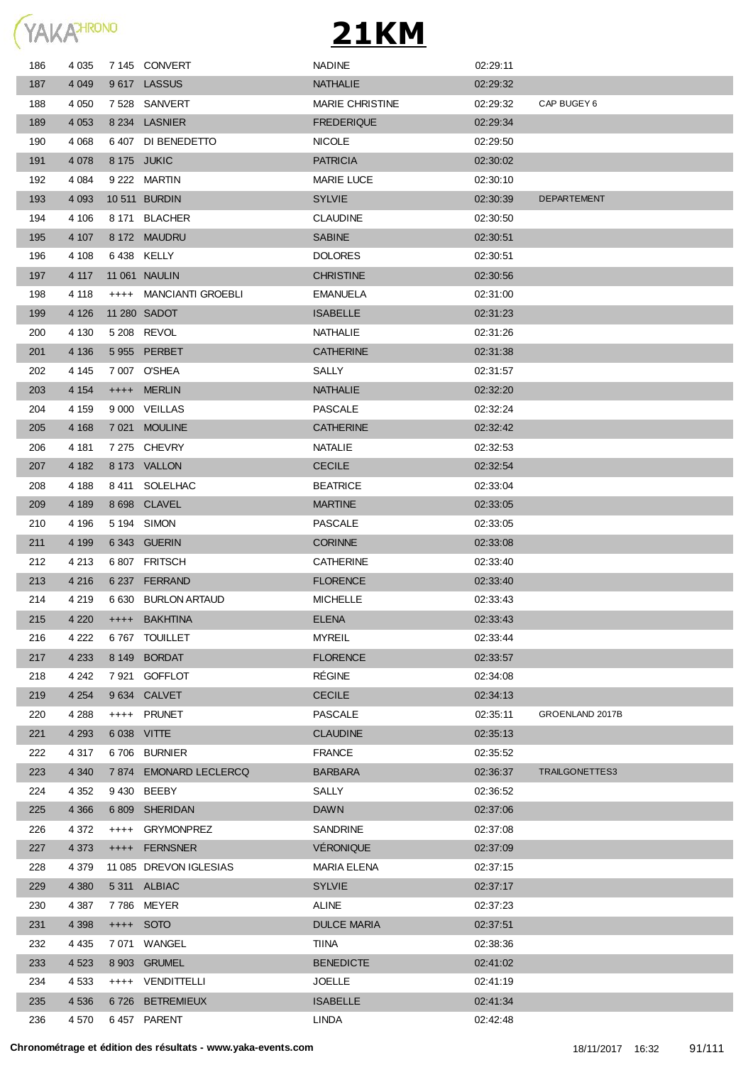# 21KM

| | | | | | | |
|---|---|---|---|---|---|---|
| 186 | 4 035 | 7 145 | CONVERT | NADINE | 02:29:11 | |
| 187 | 4 049 | 9 617 | LASSUS | NATHALIE | 02:29:32 | |
| 188 | 4 050 | 7 528 | SANVERT | MARIE CHRISTINE | 02:29:32 | CAP BUGEY 6 |
| 189 | 4 053 | 8 234 | LASNIER | FREDERIQUE | 02:29:34 | |
| 190 | 4 068 | 6 407 | DI BENEDETTO | NICOLE | 02:29:50 | |
| 191 | 4 078 | 8 175 | JUKIC | PATRICIA | 02:30:02 | |
| 192 | 4 084 | 9 222 | MARTIN | MARIE LUCE | 02:30:10 | |
| 193 | 4 093 | 10 511 | BURDIN | SYLVIE | 02:30:39 | DEPARTEMENT |
| 194 | 4 106 | 8 171 | BLACHER | CLAUDINE | 02:30:50 | |
| 195 | 4 107 | 8 172 | MAUDRU | SABINE | 02:30:51 | |
| 196 | 4 108 | 6 438 | KELLY | DOLORES | 02:30:51 | |
| 197 | 4 117 | 11 061 | NAULIN | CHRISTINE | 02:30:56 | |
| 198 | 4 118 | ++++ | MANCIANTI GROEBLI | EMANUELA | 02:31:00 | |
| 199 | 4 126 | 11 280 | SADOT | ISABELLE | 02:31:23 | |
| 200 | 4 130 | 5 208 | REVOL | NATHALIE | 02:31:26 | |
| 201 | 4 136 | 5 955 | PERBET | CATHERINE | 02:31:38 | |
| 202 | 4 145 | 7 007 | O'SHEA | SALLY | 02:31:57 | |
| 203 | 4 154 | ++++ | MERLIN | NATHALIE | 02:32:20 | |
| 204 | 4 159 | 9 000 | VEILLAS | PASCALE | 02:32:24 | |
| 205 | 4 168 | 7 021 | MOULINE | CATHERINE | 02:32:42 | |
| 206 | 4 181 | 7 275 | CHEVRY | NATALIE | 02:32:53 | |
| 207 | 4 182 | 8 173 | VALLON | CECILE | 02:32:54 | |
| 208 | 4 188 | 8 411 | SOLELHAC | BEATRICE | 02:33:04 | |
| 209 | 4 189 | 8 698 | CLAVEL | MARTINE | 02:33:05 | |
| 210 | 4 196 | 5 194 | SIMON | PASCALE | 02:33:05 | |
| 211 | 4 199 | 6 343 | GUERIN | CORINNE | 02:33:08 | |
| 212 | 4 213 | 6 807 | FRITSCH | CATHERINE | 02:33:40 | |
| 213 | 4 216 | 6 237 | FERRAND | FLORENCE | 02:33:40 | |
| 214 | 4 219 | 6 630 | BURLON ARTAUD | MICHELLE | 02:33:43 | |
| 215 | 4 220 | ++++ | BAKHTINA | ELENA | 02:33:43 | |
| 216 | 4 222 | 6 767 | TOUILLET | MYREIL | 02:33:44 | |
| 217 | 4 233 | 8 149 | BORDAT | FLORENCE | 02:33:57 | |
| 218 | 4 242 | 7 921 | GOFFLOT | RÉGINE | 02:34:08 | |
| 219 | 4 254 | 9 634 | CALVET | CECILE | 02:34:13 | |
| 220 | 4 288 | ++++ | PRUNET | PASCALE | 02:35:11 | GROENLAND 2017B |
| 221 | 4 293 | 6 038 | VITTE | CLAUDINE | 02:35:13 | |
| 222 | 4 317 | 6 706 | BURNIER | FRANCE | 02:35:52 | |
| 223 | 4 340 | 7 874 | EMONARD LECLERCQ | BARBARA | 02:36:37 | TRAILGONETTES3 |
| 224 | 4 352 | 9 430 | BEEBY | SALLY | 02:36:52 | |
| 225 | 4 366 | 6 809 | SHERIDAN | DAWN | 02:37:06 | |
| 226 | 4 372 | ++++ | GRYMONPREZ | SANDRINE | 02:37:08 | |
| 227 | 4 373 | ++++ | FERNSNER | VÉRONIQUE | 02:37:09 | |
| 228 | 4 379 | 11 085 | DREVON IGLESIAS | MARIA ELENA | 02:37:15 | |
| 229 | 4 380 | 5 311 | ALBIAC | SYLVIE | 02:37:17 | |
| 230 | 4 387 | 7 786 | MEYER | ALINE | 02:37:23 | |
| 231 | 4 398 | ++++ | SOTO | DULCE MARIA | 02:37:51 | |
| 232 | 4 435 | 7 071 | WANGEL | TIINA | 02:38:36 | |
| 233 | 4 523 | 8 903 | GRUMEL | BENEDICTE | 02:41:02 | |
| 234 | 4 533 | ++++ | VENDITTELLI | JOELLE | 02:41:19 | |
| 235 | 4 536 | 6 726 | BETREMIEUX | ISABELLE | 02:41:34 | |
| 236 | 4 570 | 6 457 | PARENT | LINDA | 02:42:48 | |

**Chronométrage et édition des résultats - www.yaka-events.com** 18/11/2017 16:32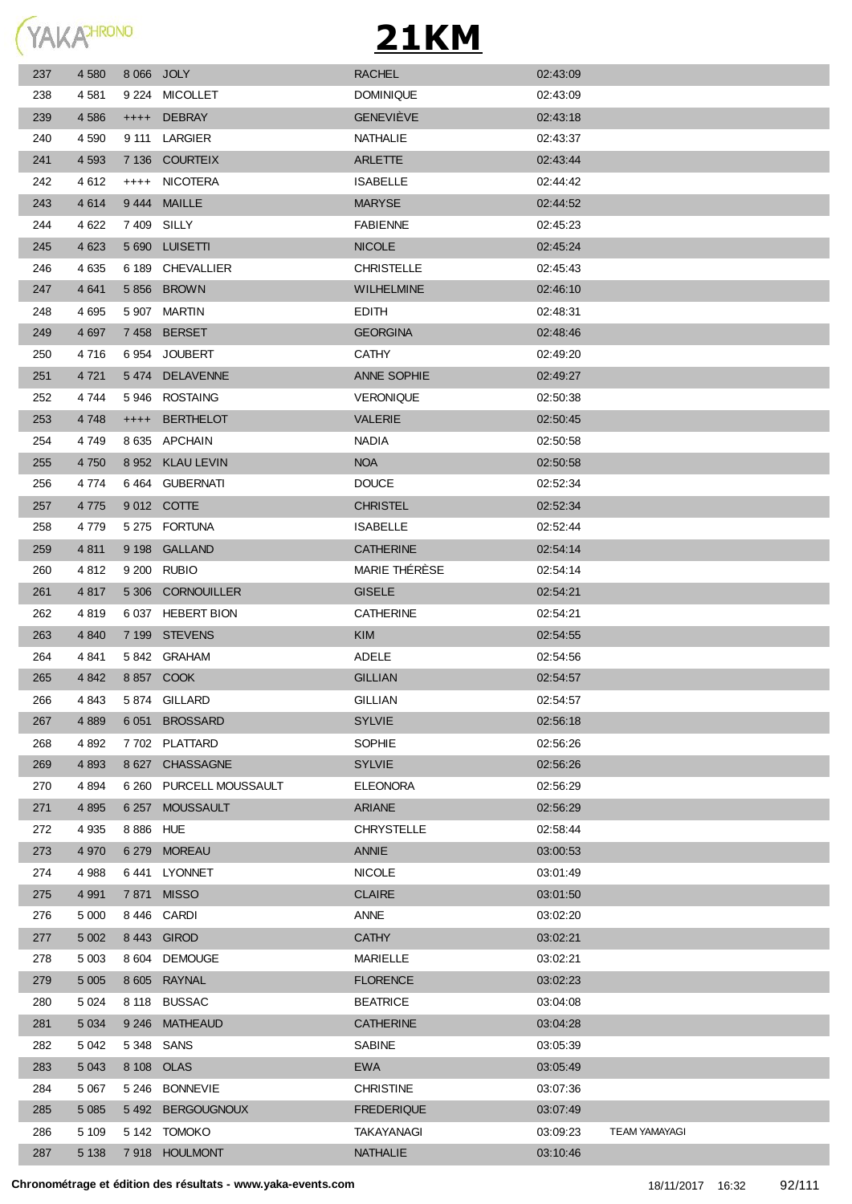# 21KM

| | | | | | | |
|---|---|---|---|---|---|---|
| 237 | 4 580 | 8 066 | JOLY | RACHEL | 02:43:09 | |
| 238 | 4 581 | 9 224 | MICOLLET | DOMINIQUE | 02:43:09 | |
| 239 | 4 586 | ++++ | DEBRAY | GENEVIÈVE | 02:43:18 | |
| 240 | 4 590 | 9 111 | LARGIER | NATHALIE | 02:43:37 | |
| 241 | 4 593 | 7 136 | COURTEIX | ARLETTE | 02:43:44 | |
| 242 | 4 612 | ++++ | NICOTERA | ISABELLE | 02:44:42 | |
| 243 | 4 614 | 9 444 | MAILLE | MARYSE | 02:44:52 | |
| 244 | 4 622 | 7 409 | SILLY | FABIENNE | 02:45:23 | |
| 245 | 4 623 | 5 690 | LUISETTI | NICOLE | 02:45:24 | |
| 246 | 4 635 | 6 189 | CHEVALLIER | CHRISTELLE | 02:45:43 | |
| 247 | 4 641 | 5 856 | BROWN | WILHELMINE | 02:46:10 | |
| 248 | 4 695 | 5 907 | MARTIN | EDITH | 02:48:31 | |
| 249 | 4 697 | 7 458 | BERSET | GEORGINA | 02:48:46 | |
| 250 | 4 716 | 6 954 | JOUBERT | CATHY | 02:49:20 | |
| 251 | 4 721 | 5 474 | DELAVENNE | ANNE SOPHIE | 02:49:27 | |
| 252 | 4 744 | 5 946 | ROSTAING | VERONIQUE | 02:50:38 | |
| 253 | 4 748 | ++++ | BERTHELOT | VALERIE | 02:50:45 | |
| 254 | 4 749 | 8 635 | APCHAIN | NADIA | 02:50:58 | |
| 255 | 4 750 | 8 952 | KLAU LEVIN | NOA | 02:50:58 | |
| 256 | 4 774 | 6 464 | GUBERNATI | DOUCE | 02:52:34 | |
| 257 | 4 775 | 9 012 | COTTE | CHRISTEL | 02:52:34 | |
| 258 | 4 779 | 5 275 | FORTUNA | ISABELLE | 02:52:44 | |
| 259 | 4 811 | 9 198 | GALLAND | CATHERINE | 02:54:14 | |
| 260 | 4 812 | 9 200 | RUBIO | MARIE THÉRÈSE | 02:54:14 | |
| 261 | 4 817 | 5 306 | CORNOUILLER | GISELE | 02:54:21 | |
| 262 | 4 819 | 6 037 | HEBERT BION | CATHERINE | 02:54:21 | |
| 263 | 4 840 | 7 199 | STEVENS | KIM | 02:54:55 | |
| 264 | 4 841 | 5 842 | GRAHAM | ADELE | 02:54:56 | |
| 265 | 4 842 | 8 857 | COOK | GILLIAN | 02:54:57 | |
| 266 | 4 843 | 5 874 | GILLARD | GILLIAN | 02:54:57 | |
| 267 | 4 889 | 6 051 | BROSSARD | SYLVIE | 02:56:18 | |
| 268 | 4 892 | 7 702 | PLATTARD | SOPHIE | 02:56:26 | |
| 269 | 4 893 | 8 627 | CHASSAGNE | SYLVIE | 02:56:26 | |
| 270 | 4 894 | 6 260 | PURCELL MOUSSAULT | ELEONORA | 02:56:29 | |
| 271 | 4 895 | 6 257 | MOUSSAULT | ARIANE | 02:56:29 | |
| 272 | 4 935 | 8 886 | HUE | CHRYSTELLE | 02:58:44 | |
| 273 | 4 970 | 6 279 | MOREAU | ANNIE | 03:00:53 | |
| 274 | 4 988 | 6 441 | LYONNET | NICOLE | 03:01:49 | |
| 275 | 4 991 | 7 871 | MISSO | CLAIRE | 03:01:50 | |
| 276 | 5 000 | 8 446 | CARDI | ANNE | 03:02:20 | |
| 277 | 5 002 | 8 443 | GIROD | CATHY | 03:02:21 | |
| 278 | 5 003 | 8 604 | DEMOUGE | MARIELLE | 03:02:21 | |
| 279 | 5 005 | 8 605 | RAYNAL | FLORENCE | 03:02:23 | |
| 280 | 5 024 | 8 118 | BUSSAC | BEATRICE | 03:04:08 | |
| 281 | 5 034 | 9 246 | MATHEAUD | CATHERINE | 03:04:28 | |
| 282 | 5 042 | 5 348 | SANS | SABINE | 03:05:39 | |
| 283 | 5 043 | 8 108 | OLAS | EWA | 03:05:49 | |
| 284 | 5 067 | 5 246 | BONNEVIE | CHRISTINE | 03:07:36 | |
| 285 | 5 085 | 5 492 | BERGOUGNOUX | FREDERIQUE | 03:07:49 | |
| 286 | 5 109 | 5 142 | TOMOKO | TAKAYANAGI | 03:09:23 | TEAM YAMAYAGI |
| 287 | 5 138 | 7 918 | HOULMONT | NATHALIE | 03:10:46 | |

**Chronométrage et édition des résultats - www.yaka-events.com** 18/11/2017 16:32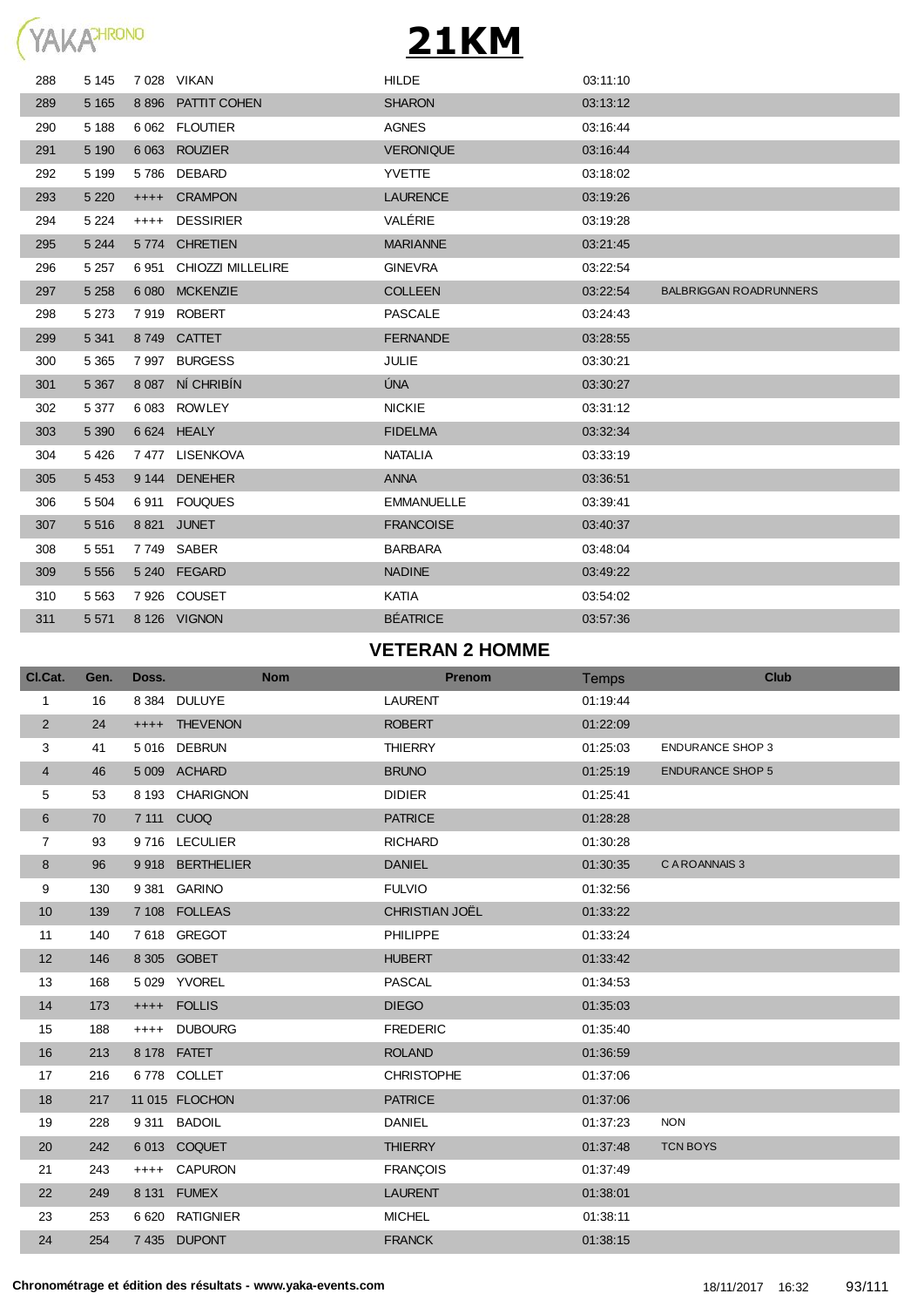# 21KM

| | | | | | | |
|---|---|---|---|---|---|---|
| 288 | 5 145 | 7 028 | VIKAN | HILDE | 03:11:10 | |
| 289 | 5 165 | 8 896 | PATTIT COHEN | SHARON | 03:13:12 | |
| 290 | 5 188 | 6 062 | FLOUTIER | AGNES | 03:16:44 | |
| 291 | 5 190 | 6 063 | ROUZIER | VERONIQUE | 03:16:44 | |
| 292 | 5 199 | 5 786 | DEBARD | YVETTE | 03:18:02 | |
| 293 | 5 220 | ++++ | CRAMPON | LAURENCE | 03:19:26 | |
| 294 | 5 224 | ++++ | DESSIRIER | VALÉRIE | 03:19:28 | |
| 295 | 5 244 | 5 774 | CHRETIEN | MARIANNE | 03:21:45 | |
| 296 | 5 257 | 6 951 | CHIOZZI MILLELIRE | GINEVRA | 03:22:54 | |
| 297 | 5 258 | 6 080 | MCKENZIE | COLLEEN | 03:22:54 | BALBRIGGAN ROADRUNNERS |
| 298 | 5 273 | 7 919 | ROBERT | PASCALE | 03:24:43 | |
| 299 | 5 341 | 8 749 | CATTET | FERNANDE | 03:28:55 | |
| 300 | 5 365 | 7 997 | BURGESS | JULIE | 03:30:21 | |
| 301 | 5 367 | 8 087 | NÍ CHRIBÍN | ÚNA | 03:30:27 | |
| 302 | 5 377 | 6 083 | ROWLEY | NICKIE | 03:31:12 | |
| 303 | 5 390 | 6 624 | HEALY | FIDELMA | 03:32:34 | |
| 304 | 5 426 | 7 477 | LISENKOVA | NATALIA | 03:33:19 | |
| 305 | 5 453 | 9 144 | DENEHER | ANNA | 03:36:51 | |
| 306 | 5 504 | 6 911 | FOUQUES | EMMANUELLE | 03:39:41 | |
| 307 | 5 516 | 8 821 | JUNET | FRANCOISE | 03:40:37 | |
| 308 | 5 551 | 7 749 | SABER | BARBARA | 03:48:04 | |
| 309 | 5 556 | 5 240 | FEGARD | NADINE | 03:49:22 | |
| 310 | 5 563 | 7 926 | COUSET | KATIA | 03:54:02 | |
| 311 | 5 571 | 8 126 | VIGNON | BÉATRICE | 03:57:36 | |

## VETERAN 2 HOMME

| Cl.Cat. | Gen. | Doss. | Nom | Prenom | Temps | Club |
|---|---|---|---|---|---|---|
| 1 | 16 | 8 384 | DULUYE | LAURENT | 01:19:44 | |
| 2 | 24 | ++++ | THEVENON | ROBERT | 01:22:09 | |
| 3 | 41 | 5 016 | DEBRUN | THIERRY | 01:25:03 | ENDURANCE SHOP 3 |
| 4 | 46 | 5 009 | ACHARD | BRUNO | 01:25:19 | ENDURANCE SHOP 5 |
| 5 | 53 | 8 193 | CHARIGNON | DIDIER | 01:25:41 | |
| 6 | 70 | 7 111 | CUOQ | PATRICE | 01:28:28 | |
| 7 | 93 | 9 716 | LECULIER | RICHARD | 01:30:28 | |
| 8 | 96 | 9 918 | BERTHELIER | DANIEL | 01:30:35 | C A ROANNAIS 3 |
| 9 | 130 | 9 381 | GARINO | FULVIO | 01:32:56 | |
| 10 | 139 | 7 108 | FOLLEAS | CHRISTIAN JOËL | 01:33:22 | |
| 11 | 140 | 7 618 | GREGOT | PHILIPPE | 01:33:24 | |
| 12 | 146 | 8 305 | GOBET | HUBERT | 01:33:42 | |
| 13 | 168 | 5 029 | YVOREL | PASCAL | 01:34:53 | |
| 14 | 173 | ++++ | FOLLIS | DIEGO | 01:35:03 | |
| 15 | 188 | ++++ | DUBOURG | FREDERIC | 01:35:40 | |
| 16 | 213 | 8 178 | FATET | ROLAND | 01:36:59 | |
| 17 | 216 | 6 778 | COLLET | CHRISTOPHE | 01:37:06 | |
| 18 | 217 | 11 015 | FLOCHON | PATRICE | 01:37:06 | |
| 19 | 228 | 9 311 | BADOIL | DANIEL | 01:37:23 | NON |
| 20 | 242 | 6 013 | COQUET | THIERRY | 01:37:48 | TCN BOYS |
| 21 | 243 | ++++ | CAPURON | FRANÇOIS | 01:37:49 | |
| 22 | 249 | 8 131 | FUMEX | LAURENT | 01:38:01 | |
| 23 | 253 | 6 620 | RATIGNIER | MICHEL | 01:38:11 | |
| 24 | 254 | 7 435 | DUPONT | FRANCK | 01:38:15 | |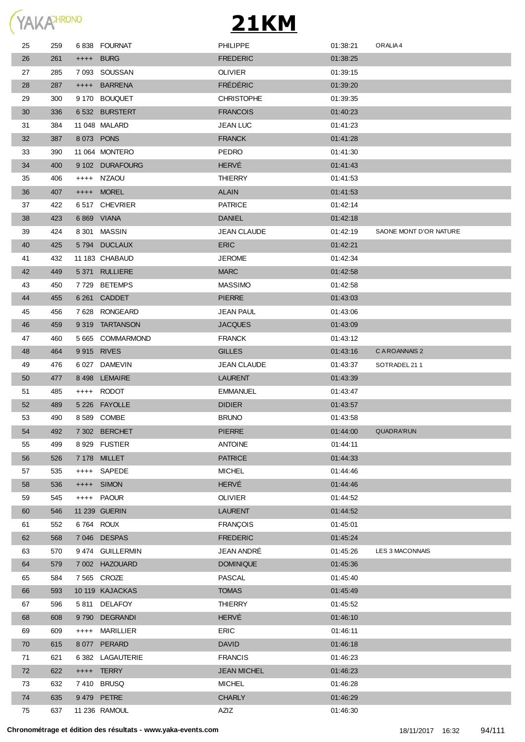# 21KM

| | | | | | | |
|---|---|---|---|---|---|---|
| 25 | 259 | 6 838 | FOURNAT | PHILIPPE | 01:38:21 | ORALIA 4 |
| 26 | 261 | ++++ | BURG | FREDERIC | 01:38:25 | |
| 27 | 285 | 7 093 | SOUSSAN | OLIVIER | 01:39:15 | |
| 28 | 287 | ++++ | BARRENA | FRÉDÉRIC | 01:39:20 | |
| 29 | 300 | 9 170 | BOUQUET | CHRISTOPHE | 01:39:35 | |
| 30 | 336 | 6 532 | BURSTERT | FRANCOIS | 01:40:23 | |
| 31 | 384 | 11 048 | MALARD | JEAN LUC | 01:41:23 | |
| 32 | 387 | 8 073 | PONS | FRANCK | 01:41:28 | |
| 33 | 390 | 11 064 | MONTERO | PEDRO | 01:41:30 | |
| 34 | 400 | 9 102 | DURAFOURG | HERVÉ | 01:41:43 | |
| 35 | 406 | ++++ | N'ZAOU | THIERRY | 01:41:53 | |
| 36 | 407 | ++++ | MOREL | ALAIN | 01:41:53 | |
| 37 | 422 | 6 517 | CHEVRIER | PATRICE | 01:42:14 | |
| 38 | 423 | 6 869 | VIANA | DANIEL | 01:42:18 | |
| 39 | 424 | 8 301 | MASSIN | JEAN CLAUDE | 01:42:19 | SAONE MONT D'OR NATURE |
| 40 | 425 | 5 794 | DUCLAUX | ERIC | 01:42:21 | |
| 41 | 432 | 11 183 | CHABAUD | JEROME | 01:42:34 | |
| 42 | 449 | 5 371 | RULLIERE | MARC | 01:42:58 | |
| 43 | 450 | 7 729 | BETEMPS | MASSIMO | 01:42:58 | |
| 44 | 455 | 6 261 | CADDET | PIERRE | 01:43:03 | |
| 45 | 456 | 7 628 | RONGEARD | JEAN PAUL | 01:43:06 | |
| 46 | 459 | 9 319 | TARTANSON | JACQUES | 01:43:09 | |
| 47 | 460 | 5 665 | COMMARMOND | FRANCK | 01:43:12 | |
| 48 | 464 | 9 915 | RIVES | GILLES | 01:43:16 | C A ROANNAIS 2 |
| 49 | 476 | 6 027 | DAMEVIN | JEAN CLAUDE | 01:43:37 | SOTRADEL 21 1 |
| 50 | 477 | 8 498 | LEMAIRE | LAURENT | 01:43:39 | |
| 51 | 485 | ++++ | RODOT | EMMANUEL | 01:43:47 | |
| 52 | 489 | 5 226 | FAYOLLE | DIDIER | 01:43:57 | |
| 53 | 490 | 8 589 | COMBE | BRUNO | 01:43:58 | |
| 54 | 492 | 7 302 | BERCHET | PIERRE | 01:44:00 | QUADRA'RUN |
| 55 | 499 | 8 929 | FUSTIER | ANTOINE | 01:44:11 | |
| 56 | 526 | 7 178 | MILLET | PATRICE | 01:44:33 | |
| 57 | 535 | ++++ | SAPEDE | MICHEL | 01:44:46 | |
| 58 | 536 | ++++ | SIMON | HERVÉ | 01:44:46 | |
| 59 | 545 | ++++ | PAOUR | OLIVIER | 01:44:52 | |
| 60 | 546 | 11 239 | GUERIN | LAURENT | 01:44:52 | |
| 61 | 552 | 6 764 | ROUX | FRANÇOIS | 01:45:01 | |
| 62 | 568 | 7 046 | DESPAS | FREDERIC | 01:45:24 | |
| 63 | 570 | 9 474 | GUILLERMIN | JEAN ANDRÉ | 01:45:26 | LES 3 MACONNAIS |
| 64 | 579 | 7 002 | HAZOUARD | DOMINIQUE | 01:45:36 | |
| 65 | 584 | 7 565 | CROZE | PASCAL | 01:45:40 | |
| 66 | 593 | 10 119 | KAJACKAS | TOMAS | 01:45:49 | |
| 67 | 596 | 5 811 | DELAFOY | THIERRY | 01:45:52 | |
| 68 | 608 | 9 790 | DEGRANDI | HERVÉ | 01:46:10 | |
| 69 | 609 | ++++ | MARILLIER | ERIC | 01:46:11 | |
| 70 | 615 | 8 077 | PERARD | DAVID | 01:46:18 | |
| 71 | 621 | 6 382 | LAGAUTERIE | FRANCIS | 01:46:23 | |
| 72 | 622 | ++++ | TERRY | JEAN MICHEL | 01:46:23 | |
| 73 | 632 | 7 410 | BRUSQ | MICHEL | 01:46:28 | |
| 74 | 635 | 9 479 | PETRE | CHARLY | 01:46:29 | |
| 75 | 637 | 11 236 | RAMOUL | AZIZ | 01:46:30 | |

**Chronométrage et édition des résultats - www.yaka-events.com** 18/11/2017 16:32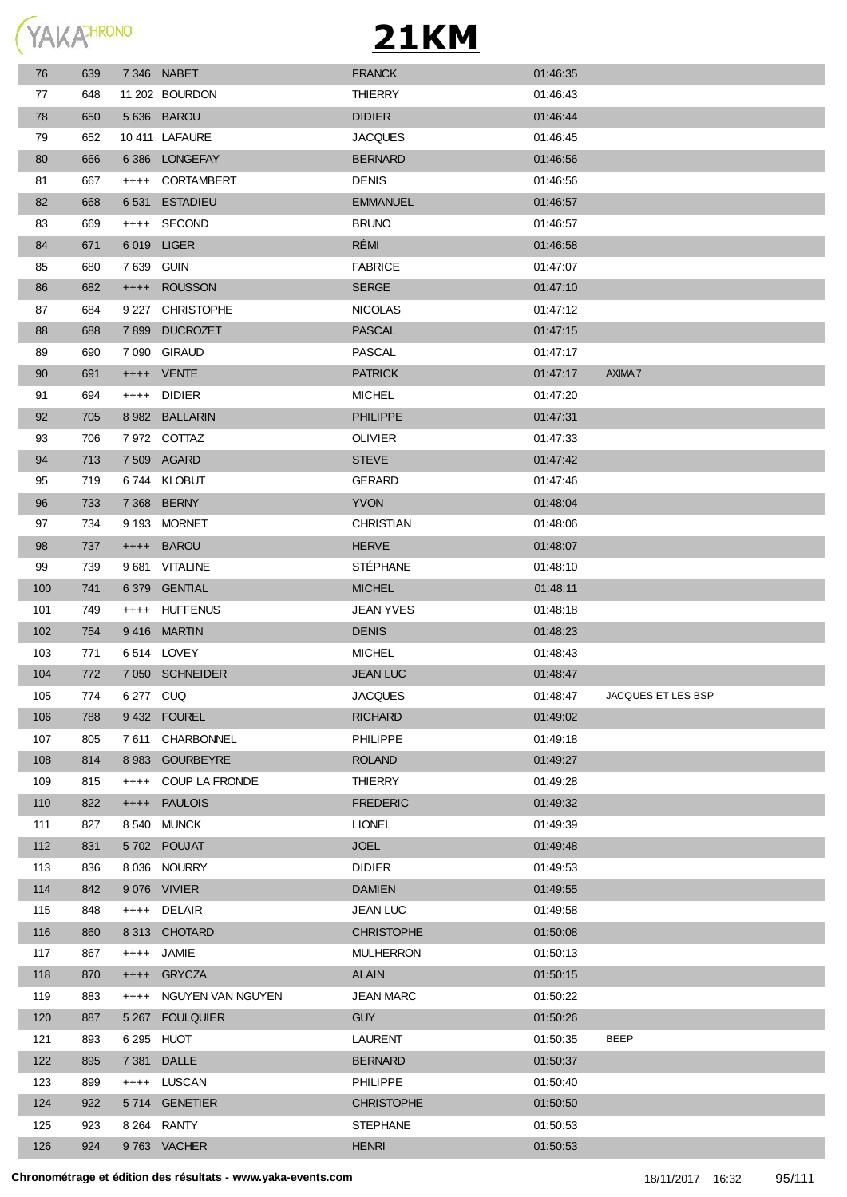# 21KM

| | | | | | | |
|---|---|---|---|---|---|---|
| 76 | 639 | 7 346 | NABET | FRANCK | 01:46:35 | |
| 77 | 648 | 11 202 | BOURDON | THIERRY | 01:46:43 | |
| 78 | 650 | 5 636 | BAROU | DIDIER | 01:46:44 | |
| 79 | 652 | 10 411 | LAFAURE | JACQUES | 01:46:45 | |
| 80 | 666 | 6 386 | LONGEFAY | BERNARD | 01:46:56 | |
| 81 | 667 | ++++ | CORTAMBERT | DENIS | 01:46:56 | |
| 82 | 668 | 6 531 | ESTADIEU | EMMANUEL | 01:46:57 | |
| 83 | 669 | ++++ | SECOND | BRUNO | 01:46:57 | |
| 84 | 671 | 6 019 | LIGER | RÉMI | 01:46:58 | |
| 85 | 680 | 7 639 | GUIN | FABRICE | 01:47:07 | |
| 86 | 682 | ++++ | ROUSSON | SERGE | 01:47:10 | |
| 87 | 684 | 9 227 | CHRISTOPHE | NICOLAS | 01:47:12 | |
| 88 | 688 | 7 899 | DUCROZET | PASCAL | 01:47:15 | |
| 89 | 690 | 7 090 | GIRAUD | PASCAL | 01:47:17 | |
| 90 | 691 | ++++ | VENTE | PATRICK | 01:47:17 | AXIMA 7 |
| 91 | 694 | ++++ | DIDIER | MICHEL | 01:47:20 | |
| 92 | 705 | 8 982 | BALLARIN | PHILIPPE | 01:47:31 | |
| 93 | 706 | 7 972 | COTTAZ | OLIVIER | 01:47:33 | |
| 94 | 713 | 7 509 | AGARD | STEVE | 01:47:42 | |
| 95 | 719 | 6 744 | KLOBUT | GERARD | 01:47:46 | |
| 96 | 733 | 7 368 | BERNY | YVON | 01:48:04 | |
| 97 | 734 | 9 193 | MORNET | CHRISTIAN | 01:48:06 | |
| 98 | 737 | ++++ | BAROU | HERVE | 01:48:07 | |
| 99 | 739 | 9 681 | VITALINE | STÉPHANE | 01:48:10 | |
| 100 | 741 | 6 379 | GENTIAL | MICHEL | 01:48:11 | |
| 101 | 749 | ++++ | HUFFENUS | JEAN YVES | 01:48:18 | |
| 102 | 754 | 9 416 | MARTIN | DENIS | 01:48:23 | |
| 103 | 771 | 6 514 | LOVEY | MICHEL | 01:48:43 | |
| 104 | 772 | 7 050 | SCHNEIDER | JEAN LUC | 01:48:47 | |
| 105 | 774 | 6 277 | CUQ | JACQUES | 01:48:47 | JACQUES ET LES BSP |
| 106 | 788 | 9 432 | FOUREL | RICHARD | 01:49:02 | |
| 107 | 805 | 7 611 | CHARBONNEL | PHILIPPE | 01:49:18 | |
| 108 | 814 | 8 983 | GOURBEYRE | ROLAND | 01:49:27 | |
| 109 | 815 | ++++ | COUP LA FRONDE | THIERRY | 01:49:28 | |
| 110 | 822 | ++++ | PAULOIS | FREDERIC | 01:49:32 | |
| 111 | 827 | 8 540 | MUNCK | LIONEL | 01:49:39 | |
| 112 | 831 | 5 702 | POUJAT | JOEL | 01:49:48 | |
| 113 | 836 | 8 036 | NOURRY | DIDIER | 01:49:53 | |
| 114 | 842 | 9 076 | VIVIER | DAMIEN | 01:49:55 | |
| 115 | 848 | ++++ | DELAIR | JEAN LUC | 01:49:58 | |
| 116 | 860 | 8 313 | CHOTARD | CHRISTOPHE | 01:50:08 | |
| 117 | 867 | ++++ | JAMIE | MULHERRON | 01:50:13 | |
| 118 | 870 | ++++ | GRYCZA | ALAIN | 01:50:15 | |
| 119 | 883 | ++++ | NGUYEN VAN NGUYEN | JEAN MARC | 01:50:22 | |
| 120 | 887 | 5 267 | FOULQUIER | GUY | 01:50:26 | |
| 121 | 893 | 6 295 | HUOT | LAURENT | 01:50:35 | BEEP |
| 122 | 895 | 7 381 | DALLE | BERNARD | 01:50:37 | |
| 123 | 899 | ++++ | LUSCAN | PHILIPPE | 01:50:40 | |
| 124 | 922 | 5 714 | GENETIER | CHRISTOPHE | 01:50:50 | |
| 125 | 923 | 8 264 | RANTY | STEPHANE | 01:50:53 | |
| 126 | 924 | 9 763 | VACHER | HENRI | 01:50:53 | |

**Chronométrage et édition des résultats - www.yaka-events.com** 18/11/2017 16:32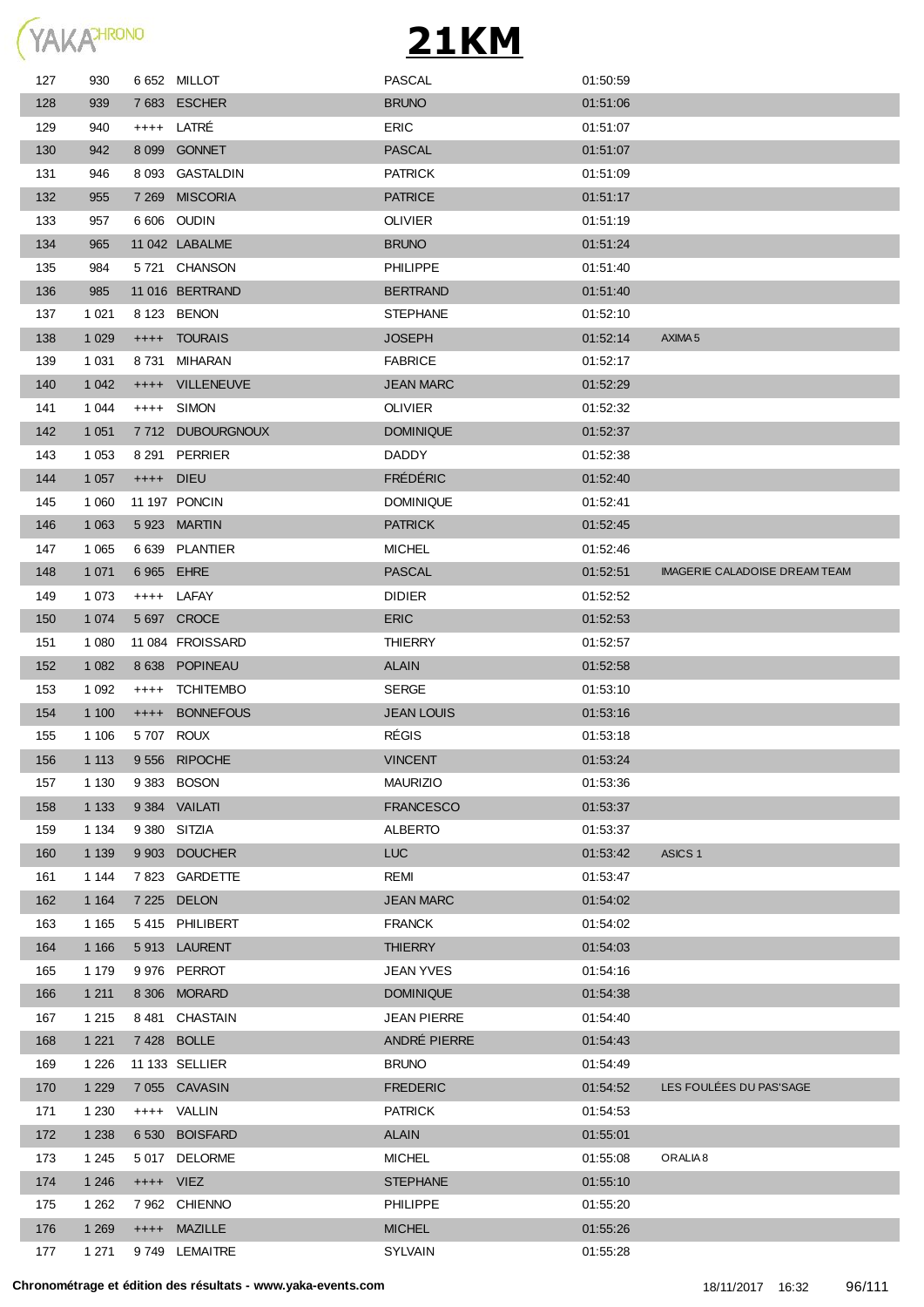# 21KM

| | | | | | | |
|---|---|---|---|---|---|---|
| 127 | 930 | 6 652 | MILLOT | PASCAL | 01:50:59 | |
| 128 | 939 | 7 683 | ESCHER | BRUNO | 01:51:06 | |
| 129 | 940 | ++++ | LATRÉ | ERIC | 01:51:07 | |
| 130 | 942 | 8 099 | GONNET | PASCAL | 01:51:07 | |
| 131 | 946 | 8 093 | GASTALDIN | PATRICK | 01:51:09 | |
| 132 | 955 | 7 269 | MISCORIA | PATRICE | 01:51:17 | |
| 133 | 957 | 6 606 | OUDIN | OLIVIER | 01:51:19 | |
| 134 | 965 | 11 042 | LABALME | BRUNO | 01:51:24 | |
| 135 | 984 | 5 721 | CHANSON | PHILIPPE | 01:51:40 | |
| 136 | 985 | 11 016 | BERTRAND | BERTRAND | 01:51:40 | |
| 137 | 1 021 | 8 123 | BENON | STEPHANE | 01:52:10 | |
| 138 | 1 029 | ++++ | TOURAIS | JOSEPH | 01:52:14 | AXIMA 5 |
| 139 | 1 031 | 8 731 | MIHARAN | FABRICE | 01:52:17 | |
| 140 | 1 042 | ++++ | VILLENEUVE | JEAN MARC | 01:52:29 | |
| 141 | 1 044 | ++++ | SIMON | OLIVIER | 01:52:32 | |
| 142 | 1 051 | 7 712 | DUBOURGNOUX | DOMINIQUE | 01:52:37 | |
| 143 | 1 053 | 8 291 | PERRIER | DADDY | 01:52:38 | |
| 144 | 1 057 | ++++ | DIEU | FRÉDÉRIC | 01:52:40 | |
| 145 | 1 060 | 11 197 | PONCIN | DOMINIQUE | 01:52:41 | |
| 146 | 1 063 | 5 923 | MARTIN | PATRICK | 01:52:45 | |
| 147 | 1 065 | 6 639 | PLANTIER | MICHEL | 01:52:46 | |
| 148 | 1 071 | 6 965 | EHRE | PASCAL | 01:52:51 | IMAGERIE CALADOISE DREAM TEAM |
| 149 | 1 073 | ++++ | LAFAY | DIDIER | 01:52:52 | |
| 150 | 1 074 | 5 697 | CROCE | ERIC | 01:52:53 | |
| 151 | 1 080 | 11 084 | FROISSARD | THIERRY | 01:52:57 | |
| 152 | 1 082 | 8 638 | POPINEAU | ALAIN | 01:52:58 | |
| 153 | 1 092 | ++++ | TCHITEMBO | SERGE | 01:53:10 | |
| 154 | 1 100 | ++++ | BONNEFOUS | JEAN LOUIS | 01:53:16 | |
| 155 | 1 106 | 5 707 | ROUX | RÉGIS | 01:53:18 | |
| 156 | 1 113 | 9 556 | RIPOCHE | VINCENT | 01:53:24 | |
| 157 | 1 130 | 9 383 | BOSON | MAURIZIO | 01:53:36 | |
| 158 | 1 133 | 9 384 | VAILATI | FRANCESCO | 01:53:37 | |
| 159 | 1 134 | 9 380 | SITZIA | ALBERTO | 01:53:37 | |
| 160 | 1 139 | 9 903 | DOUCHER | LUC | 01:53:42 | ASICS 1 |
| 161 | 1 144 | 7 823 | GARDETTE | REMI | 01:53:47 | |
| 162 | 1 164 | 7 225 | DELON | JEAN MARC | 01:54:02 | |
| 163 | 1 165 | 5 415 | PHILIBERT | FRANCK | 01:54:02 | |
| 164 | 1 166 | 5 913 | LAURENT | THIERRY | 01:54:03 | |
| 165 | 1 179 | 9 976 | PERROT | JEAN YVES | 01:54:16 | |
| 166 | 1 211 | 8 306 | MORARD | DOMINIQUE | 01:54:38 | |
| 167 | 1 215 | 8 481 | CHASTAIN | JEAN PIERRE | 01:54:40 | |
| 168 | 1 221 | 7 428 | BOLLE | ANDRÉ PIERRE | 01:54:43 | |
| 169 | 1 226 | 11 133 | SELLIER | BRUNO | 01:54:49 | |
| 170 | 1 229 | 7 055 | CAVASIN | FREDERIC | 01:54:52 | LES FOULÉES DU PAS'SAGE |
| 171 | 1 230 | ++++ | VALLIN | PATRICK | 01:54:53 | |
| 172 | 1 238 | 6 530 | BOISFARD | ALAIN | 01:55:01 | |
| 173 | 1 245 | 5 017 | DELORME | MICHEL | 01:55:08 | ORALIA 8 |
| 174 | 1 246 | ++++ | VIEZ | STEPHANE | 01:55:10 | |
| 175 | 1 262 | 7 962 | CHIENNO | PHILIPPE | 01:55:20 | |
| 176 | 1 269 | ++++ | MAZILLE | MICHEL | 01:55:26 | |
| 177 | 1 271 | 9 749 | LEMAITRE | SYLVAIN | 01:55:28 | |

**Chronométrage et édition des résultats - www.yaka-events.com** 18/11/2017 16:32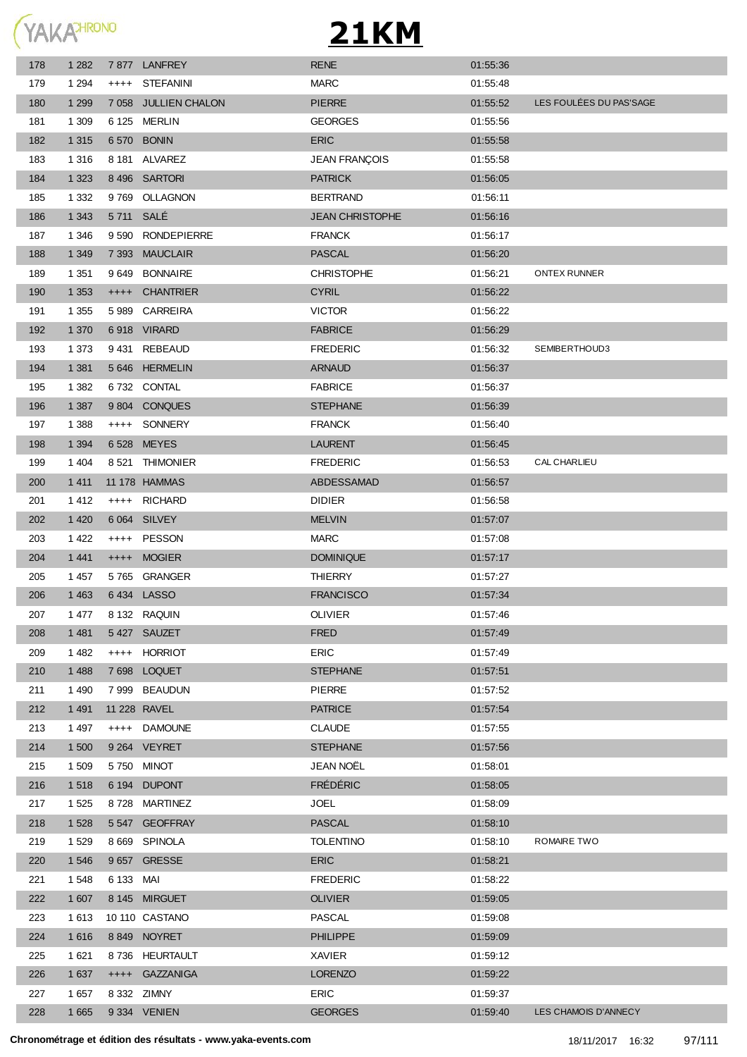# 21KM

| | | | | | | |
|---|---|---|---|---|---|---|
| 178 | 1 282 | 7 877 | LANFREY | RENE | 01:55:36 | |
| 179 | 1 294 | ++++ | STEFANINI | MARC | 01:55:48 | |
| 180 | 1 299 | 7 058 | JULLIEN CHALON | PIERRE | 01:55:52 | LES FOULÉES DU PAS'SAGE |
| 181 | 1 309 | 6 125 | MERLIN | GEORGES | 01:55:56 | |
| 182 | 1 315 | 6 570 | BONIN | ERIC | 01:55:58 | |
| 183 | 1 316 | 8 181 | ALVAREZ | JEAN FRANÇOIS | 01:55:58 | |
| 184 | 1 323 | 8 496 | SARTORI | PATRICK | 01:56:05 | |
| 185 | 1 332 | 9 769 | OLLAGNON | BERTRAND | 01:56:11 | |
| 186 | 1 343 | 5 711 | SALÉ | JEAN CHRISTOPHE | 01:56:16 | |
| 187 | 1 346 | 9 590 | RONDEPIERRE | FRANCK | 01:56:17 | |
| 188 | 1 349 | 7 393 | MAUCLAIR | PASCAL | 01:56:20 | |
| 189 | 1 351 | 9 649 | BONNAIRE | CHRISTOPHE | 01:56:21 | ONTEX RUNNER |
| 190 | 1 353 | ++++ | CHANTRIER | CYRIL | 01:56:22 | |
| 191 | 1 355 | 5 989 | CARREIRA | VICTOR | 01:56:22 | |
| 192 | 1 370 | 6 918 | VIRARD | FABRICE | 01:56:29 | |
| 193 | 1 373 | 9 431 | REBEAUD | FREDERIC | 01:56:32 | SEMIBERTHOUD3 |
| 194 | 1 381 | 5 646 | HERMELIN | ARNAUD | 01:56:37 | |
| 195 | 1 382 | 6 732 | CONTAL | FABRICE | 01:56:37 | |
| 196 | 1 387 | 9 804 | CONQUES | STEPHANE | 01:56:39 | |
| 197 | 1 388 | ++++ | SONNERY | FRANCK | 01:56:40 | |
| 198 | 1 394 | 6 528 | MEYES | LAURENT | 01:56:45 | |
| 199 | 1 404 | 8 521 | THIMONIER | FREDERIC | 01:56:53 | CAL CHARLIEU |
| 200 | 1 411 | 11 178 | HAMMAS | ABDESSAMAD | 01:56:57 | |
| 201 | 1 412 | ++++ | RICHARD | DIDIER | 01:56:58 | |
| 202 | 1 420 | 6 064 | SILVEY | MELVIN | 01:57:07 | |
| 203 | 1 422 | ++++ | PESSON | MARC | 01:57:08 | |
| 204 | 1 441 | ++++ | MOGIER | DOMINIQUE | 01:57:17 | |
| 205 | 1 457 | 5 765 | GRANGER | THIERRY | 01:57:27 | |
| 206 | 1 463 | 6 434 | LASSO | FRANCISCO | 01:57:34 | |
| 207 | 1 477 | 8 132 | RAQUIN | OLIVIER | 01:57:46 | |
| 208 | 1 481 | 5 427 | SAUZET | FRED | 01:57:49 | |
| 209 | 1 482 | ++++ | HORRIOT | ERIC | 01:57:49 | |
| 210 | 1 488 | 7 698 | LOQUET | STEPHANE | 01:57:51 | |
| 211 | 1 490 | 7 999 | BEAUDUN | PIERRE | 01:57:52 | |
| 212 | 1 491 | 11 228 | RAVEL | PATRICE | 01:57:54 | |
| 213 | 1 497 | ++++ | DAMOUNE | CLAUDE | 01:57:55 | |
| 214 | 1 500 | 9 264 | VEYRET | STEPHANE | 01:57:56 | |
| 215 | 1 509 | 5 750 | MINOT | JEAN NOËL | 01:58:01 | |
| 216 | 1 518 | 6 194 | DUPONT | FRÉDÉRIC | 01:58:05 | |
| 217 | 1 525 | 8 728 | MARTINEZ | JOEL | 01:58:09 | |
| 218 | 1 528 | 5 547 | GEOFFRAY | PASCAL | 01:58:10 | |
| 219 | 1 529 | 8 669 | SPINOLA | TOLENTINO | 01:58:10 | ROMAIRE TWO |
| 220 | 1 546 | 9 657 | GRESSE | ERIC | 01:58:21 | |
| 221 | 1 548 | 6 133 | MAI | FREDERIC | 01:58:22 | |
| 222 | 1 607 | 8 145 | MIRGUET | OLIVIER | 01:59:05 | |
| 223 | 1 613 | 10 110 | CASTANO | PASCAL | 01:59:08 | |
| 224 | 1 616 | 8 849 | NOYRET | PHILIPPE | 01:59:09 | |
| 225 | 1 621 | 8 736 | HEURTAULT | XAVIER | 01:59:12 | |
| 226 | 1 637 | ++++ | GAZZANIGA | LORENZO | 01:59:22 | |
| 227 | 1 657 | 8 332 | ZIMNY | ERIC | 01:59:37 | |
| 228 | 1 665 | 9 334 | VENIEN | GEORGES | 01:59:40 | LES CHAMOIS D'ANNECY |

**Chronométrage et édition des résultats - www.yaka-events.com** 18/11/2017 16:32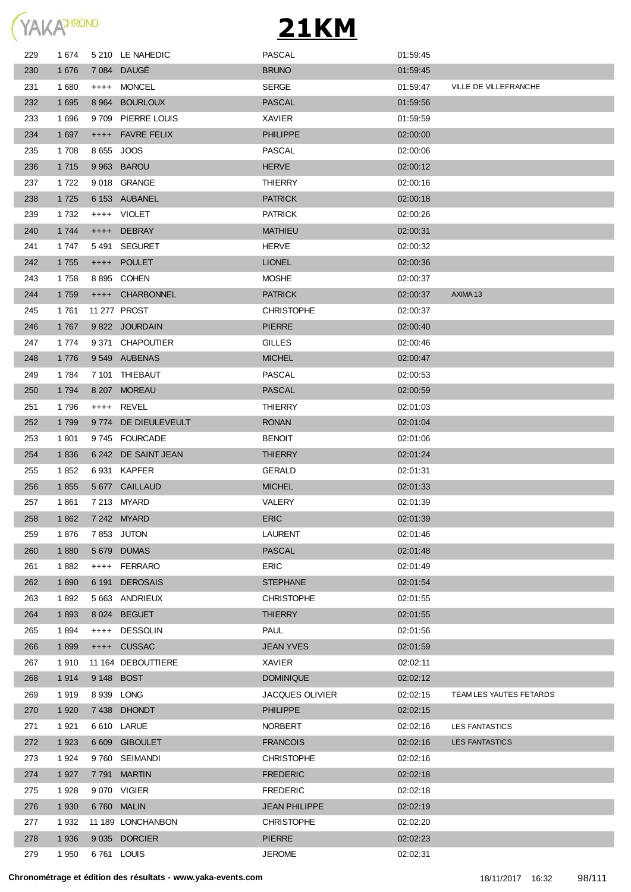# 21KM

| | | | | | | |
|---|---|---|---|---|---|---|
| 229 | 1 674 | 5 210 | LE NAHEDIC | PASCAL | 01:59:45 | |
| 230 | 1 676 | 7 084 | DAUGÉ | BRUNO | 01:59:45 | |
| 231 | 1 680 | ++++ | MONCEL | SERGE | 01:59:47 | VILLE DE VILLEFRANCHE |
| 232 | 1 695 | 8 964 | BOURLOUX | PASCAL | 01:59:56 | |
| 233 | 1 696 | 9 709 | PIERRE LOUIS | XAVIER | 01:59:59 | |
| 234 | 1 697 | ++++ | FAVRE FELIX | PHILIPPE | 02:00:00 | |
| 235 | 1 708 | 8 655 | JOOS | PASCAL | 02:00:06 | |
| 236 | 1 715 | 9 963 | BAROU | HERVE | 02:00:12 | |
| 237 | 1 722 | 9 018 | GRANGE | THIERRY | 02:00:16 | |
| 238 | 1 725 | 6 153 | AUBANEL | PATRICK | 02:00:18 | |
| 239 | 1 732 | ++++ | VIOLET | PATRICK | 02:00:26 | |
| 240 | 1 744 | ++++ | DEBRAY | MATHIEU | 02:00:31 | |
| 241 | 1 747 | 5 491 | SEGURET | HERVE | 02:00:32 | |
| 242 | 1 755 | ++++ | POULET | LIONEL | 02:00:36 | |
| 243 | 1 758 | 8 895 | COHEN | MOSHE | 02:00:37 | |
| 244 | 1 759 | ++++ | CHARBONNEL | PATRICK | 02:00:37 | AXIMA 13 |
| 245 | 1 761 | 11 277 | PROST | CHRISTOPHE | 02:00:37 | |
| 246 | 1 767 | 9 822 | JOURDAIN | PIERRE | 02:00:40 | |
| 247 | 1 774 | 9 371 | CHAPOUTIER | GILLES | 02:00:46 | |
| 248 | 1 776 | 9 549 | AUBENAS | MICHEL | 02:00:47 | |
| 249 | 1 784 | 7 101 | THIEBAUT | PASCAL | 02:00:53 | |
| 250 | 1 794 | 8 207 | MOREAU | PASCAL | 02:00:59 | |
| 251 | 1 796 | ++++ | REVEL | THIERRY | 02:01:03 | |
| 252 | 1 799 | 9 774 | DE DIEULEVEULT | RONAN | 02:01:04 | |
| 253 | 1 801 | 9 745 | FOURCADE | BENOIT | 02:01:06 | |
| 254 | 1 836 | 6 242 | DE SAINT JEAN | THIERRY | 02:01:24 | |
| 255 | 1 852 | 6 931 | KAPFER | GERALD | 02:01:31 | |
| 256 | 1 855 | 5 677 | CAILLAUD | MICHEL | 02:01:33 | |
| 257 | 1 861 | 7 213 | MYARD | VALERY | 02:01:39 | |
| 258 | 1 862 | 7 242 | MYARD | ERIC | 02:01:39 | |
| 259 | 1 876 | 7 853 | JUTON | LAURENT | 02:01:46 | |
| 260 | 1 880 | 5 679 | DUMAS | PASCAL | 02:01:48 | |
| 261 | 1 882 | ++++ | FERRARO | ERIC | 02:01:49 | |
| 262 | 1 890 | 6 191 | DEROSAIS | STEPHANE | 02:01:54 | |
| 263 | 1 892 | 5 663 | ANDRIEUX | CHRISTOPHE | 02:01:55 | |
| 264 | 1 893 | 8 024 | BEGUET | THIERRY | 02:01:55 | |
| 265 | 1 894 | ++++ | DESSOLIN | PAUL | 02:01:56 | |
| 266 | 1 899 | ++++ | CUSSAC | JEAN YVES | 02:01:59 | |
| 267 | 1 910 | 11 164 | DEBOUTTIERE | XAVIER | 02:02:11 | |
| 268 | 1 914 | 9 148 | BOST | DOMINIQUE | 02:02:12 | |
| 269 | 1 919 | 8 939 | LONG | JACQUES OLIVIER | 02:02:15 | TEAM LES YAUTES FETARDS |
| 270 | 1 920 | 7 438 | DHONDT | PHILIPPE | 02:02:15 | |
| 271 | 1 921 | 6 610 | LARUE | NORBERT | 02:02:16 | LES FANTASTICS |
| 272 | 1 923 | 6 609 | GIBOULET | FRANCOIS | 02:02:16 | LES FANTASTICS |
| 273 | 1 924 | 9 760 | SEIMANDI | CHRISTOPHE | 02:02:16 | |
| 274 | 1 927 | 7 791 | MARTIN | FREDERIC | 02:02:18 | |
| 275 | 1 928 | 9 070 | VIGIER | FREDERIC | 02:02:18 | |
| 276 | 1 930 | 6 760 | MALIN | JEAN PHILIPPE | 02:02:19 | |
| 277 | 1 932 | 11 189 | LONCHANBON | CHRISTOPHE | 02:02:20 | |
| 278 | 1 936 | 9 035 | DORCIER | PIERRE | 02:02:23 | |
| 279 | 1 950 | 6 761 | LOUIS | JEROME | 02:02:31 | |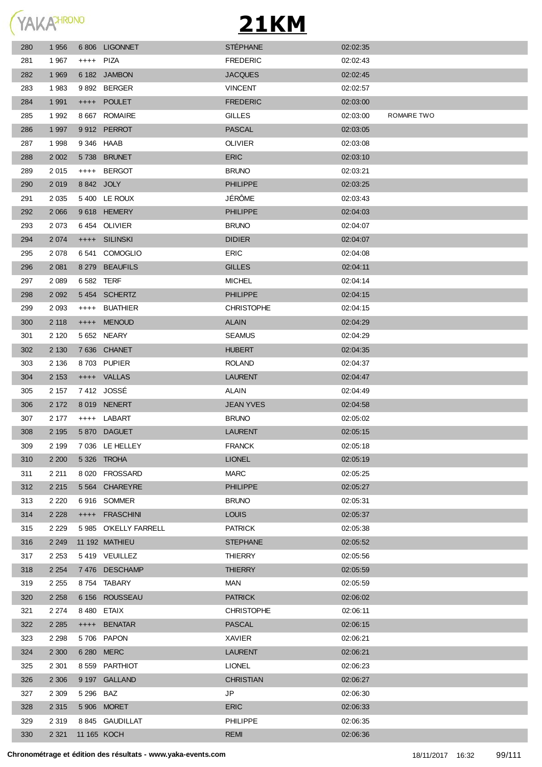# 21KM

| | | | | | | |
|---|---|---|---|---|---|---|
| 280 | 1 956 | 6 806 | LIGONNET | STÉPHANE | 02:02:35 | |
| 281 | 1 967 | ++++ | PIZA | FREDERIC | 02:02:43 | |
| 282 | 1 969 | 6 182 | JAMBON | JACQUES | 02:02:45 | |
| 283 | 1 983 | 9 892 | BERGER | VINCENT | 02:02:57 | |
| 284 | 1 991 | ++++ | POULET | FREDERIC | 02:03:00 | |
| 285 | 1 992 | 8 667 | ROMAIRE | GILLES | 02:03:00 | ROMAIRE TWO |
| 286 | 1 997 | 9 912 | PERROT | PASCAL | 02:03:05 | |
| 287 | 1 998 | 9 346 | HAAB | OLIVIER | 02:03:08 | |
| 288 | 2 002 | 5 738 | BRUNET | ERIC | 02:03:10 | |
| 289 | 2 015 | ++++ | BERGOT | BRUNO | 02:03:21 | |
| 290 | 2 019 | 8 842 | JOLY | PHILIPPE | 02:03:25 | |
| 291 | 2 035 | 5 400 | LE ROUX | JÉRÔME | 02:03:43 | |
| 292 | 2 066 | 9 618 | HEMERY | PHILIPPE | 02:04:03 | |
| 293 | 2 073 | 6 454 | OLIVIER | BRUNO | 02:04:07 | |
| 294 | 2 074 | ++++ | SILINSKI | DIDIER | 02:04:07 | |
| 295 | 2 078 | 6 541 | COMOGLIO | ERIC | 02:04:08 | |
| 296 | 2 081 | 8 279 | BEAUFILS | GILLES | 02:04:11 | |
| 297 | 2 089 | 6 582 | TERF | MICHEL | 02:04:14 | |
| 298 | 2 092 | 5 454 | SCHERTZ | PHILIPPE | 02:04:15 | |
| 299 | 2 093 | ++++ | BUATHIER | CHRISTOPHE | 02:04:15 | |
| 300 | 2 118 | ++++ | MENOUD | ALAIN | 02:04:29 | |
| 301 | 2 120 | 5 652 | NEARY | SEAMUS | 02:04:29 | |
| 302 | 2 130 | 7 636 | CHANET | HUBERT | 02:04:35 | |
| 303 | 2 136 | 8 703 | PUPIER | ROLAND | 02:04:37 | |
| 304 | 2 153 | ++++ | VALLAS | LAURENT | 02:04:47 | |
| 305 | 2 157 | 7 412 | JOSSÉ | ALAIN | 02:04:49 | |
| 306 | 2 172 | 8 019 | NENERT | JEAN YVES | 02:04:58 | |
| 307 | 2 177 | ++++ | LABART | BRUNO | 02:05:02 | |
| 308 | 2 195 | 5 870 | DAGUET | LAURENT | 02:05:15 | |
| 309 | 2 199 | 7 036 | LE HELLEY | FRANCK | 02:05:18 | |
| 310 | 2 200 | 5 326 | TROHA | LIONEL | 02:05:19 | |
| 311 | 2 211 | 8 020 | FROSSARD | MARC | 02:05:25 | |
| 312 | 2 215 | 5 564 | CHAREYRE | PHILIPPE | 02:05:27 | |
| 313 | 2 220 | 6 916 | SOMMER | BRUNO | 02:05:31 | |
| 314 | 2 228 | ++++ | FRASCHINI | LOUIS | 02:05:37 | |
| 315 | 2 229 | 5 985 | O'KELLY FARRELL | PATRICK | 02:05:38 | |
| 316 | 2 249 | 11 192 | MATHIEU | STEPHANE | 02:05:52 | |
| 317 | 2 253 | 5 419 | VEUILLEZ | THIERRY | 02:05:56 | |
| 318 | 2 254 | 7 476 | DESCHAMP | THIERRY | 02:05:59 | |
| 319 | 2 255 | 8 754 | TABARY | MAN | 02:05:59 | |
| 320 | 2 258 | 6 156 | ROUSSEAU | PATRICK | 02:06:02 | |
| 321 | 2 274 | 8 480 | ETAIX | CHRISTOPHE | 02:06:11 | |
| 322 | 2 285 | ++++ | BENATAR | PASCAL | 02:06:15 | |
| 323 | 2 298 | 5 706 | PAPON | XAVIER | 02:06:21 | |
| 324 | 2 300 | 6 280 | MERC | LAURENT | 02:06:21 | |
| 325 | 2 301 | 8 559 | PARTHIOT | LIONEL | 02:06:23 | |
| 326 | 2 306 | 9 197 | GALLAND | CHRISTIAN | 02:06:27 | |
| 327 | 2 309 | 5 296 | BAZ | JP | 02:06:30 | |
| 328 | 2 315 | 5 906 | MORET | ERIC | 02:06:33 | |
| 329 | 2 319 | 8 845 | GAUDILLAT | PHILIPPE | 02:06:35 | |
| 330 | 2 321 | 11 165 | KOCH | REMI | 02:06:36 | |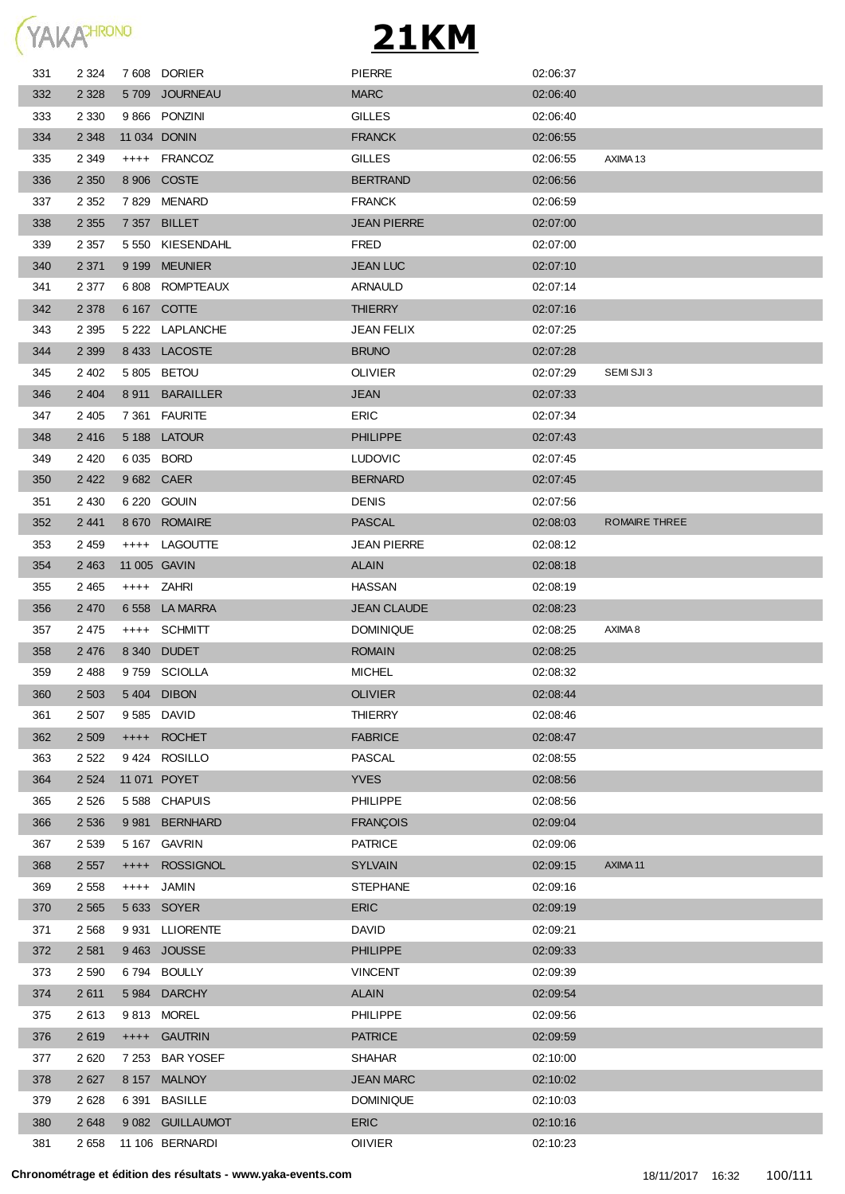# 21KM

| | | | | | | |
|---|---|---|---|---|---|---|
| 331 | 2 324 | 7 608 | DORIER | PIERRE | 02:06:37 | |
| 332 | 2 328 | 5 709 | JOURNEAU | MARC | 02:06:40 | |
| 333 | 2 330 | 9 866 | PONZINI | GILLES | 02:06:40 | |
| 334 | 2 348 | 11 034 | DONIN | FRANCK | 02:06:55 | |
| 335 | 2 349 | ++++ | FRANCOZ | GILLES | 02:06:55 | AXIMA 13 |
| 336 | 2 350 | 8 906 | COSTE | BERTRAND | 02:06:56 | |
| 337 | 2 352 | 7 829 | MENARD | FRANCK | 02:06:59 | |
| 338 | 2 355 | 7 357 | BILLET | JEAN PIERRE | 02:07:00 | |
| 339 | 2 357 | 5 550 | KIESENDAHL | FRED | 02:07:00 | |
| 340 | 2 371 | 9 199 | MEUNIER | JEAN LUC | 02:07:10 | |
| 341 | 2 377 | 6 808 | ROMPTEAUX | ARNAULD | 02:07:14 | |
| 342 | 2 378 | 6 167 | COTTE | THIERRY | 02:07:16 | |
| 343 | 2 395 | 5 222 | LAPLANCHE | JEAN FELIX | 02:07:25 | |
| 344 | 2 399 | 8 433 | LACOSTE | BRUNO | 02:07:28 | |
| 345 | 2 402 | 5 805 | BETOU | OLIVIER | 02:07:29 | SEMI SJI 3 |
| 346 | 2 404 | 8 911 | BARAILLER | JEAN | 02:07:33 | |
| 347 | 2 405 | 7 361 | FAURITE | ERIC | 02:07:34 | |
| 348 | 2 416 | 5 188 | LATOUR | PHILIPPE | 02:07:43 | |
| 349 | 2 420 | 6 035 | BORD | LUDOVIC | 02:07:45 | |
| 350 | 2 422 | 9 682 | CAER | BERNARD | 02:07:45 | |
| 351 | 2 430 | 6 220 | GOUIN | DENIS | 02:07:56 | |
| 352 | 2 441 | 8 670 | ROMAIRE | PASCAL | 02:08:03 | ROMAIRE THREE |
| 353 | 2 459 | ++++ | LAGOUTTE | JEAN PIERRE | 02:08:12 | |
| 354 | 2 463 | 11 005 | GAVIN | ALAIN | 02:08:18 | |
| 355 | 2 465 | ++++ | ZAHRI | HASSAN | 02:08:19 | |
| 356 | 2 470 | 6 558 | LA MARRA | JEAN CLAUDE | 02:08:23 | |
| 357 | 2 475 | ++++ | SCHMITT | DOMINIQUE | 02:08:25 | AXIMA 8 |
| 358 | 2 476 | 8 340 | DUDET | ROMAIN | 02:08:25 | |
| 359 | 2 488 | 9 759 | SCIOLLA | MICHEL | 02:08:32 | |
| 360 | 2 503 | 5 404 | DIBON | OLIVIER | 02:08:44 | |
| 361 | 2 507 | 9 585 | DAVID | THIERRY | 02:08:46 | |
| 362 | 2 509 | ++++ | ROCHET | FABRICE | 02:08:47 | |
| 363 | 2 522 | 9 424 | ROSILLO | PASCAL | 02:08:55 | |
| 364 | 2 524 | 11 071 | POYET | YVES | 02:08:56 | |
| 365 | 2 526 | 5 588 | CHAPUIS | PHILIPPE | 02:08:56 | |
| 366 | 2 536 | 9 981 | BERNHARD | FRANÇOIS | 02:09:04 | |
| 367 | 2 539 | 5 167 | GAVRIN | PATRICE | 02:09:06 | |
| 368 | 2 557 | ++++ | ROSSIGNOL | SYLVAIN | 02:09:15 | AXIMA 11 |
| 369 | 2 558 | ++++ | JAMIN | STEPHANE | 02:09:16 | |
| 370 | 2 565 | 5 633 | SOYER | ERIC | 02:09:19 | |
| 371 | 2 568 | 9 931 | LLIORENTE | DAVID | 02:09:21 | |
| 372 | 2 581 | 9 463 | JOUSSE | PHILIPPE | 02:09:33 | |
| 373 | 2 590 | 6 794 | BOULLY | VINCENT | 02:09:39 | |
| 374 | 2 611 | 5 984 | DARCHY | ALAIN | 02:09:54 | |
| 375 | 2 613 | 9 813 | MOREL | PHILIPPE | 02:09:56 | |
| 376 | 2 619 | ++++ | GAUTRIN | PATRICE | 02:09:59 | |
| 377 | 2 620 | 7 253 | BAR YOSEF | SHAHAR | 02:10:00 | |
| 378 | 2 627 | 8 157 | MALNOY | JEAN MARC | 02:10:02 | |
| 379 | 2 628 | 6 391 | BASILLE | DOMINIQUE | 02:10:03 | |
| 380 | 2 648 | 9 082 | GUILLAUMOT | ERIC | 02:10:16 | |
| 381 | 2 658 | 11 106 | BERNARDI | OlIVIER | 02:10:23 | |

**Chronométrage et édition des résultats - www.yaka-events.com** 18/11/2017 16:32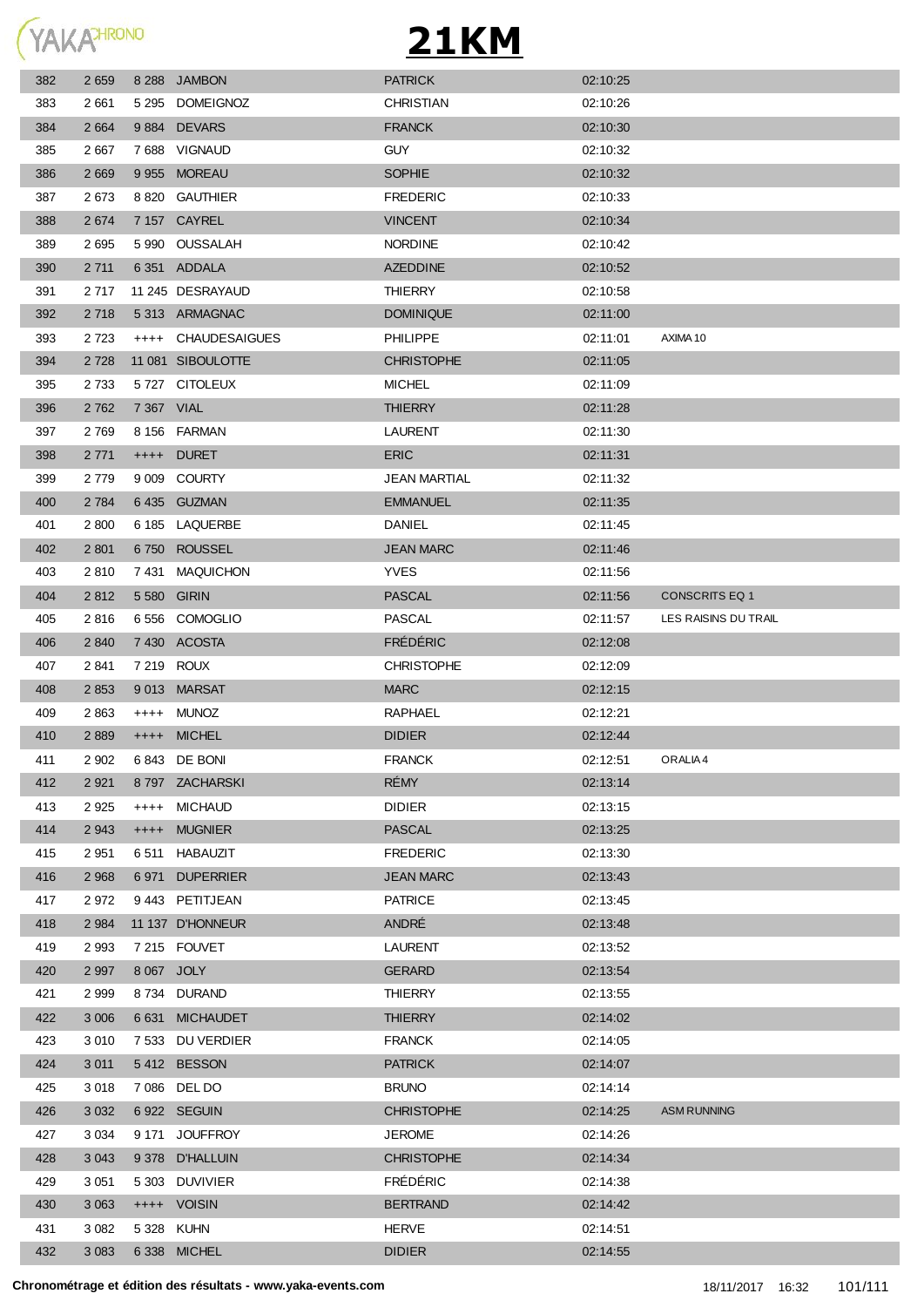# 21KM

| | | | | | | |
|---|---|---|---|---|---|---|
| 382 | 2 659 | 8 288 | JAMBON | PATRICK | 02:10:25 | |
| 383 | 2 661 | 5 295 | DOMEIGNOZ | CHRISTIAN | 02:10:26 | |
| 384 | 2 664 | 9 884 | DEVARS | FRANCK | 02:10:30 | |
| 385 | 2 667 | 7 688 | VIGNAUD | GUY | 02:10:32 | |
| 386 | 2 669 | 9 955 | MOREAU | SOPHIE | 02:10:32 | |
| 387 | 2 673 | 8 820 | GAUTHIER | FREDERIC | 02:10:33 | |
| 388 | 2 674 | 7 157 | CAYREL | VINCENT | 02:10:34 | |
| 389 | 2 695 | 5 990 | OUSSALAH | NORDINE | 02:10:42 | |
| 390 | 2 711 | 6 351 | ADDALA | AZEDDINE | 02:10:52 | |
| 391 | 2 717 | 11 245 | DESRAYAUD | THIERRY | 02:10:58 | |
| 392 | 2 718 | 5 313 | ARMAGNAC | DOMINIQUE | 02:11:00 | |
| 393 | 2 723 | ++++ | CHAUDESAIGUES | PHILIPPE | 02:11:01 | AXIMA 10 |
| 394 | 2 728 | 11 081 | SIBOULOTTE | CHRISTOPHE | 02:11:05 | |
| 395 | 2 733 | 5 727 | CITOLEUX | MICHEL | 02:11:09 | |
| 396 | 2 762 | 7 367 | VIAL | THIERRY | 02:11:28 | |
| 397 | 2 769 | 8 156 | FARMAN | LAURENT | 02:11:30 | |
| 398 | 2 771 | ++++ | DURET | ERIC | 02:11:31 | |
| 399 | 2 779 | 9 009 | COURTY | JEAN MARTIAL | 02:11:32 | |
| 400 | 2 784 | 6 435 | GUZMAN | EMMANUEL | 02:11:35 | |
| 401 | 2 800 | 6 185 | LAQUERBE | DANIEL | 02:11:45 | |
| 402 | 2 801 | 6 750 | ROUSSEL | JEAN MARC | 02:11:46 | |
| 403 | 2 810 | 7 431 | MAQUICHON | YVES | 02:11:56 | |
| 404 | 2 812 | 5 580 | GIRIN | PASCAL | 02:11:56 | CONSCRITS EQ 1 |
| 405 | 2 816 | 6 556 | COMOGLIO | PASCAL | 02:11:57 | LES RAISINS DU TRAIL |
| 406 | 2 840 | 7 430 | ACOSTA | FRÉDÉRIC | 02:12:08 | |
| 407 | 2 841 | 7 219 | ROUX | CHRISTOPHE | 02:12:09 | |
| 408 | 2 853 | 9 013 | MARSAT | MARC | 02:12:15 | |
| 409 | 2 863 | ++++ | MUNOZ | RAPHAEL | 02:12:21 | |
| 410 | 2 889 | ++++ | MICHEL | DIDIER | 02:12:44 | |
| 411 | 2 902 | 6 843 | DE BONI | FRANCK | 02:12:51 | ORALIA 4 |
| 412 | 2 921 | 8 797 | ZACHARSKI | RÉMY | 02:13:14 | |
| 413 | 2 925 | ++++ | MICHAUD | DIDIER | 02:13:15 | |
| 414 | 2 943 | ++++ | MUGNIER | PASCAL | 02:13:25 | |
| 415 | 2 951 | 6 511 | HABAUZIT | FREDERIC | 02:13:30 | |
| 416 | 2 968 | 6 971 | DUPERRIER | JEAN MARC | 02:13:43 | |
| 417 | 2 972 | 9 443 | PETITJEAN | PATRICE | 02:13:45 | |
| 418 | 2 984 | 11 137 | D'HONNEUR | ANDRÉ | 02:13:48 | |
| 419 | 2 993 | 7 215 | FOUVET | LAURENT | 02:13:52 | |
| 420 | 2 997 | 8 067 | JOLY | GERARD | 02:13:54 | |
| 421 | 2 999 | 8 734 | DURAND | THIERRY | 02:13:55 | |
| 422 | 3 006 | 6 631 | MICHAUDET | THIERRY | 02:14:02 | |
| 423 | 3 010 | 7 533 | DU VERDIER | FRANCK | 02:14:05 | |
| 424 | 3 011 | 5 412 | BESSON | PATRICK | 02:14:07 | |
| 425 | 3 018 | 7 086 | DEL DO | BRUNO | 02:14:14 | |
| 426 | 3 032 | 6 922 | SEGUIN | CHRISTOPHE | 02:14:25 | ASM RUNNING |
| 427 | 3 034 | 9 171 | JOUFFROY | JEROME | 02:14:26 | |
| 428 | 3 043 | 9 378 | D'HALLUIN | CHRISTOPHE | 02:14:34 | |
| 429 | 3 051 | 5 303 | DUVIVIER | FRÉDÉRIC | 02:14:38 | |
| 430 | 3 063 | ++++ | VOISIN | BERTRAND | 02:14:42 | |
| 431 | 3 082 | 5 328 | KUHN | HERVE | 02:14:51 | |
| 432 | 3 083 | 6 338 | MICHEL | DIDIER | 02:14:55 | |

Chronométrage et édition des résultats - www.yaka-events.com — 18/11/2017 16:32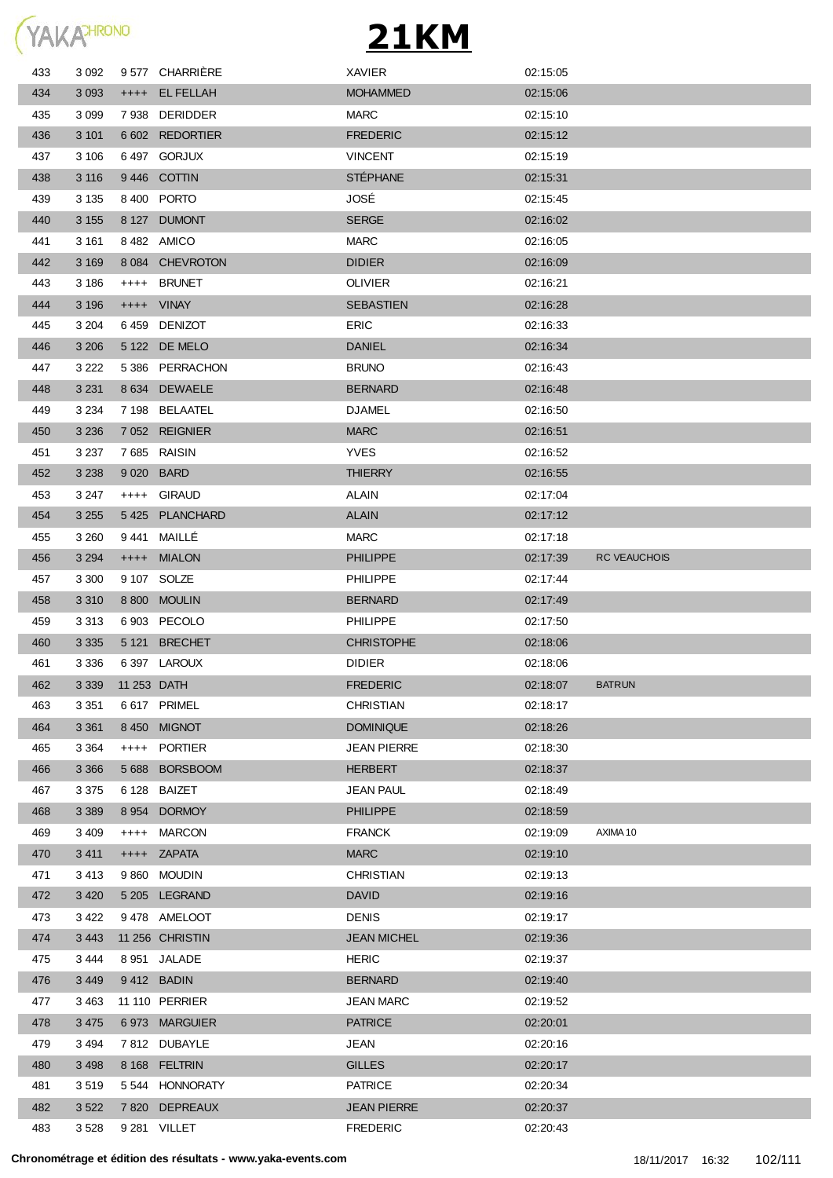# 21KM

| | | | | | | |
|---|---|---|---|---|---|---|
| 433 | 3 092 | 9 577 | CHARRIÈRE | XAVIER | 02:15:05 | |
| 434 | 3 093 | ++++ | EL FELLAH | MOHAMMED | 02:15:06 | |
| 435 | 3 099 | 7 938 | DERIDDER | MARC | 02:15:10 | |
| 436 | 3 101 | 6 602 | REDORTIER | FREDERIC | 02:15:12 | |
| 437 | 3 106 | 6 497 | GORJUX | VINCENT | 02:15:19 | |
| 438 | 3 116 | 9 446 | COTTIN | STÉPHANE | 02:15:31 | |
| 439 | 3 135 | 8 400 | PORTO | JOSÉ | 02:15:45 | |
| 440 | 3 155 | 8 127 | DUMONT | SERGE | 02:16:02 | |
| 441 | 3 161 | 8 482 | AMICO | MARC | 02:16:05 | |
| 442 | 3 169 | 8 084 | CHEVROTON | DIDIER | 02:16:09 | |
| 443 | 3 186 | ++++ | BRUNET | OLIVIER | 02:16:21 | |
| 444 | 3 196 | ++++ | VINAY | SEBASTIEN | 02:16:28 | |
| 445 | 3 204 | 6 459 | DENIZOT | ERIC | 02:16:33 | |
| 446 | 3 206 | 5 122 | DE MELO | DANIEL | 02:16:34 | |
| 447 | 3 222 | 5 386 | PERRACHON | BRUNO | 02:16:43 | |
| 448 | 3 231 | 8 634 | DEWAELE | BERNARD | 02:16:48 | |
| 449 | 3 234 | 7 198 | BELAATEL | DJAMEL | 02:16:50 | |
| 450 | 3 236 | 7 052 | REIGNIER | MARC | 02:16:51 | |
| 451 | 3 237 | 7 685 | RAISIN | YVES | 02:16:52 | |
| 452 | 3 238 | 9 020 | BARD | THIERRY | 02:16:55 | |
| 453 | 3 247 | ++++ | GIRAUD | ALAIN | 02:17:04 | |
| 454 | 3 255 | 5 425 | PLANCHARD | ALAIN | 02:17:12 | |
| 455 | 3 260 | 9 441 | MAILLÉ | MARC | 02:17:18 | |
| 456 | 3 294 | ++++ | MIALON | PHILIPPE | 02:17:39 | RC VEAUCHOIS |
| 457 | 3 300 | 9 107 | SOLZE | PHILIPPE | 02:17:44 | |
| 458 | 3 310 | 8 800 | MOULIN | BERNARD | 02:17:49 | |
| 459 | 3 313 | 6 903 | PECOLO | PHILIPPE | 02:17:50 | |
| 460 | 3 335 | 5 121 | BRECHET | CHRISTOPHE | 02:18:06 | |
| 461 | 3 336 | 6 397 | LAROUX | DIDIER | 02:18:06 | |
| 462 | 3 339 | 11 253 | DATH | FREDERIC | 02:18:07 | BATRUN |
| 463 | 3 351 | 6 617 | PRIMEL | CHRISTIAN | 02:18:17 | |
| 464 | 3 361 | 8 450 | MIGNOT | DOMINIQUE | 02:18:26 | |
| 465 | 3 364 | ++++ | PORTIER | JEAN PIERRE | 02:18:30 | |
| 466 | 3 366 | 5 688 | BORSBOOM | HERBERT | 02:18:37 | |
| 467 | 3 375 | 6 128 | BAIZET | JEAN PAUL | 02:18:49 | |
| 468 | 3 389 | 8 954 | DORMOY | PHILIPPE | 02:18:59 | |
| 469 | 3 409 | ++++ | MARCON | FRANCK | 02:19:09 | AXIMA 10 |
| 470 | 3 411 | ++++ | ZAPATA | MARC | 02:19:10 | |
| 471 | 3 413 | 9 860 | MOUDIN | CHRISTIAN | 02:19:13 | |
| 472 | 3 420 | 5 205 | LEGRAND | DAVID | 02:19:16 | |
| 473 | 3 422 | 9 478 | AMELOOT | DENIS | 02:19:17 | |
| 474 | 3 443 | 11 256 | CHRISTIN | JEAN MICHEL | 02:19:36 | |
| 475 | 3 444 | 8 951 | JALADE | HERIC | 02:19:37 | |
| 476 | 3 449 | 9 412 | BADIN | BERNARD | 02:19:40 | |
| 477 | 3 463 | 11 110 | PERRIER | JEAN MARC | 02:19:52 | |
| 478 | 3 475 | 6 973 | MARGUIER | PATRICE | 02:20:01 | |
| 479 | 3 494 | 7 812 | DUBAYLE | JEAN | 02:20:16 | |
| 480 | 3 498 | 8 168 | FELTRIN | GILLES | 02:20:17 | |
| 481 | 3 519 | 5 544 | HONNORATY | PATRICE | 02:20:34 | |
| 482 | 3 522 | 7 820 | DEPREAUX | JEAN PIERRE | 02:20:37 | |
| 483 | 3 528 | 9 281 | VILLET | FREDERIC | 02:20:43 | |

**Chronométrage et édition des résultats - www.yaka-events.com** 18/11/2017 16:32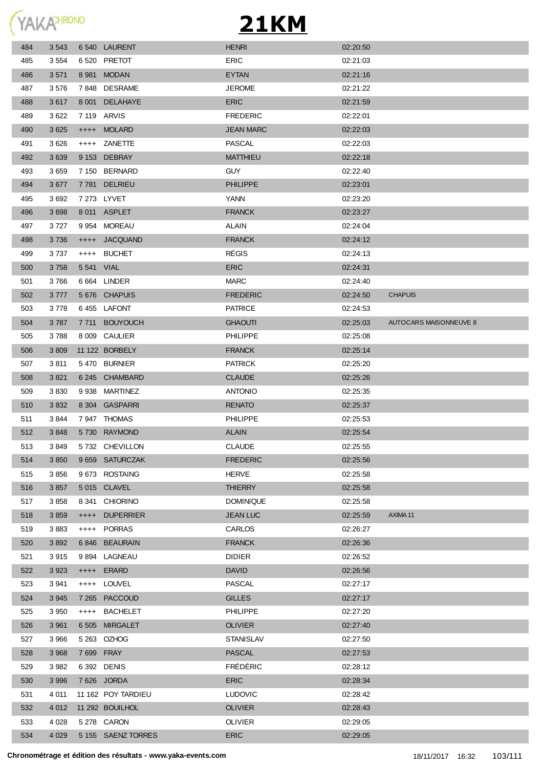# 21KM

| | | | | | | |
|---|---|---|---|---|---|---|
| 484 | 3 543 | 6 540 | LAURENT | HENRI | 02:20:50 | |
| 485 | 3 554 | 6 520 | PRETOT | ERIC | 02:21:03 | |
| 486 | 3 571 | 8 981 | MODAN | EYTAN | 02:21:16 | |
| 487 | 3 576 | 7 848 | DESRAME | JEROME | 02:21:22 | |
| 488 | 3 617 | 8 001 | DELAHAYE | ERIC | 02:21:59 | |
| 489 | 3 622 | 7 119 | ARVIS | FREDERIC | 02:22:01 | |
| 490 | 3 625 | ++++ | MOLARD | JEAN MARC | 02:22:03 | |
| 491 | 3 626 | ++++ | ZANETTE | PASCAL | 02:22:03 | |
| 492 | 3 639 | 9 153 | DEBRAY | MATTHIEU | 02:22:18 | |
| 493 | 3 659 | 7 150 | BERNARD | GUY | 02:22:40 | |
| 494 | 3 677 | 7 781 | DELRIEU | PHILIPPE | 02:23:01 | |
| 495 | 3 692 | 7 273 | LYVET | YANN | 02:23:20 | |
| 496 | 3 698 | 8 011 | ASPLET | FRANCK | 02:23:27 | |
| 497 | 3 727 | 9 954 | MOREAU | ALAIN | 02:24:04 | |
| 498 | 3 736 | ++++ | JACQUAND | FRANCK | 02:24:12 | |
| 499 | 3 737 | ++++ | BUCHET | RÉGIS | 02:24:13 | |
| 500 | 3 758 | 5 541 | VIAL | ERIC | 02:24:31 | |
| 501 | 3 766 | 6 664 | LINDER | MARC | 02:24:40 | |
| 502 | 3 777 | 5 676 | CHAPUIS | FREDERIC | 02:24:50 | CHAPUIS |
| 503 | 3 778 | 6 455 | LAFONT | PATRICE | 02:24:53 | |
| 504 | 3 787 | 7 711 | BOUYOUCH | GHAOUTI | 02:25:03 | AUTOCARS MAISONNEUVE 8 |
| 505 | 3 788 | 8 009 | CAULIER | PHILIPPE | 02:25:08 | |
| 506 | 3 809 | 11 122 | BORBELY | FRANCK | 02:25:14 | |
| 507 | 3 811 | 5 470 | BURNIER | PATRICK | 02:25:20 | |
| 508 | 3 821 | 6 245 | CHAMBARD | CLAUDE | 02:25:26 | |
| 509 | 3 830 | 9 938 | MARTINEZ | ANTONIO | 02:25:35 | |
| 510 | 3 832 | 8 304 | GASPARRI | RENATO | 02:25:37 | |
| 511 | 3 844 | 7 947 | THOMAS | PHILIPPE | 02:25:53 | |
| 512 | 3 848 | 5 730 | RAYMOND | ALAIN | 02:25:54 | |
| 513 | 3 849 | 5 732 | CHEVILLON | CLAUDE | 02:25:55 | |
| 514 | 3 850 | 9 659 | SATURCZAK | FREDERIC | 02:25:56 | |
| 515 | 3 856 | 9 673 | ROSTAING | HERVE | 02:25:58 | |
| 516 | 3 857 | 5 015 | CLAVEL | THIERRY | 02:25:58 | |
| 517 | 3 858 | 8 341 | CHIORINO | DOMINIQUE | 02:25:58 | |
| 518 | 3 859 | ++++ | DUPERRIER | JEAN LUC | 02:25:59 | AXIMA 11 |
| 519 | 3 883 | ++++ | PORRAS | CARLOS | 02:26:27 | |
| 520 | 3 892 | 6 846 | BEAURAIN | FRANCK | 02:26:36 | |
| 521 | 3 915 | 9 894 | LAGNEAU | DIDIER | 02:26:52 | |
| 522 | 3 923 | ++++ | ERARD | DAVID | 02:26:56 | |
| 523 | 3 941 | ++++ | LOUVEL | PASCAL | 02:27:17 | |
| 524 | 3 945 | 7 265 | PACCOUD | GILLES | 02:27:17 | |
| 525 | 3 950 | ++++ | BACHELET | PHILIPPE | 02:27:20 | |
| 526 | 3 961 | 6 505 | MIRGALET | OLIVIER | 02:27:40 | |
| 527 | 3 966 | 5 263 | OZHOG | STANISLAV | 02:27:50 | |
| 528 | 3 968 | 7 699 | FRAY | PASCAL | 02:27:53 | |
| 529 | 3 982 | 6 392 | DENIS | FRÉDÉRIC | 02:28:12 | |
| 530 | 3 996 | 7 626 | JORDA | ERIC | 02:28:34 | |
| 531 | 4 011 | 11 162 | POY TARDIEU | LUDOVIC | 02:28:42 | |
| 532 | 4 012 | 11 292 | BOUILHOL | OLIVIER | 02:28:43 | |
| 533 | 4 028 | 5 278 | CARON | OLIVIER | 02:29:05 | |
| 534 | 4 029 | 5 155 | SAENZ TORRES | ERIC | 02:29:05 | |

**Chronométrage et édition des résultats - www.yaka-events.com** 18/11/2017 16:32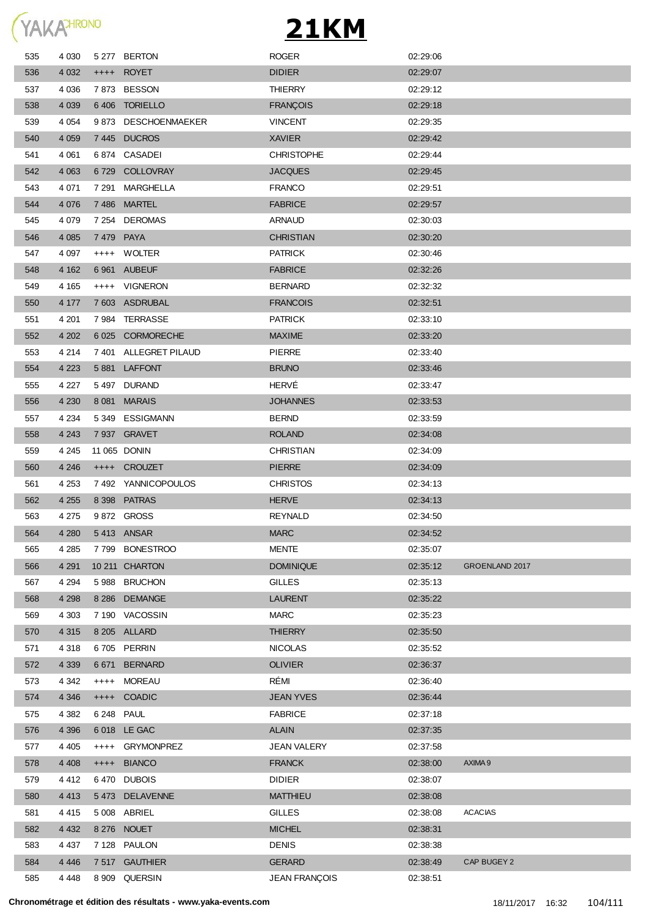# 21KM

| | | | | | | |
|---|---|---|---|---|---|---|
| 535 | 4 030 | 5 277 | BERTON | ROGER | 02:29:06 | |
| 536 | 4 032 | ++++ | ROYET | DIDIER | 02:29:07 | |
| 537 | 4 036 | 7 873 | BESSON | THIERRY | 02:29:12 | |
| 538 | 4 039 | 6 406 | TORIELLO | FRANÇOIS | 02:29:18 | |
| 539 | 4 054 | 9 873 | DESCHOENMAEKER | VINCENT | 02:29:35 | |
| 540 | 4 059 | 7 445 | DUCROS | XAVIER | 02:29:42 | |
| 541 | 4 061 | 6 874 | CASADEI | CHRISTOPHE | 02:29:44 | |
| 542 | 4 063 | 6 729 | COLLOVRAY | JACQUES | 02:29:45 | |
| 543 | 4 071 | 7 291 | MARGHELLA | FRANCO | 02:29:51 | |
| 544 | 4 076 | 7 486 | MARTEL | FABRICE | 02:29:57 | |
| 545 | 4 079 | 7 254 | DEROMAS | ARNAUD | 02:30:03 | |
| 546 | 4 085 | 7 479 | PAYA | CHRISTIAN | 02:30:20 | |
| 547 | 4 097 | ++++ | WOLTER | PATRICK | 02:30:46 | |
| 548 | 4 162 | 6 961 | AUBEUF | FABRICE | 02:32:26 | |
| 549 | 4 165 | ++++ | VIGNERON | BERNARD | 02:32:32 | |
| 550 | 4 177 | 7 603 | ASDRUBAL | FRANCOIS | 02:32:51 | |
| 551 | 4 201 | 7 984 | TERRASSE | PATRICK | 02:33:10 | |
| 552 | 4 202 | 6 025 | CORMORECHE | MAXIME | 02:33:20 | |
| 553 | 4 214 | 7 401 | ALLEGRET PILAUD | PIERRE | 02:33:40 | |
| 554 | 4 223 | 5 881 | LAFFONT | BRUNO | 02:33:46 | |
| 555 | 4 227 | 5 497 | DURAND | HERVÉ | 02:33:47 | |
| 556 | 4 230 | 8 081 | MARAIS | JOHANNES | 02:33:53 | |
| 557 | 4 234 | 5 349 | ESSIGMANN | BERND | 02:33:59 | |
| 558 | 4 243 | 7 937 | GRAVET | ROLAND | 02:34:08 | |
| 559 | 4 245 | 11 065 | DONIN | CHRISTIAN | 02:34:09 | |
| 560 | 4 246 | ++++ | CROUZET | PIERRE | 02:34:09 | |
| 561 | 4 253 | 7 492 | YANNICOPOULOS | CHRISTOS | 02:34:13 | |
| 562 | 4 255 | 8 398 | PATRAS | HERVE | 02:34:13 | |
| 563 | 4 275 | 9 872 | GROSS | REYNALD | 02:34:50 | |
| 564 | 4 280 | 5 413 | ANSAR | MARC | 02:34:52 | |
| 565 | 4 285 | 7 799 | BONESTROO | MENTE | 02:35:07 | |
| 566 | 4 291 | 10 211 | CHARTON | DOMINIQUE | 02:35:12 | GROENLAND 2017 |
| 567 | 4 294 | 5 988 | BRUCHON | GILLES | 02:35:13 | |
| 568 | 4 298 | 8 286 | DEMANGE | LAURENT | 02:35:22 | |
| 569 | 4 303 | 7 190 | VACOSSIN | MARC | 02:35:23 | |
| 570 | 4 315 | 8 205 | ALLARD | THIERRY | 02:35:50 | |
| 571 | 4 318 | 6 705 | PERRIN | NICOLAS | 02:35:52 | |
| 572 | 4 339 | 6 671 | BERNARD | OLIVIER | 02:36:37 | |
| 573 | 4 342 | ++++ | MOREAU | RÉMI | 02:36:40 | |
| 574 | 4 346 | ++++ | COADIC | JEAN YVES | 02:36:44 | |
| 575 | 4 382 | 6 248 | PAUL | FABRICE | 02:37:18 | |
| 576 | 4 396 | 6 018 | LE GAC | ALAIN | 02:37:35 | |
| 577 | 4 405 | ++++ | GRYMONPREZ | JEAN VALERY | 02:37:58 | |
| 578 | 4 408 | ++++ | BIANCO | FRANCK | 02:38:00 | AXIMA 9 |
| 579 | 4 412 | 6 470 | DUBOIS | DIDIER | 02:38:07 | |
| 580 | 4 413 | 5 473 | DELAVENNE | MATTHIEU | 02:38:08 | |
| 581 | 4 415 | 5 008 | ABRIEL | GILLES | 02:38:08 | ACACIAS |
| 582 | 4 432 | 8 276 | NOUET | MICHEL | 02:38:31 | |
| 583 | 4 437 | 7 128 | PAULON | DENIS | 02:38:38 | |
| 584 | 4 446 | 7 517 | GAUTHIER | GERARD | 02:38:49 | CAP BUGEY 2 |
| 585 | 4 448 | 8 909 | QUERSIN | JEAN FRANÇOIS | 02:38:51 | |

**Chronométrage et édition des résultats - www.yaka-events.com** 18/11/2017 16:32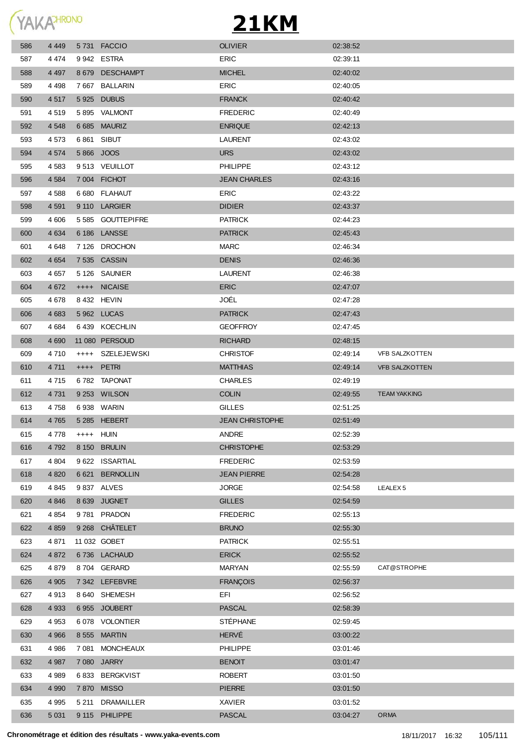# 21KM

| | | | | | | |
|---|---|---|---|---|---|---|
| 586 | 4 449 | 5 731 | FACCIO | OLIVIER | 02:38:52 | |
| 587 | 4 474 | 9 942 | ESTRA | ERIC | 02:39:11 | |
| 588 | 4 497 | 8 679 | DESCHAMPT | MICHEL | 02:40:02 | |
| 589 | 4 498 | 7 667 | BALLARIN | ERIC | 02:40:05 | |
| 590 | 4 517 | 5 925 | DUBUS | FRANCK | 02:40:42 | |
| 591 | 4 519 | 5 895 | VALMONT | FREDERIC | 02:40:49 | |
| 592 | 4 548 | 6 685 | MAURIZ | ENRIQUE | 02:42:13 | |
| 593 | 4 573 | 6 861 | SIBUT | LAURENT | 02:43:02 | |
| 594 | 4 574 | 5 866 | JOOS | URS | 02:43:02 | |
| 595 | 4 583 | 9 513 | VEUILLOT | PHILIPPE | 02:43:12 | |
| 596 | 4 584 | 7 004 | FICHOT | JEAN CHARLES | 02:43:16 | |
| 597 | 4 588 | 6 680 | FLAHAUT | ERIC | 02:43:22 | |
| 598 | 4 591 | 9 110 | LARGIER | DIDIER | 02:43:37 | |
| 599 | 4 606 | 5 585 | GOUTTEPIFRE | PATRICK | 02:44:23 | |
| 600 | 4 634 | 6 186 | LANSSE | PATRICK | 02:45:43 | |
| 601 | 4 648 | 7 126 | DROCHON | MARC | 02:46:34 | |
| 602 | 4 654 | 7 535 | CASSIN | DENIS | 02:46:36 | |
| 603 | 4 657 | 5 126 | SAUNIER | LAURENT | 02:46:38 | |
| 604 | 4 672 | ++++ | NICAISE | ERIC | 02:47:07 | |
| 605 | 4 678 | 8 432 | HEVIN | JOÉL | 02:47:28 | |
| 606 | 4 683 | 5 962 | LUCAS | PATRICK | 02:47:43 | |
| 607 | 4 684 | 6 439 | KOECHLIN | GEOFFROY | 02:47:45 | |
| 608 | 4 690 | 11 080 | PERSOUD | RICHARD | 02:48:15 | |
| 609 | 4 710 | ++++ | SZELEJEWSKI | CHRISTOF | 02:49:14 | VFB SALZKOTTEN |
| 610 | 4 711 | ++++ | PETRI | MATTHIAS | 02:49:14 | VFB SALZKOTTEN |
| 611 | 4 715 | 6 782 | TAPONAT | CHARLES | 02:49:19 | |
| 612 | 4 731 | 9 253 | WILSON | COLIN | 02:49:55 | TEAM YAKKING |
| 613 | 4 758 | 6 938 | WARIN | GILLES | 02:51:25 | |
| 614 | 4 765 | 5 285 | HEBERT | JEAN CHRISTOPHE | 02:51:49 | |
| 615 | 4 778 | ++++ | HUIN | ANDRE | 02:52:39 | |
| 616 | 4 792 | 8 150 | BRULIN | CHRISTOPHE | 02:53:29 | |
| 617 | 4 804 | 9 622 | ISSARTIAL | FREDERIC | 02:53:59 | |
| 618 | 4 820 | 6 621 | BERNOLLIN | JEAN PIERRE | 02:54:28 | |
| 619 | 4 845 | 9 837 | ALVES | JORGE | 02:54:58 | LEALEX 5 |
| 620 | 4 846 | 8 639 | JUGNET | GILLES | 02:54:59 | |
| 621 | 4 854 | 9 781 | PRADON | FREDERIC | 02:55:13 | |
| 622 | 4 859 | 9 268 | CHÂTELET | BRUNO | 02:55:30 | |
| 623 | 4 871 | 11 032 | GOBET | PATRICK | 02:55:51 | |
| 624 | 4 872 | 6 736 | LACHAUD | ERICK | 02:55:52 | |
| 625 | 4 879 | 8 704 | GERARD | MARYAN | 02:55:59 | CAT@STROPHE |
| 626 | 4 905 | 7 342 | LEFEBVRE | FRANÇOIS | 02:56:37 | |
| 627 | 4 913 | 8 640 | SHEMESH | EFI | 02:56:52 | |
| 628 | 4 933 | 6 955 | JOUBERT | PASCAL | 02:58:39 | |
| 629 | 4 953 | 6 078 | VOLONTIER | STÉPHANE | 02:59:45 | |
| 630 | 4 966 | 8 555 | MARTIN | HERVÉ | 03:00:22 | |
| 631 | 4 986 | 7 081 | MONCHEAUX | PHILIPPE | 03:01:46 | |
| 632 | 4 987 | 7 080 | JARRY | BENOIT | 03:01:47 | |
| 633 | 4 989 | 6 833 | BERGKVIST | ROBERT | 03:01:50 | |
| 634 | 4 990 | 7 870 | MISSO | PIERRE | 03:01:50 | |
| 635 | 4 995 | 5 211 | DRAMAILLER | XAVIER | 03:01:52 | |
| 636 | 5 031 | 9 115 | PHILIPPE | PASCAL | 03:04:27 | ORMA |

**Chronométrage et édition des résultats - www.yaka-events.com** 18/11/2017 16:32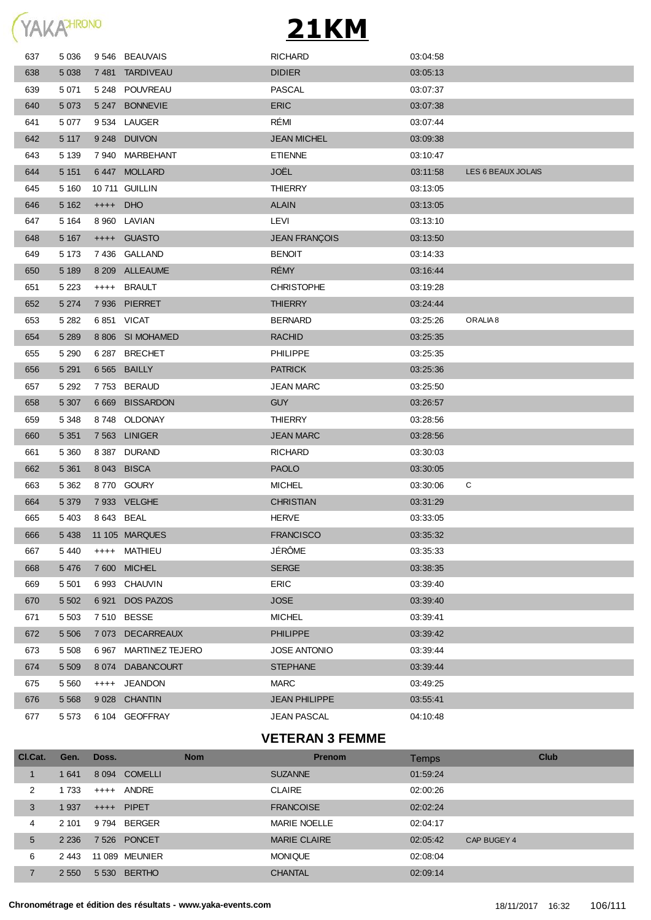# 21KM

| | | | | | | |
|---|---|---|---|---|---|---|
| 637 | 5 036 | 9 546 | BEAUVAIS | RICHARD | 03:04:58 | |
| 638 | 5 038 | 7 481 | TARDIVEAU | DIDIER | 03:05:13 | |
| 639 | 5 071 | 5 248 | POUVREAU | PASCAL | 03:07:37 | |
| 640 | 5 073 | 5 247 | BONNEVIE | ERIC | 03:07:38 | |
| 641 | 5 077 | 9 534 | LAUGER | RÉMI | 03:07:44 | |
| 642 | 5 117 | 9 248 | DUIVON | JEAN MICHEL | 03:09:38 | |
| 643 | 5 139 | 7 940 | MARBEHANT | ETIENNE | 03:10:47 | |
| 644 | 5 151 | 6 447 | MOLLARD | JOËL | 03:11:58 | LES 6 BEAUX JOLAIS |
| 645 | 5 160 | 10 711 | GUILLIN | THIERRY | 03:13:05 | |
| 646 | 5 162 | ++++ | DHO | ALAIN | 03:13:05 | |
| 647 | 5 164 | 8 960 | LAVIAN | LEVI | 03:13:10 | |
| 648 | 5 167 | ++++ | GUASTO | JEAN FRANÇOIS | 03:13:50 | |
| 649 | 5 173 | 7 436 | GALLAND | BENOIT | 03:14:33 | |
| 650 | 5 189 | 8 209 | ALLEAUME | RÉMY | 03:16:44 | |
| 651 | 5 223 | ++++ | BRAULT | CHRISTOPHE | 03:19:28 | |
| 652 | 5 274 | 7 936 | PIERRET | THIERRY | 03:24:44 | |
| 653 | 5 282 | 6 851 | VICAT | BERNARD | 03:25:26 | ORALIA 8 |
| 654 | 5 289 | 8 806 | SI MOHAMED | RACHID | 03:25:35 | |
| 655 | 5 290 | 6 287 | BRECHET | PHILIPPE | 03:25:35 | |
| 656 | 5 291 | 6 565 | BAILLY | PATRICK | 03:25:36 | |
| 657 | 5 292 | 7 753 | BERAUD | JEAN MARC | 03:25:50 | |
| 658 | 5 307 | 6 669 | BISSARDON | GUY | 03:26:57 | |
| 659 | 5 348 | 8 748 | OLDONAY | THIERRY | 03:28:56 | |
| 660 | 5 351 | 7 563 | LINIGER | JEAN MARC | 03:28:56 | |
| 661 | 5 360 | 8 387 | DURAND | RICHARD | 03:30:03 | |
| 662 | 5 361 | 8 043 | BISCA | PAOLO | 03:30:05 | |
| 663 | 5 362 | 8 770 | GOURY | MICHEL | 03:30:06 | C |
| 664 | 5 379 | 7 933 | VELGHE | CHRISTIAN | 03:31:29 | |
| 665 | 5 403 | 8 643 | BEAL | HERVE | 03:33:05 | |
| 666 | 5 438 | 11 105 | MARQUES | FRANCISCO | 03:35:32 | |
| 667 | 5 440 | ++++ | MATHIEU | JÉRÔME | 03:35:33 | |
| 668 | 5 476 | 7 600 | MICHEL | SERGE | 03:38:35 | |
| 669 | 5 501 | 6 993 | CHAUVIN | ERIC | 03:39:40 | |
| 670 | 5 502 | 6 921 | DOS PAZOS | JOSE | 03:39:40 | |
| 671 | 5 503 | 7 510 | BESSE | MICHEL | 03:39:41 | |
| 672 | 5 506 | 7 073 | DECARREAUX | PHILIPPE | 03:39:42 | |
| 673 | 5 508 | 6 967 | MARTINEZ TEJERO | JOSE ANTONIO | 03:39:44 | |
| 674 | 5 509 | 8 074 | DABANCOURT | STEPHANE | 03:39:44 | |
| 675 | 5 560 | ++++ | JEANDON | MARC | 03:49:25 | |
| 676 | 5 568 | 9 028 | CHANTIN | JEAN PHILIPPE | 03:55:41 | |
| 677 | 5 573 | 6 104 | GEOFFRAY | JEAN PASCAL | 04:10:48 | |

## VETERAN 3 FEMME

| Cl.Cat. | Gen. | Doss. | Nom | Prenom | Temps | Club |
|---|---|---|---|---|---|---|
| 1 | 1 641 | 8 094 | COMELLI | SUZANNE | 01:59:24 | |
| 2 | 1 733 | ++++ | ANDRE | CLAIRE | 02:00:26 | |
| 3 | 1 937 | ++++ | PIPET | FRANCOISE | 02:02:24 | |
| 4 | 2 101 | 9 794 | BERGER | MARIE NOELLE | 02:04:17 | |
| 5 | 2 236 | 7 526 | PONCET | MARIE CLAIRE | 02:05:42 | CAP BUGEY 4 |
| 6 | 2 443 | 11 089 | MEUNIER | MONIQUE | 02:08:04 | |
| 7 | 2 550 | 5 530 | BERTHO | CHANTAL | 02:09:14 | |

Chronométrage et édition des résultats - www.yaka-events.com 18/11/2017 16:32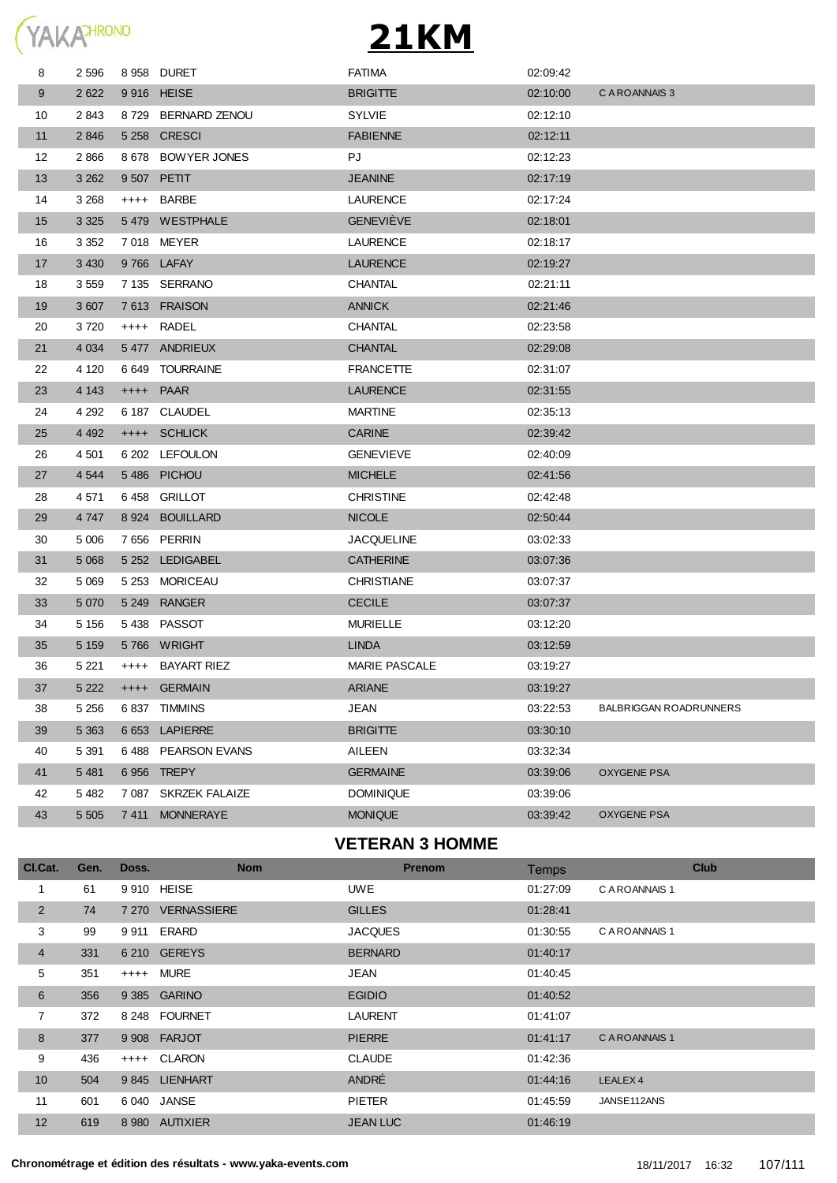# 21KM

| | | | | | | |
|---|---|---|---|---|---|---|
| 8 | 2 596 | 8 958 | DURET | FATIMA | 02:09:42 | |
| 9 | 2 622 | 9 916 | HEISE | BRIGITTE | 02:10:00 | C A ROANNAIS 3 |
| 10 | 2 843 | 8 729 | BERNARD ZENOU | SYLVIE | 02:12:10 | |
| 11 | 2 846 | 5 258 | CRESCI | FABIENNE | 02:12:11 | |
| 12 | 2 866 | 8 678 | BOWYER JONES | PJ | 02:12:23 | |
| 13 | 3 262 | 9 507 | PETIT | JEANINE | 02:17:19 | |
| 14 | 3 268 | ++++ | BARBE | LAURENCE | 02:17:24 | |
| 15 | 3 325 | 5 479 | WESTPHALE | GENEVIÈVE | 02:18:01 | |
| 16 | 3 352 | 7 018 | MEYER | LAURENCE | 02:18:17 | |
| 17 | 3 430 | 9 766 | LAFAY | LAURENCE | 02:19:27 | |
| 18 | 3 559 | 7 135 | SERRANO | CHANTAL | 02:21:11 | |
| 19 | 3 607 | 7 613 | FRAISON | ANNICK | 02:21:46 | |
| 20 | 3 720 | ++++ | RADEL | CHANTAL | 02:23:58 | |
| 21 | 4 034 | 5 477 | ANDRIEUX | CHANTAL | 02:29:08 | |
| 22 | 4 120 | 6 649 | TOURRAINE | FRANCETTE | 02:31:07 | |
| 23 | 4 143 | ++++ | PAAR | LAURENCE | 02:31:55 | |
| 24 | 4 292 | 6 187 | CLAUDEL | MARTINE | 02:35:13 | |
| 25 | 4 492 | ++++ | SCHLICK | CARINE | 02:39:42 | |
| 26 | 4 501 | 6 202 | LEFOULON | GENEVIEVE | 02:40:09 | |
| 27 | 4 544 | 5 486 | PICHOU | MICHELE | 02:41:56 | |
| 28 | 4 571 | 6 458 | GRILLOT | CHRISTINE | 02:42:48 | |
| 29 | 4 747 | 8 924 | BOUILLARD | NICOLE | 02:50:44 | |
| 30 | 5 006 | 7 656 | PERRIN | JACQUELINE | 03:02:33 | |
| 31 | 5 068 | 5 252 | LEDIGABEL | CATHERINE | 03:07:36 | |
| 32 | 5 069 | 5 253 | MORICEAU | CHRISTIANE | 03:07:37 | |
| 33 | 5 070 | 5 249 | RANGER | CECILE | 03:07:37 | |
| 34 | 5 156 | 5 438 | PASSOT | MURIELLE | 03:12:20 | |
| 35 | 5 159 | 5 766 | WRIGHT | LINDA | 03:12:59 | |
| 36 | 5 221 | ++++ | BAYART RIEZ | MARIE PASCALE | 03:19:27 | |
| 37 | 5 222 | ++++ | GERMAIN | ARIANE | 03:19:27 | |
| 38 | 5 256 | 6 837 | TIMMINS | JEAN | 03:22:53 | BALBRIGGAN ROADRUNNERS |
| 39 | 5 363 | 6 653 | LAPIERRE | BRIGITTE | 03:30:10 | |
| 40 | 5 391 | 6 488 | PEARSON EVANS | AILEEN | 03:32:34 | |
| 41 | 5 481 | 6 956 | TREPY | GERMAINE | 03:39:06 | OXYGENE PSA |
| 42 | 5 482 | 7 087 | SKRZEK FALAIZE | DOMINIQUE | 03:39:06 | |
| 43 | 5 505 | 7 411 | MONNERAYE | MONIQUE | 03:39:42 | OXYGENE PSA |

## VETERAN 3 HOMME

| Cl.Cat. | Gen. | Doss. | Nom | Prenom | Temps | Club |
|---|---|---|---|---|---|---|
| 1 | 61 | 9 910 | HEISE | UWE | 01:27:09 | C A ROANNAIS 1 |
| 2 | 74 | 7 270 | VERNASSIERE | GILLES | 01:28:41 | |
| 3 | 99 | 9 911 | ERARD | JACQUES | 01:30:55 | C A ROANNAIS 1 |
| 4 | 331 | 6 210 | GEREYS | BERNARD | 01:40:17 | |
| 5 | 351 | ++++ | MURE | JEAN | 01:40:45 | |
| 6 | 356 | 9 385 | GARINO | EGIDIO | 01:40:52 | |
| 7 | 372 | 8 248 | FOURNET | LAURENT | 01:41:07 | |
| 8 | 377 | 9 908 | FARJOT | PIERRE | 01:41:17 | C A ROANNAIS 1 |
| 9 | 436 | ++++ | CLARON | CLAUDE | 01:42:36 | |
| 10 | 504 | 9 845 | LIENHART | ANDRÉ | 01:44:16 | LEALEX 4 |
| 11 | 601 | 6 040 | JANSE | PIETER | 01:45:59 | JANSE112ANS |
| 12 | 619 | 8 980 | AUTIXIER | JEAN LUC | 01:46:19 | |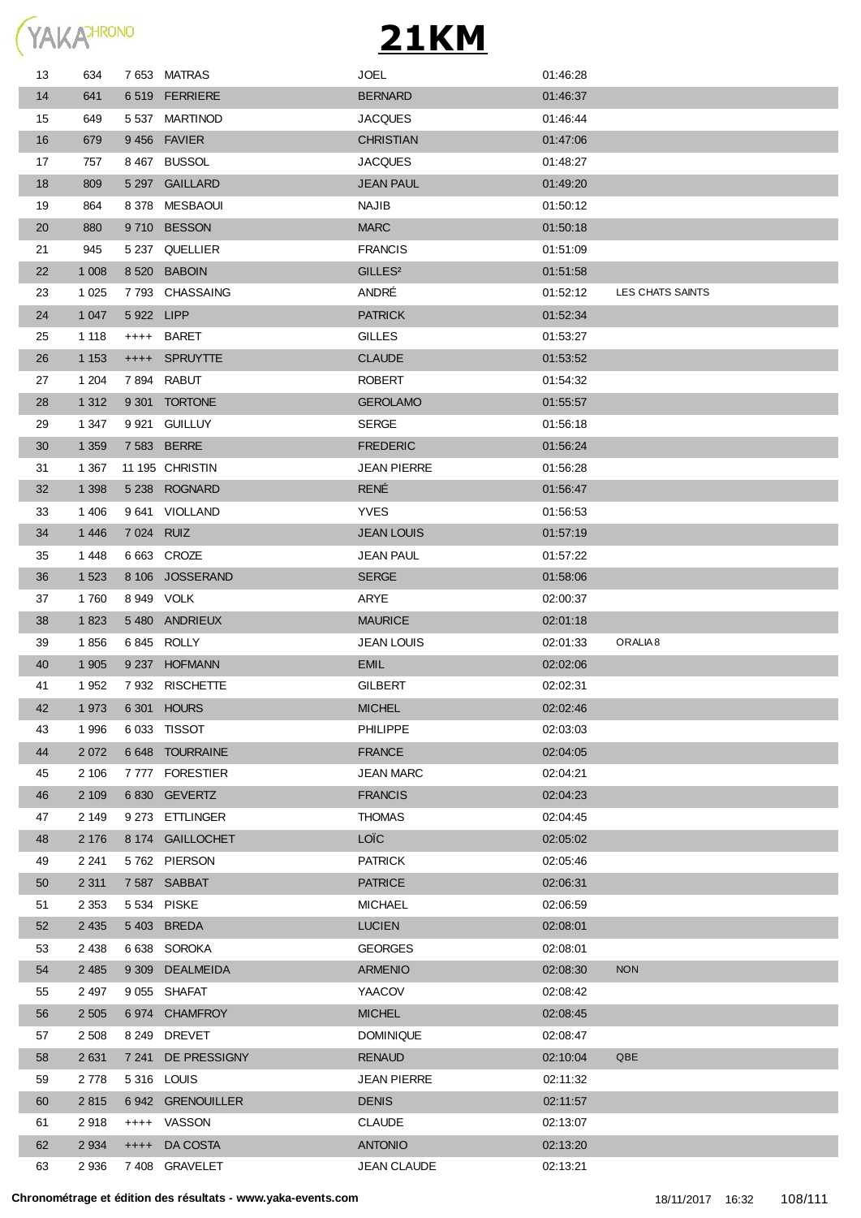# 21KM

| | | | | | | |
|---|---|---|---|---|---|---|
| 13 | 634 | 7 653 | MATRAS | JOEL | 01:46:28 | |
| 14 | 641 | 6 519 | FERRIERE | BERNARD | 01:46:37 | |
| 15 | 649 | 5 537 | MARTINOD | JACQUES | 01:46:44 | |
| 16 | 679 | 9 456 | FAVIER | CHRISTIAN | 01:47:06 | |
| 17 | 757 | 8 467 | BUSSOL | JACQUES | 01:48:27 | |
| 18 | 809 | 5 297 | GAILLARD | JEAN PAUL | 01:49:20 | |
| 19 | 864 | 8 378 | MESBAOUI | NAJIB | 01:50:12 | |
| 20 | 880 | 9 710 | BESSON | MARC | 01:50:18 | |
| 21 | 945 | 5 237 | QUELLIER | FRANCIS | 01:51:09 | |
| 22 | 1 008 | 8 520 | BABOIN | GILLES² | 01:51:58 | |
| 23 | 1 025 | 7 793 | CHASSAING | ANDRÉ | 01:52:12 | LES CHATS SAINTS |
| 24 | 1 047 | 5 922 | LIPP | PATRICK | 01:52:34 | |
| 25 | 1 118 | ++++ | BARET | GILLES | 01:53:27 | |
| 26 | 1 153 | ++++ | SPRUYTTE | CLAUDE | 01:53:52 | |
| 27 | 1 204 | 7 894 | RABUT | ROBERT | 01:54:32 | |
| 28 | 1 312 | 9 301 | TORTONE | GEROLAMO | 01:55:57 | |
| 29 | 1 347 | 9 921 | GUILLUY | SERGE | 01:56:18 | |
| 30 | 1 359 | 7 583 | BERRE | FREDERIC | 01:56:24 | |
| 31 | 1 367 | 11 195 | CHRISTIN | JEAN PIERRE | 01:56:28 | |
| 32 | 1 398 | 5 238 | ROGNARD | RENÉ | 01:56:47 | |
| 33 | 1 406 | 9 641 | VIOLLAND | YVES | 01:56:53 | |
| 34 | 1 446 | 7 024 | RUIZ | JEAN LOUIS | 01:57:19 | |
| 35 | 1 448 | 6 663 | CROZE | JEAN PAUL | 01:57:22 | |
| 36 | 1 523 | 8 106 | JOSSERAND | SERGE | 01:58:06 | |
| 37 | 1 760 | 8 949 | VOLK | ARYE | 02:00:37 | |
| 38 | 1 823 | 5 480 | ANDRIEUX | MAURICE | 02:01:18 | |
| 39 | 1 856 | 6 845 | ROLLY | JEAN LOUIS | 02:01:33 | ORALIA 8 |
| 40 | 1 905 | 9 237 | HOFMANN | EMIL | 02:02:06 | |
| 41 | 1 952 | 7 932 | RISCHETTE | GILBERT | 02:02:31 | |
| 42 | 1 973 | 6 301 | HOURS | MICHEL | 02:02:46 | |
| 43 | 1 996 | 6 033 | TISSOT | PHILIPPE | 02:03:03 | |
| 44 | 2 072 | 6 648 | TOURRAINE | FRANCE | 02:04:05 | |
| 45 | 2 106 | 7 777 | FORESTIER | JEAN MARC | 02:04:21 | |
| 46 | 2 109 | 6 830 | GEVERTZ | FRANCIS | 02:04:23 | |
| 47 | 2 149 | 9 273 | ETTLINGER | THOMAS | 02:04:45 | |
| 48 | 2 176 | 8 174 | GAILLOCHET | LOÏC | 02:05:02 | |
| 49 | 2 241 | 5 762 | PIERSON | PATRICK | 02:05:46 | |
| 50 | 2 311 | 7 587 | SABBAT | PATRICE | 02:06:31 | |
| 51 | 2 353 | 5 534 | PISKE | MICHAEL | 02:06:59 | |
| 52 | 2 435 | 5 403 | BREDA | LUCIEN | 02:08:01 | |
| 53 | 2 438 | 6 638 | SOROKA | GEORGES | 02:08:01 | |
| 54 | 2 485 | 9 309 | DEALMEIDA | ARMENIO | 02:08:30 | NON |
| 55 | 2 497 | 9 055 | SHAFAT | YAACOV | 02:08:42 | |
| 56 | 2 505 | 6 974 | CHAMFROY | MICHEL | 02:08:45 | |
| 57 | 2 508 | 8 249 | DREVET | DOMINIQUE | 02:08:47 | |
| 58 | 2 631 | 7 241 | DE PRESSIGNY | RENAUD | 02:10:04 | QBE |
| 59 | 2 778 | 5 316 | LOUIS | JEAN PIERRE | 02:11:32 | |
| 60 | 2 815 | 6 942 | GRENOUILLER | DENIS | 02:11:57 | |
| 61 | 2 918 | ++++ | VASSON | CLAUDE | 02:13:07 | |
| 62 | 2 934 | ++++ | DA COSTA | ANTONIO | 02:13:20 | |
| 63 | 2 936 | 7 408 | GRAVELET | JEAN CLAUDE | 02:13:21 | |

**Chronométrage et édition des résultats - www.yaka-events.com** 18/11/2017 16:32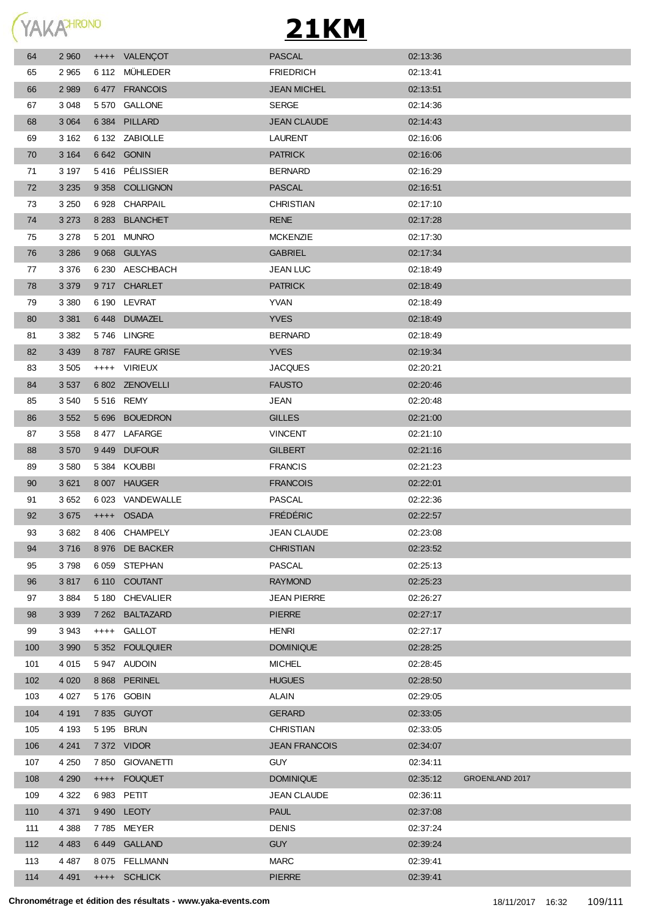# 21KM

| | | | | | | |
|---|---|---|---|---|---|---|
| 64 | 2 960 | ++++ | VALENÇOT | PASCAL | 02:13:36 | |
| 65 | 2 965 | 6 112 | MÜHLEDER | FRIEDRICH | 02:13:41 | |
| 66 | 2 989 | 6 477 | FRANCOIS | JEAN MICHEL | 02:13:51 | |
| 67 | 3 048 | 5 570 | GALLONE | SERGE | 02:14:36 | |
| 68 | 3 064 | 6 384 | PILLARD | JEAN CLAUDE | 02:14:43 | |
| 69 | 3 162 | 6 132 | ZABIOLLE | LAURENT | 02:16:06 | |
| 70 | 3 164 | 6 642 | GONIN | PATRICK | 02:16:06 | |
| 71 | 3 197 | 5 416 | PÉLISSIER | BERNARD | 02:16:29 | |
| 72 | 3 235 | 9 358 | COLLIGNON | PASCAL | 02:16:51 | |
| 73 | 3 250 | 6 928 | CHARPAIL | CHRISTIAN | 02:17:10 | |
| 74 | 3 273 | 8 283 | BLANCHET | RENE | 02:17:28 | |
| 75 | 3 278 | 5 201 | MUNRO | MCKENZIE | 02:17:30 | |
| 76 | 3 286 | 9 068 | GULYAS | GABRIEL | 02:17:34 | |
| 77 | 3 376 | 6 230 | AESCHBACH | JEAN LUC | 02:18:49 | |
| 78 | 3 379 | 9 717 | CHARLET | PATRICK | 02:18:49 | |
| 79 | 3 380 | 6 190 | LEVRAT | YVAN | 02:18:49 | |
| 80 | 3 381 | 6 448 | DUMAZEL | YVES | 02:18:49 | |
| 81 | 3 382 | 5 746 | LINGRE | BERNARD | 02:18:49 | |
| 82 | 3 439 | 8 787 | FAURE GRISE | YVES | 02:19:34 | |
| 83 | 3 505 | ++++ | VIRIEUX | JACQUES | 02:20:21 | |
| 84 | 3 537 | 6 802 | ZENOVELLI | FAUSTO | 02:20:46 | |
| 85 | 3 540 | 5 516 | REMY | JEAN | 02:20:48 | |
| 86 | 3 552 | 5 696 | BOUEDRON | GILLES | 02:21:00 | |
| 87 | 3 558 | 8 477 | LAFARGE | VINCENT | 02:21:10 | |
| 88 | 3 570 | 9 449 | DUFOUR | GILBERT | 02:21:16 | |
| 89 | 3 580 | 5 384 | KOUBBI | FRANCIS | 02:21:23 | |
| 90 | 3 621 | 8 007 | HAUGER | FRANCOIS | 02:22:01 | |
| 91 | 3 652 | 6 023 | VANDEWALLE | PASCAL | 02:22:36 | |
| 92 | 3 675 | ++++ | OSADA | FRÉDÉRIC | 02:22:57 | |
| 93 | 3 682 | 8 406 | CHAMPELY | JEAN CLAUDE | 02:23:08 | |
| 94 | 3 716 | 8 976 | DE BACKER | CHRISTIAN | 02:23:52 | |
| 95 | 3 798 | 6 059 | STEPHAN | PASCAL | 02:25:13 | |
| 96 | 3 817 | 6 110 | COUTANT | RAYMOND | 02:25:23 | |
| 97 | 3 884 | 5 180 | CHEVALIER | JEAN PIERRE | 02:26:27 | |
| 98 | 3 939 | 7 262 | BALTAZARD | PIERRE | 02:27:17 | |
| 99 | 3 943 | ++++ | GALLOT | HENRI | 02:27:17 | |
| 100 | 3 990 | 5 352 | FOULQUIER | DOMINIQUE | 02:28:25 | |
| 101 | 4 015 | 5 947 | AUDOIN | MICHEL | 02:28:45 | |
| 102 | 4 020 | 8 868 | PERINEL | HUGUES | 02:28:50 | |
| 103 | 4 027 | 5 176 | GOBIN | ALAIN | 02:29:05 | |
| 104 | 4 191 | 7 835 | GUYOT | GERARD | 02:33:05 | |
| 105 | 4 193 | 5 195 | BRUN | CHRISTIAN | 02:33:05 | |
| 106 | 4 241 | 7 372 | VIDOR | JEAN FRANCOIS | 02:34:07 | |
| 107 | 4 250 | 7 850 | GIOVANETTI | GUY | 02:34:11 | |
| 108 | 4 290 | ++++ | FOUQUET | DOMINIQUE | 02:35:12 | GROENLAND 2017 |
| 109 | 4 322 | 6 983 | PETIT | JEAN CLAUDE | 02:36:11 | |
| 110 | 4 371 | 9 490 | LEOTY | PAUL | 02:37:08 | |
| 111 | 4 388 | 7 785 | MEYER | DENIS | 02:37:24 | |
| 112 | 4 483 | 6 449 | GALLAND | GUY | 02:39:24 | |
| 113 | 4 487 | 8 075 | FELLMANN | MARC | 02:39:41 | |
| 114 | 4 491 | ++++ | SCHLICK | PIERRE | 02:39:41 | |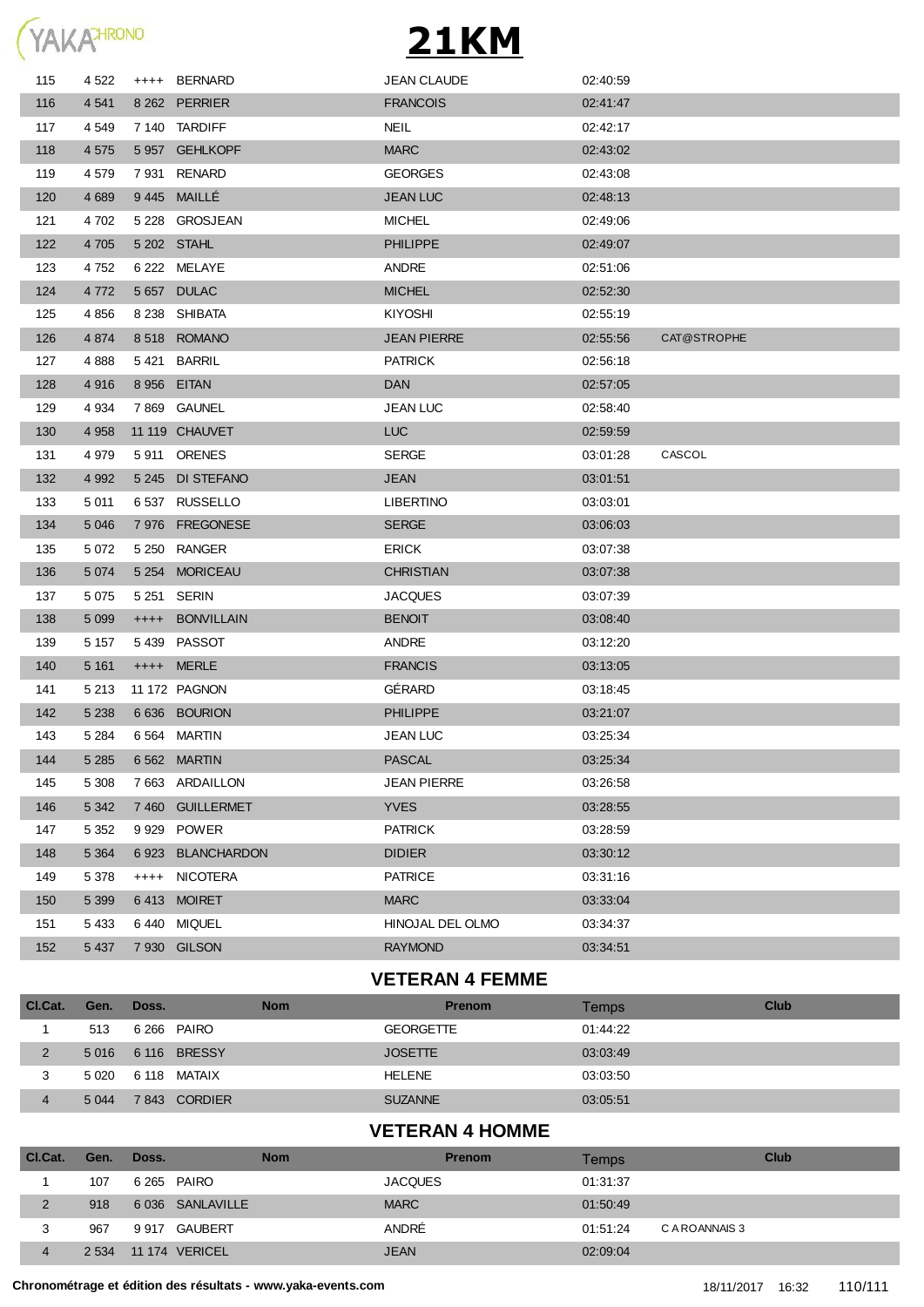# 21KM

| | | | | | | |
|---|---|---|---|---|---|---|
| 115 | 4 522 | ++++ | BERNARD | JEAN CLAUDE | 02:40:59 | |
| 116 | 4 541 | 8 262 | PERRIER | FRANCOIS | 02:41:47 | |
| 117 | 4 549 | 7 140 | TARDIFF | NEIL | 02:42:17 | |
| 118 | 4 575 | 5 957 | GEHLKOPF | MARC | 02:43:02 | |
| 119 | 4 579 | 7 931 | RENARD | GEORGES | 02:43:08 | |
| 120 | 4 689 | 9 445 | MAILLÉ | JEAN LUC | 02:48:13 | |
| 121 | 4 702 | 5 228 | GROSJEAN | MICHEL | 02:49:06 | |
| 122 | 4 705 | 5 202 | STAHL | PHILIPPE | 02:49:07 | |
| 123 | 4 752 | 6 222 | MELAYE | ANDRE | 02:51:06 | |
| 124 | 4 772 | 5 657 | DULAC | MICHEL | 02:52:30 | |
| 125 | 4 856 | 8 238 | SHIBATA | KIYOSHI | 02:55:19 | |
| 126 | 4 874 | 8 518 | ROMANO | JEAN PIERRE | 02:55:56 | CAT@STROPHE |
| 127 | 4 888 | 5 421 | BARRIL | PATRICK | 02:56:18 | |
| 128 | 4 916 | 8 956 | EITAN | DAN | 02:57:05 | |
| 129 | 4 934 | 7 869 | GAUNEL | JEAN LUC | 02:58:40 | |
| 130 | 4 958 | 11 119 | CHAUVET | LUC | 02:59:59 | |
| 131 | 4 979 | 5 911 | ORENES | SERGE | 03:01:28 | CASCOL |
| 132 | 4 992 | 5 245 | DI STEFANO | JEAN | 03:01:51 | |
| 133 | 5 011 | 6 537 | RUSSELLO | LIBERTINO | 03:03:01 | |
| 134 | 5 046 | 7 976 | FREGONESE | SERGE | 03:06:03 | |
| 135 | 5 072 | 5 250 | RANGER | ERICK | 03:07:38 | |
| 136 | 5 074 | 5 254 | MORICEAU | CHRISTIAN | 03:07:38 | |
| 137 | 5 075 | 5 251 | SERIN | JACQUES | 03:07:39 | |
| 138 | 5 099 | ++++ | BONVILLAIN | BENOIT | 03:08:40 | |
| 139 | 5 157 | 5 439 | PASSOT | ANDRE | 03:12:20 | |
| 140 | 5 161 | ++++ | MERLE | FRANCIS | 03:13:05 | |
| 141 | 5 213 | 11 172 | PAGNON | GÉRARD | 03:18:45 | |
| 142 | 5 238 | 6 636 | BOURION | PHILIPPE | 03:21:07 | |
| 143 | 5 284 | 6 564 | MARTIN | JEAN LUC | 03:25:34 | |
| 144 | 5 285 | 6 562 | MARTIN | PASCAL | 03:25:34 | |
| 145 | 5 308 | 7 663 | ARDAILLON | JEAN PIERRE | 03:26:58 | |
| 146 | 5 342 | 7 460 | GUILLERMET | YVES | 03:28:55 | |
| 147 | 5 352 | 9 929 | POWER | PATRICK | 03:28:59 | |
| 148 | 5 364 | 6 923 | BLANCHARDON | DIDIER | 03:30:12 | |
| 149 | 5 378 | ++++ | NICOTERA | PATRICE | 03:31:16 | |
| 150 | 5 399 | 6 413 | MOIRET | MARC | 03:33:04 | |
| 151 | 5 433 | 6 440 | MIQUEL | HINOJAL DEL OLMO | 03:34:37 | |
| 152 | 5 437 | 7 930 | GILSON | RAYMOND | 03:34:51 | |

## VETERAN 4 FEMME

| Cl.Cat. | Gen. | Doss. | Nom | Prenom | Temps | Club |
|---|---|---|---|---|---|---|
| 1 | 513 | 6 266 | PAIRO | GEORGETTE | 01:44:22 | |
| 2 | 5 016 | 6 116 | BRESSY | JOSETTE | 03:03:49 | |
| 3 | 5 020 | 6 118 | MATAIX | HELENE | 03:03:50 | |
| 4 | 5 044 | 7 843 | CORDIER | SUZANNE | 03:05:51 | |

## VETERAN 4 HOMME

| Cl.Cat. | Gen. | Doss. | Nom | Prenom | Temps | Club |
|---|---|---|---|---|---|---|
| 1 | 107 | 6 265 | PAIRO | JACQUES | 01:31:37 | |
| 2 | 918 | 6 036 | SANLAVILLE | MARC | 01:50:49 | |
| 3 | 967 | 9 917 | GAUBERT | ANDRÉ | 01:51:24 | C A ROANNAIS 3 |
| 4 | 2 534 | 11 174 | VERICEL | JEAN | 02:09:04 | |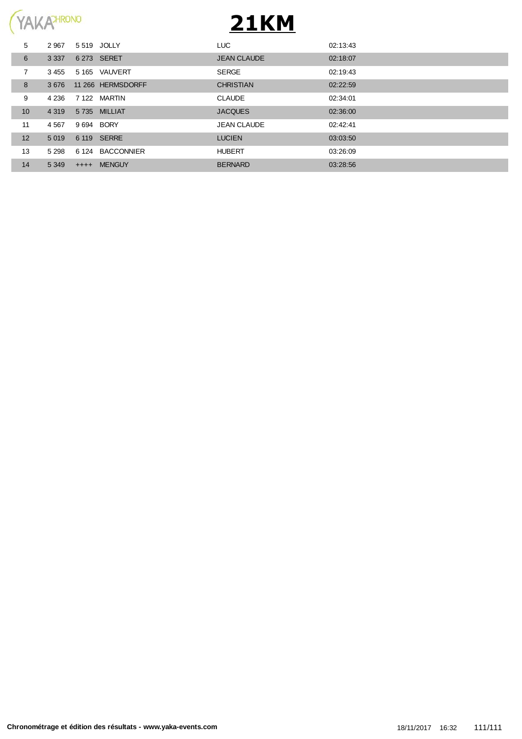# 21KM

| | | | | | |
|---|---|---|---|---|---|
| 5 | 2 967 | 5 519 | JOLLY | LUC | 02:13:43 |
| 6 | 3 337 | 6 273 | SERET | JEAN CLAUDE | 02:18:07 |
| 7 | 3 455 | 5 165 | VAUVERT | SERGE | 02:19:43 |
| 8 | 3 676 | 11 266 | HERMSDORFF | CHRISTIAN | 02:22:59 |
| 9 | 4 236 | 7 122 | MARTIN | CLAUDE | 02:34:01 |
| 10 | 4 319 | 5 735 | MILLIAT | JACQUES | 02:36:00 |
| 11 | 4 567 | 9 694 | BORY | JEAN CLAUDE | 02:42:41 |
| 12 | 5 019 | 6 119 | SERRE | LUCIEN | 03:03:50 |
| 13 | 5 298 | 6 124 | BACCONNIER | HUBERT | 03:26:09 |
| 14 | 5 349 | ++++ | MENGUY | BERNARD | 03:28:56 |

**Chronométrage et édition des résultats - www.yaka-events.com** 18/11/2017 16:32